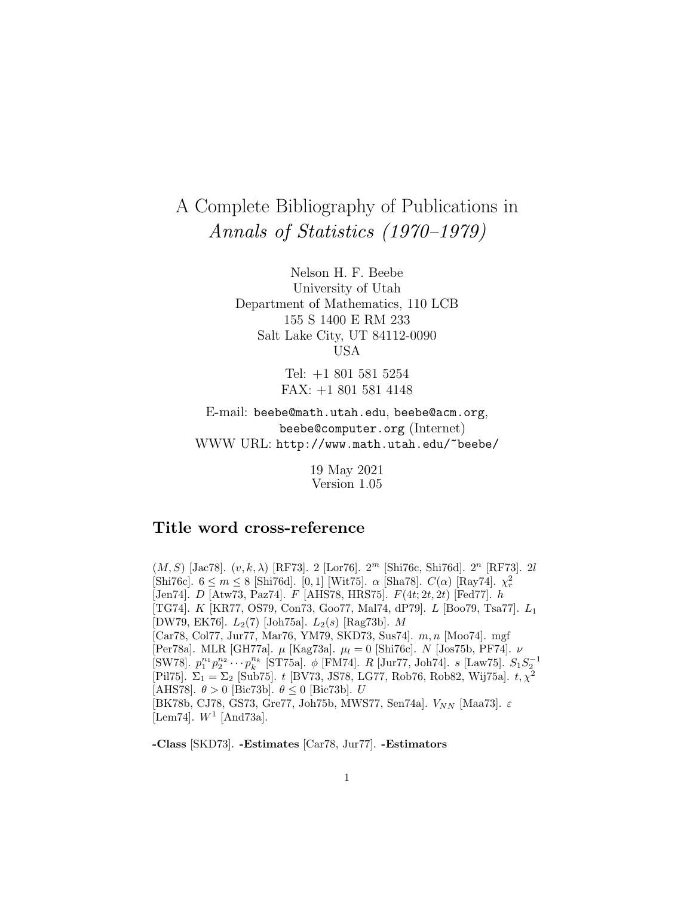# A Complete Bibliography of Publications in *Annals of Statistics (1970–1979)*

Nelson H. F. Beebe
University of Utah
Department of Mathematics, 110 LCB
155 S 1400 E RM 233
Salt Lake City, UT 84112-0090
USA

Tel: +1 801 581 5254
FAX: +1 801 581 4148

E-mail: `beebe@math.utah.edu`, `beebe@acm.org`, `beebe@computer.org` (Internet)
WWW URL: `http://www.math.utah.edu/~beebe/`

19 May 2021
Version 1.05

## Title word cross-reference

$(M, S)$ [Jac78]. $(v, k, \lambda)$ [RF73]. 2 [Lor76]. $2^m$ [Shi76c, Shi76d]. $2^n$ [RF73]. $2l$ [Shi76c]. $6 \leq m \leq 8$ [Shi76d]. $[0, 1]$ [Wit75]. $\alpha$ [Sha78]. $C(\alpha)$ [Ray74]. $\chi_r^2$ [Jen74]. $D$ [Atw73, Paz74]. $F$ [AHS78, HRS75]. $F(4t; 2t, 2t)$ [Fed77]. $h$ [TG74]. $K$ [KR77, OS79, Con73, Goo77, Mal74, dP79]. $L$ [Boo79, Tsa77]. $L_1$ [DW79, EK76]. $L_2(7)$ [Joh75a]. $L_2(s)$ [Rag73b]. $M$ [Car78, Col77, Jur77, Mar76, YM79, SKD73, Sus74]. $m, n$ [Moo74]. mgf [Per78a]. MLR [GH77a]. $\mu$ [Kag73a]. $\mu_l = 0$ [Shi76c]. $N$ [Jos75b, PF74]. $\nu$ [SW78]. $p_1^{n_1} p_2^{n_2} \cdots p_k^{n_k}$ [ST75a]. $\phi$ [FM74]. $R$ [Jur77, Joh74]. $s$ [Law75]. $S_1 S_2^{-1}$ [Pil75]. $\Sigma_1 = \Sigma_2$ [Sub75]. $t$ [BV73, JS78, LG77, Rob76, Rob82, Wij75a]. $t, \chi^2$ [AHS78]. $\theta > 0$ [Bic73b]. $\theta \leq 0$ [Bic73b]. $U$ [BK78b, CJ78, GS73, Gre77, Joh75b, MWS77, Sen74a]. $V_{NN}$ [Maa73]. $\varepsilon$ [Lem74]. $W^1$ [And73a].

**-Class** [SKD73]. **-Estimates** [Car78, Jur77]. **-Estimators**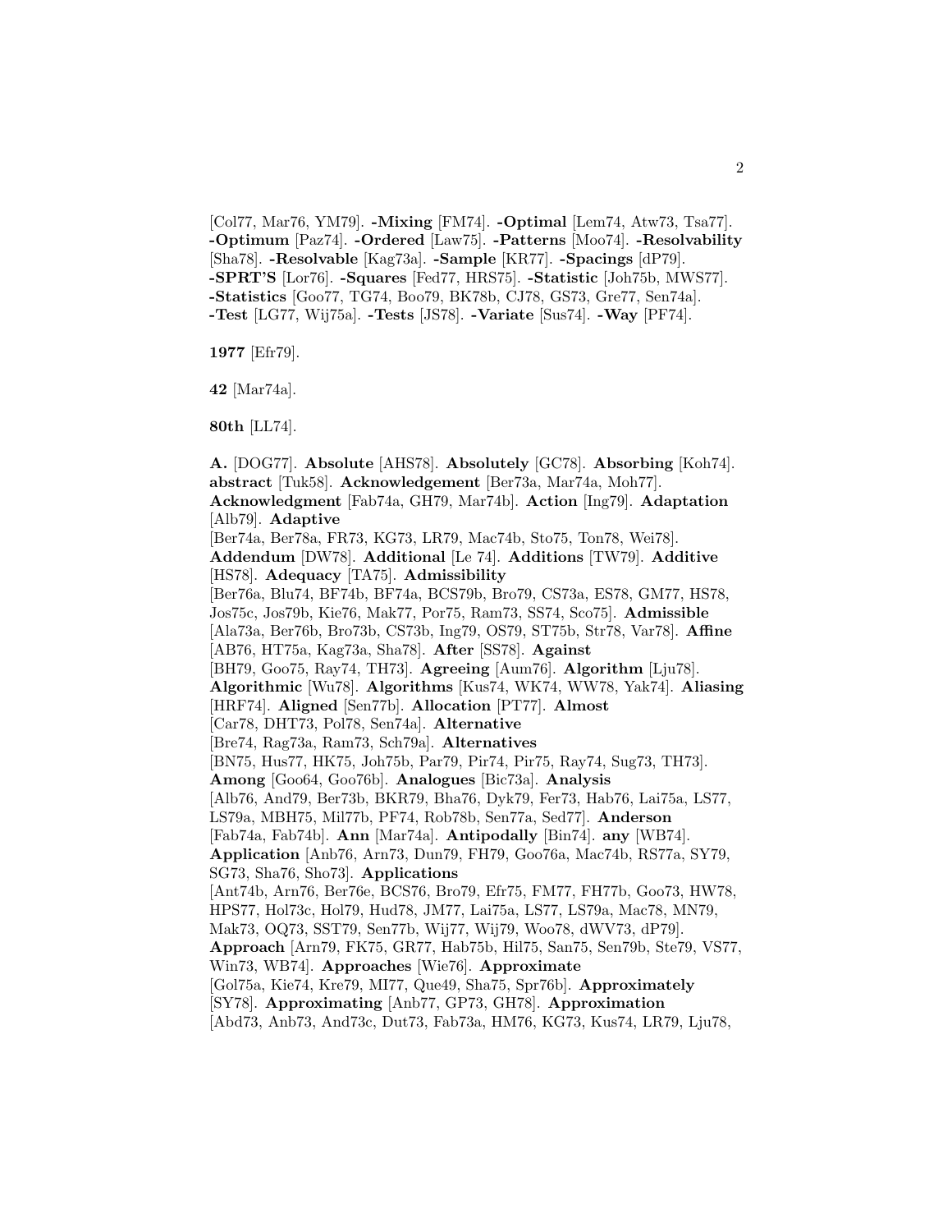[Col77, Mar76, YM79]. **-Mixing** [FM74]. **-Optimal** [Lem74, Atw73, Tsa77]. **-Optimum** [Paz74]. **-Ordered** [Law75]. **-Patterns** [Moo74]. **-Resolvability** [Sha78]. **-Resolvable** [Kag73a]. **-Sample** [KR77]. **-Spacings** [dP79]. **-SPRT'S** [Lor76]. **-Squares** [Fed77, HRS75]. **-Statistic** [Joh75b, MWS77]. **-Statistics** [Goo77, TG74, Boo79, BK78b, CJ78, GS73, Gre77, Sen74a]. **-Test** [LG77, Wij75a]. **-Tests** [JS78]. **-Variate** [Sus74]. **-Way** [PF74].

**1977** [Efr79].

**42** [Mar74a].

**80th** [LL74].

**A.** [DOG77]. **Absolute** [AHS78]. **Absolutely** [GC78]. **Absorbing** [Koh74]. **abstract** [Tuk58]. **Acknowledgement** [Ber73a, Mar74a, Moh77]. **Acknowledgment** [Fab74a, GH79, Mar74b]. **Action** [Ing79]. **Adaptation** [Alb79]. **Adaptive** [Ber74a, Ber78a, FR73, KG73, LR79, Mac74b, Sto75, Ton78, Wei78]. **Addendum** [DW78]. **Additional** [Le 74]. **Additions** [TW79]. **Additive** [HS78]. **Adequacy** [TA75]. **Admissibility** [Ber76a, Blu74, BF74b, BF74a, BCS79b, Bro79, CS73a, ES78, GM77, HS78, Jos75c, Jos79b, Kie76, Mak77, Por75, Ram73, SS74, Sco75]. **Admissible** [Ala73a, Ber76b, Bro73b, CS73b, Ing79, OS79, ST75b, Str78, Var78]. **Affine** [AB76, HT75a, Kag73a, Sha78]. **After** [SS78]. **Against** [BH79, Goo75, Ray74, TH73]. **Agreeing** [Aum76]. **Algorithm** [Lju78]. **Algorithmic** [Wu78]. **Algorithms** [Kus74, WK74, WW78, Yak74]. **Aliasing** [HRF74]. **Aligned** [Sen77b]. **Allocation** [PT77]. **Almost** [Car78, DHT73, Pol78, Sen74a]. **Alternative** [Bre74, Rag73a, Ram73, Sch79a]. **Alternatives** [BN75, Hus77, HK75, Joh75b, Par79, Pir74, Pir75, Ray74, Sug73, TH73]. **Among** [Goo64, Goo76b]. **Analogues** [Bic73a]. **Analysis** [Alb76, And79, Ber73b, BKR79, Bha76, Dyk79, Fer73, Hab76, Lai75a, LS77, LS79a, MBH75, Mil77b, PF74, Rob78b, Sen77a, Sed77]. **Anderson** [Fab74a, Fab74b]. **Ann** [Mar74a]. **Antipodally** [Bin74]. **any** [WB74]. **Application** [Anb76, Arn73, Dun79, FH79, Goo76a, Mac74b, RS77a, SY79, SG73, Sha76, Sho73]. **Applications** [Ant74b, Arn76, Ber76e, BCS76, Bro79, Efr75, FM77, FH77b, Goo73, HW78, HPS77, Hol73c, Hol79, Hud78, JM77, Lai75a, LS77, LS79a, Mac78, MN79, Mak73, OQ73, SST79, Sen77b, Wij77, Wij79, Woo78, dWV73, dP79]. **Approach** [Arn79, FK75, GR77, Hab75b, Hil75, San75, Sen79b, Ste79, VS77, Win73, WB74]. **Approaches** [Wie76]. **Approximate** [Gol75a, Kie74, Kre79, MI77, Que49, Sha75, Spr76b]. **Approximately** [SY78]. **Approximating** [Anb77, GP73, GH78]. **Approximation** [Abd73, Anb73, And73c, Dut73, Fab73a, HM76, KG73, Kus74, LR79, Lju78,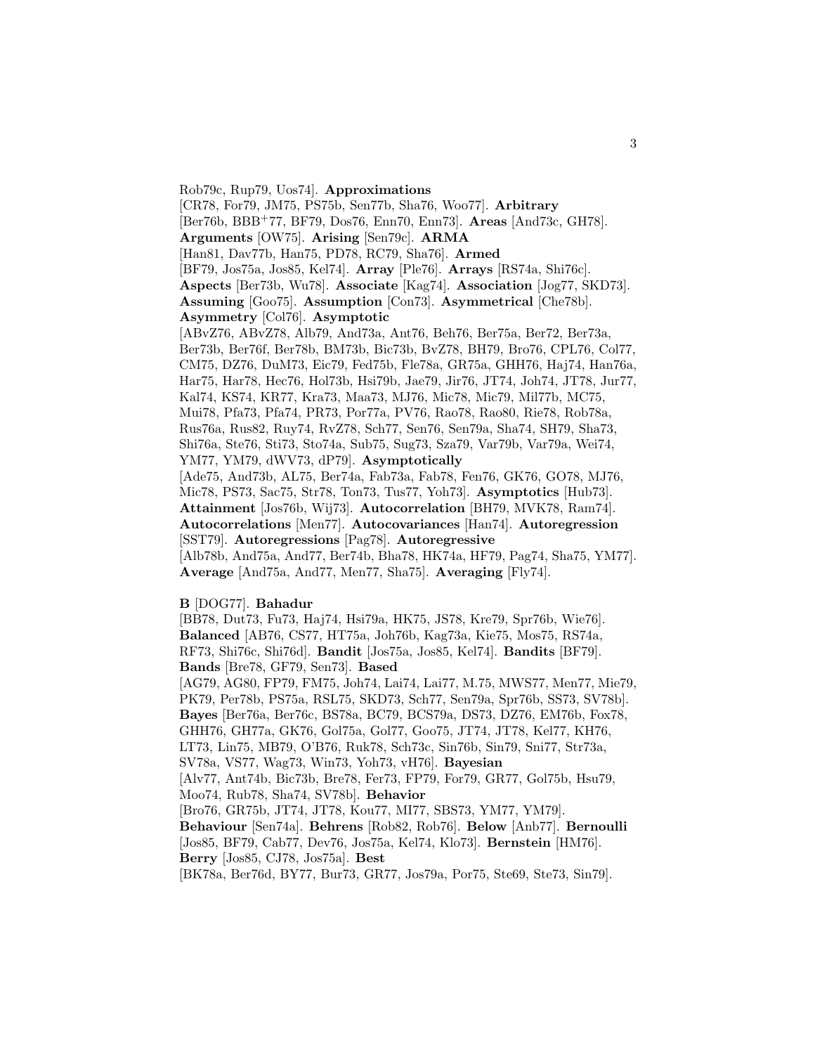Rob79c, Rup79, Uos74]. **Approximations** [CR78, For79, JM75, PS75b, Sen77b, Sha76, Woo77]. **Arbitrary** [Ber76b, BBB+77, BF79, Dos76, Enn70, Enn73]. **Areas** [And73c, GH78]. **Arguments** [OW75]. **Arising** [Sen79c]. **ARMA** [Han81, Dav77b, Han75, PD78, RC79, Sha76]. **Armed** [BF79, Jos75a, Jos85, Kel74]. **Array** [Ple76]. **Arrays** [RS74a, Shi76c]. **Aspects** [Ber73b, Wu78]. **Associate** [Kag74]. **Association** [Jog77, SKD73]. **Assuming** [Goo75]. **Assumption** [Con73]. **Asymmetrical** [Che78b]. **Asymmetry** [Col76]. **Asymptotic** [ABvZ76, ABvZ78, Alb79, And73a, Ant76, Beh76, Ber75a, Ber72, Ber73a, Ber73b, Ber76f, Ber78b, BM73b, Bic73b, BvZ78, BH79, Bro76, CPL76, Col77, CM75, DZ76, DuM73, Eic79, Fed75b, Fle78a, GR75a, GHH76, Haj74, Han76a, Har75, Har78, Hec76, Hol73b, Hsi79b, Jae79, Jir76, JT74, Joh74, JT78, Jur77, Kal74, KS74, KR77, Kra73, Maa73, MJ76, Mic78, Mic79, Mil77b, MC75, Mui78, Pfa73, Pfa74, PR73, Por77a, PV76, Rao78, Rao80, Rie78, Rob78a, Rus76a, Rus82, Ruy74, RvZ78, Sch77, Sen76, Sen79a, Sha74, SH79, Sha73, Shi76a, Ste76, Sti73, Sto74a, Sub75, Sug73, Sza79, Var79b, Var79a, Wei74, YM77, YM79, dWV73, dP79]. **Asymptotically** [Ade75, And73b, AL75, Ber74a, Fab73a, Fab78, Fen76, GK76, GO78, MJ76, Mic78, PS73, Sac75, Str78, Ton73, Tus77, Yoh73]. **Asymptotics** [Hub73]. **Attainment** [Jos76b, Wij73]. **Autocorrelation** [BH79, MVK78, Ram74]. **Autocorrelations** [Men77]. **Autocovariances** [Han74]. **Autoregression** [SST79]. **Autoregressions** [Pag78]. **Autoregressive** [Alb78b, And75a, And77, Ber74b, Bha78, HK74a, HF79, Pag74, Sha75, YM77]. **Average** [And75a, And77, Men77, Sha75]. **Averaging** [Fly74].

**B** [DOG77]. **Bahadur** [BB78, Dut73, Fu73, Haj74, Hsi79a, HK75, JS78, Kre79, Spr76b, Wie76]. **Balanced** [AB76, CS77, HT75a, Joh76b, Kag73a, Kie75, Mos75, RS74a, RF73, Shi76c, Shi76d]. **Bandit** [Jos75a, Jos85, Kel74]. **Bandits** [BF79]. **Bands** [Bre78, GF79, Sen73]. **Based** [AG79, AG80, FP79, FM75, Joh74, Lai74, Lai77, M.75, MWS77, Men77, Mie79, PK79, Per78b, PS75a, RSL75, SKD73, Sch77, Sen79a, Spr76b, SS73, SV78b]. **Bayes** [Ber76a, Ber76c, BS78a, BC79, BCS79a, DS73, DZ76, EM76b, Fox78, GHH76, GH77a, GK76, Gol75a, Gol77, Goo75, JT74, JT78, Kel77, KH76, LT73, Lin75, MB79, O'B76, Ruk78, Sch73c, Sin76b, Sin79, Sni77, Str73a, SV78a, VS77, Wag73, Win73, Yoh73, vH76]. **Bayesian** [Alv77, Ant74b, Bic73b, Bre78, Fer73, FP79, For79, GR77, Gol75b, Hsu79, Moo74, Rub78, Sha74, SV78b]. **Behavior** [Bro76, GR75b, JT74, JT78, Kou77, MI77, SBS73, YM77, YM79]. **Behaviour** [Sen74a]. **Behrens** [Rob82, Rob76]. **Below** [Anb77]. **Bernoulli** [Jos85, BF79, Cab77, Dev76, Jos75a, Kel74, Klo73]. **Bernstein** [HM76]. **Berry** [Jos85, CJ78, Jos75a]. **Best** [BK78a, Ber76d, BY77, Bur73, GR77, Jos79a, Por75, Ste69, Ste73, Sin79].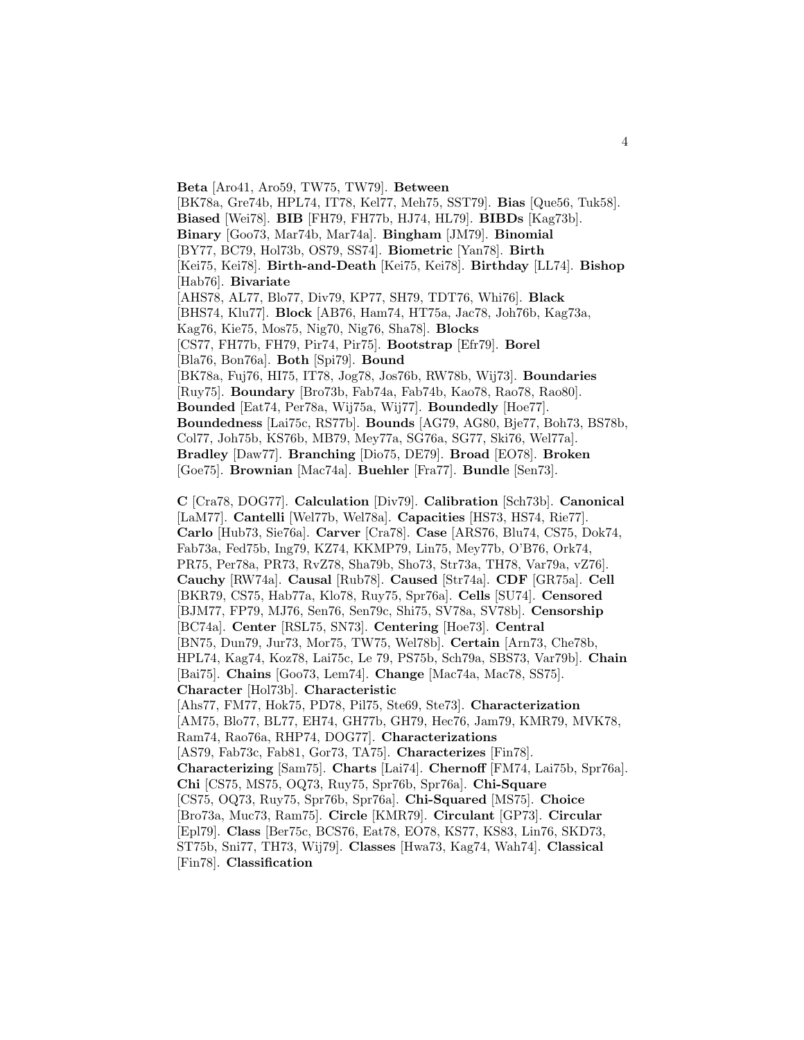**Beta** [Aro41, Aro59, TW75, TW79]. **Between** [BK78a, Gre74b, HPL74, IT78, Kel77, Meh75, SST79]. **Bias** [Que56, Tuk58]. **Biased** [Wei78]. **BIB** [FH79, FH77b, HJ74, HL79]. **BIBDs** [Kag73b]. **Binary** [Goo73, Mar74b, Mar74a]. **Bingham** [JM79]. **Binomial** [BY77, BC79, Hol73b, OS79, SS74]. **Biometric** [Yan78]. **Birth** [Kei75, Kei78]. **Birth-and-Death** [Kei75, Kei78]. **Birthday** [LL74]. **Bishop** [Hab76]. **Bivariate** [AHS78, AL77, Blo77, Div79, KP77, SH79, TDT76, Whi76]. **Black** [BHS74, Klu77]. **Block** [AB76, Ham74, HT75a, Jac78, Joh76b, Kag73a, Kag76, Kie75, Mos75, Nig70, Nig76, Sha78]. **Blocks** [CS77, FH77b, FH79, Pir74, Pir75]. **Bootstrap** [Efr79]. **Borel** [Bla76, Bon76a]. **Both** [Spi79]. **Bound** [BK78a, Fuj76, HI75, IT78, Jog78, Jos76b, RW78b, Wij73]. **Boundaries** [Ruy75]. **Boundary** [Bro73b, Fab74a, Fab74b, Kao78, Rao78, Rao80]. **Bounded** [Eat74, Per78a, Wij75a, Wij77]. **Boundedly** [Hoe77]. **Boundedness** [Lai75c, RS77b]. **Bounds** [AG79, AG80, Bje77, Boh73, BS78b, Col77, Joh75b, KS76b, MB79, Mey77a, SG76a, SG77, Ski76, Wel77a]. **Bradley** [Daw77]. **Branching** [Dio75, DE79]. **Broad** [EO78]. **Broken** [Goe75]. **Brownian** [Mac74a]. **Buehler** [Fra77]. **Bundle** [Sen73].

**C** [Cra78, DOG77]. **Calculation** [Div79]. **Calibration** [Sch73b]. **Canonical** [LaM77]. **Cantelli** [Wel77b, Wel78a]. **Capacities** [HS73, HS74, Rie77]. **Carlo** [Hub73, Sie76a]. **Carver** [Cra78]. **Case** [ARS76, Blu74, CS75, Dok74, Fab73a, Fed75b, Ing79, KZ74, KKMP79, Lin75, Mey77b, O'B76, Ork74, PR75, Per78a, PR73, RvZ78, Sha79b, Sho73, Str73a, TH78, Var79a, vZ76]. **Cauchy** [RW74a]. **Causal** [Rub78]. **Caused** [Str74a]. **CDF** [GR75a]. **Cell** [BKR79, CS75, Hab77a, Klo78, Ruy75, Spr76a]. **Cells** [SU74]. **Censored** [BJM77, FP79, MJ76, Sen76, Sen79c, Shi75, SV78a, SV78b]. **Censorship** [BC74a]. **Center** [RSL75, SN73]. **Centering** [Hoe73]. **Central** [BN75, Dun79, Jur73, Mor75, TW75, Wel78b]. **Certain** [Arn73, Che78b, HPL74, Kag74, Koz78, Lai75c, Le 79, PS75b, Sch79a, SBS73, Var79b]. **Chain** [Bai75]. **Chains** [Goo73, Lem74]. **Change** [Mac74a, Mac78, SS75]. **Character** [Hol73b]. **Characteristic** [Ahs77, FM77, Hok75, PD78, Pil75, Ste69, Ste73]. **Characterization** [AM75, Blo77, BL77, EH74, GH77b, GH79, Hec76, Jam79, KMR79, MVK78, Ram74, Rao76a, RHP74, DOG77]. **Characterizations** [AS79, Fab73c, Fab81, Gor73, TA75]. **Characterizes** [Fin78]. **Characterizing** [Sam75]. **Charts** [Lai74]. **Chernoff** [FM74, Lai75b, Spr76a]. **Chi** [CS75, MS75, OQ73, Ruy75, Spr76b, Spr76a]. **Chi-Square** [CS75, OQ73, Ruy75, Spr76b, Spr76a]. **Chi-Squared** [MS75]. **Choice** [Bro73a, Muc73, Ram75]. **Circle** [KMR79]. **Circulant** [GP73]. **Circular** [Epl79]. **Class** [Ber75c, BCS76, Eat78, EO78, KS77, KS83, Lin76, SKD73, ST75b, Sni77, TH73, Wij79]. **Classes** [Hwa73, Kag74, Wah74]. **Classical** [Fin78]. **Classification**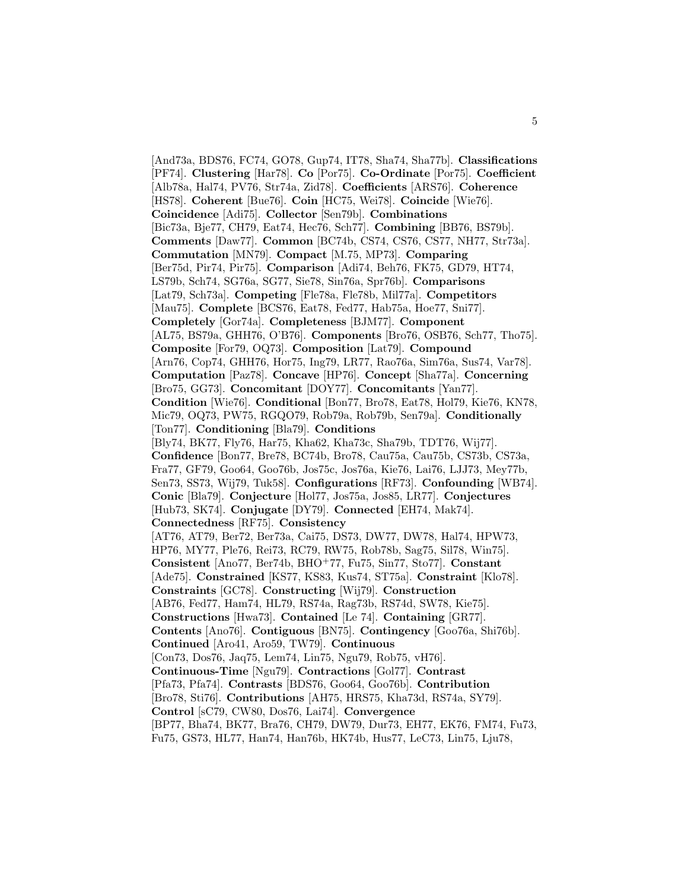[And73a, BDS76, FC74, GO78, Gup74, IT78, Sha74, Sha77b]. **Classifications** [PF74]. **Clustering** [Har78]. **Co** [Por75]. **Co-Ordinate** [Por75]. **Coefficient** [Alb78a, Hal74, PV76, Str74a, Zid78]. **Coefficients** [ARS76]. **Coherence** [HS78]. **Coherent** [Bue76]. **Coin** [HC75, Wei78]. **Coincide** [Wie76]. **Coincidence** [Adi75]. **Collector** [Sen79b]. **Combinations** [Bic73a, Bje77, CH79, Eat74, Hec76, Sch77]. **Combining** [BB76, BS79b]. **Comments** [Daw77]. **Common** [BC74b, CS74, CS76, CS77, NH77, Str73a]. **Commutation** [MN79]. **Compact** [M.75, MP73]. **Comparing** [Ber75d, Pir74, Pir75]. **Comparison** [Adi74, Beh76, FK75, GD79, HT74, LS79b, Sch74, SG76a, SG77, Sie78, Sin76a, Spr76b]. **Comparisons** [Lat79, Sch73a]. **Competing** [Fle78a, Fle78b, Mil77a]. **Competitors** [Mau75]. **Complete** [BCS76, Eat78, Fed77, Hab75a, Hoe77, Sni77]. **Completely** [Gor74a]. **Completeness** [BJM77]. **Component** [AL75, BS79a, GHH76, O'B76]. **Components** [Bro76, OSB76, Sch77, Tho75]. **Composite** [For79, OQ73]. **Composition** [Lat79]. **Compound** [Arn76, Cop74, GHH76, Hor75, Ing79, LR77, Rao76a, Sim76a, Sus74, Var78]. **Computation** [Paz78]. **Concave** [HP76]. **Concept** [Sha77a]. **Concerning** [Bro75, GG73]. **Concomitant** [DOY77]. **Concomitants** [Yan77]. **Condition** [Wie76]. **Conditional** [Bon77, Bro78, Eat78, Hol79, Kie76, KN78, Mic79, OQ73, PW75, RGQO79, Rob79a, Rob79b, Sen79a]. **Conditionally** [Ton77]. **Conditioning** [Bla79]. **Conditions** [Bly74, BK77, Fly76, Har75, Kha62, Kha73c, Sha79b, TDT76, Wij77]. **Confidence** [Bon77, Bre78, BC74b, Bro78, Cau75a, Cau75b, CS73b, CS73a, Fra77, GF79, Goo64, Goo76b, Jos75c, Jos76a, Kie76, Lai76, LJJ73, Mey77b, Sen73, SS73, Wij79, Tuk58]. **Configurations** [RF73]. **Confounding** [WB74]. **Conic** [Bla79]. **Conjecture** [Hol77, Jos75a, Jos85, LR77]. **Conjectures** [Hub73, SK74]. **Conjugate** [DY79]. **Connected** [EH74, Mak74]. **Connectedness** [RF75]. **Consistency** [AT76, AT79, Ber72, Ber73a, Cai75, DS73, DW77, DW78, Hal74, HPW73, HP76, MY77, Ple76, Rei73, RC79, RW75, Rob78b, Sag75, Sil78, Win75]. **Consistent** [Ano77, Ber74b, BHO+77, Fu75, Sin77, Sto77]. **Constant** [Ade75]. **Constrained** [KS77, KS83, Kus74, ST75a]. **Constraint** [Klo78]. **Constraints** [GC78]. **Constructing** [Wij79]. **Construction** [AB76, Fed77, Ham74, HL79, RS74a, Rag73b, RS74d, SW78, Kie75]. **Constructions** [Hwa73]. **Contained** [Le 74]. **Containing** [GR77]. **Contents** [Ano76]. **Contiguous** [BN75]. **Contingency** [Goo76a, Shi76b]. **Continued** [Aro41, Aro59, TW79]. **Continuous** [Con73, Dos76, Jaq75, Lem74, Lin75, Ngu79, Rob75, vH76]. **Continuous-Time** [Ngu79]. **Contractions** [Gol77]. **Contrast** [Pfa73, Pfa74]. **Contrasts** [BDS76, Goo64, Goo76b]. **Contribution** [Bro78, Sti76]. **Contributions** [AH75, HRS75, Kha73d, RS74a, SY79]. **Control** [sC79, CW80, Dos76, Lai74]. **Convergence** [BP77, Bha74, BK77, Bra76, CH79, DW79, Dur73, EH77, EK76, FM74, Fu73, Fu75, GS73, HL77, Han74, Han76b, HK74b, Hus77, LeC73, Lin75, Lju78,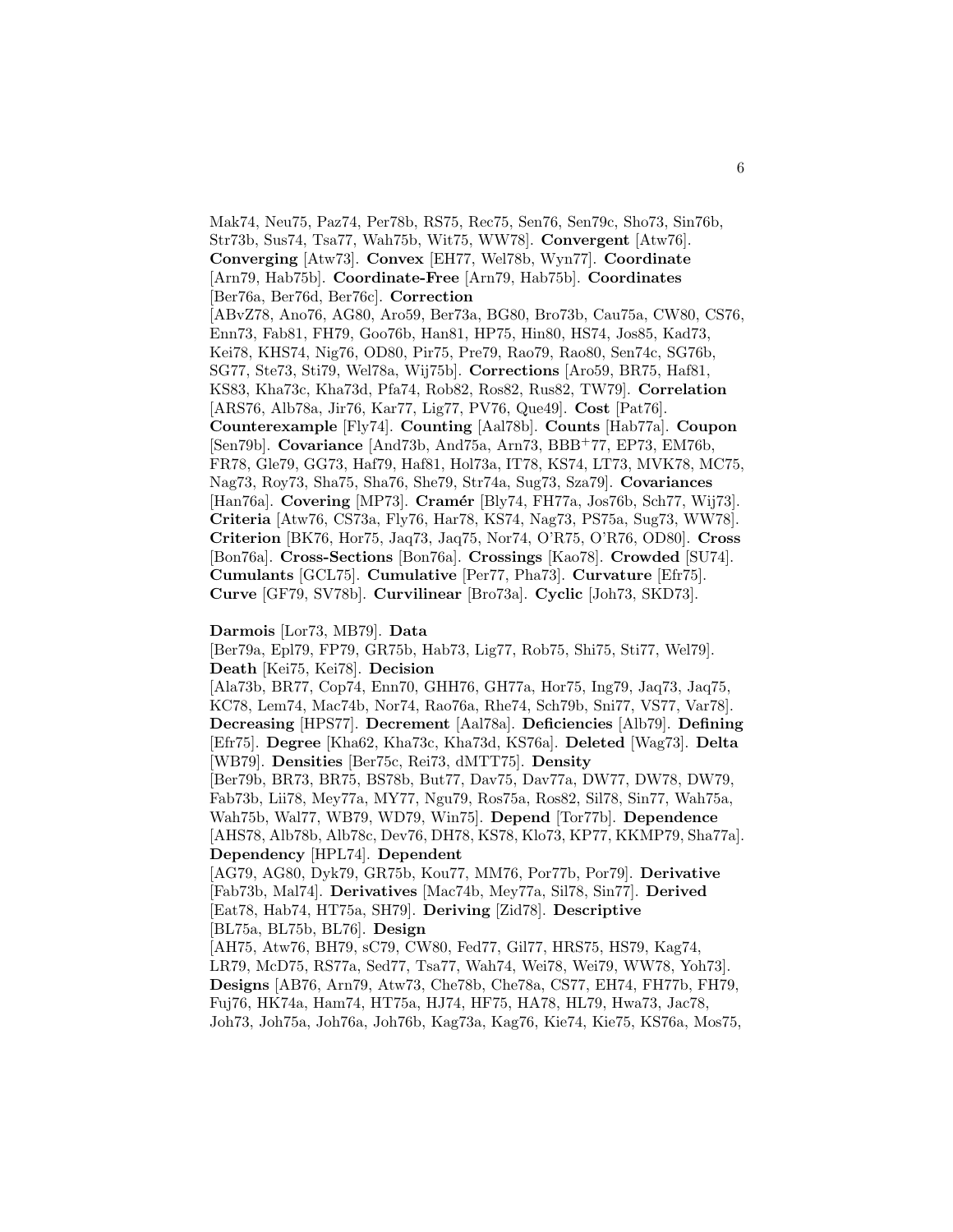Mak74, Neu75, Paz74, Per78b, RS75, Rec75, Sen76, Sen79c, Sho73, Sin76b, Str73b, Sus74, Tsa77, Wah75b, Wit75, WW78]. **Convergent** [Atw76]. **Converging** [Atw73]. **Convex** [EH77, Wel78b, Wyn77]. **Coordinate** [Arn79, Hab75b]. **Coordinate-Free** [Arn79, Hab75b]. **Coordinates** [Ber76a, Ber76d, Ber76c]. **Correction** [ABvZ78, Ano76, AG80, Aro59, Ber73a, BG80, Bro73b, Cau75a, CW80, CS76, Enn73, Fab81, FH79, Goo76b, Han81, HP75, Hin80, HS74, Jos85, Kad73, Kei78, KHS74, Nig76, OD80, Pir75, Pre79, Rao79, Rao80, Sen74c, SG76b, SG77, Ste73, Sti79, Wel78a, Wij75b]. **Corrections** [Aro59, BR75, Haf81, KS83, Kha73c, Kha73d, Pfa74, Rob82, Ros82, Rus82, TW79]. **Correlation** [ARS76, Alb78a, Jir76, Kar77, Lig77, PV76, Que49]. **Cost** [Pat76]. **Counterexample** [Fly74]. **Counting** [Aal78b]. **Counts** [Hab77a]. **Coupon** [Sen79b]. **Covariance** [And73b, And75a, Arn73, BBB+77, EP73, EM76b, FR78, Gle79, GG73, Haf79, Haf81, Hol73a, IT78, KS74, LT73, MVK78, MC75, Nag73, Roy73, Sha75, Sha76, She79, Str74a, Sug73, Sza79]. **Covariances** [Han76a]. **Covering** [MP73]. **Cramér** [Bly74, FH77a, Jos76b, Sch77, Wij73]. **Criteria** [Atw76, CS73a, Fly76, Har78, KS74, Nag73, PS75a, Sug73, WW78]. **Criterion** [BK76, Hor75, Jaq73, Jaq75, Nor74, O'R75, O'R76, OD80]. **Cross** [Bon76a]. **Cross-Sections** [Bon76a]. **Crossings** [Kao78]. **Crowded** [SU74]. **Cumulants** [GCL75]. **Cumulative** [Per77, Pha73]. **Curvature** [Efr75]. **Curve** [GF79, SV78b]. **Curvilinear** [Bro73a]. **Cyclic** [Joh73, SKD73].

**Darmois** [Lor73, MB79]. **Data** [Ber79a, Epl79, FP79, GR75b, Hab73, Lig77, Rob75, Shi75, Sti77, Wel79]. **Death** [Kei75, Kei78]. **Decision** [Ala73b, BR77, Cop74, Enn70, GHH76, GH77a, Hor75, Ing79, Jaq73, Jaq75, KC78, Lem74, Mac74b, Nor74, Rao76a, Rhe74, Sch79b, Sni77, VS77, Var78]. **Decreasing** [HPS77]. **Decrement** [Aal78a]. **Deficiencies** [Alb79]. **Defining** [Efr75]. **Degree** [Kha62, Kha73c, Kha73d, KS76a]. **Deleted** [Wag73]. **Delta** [WB79]. **Densities** [Ber75c, Rei73, dMTT75]. **Density** [Ber79b, BR73, BR75, BS78b, But77, Dav75, Dav77a, DW77, DW78, DW79, Fab73b, Lii78, Mey77a, MY77, Ngu79, Ros75a, Ros82, Sil78, Sin77, Wah75a, Wah75b, Wal77, WB79, WD79, Win75]. **Depend** [Tor77b]. **Dependence** [AHS78, Alb78b, Alb78c, Dev76, DH78, KS78, Klo73, KP77, KKMP79, Sha77a]. **Dependency** [HPL74]. **Dependent** [AG79, AG80, Dyk79, GR75b, Kou77, MM76, Por77b, Por79]. **Derivative** [Fab73b, Mal74]. **Derivatives** [Mac74b, Mey77a, Sil78, Sin77]. **Derived** [Eat78, Hab74, HT75a, SH79]. **Deriving** [Zid78]. **Descriptive** [BL75a, BL75b, BL76]. **Design** [AH75, Atw76, BH79, sC79, CW80, Fed77, Gil77, HRS75, HS79, Kag74, LR79, McD75, RS77a, Sed77, Tsa77, Wah74, Wei78, Wei79, WW78, Yoh73]. **Designs** [AB76, Arn79, Atw73, Che78b, Che78a, CS77, EH74, FH77b, FH79, Fuj76, HK74a, Ham74, HT75a, HJ74, HF75, HA78, HL79, Hwa73, Jac78, Joh73, Joh75a, Joh76a, Joh76b, Kag73a, Kag76, Kie74, Kie75, KS76a, Mos75,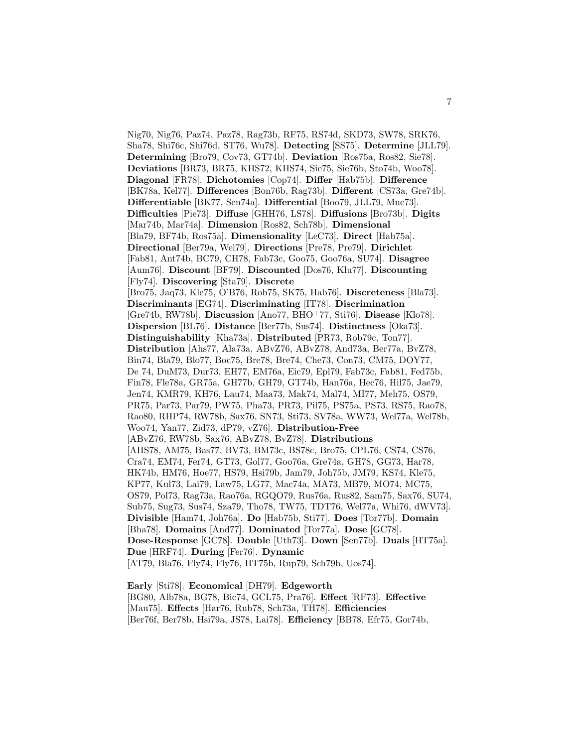Nig70, Nig76, Paz74, Paz78, Rag73b, RF75, RS74d, SKD73, SW78, SRK76, Sha78, Shi76c, Shi76d, ST76, Wu78]. **Detecting** [SS75]. **Determine** [JLL79]. **Determining** [Bro79, Cov73, GT74b]. **Deviation** [Ros75a, Ros82, Sie78]. **Deviations** [BR73, BR75, KHS72, KHS74, Sie75, Sie76b, Sto74b, Woo78]. **Diagonal** [FR78]. **Dichotomies** [Cop74]. **Differ** [Hab75b]. **Difference** [BK78a, Kel77]. **Differences** [Bon76b, Rag73b]. **Different** [CS73a, Gre74b]. **Differentiable** [BK77, Sen74a]. **Differential** [Boo79, JLL79, Muc73]. **Difficulties** [Pie73]. **Diffuse** [GHH76, LS78]. **Diffusions** [Bro73b]. **Digits** [Mar74b, Mar74a]. **Dimension** [Ros82, Sch78b]. **Dimensional** [Bla79, BF74b, Ros75a]. **Dimensionality** [LeC73]. **Direct** [Hab75a]. **Directional** [Ber79a, Wel79]. **Directions** [Pre78, Pre79]. **Dirichlet** [Fab81, Ant74b, BC79, CH78, Fab73c, Goo75, Goo76a, SU74]. **Disagree** [Aum76]. **Discount** [BF79]. **Discounted** [Dos76, Klu77]. **Discounting** [Fly74]. **Discovering** [Sta79]. **Discrete** [Bro75, Jaq73, Kle75, O'B76, Rob75, SK75, Hab76]. **Discreteness** [Bla73]. **Discriminants** [EG74]. **Discriminating** [IT78]. **Discrimination** [Gre74b, RW78b]. **Discussion** [Ano77, BHO+77, Sti76]. **Disease** [Klo78]. **Dispersion** [BL76]. **Distance** [Ber77b, Sus74]. **Distinctness** [Oka73]. **Distinguishability** [Kha73a]. **Distributed** [PR73, Rob79c, Ton77]. **Distribution** [Ahs77, Ala73a, ABvZ76, ABvZ78, And73a, Ber77a, BvZ78, Bin74, Bla79, Blo77, Boc75, Bre78, Bre74, Che73, Con73, CM75, DOY77, De 74, DuM73, Dur73, EH77, EM76a, Eic79, Epl79, Fab73c, Fab81, Fed75b, Fin78, Fle78a, GR75a, GH77b, GH79, GT74b, Han76a, Hec76, Hil75, Jae79, Jen74, KMR79, KH76, Lau74, Maa73, Mak74, Mal74, MI77, Meh75, OS79, PR75, Par73, Par79, PW75, Pha73, PR73, Pil75, PS75a, PS73, RS75, Rao78, Rao80, RHP74, RW78b, Sax76, SN73, Sti73, SV78a, WW73, Wel77a, Wel78b, Woo74, Yan77, Zid73, dP79, vZ76]. **Distribution-Free** [ABvZ76, RW78b, Sax76, ABvZ78, BvZ78]. **Distributions** [AHS78, AM75, Bas77, BV73, BM73c, BS78c, Bro75, CPL76, CS74, CS76, Cra74, EM74, Fer74, GT73, Gol77, Goo76a, Gre74a, GH78, GG73, Har78, HK74b, HM76, Hoe77, HS79, Hsi79b, Jam79, Joh75b, JM79, KS74, Kle75, KP77, Kul73, Lai79, Law75, LG77, Mac74a, MA73, MB79, MO74, MC75, OS79, Pol73, Rag73a, Rao76a, RGQO79, Rus76a, Rus82, Sam75, Sax76, SU74, Sub75, Sug73, Sus74, Sza79, Tho78, TW75, TDT76, Wel77a, Whi76, dWV73]. **Divisible** [Ham74, Joh76a]. **Do** [Hab75b, Sti77]. **Does** [Tor77b]. **Domain** [Bha78]. **Domains** [And77]. **Dominated** [Tor77a]. **Dose** [GC78]. **Dose-Response** [GC78]. **Double** [Uth73]. **Down** [Sen77b]. **Duals** [HT75a]. **Due** [HRF74]. **During** [Fer76]. **Dynamic** [AT79, Bla76, Fly74, Fly76, HT75b, Rup79, Sch79b, Uos74].

**Early** [Sti78]. **Economical** [DH79]. **Edgeworth** [BG80, Alb78a, BG78, Bic74, GCL75, Pra76]. **Effect** [RF73]. **Effective** [Mau75]. **Effects** [Har76, Rub78, Sch73a, TH78]. **Efficiencies** [Ber76f, Ber78b, Hsi79a, JS78, Lai78]. **Efficiency** [BB78, Efr75, Gor74b,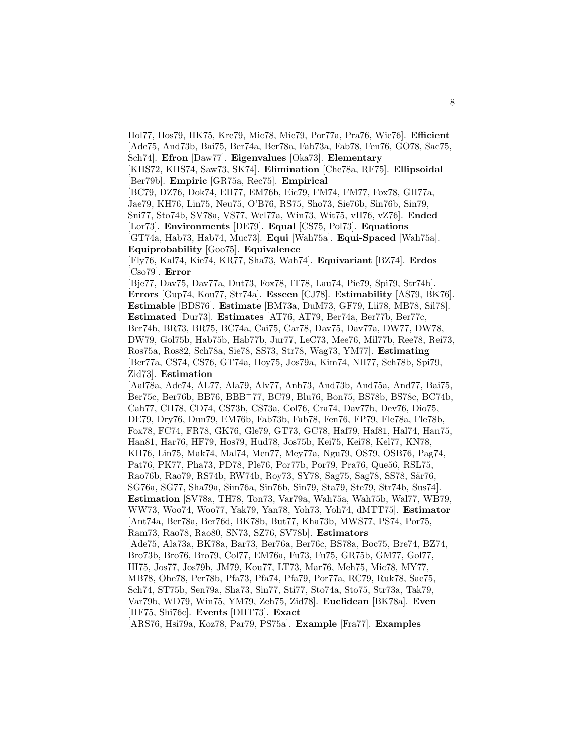Hol77, Hos79, HK75, Kre79, Mic78, Mic79, Por77a, Pra76, Wie76]. **Efficient** [Ade75, And73b, Bai75, Ber74a, Ber78a, Fab73a, Fab78, Fen76, GO78, Sac75, Sch74]. **Efron** [Daw77]. **Eigenvalues** [Oka73]. **Elementary** [KHS72, KHS74, Saw73, SK74]. **Elimination** [Che78a, RF75]. **Ellipsoidal** [Ber79b]. **Empiric** [GR75a, Rec75]. **Empirical** [BC79, DZ76, Dok74, EH77, EM76b, Eic79, FM74, FM77, Fox78, GH77a, Jae79, KH76, Lin75, Neu75, O'B76, RS75, Sho73, Sie76b, Sin76b, Sin79, Sni77, Sto74b, SV78a, VS77, Wel77a, Win73, Wit75, vH76, vZ76]. **Ended** [Lor73]. **Environments** [DE79]. **Equal** [CS75, Pol73]. **Equations** [GT74a, Hab73, Hab74, Muc73]. **Equi** [Wah75a]. **Equi-Spaced** [Wah75a]. **Equiprobability** [Goo75]. **Equivalence** [Fly76, Kal74, Kie74, KR77, Sha73, Wah74]. **Equivariant** [BZ74]. **Erdos** [Cso79]. **Error** [Bje77, Dav75, Dav77a, Dut73, Fox78, IT78, Lau74, Pie79, Spi79, Str74b]. **Errors** [Gup74, Kou77, Str74a]. **Esseen** [CJ78]. **Estimability** [AS79, BK76]. **Estimable** [BDS76]. **Estimate** [BM73a, DuM73, GF79, Lii78, MB78, Sil78]. **Estimated** [Dur73]. **Estimates** [AT76, AT79, Ber74a, Ber77b, Ber77c, Ber74b, BR73, BR75, BC74a, Cai75, Car78, Dav75, Dav77a, DW77, DW78, DW79, Gol75b, Hab75b, Hab77b, Jur77, LeC73, Mee76, Mil77b, Ree78, Rei73, Ros75a, Ros82, Sch78a, Sie78, SS73, Str78, Wag73, YM77]. **Estimating** [Ber77a, CS74, CS76, GT74a, Hoy75, Jos79a, Kim74, NH77, Sch78b, Spi79, Zid73]. **Estimation** [Aal78a, Ade74, AL77, Ala79, Alv77, Anb73, And73b, And75a, And77, Bai75, Ber75c, Ber76b, BB76, BBB+77, BC79, Blu76, Bon75, BS78b, BS78c, BC74b, Cab77, CH78, CD74, CS73b, CS73a, Col76, Cra74, Dav77b, Dev76, Dio75, DE79, Dry76, Dun79, EM76b, Fab73b, Fab78, Fen76, FP79, Fle78a, Fle78b, Fox78, FC74, FR78, GK76, Gle79, GT73, GC78, Haf79, Haf81, Hal74, Han75, Han81, Har76, HF79, Hos79, Hud78, Jos75b, Kei75, Kei78, Kel77, KN78, KH76, Lin75, Mak74, Mal74, Men77, Mey77a, Ngu79, OS79, OSB76, Pag74, Pat76, PK77, Pha73, PD78, Ple76, Por77b, Por79, Pra76, Que56, RSL75, Rao76b, Rao79, RS74b, RW74b, Roy73, SY78, Sag75, Sag78, SS78, Sär76, SG76a, SG77, Sha79a, Sim76a, Sin76b, Sin79, Sta79, Ste79, Str74b, Sus74]. **Estimation** [SV78a, TH78, Ton73, Var79a, Wah75a, Wah75b, Wal77, WB79, WW73, Woo74, Woo77, Yak79, Yan78, Yoh73, Yoh74, dMTT75]. **Estimator** [Ant74a, Ber78a, Ber76d, BK78b, But77, Kha73b, MWS77, PS74, Por75, Ram73, Rao78, Rao80, SN73, SZ76, SV78b]. **Estimators** [Ade75, Ala73a, BK78a, Bar73, Ber76a, Ber76c, BS78a, Boc75, Bre74, BZ74, Bro73b, Bro76, Bro79, Col77, EM76a, Fu73, Fu75, GR75b, GM77, Gol77, HI75, Jos77, Jos79b, JM79, Kou77, LT73, Mar76, Meh75, Mic78, MY77, MB78, Obe78, Per78b, Pfa73, Pfa74, Pfa79, Por77a, RC79, Ruk78, Sac75, Sch74, ST75b, Sen79a, Sha73, Sin77, Sti77, Sto74a, Sto75, Str73a, Tak79, Var79b, WD79, Win75, YM79, Zeh75, Zid78]. **Euclidean** [BK78a]. **Even** [HF75, Shi76c]. **Events** [DHT73]. **Exact** [ARS76, Hsi79a, Koz78, Par79, PS75a]. **Example** [Fra77]. **Examples**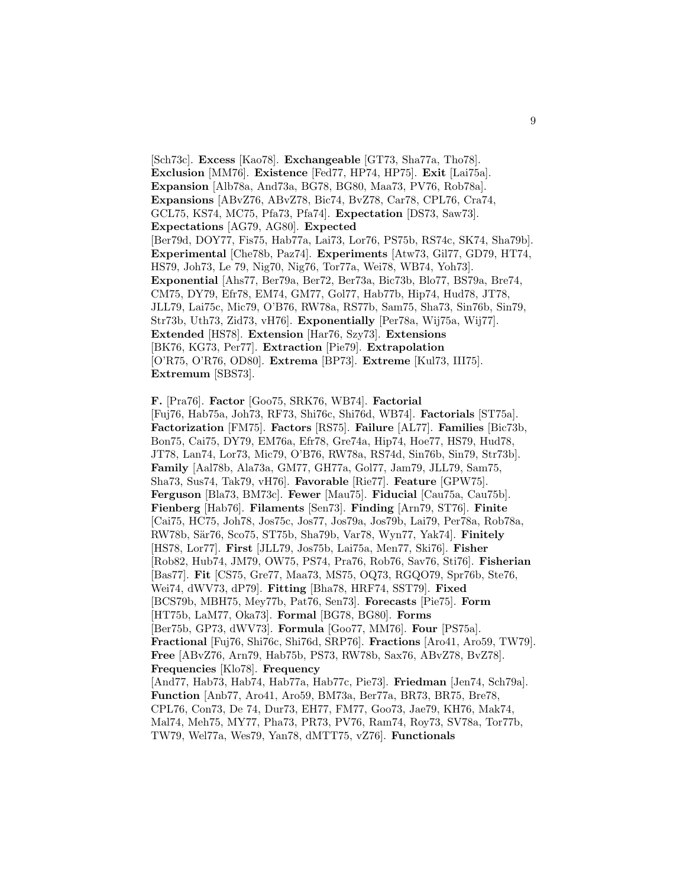[Sch73c]. **Excess** [Kao78]. **Exchangeable** [GT73, Sha77a, Tho78]. **Exclusion** [MM76]. **Existence** [Fed77, HP74, HP75]. **Exit** [Lai75a]. **Expansion** [Alb78a, And73a, BG78, BG80, Maa73, PV76, Rob78a]. **Expansions** [ABvZ76, ABvZ78, Bic74, BvZ78, Car78, CPL76, Cra74, GCL75, KS74, MC75, Pfa73, Pfa74]. **Expectation** [DS73, Saw73]. **Expectations** [AG79, AG80]. **Expected** [Ber79d, DOY77, Fis75, Hab77a, Lai73, Lor76, PS75b, RS74c, SK74, Sha79b]. **Experimental** [Che78b, Paz74]. **Experiments** [Atw73, Gil77, GD79, HT74, HS79, Joh73, Le 79, Nig70, Nig76, Tor77a, Wei78, WB74, Yoh73]. **Exponential** [Ahs77, Ber79a, Ber72, Ber73a, Bic73b, Blo77, BS79a, Bre74, CM75, DY79, Efr78, EM74, GM77, Gol77, Hab77b, Hip74, Hud78, JT78, JLL79, Lai75c, Mic79, O'B76, RW78a, RS77b, Sam75, Sha73, Sin76b, Sin79, Str73b, Uth73, Zid73, vH76]. **Exponentially** [Per78a, Wij75a, Wij77]. **Extended** [HS78]. **Extension** [Har76, Szy73]. **Extensions** [BK76, KG73, Per77]. **Extraction** [Pie79]. **Extrapolation** [O'R75, O'R76, OD80]. **Extrema** [BP73]. **Extreme** [Kul73, III75]. **Extremum** [SBS73].

**F.** [Pra76]. **Factor** [Goo75, SRK76, WB74]. **Factorial** [Fuj76, Hab75a, Joh73, RF73, Shi76c, Shi76d, WB74]. **Factorials** [ST75a]. **Factorization** [FM75]. **Factors** [RS75]. **Failure** [AL77]. **Families** [Bic73b, Bon75, Cai75, DY79, EM76a, Efr78, Gre74a, Hip74, Hoe77, HS79, Hud78, JT78, Lan74, Lor73, Mic79, O'B76, RW78a, RS74d, Sin76b, Sin79, Str73b]. **Family** [Aal78b, Ala73a, GM77, GH77a, Gol77, Jam79, JLL79, Sam75, Sha73, Sus74, Tak79, vH76]. **Favorable** [Rie77]. **Feature** [GPW75]. **Ferguson** [Bla73, BM73c]. **Fewer** [Mau75]. **Fiducial** [Cau75a, Cau75b]. **Fienberg** [Hab76]. **Filaments** [Sen73]. **Finding** [Arn79, ST76]. **Finite** [Cai75, HC75, Joh78, Jos75c, Jos77, Jos79a, Jos79b, Lai79, Per78a, Rob78a, RW78b, Sär76, Sco75, ST75b, Sha79b, Var78, Wyn77, Yak74]. **Finitely** [HS78, Lor77]. **First** [JLL79, Jos75b, Lai75a, Men77, Ski76]. **Fisher** [Rob82, Hub74, JM79, OW75, PS74, Pra76, Rob76, Sav76, Sti76]. **Fisherian** [Bas77]. **Fit** [CS75, Gre77, Maa73, MS75, OQ73, RGQO79, Spr76b, Ste76, Wei74, dWV73, dP79]. **Fitting** [Bha78, HRF74, SST79]. **Fixed** [BCS79b, MBH75, Mey77b, Pat76, Sen73]. **Forecasts** [Pie75]. **Form** [HT75b, LaM77, Oka73]. **Formal** [BG78, BG80]. **Forms** [Ber75b, GP73, dWV73]. **Formula** [Goo77, MM76]. **Four** [PS75a]. **Fractional** [Fuj76, Shi76c, Shi76d, SRP76]. **Fractions** [Aro41, Aro59, TW79]. **Free** [ABvZ76, Arn79, Hab75b, PS73, RW78b, Sax76, ABvZ78, BvZ78]. **Frequencies** [Klo78]. **Frequency** [And77, Hab73, Hab74, Hab77a, Hab77c, Pie73]. **Friedman** [Jen74, Sch79a]. **Function** [Anb77, Aro41, Aro59, BM73a, Ber77a, BR73, BR75, Bre78, CPL76, Con73, De 74, Dur73, EH77, FM77, Goo73, Jae79, KH76, Mak74, Mal74, Meh75, MY77, Pha73, PR73, PV76, Ram74, Roy73, SV78a, Tor77b, TW79, Wel77a, Wes79, Yan78, dMTT75, vZ76]. **Functionals**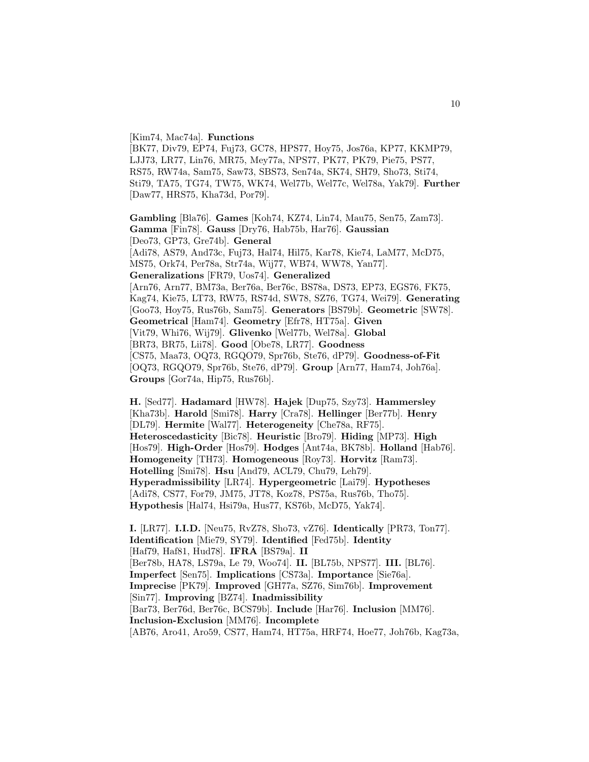[Kim74, Mac74a]. **Functions** [BK77, Div79, EP74, Fuj73, GC78, HPS77, Hoy75, Jos76a, KP77, KKMP79, LJJ73, LR77, Lin76, MR75, Mey77a, NPS77, PK77, PK79, Pie75, PS77, RS75, RW74a, Sam75, Saw73, SBS73, Sen74a, SK74, SH79, Sho73, Sti74, Sti79, TA75, TG74, TW75, WK74, Wel77b, Wel77c, Wel78a, Yak79]. **Further** [Daw77, HRS75, Kha73d, Por79].

**Gambling** [Bla76]. **Games** [Koh74, KZ74, Lin74, Mau75, Sen75, Zam73]. **Gamma** [Fin78]. **Gauss** [Dry76, Hab75b, Har76]. **Gaussian** [Deo73, GP73, Gre74b]. **General** [Adi78, AS79, And73c, Fuj73, Hal74, Hil75, Kar78, Kie74, LaM77, McD75, MS75, Ork74, Per78a, Str74a, Wij77, WB74, WW78, Yan77]. **Generalizations** [FR79, Uos74]. **Generalized** [Arn76, Arn77, BM73a, Ber76a, Ber76c, BS78a, DS73, EP73, EGS76, FK75, Kag74, Kie75, LT73, RW75, RS74d, SW78, SZ76, TG74, Wei79]. **Generating** [Goo73, Hoy75, Rus76b, Sam75]. **Generators** [BS79b]. **Geometric** [SW78]. **Geometrical** [Ham74]. **Geometry** [Efr78, HT75a]. **Given** [Vit79, Whi76, Wij79]. **Glivenko** [Wel77b, Wel78a]. **Global** [BR73, BR75, Lii78]. **Good** [Obe78, LR77]. **Goodness** [CS75, Maa73, OQ73, RGQO79, Spr76b, Ste76, dP79]. **Goodness-of-Fit** [OQ73, RGQO79, Spr76b, Ste76, dP79]. **Group** [Arn77, Ham74, Joh76a]. **Groups** [Gor74a, Hip75, Rus76b].

**H.** [Sed77]. **Hadamard** [HW78]. **Hajek** [Dup75, Szy73]. **Hammersley** [Kha73b]. **Harold** [Smi78]. **Harry** [Cra78]. **Hellinger** [Ber77b]. **Henry** [DL79]. **Hermite** [Wal77]. **Heterogeneity** [Che78a, RF75]. **Heteroscedasticity** [Bic78]. **Heuristic** [Bro79]. **Hiding** [MP73]. **High** [Hos79]. **High-Order** [Hos79]. **Hodges** [Ant74a, BK78b]. **Holland** [Hab76]. **Homogeneity** [TH73]. **Homogeneous** [Roy73]. **Horvitz** [Ram73]. **Hotelling** [Smi78]. **Hsu** [And79, ACL79, Chu79, Leh79]. **Hyperadmissibility** [LR74]. **Hypergeometric** [Lai79]. **Hypotheses** [Adi78, CS77, For79, JM75, JT78, Koz78, PS75a, Rus76b, Tho75]. **Hypothesis** [Hal74, Hsi79a, Hus77, KS76b, McD75, Yak74].

**I.** [LR77]. **I.I.D.** [Neu75, RvZ78, Sho73, vZ76]. **Identically** [PR73, Ton77]. **Identification** [Mie79, SY79]. **Identified** [Fed75b]. **Identity** [Haf79, Haf81, Hud78]. **IFRA** [BS79a]. **II** [Ber78b, HA78, LS79a, Le 79, Woo74]. **II.** [BL75b, NPS77]. **III.** [BL76]. **Imperfect** [Sen75]. **Implications** [CS73a]. **Importance** [Sie76a]. **Imprecise** [PK79]. **Improved** [GH77a, SZ76, Sim76b]. **Improvement** [Sin77]. **Improving** [BZ74]. **Inadmissibility** [Bar73, Ber76d, Ber76c, BCS79b]. **Include** [Har76]. **Inclusion** [MM76]. **Inclusion-Exclusion** [MM76]. **Incomplete** [AB76, Aro41, Aro59, CS77, Ham74, HT75a, HRF74, Hoe77, Joh76b, Kag73a,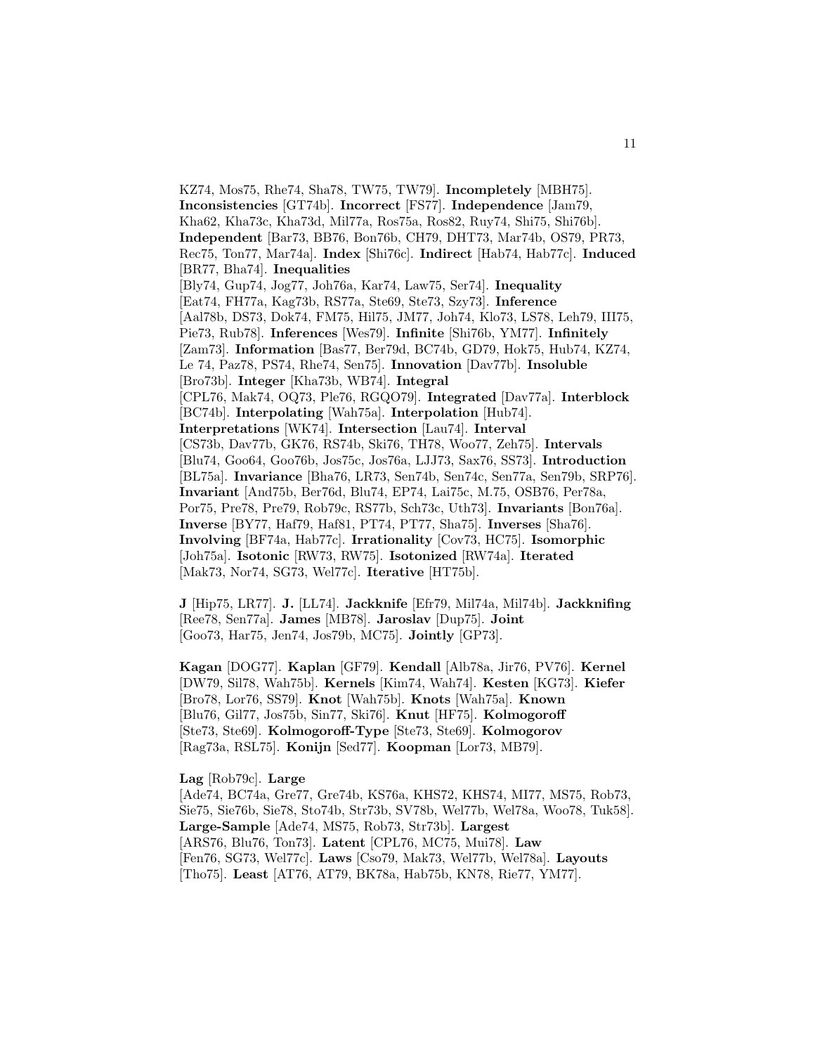KZ74, Mos75, Rhe74, Sha78, TW75, TW79]. **Incompletely** [MBH75]. **Inconsistencies** [GT74b]. **Incorrect** [FS77]. **Independence** [Jam79, Kha62, Kha73c, Kha73d, Mil77a, Ros75a, Ros82, Ruy74, Shi75, Shi76b]. **Independent** [Bar73, BB76, Bon76b, CH79, DHT73, Mar74b, OS79, PR73, Rec75, Ton77, Mar74a]. **Index** [Shi76c]. **Indirect** [Hab74, Hab77c]. **Induced** [BR77, Bha74]. **Inequalities** [Bly74, Gup74, Jog77, Joh76a, Kar74, Law75, Ser74]. **Inequality** [Eat74, FH77a, Kag73b, RS77a, Ste69, Ste73, Szy73]. **Inference** [Aal78b, DS73, Dok74, FM75, Hil75, JM77, Joh74, Klo73, LS78, Leh79, III75, Pie73, Rub78]. **Inferences** [Wes79]. **Infinite** [Shi76b, YM77]. **Infinitely** [Zam73]. **Information** [Bas77, Ber79d, BC74b, GD79, Hok75, Hub74, KZ74, Le 74, Paz78, PS74, Rhe74, Sen75]. **Innovation** [Dav77b]. **Insoluble** [Bro73b]. **Integer** [Kha73b, WB74]. **Integral** [CPL76, Mak74, OQ73, Ple76, RGQO79]. **Integrated** [Dav77a]. **Interblock** [BC74b]. **Interpolating** [Wah75a]. **Interpolation** [Hub74]. **Interpretations** [WK74]. **Intersection** [Lau74]. **Interval** [CS73b, Dav77b, GK76, RS74b, Ski76, TH78, Woo77, Zeh75]. **Intervals** [Blu74, Goo64, Goo76b, Jos75c, Jos76a, LJJ73, Sax76, SS73]. **Introduction** [BL75a]. **Invariance** [Bha76, LR73, Sen74b, Sen74c, Sen77a, Sen79b, SRP76]. **Invariant** [And75b, Ber76d, Blu74, EP74, Lai75c, M.75, OSB76, Per78a, Por75, Pre78, Pre79, Rob79c, RS77b, Sch73c, Uth73]. **Invariants** [Bon76a]. **Inverse** [BY77, Haf79, Haf81, PT74, PT77, Sha75]. **Inverses** [Sha76]. **Involving** [BF74a, Hab77c]. **Irrationality** [Cov73, HC75]. **Isomorphic** [Joh75a]. **Isotonic** [RW73, RW75]. **Isotonized** [RW74a]. **Iterated** [Mak73, Nor74, SG73, Wel77c]. **Iterative** [HT75b].

**J** [Hip75, LR77]. **J.** [LL74]. **Jackknife** [Efr79, Mil74a, Mil74b]. **Jackknifing** [Ree78, Sen77a]. **James** [MB78]. **Jaroslav** [Dup75]. **Joint** [Goo73, Har75, Jen74, Jos79b, MC75]. **Jointly** [GP73].

**Kagan** [DOG77]. **Kaplan** [GF79]. **Kendall** [Alb78a, Jir76, PV76]. **Kernel** [DW79, Sil78, Wah75b]. **Kernels** [Kim74, Wah74]. **Kesten** [KG73]. **Kiefer** [Bro78, Lor76, SS79]. **Knot** [Wah75b]. **Knots** [Wah75a]. **Known** [Blu76, Gil77, Jos75b, Sin77, Ski76]. **Knut** [HF75]. **Kolmogoroff** [Ste73, Ste69]. **Kolmogoroff-Type** [Ste73, Ste69]. **Kolmogorov** [Rag73a, RSL75]. **Konijn** [Sed77]. **Koopman** [Lor73, MB79].

**Lag** [Rob79c]. **Large** [Ade74, BC74a, Gre77, Gre74b, KS76a, KHS72, KHS74, MI77, MS75, Rob73, Sie75, Sie76b, Sie78, Sto74b, Str73b, SV78b, Wel77b, Wel78a, Woo78, Tuk58]. **Large-Sample** [Ade74, MS75, Rob73, Str73b]. **Largest** [ARS76, Blu76, Ton73]. **Latent** [CPL76, MC75, Mui78]. **Law** [Fen76, SG73, Wel77c]. **Laws** [Cso79, Mak73, Wel77b, Wel78a]. **Layouts** [Tho75]. **Least** [AT76, AT79, BK78a, Hab75b, KN78, Rie77, YM77].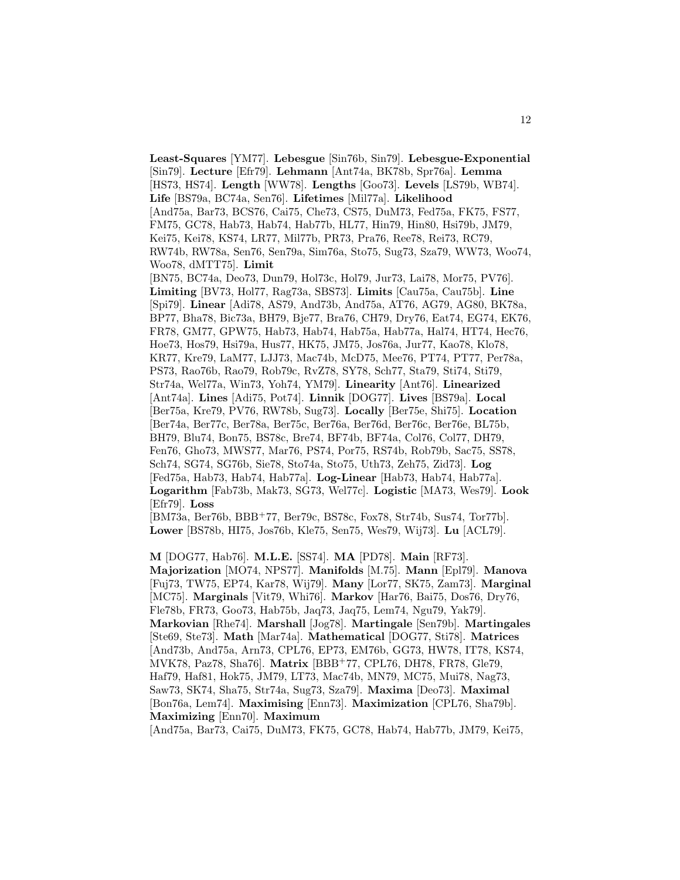**Least-Squares** [YM77]. **Lebesgue** [Sin76b, Sin79]. **Lebesgue-Exponential** [Sin79]. **Lecture** [Efr79]. **Lehmann** [Ant74a, BK78b, Spr76a]. **Lemma** [HS73, HS74]. **Length** [WW78]. **Lengths** [Goo73]. **Levels** [LS79b, WB74]. **Life** [BS79a, BC74a, Sen76]. **Lifetimes** [Mil77a]. **Likelihood** [And75a, Bar73, BCS76, Cai75, Che73, CS75, DuM73, Fed75a, FK75, FS77, FM75, GC78, Hab73, Hab74, Hab77b, HL77, Hin79, Hin80, Hsi79b, JM79, Kei75, Kei78, KS74, LR77, Mil77b, PR73, Pra76, Ree78, Rei73, RC79, RW74b, RW78a, Sen76, Sen79a, Sim76a, Sto75, Sug73, Sza79, WW73, Woo74, Woo78, dMTT75]. **Limit** [BN75, BC74a, Deo73, Dun79, Hol73c, Hol79, Jur73, Lai78, Mor75, PV76]. **Limiting** [BV73, Hol77, Rag73a, SBS73]. **Limits** [Cau75a, Cau75b]. **Line** [Spi79]. **Linear** [Adi78, AS79, And73b, And75a, AT76, AG79, AG80, BK78a, BP77, Bha78, Bic73a, BH79, Bje77, Bra76, CH79, Dry76, Eat74, EG74, EK76, FR78, GM77, GPW75, Hab73, Hab74, Hab75a, Hab77a, Hal74, HT74, Hec76, Hoe73, Hos79, Hsi79a, Hus77, HK75, JM75, Jos76a, Jur77, Kao78, Klo78, KR77, Kre79, LaM77, LJJ73, Mac74b, McD75, Mee76, PT74, PT77, Per78a, PS73, Rao76b, Rao79, Rob79c, RvZ78, SY78, Sch77, Sta79, Sti74, Sti79, Str74a, Wel77a, Win73, Yoh74, YM79]. **Linearity** [Ant76]. **Linearized** [Ant74a]. **Lines** [Adi75, Pot74]. **Linnik** [DOG77]. **Lives** [BS79a]. **Local** [Ber75a, Kre79, PV76, RW78b, Sug73]. **Locally** [Ber75e, Shi75]. **Location** [Ber74a, Ber77c, Ber78a, Ber75c, Ber76a, Ber76d, Ber76c, Ber76e, BL75b, BH79, Blu74, Bon75, BS78c, Bre74, BF74b, BF74a, Col76, Col77, DH79, Fen76, Gho73, MWS77, Mar76, PS74, Por75, RS74b, Rob79b, Sac75, SS78, Sch74, SG74, SG76b, Sie78, Sto74a, Sto75, Uth73, Zeh75, Zid73]. **Log** [Fed75a, Hab73, Hab74, Hab77a]. **Log-Linear** [Hab73, Hab74, Hab77a]. **Logarithm** [Fab73b, Mak73, SG73, Wel77c]. **Logistic** [MA73, Wes79]. **Look** [Efr79]. **Loss** [BM73a, Ber76b, BBB+77, Ber79c, BS78c, Fox78, Str74b, Sus74, Tor77b]. **Lower** [BS78b, HI75, Jos76b, Kle75, Sen75, Wes79, Wij73]. **Lu** [ACL79].

**M** [DOG77, Hab76]. **M.L.E.** [SS74]. **MA** [PD78]. **Main** [RF73]. **Majorization** [MO74, NPS77]. **Manifolds** [M.75]. **Mann** [Epl79]. **Manova** [Fuj73, TW75, EP74, Kar78, Wij79]. **Many** [Lor77, SK75, Zam73]. **Marginal** [MC75]. **Marginals** [Vit79, Whi76]. **Markov** [Har76, Bai75, Dos76, Dry76, Fle78b, FR73, Goo73, Hab75b, Jaq73, Jaq75, Lem74, Ngu79, Yak79]. **Markovian** [Rhe74]. **Marshall** [Jog78]. **Martingale** [Sen79b]. **Martingales** [Ste69, Ste73]. **Math** [Mar74a]. **Mathematical** [DOG77, Sti78]. **Matrices** [And73b, And75a, Arn73, CPL76, EP73, EM76b, GG73, HW78, IT78, KS74, MVK78, Paz78, Sha76]. **Matrix** [BBB+77, CPL76, DH78, FR78, Gle79, Haf79, Haf81, Hok75, JM79, LT73, Mac74b, MN79, MC75, Mui78, Nag73, Saw73, SK74, Sha75, Str74a, Sug73, Sza79]. **Maxima** [Deo73]. **Maximal** [Bon76a, Lem74]. **Maximising** [Enn73]. **Maximization** [CPL76, Sha79b]. **Maximizing** [Enn70]. **Maximum** [And75a, Bar73, Cai75, DuM73, FK75, GC78, Hab74, Hab77b, JM79, Kei75,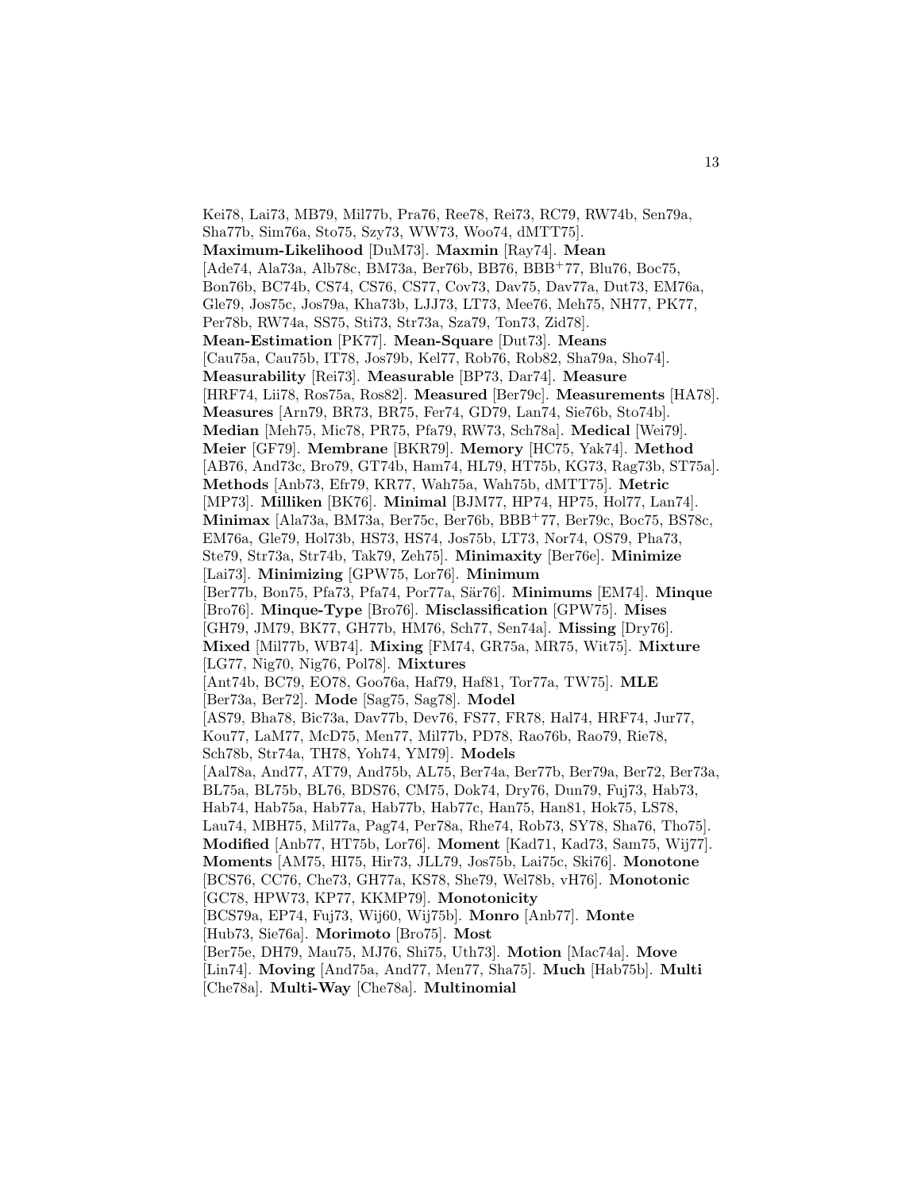Kei78, Lai73, MB79, Mil77b, Pra76, Ree78, Rei73, RC79, RW74b, Sen79a, Sha77b, Sim76a, Sto75, Szy73, WW73, Woo74, dMTT75]. **Maximum-Likelihood** [DuM73]. **Maxmin** [Ray74]. **Mean** [Ade74, Ala73a, Alb78c, BM73a, Ber76b, BB76, BBB+77, Blu76, Boc75, Bon76b, BC74b, CS74, CS76, CS77, Cov73, Dav75, Dav77a, Dut73, EM76a, Gle79, Jos75c, Jos79a, Kha73b, LJJ73, LT73, Mee76, Meh75, NH77, PK77, Per78b, RW74a, SS75, Sti73, Str73a, Sza79, Ton73, Zid78]. **Mean-Estimation** [PK77]. **Mean-Square** [Dut73]. **Means** [Cau75a, Cau75b, IT78, Jos79b, Kel77, Rob76, Rob82, Sha79a, Sho74]. **Measurability** [Rei73]. **Measurable** [BP73, Dar74]. **Measure** [HRF74, Lii78, Ros75a, Ros82]. **Measured** [Ber79c]. **Measurements** [HA78]. **Measures** [Arn79, BR73, BR75, Fer74, GD79, Lan74, Sie76b, Sto74b]. **Median** [Meh75, Mic78, PR75, Pfa79, RW73, Sch78a]. **Medical** [Wei79]. **Meier** [GF79]. **Membrane** [BKR79]. **Memory** [HC75, Yak74]. **Method** [AB76, And73c, Bro79, GT74b, Ham74, HL79, HT75b, KG73, Rag73b, ST75a]. **Methods** [Anb73, Efr79, KR77, Wah75a, Wah75b, dMTT75]. **Metric** [MP73]. **Milliken** [BK76]. **Minimal** [BJM77, HP74, HP75, Hol77, Lan74]. **Minimax** [Ala73a, BM73a, Ber75c, Ber76b, BBB+77, Ber79c, Boc75, BS78c, EM76a, Gle79, Hol73b, HS73, HS74, Jos75b, LT73, Nor74, OS79, Pha73, Ste79, Str73a, Str74b, Tak79, Zeh75]. **Minimaxity** [Ber76e]. **Minimize** [Lai73]. **Minimizing** [GPW75, Lor76]. **Minimum** [Ber77b, Bon75, Pfa73, Pfa74, Por77a, Sär76]. **Minimums** [EM74]. **Minque** [Bro76]. **Minque-Type** [Bro76]. **Misclassification** [GPW75]. **Mises** [GH79, JM79, BK77, GH77b, HM76, Sch77, Sen74a]. **Missing** [Dry76]. **Mixed** [Mil77b, WB74]. **Mixing** [FM74, GR75a, MR75, Wit75]. **Mixture** [LG77, Nig70, Nig76, Pol78]. **Mixtures** [Ant74b, BC79, EO78, Goo76a, Haf79, Haf81, Tor77a, TW75]. **MLE** [Ber73a, Ber72]. **Mode** [Sag75, Sag78]. **Model** [AS79, Bha78, Bic73a, Dav77b, Dev76, FS77, FR78, Hal74, HRF74, Jur77, Kou77, LaM77, McD75, Men77, Mil77b, PD78, Rao76b, Rao79, Rie78, Sch78b, Str74a, TH78, Yoh74, YM79]. **Models** [Aal78a, And77, AT79, And75b, AL75, Ber74a, Ber77b, Ber79a, Ber72, Ber73a, BL75a, BL75b, BL76, BDS76, CM75, Dok74, Dry76, Dun79, Fuj73, Hab73, Hab74, Hab75a, Hab77a, Hab77b, Hab77c, Han75, Han81, Hok75, LS78, Lau74, MBH75, Mil77a, Pag74, Per78a, Rhe74, Rob73, SY78, Sha76, Tho75]. **Modified** [Anb77, HT75b, Lor76]. **Moment** [Kad71, Kad73, Sam75, Wij77]. **Moments** [AM75, HI75, Hir73, JLL79, Jos75b, Lai75c, Ski76]. **Monotone** [BCS76, CC76, Che73, GH77a, KS78, She79, Wel78b, vH76]. **Monotonic** [GC78, HPW73, KP77, KKMP79]. **Monotonicity** [BCS79a, EP74, Fuj73, Wij60, Wij75b]. **Monro** [Anb77]. **Monte** [Hub73, Sie76a]. **Morimoto** [Bro75]. **Most** [Ber75e, DH79, Mau75, MJ76, Shi75, Uth73]. **Motion** [Mac74a]. **Move** [Lin74]. **Moving** [And75a, And77, Men77, Sha75]. **Much** [Hab75b]. **Multi** [Che78a]. **Multi-Way** [Che78a]. **Multinomial**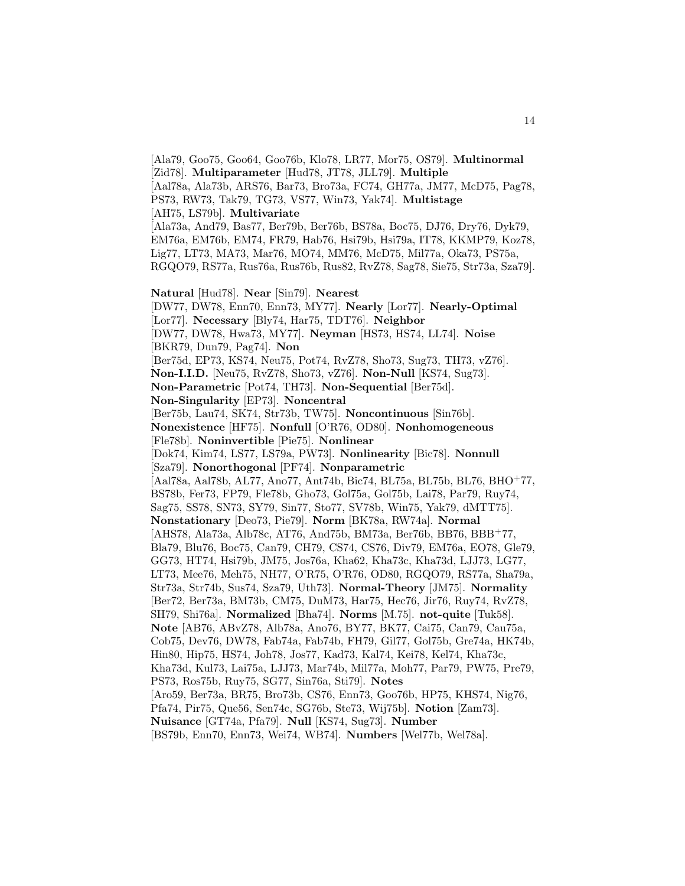[Ala79, Goo75, Goo64, Goo76b, Klo78, LR77, Mor75, OS79]. **Multinormal** [Zid78]. **Multiparameter** [Hud78, JT78, JLL79]. **Multiple** [Aal78a, Ala73b, ARS76, Bar73, Bro73a, FC74, GH77a, JM77, McD75, Pag78, PS73, RW73, Tak79, TG73, VS77, Win73, Yak74]. **Multistage** [AH75, LS79b]. **Multivariate** [Ala73a, And79, Bas77, Ber79b, Ber76b, BS78a, Boc75, DJ76, Dry76, Dyk79, EM76a, EM76b, EM74, FR79, Hab76, Hsi79b, Hsi79a, IT78, KKMP79, Koz78, Lig77, LT73, MA73, Mar76, MO74, MM76, McD75, Mil77a, Oka73, PS75a, RGQO79, RS77a, Rus76a, Rus76b, Rus82, RvZ78, Sag78, Sie75, Str73a, Sza79].

**Natural** [Hud78]. **Near** [Sin79]. **Nearest** [DW77, DW78, Enn70, Enn73, MY77]. **Nearly** [Lor77]. **Nearly-Optimal** [Lor77]. **Necessary** [Bly74, Har75, TDT76]. **Neighbor** [DW77, DW78, Hwa73, MY77]. **Neyman** [HS73, HS74, LL74]. **Noise** [BKR79, Dun79, Pag74]. **Non** [Ber75d, EP73, KS74, Neu75, Pot74, RvZ78, Sho73, Sug73, TH73, vZ76]. **Non-I.I.D.** [Neu75, RvZ78, Sho73, vZ76]. **Non-Null** [KS74, Sug73]. **Non-Parametric** [Pot74, TH73]. **Non-Sequential** [Ber75d]. **Non-Singularity** [EP73]. **Noncentral** [Ber75b, Lau74, SK74, Str73b, TW75]. **Noncontinuous** [Sin76b]. **Nonexistence** [HF75]. **Nonfull** [O'R76, OD80]. **Nonhomogeneous** [Fle78b]. **Noninvertible** [Pie75]. **Nonlinear** [Dok74, Kim74, LS77, LS79a, PW73]. **Nonlinearity** [Bic78]. **Nonnull** [Sza79]. **Nonorthogonal** [PF74]. **Nonparametric** [Aal78a, Aal78b, AL77, Ano77, Ant74b, Bic74, BL75a, BL75b, BL76, BHO+77, BS78b, Fer73, FP79, Fle78b, Gho73, Gol75a, Gol75b, Lai78, Par79, Ruy74, Sag75, SS78, SN73, SY79, Sin77, Sto77, SV78b, Win75, Yak79, dMTT75]. **Nonstationary** [Deo73, Pie79]. **Norm** [BK78a, RW74a]. **Normal** [AHS78, Ala73a, Alb78c, AT76, And75b, BM73a, Ber76b, BB76, BBB+77, Bla79, Blu76, Boc75, Can79, CH79, CS74, CS76, Div79, EM76a, EO78, Gle79, GG73, HT74, Hsi79b, JM75, Jos76a, Kha62, Kha73c, Kha73d, LJJ73, LG77, LT73, Mee76, Meh75, NH77, O'R75, O'R76, OD80, RGQO79, RS77a, Sha79a, Str73a, Str74b, Sus74, Sza79, Uth73]. **Normal-Theory** [JM75]. **Normality** [Ber72, Ber73a, BM73b, CM75, DuM73, Har75, Hec76, Jir76, Ruy74, RvZ78, SH79, Shi76a]. **Normalized** [Bha74]. **Norms** [M.75]. **not-quite** [Tuk58]. **Note** [AB76, ABvZ78, Alb78a, Ano76, BY77, BK77, Cai75, Can79, Cau75a, Cob75, Dev76, DW78, Fab74a, Fab74b, FH79, Gil77, Gol75b, Gre74a, HK74b, Hin80, Hip75, HS74, Joh78, Jos77, Kad73, Kal74, Kei78, Kel74, Kha73c, Kha73d, Kul73, Lai75a, LJJ73, Mar74b, Mil77a, Moh77, Par79, PW75, Pre79, PS73, Ros75b, Ruy75, SG77, Sin76a, Sti79]. **Notes** [Aro59, Ber73a, BR75, Bro73b, CS76, Enn73, Goo76b, HP75, KHS74, Nig76, Pfa74, Pir75, Que56, Sen74c, SG76b, Ste73, Wij75b]. **Notion** [Zam73]. **Nuisance** [GT74a, Pfa79]. **Null** [KS74, Sug73]. **Number** [BS79b, Enn70, Enn73, Wei74, WB74]. **Numbers** [Wel77b, Wel78a].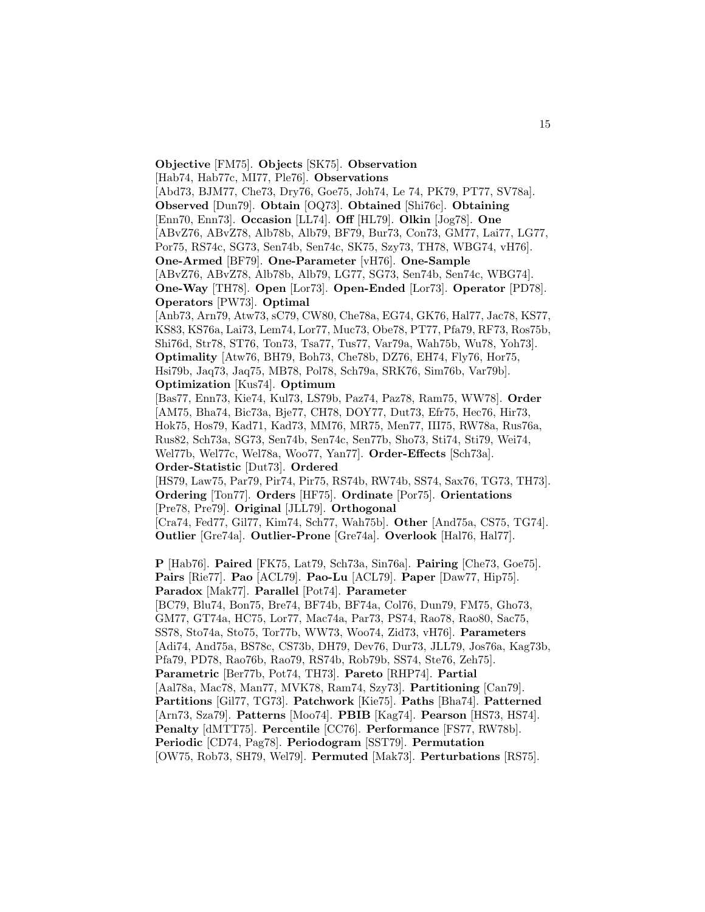**Objective** [FM75]. **Objects** [SK75]. **Observation** [Hab74, Hab77c, MI77, Ple76]. **Observations** [Abd73, BJM77, Che73, Dry76, Goe75, Joh74, Le 74, PK79, PT77, SV78a]. **Observed** [Dun79]. **Obtain** [OQ73]. **Obtained** [Shi76c]. **Obtaining** [Enn70, Enn73]. **Occasion** [LL74]. **Off** [HL79]. **Olkin** [Jog78]. **One** [ABvZ76, ABvZ78, Alb78b, Alb79, BF79, Bur73, Con73, GM77, Lai77, LG77, Por75, RS74c, SG73, Sen74b, Sen74c, SK75, Szy73, TH78, WBG74, vH76]. **One-Armed** [BF79]. **One-Parameter** [vH76]. **One-Sample** [ABvZ76, ABvZ78, Alb78b, Alb79, LG77, SG73, Sen74b, Sen74c, WBG74]. **One-Way** [TH78]. **Open** [Lor73]. **Open-Ended** [Lor73]. **Operator** [PD78]. **Operators** [PW73]. **Optimal** [Anb73, Arn79, Atw73, sC79, CW80, Che78a, EG74, GK76, Hal77, Jac78, KS77, KS83, KS76a, Lai73, Lem74, Lor77, Muc73, Obe78, PT77, Pfa79, RF73, Ros75b, Shi76d, Str78, ST76, Ton73, Tsa77, Tus77, Var79a, Wah75b, Wu78, Yoh73]. **Optimality** [Atw76, BH79, Boh73, Che78b, DZ76, EH74, Fly76, Hor75, Hsi79b, Jaq73, Jaq75, MB78, Pol78, Sch79a, SRK76, Sim76b, Var79b]. **Optimization** [Kus74]. **Optimum** [Bas77, Enn73, Kie74, Kul73, LS79b, Paz74, Paz78, Ram75, WW78]. **Order** [AM75, Bha74, Bic73a, Bje77, CH78, DOY77, Dut73, Efr75, Hec76, Hir73, Hok75, Hos79, Kad71, Kad73, MM76, MR75, Men77, III75, RW78a, Rus76a, Rus82, Sch73a, SG73, Sen74b, Sen74c, Sen77b, Sho73, Sti74, Sti79, Wei74, Wel77b, Wel77c, Wel78a, Woo77, Yan77]. **Order-Effects** [Sch73a]. **Order-Statistic** [Dut73]. **Ordered** [HS79, Law75, Par79, Pir74, Pir75, RS74b, RW74b, SS74, Sax76, TG73, TH73]. **Ordering** [Ton77]. **Orders** [HF75]. **Ordinate** [Por75]. **Orientations** [Pre78, Pre79]. **Original** [JLL79]. **Orthogonal** [Cra74, Fed77, Gil77, Kim74, Sch77, Wah75b]. **Other** [And75a, CS75, TG74]. **Outlier** [Gre74a]. **Outlier-Prone** [Gre74a]. **Overlook** [Hal76, Hal77].

**P** [Hab76]. **Paired** [FK75, Lat79, Sch73a, Sin76a]. **Pairing** [Che73, Goe75]. **Pairs** [Rie77]. **Pao** [ACL79]. **Pao-Lu** [ACL79]. **Paper** [Daw77, Hip75]. **Paradox** [Mak77]. **Parallel** [Pot74]. **Parameter** [BC79, Blu74, Bon75, Bre74, BF74b, BF74a, Col76, Dun79, FM75, Gho73, GM77, GT74a, HC75, Lor77, Mac74a, Par73, PS74, Rao78, Rao80, Sac75, SS78, Sto74a, Sto75, Tor77b, WW73, Woo74, Zid73, vH76]. **Parameters** [Adi74, And75a, BS78c, CS73b, DH79, Dev76, Dur73, JLL79, Jos76a, Kag73b, Pfa79, PD78, Rao76b, Rao79, RS74b, Rob79b, SS74, Ste76, Zeh75]. **Parametric** [Ber77b, Pot74, TH73]. **Pareto** [RHP74]. **Partial** [Aal78a, Mac78, Man77, MVK78, Ram74, Szy73]. **Partitioning** [Can79]. **Partitions** [Gil77, TG73]. **Patchwork** [Kie75]. **Paths** [Bha74]. **Patterned** [Arn73, Sza79]. **Patterns** [Moo74]. **PBIB** [Kag74]. **Pearson** [HS73, HS74]. **Penalty** [dMTT75]. **Percentile** [CC76]. **Performance** [FS77, RW78b]. **Periodic** [CD74, Pag78]. **Periodogram** [SST79]. **Permutation** [OW75, Rob73, SH79, Wel79]. **Permuted** [Mak73]. **Perturbations** [RS75].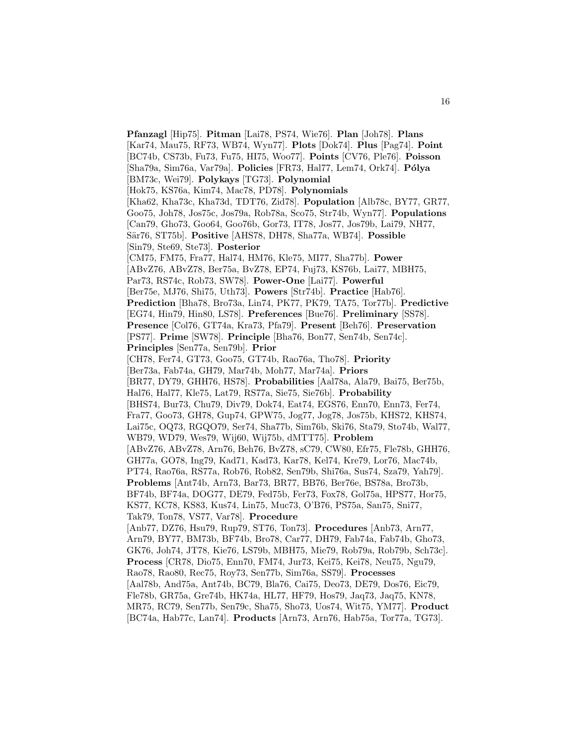**Pfanzagl** [Hip75]. **Pitman** [Lai78, PS74, Wie76]. **Plan** [Joh78]. **Plans** [Kar74, Mau75, RF73, WB74, Wyn77]. **Plots** [Dok74]. **Plus** [Pag74]. **Point** [BC74b, CS73b, Fu73, Fu75, HI75, Woo77]. **Points** [CV76, Ple76]. **Poisson** [Sha79a, Sim76a, Var79a]. **Policies** [FR73, Hal77, Lem74, Ork74]. **Pólya** [BM73c, Wei79]. **Polykays** [TG73]. **Polynomial** [Hok75, KS76a, Kim74, Mac78, PD78]. **Polynomials** [Kha62, Kha73c, Kha73d, TDT76, Zid78]. **Population** [Alb78c, BY77, GR77, Goo75, Joh78, Jos75c, Jos79a, Rob78a, Sco75, Str74b, Wyn77]. **Populations** [Can79, Gho73, Goo64, Goo76b, Gor73, IT78, Jos77, Jos79b, Lai79, NH77, Sär76, ST75b]. **Positive** [AHS78, DH78, Sha77a, WB74]. **Possible** [Sin79, Ste69, Ste73]. **Posterior** [CM75, FM75, Fra77, Hal74, HM76, Kle75, MI77, Sha77b]. **Power** [ABvZ76, ABvZ78, Ber75a, BvZ78, EP74, Fuj73, KS76b, Lai77, MBH75, Par73, RS74c, Rob73, SW78]. **Power-One** [Lai77]. **Powerful** [Ber75e, MJ76, Shi75, Uth73]. **Powers** [Str74b]. **Practice** [Hab76]. **Prediction** [Bha78, Bro73a, Lin74, PK77, PK79, TA75, Tor77b]. **Predictive** [EG74, Hin79, Hin80, LS78]. **Preferences** [Bue76]. **Preliminary** [SS78]. **Presence** [Col76, GT74a, Kra73, Pfa79]. **Present** [Beh76]. **Preservation** [PS77]. **Prime** [SW78]. **Principle** [Bha76, Bon77, Sen74b, Sen74c]. **Principles** [Sen77a, Sen79b]. **Prior** [CH78, Fer74, GT73, Goo75, GT74b, Rao76a, Tho78]. **Priority** [Ber73a, Fab74a, GH79, Mar74b, Moh77, Mar74a]. **Priors** [BR77, DY79, GHH76, HS78]. **Probabilities** [Aal78a, Ala79, Bai75, Ber75b, Hal76, Hal77, Kle75, Lat79, RS77a, Sie75, Sie76b]. **Probability** [BHS74, Bur73, Chu79, Div79, Dok74, Eat74, EGS76, Enn70, Enn73, Fer74, Fra77, Goo73, GH78, Gup74, GPW75, Jog77, Jog78, Jos75b, KHS72, KHS74, Lai75c, OQ73, RGQO79, Ser74, Sha77b, Sim76b, Ski76, Sta79, Sto74b, Wal77, WB79, WD79, Wes79, Wij60, Wij75b, dMTT75]. **Problem** [ABvZ76, ABvZ78, Arn76, Beh76, BvZ78, sC79, CW80, Efr75, Fle78b, GHH76, GH77a, GO78, Ing79, Kad71, Kad73, Kar78, Kel74, Kre79, Lor76, Mac74b, PT74, Rao76a, RS77a, Rob76, Rob82, Sen79b, Shi76a, Sus74, Sza79, Yah79]. **Problems** [Ant74b, Arn73, Bar73, BR77, BB76, Ber76e, BS78a, Bro73b, BF74b, BF74a, DOG77, DE79, Fed75b, Fer73, Fox78, Gol75a, HPS77, Hor75, KS77, KC78, KS83, Kus74, Lin75, Muc73, O'B76, PS75a, San75, Sni77, Tak79, Ton78, VS77, Var78]. **Procedure** [Anb77, DZ76, Hsu79, Rup79, ST76, Ton73]. **Procedures** [Anb73, Arn77, Arn79, BY77, BM73b, BF74b, Bro78, Car77, DH79, Fab74a, Fab74b, Gho73, GK76, Joh74, JT78, Kie76, LS79b, MBH75, Mie79, Rob79a, Rob79b, Sch73c]. **Process** [CR78, Dio75, Enn70, FM74, Jur73, Kei75, Kei78, Neu75, Ngu79, Rao78, Rao80, Rec75, Roy73, Sen77b, Sim76a, SS79]. **Processes** [Aal78b, And75a, Ant74b, BC79, Bla76, Cai75, Deo73, DE79, Dos76, Eic79, Fle78b, GR75a, Gre74b, HK74a, HL77, HF79, Hos79, Jaq73, Jaq75, KN78, MR75, RC79, Sen77b, Sen79c, Sha75, Sho73, Uos74, Wit75, YM77]. **Product** [BC74a, Hab77c, Lan74]. **Products** [Arn73, Arn76, Hab75a, Tor77a, TG73].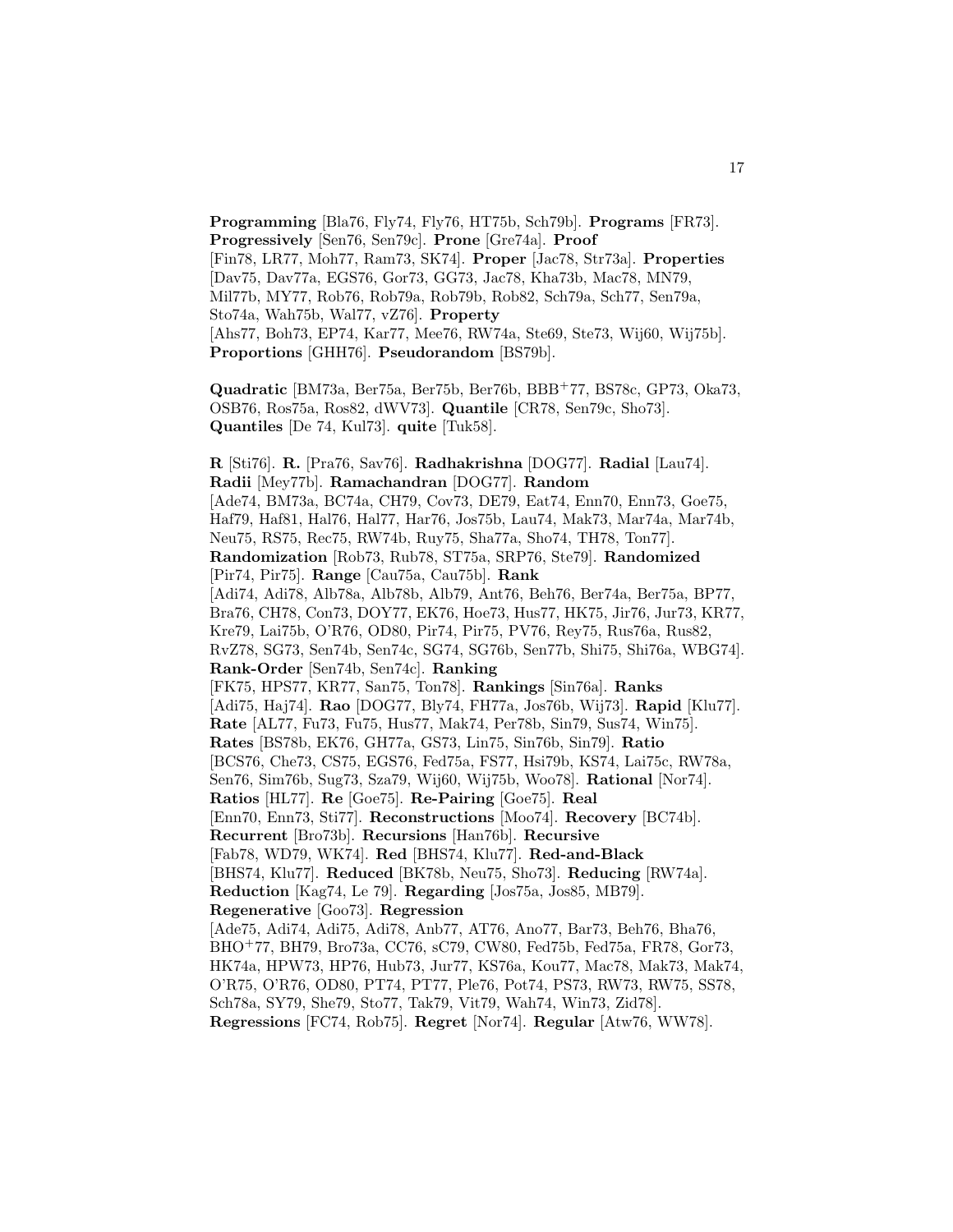**Programming** [Bla76, Fly74, Fly76, HT75b, Sch79b]. **Programs** [FR73]. **Progressively** [Sen76, Sen79c]. **Prone** [Gre74a]. **Proof** [Fin78, LR77, Moh77, Ram73, SK74]. **Proper** [Jac78, Str73a]. **Properties** [Dav75, Dav77a, EGS76, Gor73, GG73, Jac78, Kha73b, Mac78, MN79, Mil77b, MY77, Rob76, Rob79a, Rob79b, Rob82, Sch79a, Sch77, Sen79a, Sto74a, Wah75b, Wal77, vZ76]. **Property** [Ahs77, Boh73, EP74, Kar77, Mee76, RW74a, Ste69, Ste73, Wij60, Wij75b]. **Proportions** [GHH76]. **Pseudorandom** [BS79b].

**Quadratic** [BM73a, Ber75a, Ber75b, Ber76b, BBB+77, BS78c, GP73, Oka73, OSB76, Ros75a, Ros82, dWV73]. **Quantile** [CR78, Sen79c, Sho73]. **Quantiles** [De 74, Kul73]. **quite** [Tuk58].

**R** [Sti76]. **R.** [Pra76, Sav76]. **Radhakrishna** [DOG77]. **Radial** [Lau74]. **Radii** [Mey77b]. **Ramachandran** [DOG77]. **Random** [Ade74, BM73a, BC74a, CH79, Cov73, DE79, Eat74, Enn70, Enn73, Goe75, Haf79, Haf81, Hal76, Hal77, Har76, Jos75b, Lau74, Mak73, Mar74a, Mar74b, Neu75, RS75, Rec75, RW74b, Ruy75, Sha77a, Sho74, TH78, Ton77]. **Randomization** [Rob73, Rub78, ST75a, SRP76, Ste79]. **Randomized** [Pir74, Pir75]. **Range** [Cau75a, Cau75b]. **Rank** [Adi74, Adi78, Alb78a, Alb78b, Alb79, Ant76, Beh76, Ber74a, Ber75a, BP77, Bra76, CH78, Con73, DOY77, EK76, Hoe73, Hus77, HK75, Jir76, Jur73, KR77, Kre79, Lai75b, O'R76, OD80, Pir74, Pir75, PV76, Rey75, Rus76a, Rus82, RvZ78, SG73, Sen74b, Sen74c, SG74, SG76b, Sen77b, Shi75, Shi76a, WBG74]. **Rank-Order** [Sen74b, Sen74c]. **Ranking** [FK75, HPS77, KR77, San75, Ton78]. **Rankings** [Sin76a]. **Ranks** [Adi75, Haj74]. **Rao** [DOG77, Bly74, FH77a, Jos76b, Wij73]. **Rapid** [Klu77]. **Rate** [AL77, Fu73, Fu75, Hus77, Mak74, Per78b, Sin79, Sus74, Win75]. **Rates** [BS78b, EK76, GH77a, GS73, Lin75, Sin76b, Sin79]. **Ratio** [BCS76, Che73, CS75, EGS76, Fed75a, FS77, Hsi79b, KS74, Lai75c, RW78a, Sen76, Sim76b, Sug73, Sza79, Wij60, Wij75b, Woo78]. **Rational** [Nor74]. **Ratios** [HL77]. **Re** [Goe75]. **Re-Pairing** [Goe75]. **Real** [Enn70, Enn73, Sti77]. **Reconstructions** [Moo74]. **Recovery** [BC74b]. **Recurrent** [Bro73b]. **Recursions** [Han76b]. **Recursive** [Fab78, WD79, WK74]. **Red** [BHS74, Klu77]. **Red-and-Black** [BHS74, Klu77]. **Reduced** [BK78b, Neu75, Sho73]. **Reducing** [RW74a]. **Reduction** [Kag74, Le 79]. **Regarding** [Jos75a, Jos85, MB79]. **Regenerative** [Goo73]. **Regression** [Ade75, Adi74, Adi75, Adi78, Anb77, AT76, Ano77, Bar73, Beh76, Bha76, BHO+77, BH79, Bro73a, CC76, sC79, CW80, Fed75b, Fed75a, FR78, Gor73, HK74a, HPW73, HP76, Hub73, Jur77, KS76a, Kou77, Mac78, Mak73, Mak74, O'R75, O'R76, OD80, PT74, PT77, Ple76, Pot74, PS73, RW73, RW75, SS78, Sch78a, SY79, She79, Sto77, Tak79, Vit79, Wah74, Win73, Zid78]. **Regressions** [FC74, Rob75]. **Regret** [Nor74]. **Regular** [Atw76, WW78].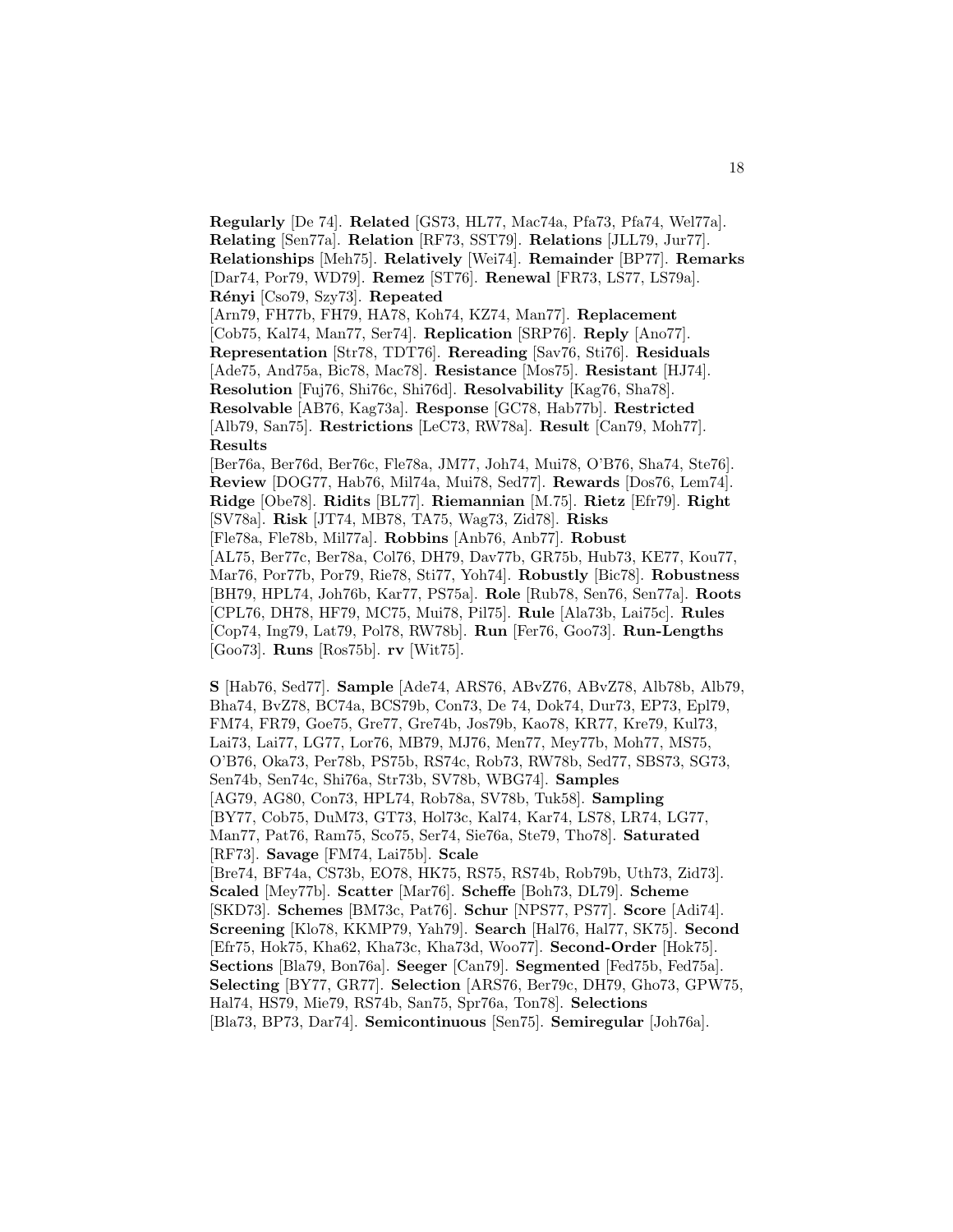**Regularly** [De 74]. **Related** [GS73, HL77, Mac74a, Pfa73, Pfa74, Wel77a]. **Relating** [Sen77a]. **Relation** [RF73, SST79]. **Relations** [JLL79, Jur77]. **Relationships** [Meh75]. **Relatively** [Wei74]. **Remainder** [BP77]. **Remarks** [Dar74, Por79, WD79]. **Remez** [ST76]. **Renewal** [FR73, LS77, LS79a]. **Rényi** [Cso79, Szy73]. **Repeated** [Arn79, FH77b, FH79, HA78, Koh74, KZ74, Man77]. **Replacement** [Cob75, Kal74, Man77, Ser74]. **Replication** [SRP76]. **Reply** [Ano77]. **Representation** [Str78, TDT76]. **Rereading** [Sav76, Sti76]. **Residuals** [Ade75, And75a, Bic78, Mac78]. **Resistance** [Mos75]. **Resistant** [HJ74]. **Resolution** [Fuj76, Shi76c, Shi76d]. **Resolvability** [Kag76, Sha78]. **Resolvable** [AB76, Kag73a]. **Response** [GC78, Hab77b]. **Restricted** [Alb79, San75]. **Restrictions** [LeC73, RW78a]. **Result** [Can79, Moh77]. **Results** [Ber76a, Ber76d, Ber76c, Fle78a, JM77, Joh74, Mui78, O'B76, Sha74, Ste76]. **Review** [DOG77, Hab76, Mil74a, Mui78, Sed77]. **Rewards** [Dos76, Lem74]. **Ridge** [Obe78]. **Ridits** [BL77]. **Riemannian** [M.75]. **Rietz** [Efr79]. **Right** [SV78a]. **Risk** [JT74, MB78, TA75, Wag73, Zid78]. **Risks** [Fle78a, Fle78b, Mil77a]. **Robbins** [Anb76, Anb77]. **Robust** [AL75, Ber77c, Ber78a, Col76, DH79, Dav77b, GR75b, Hub73, KE77, Kou77, Mar76, Por77b, Por79, Rie78, Sti77, Yoh74]. **Robustly** [Bic78]. **Robustness** [BH79, HPL74, Joh76b, Kar77, PS75a]. **Role** [Rub78, Sen76, Sen77a]. **Roots** [CPL76, DH78, HF79, MC75, Mui78, Pil75]. **Rule** [Ala73b, Lai75c]. **Rules** [Cop74, Ing79, Lat79, Pol78, RW78b]. **Run** [Fer76, Goo73]. **Run-Lengths** [Goo73]. **Runs** [Ros75b]. **rv** [Wit75].

**S** [Hab76, Sed77]. **Sample** [Ade74, ARS76, ABvZ76, ABvZ78, Alb78b, Alb79, Bha74, BvZ78, BC74a, BCS79b, Con73, De 74, Dok74, Dur73, EP73, Epl79, FM74, FR79, Goe75, Gre77, Gre74b, Jos79b, Kao78, KR77, Kre79, Kul73, Lai73, Lai77, LG77, Lor76, MB79, MJ76, Men77, Mey77b, Moh77, MS75, O'B76, Oka73, Per78b, PS75b, RS74c, Rob73, RW78b, Sed77, SBS73, SG73, Sen74b, Sen74c, Shi76a, Str73b, SV78b, WBG74]. **Samples** [AG79, AG80, Con73, HPL74, Rob78a, SV78b, Tuk58]. **Sampling** [BY77, Cob75, DuM73, GT73, Hol73c, Kal74, Kar74, LS78, LR74, LG77, Man77, Pat76, Ram75, Sco75, Ser74, Sie76a, Ste79, Tho78]. **Saturated** [RF73]. **Savage** [FM74, Lai75b]. **Scale** [Bre74, BF74a, CS73b, EO78, HK75, RS75, RS74b, Rob79b, Uth73, Zid73]. **Scaled** [Mey77b]. **Scatter** [Mar76]. **Scheffe** [Boh73, DL79]. **Scheme** [SKD73]. **Schemes** [BM73c, Pat76]. **Schur** [NPS77, PS77]. **Score** [Adi74]. **Screening** [Klo78, KKMP79, Yah79]. **Search** [Hal76, Hal77, SK75]. **Second** [Efr75, Hok75, Kha62, Kha73c, Kha73d, Woo77]. **Second-Order** [Hok75]. **Sections** [Bla79, Bon76a]. **Seeger** [Can79]. **Segmented** [Fed75b, Fed75a]. **Selecting** [BY77, GR77]. **Selection** [ARS76, Ber79c, DH79, Gho73, GPW75, Hal74, HS79, Mie79, RS74b, San75, Spr76a, Ton78]. **Selections** [Bla73, BP73, Dar74]. **Semicontinuous** [Sen75]. **Semiregular** [Joh76a].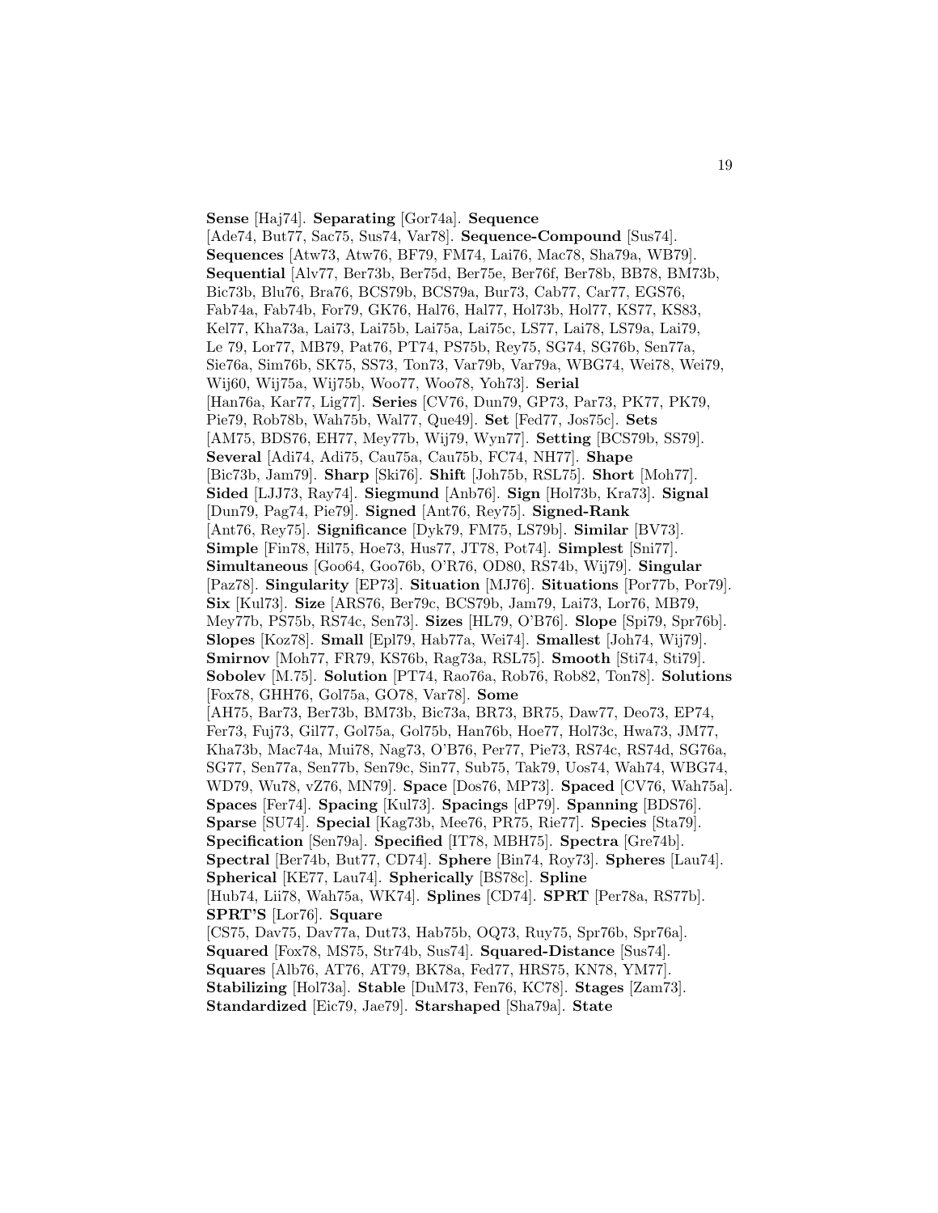**Sense** [Haj74]. **Separating** [Gor74a]. **Sequence** [Ade74, But77, Sac75, Sus74, Var78]. **Sequence-Compound** [Sus74]. **Sequences** [Atw73, Atw76, BF79, FM74, Lai76, Mac78, Sha79a, WB79]. **Sequential** [Alv77, Ber73b, Ber75d, Ber75e, Ber76f, Ber78b, BB78, BM73b, Bic73b, Blu76, Bra76, BCS79b, BCS79a, Bur73, Cab77, Car77, EGS76, Fab74a, Fab74b, For79, GK76, Hal76, Hal77, Hol73b, Hol77, KS77, KS83, Kel77, Kha73a, Lai73, Lai75b, Lai75a, Lai75c, LS77, Lai78, LS79a, Lai79, Le 79, Lor77, MB79, Pat76, PT74, PS75b, Rey75, SG74, SG76b, Sen77a, Sie76a, Sim76b, SK75, SS73, Ton73, Var79b, Var79a, WBG74, Wei78, Wei79, Wij60, Wij75a, Wij75b, Woo77, Woo78, Yoh73]. **Serial** [Han76a, Kar77, Lig77]. **Series** [CV76, Dun79, GP73, Par73, PK77, PK79, Pie79, Rob78b, Wah75b, Wal77, Que49]. **Set** [Fed77, Jos75c]. **Sets** [AM75, BDS76, EH77, Mey77b, Wij79, Wyn77]. **Setting** [BCS79b, SS79]. **Several** [Adi74, Adi75, Cau75a, Cau75b, FC74, NH77]. **Shape** [Bic73b, Jam79]. **Sharp** [Ski76]. **Shift** [Joh75b, RSL75]. **Short** [Moh77]. **Sided** [LJJ73, Ray74]. **Siegmund** [Anb76]. **Sign** [Hol73b, Kra73]. **Signal** [Dun79, Pag74, Pie79]. **Signed** [Ant76, Rey75]. **Signed-Rank** [Ant76, Rey75]. **Significance** [Dyk79, FM75, LS79b]. **Similar** [BV73]. **Simple** [Fin78, Hil75, Hoe73, Hus77, JT78, Pot74]. **Simplest** [Sni77]. **Simultaneous** [Goo64, Goo76b, O'R76, OD80, RS74b, Wij79]. **Singular** [Paz78]. **Singularity** [EP73]. **Situation** [MJ76]. **Situations** [Por77b, Por79]. **Six** [Kul73]. **Size** [ARS76, Ber79c, BCS79b, Jam79, Lai73, Lor76, MB79, Mey77b, PS75b, RS74c, Sen73]. **Sizes** [HL79, O'B76]. **Slope** [Spi79, Spr76b]. **Slopes** [Koz78]. **Small** [Epl79, Hab77a, Wei74]. **Smallest** [Joh74, Wij79]. **Smirnov** [Moh77, FR79, KS76b, Rag73a, RSL75]. **Smooth** [Sti74, Sti79]. **Sobolev** [M.75]. **Solution** [PT74, Rao76a, Rob76, Rob82, Ton78]. **Solutions** [Fox78, GHH76, Gol75a, GO78, Var78]. **Some** [AH75, Bar73, Ber73b, BM73b, Bic73a, BR73, BR75, Daw77, Deo73, EP74, Fer73, Fuj73, Gil77, Gol75a, Gol75b, Han76b, Hoe77, Hol73c, Hwa73, JM77, Kha73b, Mac74a, Mui78, Nag73, O'B76, Per77, Pie73, RS74c, RS74d, SG76a, SG77, Sen77a, Sen77b, Sen79c, Sin77, Sub75, Tak79, Uos74, Wah74, WBG74, WD79, Wu78, vZ76, MN79]. **Space** [Dos76, MP73]. **Spaced** [CV76, Wah75a]. **Spaces** [Fer74]. **Spacing** [Kul73]. **Spacings** [dP79]. **Spanning** [BDS76]. **Sparse** [SU74]. **Special** [Kag73b, Mee76, PR75, Rie77]. **Species** [Sta79]. **Specification** [Sen79a]. **Specified** [IT78, MBH75]. **Spectra** [Gre74b]. **Spectral** [Ber74b, But77, CD74]. **Sphere** [Bin74, Roy73]. **Spheres** [Lau74]. **Spherical** [KE77, Lau74]. **Spherically** [BS78c]. **Spline** [Hub74, Lii78, Wah75a, WK74]. **Splines** [CD74]. **SPRT** [Per78a, RS77b]. **SPRT'S** [Lor76]. **Square** [CS75, Dav75, Dav77a, Dut73, Hab75b, OQ73, Ruy75, Spr76b, Spr76a]. **Squared** [Fox78, MS75, Str74b, Sus74]. **Squared-Distance** [Sus74]. **Squares** [Alb76, AT76, AT79, BK78a, Fed77, HRS75, KN78, YM77]. **Stabilizing** [Hol73a]. **Stable** [DuM73, Fen76, KC78]. **Stages** [Zam73]. **Standardized** [Eic79, Jae79]. **Starshaped** [Sha79a]. **State**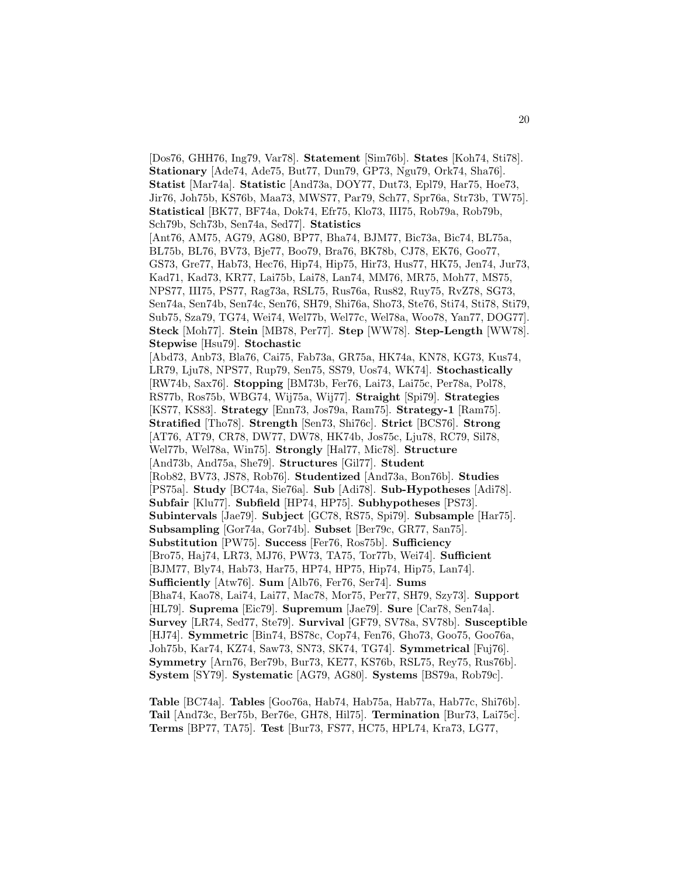[Dos76, GHH76, Ing79, Var78]. **Statement** [Sim76b]. **States** [Koh74, Sti78]. **Stationary** [Ade74, Ade75, But77, Dun79, GP73, Ngu79, Ork74, Sha76]. **Statist** [Mar74a]. **Statistic** [And73a, DOY77, Dut73, Epl79, Har75, Hoe73, Jir76, Joh75b, KS76b, Maa73, MWS77, Par79, Sch77, Spr76a, Str73b, TW75]. **Statistical** [BK77, BF74a, Dok74, Efr75, Klo73, III75, Rob79a, Rob79b, Sch79b, Sch73b, Sen74a, Sed77]. **Statistics** [Ant76, AM75, AG79, AG80, BP77, Bha74, BJM77, Bic73a, Bic74, BL75a, BL75b, BL76, BV73, Bje77, Boo79, Bra76, BK78b, CJ78, EK76, Goo77, GS73, Gre77, Hab73, Hec76, Hip74, Hip75, Hir73, Hus77, HK75, Jen74, Jur73, Kad71, Kad73, KR77, Lai75b, Lai78, Lan74, MM76, MR75, Moh77, MS75, NPS77, III75, PS77, Rag73a, RSL75, Rus76a, Rus82, Ruy75, RvZ78, SG73, Sen74a, Sen74b, Sen74c, Sen76, SH79, Shi76a, Sho73, Ste76, Sti74, Sti78, Sti79, Sub75, Sza79, TG74, Wei74, Wel77b, Wel77c, Wel78a, Woo78, Yan77, DOG77]. **Steck** [Moh77]. **Stein** [MB78, Per77]. **Step** [WW78]. **Step-Length** [WW78]. **Stepwise** [Hsu79]. **Stochastic** [Abd73, Anb73, Bla76, Cai75, Fab73a, GR75a, HK74a, KN78, KG73, Kus74, LR79, Lju78, NPS77, Rup79, Sen75, SS79, Uos74, WK74]. **Stochastically** [RW74b, Sax76]. **Stopping** [BM73b, Fer76, Lai73, Lai75c, Per78a, Pol78, RS77b, Ros75b, WBG74, Wij75a, Wij77]. **Straight** [Spi79]. **Strategies** [KS77, KS83]. **Strategy** [Enn73, Jos79a, Ram75]. **Strategy-1** [Ram75]. **Stratified** [Tho78]. **Strength** [Sen73, Shi76c]. **Strict** [BCS76]. **Strong** [AT76, AT79, CR78, DW77, DW78, HK74b, Jos75c, Lju78, RC79, Sil78, Wel77b, Wel78a, Win75]. **Strongly** [Hal77, Mic78]. **Structure** [And73b, And75a, She79]. **Structures** [Gil77]. **Student** [Rob82, BV73, JS78, Rob76]. **Studentized** [And73a, Bon76b]. **Studies** [PS75a]. **Study** [BC74a, Sie76a]. **Sub** [Adi78]. **Sub-Hypotheses** [Adi78]. **Subfair** [Klu77]. **Subfield** [HP74, HP75]. **Subhypotheses** [PS73]. **Subintervals** [Jae79]. **Subject** [GC78, RS75, Spi79]. **Subsample** [Har75]. **Subsampling** [Gor74a, Gor74b]. **Subset** [Ber79c, GR77, San75]. **Substitution** [PW75]. **Success** [Fer76, Ros75b]. **Sufficiency** [Bro75, Haj74, LR73, MJ76, PW73, TA75, Tor77b, Wei74]. **Sufficient** [BJM77, Bly74, Hab73, Har75, HP74, HP75, Hip74, Hip75, Lan74]. **Sufficiently** [Atw76]. **Sum** [Alb76, Fer76, Ser74]. **Sums** [Bha74, Kao78, Lai74, Lai77, Mac78, Mor75, Per77, SH79, Szy73]. **Support** [HL79]. **Suprema** [Eic79]. **Supremum** [Jae79]. **Sure** [Car78, Sen74a]. **Survey** [LR74, Sed77, Ste79]. **Survival** [GF79, SV78a, SV78b]. **Susceptible** [HJ74]. **Symmetric** [Bin74, BS78c, Cop74, Fen76, Gho73, Goo75, Goo76a, Joh75b, Kar74, KZ74, Saw73, SN73, SK74, TG74]. **Symmetrical** [Fuj76]. **Symmetry** [Arn76, Ber79b, Bur73, KE77, KS76b, RSL75, Rey75, Rus76b]. **System** [SY79]. **Systematic** [AG79, AG80]. **Systems** [BS79a, Rob79c].

**Table** [BC74a]. **Tables** [Goo76a, Hab74, Hab75a, Hab77a, Hab77c, Shi76b]. **Tail** [And73c, Ber75b, Ber76e, GH78, Hil75]. **Termination** [Bur73, Lai75c]. **Terms** [BP77, TA75]. **Test** [Bur73, FS77, HC75, HPL74, Kra73, LG77,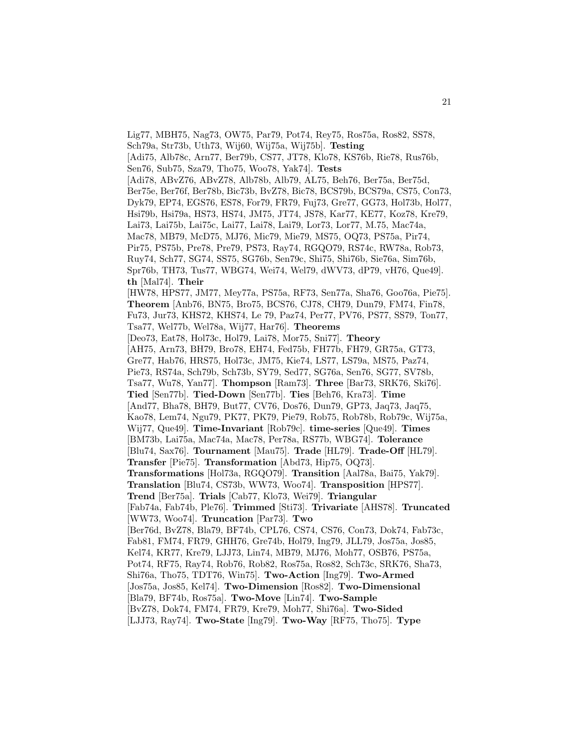Lig77, MBH75, Nag73, OW75, Par79, Pot74, Rey75, Ros75a, Ros82, SS78, Sch79a, Str73b, Uth73, Wij60, Wij75a, Wij75b]. **Testing** [Adi75, Alb78c, Arn77, Ber79b, CS77, JT78, Klo78, KS76b, Rie78, Rus76b, Sen76, Sub75, Sza79, Tho75, Woo78, Yak74]. **Tests** [Adi78, ABvZ76, ABvZ78, Alb78b, Alb79, AL75, Beh76, Ber75a, Ber75d, Ber75e, Ber76f, Ber78b, Bic73b, BvZ78, Bic78, BCS79b, BCS79a, CS75, Con73, Dyk79, EP74, EGS76, ES78, For79, FR79, Fuj73, Gre77, GG73, Hol73b, Hol77, Hsi79b, Hsi79a, HS73, HS74, JM75, JT74, JS78, Kar77, KE77, Koz78, Kre79, Lai73, Lai75b, Lai75c, Lai77, Lai78, Lai79, Lor73, Lor77, M.75, Mac74a, Mac78, MB79, McD75, MJ76, Mic79, Mie79, MS75, OQ73, PS75a, Pir74, Pir75, PS75b, Pre78, Pre79, PS73, Ray74, RGQO79, RS74c, RW78a, Rob73, Ruy74, Sch77, SG74, SS75, SG76b, Sen79c, Shi75, Shi76b, Sie76a, Sim76b, Spr76b, TH73, Tus77, WBG74, Wei74, Wel79, dWV73, dP79, vH76, Que49]. **th** [Mal74]. **Their** [HW78, HPS77, JM77, Mey77a, PS75a, RF73, Sen77a, Sha76, Goo76a, Pie75]. **Theorem** [Anb76, BN75, Bro75, BCS76, CJ78, CH79, Dun79, FM74, Fin78, Fu73, Jur73, KHS72, KHS74, Le 79, Paz74, Per77, PV76, PS77, SS79, Ton77, Tsa77, Wel77b, Wel78a, Wij77, Har76]. **Theorems** [Deo73, Eat78, Hol73c, Hol79, Lai78, Mor75, Sni77]. **Theory** [AH75, Arn73, BH79, Bro78, EH74, Fed75b, FH77b, FH79, GR75a, GT73, Gre77, Hab76, HRS75, Hol73c, JM75, Kie74, LS77, LS79a, MS75, Paz74, Pie73, RS74a, Sch79b, Sch73b, SY79, Sed77, SG76a, Sen76, SG77, SV78b, Tsa77, Wu78, Yan77]. **Thompson** [Ram73]. **Three** [Bar73, SRK76, Ski76]. **Tied** [Sen77b]. **Tied-Down** [Sen77b]. **Ties** [Beh76, Kra73]. **Time** [And77, Bha78, BH79, But77, CV76, Dos76, Dun79, GP73, Jaq73, Jaq75, Kao78, Lem74, Ngu79, PK77, PK79, Pie79, Rob75, Rob78b, Rob79c, Wij75a, Wij77, Que49]. **Time-Invariant** [Rob79c]. **time-series** [Que49]. **Times** [BM73b, Lai75a, Mac74a, Mac78, Per78a, RS77b, WBG74]. **Tolerance** [Blu74, Sax76]. **Tournament** [Mau75]. **Trade** [HL79]. **Trade-Off** [HL79]. **Transfer** [Pie75]. **Transformation** [Abd73, Hip75, OQ73]. **Transformations** [Hol73a, RGQO79]. **Transition** [Aal78a, Bai75, Yak79]. **Translation** [Blu74, CS73b, WW73, Woo74]. **Transposition** [HPS77]. **Trend** [Ber75a]. **Trials** [Cab77, Klo73, Wei79]. **Triangular** [Fab74a, Fab74b, Ple76]. **Trimmed** [Sti73]. **Trivariate** [AHS78]. **Truncated** [WW73, Woo74]. **Truncation** [Par73]. **Two** [Ber76d, BvZ78, Bla79, BF74b, CPL76, CS74, CS76, Con73, Dok74, Fab73c, Fab81, FM74, FR79, GHH76, Gre74b, Hol79, Ing79, JLL79, Jos75a, Jos85, Kel74, KR77, Kre79, LJJ73, Lin74, MB79, MJ76, Moh77, OSB76, PS75a, Pot74, RF75, Ray74, Rob76, Rob82, Ros75a, Ros82, Sch73c, SRK76, Sha73, Shi76a, Tho75, TDT76, Win75]. **Two-Action** [Ing79]. **Two-Armed** [Jos75a, Jos85, Kel74]. **Two-Dimension** [Ros82]. **Two-Dimensional** [Bla79, BF74b, Ros75a]. **Two-Move** [Lin74]. **Two-Sample** [BvZ78, Dok74, FM74, FR79, Kre79, Moh77, Shi76a]. **Two-Sided** [LJJ73, Ray74]. **Two-State** [Ing79]. **Two-Way** [RF75, Tho75]. **Type**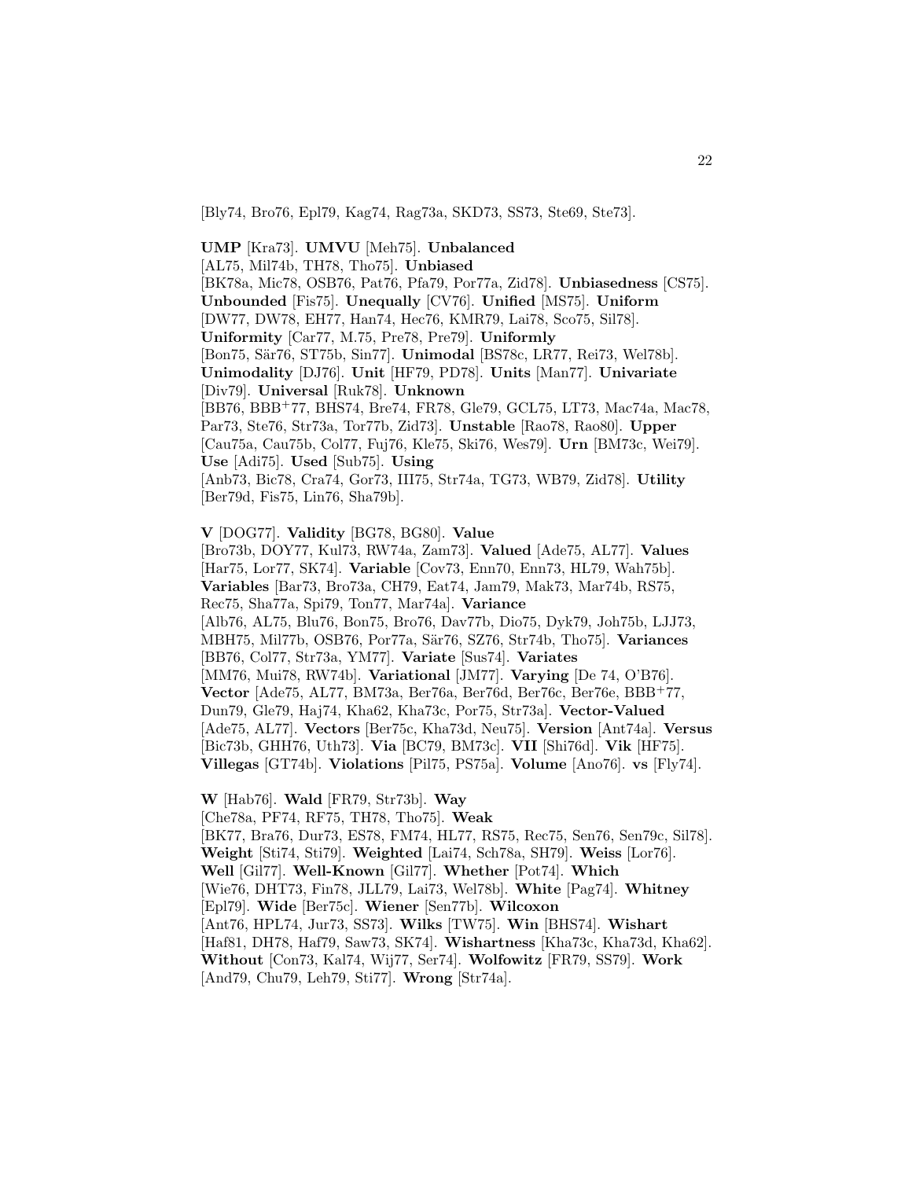[Bly74, Bro76, Epl79, Kag74, Rag73a, SKD73, SS73, Ste69, Ste73].

**UMP** [Kra73]. **UMVU** [Meh75]. **Unbalanced** [AL75, Mil74b, TH78, Tho75]. **Unbiased** [BK78a, Mic78, OSB76, Pat76, Pfa79, Por77a, Zid78]. **Unbiasedness** [CS75]. **Unbounded** [Fis75]. **Unequally** [CV76]. **Unified** [MS75]. **Uniform** [DW77, DW78, EH77, Han74, Hec76, KMR79, Lai78, Sco75, Sil78]. **Uniformity** [Car77, M.75, Pre78, Pre79]. **Uniformly** [Bon75, Sär76, ST75b, Sin77]. **Unimodal** [BS78c, LR77, Rei73, Wel78b]. **Unimodality** [DJ76]. **Unit** [HF79, PD78]. **Units** [Man77]. **Univariate** [Div79]. **Universal** [Ruk78]. **Unknown** [BB76, BBB+77, BHS74, Bre74, FR78, Gle79, GCL75, LT73, Mac74a, Mac78, Par73, Ste76, Str73a, Tor77b, Zid73]. **Unstable** [Rao78, Rao80]. **Upper** [Cau75a, Cau75b, Col77, Fuj76, Kle75, Ski76, Wes79]. **Urn** [BM73c, Wei79]. **Use** [Adi75]. **Used** [Sub75]. **Using** [Anb73, Bic78, Cra74, Gor73, III75, Str74a, TG73, WB79, Zid78]. **Utility** [Ber79d, Fis75, Lin76, Sha79b].

**V** [DOG77]. **Validity** [BG78, BG80]. **Value** [Bro73b, DOY77, Kul73, RW74a, Zam73]. **Valued** [Ade75, AL77]. **Values** [Har75, Lor77, SK74]. **Variable** [Cov73, Enn70, Enn73, HL79, Wah75b]. **Variables** [Bar73, Bro73a, CH79, Eat74, Jam79, Mak73, Mar74b, RS75, Rec75, Sha77a, Spi79, Ton77, Mar74a]. **Variance** [Alb76, AL75, Blu76, Bon75, Bro76, Dav77b, Dio75, Dyk79, Joh75b, LJJ73, MBH75, Mil77b, OSB76, Por77a, Sär76, SZ76, Str74b, Tho75]. **Variances** [BB76, Col77, Str73a, YM77]. **Variate** [Sus74]. **Variates** [MM76, Mui78, RW74b]. **Variational** [JM77]. **Varying** [De 74, O'B76]. **Vector** [Ade75, AL77, BM73a, Ber76a, Ber76d, Ber76c, Ber76e, BBB+77, Dun79, Gle79, Haj74, Kha62, Kha73c, Por75, Str73a]. **Vector-Valued** [Ade75, AL77]. **Vectors** [Ber75c, Kha73d, Neu75]. **Version** [Ant74a]. **Versus** [Bic73b, GHH76, Uth73]. **Via** [BC79, BM73c]. **VII** [Shi76d]. **Vik** [HF75]. **Villegas** [GT74b]. **Violations** [Pil75, PS75a]. **Volume** [Ano76]. **vs** [Fly74].

**W** [Hab76]. **Wald** [FR79, Str73b]. **Way** [Che78a, PF74, RF75, TH78, Tho75]. **Weak** [BK77, Bra76, Dur73, ES78, FM74, HL77, RS75, Rec75, Sen76, Sen79c, Sil78]. **Weight** [Sti74, Sti79]. **Weighted** [Lai74, Sch78a, SH79]. **Weiss** [Lor76]. **Well** [Gil77]. **Well-Known** [Gil77]. **Whether** [Pot74]. **Which** [Wie76, DHT73, Fin78, JLL79, Lai73, Wel78b]. **White** [Pag74]. **Whitney** [Epl79]. **Wide** [Ber75c]. **Wiener** [Sen77b]. **Wilcoxon** [Ant76, HPL74, Jur73, SS73]. **Wilks** [TW75]. **Win** [BHS74]. **Wishart** [Haf81, DH78, Haf79, Saw73, SK74]. **Wishartness** [Kha73c, Kha73d, Kha62]. **Without** [Con73, Kal74, Wij77, Ser74]. **Wolfowitz** [FR79, SS79]. **Work** [And79, Chu79, Leh79, Sti77]. **Wrong** [Str74a].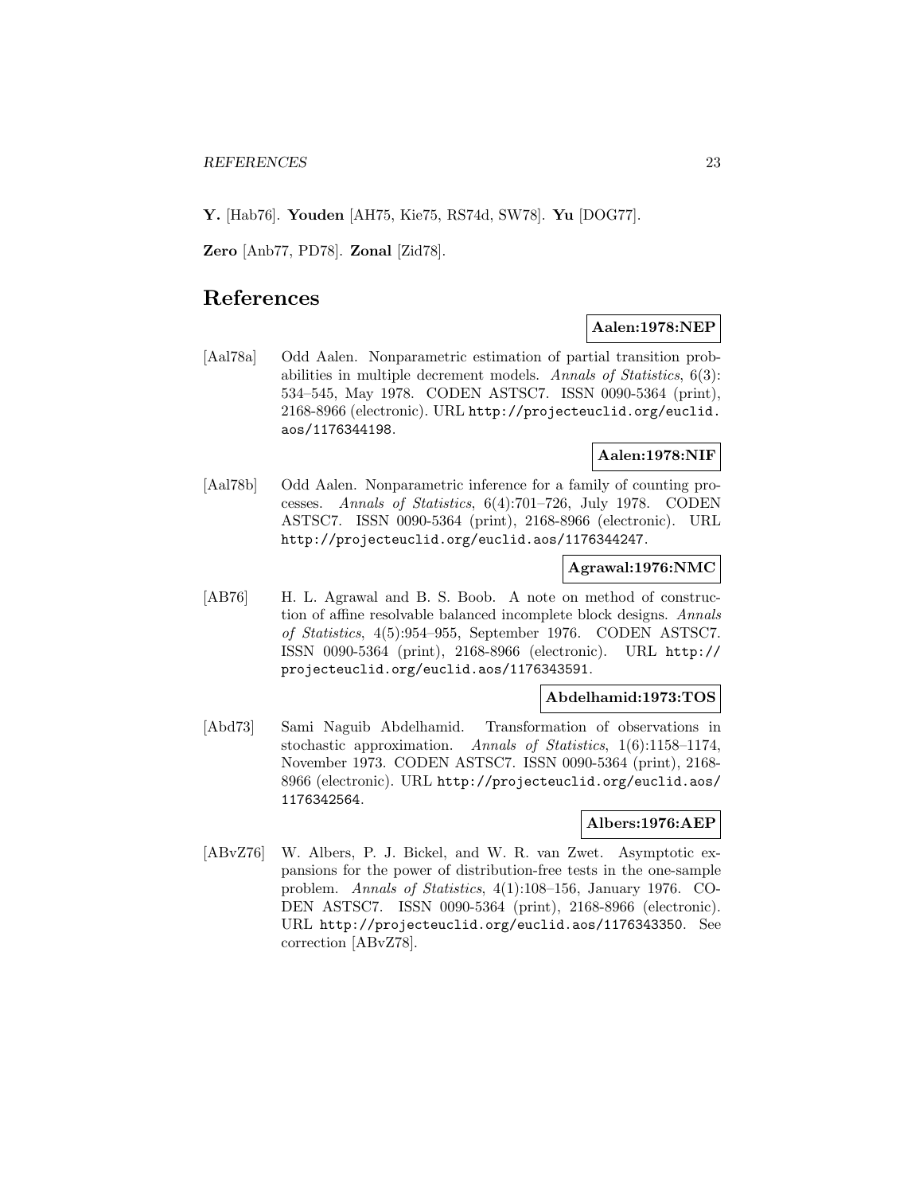**Y.** [Hab76]. **Youden** [AH75, Kie75, RS74d, SW78]. **Yu** [DOG77].

**Zero** [Anb77, PD78]. **Zonal** [Zid78].

# References

**Aalen:1978:NEP**

[Aal78a] Odd Aalen. Nonparametric estimation of partial transition probabilities in multiple decrement models. *Annals of Statistics*, 6(3): 534–545, May 1978. CODEN ASTSC7. ISSN 0090-5364 (print), 2168-8966 (electronic). URL http://projecteuclid.org/euclid.aos/1176344198.

**Aalen:1978:NIF**

[Aal78b] Odd Aalen. Nonparametric inference for a family of counting processes. *Annals of Statistics*, 6(4):701–726, July 1978. CODEN ASTSC7. ISSN 0090-5364 (print), 2168-8966 (electronic). URL http://projecteuclid.org/euclid.aos/1176344247.

**Agrawal:1976:NMC**

[AB76] H. L. Agrawal and B. S. Boob. A note on method of construction of affine resolvable balanced incomplete block designs. *Annals of Statistics*, 4(5):954–955, September 1976. CODEN ASTSC7. ISSN 0090-5364 (print), 2168-8966 (electronic). URL http://projecteuclid.org/euclid.aos/1176343591.

**Abdelhamid:1973:TOS**

[Abd73] Sami Naguib Abdelhamid. Transformation of observations in stochastic approximation. *Annals of Statistics*, 1(6):1158–1174, November 1973. CODEN ASTSC7. ISSN 0090-5364 (print), 2168-8966 (electronic). URL http://projecteuclid.org/euclid.aos/1176342564.

**Albers:1976:AEP**

[ABvZ76] W. Albers, P. J. Bickel, and W. R. van Zwet. Asymptotic expansions for the power of distribution-free tests in the one-sample problem. *Annals of Statistics*, 4(1):108–156, January 1976. CODEN ASTSC7. ISSN 0090-5364 (print), 2168-8966 (electronic). URL http://projecteuclid.org/euclid.aos/1176343350. See correction [ABvZ78].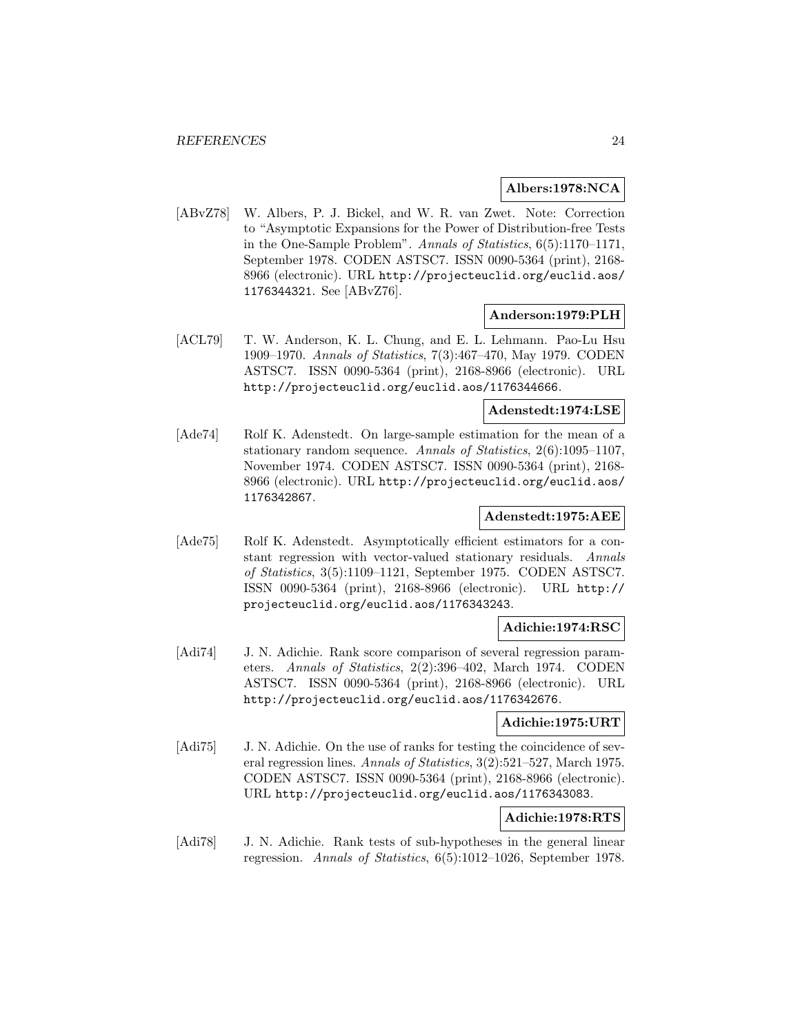**Albers:1978:NCA**

[ABvZ78] W. Albers, P. J. Bickel, and W. R. van Zwet. Note: Correction to "Asymptotic Expansions for the Power of Distribution-free Tests in the One-Sample Problem". *Annals of Statistics*, 6(5):1170–1171, September 1978. CODEN ASTSC7. ISSN 0090-5364 (print), 2168-8966 (electronic). URL http://projecteuclid.org/euclid.aos/1176344321. See [ABvZ76].

**Anderson:1979:PLH**

[ACL79] T. W. Anderson, K. L. Chung, and E. L. Lehmann. Pao-Lu Hsu 1909–1970. *Annals of Statistics*, 7(3):467–470, May 1979. CODEN ASTSC7. ISSN 0090-5364 (print), 2168-8966 (electronic). URL http://projecteuclid.org/euclid.aos/1176344666.

**Adenstedt:1974:LSE**

[Ade74] Rolf K. Adenstedt. On large-sample estimation for the mean of a stationary random sequence. *Annals of Statistics*, 2(6):1095–1107, November 1974. CODEN ASTSC7. ISSN 0090-5364 (print), 2168-8966 (electronic). URL http://projecteuclid.org/euclid.aos/1176342867.

**Adenstedt:1975:AEE**

[Ade75] Rolf K. Adenstedt. Asymptotically efficient estimators for a constant regression with vector-valued stationary residuals. *Annals of Statistics*, 3(5):1109–1121, September 1975. CODEN ASTSC7. ISSN 0090-5364 (print), 2168-8966 (electronic). URL http://projecteuclid.org/euclid.aos/1176343243.

**Adichie:1974:RSC**

[Adi74] J. N. Adichie. Rank score comparison of several regression parameters. *Annals of Statistics*, 2(2):396–402, March 1974. CODEN ASTSC7. ISSN 0090-5364 (print), 2168-8966 (electronic). URL http://projecteuclid.org/euclid.aos/1176342676.

**Adichie:1975:URT**

[Adi75] J. N. Adichie. On the use of ranks for testing the coincidence of several regression lines. *Annals of Statistics*, 3(2):521–527, March 1975. CODEN ASTSC7. ISSN 0090-5364 (print), 2168-8966 (electronic). URL http://projecteuclid.org/euclid.aos/1176343083.

**Adichie:1978:RTS**

[Adi78] J. N. Adichie. Rank tests of sub-hypotheses in the general linear regression. *Annals of Statistics*, 6(5):1012–1026, September 1978.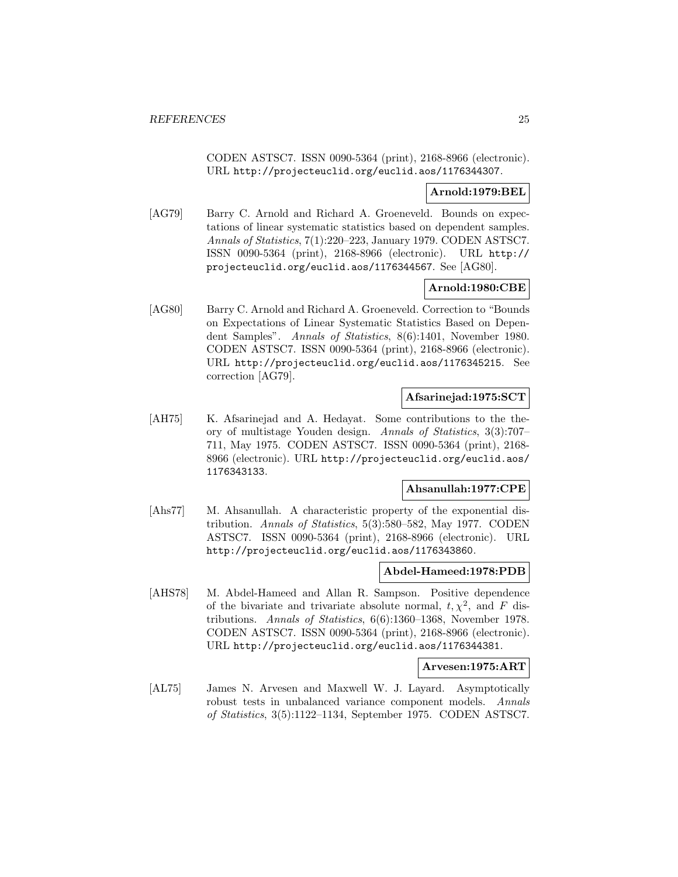CODEN ASTSC7. ISSN 0090-5364 (print), 2168-8966 (electronic). URL http://projecteuclid.org/euclid.aos/1176344307.

**Arnold:1979:BEL**

[AG79] Barry C. Arnold and Richard A. Groeneveld. Bounds on expectations of linear systematic statistics based on dependent samples. *Annals of Statistics*, 7(1):220–223, January 1979. CODEN ASTSC7. ISSN 0090-5364 (print), 2168-8966 (electronic). URL http://projecteuclid.org/euclid.aos/1176344567. See [AG80].

**Arnold:1980:CBE**

[AG80] Barry C. Arnold and Richard A. Groeneveld. Correction to "Bounds on Expectations of Linear Systematic Statistics Based on Dependent Samples". *Annals of Statistics*, 8(6):1401, November 1980. CODEN ASTSC7. ISSN 0090-5364 (print), 2168-8966 (electronic). URL http://projecteuclid.org/euclid.aos/1176345215. See correction [AG79].

**Afsarinejad:1975:SCT**

[AH75] K. Afsarinejad and A. Hedayat. Some contributions to the theory of multistage Youden design. *Annals of Statistics*, 3(3):707–711, May 1975. CODEN ASTSC7. ISSN 0090-5364 (print), 2168-8966 (electronic). URL http://projecteuclid.org/euclid.aos/1176343133.

**Ahsanullah:1977:CPE**

[Ahs77] M. Ahsanullah. A characteristic property of the exponential distribution. *Annals of Statistics*, 5(3):580–582, May 1977. CODEN ASTSC7. ISSN 0090-5364 (print), 2168-8966 (electronic). URL http://projecteuclid.org/euclid.aos/1176343860.

**Abdel-Hameed:1978:PDB**

[AHS78] M. Abdel-Hameed and Allan R. Sampson. Positive dependence of the bivariate and trivariate absolute normal, $t, \chi^2$, and $F$ distributions. *Annals of Statistics*, 6(6):1360–1368, November 1978. CODEN ASTSC7. ISSN 0090-5364 (print), 2168-8966 (electronic). URL http://projecteuclid.org/euclid.aos/1176344381.

**Arvesen:1975:ART**

[AL75] James N. Arvesen and Maxwell W. J. Layard. Asymptotically robust tests in unbalanced variance component models. *Annals of Statistics*, 3(5):1122–1134, September 1975. CODEN ASTSC7.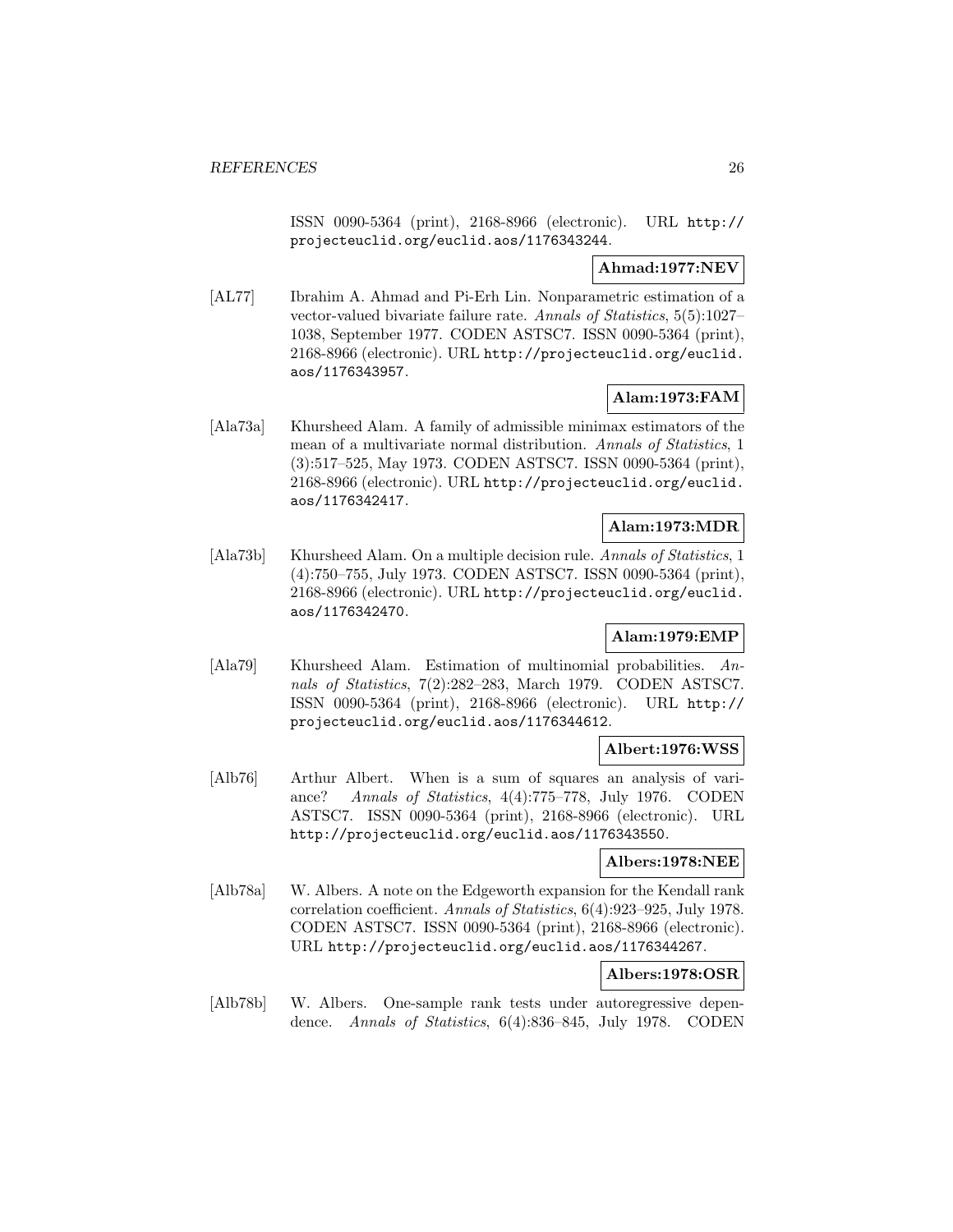ISSN 0090-5364 (print), 2168-8966 (electronic). URL http://projecteuclid.org/euclid.aos/1176343244.

**Ahmad:1977:NEV**

[AL77] Ibrahim A. Ahmad and Pi-Erh Lin. Nonparametric estimation of a vector-valued bivariate failure rate. *Annals of Statistics*, 5(5):1027–1038, September 1977. CODEN ASTSC7. ISSN 0090-5364 (print), 2168-8966 (electronic). URL http://projecteuclid.org/euclid.aos/1176343957.

**Alam:1973:FAM**

[Ala73a] Khursheed Alam. A family of admissible minimax estimators of the mean of a multivariate normal distribution. *Annals of Statistics*, 1 (3):517–525, May 1973. CODEN ASTSC7. ISSN 0090-5364 (print), 2168-8966 (electronic). URL http://projecteuclid.org/euclid.aos/1176342417.

**Alam:1973:MDR**

[Ala73b] Khursheed Alam. On a multiple decision rule. *Annals of Statistics*, 1 (4):750–755, July 1973. CODEN ASTSC7. ISSN 0090-5364 (print), 2168-8966 (electronic). URL http://projecteuclid.org/euclid.aos/1176342470.

**Alam:1979:EMP**

[Ala79] Khursheed Alam. Estimation of multinomial probabilities. *Annals of Statistics*, 7(2):282–283, March 1979. CODEN ASTSC7. ISSN 0090-5364 (print), 2168-8966 (electronic). URL http://projecteuclid.org/euclid.aos/1176344612.

**Albert:1976:WSS**

[Alb76] Arthur Albert. When is a sum of squares an analysis of variance? *Annals of Statistics*, 4(4):775–778, July 1976. CODEN ASTSC7. ISSN 0090-5364 (print), 2168-8966 (electronic). URL http://projecteuclid.org/euclid.aos/1176343550.

**Albers:1978:NEE**

[Alb78a] W. Albers. A note on the Edgeworth expansion for the Kendall rank correlation coefficient. *Annals of Statistics*, 6(4):923–925, July 1978. CODEN ASTSC7. ISSN 0090-5364 (print), 2168-8966 (electronic). URL http://projecteuclid.org/euclid.aos/1176344267.

**Albers:1978:OSR**

[Alb78b] W. Albers. One-sample rank tests under autoregressive dependence. *Annals of Statistics*, 6(4):836–845, July 1978. CODEN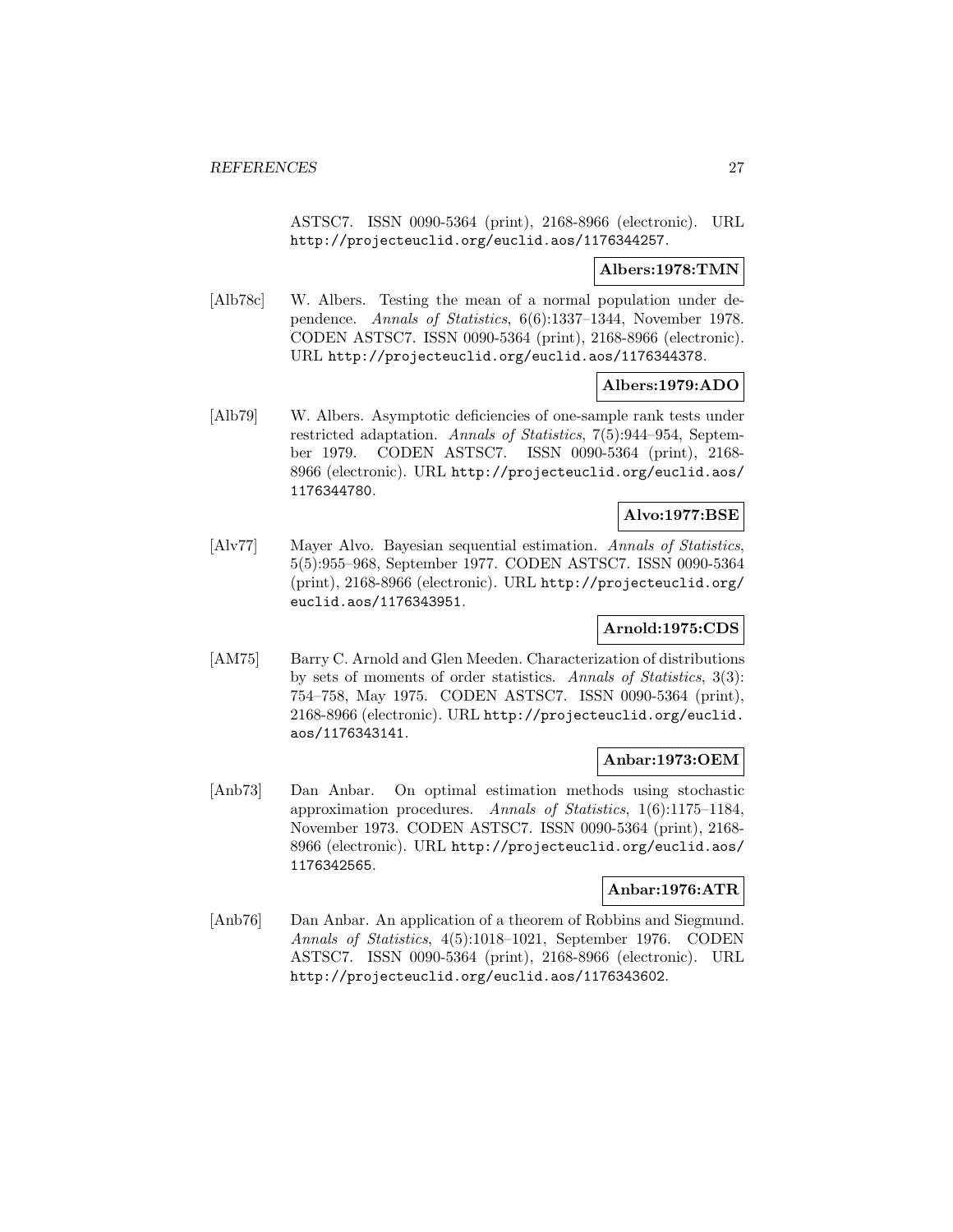ASTSC7. ISSN 0090-5364 (print), 2168-8966 (electronic). URL http://projecteuclid.org/euclid.aos/1176344257.

**Albers:1978:TMN**

[Alb78c] W. Albers. Testing the mean of a normal population under dependence. *Annals of Statistics*, 6(6):1337–1344, November 1978. CODEN ASTSC7. ISSN 0090-5364 (print), 2168-8966 (electronic). URL http://projecteuclid.org/euclid.aos/1176344378.

**Albers:1979:ADO**

[Alb79] W. Albers. Asymptotic deficiencies of one-sample rank tests under restricted adaptation. *Annals of Statistics*, 7(5):944–954, September 1979. CODEN ASTSC7. ISSN 0090-5364 (print), 2168-8966 (electronic). URL http://projecteuclid.org/euclid.aos/1176344780.

**Alvo:1977:BSE**

[Alv77] Mayer Alvo. Bayesian sequential estimation. *Annals of Statistics*, 5(5):955–968, September 1977. CODEN ASTSC7. ISSN 0090-5364 (print), 2168-8966 (electronic). URL http://projecteuclid.org/euclid.aos/1176343951.

**Arnold:1975:CDS**

[AM75] Barry C. Arnold and Glen Meeden. Characterization of distributions by sets of moments of order statistics. *Annals of Statistics*, 3(3):754–758, May 1975. CODEN ASTSC7. ISSN 0090-5364 (print), 2168-8966 (electronic). URL http://projecteuclid.org/euclid.aos/1176343141.

**Anbar:1973:OEM**

[Anb73] Dan Anbar. On optimal estimation methods using stochastic approximation procedures. *Annals of Statistics*, 1(6):1175–1184, November 1973. CODEN ASTSC7. ISSN 0090-5364 (print), 2168-8966 (electronic). URL http://projecteuclid.org/euclid.aos/1176342565.

**Anbar:1976:ATR**

[Anb76] Dan Anbar. An application of a theorem of Robbins and Siegmund. *Annals of Statistics*, 4(5):1018–1021, September 1976. CODEN ASTSC7. ISSN 0090-5364 (print), 2168-8966 (electronic). URL http://projecteuclid.org/euclid.aos/1176343602.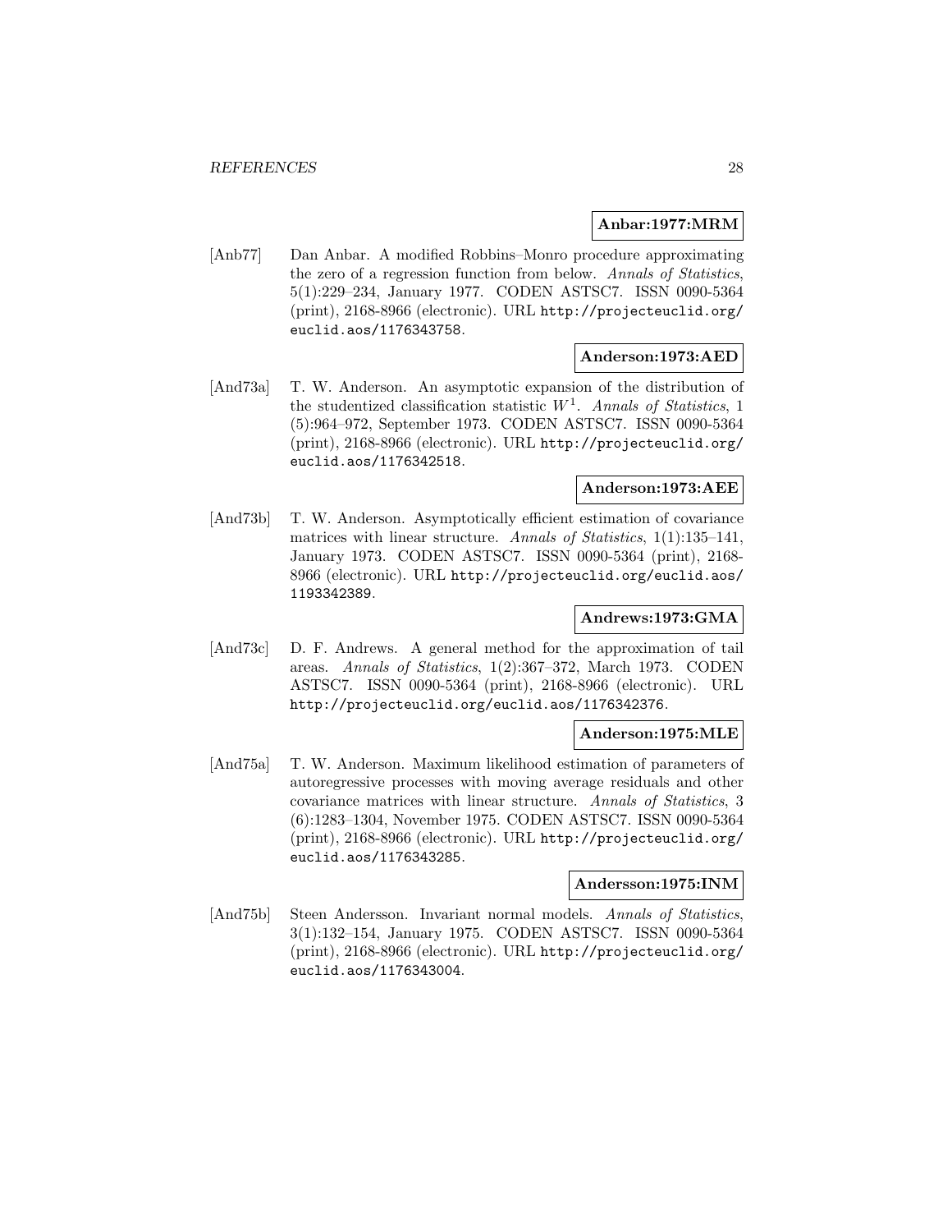**Anbar:1977:MRM**

[Anb77] Dan Anbar. A modified Robbins–Monro procedure approximating the zero of a regression function from below. *Annals of Statistics*, 5(1):229–234, January 1977. CODEN ASTSC7. ISSN 0090-5364 (print), 2168-8966 (electronic). URL http://projecteuclid.org/euclid.aos/1176343758.

**Anderson:1973:AED**

[And73a] T. W. Anderson. An asymptotic expansion of the distribution of the studentized classification statistic $W^1$. *Annals of Statistics*, 1 (5):964–972, September 1973. CODEN ASTSC7. ISSN 0090-5364 (print), 2168-8966 (electronic). URL http://projecteuclid.org/euclid.aos/1176342518.

**Anderson:1973:AEE**

[And73b] T. W. Anderson. Asymptotically efficient estimation of covariance matrices with linear structure. *Annals of Statistics*, 1(1):135–141, January 1973. CODEN ASTSC7. ISSN 0090-5364 (print), 2168-8966 (electronic). URL http://projecteuclid.org/euclid.aos/1193342389.

**Andrews:1973:GMA**

[And73c] D. F. Andrews. A general method for the approximation of tail areas. *Annals of Statistics*, 1(2):367–372, March 1973. CODEN ASTSC7. ISSN 0090-5364 (print), 2168-8966 (electronic). URL http://projecteuclid.org/euclid.aos/1176342376.

**Anderson:1975:MLE**

[And75a] T. W. Anderson. Maximum likelihood estimation of parameters of autoregressive processes with moving average residuals and other covariance matrices with linear structure. *Annals of Statistics*, 3 (6):1283–1304, November 1975. CODEN ASTSC7. ISSN 0090-5364 (print), 2168-8966 (electronic). URL http://projecteuclid.org/euclid.aos/1176343285.

**Andersson:1975:INM**

[And75b] Steen Andersson. Invariant normal models. *Annals of Statistics*, 3(1):132–154, January 1975. CODEN ASTSC7. ISSN 0090-5364 (print), 2168-8966 (electronic). URL http://projecteuclid.org/euclid.aos/1176343004.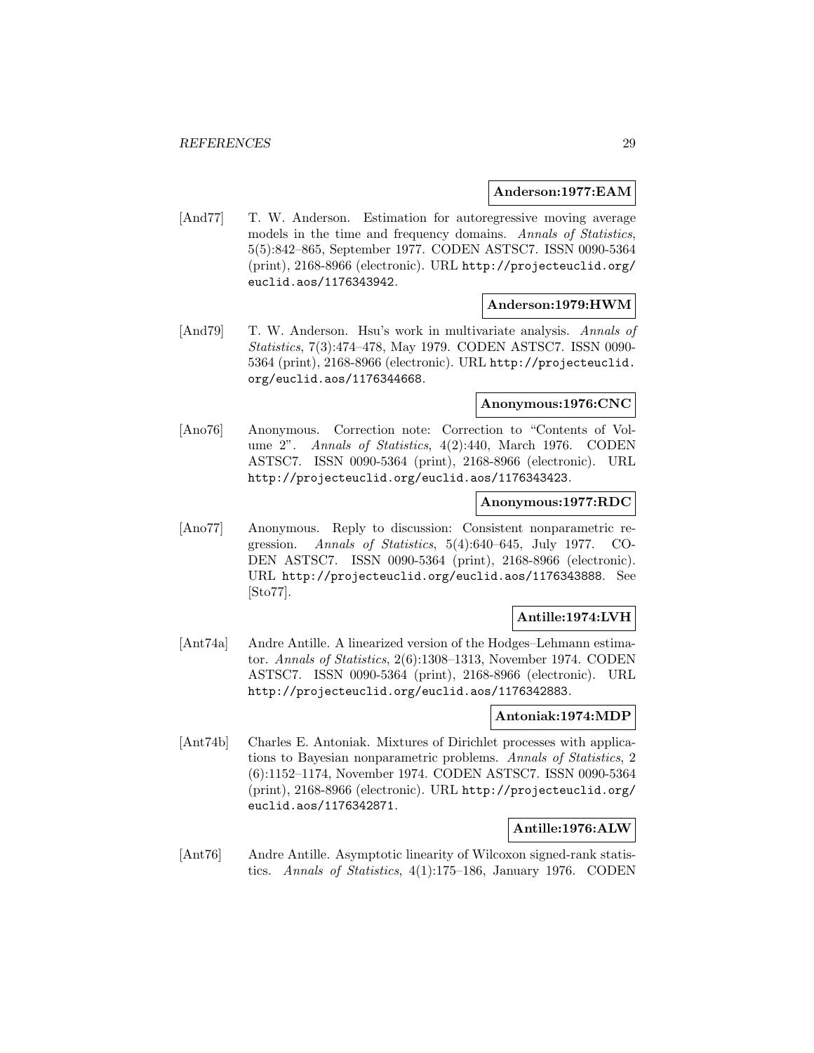**Anderson:1977:EAM**

[And77] T. W. Anderson. Estimation for autoregressive moving average models in the time and frequency domains. *Annals of Statistics*, 5(5):842–865, September 1977. CODEN ASTSC7. ISSN 0090-5364 (print), 2168-8966 (electronic). URL http://projecteuclid.org/euclid.aos/1176343942.

**Anderson:1979:HWM**

[And79] T. W. Anderson. Hsu's work in multivariate analysis. *Annals of Statistics*, 7(3):474–478, May 1979. CODEN ASTSC7. ISSN 0090-5364 (print), 2168-8966 (electronic). URL http://projecteuclid.org/euclid.aos/1176344668.

**Anonymous:1976:CNC**

[Ano76] Anonymous. Correction note: Correction to "Contents of Volume 2". *Annals of Statistics*, 4(2):440, March 1976. CODEN ASTSC7. ISSN 0090-5364 (print), 2168-8966 (electronic). URL http://projecteuclid.org/euclid.aos/1176343423.

**Anonymous:1977:RDC**

[Ano77] Anonymous. Reply to discussion: Consistent nonparametric regression. *Annals of Statistics*, 5(4):640–645, July 1977. CODEN ASTSC7. ISSN 0090-5364 (print), 2168-8966 (electronic). URL http://projecteuclid.org/euclid.aos/1176343888. See [Sto77].

**Antille:1974:LVH**

[Ant74a] Andre Antille. A linearized version of the Hodges–Lehmann estimator. *Annals of Statistics*, 2(6):1308–1313, November 1974. CODEN ASTSC7. ISSN 0090-5364 (print), 2168-8966 (electronic). URL http://projecteuclid.org/euclid.aos/1176342883.

**Antoniak:1974:MDP**

[Ant74b] Charles E. Antoniak. Mixtures of Dirichlet processes with applications to Bayesian nonparametric problems. *Annals of Statistics*, 2 (6):1152–1174, November 1974. CODEN ASTSC7. ISSN 0090-5364 (print), 2168-8966 (electronic). URL http://projecteuclid.org/euclid.aos/1176342871.

**Antille:1976:ALW**

[Ant76] Andre Antille. Asymptotic linearity of Wilcoxon signed-rank statistics. *Annals of Statistics*, 4(1):175–186, January 1976. CODEN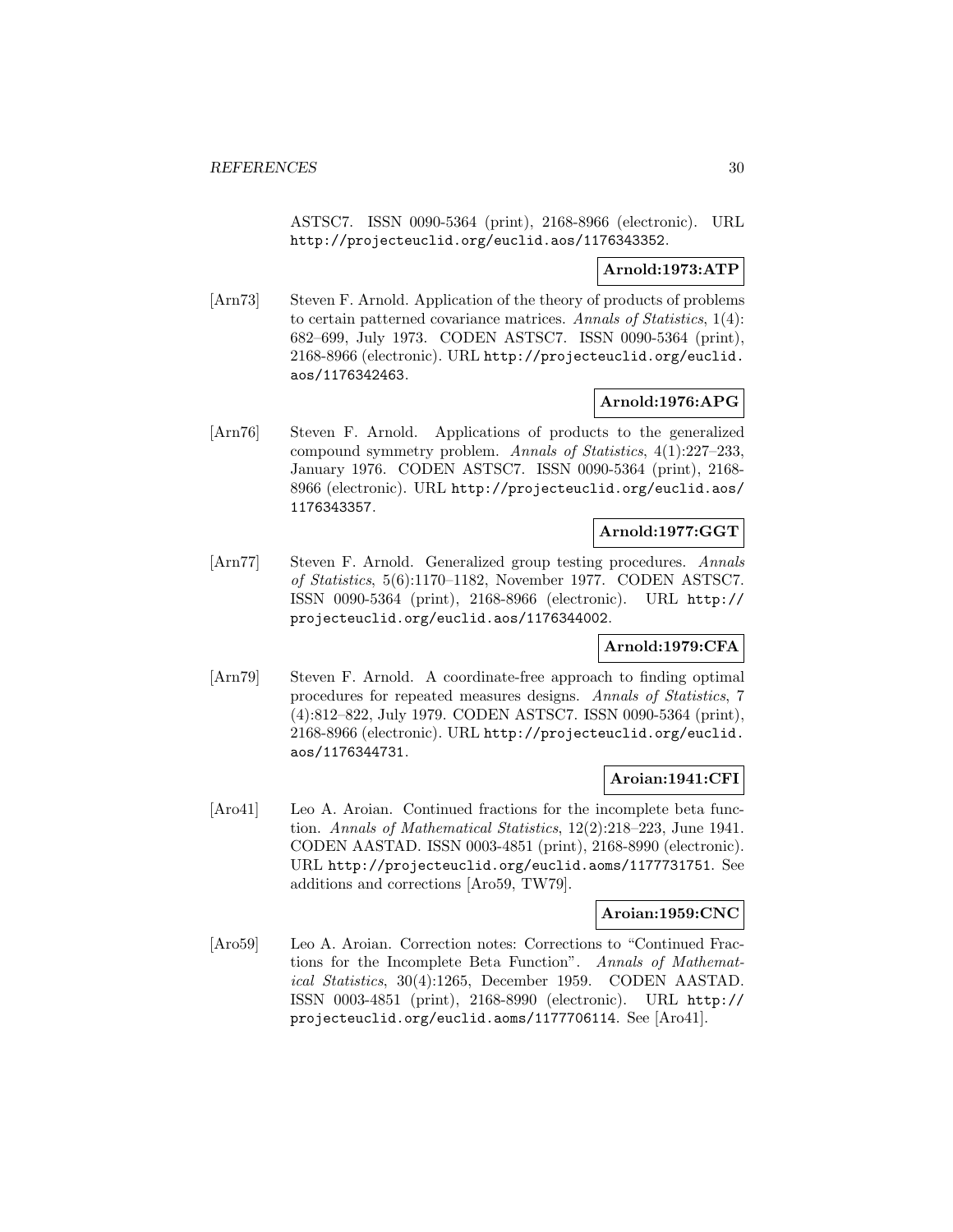ASTSC7. ISSN 0090-5364 (print), 2168-8966 (electronic). URL http://projecteuclid.org/euclid.aos/1176343352.

**Arnold:1973:ATP**

[Arn73] Steven F. Arnold. Application of the theory of products of problems to certain patterned covariance matrices. *Annals of Statistics*, 1(4): 682–699, July 1973. CODEN ASTSC7. ISSN 0090-5364 (print), 2168-8966 (electronic). URL http://projecteuclid.org/euclid.aos/1176342463.

**Arnold:1976:APG**

[Arn76] Steven F. Arnold. Applications of products to the generalized compound symmetry problem. *Annals of Statistics*, 4(1):227–233, January 1976. CODEN ASTSC7. ISSN 0090-5364 (print), 2168-8966 (electronic). URL http://projecteuclid.org/euclid.aos/1176343357.

**Arnold:1977:GGT**

[Arn77] Steven F. Arnold. Generalized group testing procedures. *Annals of Statistics*, 5(6):1170–1182, November 1977. CODEN ASTSC7. ISSN 0090-5364 (print), 2168-8966 (electronic). URL http://projecteuclid.org/euclid.aos/1176344002.

**Arnold:1979:CFA**

[Arn79] Steven F. Arnold. A coordinate-free approach to finding optimal procedures for repeated measures designs. *Annals of Statistics*, 7 (4):812–822, July 1979. CODEN ASTSC7. ISSN 0090-5364 (print), 2168-8966 (electronic). URL http://projecteuclid.org/euclid.aos/1176344731.

**Aroian:1941:CFI**

[Aro41] Leo A. Aroian. Continued fractions for the incomplete beta function. *Annals of Mathematical Statistics*, 12(2):218–223, June 1941. CODEN AASTAD. ISSN 0003-4851 (print), 2168-8990 (electronic). URL http://projecteuclid.org/euclid.aoms/1177731751. See additions and corrections [Aro59, TW79].

**Aroian:1959:CNC**

[Aro59] Leo A. Aroian. Correction notes: Corrections to "Continued Fractions for the Incomplete Beta Function". *Annals of Mathematical Statistics*, 30(4):1265, December 1959. CODEN AASTAD. ISSN 0003-4851 (print), 2168-8990 (electronic). URL http://projecteuclid.org/euclid.aoms/1177706114. See [Aro41].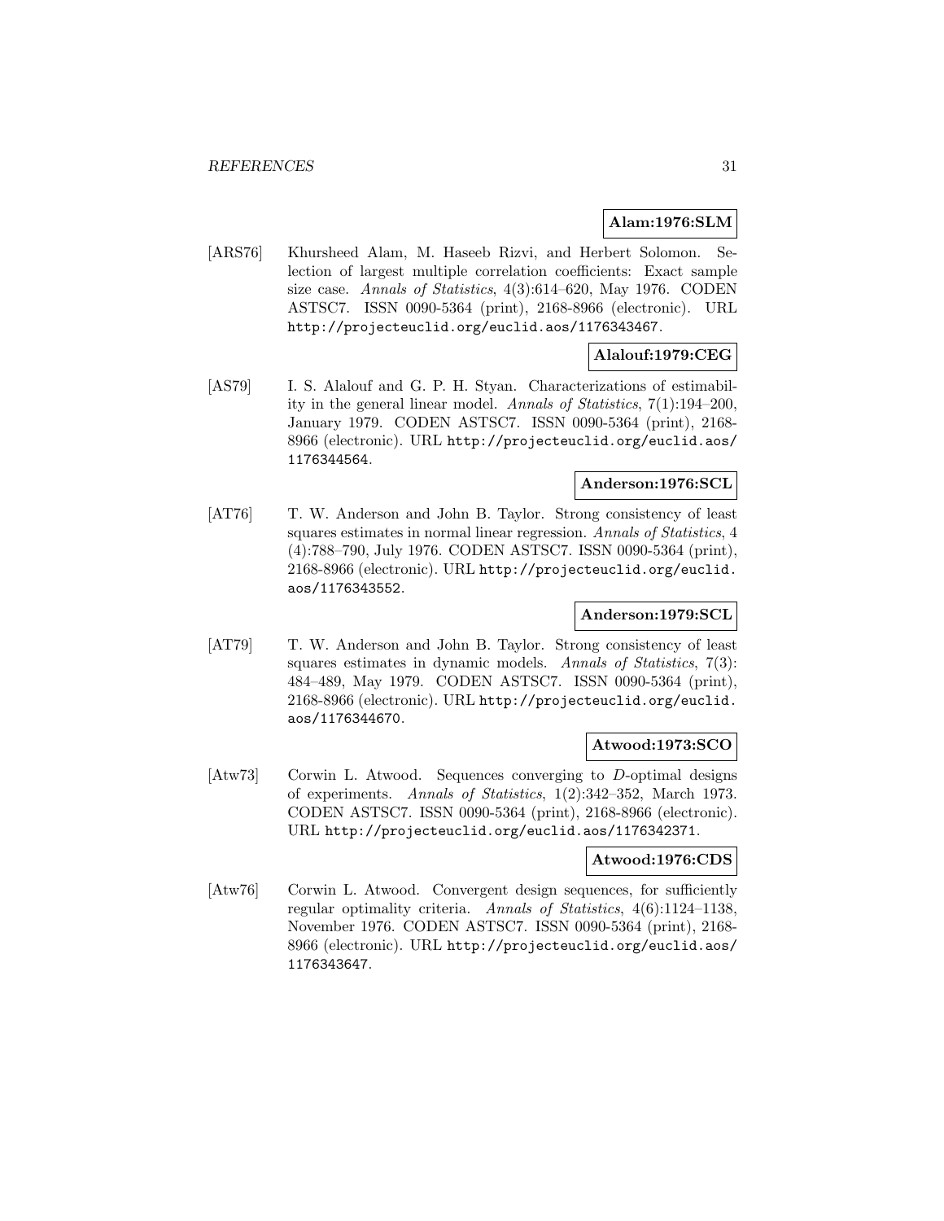**Alam:1976:SLM**

[ARS76] Khursheed Alam, M. Haseeb Rizvi, and Herbert Solomon. Selection of largest multiple correlation coefficients: Exact sample size case. *Annals of Statistics*, 4(3):614–620, May 1976. CODEN ASTSC7. ISSN 0090-5364 (print), 2168-8966 (electronic). URL http://projecteuclid.org/euclid.aos/1176343467.

**Alalouf:1979:CEG**

[AS79] I. S. Alalouf and G. P. H. Styan. Characterizations of estimability in the general linear model. *Annals of Statistics*, 7(1):194–200, January 1979. CODEN ASTSC7. ISSN 0090-5364 (print), 2168-8966 (electronic). URL http://projecteuclid.org/euclid.aos/1176344564.

**Anderson:1976:SCL**

[AT76] T. W. Anderson and John B. Taylor. Strong consistency of least squares estimates in normal linear regression. *Annals of Statistics*, 4(4):788–790, July 1976. CODEN ASTSC7. ISSN 0090-5364 (print), 2168-8966 (electronic). URL http://projecteuclid.org/euclid.aos/1176343552.

**Anderson:1979:SCL**

[AT79] T. W. Anderson and John B. Taylor. Strong consistency of least squares estimates in dynamic models. *Annals of Statistics*, 7(3):484–489, May 1979. CODEN ASTSC7. ISSN 0090-5364 (print), 2168-8966 (electronic). URL http://projecteuclid.org/euclid.aos/1176344670.

**Atwood:1973:SCO**

[Atw73] Corwin L. Atwood. Sequences converging to $D$-optimal designs of experiments. *Annals of Statistics*, 1(2):342–352, March 1973. CODEN ASTSC7. ISSN 0090-5364 (print), 2168-8966 (electronic). URL http://projecteuclid.org/euclid.aos/1176342371.

**Atwood:1976:CDS**

[Atw76] Corwin L. Atwood. Convergent design sequences, for sufficiently regular optimality criteria. *Annals of Statistics*, 4(6):1124–1138, November 1976. CODEN ASTSC7. ISSN 0090-5364 (print), 2168-8966 (electronic). URL http://projecteuclid.org/euclid.aos/1176343647.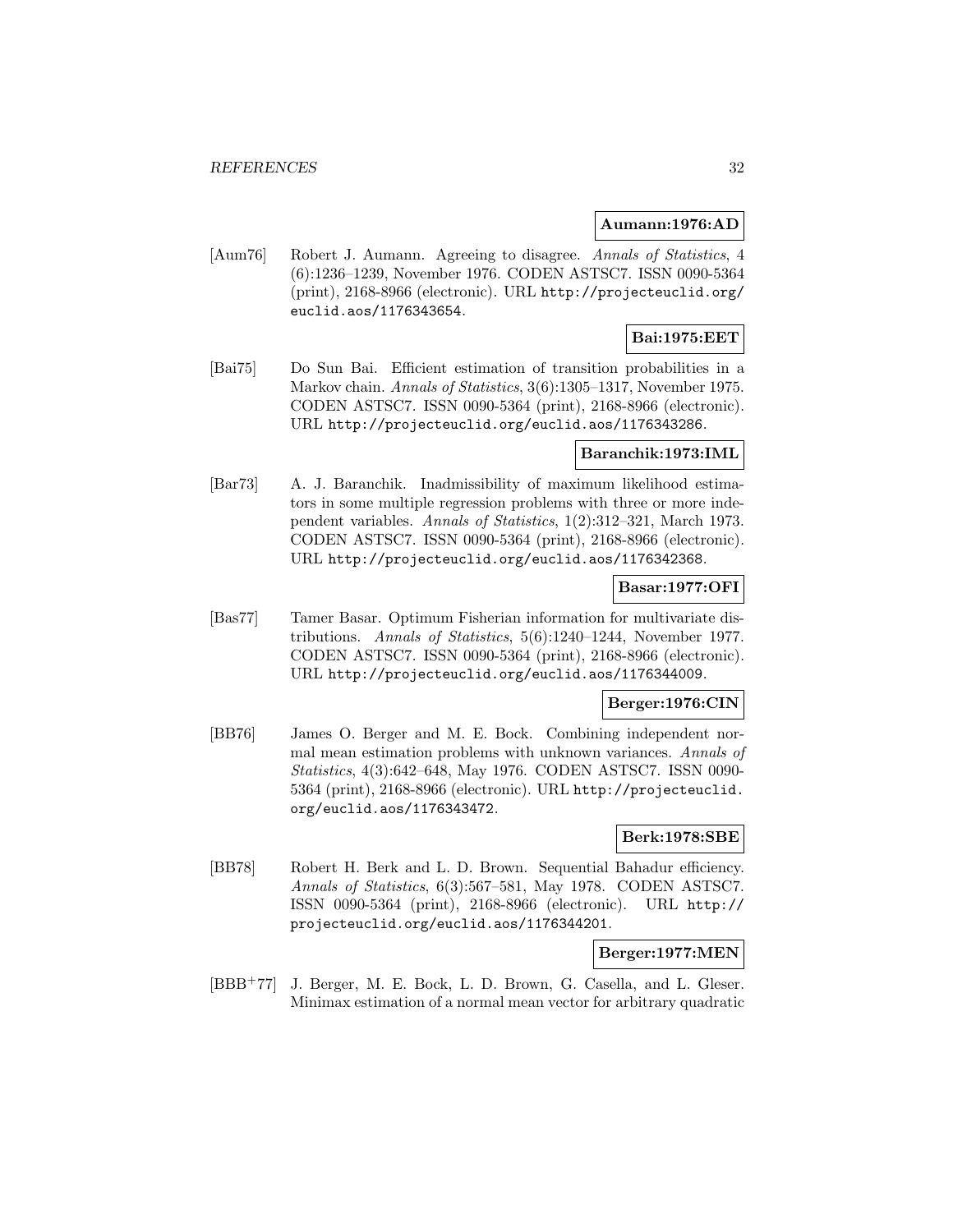**Aumann:1976:AD**

[Aum76] Robert J. Aumann. Agreeing to disagree. *Annals of Statistics*, 4 (6):1236–1239, November 1976. CODEN ASTSC7. ISSN 0090-5364 (print), 2168-8966 (electronic). URL http://projecteuclid.org/euclid.aos/1176343654.

**Bai:1975:EET**

[Bai75] Do Sun Bai. Efficient estimation of transition probabilities in a Markov chain. *Annals of Statistics*, 3(6):1305–1317, November 1975. CODEN ASTSC7. ISSN 0090-5364 (print), 2168-8966 (electronic). URL http://projecteuclid.org/euclid.aos/1176343286.

**Baranchik:1973:IML**

[Bar73] A. J. Baranchik. Inadmissibility of maximum likelihood estimators in some multiple regression problems with three or more independent variables. *Annals of Statistics*, 1(2):312–321, March 1973. CODEN ASTSC7. ISSN 0090-5364 (print), 2168-8966 (electronic). URL http://projecteuclid.org/euclid.aos/1176342368.

**Basar:1977:OFI**

[Bas77] Tamer Basar. Optimum Fisherian information for multivariate distributions. *Annals of Statistics*, 5(6):1240–1244, November 1977. CODEN ASTSC7. ISSN 0090-5364 (print), 2168-8966 (electronic). URL http://projecteuclid.org/euclid.aos/1176344009.

**Berger:1976:CIN**

[BB76] James O. Berger and M. E. Bock. Combining independent normal mean estimation problems with unknown variances. *Annals of Statistics*, 4(3):642–648, May 1976. CODEN ASTSC7. ISSN 0090-5364 (print), 2168-8966 (electronic). URL http://projecteuclid.org/euclid.aos/1176343472.

**Berk:1978:SBE**

[BB78] Robert H. Berk and L. D. Brown. Sequential Bahadur efficiency. *Annals of Statistics*, 6(3):567–581, May 1978. CODEN ASTSC7. ISSN 0090-5364 (print), 2168-8966 (electronic). URL http://projecteuclid.org/euclid.aos/1176344201.

**Berger:1977:MEN**

[BBB+77] J. Berger, M. E. Bock, L. D. Brown, G. Casella, and L. Gleser. Minimax estimation of a normal mean vector for arbitrary quadratic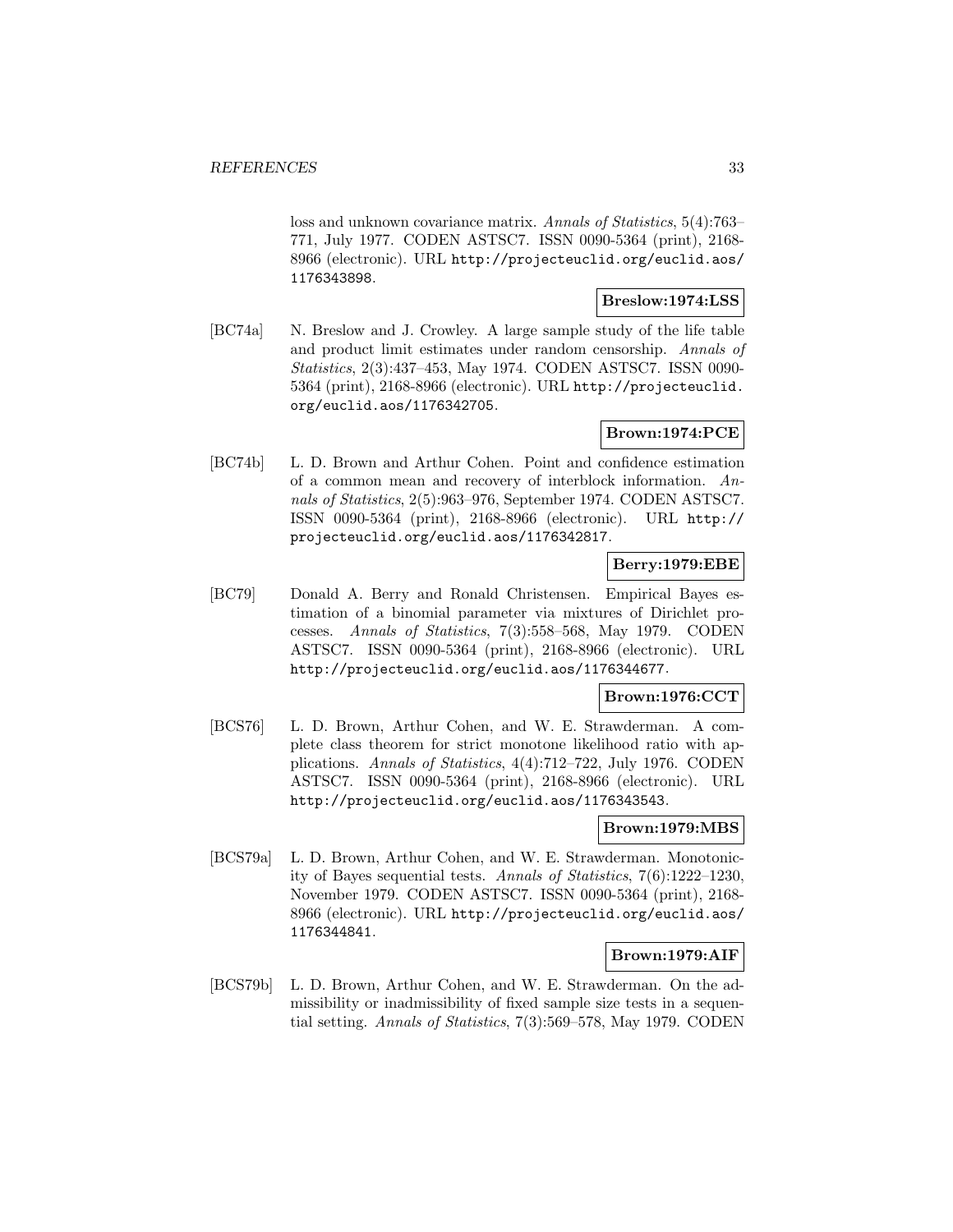loss and unknown covariance matrix. *Annals of Statistics*, 5(4):763–771, July 1977. CODEN ASTSC7. ISSN 0090-5364 (print), 2168-8966 (electronic). URL http://projecteuclid.org/euclid.aos/1176343898.

**Breslow:1974:LSS**

[BC74a] N. Breslow and J. Crowley. A large sample study of the life table and product limit estimates under random censorship. *Annals of Statistics*, 2(3):437–453, May 1974. CODEN ASTSC7. ISSN 0090-5364 (print), 2168-8966 (electronic). URL http://projecteuclid.org/euclid.aos/1176342705.

**Brown:1974:PCE**

[BC74b] L. D. Brown and Arthur Cohen. Point and confidence estimation of a common mean and recovery of interblock information. *Annals of Statistics*, 2(5):963–976, September 1974. CODEN ASTSC7. ISSN 0090-5364 (print), 2168-8966 (electronic). URL http://projecteuclid.org/euclid.aos/1176342817.

**Berry:1979:EBE**

[BC79] Donald A. Berry and Ronald Christensen. Empirical Bayes estimation of a binomial parameter via mixtures of Dirichlet processes. *Annals of Statistics*, 7(3):558–568, May 1979. CODEN ASTSC7. ISSN 0090-5364 (print), 2168-8966 (electronic). URL http://projecteuclid.org/euclid.aos/1176344677.

**Brown:1976:CCT**

[BCS76] L. D. Brown, Arthur Cohen, and W. E. Strawderman. A complete class theorem for strict monotone likelihood ratio with applications. *Annals of Statistics*, 4(4):712–722, July 1976. CODEN ASTSC7. ISSN 0090-5364 (print), 2168-8966 (electronic). URL http://projecteuclid.org/euclid.aos/1176343543.

**Brown:1979:MBS**

[BCS79a] L. D. Brown, Arthur Cohen, and W. E. Strawderman. Monotonicity of Bayes sequential tests. *Annals of Statistics*, 7(6):1222–1230, November 1979. CODEN ASTSC7. ISSN 0090-5364 (print), 2168-8966 (electronic). URL http://projecteuclid.org/euclid.aos/1176344841.

**Brown:1979:AIF**

[BCS79b] L. D. Brown, Arthur Cohen, and W. E. Strawderman. On the admissibility or inadmissibility of fixed sample size tests in a sequential setting. *Annals of Statistics*, 7(3):569–578, May 1979. CODEN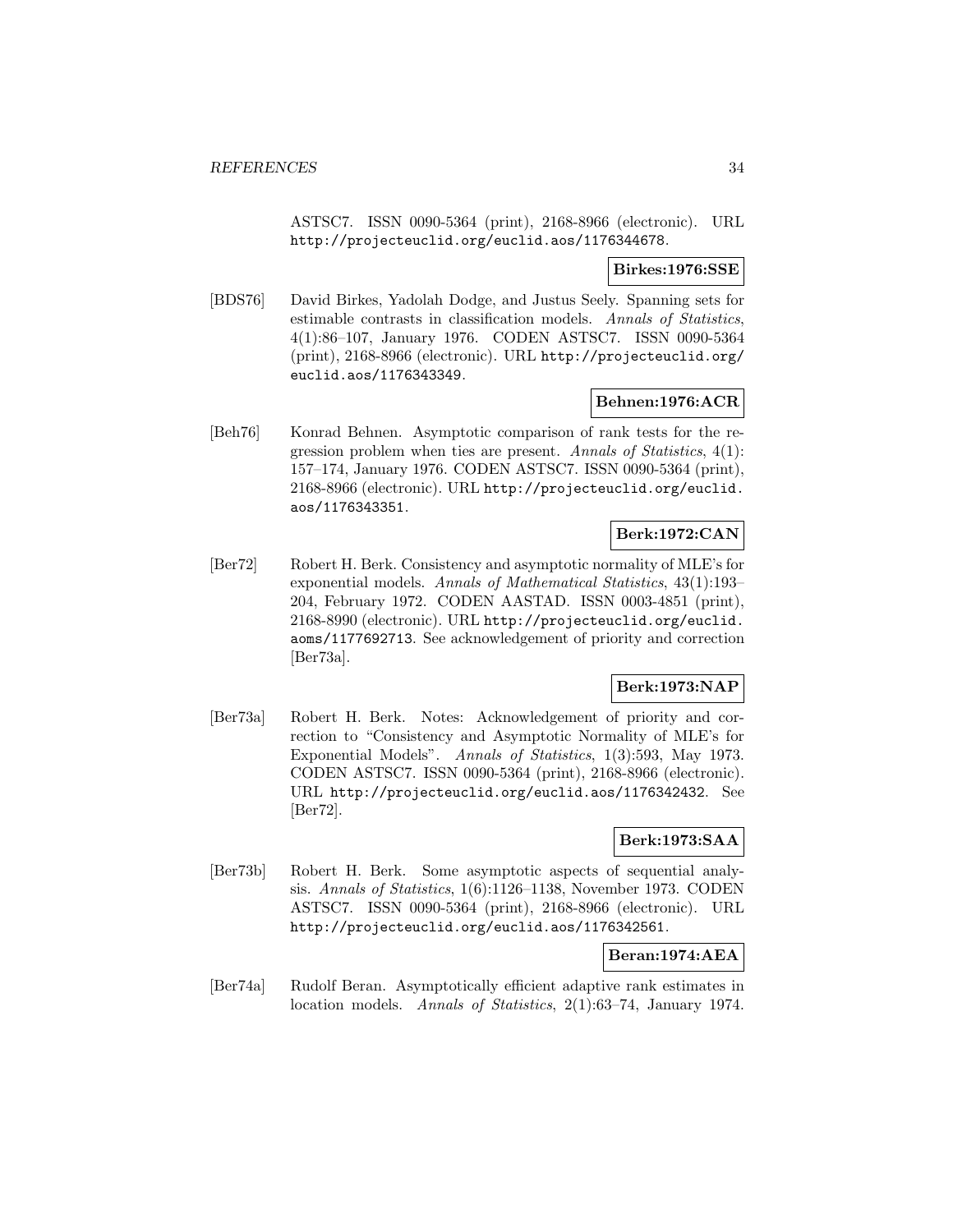ASTSC7. ISSN 0090-5364 (print), 2168-8966 (electronic). URL http://projecteuclid.org/euclid.aos/1176344678.

**Birkes:1976:SSE**

[BDS76] David Birkes, Yadolah Dodge, and Justus Seely. Spanning sets for estimable contrasts in classification models. *Annals of Statistics*, 4(1):86–107, January 1976. CODEN ASTSC7. ISSN 0090-5364 (print), 2168-8966 (electronic). URL http://projecteuclid.org/euclid.aos/1176343349.

**Behnen:1976:ACR**

[Beh76] Konrad Behnen. Asymptotic comparison of rank tests for the regression problem when ties are present. *Annals of Statistics*, 4(1): 157–174, January 1976. CODEN ASTSC7. ISSN 0090-5364 (print), 2168-8966 (electronic). URL http://projecteuclid.org/euclid.aos/1176343351.

**Berk:1972:CAN**

[Ber72] Robert H. Berk. Consistency and asymptotic normality of MLE's for exponential models. *Annals of Mathematical Statistics*, 43(1):193–204, February 1972. CODEN AASTAD. ISSN 0003-4851 (print), 2168-8990 (electronic). URL http://projecteuclid.org/euclid.aoms/1177692713. See acknowledgement of priority and correction [Ber73a].

**Berk:1973:NAP**

[Ber73a] Robert H. Berk. Notes: Acknowledgement of priority and correction to "Consistency and Asymptotic Normality of MLE's for Exponential Models". *Annals of Statistics*, 1(3):593, May 1973. CODEN ASTSC7. ISSN 0090-5364 (print), 2168-8966 (electronic). URL http://projecteuclid.org/euclid.aos/1176342432. See [Ber72].

**Berk:1973:SAA**

[Ber73b] Robert H. Berk. Some asymptotic aspects of sequential analysis. *Annals of Statistics*, 1(6):1126–1138, November 1973. CODEN ASTSC7. ISSN 0090-5364 (print), 2168-8966 (electronic). URL http://projecteuclid.org/euclid.aos/1176342561.

**Beran:1974:AEA**

[Ber74a] Rudolf Beran. Asymptotically efficient adaptive rank estimates in location models. *Annals of Statistics*, 2(1):63–74, January 1974.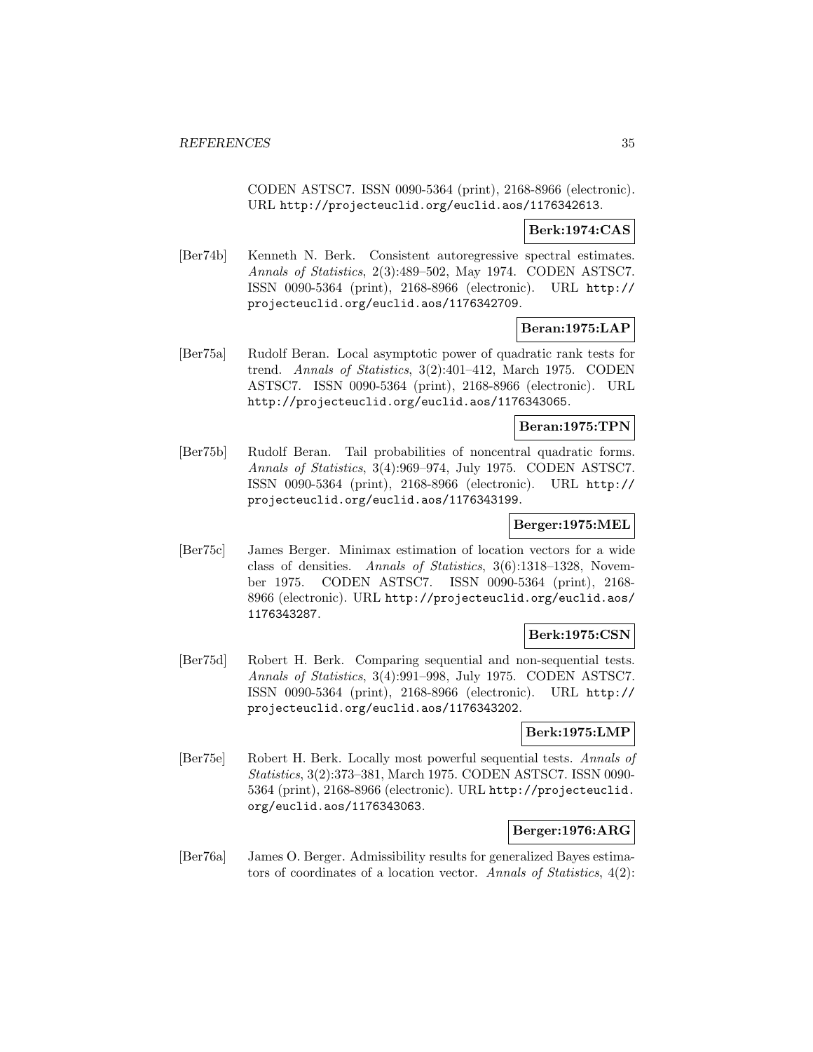CODEN ASTSC7. ISSN 0090-5364 (print), 2168-8966 (electronic). URL http://projecteuclid.org/euclid.aos/1176342613.

**Berk:1974:CAS**

[Ber74b] Kenneth N. Berk. Consistent autoregressive spectral estimates. *Annals of Statistics*, 2(3):489–502, May 1974. CODEN ASTSC7. ISSN 0090-5364 (print), 2168-8966 (electronic). URL http://projecteuclid.org/euclid.aos/1176342709.

**Beran:1975:LAP**

[Ber75a] Rudolf Beran. Local asymptotic power of quadratic rank tests for trend. *Annals of Statistics*, 3(2):401–412, March 1975. CODEN ASTSC7. ISSN 0090-5364 (print), 2168-8966 (electronic). URL http://projecteuclid.org/euclid.aos/1176343065.

**Beran:1975:TPN**

[Ber75b] Rudolf Beran. Tail probabilities of noncentral quadratic forms. *Annals of Statistics*, 3(4):969–974, July 1975. CODEN ASTSC7. ISSN 0090-5364 (print), 2168-8966 (electronic). URL http://projecteuclid.org/euclid.aos/1176343199.

**Berger:1975:MEL**

[Ber75c] James Berger. Minimax estimation of location vectors for a wide class of densities. *Annals of Statistics*, 3(6):1318–1328, November 1975. CODEN ASTSC7. ISSN 0090-5364 (print), 2168-8966 (electronic). URL http://projecteuclid.org/euclid.aos/1176343287.

**Berk:1975:CSN**

[Ber75d] Robert H. Berk. Comparing sequential and non-sequential tests. *Annals of Statistics*, 3(4):991–998, July 1975. CODEN ASTSC7. ISSN 0090-5364 (print), 2168-8966 (electronic). URL http://projecteuclid.org/euclid.aos/1176343202.

**Berk:1975:LMP**

[Ber75e] Robert H. Berk. Locally most powerful sequential tests. *Annals of Statistics*, 3(2):373–381, March 1975. CODEN ASTSC7. ISSN 0090-5364 (print), 2168-8966 (electronic). URL http://projecteuclid.org/euclid.aos/1176343063.

**Berger:1976:ARG**

[Ber76a] James O. Berger. Admissibility results for generalized Bayes estimators of coordinates of a location vector. *Annals of Statistics*, 4(2):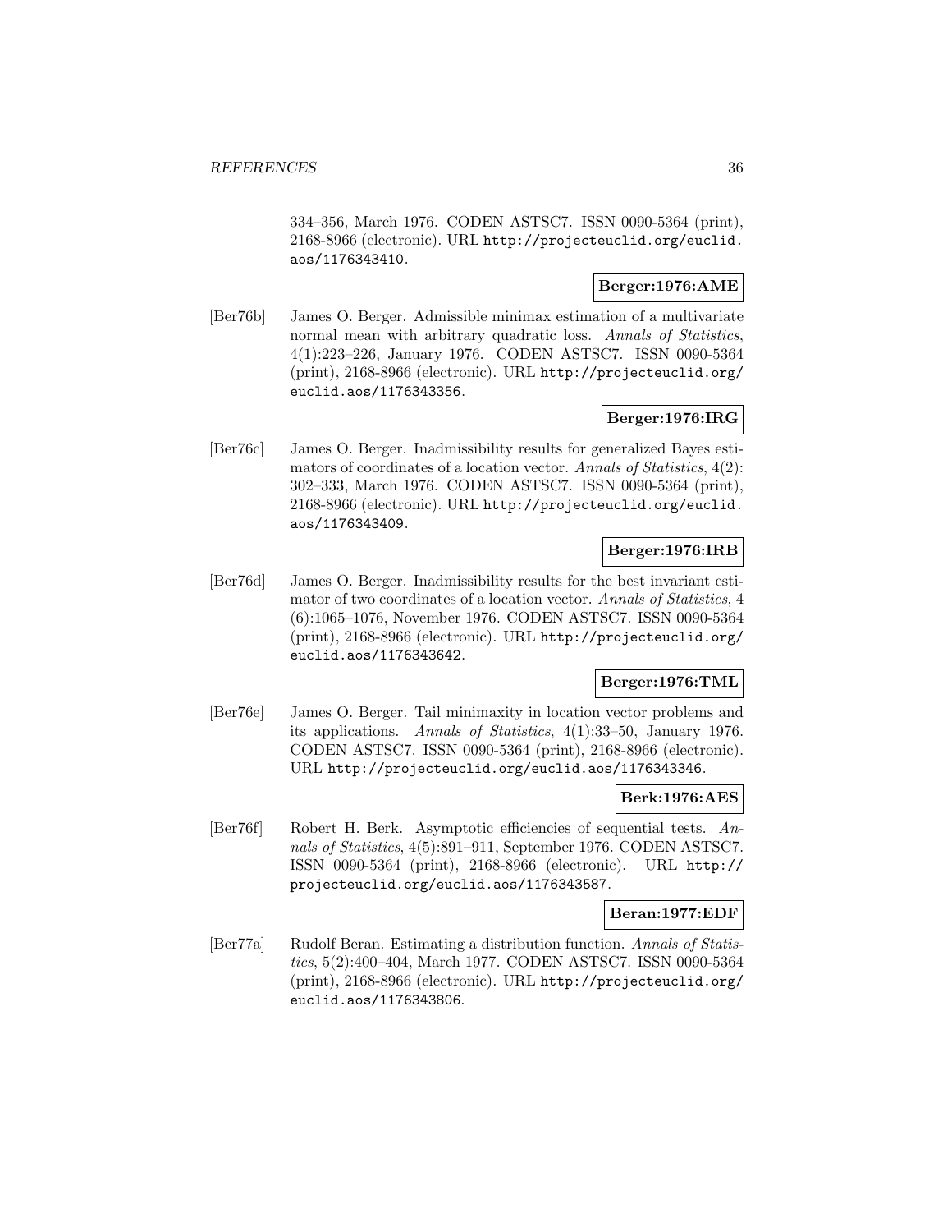334–356, March 1976. CODEN ASTSC7. ISSN 0090-5364 (print), 2168-8966 (electronic). URL http://projecteuclid.org/euclid.aos/1176343410.

**Berger:1976:AME**

[Ber76b] James O. Berger. Admissible minimax estimation of a multivariate normal mean with arbitrary quadratic loss. *Annals of Statistics*, 4(1):223–226, January 1976. CODEN ASTSC7. ISSN 0090-5364 (print), 2168-8966 (electronic). URL http://projecteuclid.org/euclid.aos/1176343356.

**Berger:1976:IRG**

[Ber76c] James O. Berger. Inadmissibility results for generalized Bayes estimators of coordinates of a location vector. *Annals of Statistics*, 4(2): 302–333, March 1976. CODEN ASTSC7. ISSN 0090-5364 (print), 2168-8966 (electronic). URL http://projecteuclid.org/euclid.aos/1176343409.

**Berger:1976:IRB**

[Ber76d] James O. Berger. Inadmissibility results for the best invariant estimator of two coordinates of a location vector. *Annals of Statistics*, 4 (6):1065–1076, November 1976. CODEN ASTSC7. ISSN 0090-5364 (print), 2168-8966 (electronic). URL http://projecteuclid.org/euclid.aos/1176343642.

**Berger:1976:TML**

[Ber76e] James O. Berger. Tail minimaxity in location vector problems and its applications. *Annals of Statistics*, 4(1):33–50, January 1976. CODEN ASTSC7. ISSN 0090-5364 (print), 2168-8966 (electronic). URL http://projecteuclid.org/euclid.aos/1176343346.

**Berk:1976:AES**

[Ber76f] Robert H. Berk. Asymptotic efficiencies of sequential tests. *Annals of Statistics*, 4(5):891–911, September 1976. CODEN ASTSC7. ISSN 0090-5364 (print), 2168-8966 (electronic). URL http://projecteuclid.org/euclid.aos/1176343587.

**Beran:1977:EDF**

[Ber77a] Rudolf Beran. Estimating a distribution function. *Annals of Statistics*, 5(2):400–404, March 1977. CODEN ASTSC7. ISSN 0090-5364 (print), 2168-8966 (electronic). URL http://projecteuclid.org/euclid.aos/1176343806.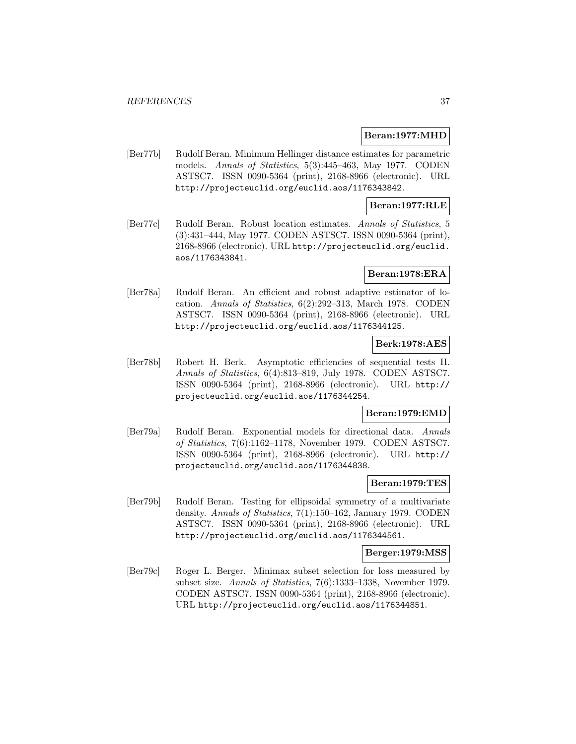**Beran:1977:MHD**

[Ber77b] Rudolf Beran. Minimum Hellinger distance estimates for parametric models. *Annals of Statistics*, 5(3):445–463, May 1977. CODEN ASTSC7. ISSN 0090-5364 (print), 2168-8966 (electronic). URL http://projecteuclid.org/euclid.aos/1176343842.

**Beran:1977:RLE**

[Ber77c] Rudolf Beran. Robust location estimates. *Annals of Statistics*, 5 (3):431–444, May 1977. CODEN ASTSC7. ISSN 0090-5364 (print), 2168-8966 (electronic). URL http://projecteuclid.org/euclid.aos/1176343841.

**Beran:1978:ERA**

[Ber78a] Rudolf Beran. An efficient and robust adaptive estimator of location. *Annals of Statistics*, 6(2):292–313, March 1978. CODEN ASTSC7. ISSN 0090-5364 (print), 2168-8966 (electronic). URL http://projecteuclid.org/euclid.aos/1176344125.

**Berk:1978:AES**

[Ber78b] Robert H. Berk. Asymptotic efficiencies of sequential tests II. *Annals of Statistics*, 6(4):813–819, July 1978. CODEN ASTSC7. ISSN 0090-5364 (print), 2168-8966 (electronic). URL http://projecteuclid.org/euclid.aos/1176344254.

**Beran:1979:EMD**

[Ber79a] Rudolf Beran. Exponential models for directional data. *Annals of Statistics*, 7(6):1162–1178, November 1979. CODEN ASTSC7. ISSN 0090-5364 (print), 2168-8966 (electronic). URL http://projecteuclid.org/euclid.aos/1176344838.

**Beran:1979:TES**

[Ber79b] Rudolf Beran. Testing for ellipsoidal symmetry of a multivariate density. *Annals of Statistics*, 7(1):150–162, January 1979. CODEN ASTSC7. ISSN 0090-5364 (print), 2168-8966 (electronic). URL http://projecteuclid.org/euclid.aos/1176344561.

**Berger:1979:MSS**

[Ber79c] Roger L. Berger. Minimax subset selection for loss measured by subset size. *Annals of Statistics*, 7(6):1333–1338, November 1979. CODEN ASTSC7. ISSN 0090-5364 (print), 2168-8966 (electronic). URL http://projecteuclid.org/euclid.aos/1176344851.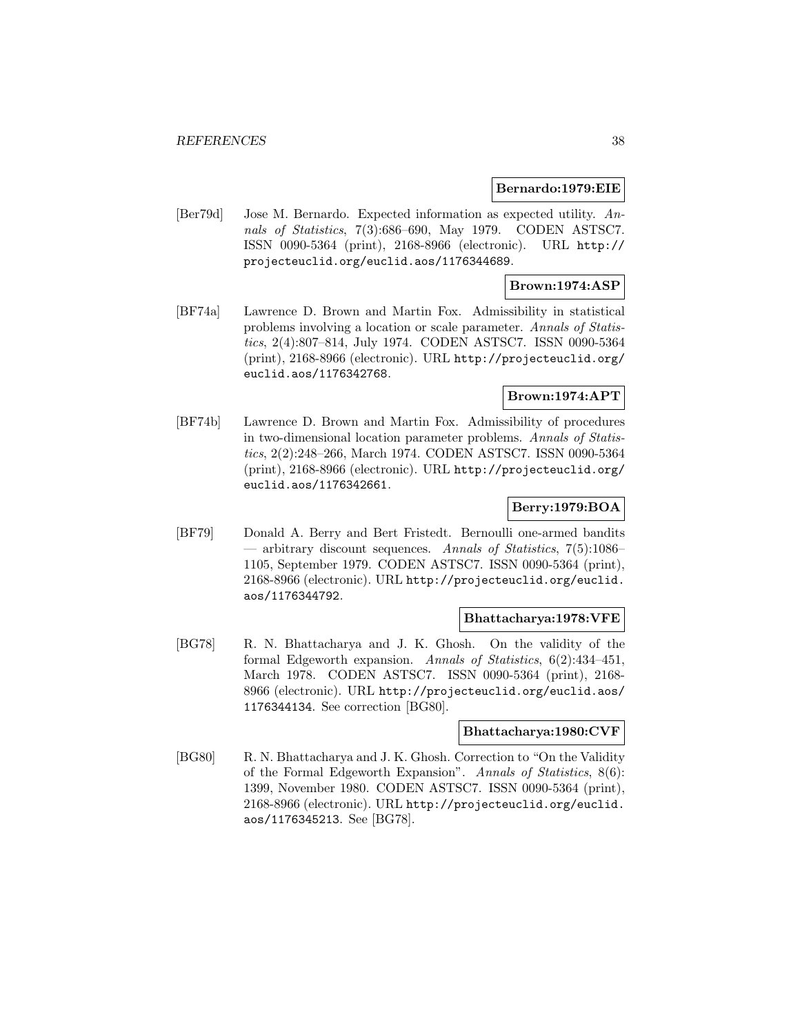**Bernardo:1979:EIE**

[Ber79d] Jose M. Bernardo. Expected information as expected utility. *Annals of Statistics*, 7(3):686–690, May 1979. CODEN ASTSC7. ISSN 0090-5364 (print), 2168-8966 (electronic). URL http://projecteuclid.org/euclid.aos/1176344689.

**Brown:1974:ASP**

[BF74a] Lawrence D. Brown and Martin Fox. Admissibility in statistical problems involving a location or scale parameter. *Annals of Statistics*, 2(4):807–814, July 1974. CODEN ASTSC7. ISSN 0090-5364 (print), 2168-8966 (electronic). URL http://projecteuclid.org/euclid.aos/1176342768.

**Brown:1974:APT**

[BF74b] Lawrence D. Brown and Martin Fox. Admissibility of procedures in two-dimensional location parameter problems. *Annals of Statistics*, 2(2):248–266, March 1974. CODEN ASTSC7. ISSN 0090-5364 (print), 2168-8966 (electronic). URL http://projecteuclid.org/euclid.aos/1176342661.

**Berry:1979:BOA**

[BF79] Donald A. Berry and Bert Fristedt. Bernoulli one-armed bandits — arbitrary discount sequences. *Annals of Statistics*, 7(5):1086–1105, September 1979. CODEN ASTSC7. ISSN 0090-5364 (print), 2168-8966 (electronic). URL http://projecteuclid.org/euclid.aos/1176344792.

**Bhattacharya:1978:VFE**

[BG78] R. N. Bhattacharya and J. K. Ghosh. On the validity of the formal Edgeworth expansion. *Annals of Statistics*, 6(2):434–451, March 1978. CODEN ASTSC7. ISSN 0090-5364 (print), 2168-8966 (electronic). URL http://projecteuclid.org/euclid.aos/1176344134. See correction [BG80].

**Bhattacharya:1980:CVF**

[BG80] R. N. Bhattacharya and J. K. Ghosh. Correction to "On the Validity of the Formal Edgeworth Expansion". *Annals of Statistics*, 8(6):1399, November 1980. CODEN ASTSC7. ISSN 0090-5364 (print), 2168-8966 (electronic). URL http://projecteuclid.org/euclid.aos/1176345213. See [BG78].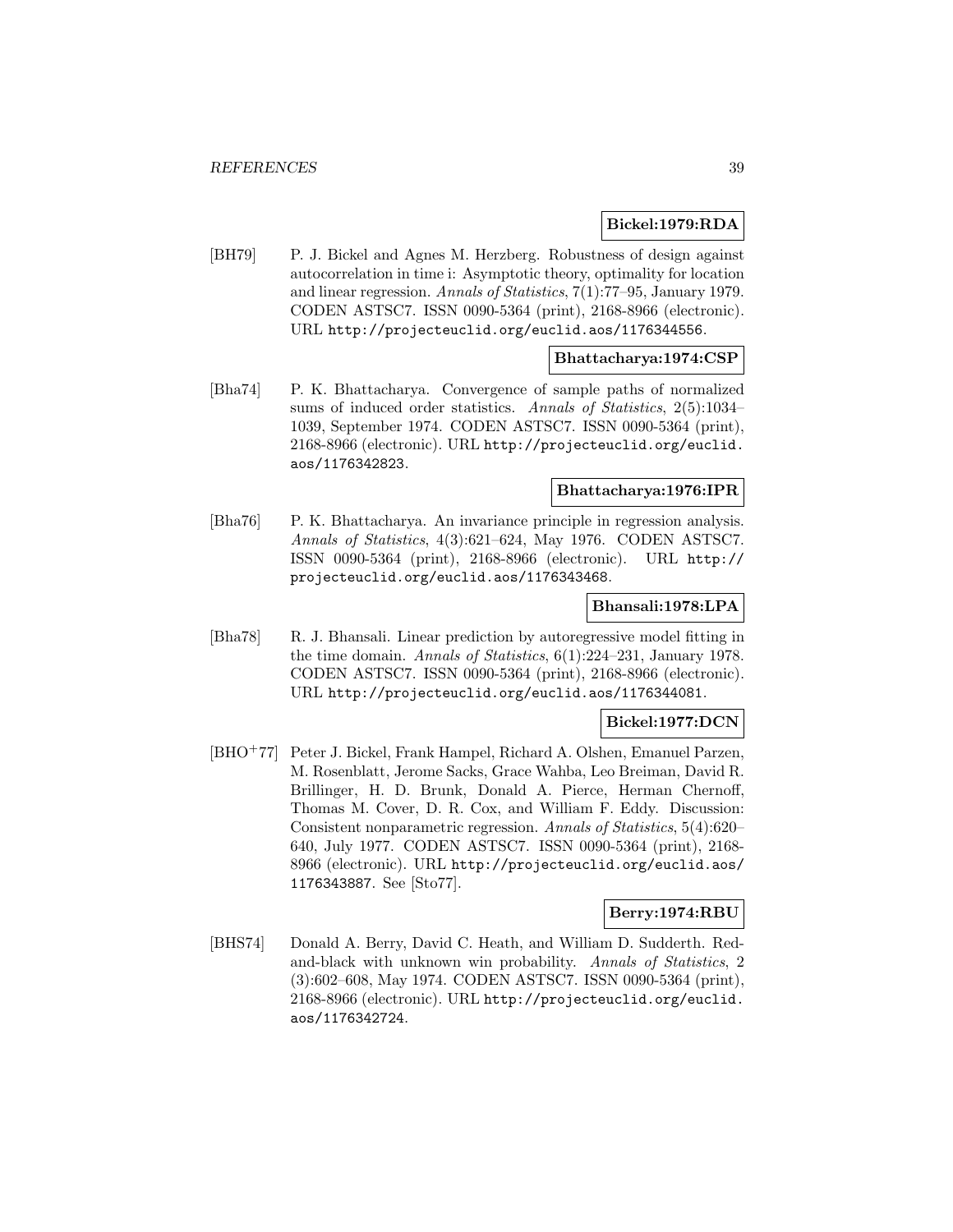**Bickel:1979:RDA**

[BH79] P. J. Bickel and Agnes M. Herzberg. Robustness of design against autocorrelation in time i: Asymptotic theory, optimality for location and linear regression. *Annals of Statistics*, 7(1):77–95, January 1979. CODEN ASTSC7. ISSN 0090-5364 (print), 2168-8966 (electronic). URL `http://projecteuclid.org/euclid.aos/1176344556`.

**Bhattacharya:1974:CSP**

[Bha74] P. K. Bhattacharya. Convergence of sample paths of normalized sums of induced order statistics. *Annals of Statistics*, 2(5):1034–1039, September 1974. CODEN ASTSC7. ISSN 0090-5364 (print), 2168-8966 (electronic). URL `http://projecteuclid.org/euclid.aos/1176342823`.

**Bhattacharya:1976:IPR**

[Bha76] P. K. Bhattacharya. An invariance principle in regression analysis. *Annals of Statistics*, 4(3):621–624, May 1976. CODEN ASTSC7. ISSN 0090-5364 (print), 2168-8966 (electronic). URL `http://projecteuclid.org/euclid.aos/1176343468`.

**Bhansali:1978:LPA**

[Bha78] R. J. Bhansali. Linear prediction by autoregressive model fitting in the time domain. *Annals of Statistics*, 6(1):224–231, January 1978. CODEN ASTSC7. ISSN 0090-5364 (print), 2168-8966 (electronic). URL `http://projecteuclid.org/euclid.aos/1176344081`.

**Bickel:1977:DCN**

[BHO+77] Peter J. Bickel, Frank Hampel, Richard A. Olshen, Emanuel Parzen, M. Rosenblatt, Jerome Sacks, Grace Wahba, Leo Breiman, David R. Brillinger, H. D. Brunk, Donald A. Pierce, Herman Chernoff, Thomas M. Cover, D. R. Cox, and William F. Eddy. Discussion: Consistent nonparametric regression. *Annals of Statistics*, 5(4):620–640, July 1977. CODEN ASTSC7. ISSN 0090-5364 (print), 2168-8966 (electronic). URL `http://projecteuclid.org/euclid.aos/1176343887`. See [Sto77].

**Berry:1974:RBU**

[BHS74] Donald A. Berry, David C. Heath, and William D. Sudderth. Red-and-black with unknown win probability. *Annals of Statistics*, 2(3):602–608, May 1974. CODEN ASTSC7. ISSN 0090-5364 (print), 2168-8966 (electronic). URL `http://projecteuclid.org/euclid.aos/1176342724`.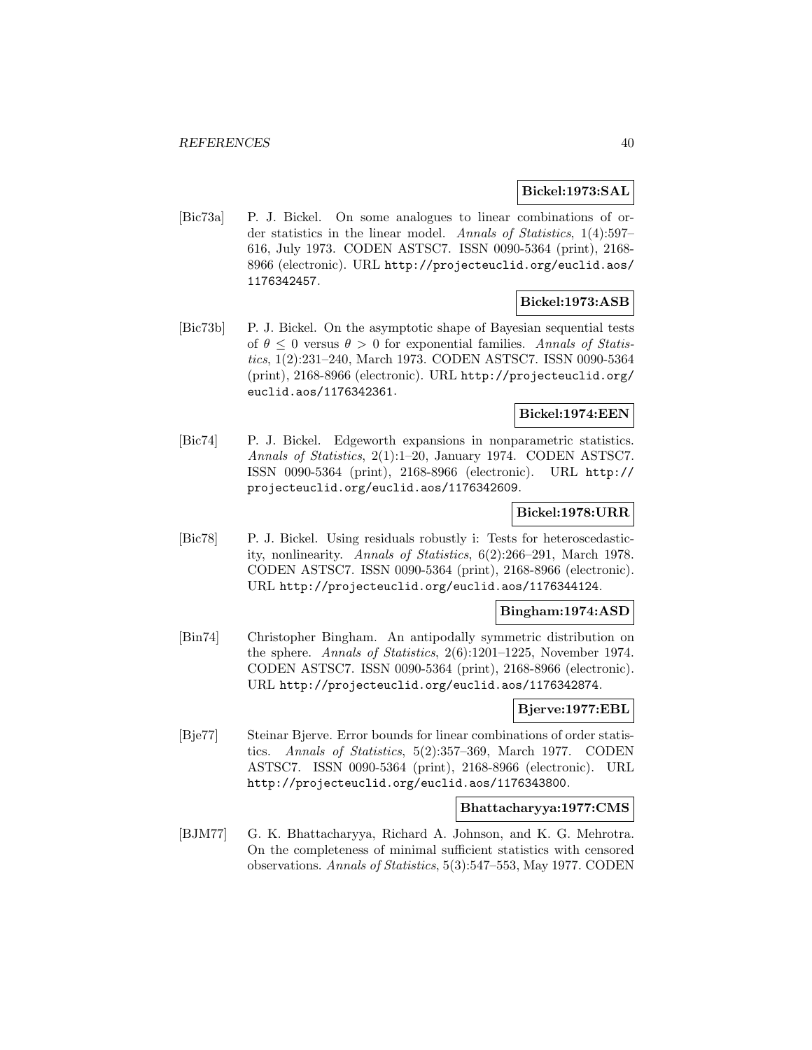**Bickel:1973:SAL**

[Bic73a] P. J. Bickel. On some analogues to linear combinations of order statistics in the linear model. *Annals of Statistics*, 1(4):597–616, July 1973. CODEN ASTSC7. ISSN 0090-5364 (print), 2168-8966 (electronic). URL http://projecteuclid.org/euclid.aos/1176342457.

**Bickel:1973:ASB**

[Bic73b] P. J. Bickel. On the asymptotic shape of Bayesian sequential tests of $\theta \leq 0$ versus $\theta > 0$ for exponential families. *Annals of Statistics*, 1(2):231–240, March 1973. CODEN ASTSC7. ISSN 0090-5364 (print), 2168-8966 (electronic). URL http://projecteuclid.org/euclid.aos/1176342361.

**Bickel:1974:EEN**

[Bic74] P. J. Bickel. Edgeworth expansions in nonparametric statistics. *Annals of Statistics*, 2(1):1–20, January 1974. CODEN ASTSC7. ISSN 0090-5364 (print), 2168-8966 (electronic). URL http://projecteuclid.org/euclid.aos/1176342609.

**Bickel:1978:URR**

[Bic78] P. J. Bickel. Using residuals robustly i: Tests for heteroscedasticity, nonlinearity. *Annals of Statistics*, 6(2):266–291, March 1978. CODEN ASTSC7. ISSN 0090-5364 (print), 2168-8966 (electronic). URL http://projecteuclid.org/euclid.aos/1176344124.

**Bingham:1974:ASD**

[Bin74] Christopher Bingham. An antipodally symmetric distribution on the sphere. *Annals of Statistics*, 2(6):1201–1225, November 1974. CODEN ASTSC7. ISSN 0090-5364 (print), 2168-8966 (electronic). URL http://projecteuclid.org/euclid.aos/1176342874.

**Bjerve:1977:EBL**

[Bje77] Steinar Bjerve. Error bounds for linear combinations of order statistics. *Annals of Statistics*, 5(2):357–369, March 1977. CODEN ASTSC7. ISSN 0090-5364 (print), 2168-8966 (electronic). URL http://projecteuclid.org/euclid.aos/1176343800.

**Bhattacharyya:1977:CMS**

[BJM77] G. K. Bhattacharyya, Richard A. Johnson, and K. G. Mehrotra. On the completeness of minimal sufficient statistics with censored observations. *Annals of Statistics*, 5(3):547–553, May 1977. CODEN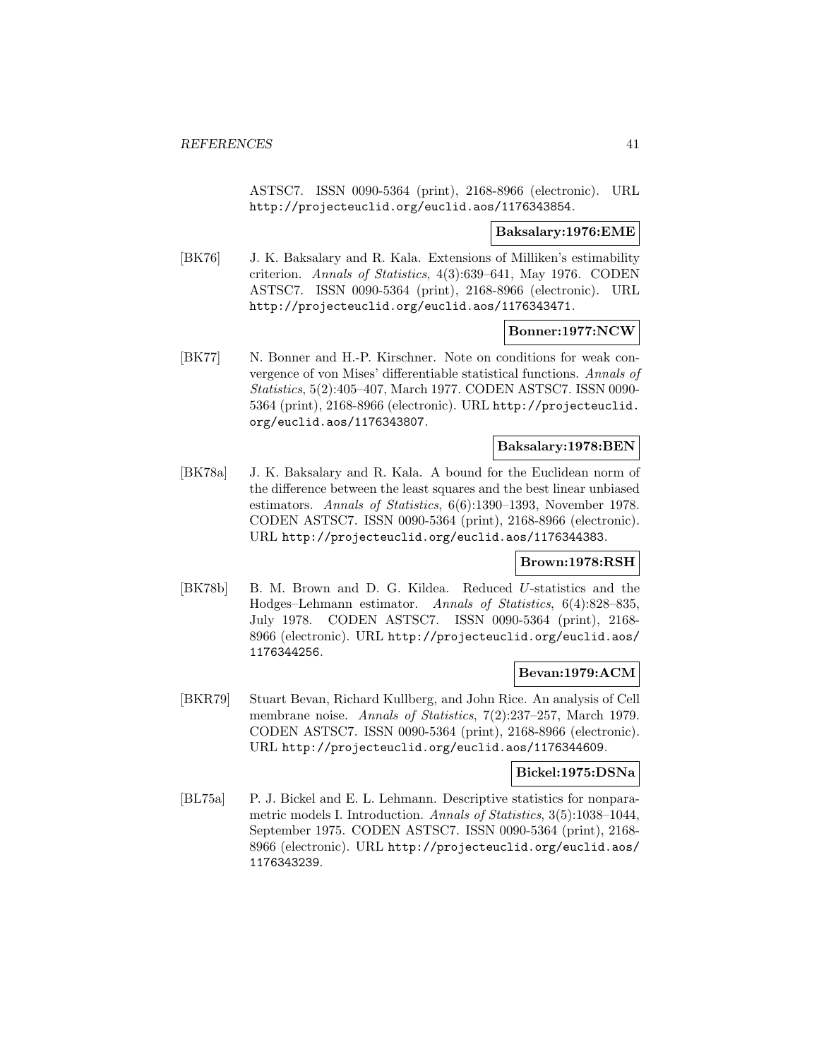ASTSC7. ISSN 0090-5364 (print), 2168-8966 (electronic). URL http://projecteuclid.org/euclid.aos/1176343854.

**Baksalary:1976:EME**

[BK76] J. K. Baksalary and R. Kala. Extensions of Milliken's estimability criterion. *Annals of Statistics*, 4(3):639–641, May 1976. CODEN ASTSC7. ISSN 0090-5364 (print), 2168-8966 (electronic). URL http://projecteuclid.org/euclid.aos/1176343471.

**Bonner:1977:NCW**

[BK77] N. Bonner and H.-P. Kirschner. Note on conditions for weak convergence of von Mises' differentiable statistical functions. *Annals of Statistics*, 5(2):405–407, March 1977. CODEN ASTSC7. ISSN 0090-5364 (print), 2168-8966 (electronic). URL http://projecteuclid.org/euclid.aos/1176343807.

**Baksalary:1978:BEN**

[BK78a] J. K. Baksalary and R. Kala. A bound for the Euclidean norm of the difference between the least squares and the best linear unbiased estimators. *Annals of Statistics*, 6(6):1390–1393, November 1978. CODEN ASTSC7. ISSN 0090-5364 (print), 2168-8966 (electronic). URL http://projecteuclid.org/euclid.aos/1176344383.

**Brown:1978:RSH**

[BK78b] B. M. Brown and D. G. Kildea. Reduced $U$-statistics and the Hodges–Lehmann estimator. *Annals of Statistics*, 6(4):828–835, July 1978. CODEN ASTSC7. ISSN 0090-5364 (print), 2168-8966 (electronic). URL http://projecteuclid.org/euclid.aos/1176344256.

**Bevan:1979:ACM**

[BKR79] Stuart Bevan, Richard Kullberg, and John Rice. An analysis of Cell membrane noise. *Annals of Statistics*, 7(2):237–257, March 1979. CODEN ASTSC7. ISSN 0090-5364 (print), 2168-8966 (electronic). URL http://projecteuclid.org/euclid.aos/1176344609.

**Bickel:1975:DSNa**

[BL75a] P. J. Bickel and E. L. Lehmann. Descriptive statistics for nonparametric models I. Introduction. *Annals of Statistics*, 3(5):1038–1044, September 1975. CODEN ASTSC7. ISSN 0090-5364 (print), 2168-8966 (electronic). URL http://projecteuclid.org/euclid.aos/1176343239.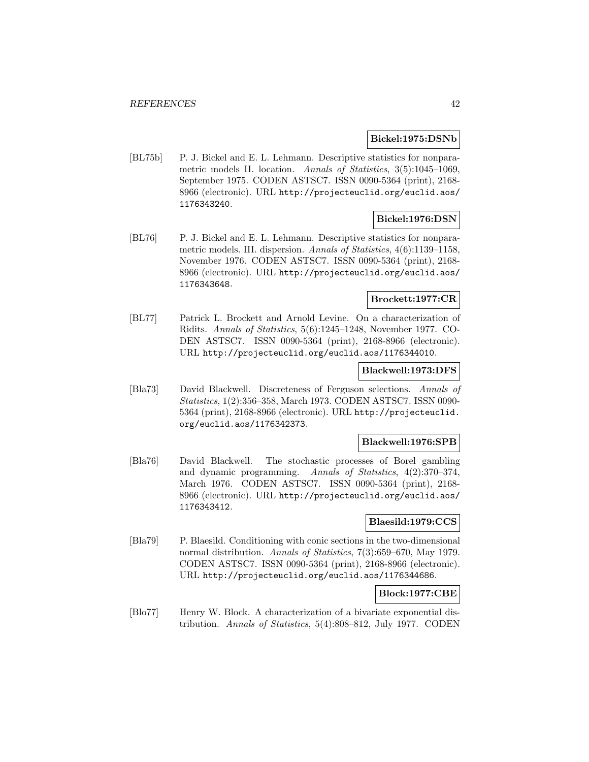**Bickel:1975:DSNb**

[BL75b] P. J. Bickel and E. L. Lehmann. Descriptive statistics for nonparametric models II. location. *Annals of Statistics*, 3(5):1045–1069, September 1975. CODEN ASTSC7. ISSN 0090-5364 (print), 2168-8966 (electronic). URL http://projecteuclid.org/euclid.aos/1176343240.

**Bickel:1976:DSN**

[BL76] P. J. Bickel and E. L. Lehmann. Descriptive statistics for nonparametric models. III. dispersion. *Annals of Statistics*, 4(6):1139–1158, November 1976. CODEN ASTSC7. ISSN 0090-5364 (print), 2168-8966 (electronic). URL http://projecteuclid.org/euclid.aos/1176343648.

**Brockett:1977:CR**

[BL77] Patrick L. Brockett and Arnold Levine. On a characterization of Ridits. *Annals of Statistics*, 5(6):1245–1248, November 1977. CODEN ASTSC7. ISSN 0090-5364 (print), 2168-8966 (electronic). URL http://projecteuclid.org/euclid.aos/1176344010.

**Blackwell:1973:DFS**

[Bla73] David Blackwell. Discreteness of Ferguson selections. *Annals of Statistics*, 1(2):356–358, March 1973. CODEN ASTSC7. ISSN 0090-5364 (print), 2168-8966 (electronic). URL http://projecteuclid.org/euclid.aos/1176342373.

**Blackwell:1976:SPB**

[Bla76] David Blackwell. The stochastic processes of Borel gambling and dynamic programming. *Annals of Statistics*, 4(2):370–374, March 1976. CODEN ASTSC7. ISSN 0090-5364 (print), 2168-8966 (electronic). URL http://projecteuclid.org/euclid.aos/1176343412.

**Blaesild:1979:CCS**

[Bla79] P. Blaesild. Conditioning with conic sections in the two-dimensional normal distribution. *Annals of Statistics*, 7(3):659–670, May 1979. CODEN ASTSC7. ISSN 0090-5364 (print), 2168-8966 (electronic). URL http://projecteuclid.org/euclid.aos/1176344686.

**Block:1977:CBE**

[Blo77] Henry W. Block. A characterization of a bivariate exponential distribution. *Annals of Statistics*, 5(4):808–812, July 1977. CODEN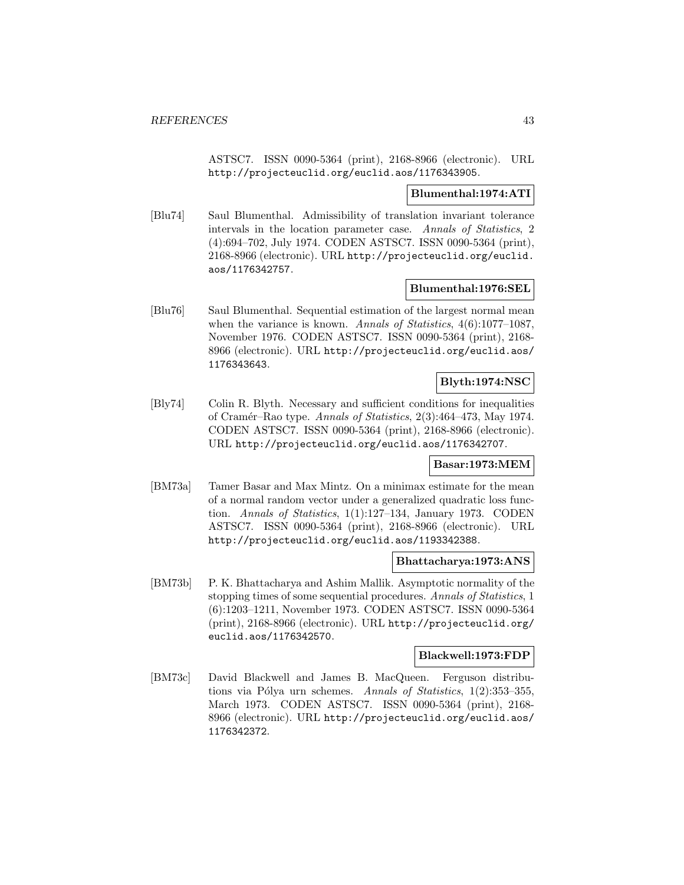ASTSC7. ISSN 0090-5364 (print), 2168-8966 (electronic). URL http://projecteuclid.org/euclid.aos/1176343905.

**Blumenthal:1974:ATI**

[Blu74] Saul Blumenthal. Admissibility of translation invariant tolerance intervals in the location parameter case. *Annals of Statistics*, 2 (4):694–702, July 1974. CODEN ASTSC7. ISSN 0090-5364 (print), 2168-8966 (electronic). URL http://projecteuclid.org/euclid.aos/1176342757.

**Blumenthal:1976:SEL**

[Blu76] Saul Blumenthal. Sequential estimation of the largest normal mean when the variance is known. *Annals of Statistics*, 4(6):1077–1087, November 1976. CODEN ASTSC7. ISSN 0090-5364 (print), 2168-8966 (electronic). URL http://projecteuclid.org/euclid.aos/1176343643.

**Blyth:1974:NSC**

[Bly74] Colin R. Blyth. Necessary and sufficient conditions for inequalities of Cramér–Rao type. *Annals of Statistics*, 2(3):464–473, May 1974. CODEN ASTSC7. ISSN 0090-5364 (print), 2168-8966 (electronic). URL http://projecteuclid.org/euclid.aos/1176342707.

**Basar:1973:MEM**

[BM73a] Tamer Basar and Max Mintz. On a minimax estimate for the mean of a normal random vector under a generalized quadratic loss function. *Annals of Statistics*, 1(1):127–134, January 1973. CODEN ASTSC7. ISSN 0090-5364 (print), 2168-8966 (electronic). URL http://projecteuclid.org/euclid.aos/1193342388.

**Bhattacharya:1973:ANS**

[BM73b] P. K. Bhattacharya and Ashim Mallik. Asymptotic normality of the stopping times of some sequential procedures. *Annals of Statistics*, 1 (6):1203–1211, November 1973. CODEN ASTSC7. ISSN 0090-5364 (print), 2168-8966 (electronic). URL http://projecteuclid.org/euclid.aos/1176342570.

**Blackwell:1973:FDP**

[BM73c] David Blackwell and James B. MacQueen. Ferguson distributions via Pólya urn schemes. *Annals of Statistics*, 1(2):353–355, March 1973. CODEN ASTSC7. ISSN 0090-5364 (print), 2168-8966 (electronic). URL http://projecteuclid.org/euclid.aos/1176342372.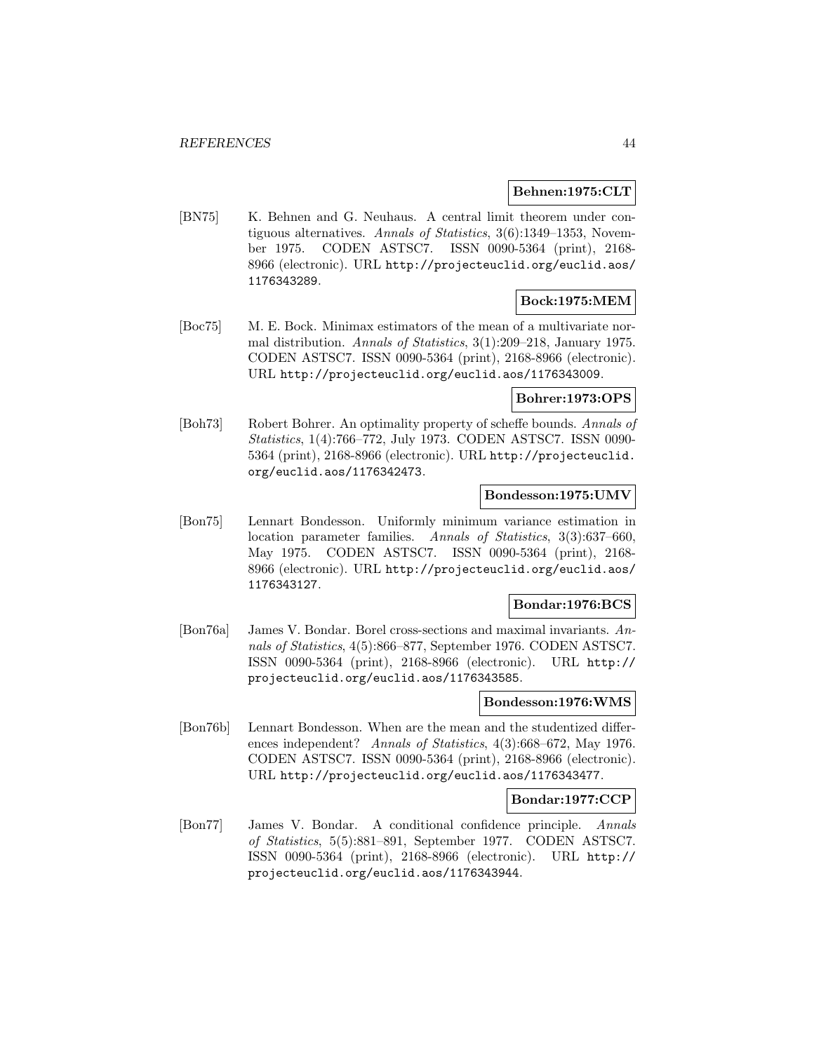**Behnen:1975:CLT**

[BN75] K. Behnen and G. Neuhaus. A central limit theorem under contiguous alternatives. *Annals of Statistics*, 3(6):1349–1353, November 1975. CODEN ASTSC7. ISSN 0090-5364 (print), 2168-8966 (electronic). URL http://projecteuclid.org/euclid.aos/1176343289.

**Bock:1975:MEM**

[Boc75] M. E. Bock. Minimax estimators of the mean of a multivariate normal distribution. *Annals of Statistics*, 3(1):209–218, January 1975. CODEN ASTSC7. ISSN 0090-5364 (print), 2168-8966 (electronic). URL http://projecteuclid.org/euclid.aos/1176343009.

**Bohrer:1973:OPS**

[Boh73] Robert Bohrer. An optimality property of scheffe bounds. *Annals of Statistics*, 1(4):766–772, July 1973. CODEN ASTSC7. ISSN 0090-5364 (print), 2168-8966 (electronic). URL http://projecteuclid.org/euclid.aos/1176342473.

**Bondesson:1975:UMV**

[Bon75] Lennart Bondesson. Uniformly minimum variance estimation in location parameter families. *Annals of Statistics*, 3(3):637–660, May 1975. CODEN ASTSC7. ISSN 0090-5364 (print), 2168-8966 (electronic). URL http://projecteuclid.org/euclid.aos/1176343127.

**Bondar:1976:BCS**

[Bon76a] James V. Bondar. Borel cross-sections and maximal invariants. *Annals of Statistics*, 4(5):866–877, September 1976. CODEN ASTSC7. ISSN 0090-5364 (print), 2168-8966 (electronic). URL http://projecteuclid.org/euclid.aos/1176343585.

**Bondesson:1976:WMS**

[Bon76b] Lennart Bondesson. When are the mean and the studentized differences independent? *Annals of Statistics*, 4(3):668–672, May 1976. CODEN ASTSC7. ISSN 0090-5364 (print), 2168-8966 (electronic). URL http://projecteuclid.org/euclid.aos/1176343477.

**Bondar:1977:CCP**

[Bon77] James V. Bondar. A conditional confidence principle. *Annals of Statistics*, 5(5):881–891, September 1977. CODEN ASTSC7. ISSN 0090-5364 (print), 2168-8966 (electronic). URL http://projecteuclid.org/euclid.aos/1176343944.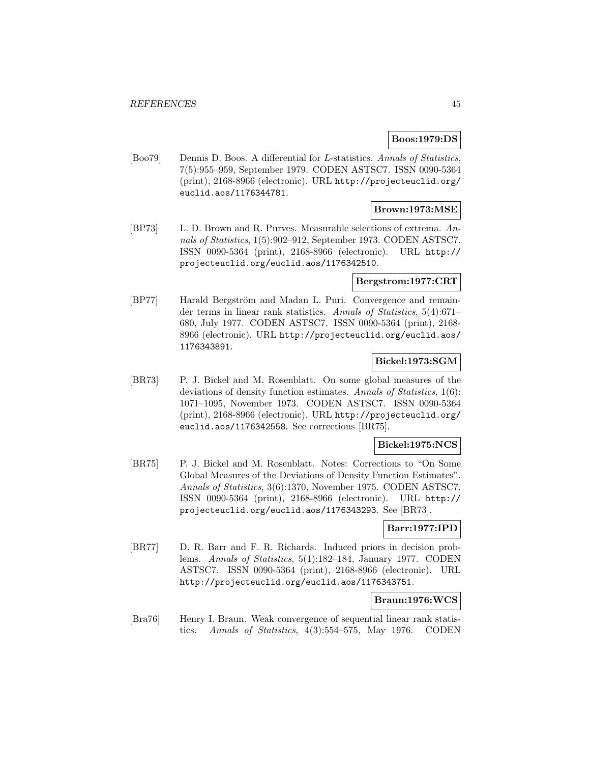**Boos:1979:DS**

[Boo79] Dennis D. Boos. A differential for *L*-statistics. *Annals of Statistics*, 7(5):955–959, September 1979. CODEN ASTSC7. ISSN 0090-5364 (print), 2168-8966 (electronic). URL http://projecteuclid.org/euclid.aos/1176344781.

**Brown:1973:MSE**

[BP73] L. D. Brown and R. Purves. Measurable selections of extrema. *Annals of Statistics*, 1(5):902–912, September 1973. CODEN ASTSC7. ISSN 0090-5364 (print), 2168-8966 (electronic). URL http://projecteuclid.org/euclid.aos/1176342510.

**Bergstrom:1977:CRT**

[BP77] Harald Bergström and Madan L. Puri. Convergence and remainder terms in linear rank statistics. *Annals of Statistics*, 5(4):671–680, July 1977. CODEN ASTSC7. ISSN 0090-5364 (print), 2168-8966 (electronic). URL http://projecteuclid.org/euclid.aos/1176343891.

**Bickel:1973:SGM**

[BR73] P. J. Bickel and M. Rosenblatt. On some global measures of the deviations of density function estimates. *Annals of Statistics*, 1(6): 1071–1095, November 1973. CODEN ASTSC7. ISSN 0090-5364 (print), 2168-8966 (electronic). URL http://projecteuclid.org/euclid.aos/1176342558. See corrections [BR75].

**Bickel:1975:NCS**

[BR75] P. J. Bickel and M. Rosenblatt. Notes: Corrections to "On Some Global Measures of the Deviations of Density Function Estimates". *Annals of Statistics*, 3(6):1370, November 1975. CODEN ASTSC7. ISSN 0090-5364 (print), 2168-8966 (electronic). URL http://projecteuclid.org/euclid.aos/1176343293. See [BR73].

**Barr:1977:IPD**

[BR77] D. R. Barr and F. R. Richards. Induced priors in decision problems. *Annals of Statistics*, 5(1):182–184, January 1977. CODEN ASTSC7. ISSN 0090-5364 (print), 2168-8966 (electronic). URL http://projecteuclid.org/euclid.aos/1176343751.

**Braun:1976:WCS**

[Bra76] Henry I. Braun. Weak convergence of sequential linear rank statistics. *Annals of Statistics*, 4(3):554–575, May 1976. CODEN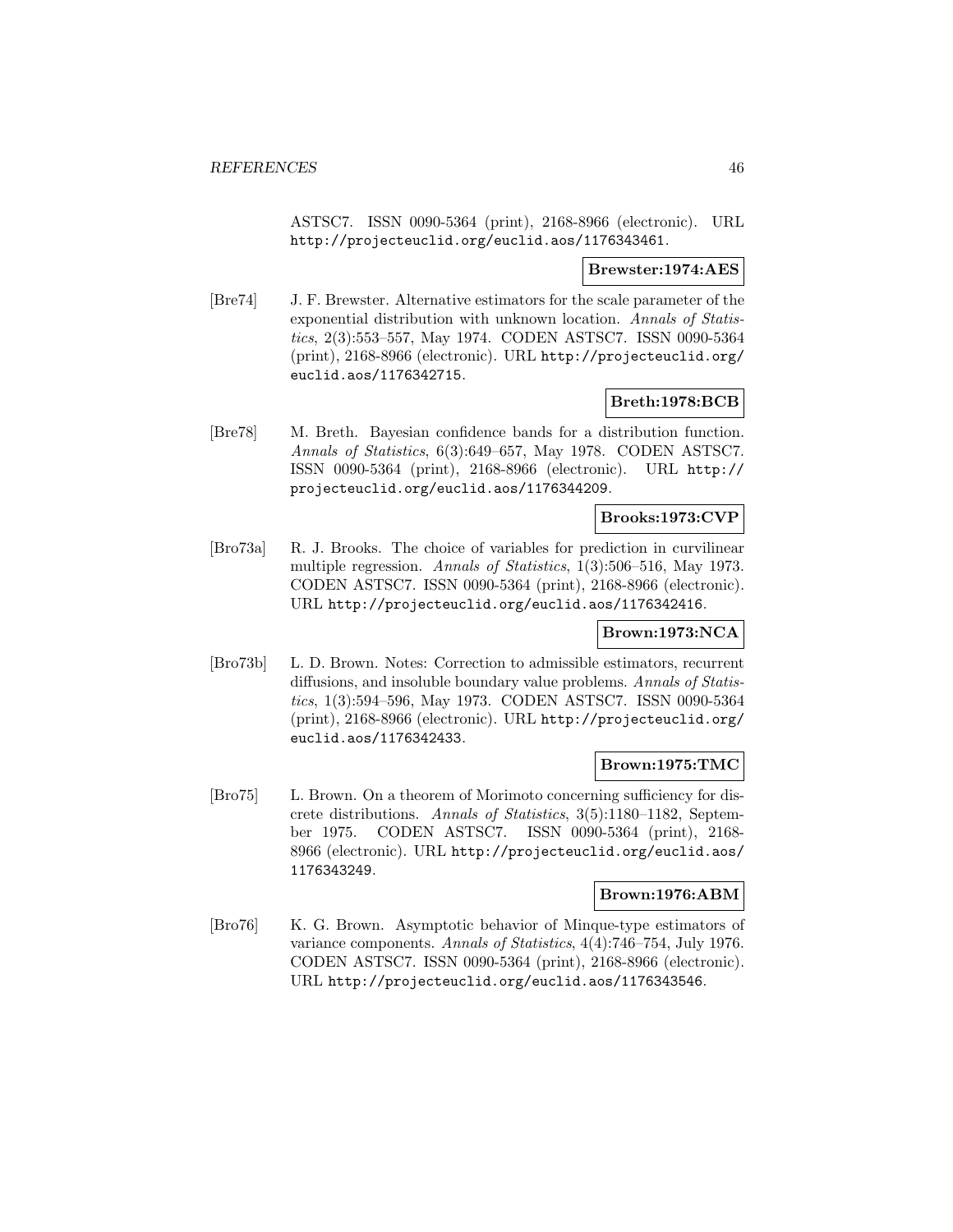ASTSC7. ISSN 0090-5364 (print), 2168-8966 (electronic). URL http://projecteuclid.org/euclid.aos/1176343461.

**Brewster:1974:AES**

[Bre74] J. F. Brewster. Alternative estimators for the scale parameter of the exponential distribution with unknown location. *Annals of Statistics*, 2(3):553–557, May 1974. CODEN ASTSC7. ISSN 0090-5364 (print), 2168-8966 (electronic). URL http://projecteuclid.org/euclid.aos/1176342715.

**Breth:1978:BCB**

[Bre78] M. Breth. Bayesian confidence bands for a distribution function. *Annals of Statistics*, 6(3):649–657, May 1978. CODEN ASTSC7. ISSN 0090-5364 (print), 2168-8966 (electronic). URL http://projecteuclid.org/euclid.aos/1176344209.

**Brooks:1973:CVP**

[Bro73a] R. J. Brooks. The choice of variables for prediction in curvilinear multiple regression. *Annals of Statistics*, 1(3):506–516, May 1973. CODEN ASTSC7. ISSN 0090-5364 (print), 2168-8966 (electronic). URL http://projecteuclid.org/euclid.aos/1176342416.

**Brown:1973:NCA**

[Bro73b] L. D. Brown. Notes: Correction to admissible estimators, recurrent diffusions, and insoluble boundary value problems. *Annals of Statistics*, 1(3):594–596, May 1973. CODEN ASTSC7. ISSN 0090-5364 (print), 2168-8966 (electronic). URL http://projecteuclid.org/euclid.aos/1176342433.

**Brown:1975:TMC**

[Bro75] L. Brown. On a theorem of Morimoto concerning sufficiency for discrete distributions. *Annals of Statistics*, 3(5):1180–1182, September 1975. CODEN ASTSC7. ISSN 0090-5364 (print), 2168-8966 (electronic). URL http://projecteuclid.org/euclid.aos/1176343249.

**Brown:1976:ABM**

[Bro76] K. G. Brown. Asymptotic behavior of Minque-type estimators of variance components. *Annals of Statistics*, 4(4):746–754, July 1976. CODEN ASTSC7. ISSN 0090-5364 (print), 2168-8966 (electronic). URL http://projecteuclid.org/euclid.aos/1176343546.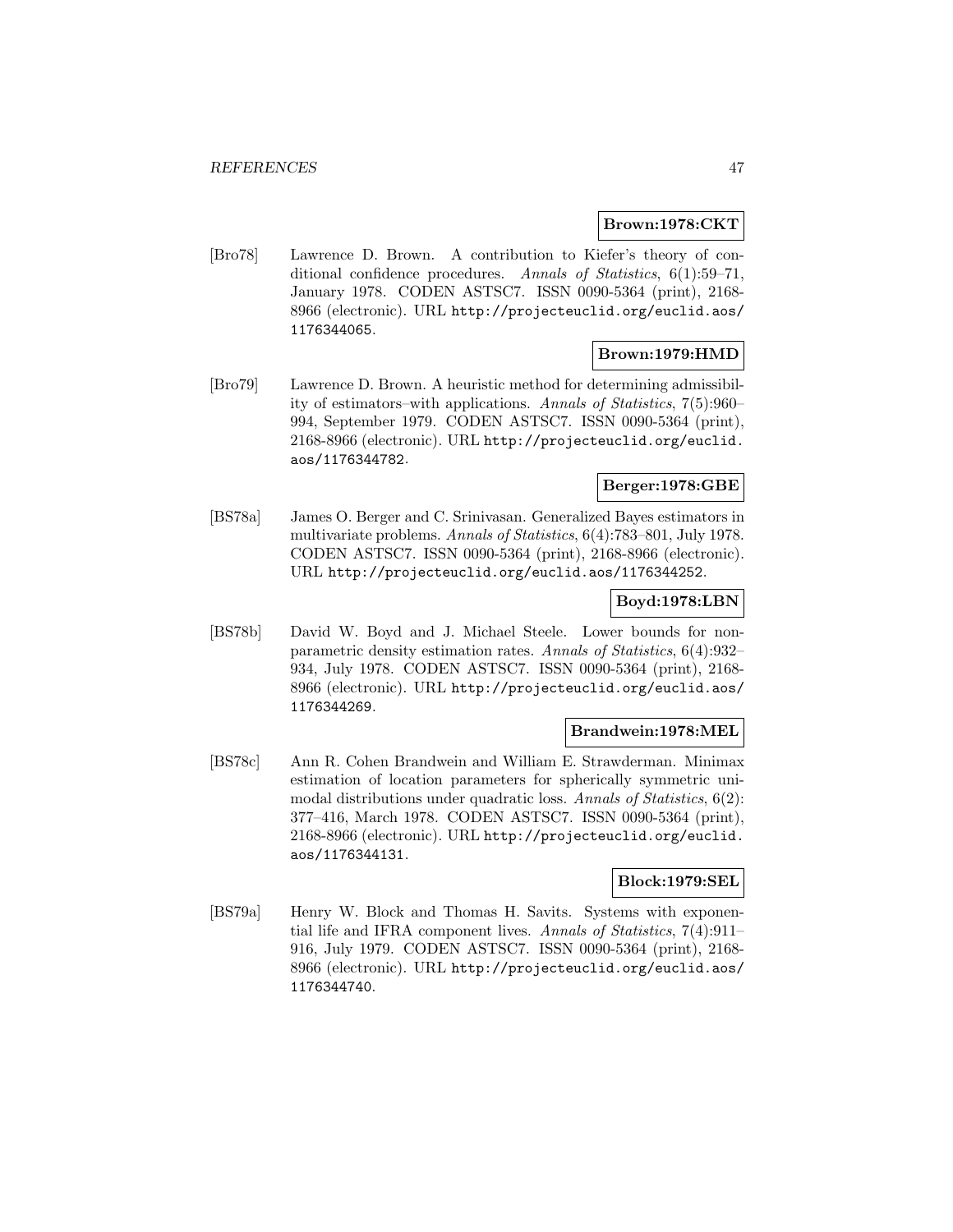**Brown:1978:CKT**

[Bro78] Lawrence D. Brown. A contribution to Kiefer's theory of conditional confidence procedures. *Annals of Statistics*, 6(1):59–71, January 1978. CODEN ASTSC7. ISSN 0090-5364 (print), 2168-8966 (electronic). URL http://projecteuclid.org/euclid.aos/1176344065.

**Brown:1979:HMD**

[Bro79] Lawrence D. Brown. A heuristic method for determining admissibility of estimators–with applications. *Annals of Statistics*, 7(5):960–994, September 1979. CODEN ASTSC7. ISSN 0090-5364 (print), 2168-8966 (electronic). URL http://projecteuclid.org/euclid.aos/1176344782.

**Berger:1978:GBE**

[BS78a] James O. Berger and C. Srinivasan. Generalized Bayes estimators in multivariate problems. *Annals of Statistics*, 6(4):783–801, July 1978. CODEN ASTSC7. ISSN 0090-5364 (print), 2168-8966 (electronic). URL http://projecteuclid.org/euclid.aos/1176344252.

**Boyd:1978:LBN**

[BS78b] David W. Boyd and J. Michael Steele. Lower bounds for nonparametric density estimation rates. *Annals of Statistics*, 6(4):932–934, July 1978. CODEN ASTSC7. ISSN 0090-5364 (print), 2168-8966 (electronic). URL http://projecteuclid.org/euclid.aos/1176344269.

**Brandwein:1978:MEL**

[BS78c] Ann R. Cohen Brandwein and William E. Strawderman. Minimax estimation of location parameters for spherically symmetric unimodal distributions under quadratic loss. *Annals of Statistics*, 6(2):377–416, March 1978. CODEN ASTSC7. ISSN 0090-5364 (print), 2168-8966 (electronic). URL http://projecteuclid.org/euclid.aos/1176344131.

**Block:1979:SEL**

[BS79a] Henry W. Block and Thomas H. Savits. Systems with exponential life and IFRA component lives. *Annals of Statistics*, 7(4):911–916, July 1979. CODEN ASTSC7. ISSN 0090-5364 (print), 2168-8966 (electronic). URL http://projecteuclid.org/euclid.aos/1176344740.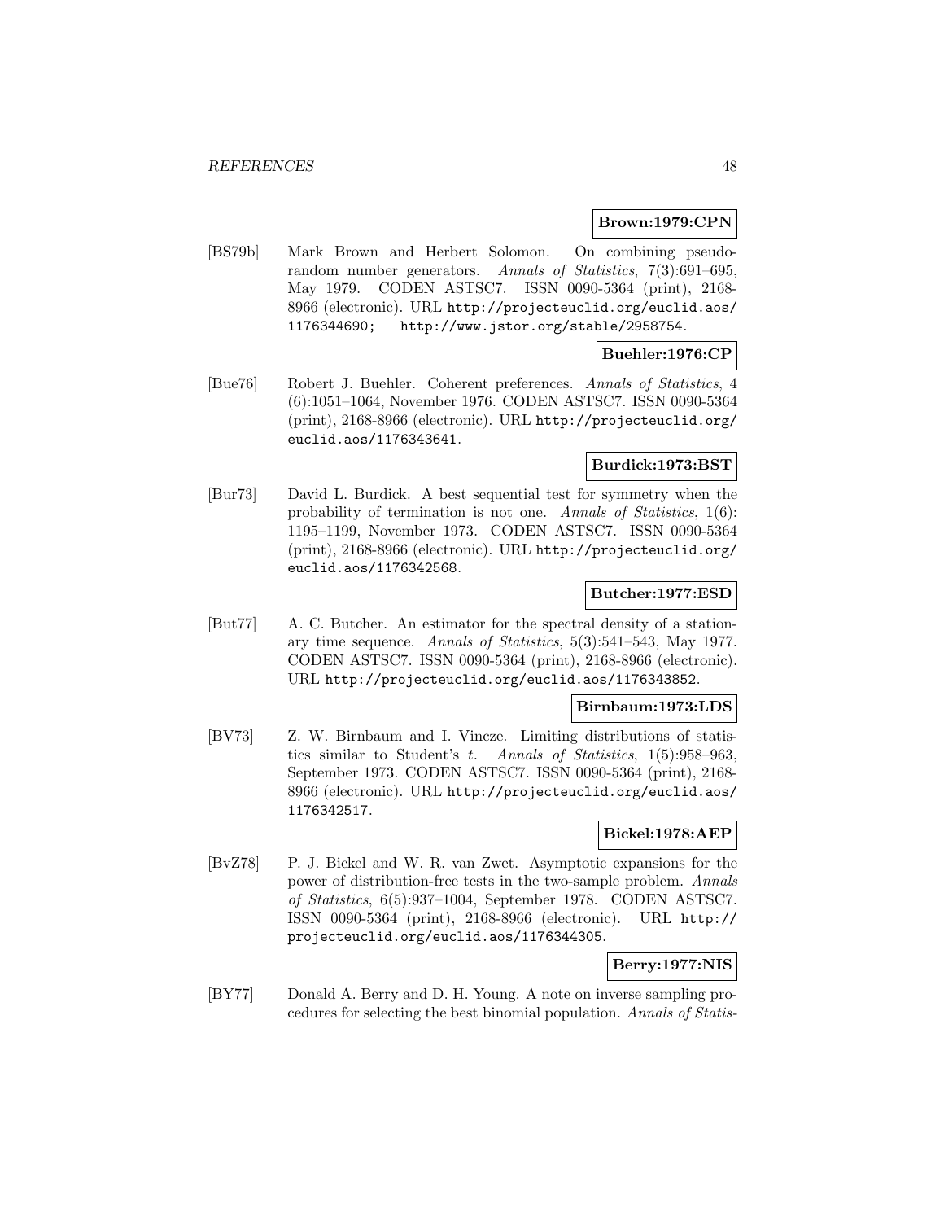**Brown:1979:CPN**

[BS79b] Mark Brown and Herbert Solomon. On combining pseudorandom number generators. *Annals of Statistics*, 7(3):691–695, May 1979. CODEN ASTSC7. ISSN 0090-5364 (print), 2168-8966 (electronic). URL http://projecteuclid.org/euclid.aos/1176344690; http://www.jstor.org/stable/2958754.

**Buehler:1976:CP**

[Bue76] Robert J. Buehler. Coherent preferences. *Annals of Statistics*, 4 (6):1051–1064, November 1976. CODEN ASTSC7. ISSN 0090-5364 (print), 2168-8966 (electronic). URL http://projecteuclid.org/euclid.aos/1176343641.

**Burdick:1973:BST**

[Bur73] David L. Burdick. A best sequential test for symmetry when the probability of termination is not one. *Annals of Statistics*, 1(6): 1195–1199, November 1973. CODEN ASTSC7. ISSN 0090-5364 (print), 2168-8966 (electronic). URL http://projecteuclid.org/euclid.aos/1176342568.

**Butcher:1977:ESD**

[But77] A. C. Butcher. An estimator for the spectral density of a stationary time sequence. *Annals of Statistics*, 5(3):541–543, May 1977. CODEN ASTSC7. ISSN 0090-5364 (print), 2168-8966 (electronic). URL http://projecteuclid.org/euclid.aos/1176343852.

**Birnbaum:1973:LDS**

[BV73] Z. W. Birnbaum and I. Vincze. Limiting distributions of statistics similar to Student's $t$. *Annals of Statistics*, 1(5):958–963, September 1973. CODEN ASTSC7. ISSN 0090-5364 (print), 2168-8966 (electronic). URL http://projecteuclid.org/euclid.aos/1176342517.

**Bickel:1978:AEP**

[BvZ78] P. J. Bickel and W. R. van Zwet. Asymptotic expansions for the power of distribution-free tests in the two-sample problem. *Annals of Statistics*, 6(5):937–1004, September 1978. CODEN ASTSC7. ISSN 0090-5364 (print), 2168-8966 (electronic). URL http://projecteuclid.org/euclid.aos/1176344305.

**Berry:1977:NIS**

[BY77] Donald A. Berry and D. H. Young. A note on inverse sampling procedures for selecting the best binomial population. *Annals of Statis-*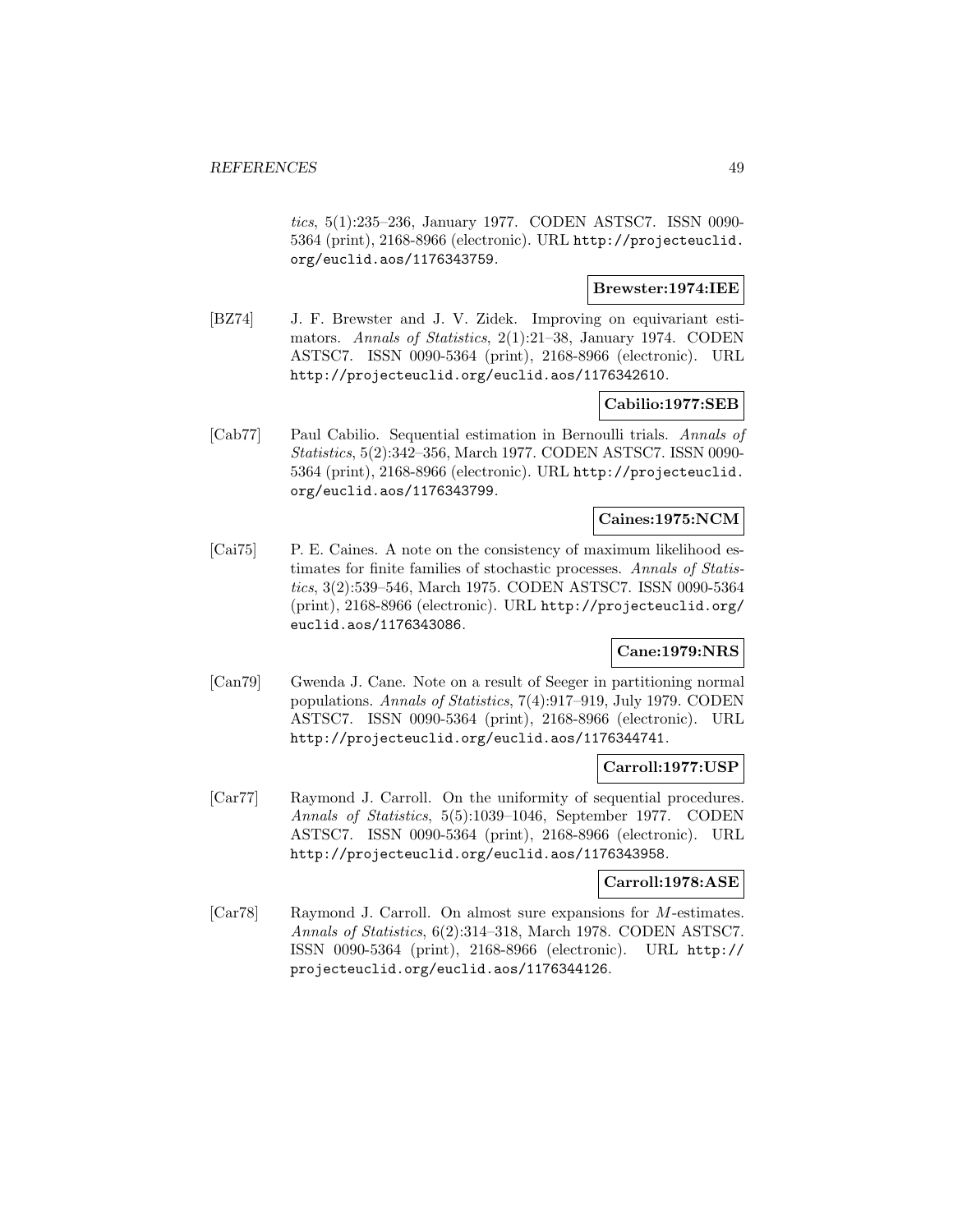*tics*, 5(1):235–236, January 1977. CODEN ASTSC7. ISSN 0090-5364 (print), 2168-8966 (electronic). URL http://projecteuclid.org/euclid.aos/1176343759.

**Brewster:1974:IEE**

[BZ74] J. F. Brewster and J. V. Zidek. Improving on equivariant estimators. *Annals of Statistics*, 2(1):21–38, January 1974. CODEN ASTSC7. ISSN 0090-5364 (print), 2168-8966 (electronic). URL http://projecteuclid.org/euclid.aos/1176342610.

**Cabilio:1977:SEB**

[Cab77] Paul Cabilio. Sequential estimation in Bernoulli trials. *Annals of Statistics*, 5(2):342–356, March 1977. CODEN ASTSC7. ISSN 0090-5364 (print), 2168-8966 (electronic). URL http://projecteuclid.org/euclid.aos/1176343799.

**Caines:1975:NCM**

[Cai75] P. E. Caines. A note on the consistency of maximum likelihood estimates for finite families of stochastic processes. *Annals of Statistics*, 3(2):539–546, March 1975. CODEN ASTSC7. ISSN 0090-5364 (print), 2168-8966 (electronic). URL http://projecteuclid.org/euclid.aos/1176343086.

**Cane:1979:NRS**

[Can79] Gwenda J. Cane. Note on a result of Seeger in partitioning normal populations. *Annals of Statistics*, 7(4):917–919, July 1979. CODEN ASTSC7. ISSN 0090-5364 (print), 2168-8966 (electronic). URL http://projecteuclid.org/euclid.aos/1176344741.

**Carroll:1977:USP**

[Car77] Raymond J. Carroll. On the uniformity of sequential procedures. *Annals of Statistics*, 5(5):1039–1046, September 1977. CODEN ASTSC7. ISSN 0090-5364 (print), 2168-8966 (electronic). URL http://projecteuclid.org/euclid.aos/1176343958.

**Carroll:1978:ASE**

[Car78] Raymond J. Carroll. On almost sure expansions for $M$-estimates. *Annals of Statistics*, 6(2):314–318, March 1978. CODEN ASTSC7. ISSN 0090-5364 (print), 2168-8966 (electronic). URL http://projecteuclid.org/euclid.aos/1176344126.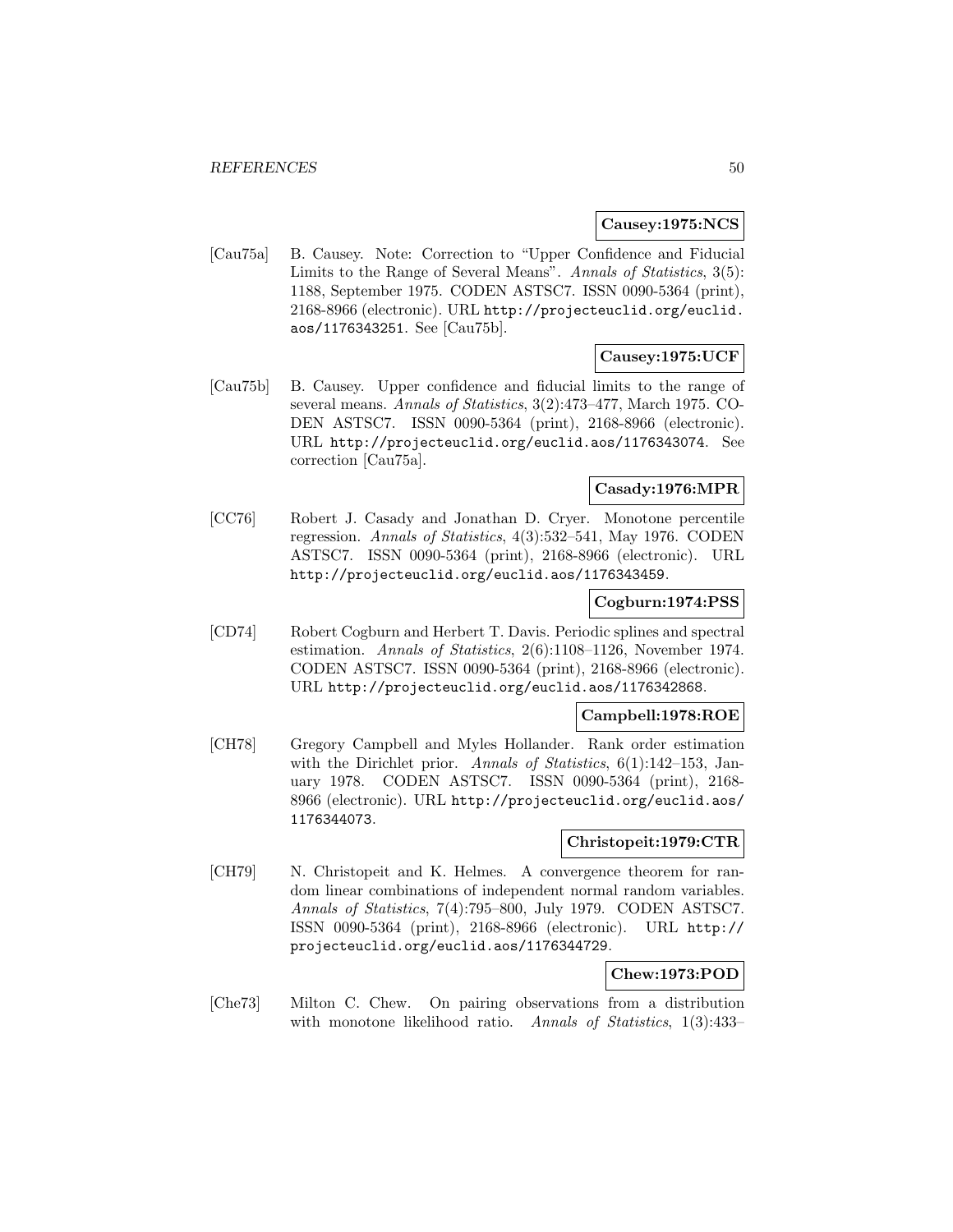**Causey:1975:NCS**

[Cau75a] B. Causey. Note: Correction to "Upper Confidence and Fiducial Limits to the Range of Several Means". *Annals of Statistics*, 3(5): 1188, September 1975. CODEN ASTSC7. ISSN 0090-5364 (print), 2168-8966 (electronic). URL http://projecteuclid.org/euclid.aos/1176343251. See [Cau75b].

**Causey:1975:UCF**

[Cau75b] B. Causey. Upper confidence and fiducial limits to the range of several means. *Annals of Statistics*, 3(2):473–477, March 1975. CODEN ASTSC7. ISSN 0090-5364 (print), 2168-8966 (electronic). URL http://projecteuclid.org/euclid.aos/1176343074. See correction [Cau75a].

**Casady:1976:MPR**

[CC76] Robert J. Casady and Jonathan D. Cryer. Monotone percentile regression. *Annals of Statistics*, 4(3):532–541, May 1976. CODEN ASTSC7. ISSN 0090-5364 (print), 2168-8966 (electronic). URL http://projecteuclid.org/euclid.aos/1176343459.

**Cogburn:1974:PSS**

[CD74] Robert Cogburn and Herbert T. Davis. Periodic splines and spectral estimation. *Annals of Statistics*, 2(6):1108–1126, November 1974. CODEN ASTSC7. ISSN 0090-5364 (print), 2168-8966 (electronic). URL http://projecteuclid.org/euclid.aos/1176342868.

**Campbell:1978:ROE**

[CH78] Gregory Campbell and Myles Hollander. Rank order estimation with the Dirichlet prior. *Annals of Statistics*, 6(1):142–153, January 1978. CODEN ASTSC7. ISSN 0090-5364 (print), 2168-8966 (electronic). URL http://projecteuclid.org/euclid.aos/1176344073.

**Christopeit:1979:CTR**

[CH79] N. Christopeit and K. Helmes. A convergence theorem for random linear combinations of independent normal random variables. *Annals of Statistics*, 7(4):795–800, July 1979. CODEN ASTSC7. ISSN 0090-5364 (print), 2168-8966 (electronic). URL http://projecteuclid.org/euclid.aos/1176344729.

**Chew:1973:POD**

[Che73] Milton C. Chew. On pairing observations from a distribution with monotone likelihood ratio. *Annals of Statistics*, 1(3):433–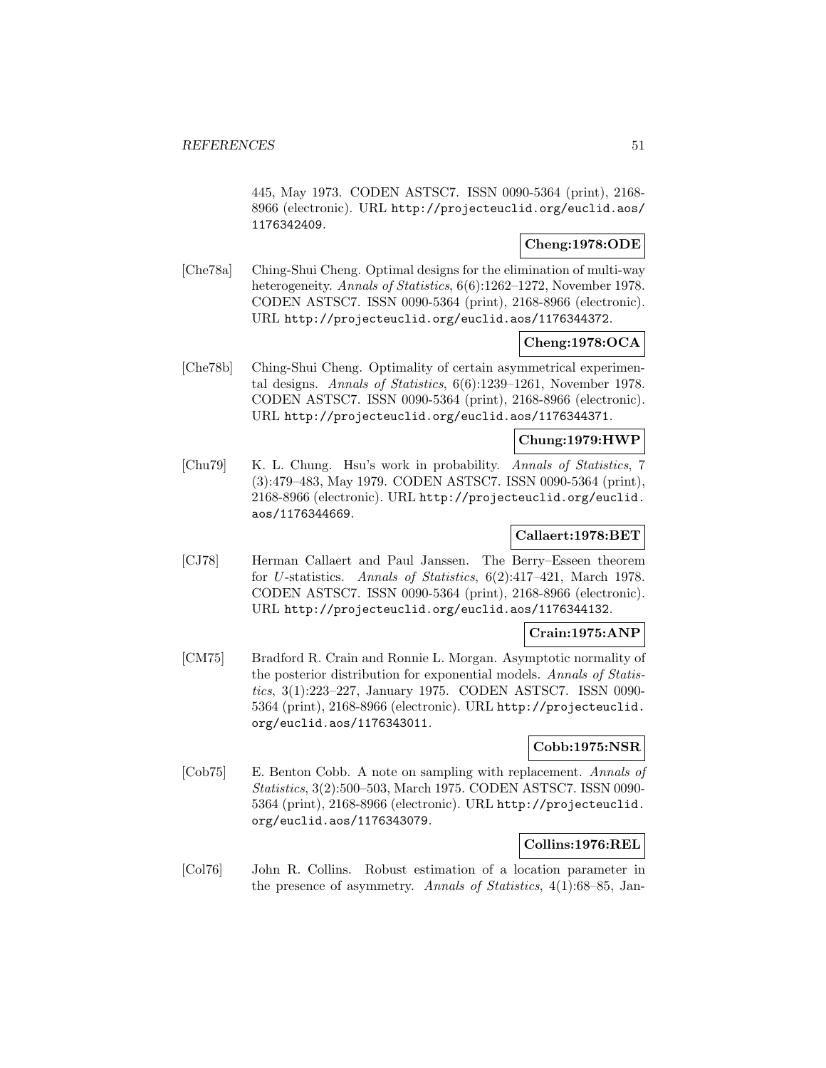445, May 1973. CODEN ASTSC7. ISSN 0090-5364 (print), 2168-8966 (electronic). URL http://projecteuclid.org/euclid.aos/1176342409.

**Cheng:1978:ODE**

[Che78a] Ching-Shui Cheng. Optimal designs for the elimination of multi-way heterogeneity. *Annals of Statistics*, 6(6):1262–1272, November 1978. CODEN ASTSC7. ISSN 0090-5364 (print), 2168-8966 (electronic). URL http://projecteuclid.org/euclid.aos/1176344372.

**Cheng:1978:OCA**

[Che78b] Ching-Shui Cheng. Optimality of certain asymmetrical experimental designs. *Annals of Statistics*, 6(6):1239–1261, November 1978. CODEN ASTSC7. ISSN 0090-5364 (print), 2168-8966 (electronic). URL http://projecteuclid.org/euclid.aos/1176344371.

**Chung:1979:HWP**

[Chu79] K. L. Chung. Hsu's work in probability. *Annals of Statistics*, 7 (3):479–483, May 1979. CODEN ASTSC7. ISSN 0090-5364 (print), 2168-8966 (electronic). URL http://projecteuclid.org/euclid.aos/1176344669.

**Callaert:1978:BET**

[CJ78] Herman Callaert and Paul Janssen. The Berry–Esseen theorem for $U$-statistics. *Annals of Statistics*, 6(2):417–421, March 1978. CODEN ASTSC7. ISSN 0090-5364 (print), 2168-8966 (electronic). URL http://projecteuclid.org/euclid.aos/1176344132.

**Crain:1975:ANP**

[CM75] Bradford R. Crain and Ronnie L. Morgan. Asymptotic normality of the posterior distribution for exponential models. *Annals of Statistics*, 3(1):223–227, January 1975. CODEN ASTSC7. ISSN 0090-5364 (print), 2168-8966 (electronic). URL http://projecteuclid.org/euclid.aos/1176343011.

**Cobb:1975:NSR**

[Cob75] E. Benton Cobb. A note on sampling with replacement. *Annals of Statistics*, 3(2):500–503, March 1975. CODEN ASTSC7. ISSN 0090-5364 (print), 2168-8966 (electronic). URL http://projecteuclid.org/euclid.aos/1176343079.

**Collins:1976:REL**

[Col76] John R. Collins. Robust estimation of a location parameter in the presence of asymmetry. *Annals of Statistics*, 4(1):68–85, Jan-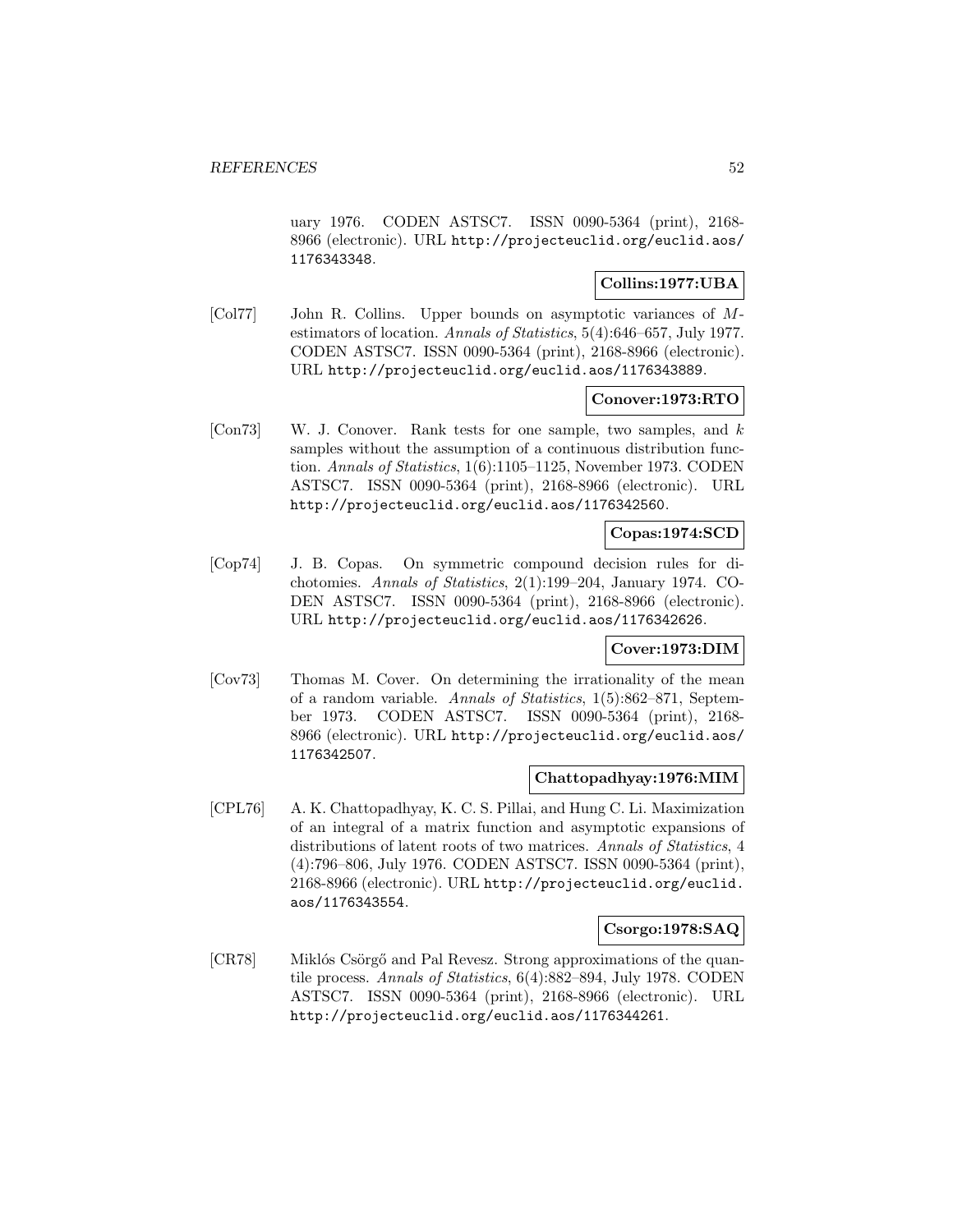uary 1976. CODEN ASTSC7. ISSN 0090-5364 (print), 2168-8966 (electronic). URL http://projecteuclid.org/euclid.aos/1176343348.

**Collins:1977:UBA**

[Col77] John R. Collins. Upper bounds on asymptotic variances of $M$-estimators of location. *Annals of Statistics*, 5(4):646–657, July 1977. CODEN ASTSC7. ISSN 0090-5364 (print), 2168-8966 (electronic). URL http://projecteuclid.org/euclid.aos/1176343889.

**Conover:1973:RTO**

[Con73] W. J. Conover. Rank tests for one sample, two samples, and $k$ samples without the assumption of a continuous distribution function. *Annals of Statistics*, 1(6):1105–1125, November 1973. CODEN ASTSC7. ISSN 0090-5364 (print), 2168-8966 (electronic). URL http://projecteuclid.org/euclid.aos/1176342560.

**Copas:1974:SCD**

[Cop74] J. B. Copas. On symmetric compound decision rules for dichotomies. *Annals of Statistics*, 2(1):199–204, January 1974. CODEN ASTSC7. ISSN 0090-5364 (print), 2168-8966 (electronic). URL http://projecteuclid.org/euclid.aos/1176342626.

**Cover:1973:DIM**

[Cov73] Thomas M. Cover. On determining the irrationality of the mean of a random variable. *Annals of Statistics*, 1(5):862–871, September 1973. CODEN ASTSC7. ISSN 0090-5364 (print), 2168-8966 (electronic). URL http://projecteuclid.org/euclid.aos/1176342507.

**Chattopadhyay:1976:MIM**

[CPL76] A. K. Chattopadhyay, K. C. S. Pillai, and Hung C. Li. Maximization of an integral of a matrix function and asymptotic expansions of distributions of latent roots of two matrices. *Annals of Statistics*, 4 (4):796–806, July 1976. CODEN ASTSC7. ISSN 0090-5364 (print), 2168-8966 (electronic). URL http://projecteuclid.org/euclid.aos/1176343554.

**Csorgo:1978:SAQ**

[CR78] Miklós Csörgő and Pal Revesz. Strong approximations of the quantile process. *Annals of Statistics*, 6(4):882–894, July 1978. CODEN ASTSC7. ISSN 0090-5364 (print), 2168-8966 (electronic). URL http://projecteuclid.org/euclid.aos/1176344261.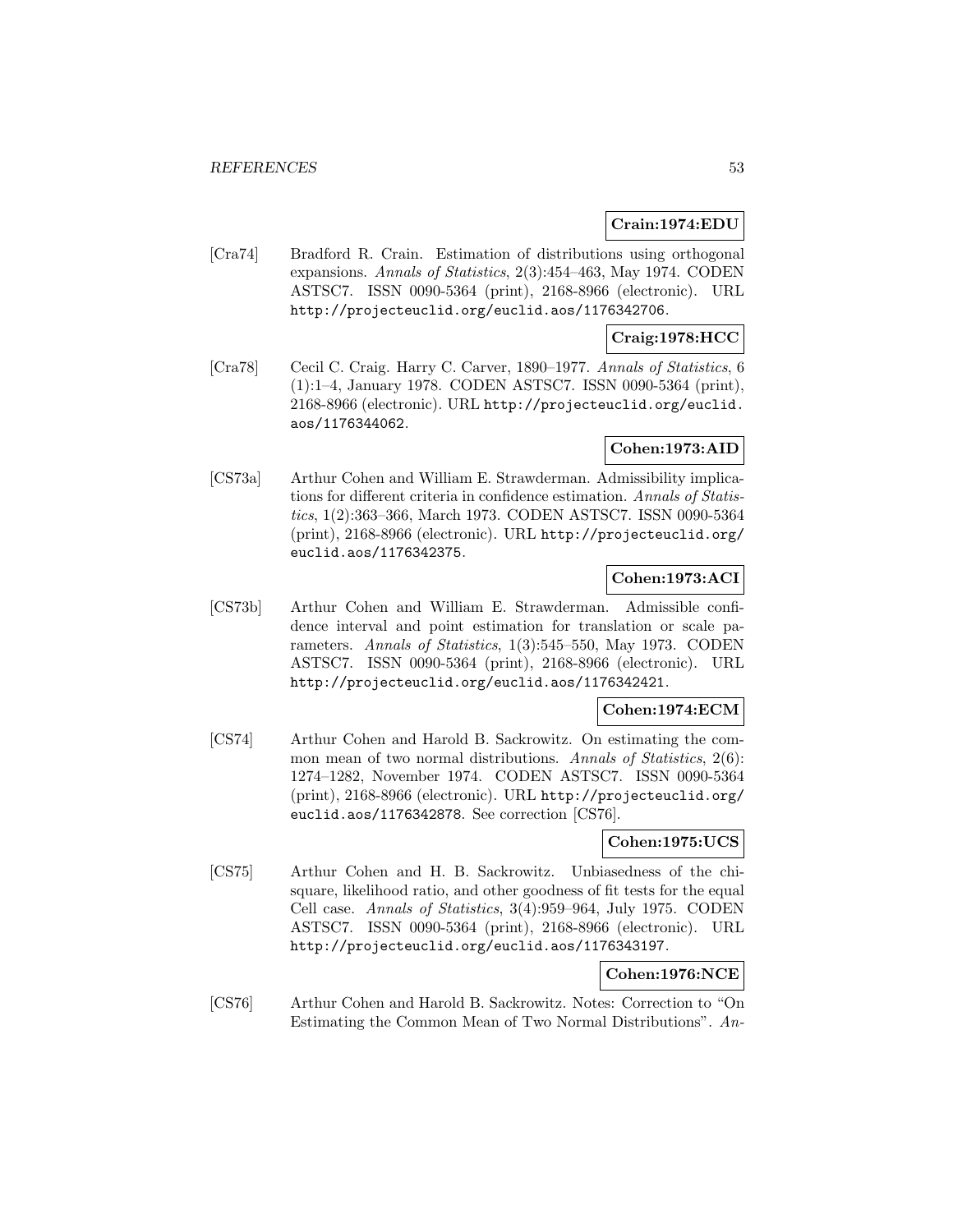**Crain:1974:EDU**

[Cra74] Bradford R. Crain. Estimation of distributions using orthogonal expansions. *Annals of Statistics*, 2(3):454–463, May 1974. CODEN ASTSC7. ISSN 0090-5364 (print), 2168-8966 (electronic). URL http://projecteuclid.org/euclid.aos/1176342706.

**Craig:1978:HCC**

[Cra78] Cecil C. Craig. Harry C. Carver, 1890–1977. *Annals of Statistics*, 6 (1):1–4, January 1978. CODEN ASTSC7. ISSN 0090-5364 (print), 2168-8966 (electronic). URL http://projecteuclid.org/euclid.aos/1176344062.

**Cohen:1973:AID**

[CS73a] Arthur Cohen and William E. Strawderman. Admissibility implications for different criteria in confidence estimation. *Annals of Statistics*, 1(2):363–366, March 1973. CODEN ASTSC7. ISSN 0090-5364 (print), 2168-8966 (electronic). URL http://projecteuclid.org/euclid.aos/1176342375.

**Cohen:1973:ACI**

[CS73b] Arthur Cohen and William E. Strawderman. Admissible confidence interval and point estimation for translation or scale parameters. *Annals of Statistics*, 1(3):545–550, May 1973. CODEN ASTSC7. ISSN 0090-5364 (print), 2168-8966 (electronic). URL http://projecteuclid.org/euclid.aos/1176342421.

**Cohen:1974:ECM**

[CS74] Arthur Cohen and Harold B. Sackrowitz. On estimating the common mean of two normal distributions. *Annals of Statistics*, 2(6): 1274–1282, November 1974. CODEN ASTSC7. ISSN 0090-5364 (print), 2168-8966 (electronic). URL http://projecteuclid.org/euclid.aos/1176342878. See correction [CS76].

**Cohen:1975:UCS**

[CS75] Arthur Cohen and H. B. Sackrowitz. Unbiasedness of the chi-square, likelihood ratio, and other goodness of fit tests for the equal Cell case. *Annals of Statistics*, 3(4):959–964, July 1975. CODEN ASTSC7. ISSN 0090-5364 (print), 2168-8966 (electronic). URL http://projecteuclid.org/euclid.aos/1176343197.

**Cohen:1976:NCE**

[CS76] Arthur Cohen and Harold B. Sackrowitz. Notes: Correction to "On Estimating the Common Mean of Two Normal Distributions". *An-*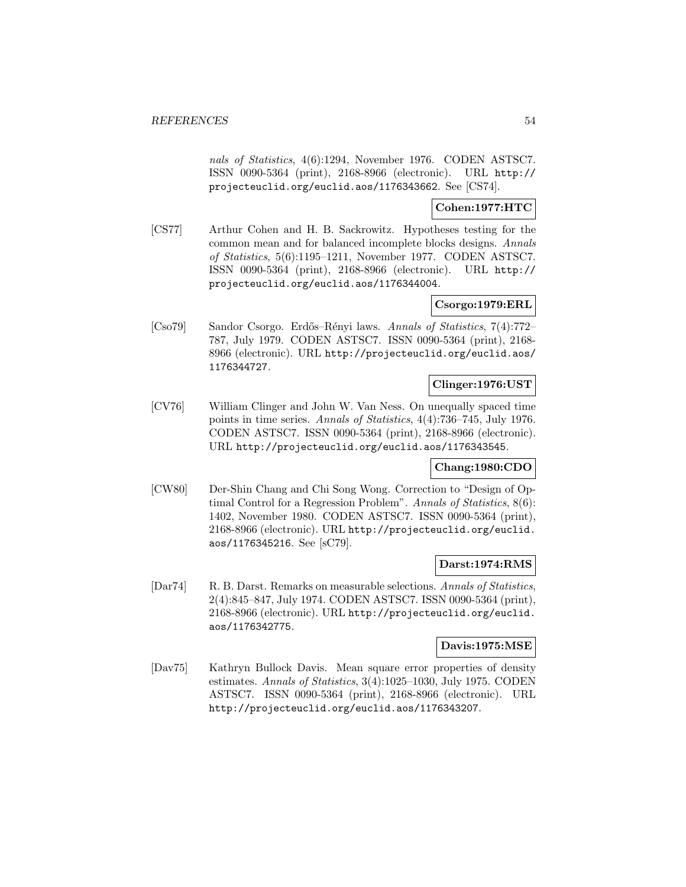nals of Statistics, 4(6):1294, November 1976. CODEN ASTSC7. ISSN 0090-5364 (print), 2168-8966 (electronic). URL http://projecteuclid.org/euclid.aos/1176343662. See [CS74].

**Cohen:1977:HTC**

[CS77] Arthur Cohen and H. B. Sackrowitz. Hypotheses testing for the common mean and for balanced incomplete blocks designs. *Annals of Statistics*, 5(6):1195–1211, November 1977. CODEN ASTSC7. ISSN 0090-5364 (print), 2168-8966 (electronic). URL http://projecteuclid.org/euclid.aos/1176344004.

**Csorgo:1979:ERL**

[Cso79] Sandor Csorgo. Erdős–Rényi laws. *Annals of Statistics*, 7(4):772–787, July 1979. CODEN ASTSC7. ISSN 0090-5364 (print), 2168-8966 (electronic). URL http://projecteuclid.org/euclid.aos/1176344727.

**Clinger:1976:UST**

[CV76] William Clinger and John W. Van Ness. On unequally spaced time points in time series. *Annals of Statistics*, 4(4):736–745, July 1976. CODEN ASTSC7. ISSN 0090-5364 (print), 2168-8966 (electronic). URL http://projecteuclid.org/euclid.aos/1176343545.

**Chang:1980:CDO**

[CW80] Der-Shin Chang and Chi Song Wong. Correction to "Design of Optimal Control for a Regression Problem". *Annals of Statistics*, 8(6):1402, November 1980. CODEN ASTSC7. ISSN 0090-5364 (print), 2168-8966 (electronic). URL http://projecteuclid.org/euclid.aos/1176345216. See [sC79].

**Darst:1974:RMS**

[Dar74] R. B. Darst. Remarks on measurable selections. *Annals of Statistics*, 2(4):845–847, July 1974. CODEN ASTSC7. ISSN 0090-5364 (print), 2168-8966 (electronic). URL http://projecteuclid.org/euclid.aos/1176342775.

**Davis:1975:MSE**

[Dav75] Kathryn Bullock Davis. Mean square error properties of density estimates. *Annals of Statistics*, 3(4):1025–1030, July 1975. CODEN ASTSC7. ISSN 0090-5364 (print), 2168-8966 (electronic). URL http://projecteuclid.org/euclid.aos/1176343207.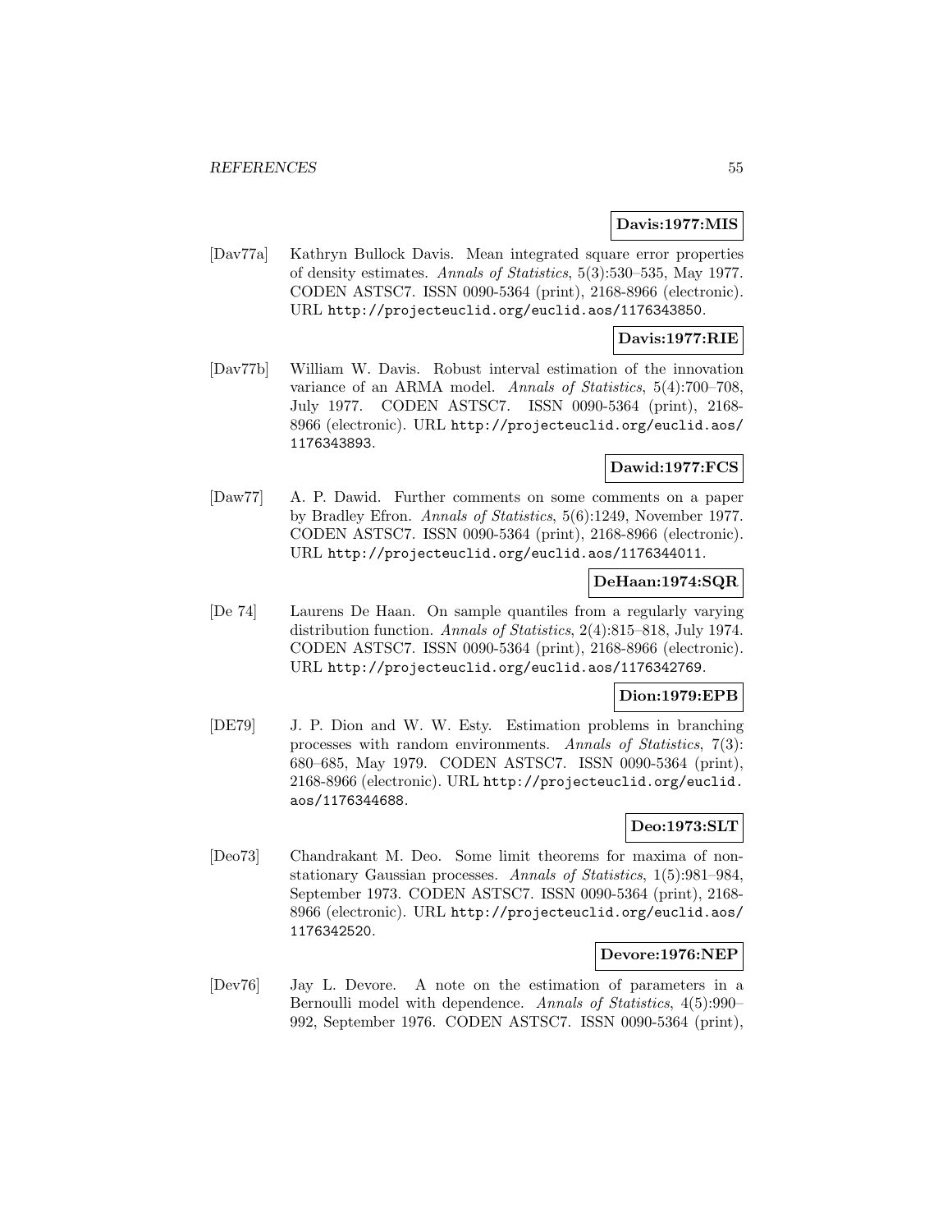**Davis:1977:MIS**

[Dav77a] Kathryn Bullock Davis. Mean integrated square error properties of density estimates. *Annals of Statistics*, 5(3):530–535, May 1977. CODEN ASTSC7. ISSN 0090-5364 (print), 2168-8966 (electronic). URL http://projecteuclid.org/euclid.aos/1176343850.

**Davis:1977:RIE**

[Dav77b] William W. Davis. Robust interval estimation of the innovation variance of an ARMA model. *Annals of Statistics*, 5(4):700–708, July 1977. CODEN ASTSC7. ISSN 0090-5364 (print), 2168-8966 (electronic). URL http://projecteuclid.org/euclid.aos/1176343893.

**Dawid:1977:FCS**

[Daw77] A. P. Dawid. Further comments on some comments on a paper by Bradley Efron. *Annals of Statistics*, 5(6):1249, November 1977. CODEN ASTSC7. ISSN 0090-5364 (print), 2168-8966 (electronic). URL http://projecteuclid.org/euclid.aos/1176344011.

**DeHaan:1974:SQR**

[De 74] Laurens De Haan. On sample quantiles from a regularly varying distribution function. *Annals of Statistics*, 2(4):815–818, July 1974. CODEN ASTSC7. ISSN 0090-5364 (print), 2168-8966 (electronic). URL http://projecteuclid.org/euclid.aos/1176342769.

**Dion:1979:EPB**

[DE79] J. P. Dion and W. W. Esty. Estimation problems in branching processes with random environments. *Annals of Statistics*, 7(3): 680–685, May 1979. CODEN ASTSC7. ISSN 0090-5364 (print), 2168-8966 (electronic). URL http://projecteuclid.org/euclid.aos/1176344688.

**Deo:1973:SLT**

[Deo73] Chandrakant M. Deo. Some limit theorems for maxima of nonstationary Gaussian processes. *Annals of Statistics*, 1(5):981–984, September 1973. CODEN ASTSC7. ISSN 0090-5364 (print), 2168-8966 (electronic). URL http://projecteuclid.org/euclid.aos/1176342520.

**Devore:1976:NEP**

[Dev76] Jay L. Devore. A note on the estimation of parameters in a Bernoulli model with dependence. *Annals of Statistics*, 4(5):990–992, September 1976. CODEN ASTSC7. ISSN 0090-5364 (print),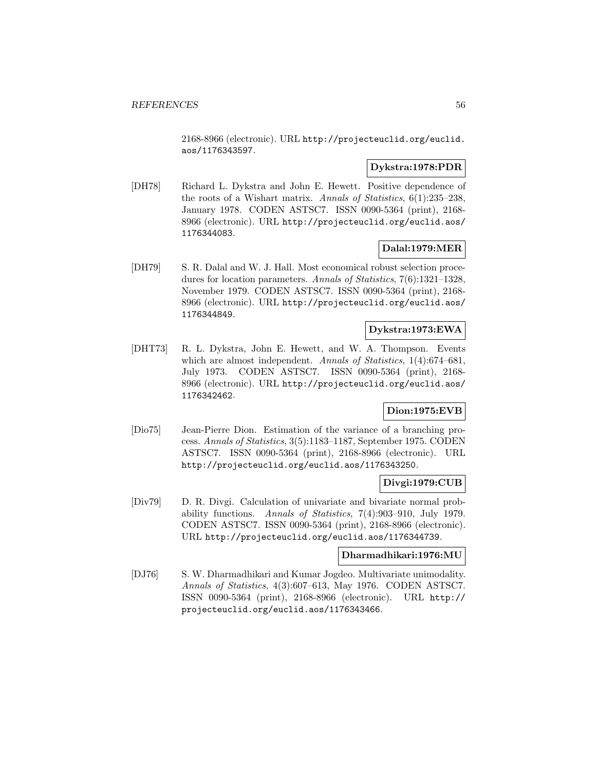2168-8966 (electronic). URL http://projecteuclid.org/euclid.aos/1176343597.

**Dykstra:1978:PDR**

[DH78] Richard L. Dykstra and John E. Hewett. Positive dependence of the roots of a Wishart matrix. *Annals of Statistics*, 6(1):235–238, January 1978. CODEN ASTSC7. ISSN 0090-5364 (print), 2168-8966 (electronic). URL http://projecteuclid.org/euclid.aos/1176344083.

**Dalal:1979:MER**

[DH79] S. R. Dalal and W. J. Hall. Most economical robust selection procedures for location parameters. *Annals of Statistics*, 7(6):1321–1328, November 1979. CODEN ASTSC7. ISSN 0090-5364 (print), 2168-8966 (electronic). URL http://projecteuclid.org/euclid.aos/1176344849.

**Dykstra:1973:EWA**

[DHT73] R. L. Dykstra, John E. Hewett, and W. A. Thompson. Events which are almost independent. *Annals of Statistics*, 1(4):674–681, July 1973. CODEN ASTSC7. ISSN 0090-5364 (print), 2168-8966 (electronic). URL http://projecteuclid.org/euclid.aos/1176342462.

**Dion:1975:EVB**

[Dio75] Jean-Pierre Dion. Estimation of the variance of a branching process. *Annals of Statistics*, 3(5):1183–1187, September 1975. CODEN ASTSC7. ISSN 0090-5364 (print), 2168-8966 (electronic). URL http://projecteuclid.org/euclid.aos/1176343250.

**Divgi:1979:CUB**

[Div79] D. R. Divgi. Calculation of univariate and bivariate normal probability functions. *Annals of Statistics*, 7(4):903–910, July 1979. CODEN ASTSC7. ISSN 0090-5364 (print), 2168-8966 (electronic). URL http://projecteuclid.org/euclid.aos/1176344739.

**Dharmadhikari:1976:MU**

[DJ76] S. W. Dharmadhikari and Kumar Jogdeo. Multivariate unimodality. *Annals of Statistics*, 4(3):607–613, May 1976. CODEN ASTSC7. ISSN 0090-5364 (print), 2168-8966 (electronic). URL http://projecteuclid.org/euclid.aos/1176343466.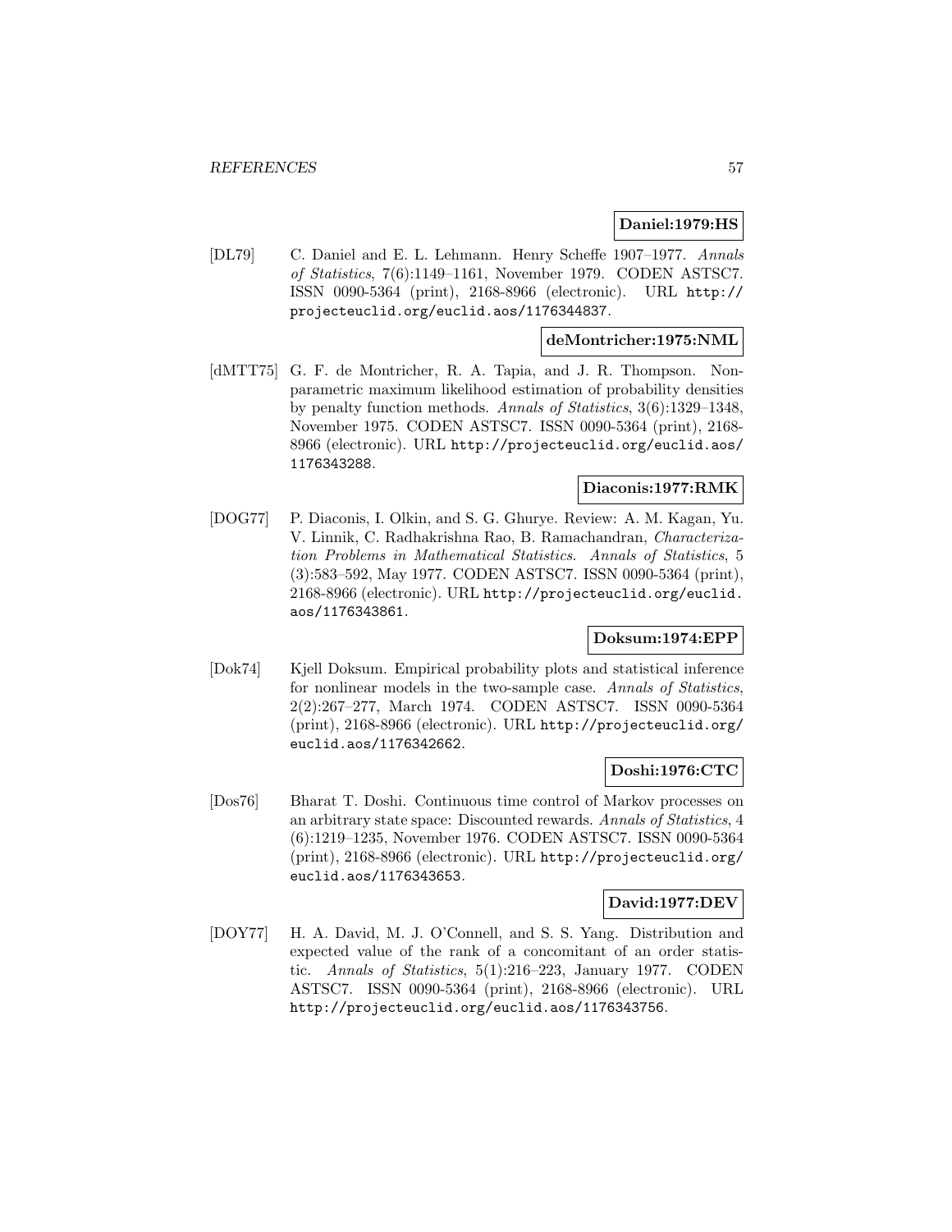**Daniel:1979:HS**

[DL79] C. Daniel and E. L. Lehmann. Henry Scheffe 1907–1977. *Annals of Statistics*, 7(6):1149–1161, November 1979. CODEN ASTSC7. ISSN 0090-5364 (print), 2168-8966 (electronic). URL http://projecteuclid.org/euclid.aos/1176344837.

**deMontricher:1975:NML**

[dMTT75] G. F. de Montricher, R. A. Tapia, and J. R. Thompson. Nonparametric maximum likelihood estimation of probability densities by penalty function methods. *Annals of Statistics*, 3(6):1329–1348, November 1975. CODEN ASTSC7. ISSN 0090-5364 (print), 2168-8966 (electronic). URL http://projecteuclid.org/euclid.aos/1176343288.

**Diaconis:1977:RMK**

[DOG77] P. Diaconis, I. Olkin, and S. G. Ghurye. Review: A. M. Kagan, Yu. V. Linnik, C. Radhakrishna Rao, B. Ramachandran, *Characterization Problems in Mathematical Statistics*. *Annals of Statistics*, 5 (3):583–592, May 1977. CODEN ASTSC7. ISSN 0090-5364 (print), 2168-8966 (electronic). URL http://projecteuclid.org/euclid.aos/1176343861.

**Doksum:1974:EPP**

[Dok74] Kjell Doksum. Empirical probability plots and statistical inference for nonlinear models in the two-sample case. *Annals of Statistics*, 2(2):267–277, March 1974. CODEN ASTSC7. ISSN 0090-5364 (print), 2168-8966 (electronic). URL http://projecteuclid.org/euclid.aos/1176342662.

**Doshi:1976:CTC**

[Dos76] Bharat T. Doshi. Continuous time control of Markov processes on an arbitrary state space: Discounted rewards. *Annals of Statistics*, 4 (6):1219–1235, November 1976. CODEN ASTSC7. ISSN 0090-5364 (print), 2168-8966 (electronic). URL http://projecteuclid.org/euclid.aos/1176343653.

**David:1977:DEV**

[DOY77] H. A. David, M. J. O'Connell, and S. S. Yang. Distribution and expected value of the rank of a concomitant of an order statistic. *Annals of Statistics*, 5(1):216–223, January 1977. CODEN ASTSC7. ISSN 0090-5364 (print), 2168-8966 (electronic). URL http://projecteuclid.org/euclid.aos/1176343756.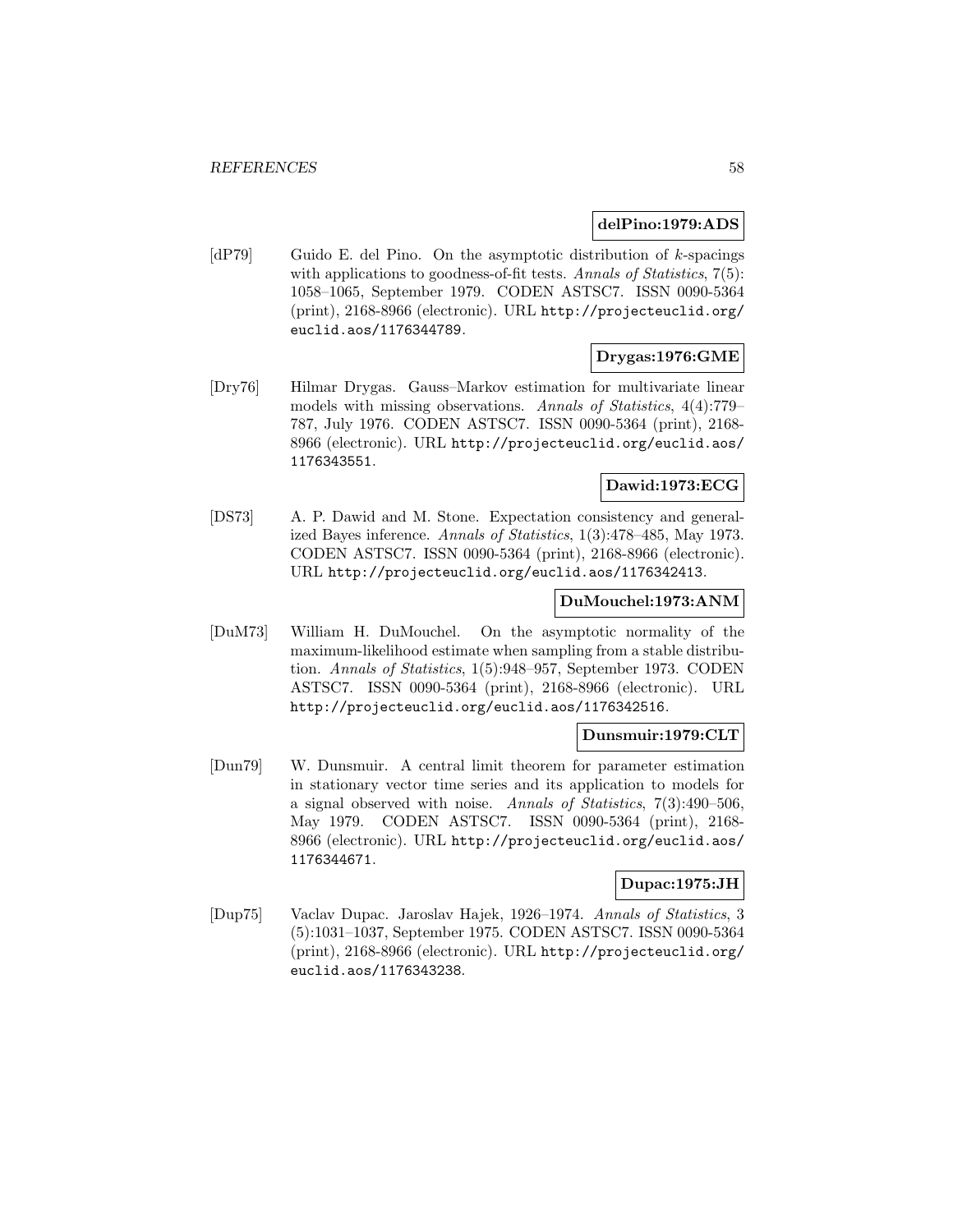**delPino:1979:ADS**

[dP79] Guido E. del Pino. On the asymptotic distribution of $k$-spacings with applications to goodness-of-fit tests. *Annals of Statistics*, 7(5): 1058–1065, September 1979. CODEN ASTSC7. ISSN 0090-5364 (print), 2168-8966 (electronic). URL http://projecteuclid.org/euclid.aos/1176344789.

**Drygas:1976:GME**

[Dry76] Hilmar Drygas. Gauss–Markov estimation for multivariate linear models with missing observations. *Annals of Statistics*, 4(4):779–787, July 1976. CODEN ASTSC7. ISSN 0090-5364 (print), 2168-8966 (electronic). URL http://projecteuclid.org/euclid.aos/1176343551.

**Dawid:1973:ECG**

[DS73] A. P. Dawid and M. Stone. Expectation consistency and generalized Bayes inference. *Annals of Statistics*, 1(3):478–485, May 1973. CODEN ASTSC7. ISSN 0090-5364 (print), 2168-8966 (electronic). URL http://projecteuclid.org/euclid.aos/1176342413.

**DuMouchel:1973:ANM**

[DuM73] William H. DuMouchel. On the asymptotic normality of the maximum-likelihood estimate when sampling from a stable distribution. *Annals of Statistics*, 1(5):948–957, September 1973. CODEN ASTSC7. ISSN 0090-5364 (print), 2168-8966 (electronic). URL http://projecteuclid.org/euclid.aos/1176342516.

**Dunsmuir:1979:CLT**

[Dun79] W. Dunsmuir. A central limit theorem for parameter estimation in stationary vector time series and its application to models for a signal observed with noise. *Annals of Statistics*, 7(3):490–506, May 1979. CODEN ASTSC7. ISSN 0090-5364 (print), 2168-8966 (electronic). URL http://projecteuclid.org/euclid.aos/1176344671.

**Dupac:1975:JH**

[Dup75] Vaclav Dupac. Jaroslav Hajek, 1926–1974. *Annals of Statistics*, 3 (5):1031–1037, September 1975. CODEN ASTSC7. ISSN 0090-5364 (print), 2168-8966 (electronic). URL http://projecteuclid.org/euclid.aos/1176343238.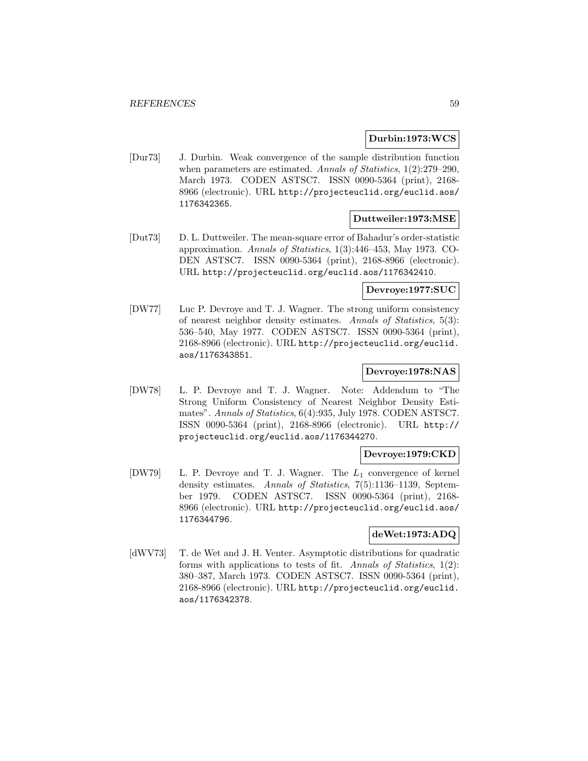**Durbin:1973:WCS**

[Dur73] J. Durbin. Weak convergence of the sample distribution function when parameters are estimated. *Annals of Statistics*, 1(2):279–290, March 1973. CODEN ASTSC7. ISSN 0090-5364 (print), 2168-8966 (electronic). URL http://projecteuclid.org/euclid.aos/1176342365.

**Duttweiler:1973:MSE**

[Dut73] D. L. Duttweiler. The mean-square error of Bahadur's order-statistic approximation. *Annals of Statistics*, 1(3):446–453, May 1973. CODEN ASTSC7. ISSN 0090-5364 (print), 2168-8966 (electronic). URL http://projecteuclid.org/euclid.aos/1176342410.

**Devroye:1977:SUC**

[DW77] Luc P. Devroye and T. J. Wagner. The strong uniform consistency of nearest neighbor density estimates. *Annals of Statistics*, 5(3): 536–540, May 1977. CODEN ASTSC7. ISSN 0090-5364 (print), 2168-8966 (electronic). URL http://projecteuclid.org/euclid.aos/1176343851.

**Devroye:1978:NAS**

[DW78] L. P. Devroye and T. J. Wagner. Note: Addendum to "The Strong Uniform Consistency of Nearest Neighbor Density Estimates". *Annals of Statistics*, 6(4):935, July 1978. CODEN ASTSC7. ISSN 0090-5364 (print), 2168-8966 (electronic). URL http://projecteuclid.org/euclid.aos/1176344270.

**Devroye:1979:CKD**

[DW79] L. P. Devroye and T. J. Wagner. The $L_1$ convergence of kernel density estimates. *Annals of Statistics*, 7(5):1136–1139, September 1979. CODEN ASTSC7. ISSN 0090-5364 (print), 2168-8966 (electronic). URL http://projecteuclid.org/euclid.aos/1176344796.

**deWet:1973:ADQ**

[dWV73] T. de Wet and J. H. Venter. Asymptotic distributions for quadratic forms with applications to tests of fit. *Annals of Statistics*, 1(2): 380–387, March 1973. CODEN ASTSC7. ISSN 0090-5364 (print), 2168-8966 (electronic). URL http://projecteuclid.org/euclid.aos/1176342378.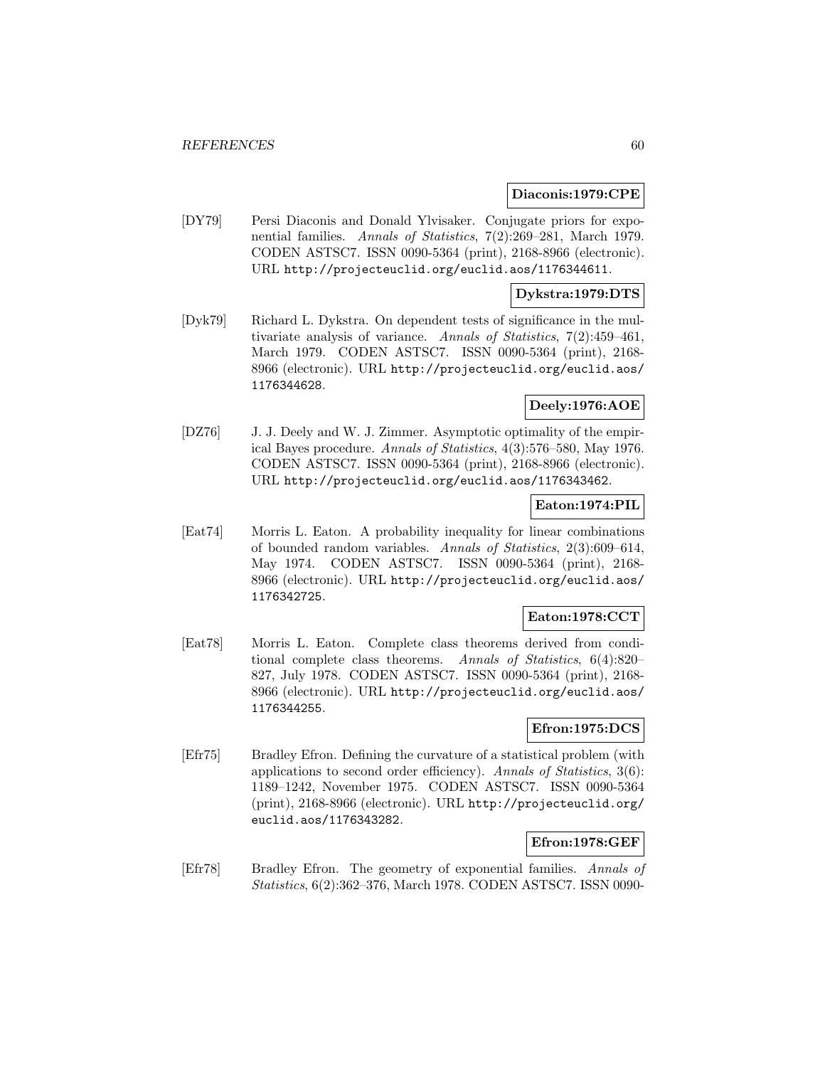**Diaconis:1979:CPE**

[DY79] Persi Diaconis and Donald Ylvisaker. Conjugate priors for exponential families. *Annals of Statistics*, 7(2):269–281, March 1979. CODEN ASTSC7. ISSN 0090-5364 (print), 2168-8966 (electronic). URL `http://projecteuclid.org/euclid.aos/1176344611`.

**Dykstra:1979:DTS**

[Dyk79] Richard L. Dykstra. On dependent tests of significance in the multivariate analysis of variance. *Annals of Statistics*, 7(2):459–461, March 1979. CODEN ASTSC7. ISSN 0090-5364 (print), 2168-8966 (electronic). URL `http://projecteuclid.org/euclid.aos/1176344628`.

**Deely:1976:AOE**

[DZ76] J. J. Deely and W. J. Zimmer. Asymptotic optimality of the empirical Bayes procedure. *Annals of Statistics*, 4(3):576–580, May 1976. CODEN ASTSC7. ISSN 0090-5364 (print), 2168-8966 (electronic). URL `http://projecteuclid.org/euclid.aos/1176343462`.

**Eaton:1974:PIL**

[Eat74] Morris L. Eaton. A probability inequality for linear combinations of bounded random variables. *Annals of Statistics*, 2(3):609–614, May 1974. CODEN ASTSC7. ISSN 0090-5364 (print), 2168-8966 (electronic). URL `http://projecteuclid.org/euclid.aos/1176342725`.

**Eaton:1978:CCT**

[Eat78] Morris L. Eaton. Complete class theorems derived from conditional complete class theorems. *Annals of Statistics*, 6(4):820–827, July 1978. CODEN ASTSC7. ISSN 0090-5364 (print), 2168-8966 (electronic). URL `http://projecteuclid.org/euclid.aos/1176344255`.

**Efron:1975:DCS**

[Efr75] Bradley Efron. Defining the curvature of a statistical problem (with applications to second order efficiency). *Annals of Statistics*, 3(6): 1189–1242, November 1975. CODEN ASTSC7. ISSN 0090-5364 (print), 2168-8966 (electronic). URL `http://projecteuclid.org/euclid.aos/1176343282`.

**Efron:1978:GEF**

[Efr78] Bradley Efron. The geometry of exponential families. *Annals of Statistics*, 6(2):362–376, March 1978. CODEN ASTSC7. ISSN 0090-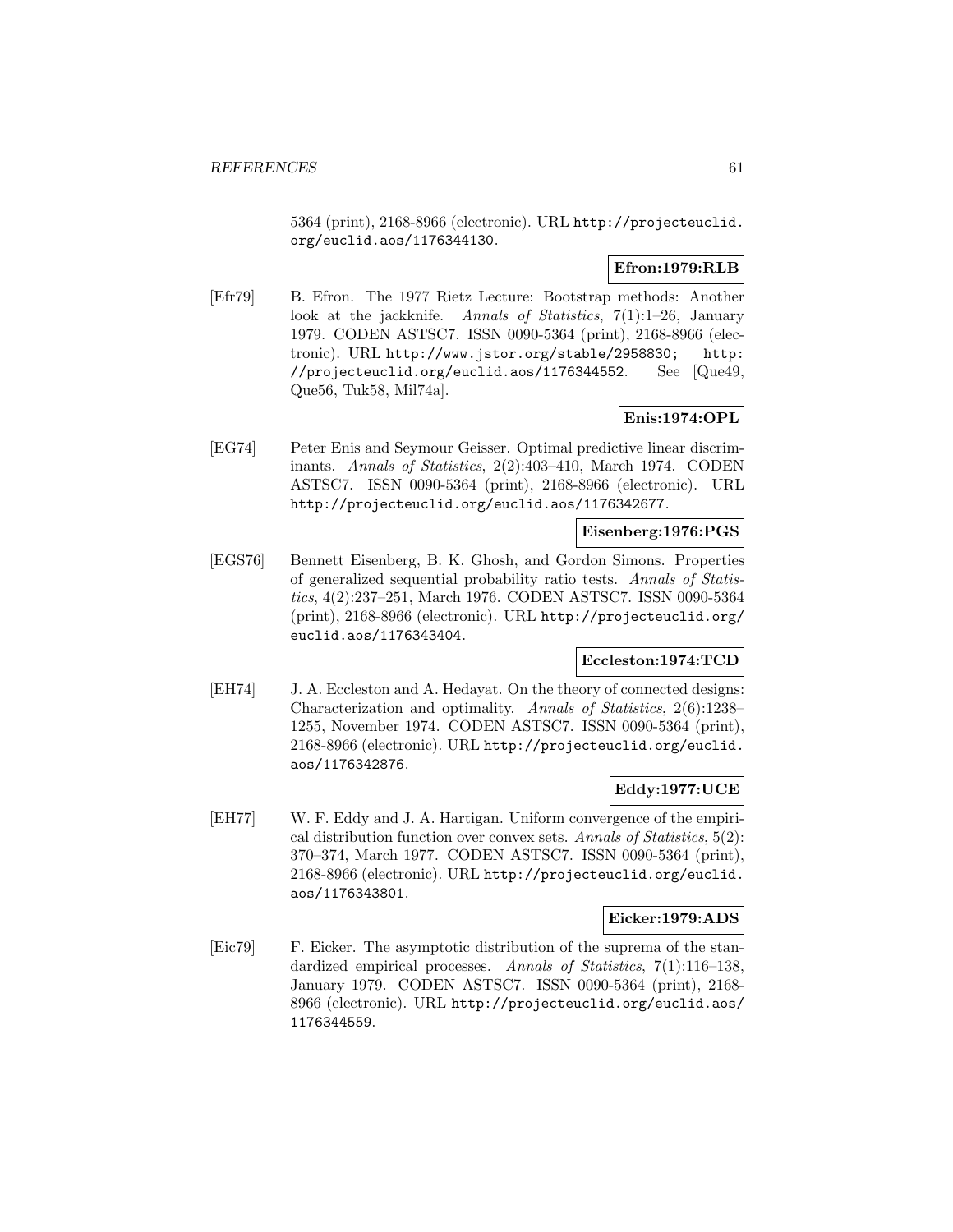5364 (print), 2168-8966 (electronic). URL http://projecteuclid.org/euclid.aos/1176344130.

**Efron:1979:RLB**

[Efr79] B. Efron. The 1977 Rietz Lecture: Bootstrap methods: Another look at the jackknife. *Annals of Statistics*, 7(1):1–26, January 1979. CODEN ASTSC7. ISSN 0090-5364 (print), 2168-8966 (electronic). URL http://www.jstor.org/stable/2958830; http://projecteuclid.org/euclid.aos/1176344552. See [Que49, Que56, Tuk58, Mil74a].

**Enis:1974:OPL**

[EG74] Peter Enis and Seymour Geisser. Optimal predictive linear discriminants. *Annals of Statistics*, 2(2):403–410, March 1974. CODEN ASTSC7. ISSN 0090-5364 (print), 2168-8966 (electronic). URL http://projecteuclid.org/euclid.aos/1176342677.

**Eisenberg:1976:PGS**

[EGS76] Bennett Eisenberg, B. K. Ghosh, and Gordon Simons. Properties of generalized sequential probability ratio tests. *Annals of Statistics*, 4(2):237–251, March 1976. CODEN ASTSC7. ISSN 0090-5364 (print), 2168-8966 (electronic). URL http://projecteuclid.org/euclid.aos/1176343404.

**Eccleston:1974:TCD**

[EH74] J. A. Eccleston and A. Hedayat. On the theory of connected designs: Characterization and optimality. *Annals of Statistics*, 2(6):1238–1255, November 1974. CODEN ASTSC7. ISSN 0090-5364 (print), 2168-8966 (electronic). URL http://projecteuclid.org/euclid.aos/1176342876.

**Eddy:1977:UCE**

[EH77] W. F. Eddy and J. A. Hartigan. Uniform convergence of the empirical distribution function over convex sets. *Annals of Statistics*, 5(2):370–374, March 1977. CODEN ASTSC7. ISSN 0090-5364 (print), 2168-8966 (electronic). URL http://projecteuclid.org/euclid.aos/1176343801.

**Eicker:1979:ADS**

[Eic79] F. Eicker. The asymptotic distribution of the suprema of the standardized empirical processes. *Annals of Statistics*, 7(1):116–138, January 1979. CODEN ASTSC7. ISSN 0090-5364 (print), 2168-8966 (electronic). URL http://projecteuclid.org/euclid.aos/1176344559.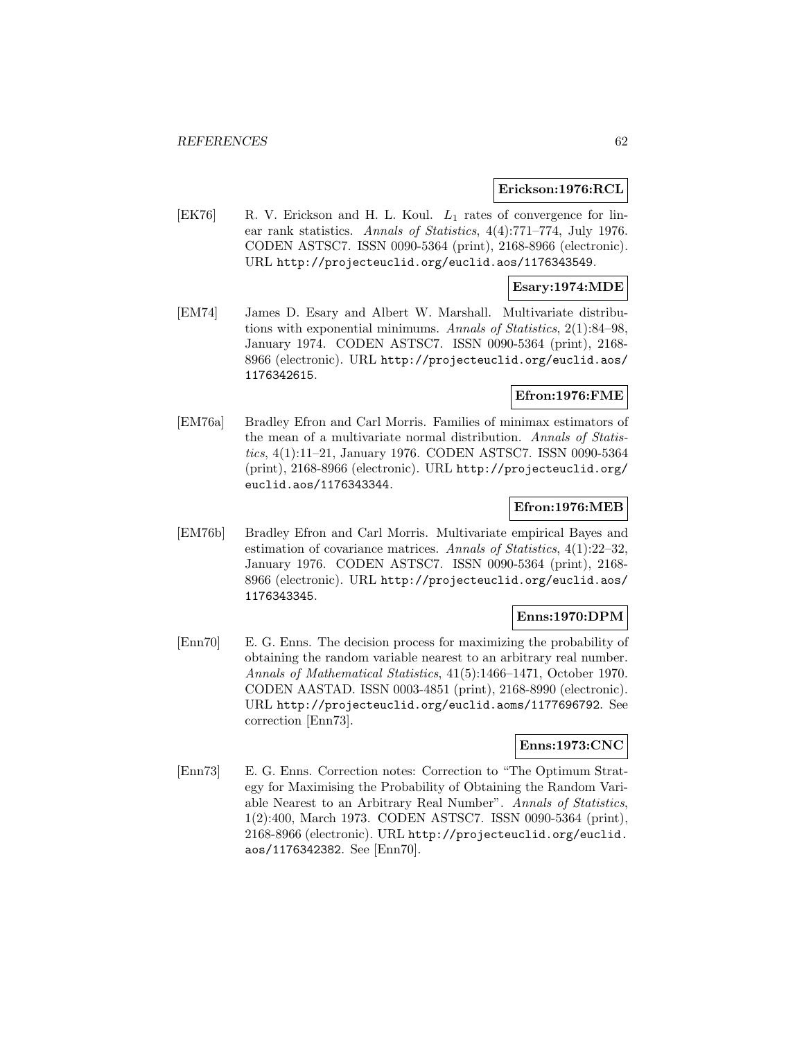**Erickson:1976:RCL**

[EK76] R. V. Erickson and H. L. Koul. $L_1$ rates of convergence for linear rank statistics. *Annals of Statistics*, 4(4):771–774, July 1976. CODEN ASTSC7. ISSN 0090-5364 (print), 2168-8966 (electronic). URL http://projecteuclid.org/euclid.aos/1176343549.

**Esary:1974:MDE**

[EM74] James D. Esary and Albert W. Marshall. Multivariate distributions with exponential minimums. *Annals of Statistics*, 2(1):84–98, January 1974. CODEN ASTSC7. ISSN 0090-5364 (print), 2168-8966 (electronic). URL http://projecteuclid.org/euclid.aos/1176342615.

**Efron:1976:FME**

[EM76a] Bradley Efron and Carl Morris. Families of minimax estimators of the mean of a multivariate normal distribution. *Annals of Statistics*, 4(1):11–21, January 1976. CODEN ASTSC7. ISSN 0090-5364 (print), 2168-8966 (electronic). URL http://projecteuclid.org/euclid.aos/1176343344.

**Efron:1976:MEB**

[EM76b] Bradley Efron and Carl Morris. Multivariate empirical Bayes and estimation of covariance matrices. *Annals of Statistics*, 4(1):22–32, January 1976. CODEN ASTSC7. ISSN 0090-5364 (print), 2168-8966 (electronic). URL http://projecteuclid.org/euclid.aos/1176343345.

**Enns:1970:DPM**

[Enn70] E. G. Enns. The decision process for maximizing the probability of obtaining the random variable nearest to an arbitrary real number. *Annals of Mathematical Statistics*, 41(5):1466–1471, October 1970. CODEN AASTAD. ISSN 0003-4851 (print), 2168-8990 (electronic). URL http://projecteuclid.org/euclid.aoms/1177696792. See correction [Enn73].

**Enns:1973:CNC**

[Enn73] E. G. Enns. Correction notes: Correction to "The Optimum Strategy for Maximising the Probability of Obtaining the Random Variable Nearest to an Arbitrary Real Number". *Annals of Statistics*, 1(2):400, March 1973. CODEN ASTSC7. ISSN 0090-5364 (print), 2168-8966 (electronic). URL http://projecteuclid.org/euclid.aos/1176342382. See [Enn70].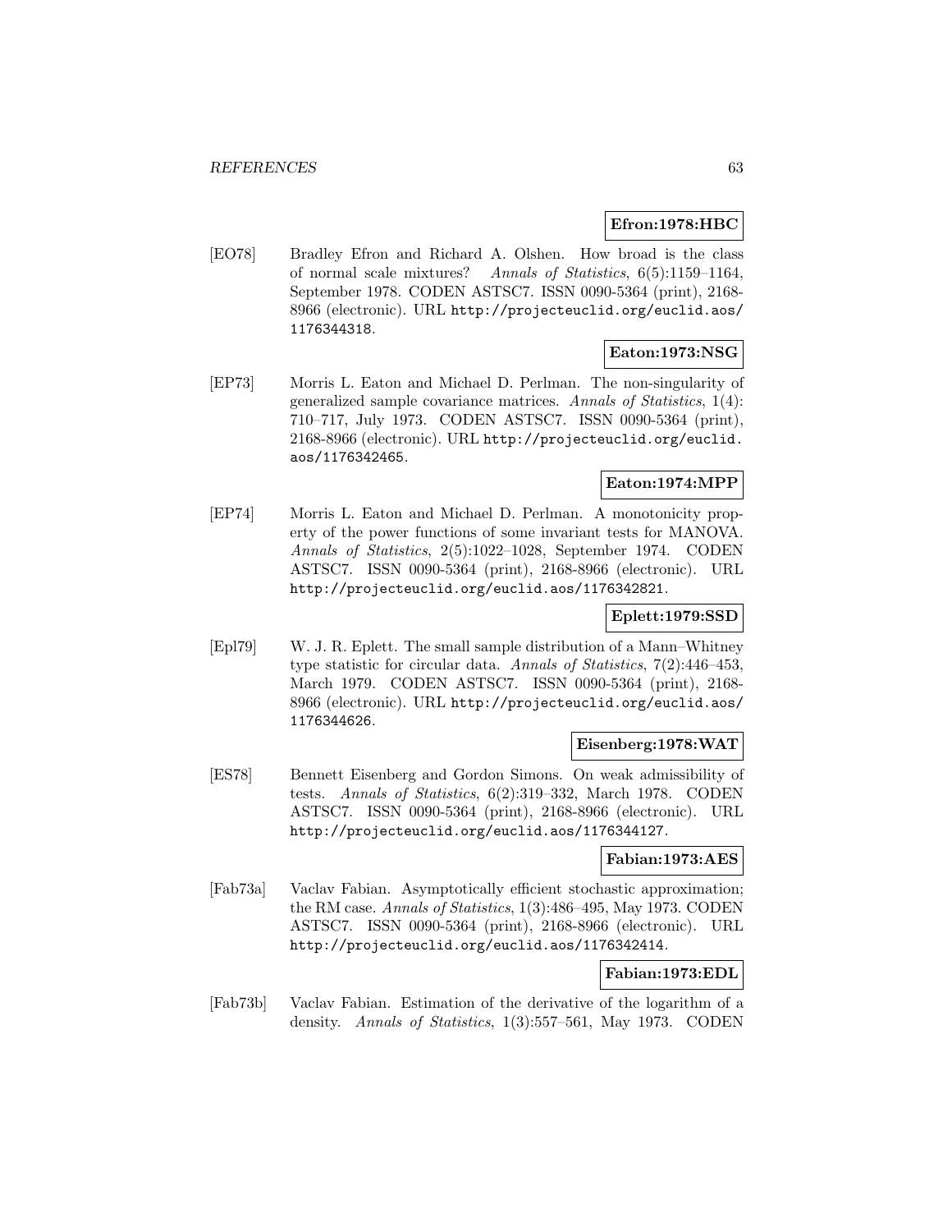**Efron:1978:HBC**

[EO78] Bradley Efron and Richard A. Olshen. How broad is the class of normal scale mixtures? *Annals of Statistics*, 6(5):1159–1164, September 1978. CODEN ASTSC7. ISSN 0090-5364 (print), 2168-8966 (electronic). URL http://projecteuclid.org/euclid.aos/1176344318.

**Eaton:1973:NSG**

[EP73] Morris L. Eaton and Michael D. Perlman. The non-singularity of generalized sample covariance matrices. *Annals of Statistics*, 1(4): 710–717, July 1973. CODEN ASTSC7. ISSN 0090-5364 (print), 2168-8966 (electronic). URL http://projecteuclid.org/euclid.aos/1176342465.

**Eaton:1974:MPP**

[EP74] Morris L. Eaton and Michael D. Perlman. A monotonicity property of the power functions of some invariant tests for MANOVA. *Annals of Statistics*, 2(5):1022–1028, September 1974. CODEN ASTSC7. ISSN 0090-5364 (print), 2168-8966 (electronic). URL http://projecteuclid.org/euclid.aos/1176342821.

**Eplett:1979:SSD**

[Epl79] W. J. R. Eplett. The small sample distribution of a Mann–Whitney type statistic for circular data. *Annals of Statistics*, 7(2):446–453, March 1979. CODEN ASTSC7. ISSN 0090-5364 (print), 2168-8966 (electronic). URL http://projecteuclid.org/euclid.aos/1176344626.

**Eisenberg:1978:WAT**

[ES78] Bennett Eisenberg and Gordon Simons. On weak admissibility of tests. *Annals of Statistics*, 6(2):319–332, March 1978. CODEN ASTSC7. ISSN 0090-5364 (print), 2168-8966 (electronic). URL http://projecteuclid.org/euclid.aos/1176344127.

**Fabian:1973:AES**

[Fab73a] Vaclav Fabian. Asymptotically efficient stochastic approximation; the RM case. *Annals of Statistics*, 1(3):486–495, May 1973. CODEN ASTSC7. ISSN 0090-5364 (print), 2168-8966 (electronic). URL http://projecteuclid.org/euclid.aos/1176342414.

**Fabian:1973:EDL**

[Fab73b] Vaclav Fabian. Estimation of the derivative of the logarithm of a density. *Annals of Statistics*, 1(3):557–561, May 1973. CODEN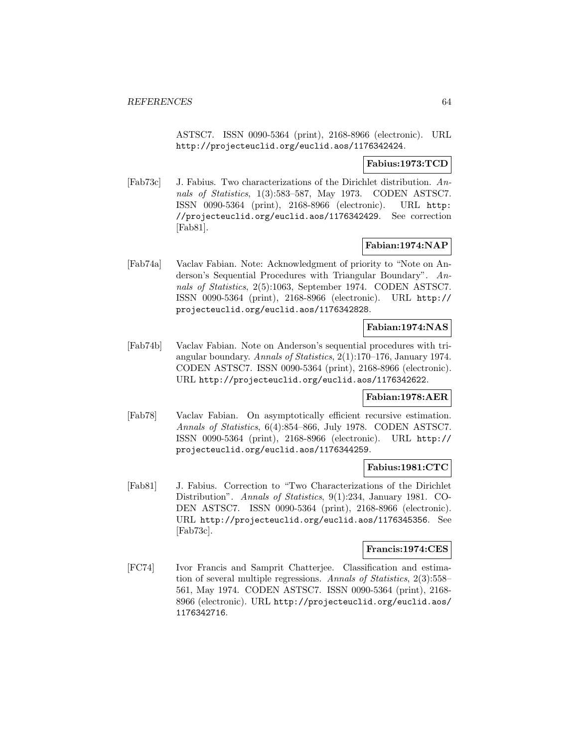ASTSC7. ISSN 0090-5364 (print), 2168-8966 (electronic). URL http://projecteuclid.org/euclid.aos/1176342424.

**Fabius:1973:TCD**

[Fab73c] J. Fabius. Two characterizations of the Dirichlet distribution. *Annals of Statistics*, 1(3):583–587, May 1973. CODEN ASTSC7. ISSN 0090-5364 (print), 2168-8966 (electronic). URL http://projecteuclid.org/euclid.aos/1176342429. See correction [Fab81].

**Fabian:1974:NAP**

[Fab74a] Vaclav Fabian. Note: Acknowledgment of priority to "Note on Anderson's Sequential Procedures with Triangular Boundary". *Annals of Statistics*, 2(5):1063, September 1974. CODEN ASTSC7. ISSN 0090-5364 (print), 2168-8966 (electronic). URL http://projecteuclid.org/euclid.aos/1176342828.

**Fabian:1974:NAS**

[Fab74b] Vaclav Fabian. Note on Anderson's sequential procedures with triangular boundary. *Annals of Statistics*, 2(1):170–176, January 1974. CODEN ASTSC7. ISSN 0090-5364 (print), 2168-8966 (electronic). URL http://projecteuclid.org/euclid.aos/1176342622.

**Fabian:1978:AER**

[Fab78] Vaclav Fabian. On asymptotically efficient recursive estimation. *Annals of Statistics*, 6(4):854–866, July 1978. CODEN ASTSC7. ISSN 0090-5364 (print), 2168-8966 (electronic). URL http://projecteuclid.org/euclid.aos/1176344259.

**Fabius:1981:CTC**

[Fab81] J. Fabius. Correction to "Two Characterizations of the Dirichlet Distribution". *Annals of Statistics*, 9(1):234, January 1981. CODEN ASTSC7. ISSN 0090-5364 (print), 2168-8966 (electronic). URL http://projecteuclid.org/euclid.aos/1176345356. See [Fab73c].

**Francis:1974:CES**

[FC74] Ivor Francis and Samprit Chatterjee. Classification and estimation of several multiple regressions. *Annals of Statistics*, 2(3):558–561, May 1974. CODEN ASTSC7. ISSN 0090-5364 (print), 2168-8966 (electronic). URL http://projecteuclid.org/euclid.aos/1176342716.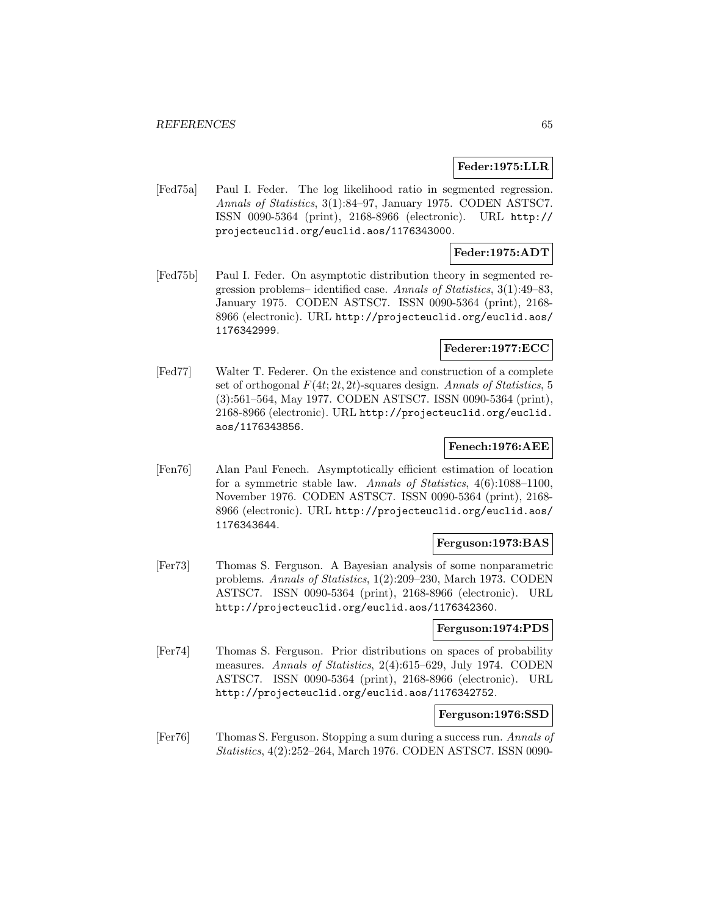**Feder:1975:LLR**

[Fed75a] Paul I. Feder. The log likelihood ratio in segmented regression. *Annals of Statistics*, 3(1):84–97, January 1975. CODEN ASTSC7. ISSN 0090-5364 (print), 2168-8966 (electronic). URL http://projecteuclid.org/euclid.aos/1176343000.

**Feder:1975:ADT**

[Fed75b] Paul I. Feder. On asymptotic distribution theory in segmented regression problems– identified case. *Annals of Statistics*, 3(1):49–83, January 1975. CODEN ASTSC7. ISSN 0090-5364 (print), 2168-8966 (electronic). URL http://projecteuclid.org/euclid.aos/1176342999.

**Federer:1977:ECC**

[Fed77] Walter T. Federer. On the existence and construction of a complete set of orthogonal $F(4t; 2t, 2t)$-squares design. *Annals of Statistics*, 5 (3):561–564, May 1977. CODEN ASTSC7. ISSN 0090-5364 (print), 2168-8966 (electronic). URL http://projecteuclid.org/euclid.aos/1176343856.

**Fenech:1976:AEE**

[Fen76] Alan Paul Fenech. Asymptotically efficient estimation of location for a symmetric stable law. *Annals of Statistics*, 4(6):1088–1100, November 1976. CODEN ASTSC7. ISSN 0090-5364 (print), 2168-8966 (electronic). URL http://projecteuclid.org/euclid.aos/1176343644.

**Ferguson:1973:BAS**

[Fer73] Thomas S. Ferguson. A Bayesian analysis of some nonparametric problems. *Annals of Statistics*, 1(2):209–230, March 1973. CODEN ASTSC7. ISSN 0090-5364 (print), 2168-8966 (electronic). URL http://projecteuclid.org/euclid.aos/1176342360.

**Ferguson:1974:PDS**

[Fer74] Thomas S. Ferguson. Prior distributions on spaces of probability measures. *Annals of Statistics*, 2(4):615–629, July 1974. CODEN ASTSC7. ISSN 0090-5364 (print), 2168-8966 (electronic). URL http://projecteuclid.org/euclid.aos/1176342752.

**Ferguson:1976:SSD**

[Fer76] Thomas S. Ferguson. Stopping a sum during a success run. *Annals of Statistics*, 4(2):252–264, March 1976. CODEN ASTSC7. ISSN 0090-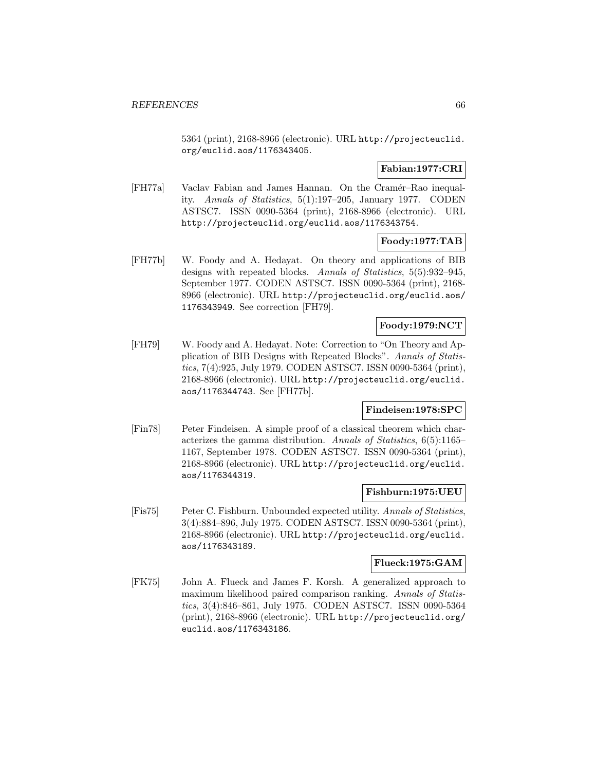5364 (print), 2168-8966 (electronic). URL http://projecteuclid.org/euclid.aos/1176343405.

**Fabian:1977:CRI**

[FH77a] Vaclav Fabian and James Hannan. On the Cramér–Rao inequality. *Annals of Statistics*, 5(1):197–205, January 1977. CODEN ASTSC7. ISSN 0090-5364 (print), 2168-8966 (electronic). URL http://projecteuclid.org/euclid.aos/1176343754.

**Foody:1977:TAB**

[FH77b] W. Foody and A. Hedayat. On theory and applications of BIB designs with repeated blocks. *Annals of Statistics*, 5(5):932–945, September 1977. CODEN ASTSC7. ISSN 0090-5364 (print), 2168-8966 (electronic). URL http://projecteuclid.org/euclid.aos/1176343949. See correction [FH79].

**Foody:1979:NCT**

[FH79] W. Foody and A. Hedayat. Note: Correction to "On Theory and Application of BIB Designs with Repeated Blocks". *Annals of Statistics*, 7(4):925, July 1979. CODEN ASTSC7. ISSN 0090-5364 (print), 2168-8966 (electronic). URL http://projecteuclid.org/euclid.aos/1176344743. See [FH77b].

**Findeisen:1978:SPC**

[Fin78] Peter Findeisen. A simple proof of a classical theorem which characterizes the gamma distribution. *Annals of Statistics*, 6(5):1165–1167, September 1978. CODEN ASTSC7. ISSN 0090-5364 (print), 2168-8966 (electronic). URL http://projecteuclid.org/euclid.aos/1176344319.

**Fishburn:1975:UEU**

[Fis75] Peter C. Fishburn. Unbounded expected utility. *Annals of Statistics*, 3(4):884–896, July 1975. CODEN ASTSC7. ISSN 0090-5364 (print), 2168-8966 (electronic). URL http://projecteuclid.org/euclid.aos/1176343189.

**Flueck:1975:GAM**

[FK75] John A. Flueck and James F. Korsh. A generalized approach to maximum likelihood paired comparison ranking. *Annals of Statistics*, 3(4):846–861, July 1975. CODEN ASTSC7. ISSN 0090-5364 (print), 2168-8966 (electronic). URL http://projecteuclid.org/euclid.aos/1176343186.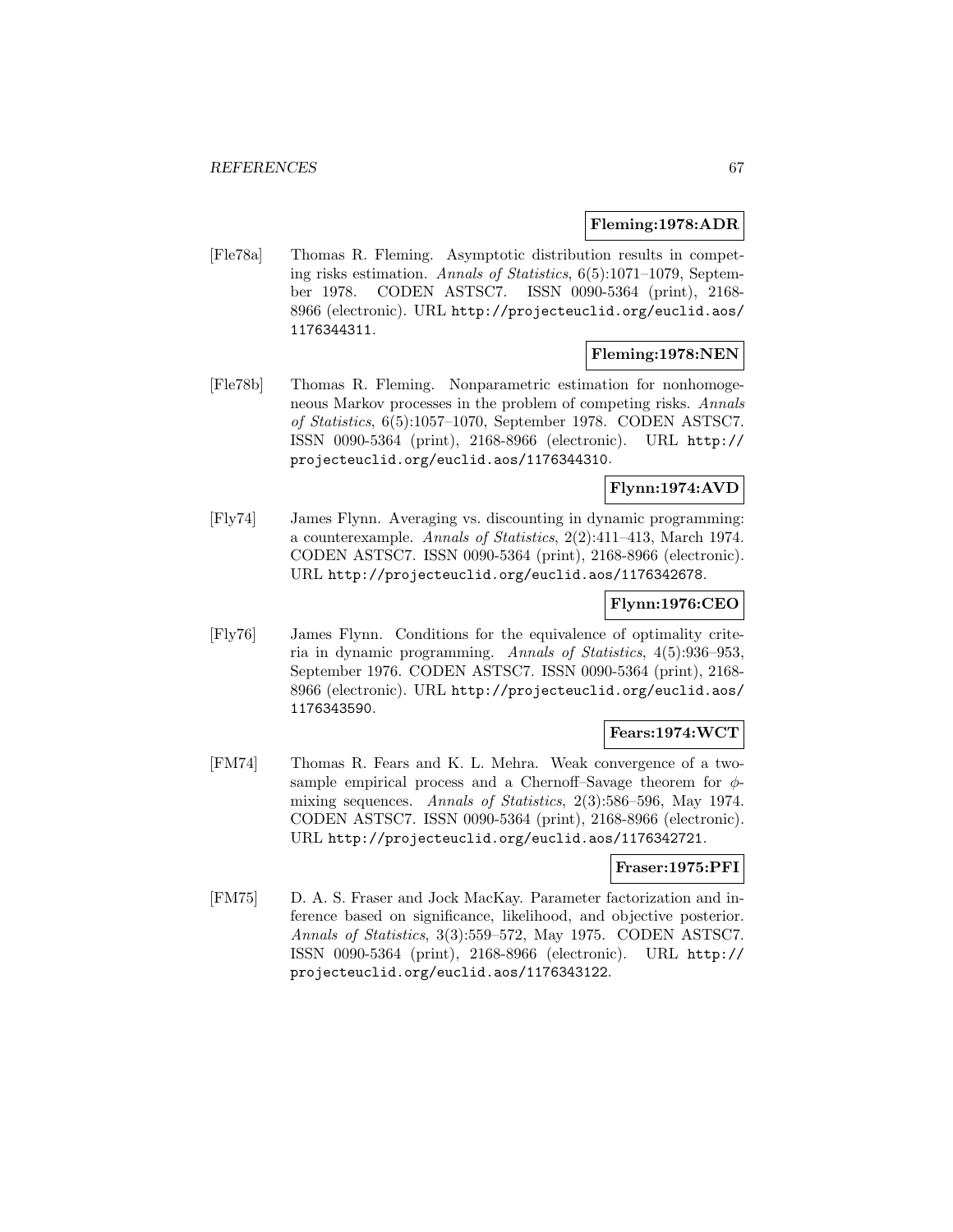**Fleming:1978:ADR**

[Fle78a] Thomas R. Fleming. Asymptotic distribution results in competing risks estimation. *Annals of Statistics*, 6(5):1071–1079, September 1978. CODEN ASTSC7. ISSN 0090-5364 (print), 2168-8966 (electronic). URL http://projecteuclid.org/euclid.aos/1176344311.

**Fleming:1978:NEN**

[Fle78b] Thomas R. Fleming. Nonparametric estimation for nonhomogeneous Markov processes in the problem of competing risks. *Annals of Statistics*, 6(5):1057–1070, September 1978. CODEN ASTSC7. ISSN 0090-5364 (print), 2168-8966 (electronic). URL http://projecteuclid.org/euclid.aos/1176344310.

**Flynn:1974:AVD**

[Fly74] James Flynn. Averaging vs. discounting in dynamic programming: a counterexample. *Annals of Statistics*, 2(2):411–413, March 1974. CODEN ASTSC7. ISSN 0090-5364 (print), 2168-8966 (electronic). URL http://projecteuclid.org/euclid.aos/1176342678.

**Flynn:1976:CEO**

[Fly76] James Flynn. Conditions for the equivalence of optimality criteria in dynamic programming. *Annals of Statistics*, 4(5):936–953, September 1976. CODEN ASTSC7. ISSN 0090-5364 (print), 2168-8966 (electronic). URL http://projecteuclid.org/euclid.aos/1176343590.

**Fears:1974:WCT**

[FM74] Thomas R. Fears and K. L. Mehra. Weak convergence of a two-sample empirical process and a Chernoff–Savage theorem for $\phi$-mixing sequences. *Annals of Statistics*, 2(3):586–596, May 1974. CODEN ASTSC7. ISSN 0090-5364 (print), 2168-8966 (electronic). URL http://projecteuclid.org/euclid.aos/1176342721.

**Fraser:1975:PFI**

[FM75] D. A. S. Fraser and Jock MacKay. Parameter factorization and inference based on significance, likelihood, and objective posterior. *Annals of Statistics*, 3(3):559–572, May 1975. CODEN ASTSC7. ISSN 0090-5364 (print), 2168-8966 (electronic). URL http://projecteuclid.org/euclid.aos/1176343122.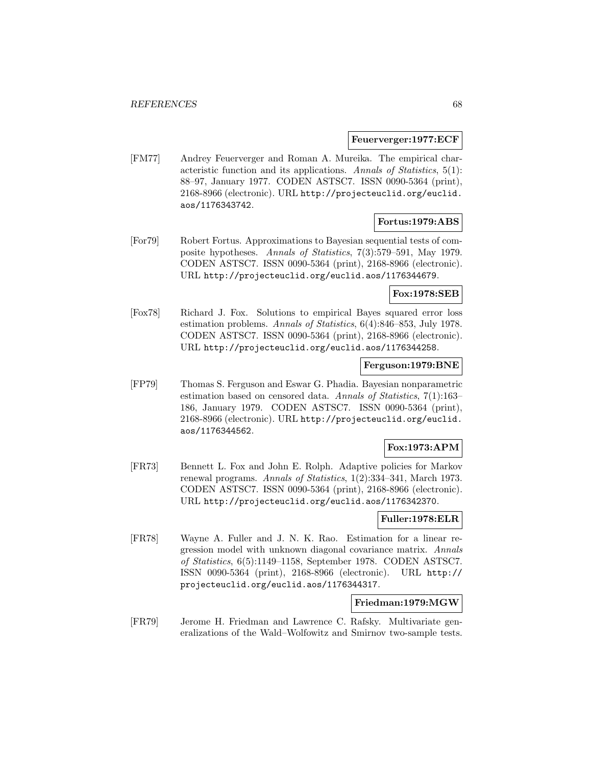**Feuerverger:1977:ECF**

[FM77] Andrey Feuerverger and Roman A. Mureika. The empirical characteristic function and its applications. *Annals of Statistics*, 5(1): 88–97, January 1977. CODEN ASTSC7. ISSN 0090-5364 (print), 2168-8966 (electronic). URL http://projecteuclid.org/euclid.aos/1176343742.

**Fortus:1979:ABS**

[For79] Robert Fortus. Approximations to Bayesian sequential tests of composite hypotheses. *Annals of Statistics*, 7(3):579–591, May 1979. CODEN ASTSC7. ISSN 0090-5364 (print), 2168-8966 (electronic). URL http://projecteuclid.org/euclid.aos/1176344679.

**Fox:1978:SEB**

[Fox78] Richard J. Fox. Solutions to empirical Bayes squared error loss estimation problems. *Annals of Statistics*, 6(4):846–853, July 1978. CODEN ASTSC7. ISSN 0090-5364 (print), 2168-8966 (electronic). URL http://projecteuclid.org/euclid.aos/1176344258.

**Ferguson:1979:BNE**

[FP79] Thomas S. Ferguson and Eswar G. Phadia. Bayesian nonparametric estimation based on censored data. *Annals of Statistics*, 7(1):163–186, January 1979. CODEN ASTSC7. ISSN 0090-5364 (print), 2168-8966 (electronic). URL http://projecteuclid.org/euclid.aos/1176344562.

**Fox:1973:APM**

[FR73] Bennett L. Fox and John E. Rolph. Adaptive policies for Markov renewal programs. *Annals of Statistics*, 1(2):334–341, March 1973. CODEN ASTSC7. ISSN 0090-5364 (print), 2168-8966 (electronic). URL http://projecteuclid.org/euclid.aos/1176342370.

**Fuller:1978:ELR**

[FR78] Wayne A. Fuller and J. N. K. Rao. Estimation for a linear regression model with unknown diagonal covariance matrix. *Annals of Statistics*, 6(5):1149–1158, September 1978. CODEN ASTSC7. ISSN 0090-5364 (print), 2168-8966 (electronic). URL http://projecteuclid.org/euclid.aos/1176344317.

**Friedman:1979:MGW**

[FR79] Jerome H. Friedman and Lawrence C. Rafsky. Multivariate generalizations of the Wald–Wolfowitz and Smirnov two-sample tests.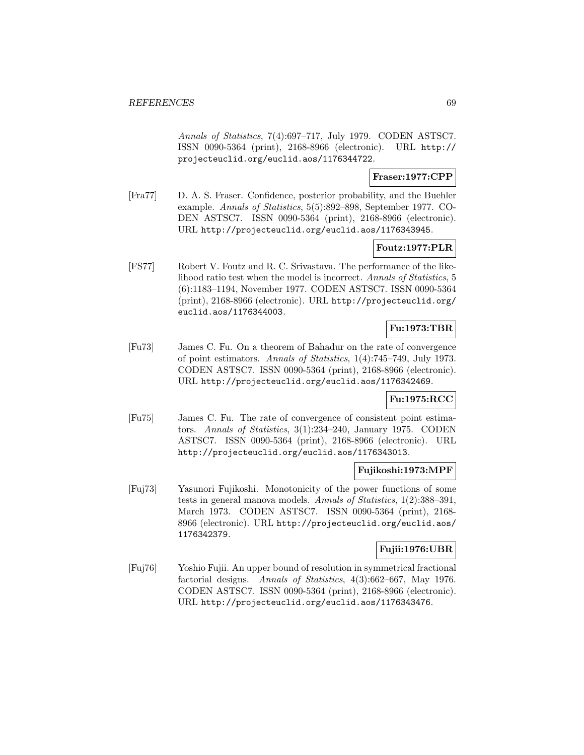*Annals of Statistics*, 7(4):697–717, July 1979. CODEN ASTSC7. ISSN 0090-5364 (print), 2168-8966 (electronic). URL http://projecteuclid.org/euclid.aos/1176344722.

**Fraser:1977:CPP**

[Fra77] D. A. S. Fraser. Confidence, posterior probability, and the Buehler example. *Annals of Statistics*, 5(5):892–898, September 1977. CODEN ASTSC7. ISSN 0090-5364 (print), 2168-8966 (electronic). URL http://projecteuclid.org/euclid.aos/1176343945.

**Foutz:1977:PLR**

[FS77] Robert V. Foutz and R. C. Srivastava. The performance of the likelihood ratio test when the model is incorrect. *Annals of Statistics*, 5 (6):1183–1194, November 1977. CODEN ASTSC7. ISSN 0090-5364 (print), 2168-8966 (electronic). URL http://projecteuclid.org/euclid.aos/1176344003.

**Fu:1973:TBR**

[Fu73] James C. Fu. On a theorem of Bahadur on the rate of convergence of point estimators. *Annals of Statistics*, 1(4):745–749, July 1973. CODEN ASTSC7. ISSN 0090-5364 (print), 2168-8966 (electronic). URL http://projecteuclid.org/euclid.aos/1176342469.

**Fu:1975:RCC**

[Fu75] James C. Fu. The rate of convergence of consistent point estimators. *Annals of Statistics*, 3(1):234–240, January 1975. CODEN ASTSC7. ISSN 0090-5364 (print), 2168-8966 (electronic). URL http://projecteuclid.org/euclid.aos/1176343013.

**Fujikoshi:1973:MPF**

[Fuj73] Yasunori Fujikoshi. Monotonicity of the power functions of some tests in general manova models. *Annals of Statistics*, 1(2):388–391, March 1973. CODEN ASTSC7. ISSN 0090-5364 (print), 2168-8966 (electronic). URL http://projecteuclid.org/euclid.aos/1176342379.

**Fujii:1976:UBR**

[Fuj76] Yoshio Fujii. An upper bound of resolution in symmetrical fractional factorial designs. *Annals of Statistics*, 4(3):662–667, May 1976. CODEN ASTSC7. ISSN 0090-5364 (print), 2168-8966 (electronic). URL http://projecteuclid.org/euclid.aos/1176343476.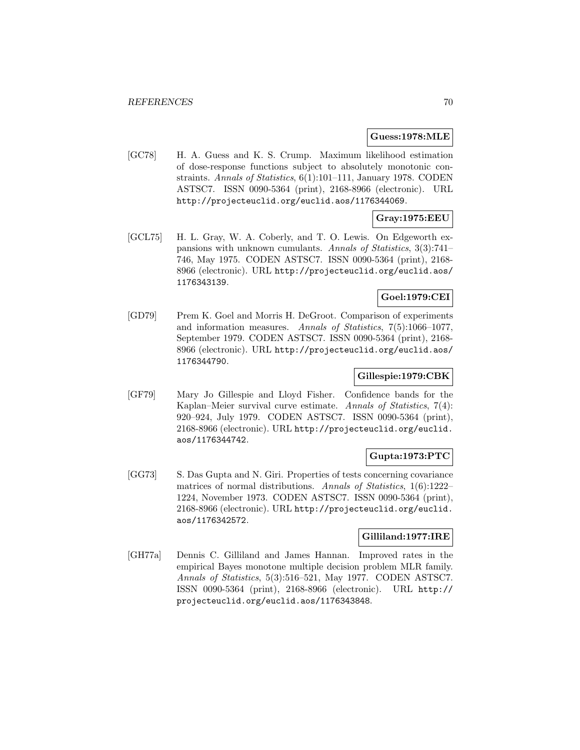**Guess:1978:MLE**

[GC78] H. A. Guess and K. S. Crump. Maximum likelihood estimation of dose-response functions subject to absolutely monotonic constraints. *Annals of Statistics*, 6(1):101–111, January 1978. CODEN ASTSC7. ISSN 0090-5364 (print), 2168-8966 (electronic). URL http://projecteuclid.org/euclid.aos/1176344069.

**Gray:1975:EEU**

[GCL75] H. L. Gray, W. A. Coberly, and T. O. Lewis. On Edgeworth expansions with unknown cumulants. *Annals of Statistics*, 3(3):741–746, May 1975. CODEN ASTSC7. ISSN 0090-5364 (print), 2168-8966 (electronic). URL http://projecteuclid.org/euclid.aos/1176343139.

**Goel:1979:CEI**

[GD79] Prem K. Goel and Morris H. DeGroot. Comparison of experiments and information measures. *Annals of Statistics*, 7(5):1066–1077, September 1979. CODEN ASTSC7. ISSN 0090-5364 (print), 2168-8966 (electronic). URL http://projecteuclid.org/euclid.aos/1176344790.

**Gillespie:1979:CBK**

[GF79] Mary Jo Gillespie and Lloyd Fisher. Confidence bands for the Kaplan–Meier survival curve estimate. *Annals of Statistics*, 7(4): 920–924, July 1979. CODEN ASTSC7. ISSN 0090-5364 (print), 2168-8966 (electronic). URL http://projecteuclid.org/euclid.aos/1176344742.

**Gupta:1973:PTC**

[GG73] S. Das Gupta and N. Giri. Properties of tests concerning covariance matrices of normal distributions. *Annals of Statistics*, 1(6):1222–1224, November 1973. CODEN ASTSC7. ISSN 0090-5364 (print), 2168-8966 (electronic). URL http://projecteuclid.org/euclid.aos/1176342572.

**Gilliland:1977:IRE**

[GH77a] Dennis C. Gilliland and James Hannan. Improved rates in the empirical Bayes monotone multiple decision problem MLR family. *Annals of Statistics*, 5(3):516–521, May 1977. CODEN ASTSC7. ISSN 0090-5364 (print), 2168-8966 (electronic). URL http://projecteuclid.org/euclid.aos/1176343848.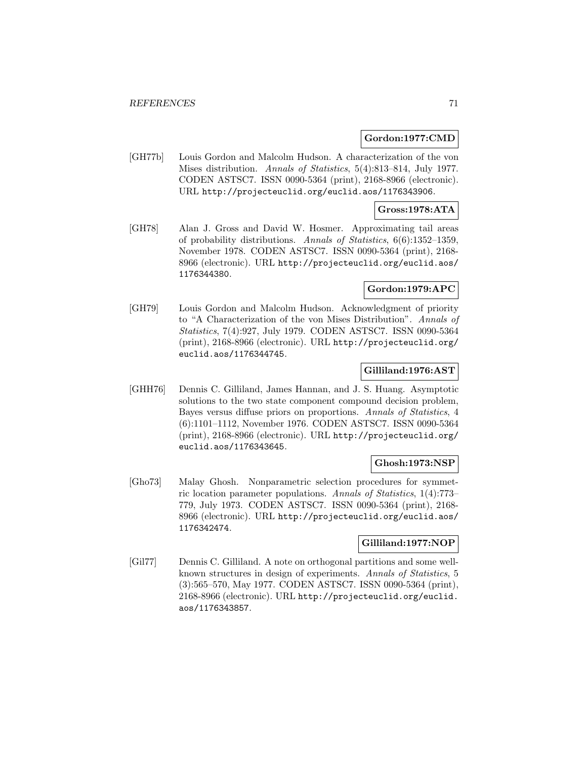**Gordon:1977:CMD**

[GH77b] Louis Gordon and Malcolm Hudson. A characterization of the von Mises distribution. *Annals of Statistics*, 5(4):813–814, July 1977. CODEN ASTSC7. ISSN 0090-5364 (print), 2168-8966 (electronic). URL http://projecteuclid.org/euclid.aos/1176343906.

**Gross:1978:ATA**

[GH78] Alan J. Gross and David W. Hosmer. Approximating tail areas of probability distributions. *Annals of Statistics*, 6(6):1352–1359, November 1978. CODEN ASTSC7. ISSN 0090-5364 (print), 2168-8966 (electronic). URL http://projecteuclid.org/euclid.aos/1176344380.

**Gordon:1979:APC**

[GH79] Louis Gordon and Malcolm Hudson. Acknowledgment of priority to "A Characterization of the von Mises Distribution". *Annals of Statistics*, 7(4):927, July 1979. CODEN ASTSC7. ISSN 0090-5364 (print), 2168-8966 (electronic). URL http://projecteuclid.org/euclid.aos/1176344745.

**Gilliland:1976:AST**

[GHH76] Dennis C. Gilliland, James Hannan, and J. S. Huang. Asymptotic solutions to the two state component compound decision problem, Bayes versus diffuse priors on proportions. *Annals of Statistics*, 4 (6):1101–1112, November 1976. CODEN ASTSC7. ISSN 0090-5364 (print), 2168-8966 (electronic). URL http://projecteuclid.org/euclid.aos/1176343645.

**Ghosh:1973:NSP**

[Gho73] Malay Ghosh. Nonparametric selection procedures for symmetric location parameter populations. *Annals of Statistics*, 1(4):773–779, July 1973. CODEN ASTSC7. ISSN 0090-5364 (print), 2168-8966 (electronic). URL http://projecteuclid.org/euclid.aos/1176342474.

**Gilliland:1977:NOP**

[Gil77] Dennis C. Gilliland. A note on orthogonal partitions and some well-known structures in design of experiments. *Annals of Statistics*, 5 (3):565–570, May 1977. CODEN ASTSC7. ISSN 0090-5364 (print), 2168-8966 (electronic). URL http://projecteuclid.org/euclid.aos/1176343857.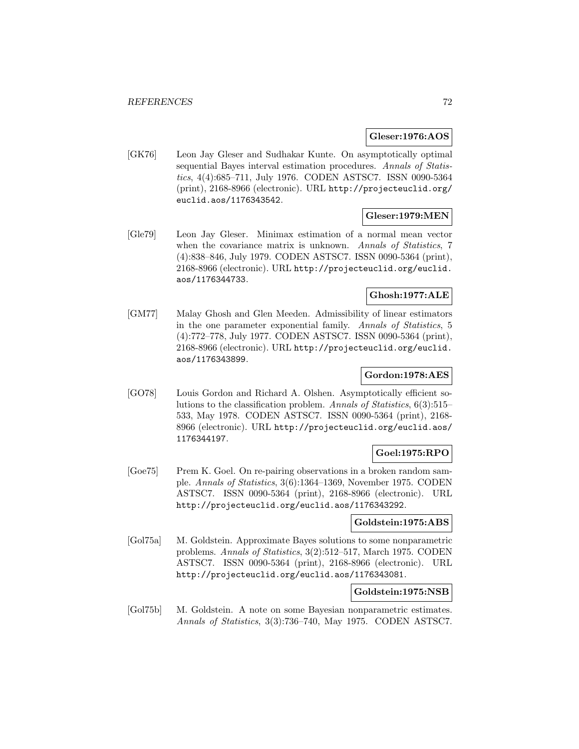**Gleser:1976:AOS**

[GK76] Leon Jay Gleser and Sudhakar Kunte. On asymptotically optimal sequential Bayes interval estimation procedures. *Annals of Statistics*, 4(4):685–711, July 1976. CODEN ASTSC7. ISSN 0090-5364 (print), 2168-8966 (electronic). URL http://projecteuclid.org/euclid.aos/1176343542.

**Gleser:1979:MEN**

[Gle79] Leon Jay Gleser. Minimax estimation of a normal mean vector when the covariance matrix is unknown. *Annals of Statistics*, 7 (4):838–846, July 1979. CODEN ASTSC7. ISSN 0090-5364 (print), 2168-8966 (electronic). URL http://projecteuclid.org/euclid.aos/1176344733.

**Ghosh:1977:ALE**

[GM77] Malay Ghosh and Glen Meeden. Admissibility of linear estimators in the one parameter exponential family. *Annals of Statistics*, 5 (4):772–778, July 1977. CODEN ASTSC7. ISSN 0090-5364 (print), 2168-8966 (electronic). URL http://projecteuclid.org/euclid.aos/1176343899.

**Gordon:1978:AES**

[GO78] Louis Gordon and Richard A. Olshen. Asymptotically efficient solutions to the classification problem. *Annals of Statistics*, 6(3):515–533, May 1978. CODEN ASTSC7. ISSN 0090-5364 (print), 2168-8966 (electronic). URL http://projecteuclid.org/euclid.aos/1176344197.

**Goel:1975:RPO**

[Goe75] Prem K. Goel. On re-pairing observations in a broken random sample. *Annals of Statistics*, 3(6):1364–1369, November 1975. CODEN ASTSC7. ISSN 0090-5364 (print), 2168-8966 (electronic). URL http://projecteuclid.org/euclid.aos/1176343292.

**Goldstein:1975:ABS**

[Gol75a] M. Goldstein. Approximate Bayes solutions to some nonparametric problems. *Annals of Statistics*, 3(2):512–517, March 1975. CODEN ASTSC7. ISSN 0090-5364 (print), 2168-8966 (electronic). URL http://projecteuclid.org/euclid.aos/1176343081.

**Goldstein:1975:NSB**

[Gol75b] M. Goldstein. A note on some Bayesian nonparametric estimates. *Annals of Statistics*, 3(3):736–740, May 1975. CODEN ASTSC7.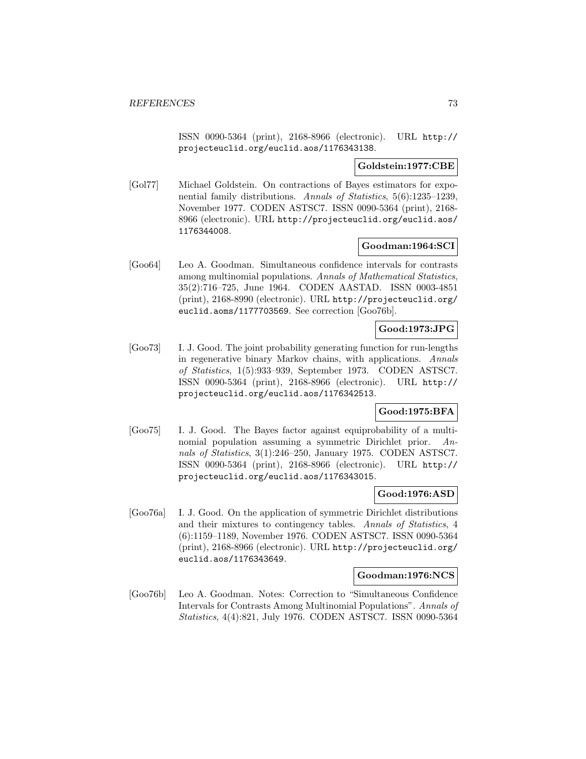ISSN 0090-5364 (print), 2168-8966 (electronic). URL http://projecteuclid.org/euclid.aos/1176343138.

**Goldstein:1977:CBE**

[Gol77] Michael Goldstein. On contractions of Bayes estimators for exponential family distributions. *Annals of Statistics*, 5(6):1235–1239, November 1977. CODEN ASTSC7. ISSN 0090-5364 (print), 2168-8966 (electronic). URL http://projecteuclid.org/euclid.aos/1176344008.

**Goodman:1964:SCI**

[Goo64] Leo A. Goodman. Simultaneous confidence intervals for contrasts among multinomial populations. *Annals of Mathematical Statistics*, 35(2):716–725, June 1964. CODEN AASTAD. ISSN 0003-4851 (print), 2168-8990 (electronic). URL http://projecteuclid.org/euclid.aoms/1177703569. See correction [Goo76b].

**Good:1973:JPG**

[Goo73] I. J. Good. The joint probability generating function for run-lengths in regenerative binary Markov chains, with applications. *Annals of Statistics*, 1(5):933–939, September 1973. CODEN ASTSC7. ISSN 0090-5364 (print), 2168-8966 (electronic). URL http://projecteuclid.org/euclid.aos/1176342513.

**Good:1975:BFA**

[Goo75] I. J. Good. The Bayes factor against equiprobability of a multinomial population assuming a symmetric Dirichlet prior. *Annals of Statistics*, 3(1):246–250, January 1975. CODEN ASTSC7. ISSN 0090-5364 (print), 2168-8966 (electronic). URL http://projecteuclid.org/euclid.aos/1176343015.

**Good:1976:ASD**

[Goo76a] I. J. Good. On the application of symmetric Dirichlet distributions and their mixtures to contingency tables. *Annals of Statistics*, 4 (6):1159–1189, November 1976. CODEN ASTSC7. ISSN 0090-5364 (print), 2168-8966 (electronic). URL http://projecteuclid.org/euclid.aos/1176343649.

**Goodman:1976:NCS**

[Goo76b] Leo A. Goodman. Notes: Correction to "Simultaneous Confidence Intervals for Contrasts Among Multinomial Populations". *Annals of Statistics*, 4(4):821, July 1976. CODEN ASTSC7. ISSN 0090-5364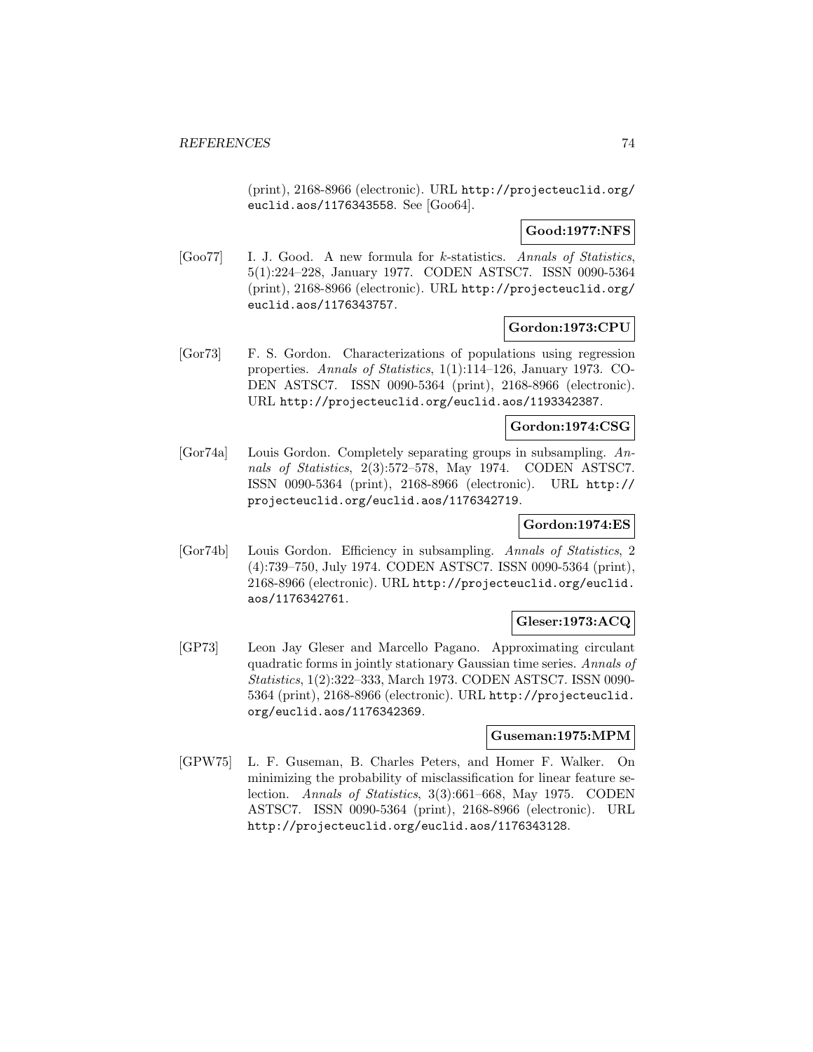(print), 2168-8966 (electronic). URL http://projecteuclid.org/euclid.aos/1176343558. See [Goo64].

**Good:1977:NFS**

[Goo77] I. J. Good. A new formula for $k$-statistics. *Annals of Statistics*, 5(1):224–228, January 1977. CODEN ASTSC7. ISSN 0090-5364 (print), 2168-8966 (electronic). URL http://projecteuclid.org/euclid.aos/1176343757.

**Gordon:1973:CPU**

[Gor73] F. S. Gordon. Characterizations of populations using regression properties. *Annals of Statistics*, 1(1):114–126, January 1973. CODEN ASTSC7. ISSN 0090-5364 (print), 2168-8966 (electronic). URL http://projecteuclid.org/euclid.aos/1193342387.

**Gordon:1974:CSG**

[Gor74a] Louis Gordon. Completely separating groups in subsampling. *Annals of Statistics*, 2(3):572–578, May 1974. CODEN ASTSC7. ISSN 0090-5364 (print), 2168-8966 (electronic). URL http://projecteuclid.org/euclid.aos/1176342719.

**Gordon:1974:ES**

[Gor74b] Louis Gordon. Efficiency in subsampling. *Annals of Statistics*, 2(4):739–750, July 1974. CODEN ASTSC7. ISSN 0090-5364 (print), 2168-8966 (electronic). URL http://projecteuclid.org/euclid.aos/1176342761.

**Gleser:1973:ACQ**

[GP73] Leon Jay Gleser and Marcello Pagano. Approximating circulant quadratic forms in jointly stationary Gaussian time series. *Annals of Statistics*, 1(2):322–333, March 1973. CODEN ASTSC7. ISSN 0090-5364 (print), 2168-8966 (electronic). URL http://projecteuclid.org/euclid.aos/1176342369.

**Guseman:1975:MPM**

[GPW75] L. F. Guseman, B. Charles Peters, and Homer F. Walker. On minimizing the probability of misclassification for linear feature selection. *Annals of Statistics*, 3(3):661–668, May 1975. CODEN ASTSC7. ISSN 0090-5364 (print), 2168-8966 (electronic). URL http://projecteuclid.org/euclid.aos/1176343128.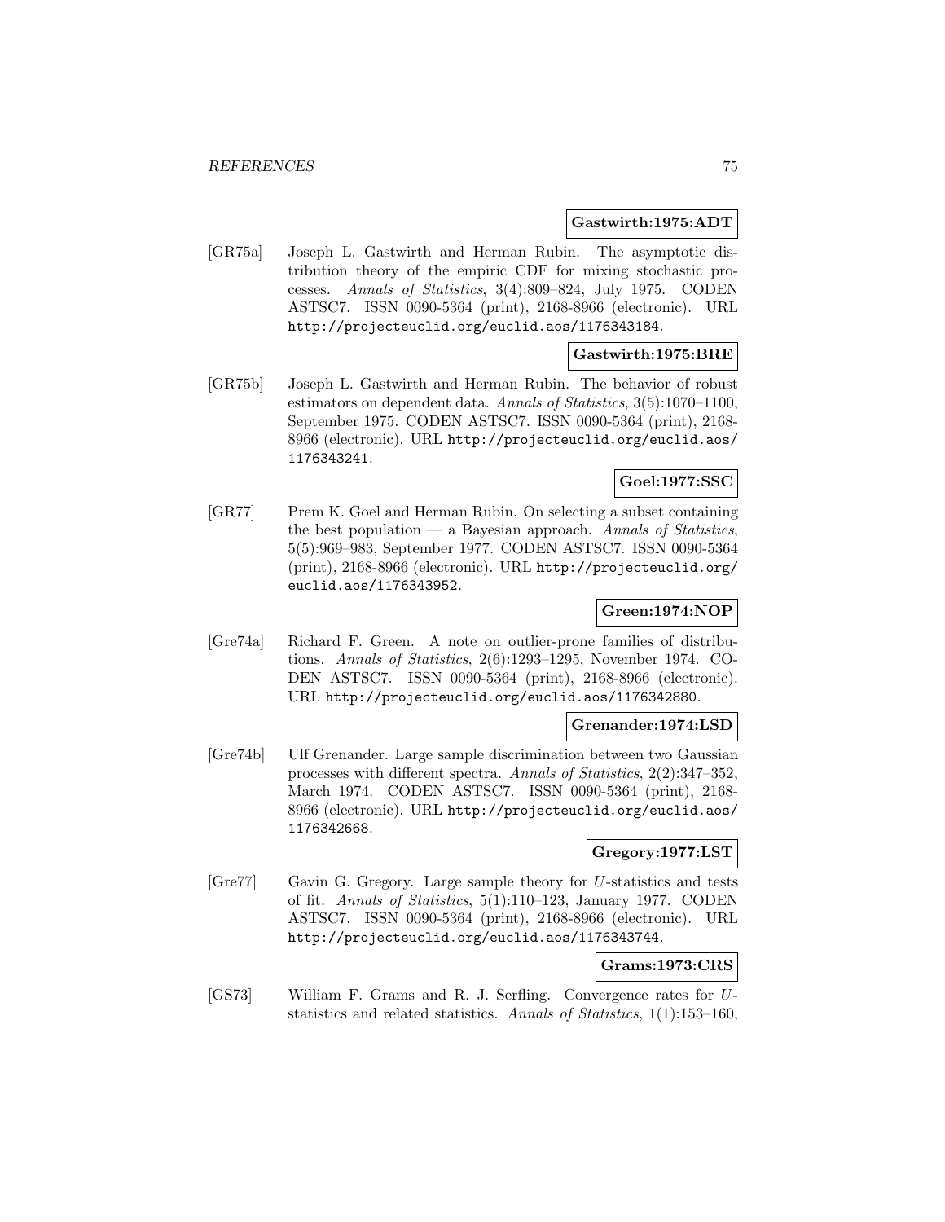**Gastwirth:1975:ADT**

[GR75a] Joseph L. Gastwirth and Herman Rubin. The asymptotic distribution theory of the empiric CDF for mixing stochastic processes. *Annals of Statistics*, 3(4):809–824, July 1975. CODEN ASTSC7. ISSN 0090-5364 (print), 2168-8966 (electronic). URL http://projecteuclid.org/euclid.aos/1176343184.

**Gastwirth:1975:BRE**

[GR75b] Joseph L. Gastwirth and Herman Rubin. The behavior of robust estimators on dependent data. *Annals of Statistics*, 3(5):1070–1100, September 1975. CODEN ASTSC7. ISSN 0090-5364 (print), 2168-8966 (electronic). URL http://projecteuclid.org/euclid.aos/1176343241.

**Goel:1977:SSC**

[GR77] Prem K. Goel and Herman Rubin. On selecting a subset containing the best population — a Bayesian approach. *Annals of Statistics*, 5(5):969–983, September 1977. CODEN ASTSC7. ISSN 0090-5364 (print), 2168-8966 (electronic). URL http://projecteuclid.org/euclid.aos/1176343952.

**Green:1974:NOP**

[Gre74a] Richard F. Green. A note on outlier-prone families of distributions. *Annals of Statistics*, 2(6):1293–1295, November 1974. CODEN ASTSC7. ISSN 0090-5364 (print), 2168-8966 (electronic). URL http://projecteuclid.org/euclid.aos/1176342880.

**Grenander:1974:LSD**

[Gre74b] Ulf Grenander. Large sample discrimination between two Gaussian processes with different spectra. *Annals of Statistics*, 2(2):347–352, March 1974. CODEN ASTSC7. ISSN 0090-5364 (print), 2168-8966 (electronic). URL http://projecteuclid.org/euclid.aos/1176342668.

**Gregory:1977:LST**

[Gre77] Gavin G. Gregory. Large sample theory for $U$-statistics and tests of fit. *Annals of Statistics*, 5(1):110–123, January 1977. CODEN ASTSC7. ISSN 0090-5364 (print), 2168-8966 (electronic). URL http://projecteuclid.org/euclid.aos/1176343744.

**Grams:1973:CRS**

[GS73] William F. Grams and R. J. Serfling. Convergence rates for $U$-statistics and related statistics. *Annals of Statistics*, 1(1):153–160,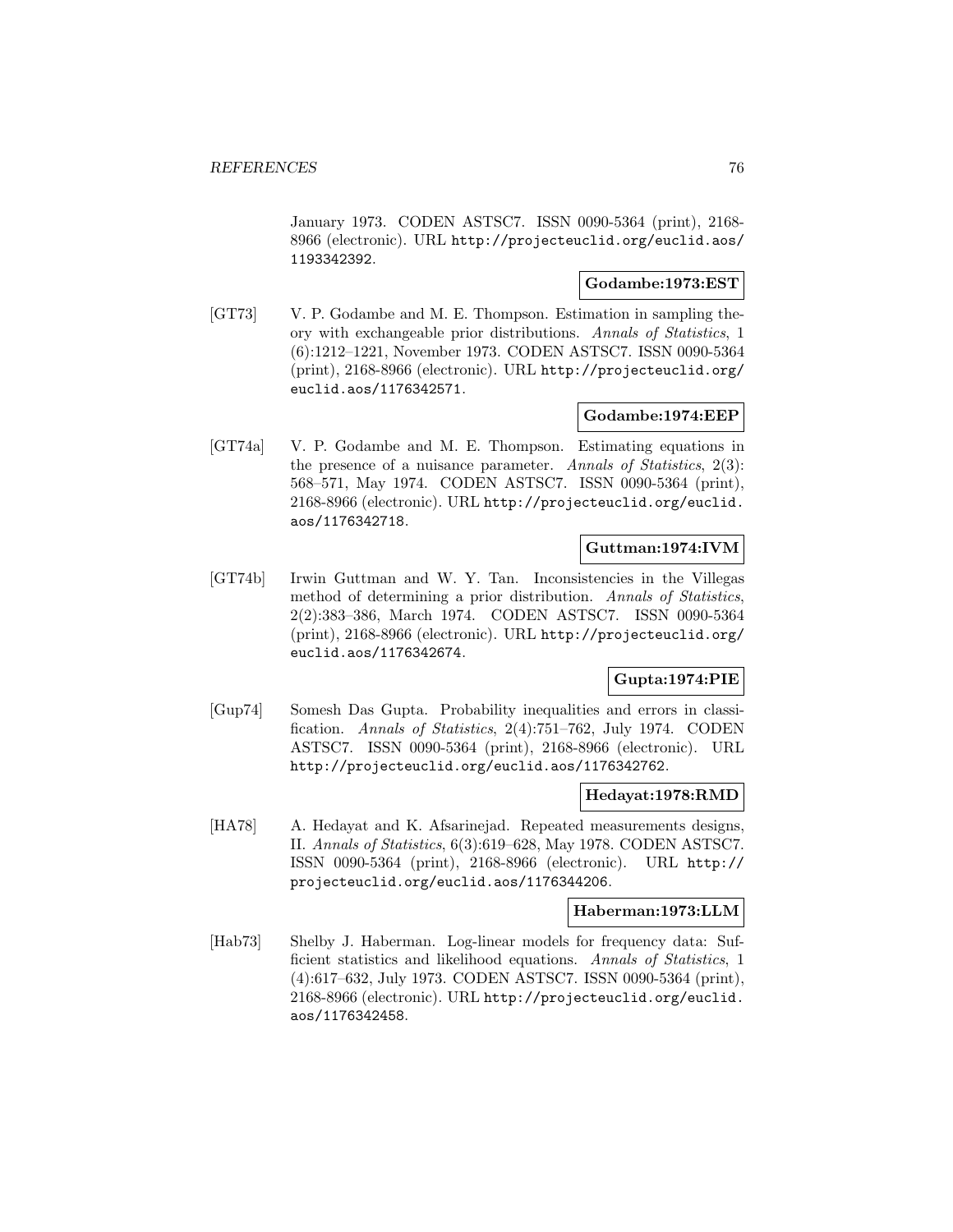January 1973. CODEN ASTSC7. ISSN 0090-5364 (print), 2168-8966 (electronic). URL http://projecteuclid.org/euclid.aos/1193342392.

**Godambe:1973:EST**

[GT73] V. P. Godambe and M. E. Thompson. Estimation in sampling theory with exchangeable prior distributions. *Annals of Statistics*, 1 (6):1212–1221, November 1973. CODEN ASTSC7. ISSN 0090-5364 (print), 2168-8966 (electronic). URL http://projecteuclid.org/euclid.aos/1176342571.

**Godambe:1974:EEP**

[GT74a] V. P. Godambe and M. E. Thompson. Estimating equations in the presence of a nuisance parameter. *Annals of Statistics*, 2(3): 568–571, May 1974. CODEN ASTSC7. ISSN 0090-5364 (print), 2168-8966 (electronic). URL http://projecteuclid.org/euclid.aos/1176342718.

**Guttman:1974:IVM**

[GT74b] Irwin Guttman and W. Y. Tan. Inconsistencies in the Villegas method of determining a prior distribution. *Annals of Statistics*, 2(2):383–386, March 1974. CODEN ASTSC7. ISSN 0090-5364 (print), 2168-8966 (electronic). URL http://projecteuclid.org/euclid.aos/1176342674.

**Gupta:1974:PIE**

[Gup74] Somesh Das Gupta. Probability inequalities and errors in classification. *Annals of Statistics*, 2(4):751–762, July 1974. CODEN ASTSC7. ISSN 0090-5364 (print), 2168-8966 (electronic). URL http://projecteuclid.org/euclid.aos/1176342762.

**Hedayat:1978:RMD**

[HA78] A. Hedayat and K. Afsarinejad. Repeated measurements designs, II. *Annals of Statistics*, 6(3):619–628, May 1978. CODEN ASTSC7. ISSN 0090-5364 (print), 2168-8966 (electronic). URL http://projecteuclid.org/euclid.aos/1176344206.

**Haberman:1973:LLM**

[Hab73] Shelby J. Haberman. Log-linear models for frequency data: Sufficient statistics and likelihood equations. *Annals of Statistics*, 1 (4):617–632, July 1973. CODEN ASTSC7. ISSN 0090-5364 (print), 2168-8966 (electronic). URL http://projecteuclid.org/euclid.aos/1176342458.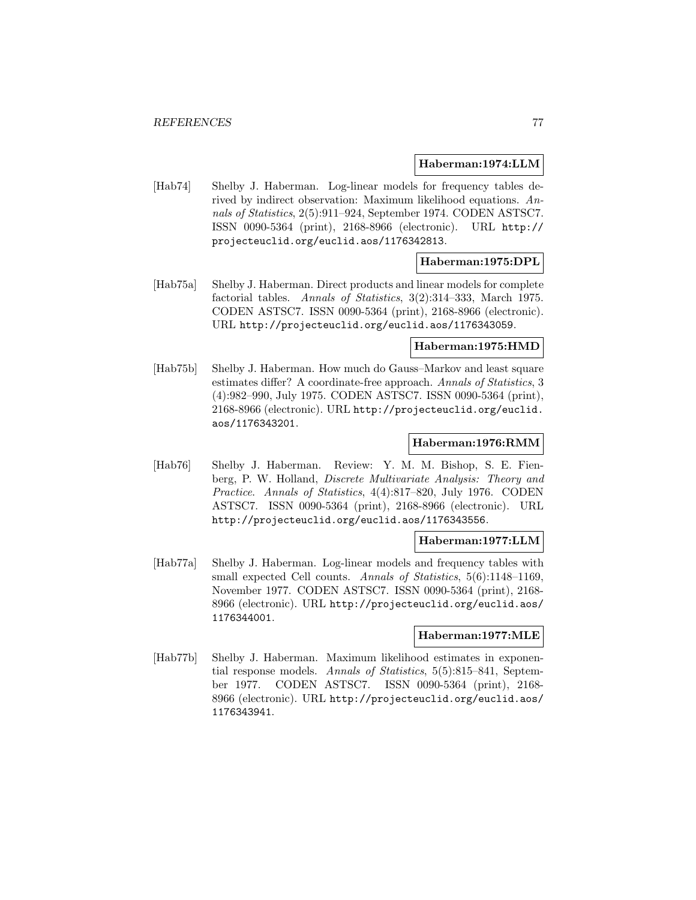**Haberman:1974:LLM**

[Hab74] Shelby J. Haberman. Log-linear models for frequency tables derived by indirect observation: Maximum likelihood equations. *Annals of Statistics*, 2(5):911–924, September 1974. CODEN ASTSC7. ISSN 0090-5364 (print), 2168-8966 (electronic). URL http://projecteuclid.org/euclid.aos/1176342813.

**Haberman:1975:DPL**

[Hab75a] Shelby J. Haberman. Direct products and linear models for complete factorial tables. *Annals of Statistics*, 3(2):314–333, March 1975. CODEN ASTSC7. ISSN 0090-5364 (print), 2168-8966 (electronic). URL http://projecteuclid.org/euclid.aos/1176343059.

**Haberman:1975:HMD**

[Hab75b] Shelby J. Haberman. How much do Gauss–Markov and least square estimates differ? A coordinate-free approach. *Annals of Statistics*, 3 (4):982–990, July 1975. CODEN ASTSC7. ISSN 0090-5364 (print), 2168-8966 (electronic). URL http://projecteuclid.org/euclid.aos/1176343201.

**Haberman:1976:RMM**

[Hab76] Shelby J. Haberman. Review: Y. M. M. Bishop, S. E. Fienberg, P. W. Holland, *Discrete Multivariate Analysis: Theory and Practice*. *Annals of Statistics*, 4(4):817–820, July 1976. CODEN ASTSC7. ISSN 0090-5364 (print), 2168-8966 (electronic). URL http://projecteuclid.org/euclid.aos/1176343556.

**Haberman:1977:LLM**

[Hab77a] Shelby J. Haberman. Log-linear models and frequency tables with small expected Cell counts. *Annals of Statistics*, 5(6):1148–1169, November 1977. CODEN ASTSC7. ISSN 0090-5364 (print), 2168-8966 (electronic). URL http://projecteuclid.org/euclid.aos/1176344001.

**Haberman:1977:MLE**

[Hab77b] Shelby J. Haberman. Maximum likelihood estimates in exponential response models. *Annals of Statistics*, 5(5):815–841, September 1977. CODEN ASTSC7. ISSN 0090-5364 (print), 2168-8966 (electronic). URL http://projecteuclid.org/euclid.aos/1176343941.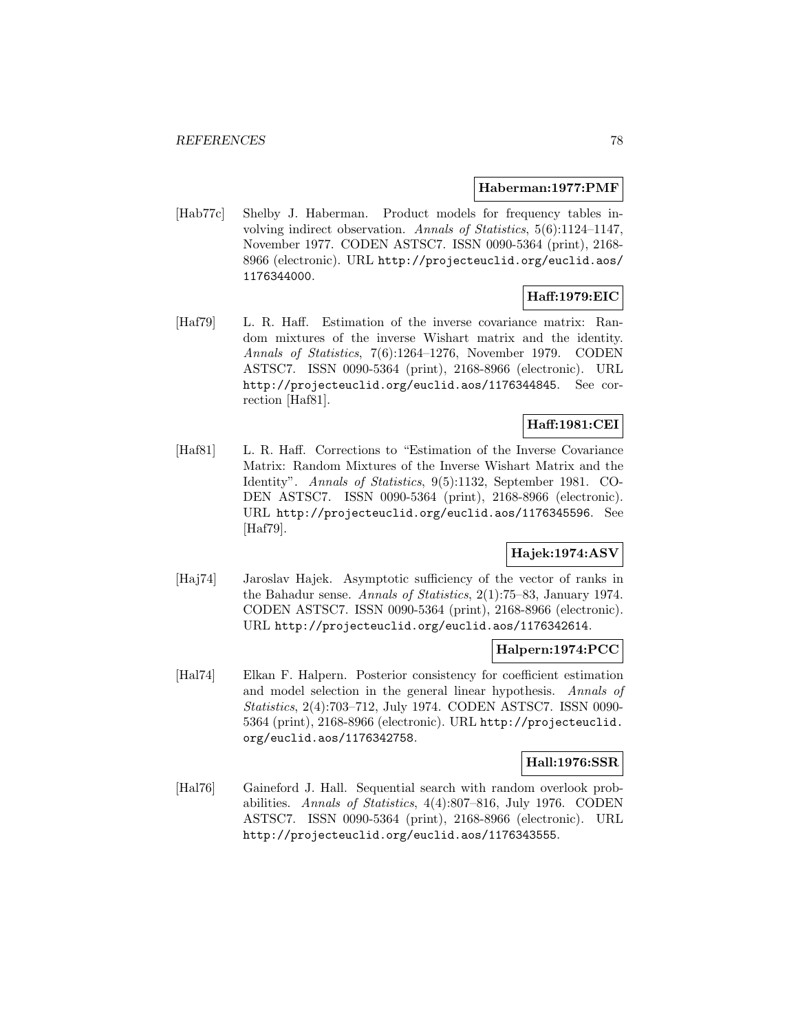**Haberman:1977:PMF**

[Hab77c] Shelby J. Haberman. Product models for frequency tables involving indirect observation. *Annals of Statistics*, 5(6):1124–1147, November 1977. CODEN ASTSC7. ISSN 0090-5364 (print), 2168-8966 (electronic). URL http://projecteuclid.org/euclid.aos/1176344000.

**Haff:1979:EIC**

[Haf79] L. R. Haff. Estimation of the inverse covariance matrix: Random mixtures of the inverse Wishart matrix and the identity. *Annals of Statistics*, 7(6):1264–1276, November 1979. CODEN ASTSC7. ISSN 0090-5364 (print), 2168-8966 (electronic). URL http://projecteuclid.org/euclid.aos/1176344845. See correction [Haf81].

**Haff:1981:CEI**

[Haf81] L. R. Haff. Corrections to "Estimation of the Inverse Covariance Matrix: Random Mixtures of the Inverse Wishart Matrix and the Identity". *Annals of Statistics*, 9(5):1132, September 1981. CODEN ASTSC7. ISSN 0090-5364 (print), 2168-8966 (electronic). URL http://projecteuclid.org/euclid.aos/1176345596. See [Haf79].

**Hajek:1974:ASV**

[Haj74] Jaroslav Hajek. Asymptotic sufficiency of the vector of ranks in the Bahadur sense. *Annals of Statistics*, 2(1):75–83, January 1974. CODEN ASTSC7. ISSN 0090-5364 (print), 2168-8966 (electronic). URL http://projecteuclid.org/euclid.aos/1176342614.

**Halpern:1974:PCC**

[Hal74] Elkan F. Halpern. Posterior consistency for coefficient estimation and model selection in the general linear hypothesis. *Annals of Statistics*, 2(4):703–712, July 1974. CODEN ASTSC7. ISSN 0090-5364 (print), 2168-8966 (electronic). URL http://projecteuclid.org/euclid.aos/1176342758.

**Hall:1976:SSR**

[Hal76] Gaineford J. Hall. Sequential search with random overlook probabilities. *Annals of Statistics*, 4(4):807–816, July 1976. CODEN ASTSC7. ISSN 0090-5364 (print), 2168-8966 (electronic). URL http://projecteuclid.org/euclid.aos/1176343555.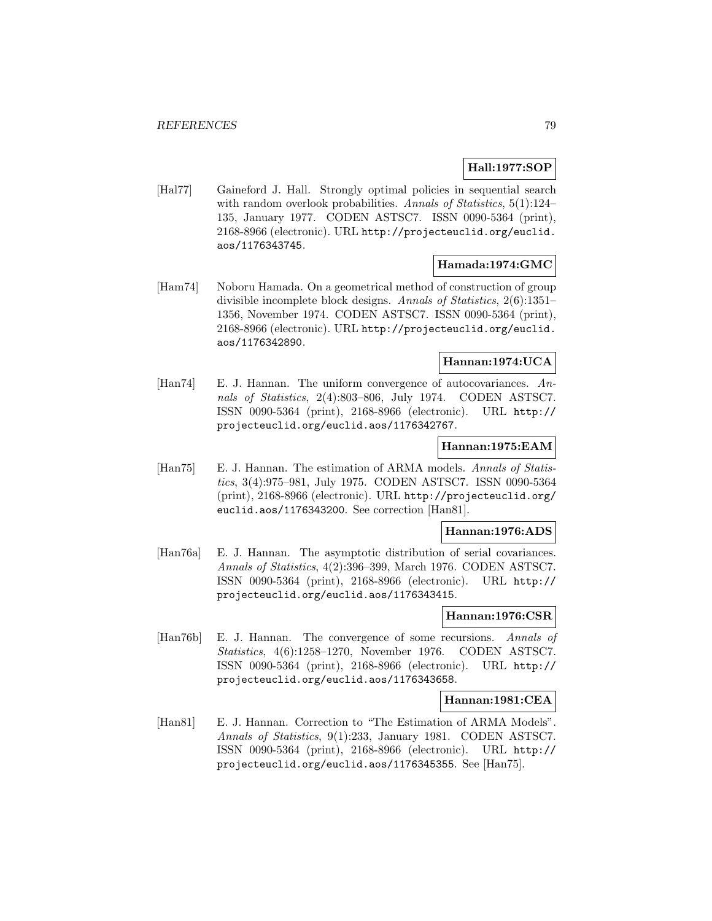**Hall:1977:SOP**

[Hal77] Gaineford J. Hall. Strongly optimal policies in sequential search with random overlook probabilities. *Annals of Statistics*, 5(1):124–135, January 1977. CODEN ASTSC7. ISSN 0090-5364 (print), 2168-8966 (electronic). URL http://projecteuclid.org/euclid.aos/1176343745.

**Hamada:1974:GMC**

[Ham74] Noboru Hamada. On a geometrical method of construction of group divisible incomplete block designs. *Annals of Statistics*, 2(6):1351–1356, November 1974. CODEN ASTSC7. ISSN 0090-5364 (print), 2168-8966 (electronic). URL http://projecteuclid.org/euclid.aos/1176342890.

**Hannan:1974:UCA**

[Han74] E. J. Hannan. The uniform convergence of autocovariances. *Annals of Statistics*, 2(4):803–806, July 1974. CODEN ASTSC7. ISSN 0090-5364 (print), 2168-8966 (electronic). URL http://projecteuclid.org/euclid.aos/1176342767.

**Hannan:1975:EAM**

[Han75] E. J. Hannan. The estimation of ARMA models. *Annals of Statistics*, 3(4):975–981, July 1975. CODEN ASTSC7. ISSN 0090-5364 (print), 2168-8966 (electronic). URL http://projecteuclid.org/euclid.aos/1176343200. See correction [Han81].

**Hannan:1976:ADS**

[Han76a] E. J. Hannan. The asymptotic distribution of serial covariances. *Annals of Statistics*, 4(2):396–399, March 1976. CODEN ASTSC7. ISSN 0090-5364 (print), 2168-8966 (electronic). URL http://projecteuclid.org/euclid.aos/1176343415.

**Hannan:1976:CSR**

[Han76b] E. J. Hannan. The convergence of some recursions. *Annals of Statistics*, 4(6):1258–1270, November 1976. CODEN ASTSC7. ISSN 0090-5364 (print), 2168-8966 (electronic). URL http://projecteuclid.org/euclid.aos/1176343658.

**Hannan:1981:CEA**

[Han81] E. J. Hannan. Correction to "The Estimation of ARMA Models". *Annals of Statistics*, 9(1):233, January 1981. CODEN ASTSC7. ISSN 0090-5364 (print), 2168-8966 (electronic). URL http://projecteuclid.org/euclid.aos/1176345355. See [Han75].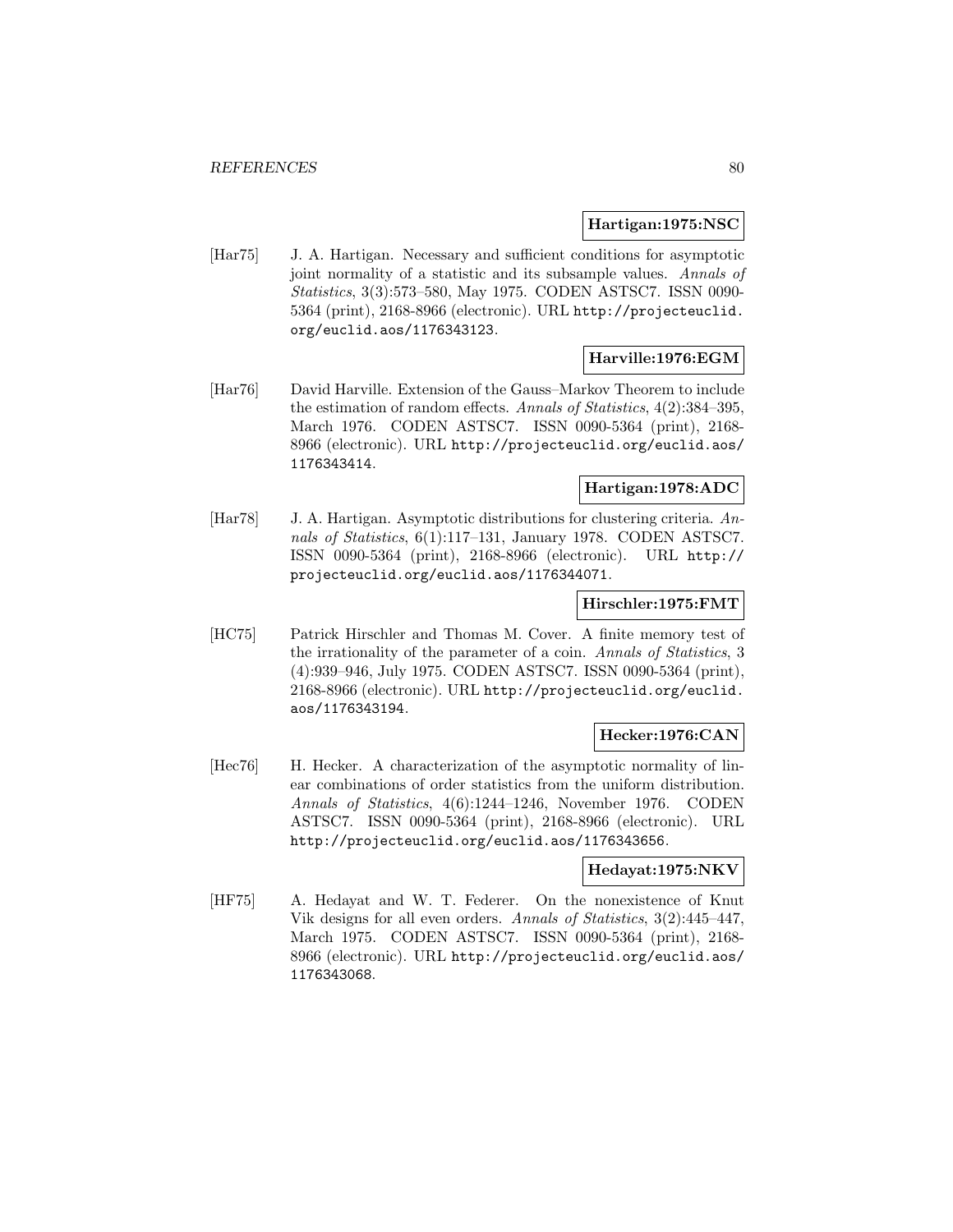**Hartigan:1975:NSC**

[Har75] J. A. Hartigan. Necessary and sufficient conditions for asymptotic joint normality of a statistic and its subsample values. *Annals of Statistics*, 3(3):573–580, May 1975. CODEN ASTSC7. ISSN 0090-5364 (print), 2168-8966 (electronic). URL http://projecteuclid.org/euclid.aos/1176343123.

**Harville:1976:EGM**

[Har76] David Harville. Extension of the Gauss–Markov Theorem to include the estimation of random effects. *Annals of Statistics*, 4(2):384–395, March 1976. CODEN ASTSC7. ISSN 0090-5364 (print), 2168-8966 (electronic). URL http://projecteuclid.org/euclid.aos/1176343414.

**Hartigan:1978:ADC**

[Har78] J. A. Hartigan. Asymptotic distributions for clustering criteria. *Annals of Statistics*, 6(1):117–131, January 1978. CODEN ASTSC7. ISSN 0090-5364 (print), 2168-8966 (electronic). URL http://projecteuclid.org/euclid.aos/1176344071.

**Hirschler:1975:FMT**

[HC75] Patrick Hirschler and Thomas M. Cover. A finite memory test of the irrationality of the parameter of a coin. *Annals of Statistics*, 3 (4):939–946, July 1975. CODEN ASTSC7. ISSN 0090-5364 (print), 2168-8966 (electronic). URL http://projecteuclid.org/euclid.aos/1176343194.

**Hecker:1976:CAN**

[Hec76] H. Hecker. A characterization of the asymptotic normality of linear combinations of order statistics from the uniform distribution. *Annals of Statistics*, 4(6):1244–1246, November 1976. CODEN ASTSC7. ISSN 0090-5364 (print), 2168-8966 (electronic). URL http://projecteuclid.org/euclid.aos/1176343656.

**Hedayat:1975:NKV**

[HF75] A. Hedayat and W. T. Federer. On the nonexistence of Knut Vik designs for all even orders. *Annals of Statistics*, 3(2):445–447, March 1975. CODEN ASTSC7. ISSN 0090-5364 (print), 2168-8966 (electronic). URL http://projecteuclid.org/euclid.aos/1176343068.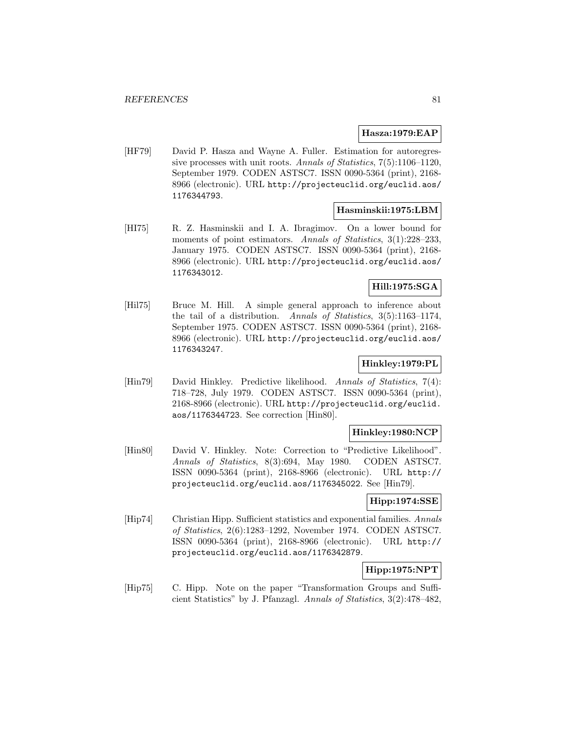**Hasza:1979:EAP**

[HF79] David P. Hasza and Wayne A. Fuller. Estimation for autoregressive processes with unit roots. *Annals of Statistics*, 7(5):1106–1120, September 1979. CODEN ASTSC7. ISSN 0090-5364 (print), 2168-8966 (electronic). URL `http://projecteuclid.org/euclid.aos/1176344793`.

**Hasminskii:1975:LBM**

[HI75] R. Z. Hasminskii and I. A. Ibragimov. On a lower bound for moments of point estimators. *Annals of Statistics*, 3(1):228–233, January 1975. CODEN ASTSC7. ISSN 0090-5364 (print), 2168-8966 (electronic). URL `http://projecteuclid.org/euclid.aos/1176343012`.

**Hill:1975:SGA**

[Hil75] Bruce M. Hill. A simple general approach to inference about the tail of a distribution. *Annals of Statistics*, 3(5):1163–1174, September 1975. CODEN ASTSC7. ISSN 0090-5364 (print), 2168-8966 (electronic). URL `http://projecteuclid.org/euclid.aos/1176343247`.

**Hinkley:1979:PL**

[Hin79] David Hinkley. Predictive likelihood. *Annals of Statistics*, 7(4):718–728, July 1979. CODEN ASTSC7. ISSN 0090-5364 (print), 2168-8966 (electronic). URL `http://projecteuclid.org/euclid.aos/1176344723`. See correction [Hin80].

**Hinkley:1980:NCP**

[Hin80] David V. Hinkley. Note: Correction to "Predictive Likelihood". *Annals of Statistics*, 8(3):694, May 1980. CODEN ASTSC7. ISSN 0090-5364 (print), 2168-8966 (electronic). URL `http://projecteuclid.org/euclid.aos/1176345022`. See [Hin79].

**Hipp:1974:SSE**

[Hip74] Christian Hipp. Sufficient statistics and exponential families. *Annals of Statistics*, 2(6):1283–1292, November 1974. CODEN ASTSC7. ISSN 0090-5364 (print), 2168-8966 (electronic). URL `http://projecteuclid.org/euclid.aos/1176342879`.

**Hipp:1975:NPT**

[Hip75] C. Hipp. Note on the paper "Transformation Groups and Sufficient Statistics" by J. Pfanzagl. *Annals of Statistics*, 3(2):478–482,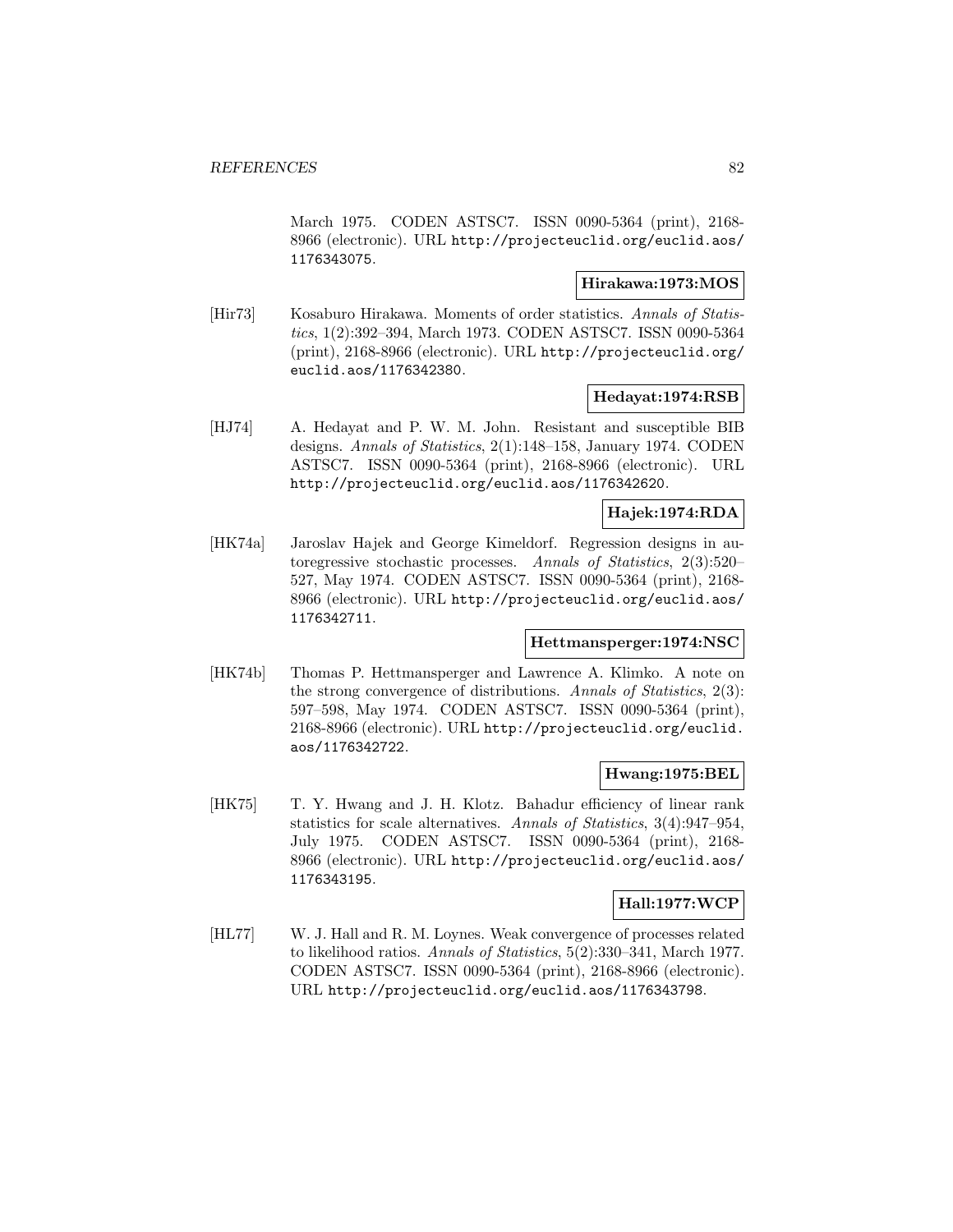March 1975. CODEN ASTSC7. ISSN 0090-5364 (print), 2168-8966 (electronic). URL http://projecteuclid.org/euclid.aos/1176343075.

**Hirakawa:1973:MOS**

[Hir73] Kosaburo Hirakawa. Moments of order statistics. *Annals of Statistics*, 1(2):392–394, March 1973. CODEN ASTSC7. ISSN 0090-5364 (print), 2168-8966 (electronic). URL http://projecteuclid.org/euclid.aos/1176342380.

**Hedayat:1974:RSB**

[HJ74] A. Hedayat and P. W. M. John. Resistant and susceptible BIB designs. *Annals of Statistics*, 2(1):148–158, January 1974. CODEN ASTSC7. ISSN 0090-5364 (print), 2168-8966 (electronic). URL http://projecteuclid.org/euclid.aos/1176342620.

**Hajek:1974:RDA**

[HK74a] Jaroslav Hajek and George Kimeldorf. Regression designs in autoregressive stochastic processes. *Annals of Statistics*, 2(3):520–527, May 1974. CODEN ASTSC7. ISSN 0090-5364 (print), 2168-8966 (electronic). URL http://projecteuclid.org/euclid.aos/1176342711.

**Hettmansperger:1974:NSC**

[HK74b] Thomas P. Hettmansperger and Lawrence A. Klimko. A note on the strong convergence of distributions. *Annals of Statistics*, 2(3):597–598, May 1974. CODEN ASTSC7. ISSN 0090-5364 (print), 2168-8966 (electronic). URL http://projecteuclid.org/euclid.aos/1176342722.

**Hwang:1975:BEL**

[HK75] T. Y. Hwang and J. H. Klotz. Bahadur efficiency of linear rank statistics for scale alternatives. *Annals of Statistics*, 3(4):947–954, July 1975. CODEN ASTSC7. ISSN 0090-5364 (print), 2168-8966 (electronic). URL http://projecteuclid.org/euclid.aos/1176343195.

**Hall:1977:WCP**

[HL77] W. J. Hall and R. M. Loynes. Weak convergence of processes related to likelihood ratios. *Annals of Statistics*, 5(2):330–341, March 1977. CODEN ASTSC7. ISSN 0090-5364 (print), 2168-8966 (electronic). URL http://projecteuclid.org/euclid.aos/1176343798.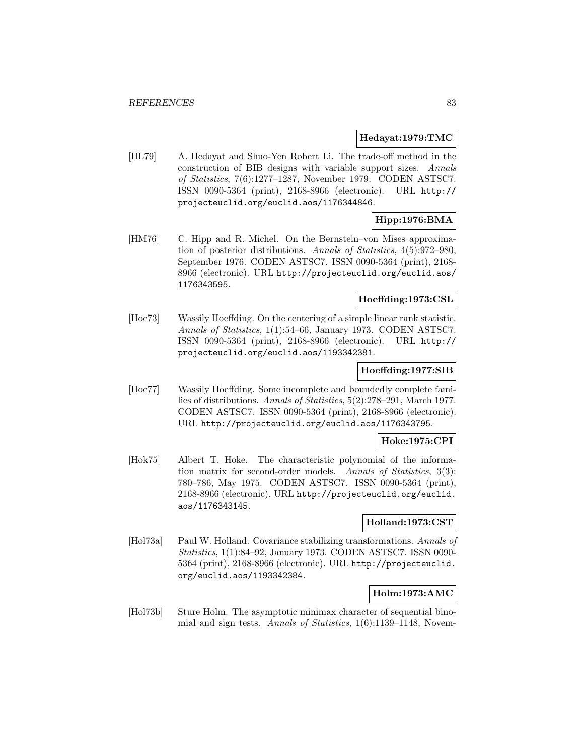**Hedayat:1979:TMC**

[HL79] A. Hedayat and Shuo-Yen Robert Li. The trade-off method in the construction of BIB designs with variable support sizes. *Annals of Statistics*, 7(6):1277–1287, November 1979. CODEN ASTSC7. ISSN 0090-5364 (print), 2168-8966 (electronic). URL http://projecteuclid.org/euclid.aos/1176344846.

**Hipp:1976:BMA**

[HM76] C. Hipp and R. Michel. On the Bernstein–von Mises approximation of posterior distributions. *Annals of Statistics*, 4(5):972–980, September 1976. CODEN ASTSC7. ISSN 0090-5364 (print), 2168-8966 (electronic). URL http://projecteuclid.org/euclid.aos/1176343595.

**Hoeffding:1973:CSL**

[Hoe73] Wassily Hoeffding. On the centering of a simple linear rank statistic. *Annals of Statistics*, 1(1):54–66, January 1973. CODEN ASTSC7. ISSN 0090-5364 (print), 2168-8966 (electronic). URL http://projecteuclid.org/euclid.aos/1193342381.

**Hoeffding:1977:SIB**

[Hoe77] Wassily Hoeffding. Some incomplete and boundedly complete families of distributions. *Annals of Statistics*, 5(2):278–291, March 1977. CODEN ASTSC7. ISSN 0090-5364 (print), 2168-8966 (electronic). URL http://projecteuclid.org/euclid.aos/1176343795.

**Hoke:1975:CPI**

[Hok75] Albert T. Hoke. The characteristic polynomial of the information matrix for second-order models. *Annals of Statistics*, 3(3): 780–786, May 1975. CODEN ASTSC7. ISSN 0090-5364 (print), 2168-8966 (electronic). URL http://projecteuclid.org/euclid.aos/1176343145.

**Holland:1973:CST**

[Hol73a] Paul W. Holland. Covariance stabilizing transformations. *Annals of Statistics*, 1(1):84–92, January 1973. CODEN ASTSC7. ISSN 0090-5364 (print), 2168-8966 (electronic). URL http://projecteuclid.org/euclid.aos/1193342384.

**Holm:1973:AMC**

[Hol73b] Sture Holm. The asymptotic minimax character of sequential binomial and sign tests. *Annals of Statistics*, 1(6):1139–1148, Novem-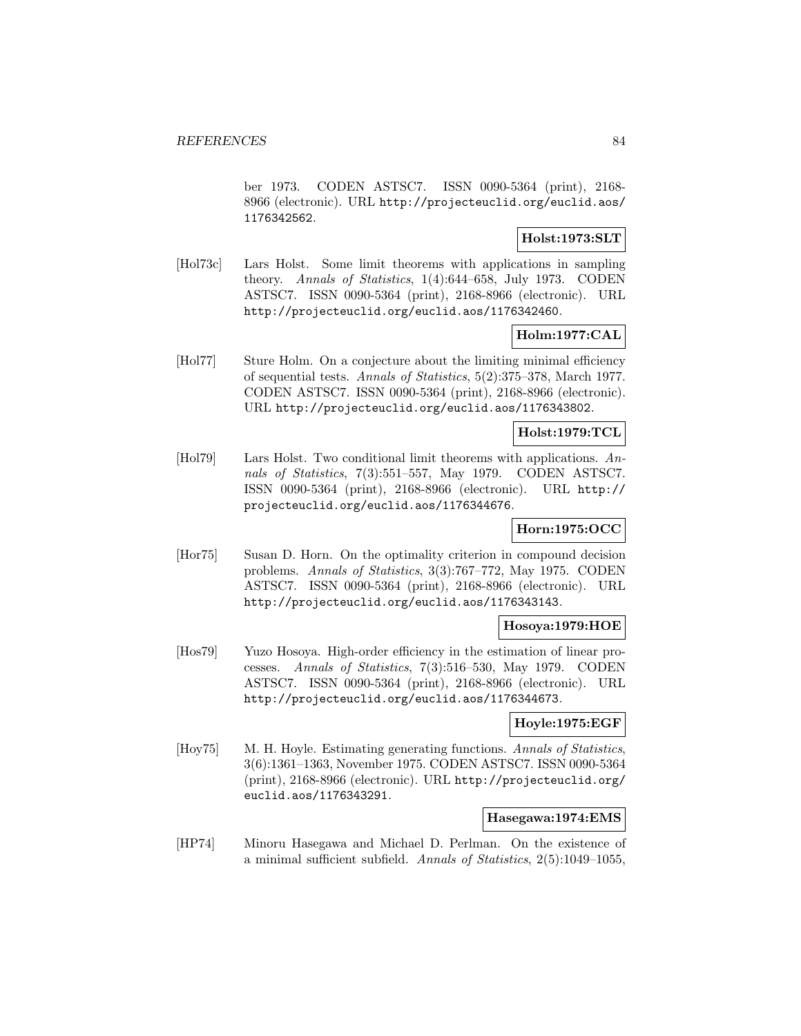ber 1973. CODEN ASTSC7. ISSN 0090-5364 (print), 2168-8966 (electronic). URL http://projecteuclid.org/euclid.aos/1176342562.

**Holst:1973:SLT**

[Hol73c] Lars Holst. Some limit theorems with applications in sampling theory. *Annals of Statistics*, 1(4):644–658, July 1973. CODEN ASTSC7. ISSN 0090-5364 (print), 2168-8966 (electronic). URL http://projecteuclid.org/euclid.aos/1176342460.

**Holm:1977:CAL**

[Hol77] Sture Holm. On a conjecture about the limiting minimal efficiency of sequential tests. *Annals of Statistics*, 5(2):375–378, March 1977. CODEN ASTSC7. ISSN 0090-5364 (print), 2168-8966 (electronic). URL http://projecteuclid.org/euclid.aos/1176343802.

**Holst:1979:TCL**

[Hol79] Lars Holst. Two conditional limit theorems with applications. *Annals of Statistics*, 7(3):551–557, May 1979. CODEN ASTSC7. ISSN 0090-5364 (print), 2168-8966 (electronic). URL http://projecteuclid.org/euclid.aos/1176344676.

**Horn:1975:OCC**

[Hor75] Susan D. Horn. On the optimality criterion in compound decision problems. *Annals of Statistics*, 3(3):767–772, May 1975. CODEN ASTSC7. ISSN 0090-5364 (print), 2168-8966 (electronic). URL http://projecteuclid.org/euclid.aos/1176343143.

**Hosoya:1979:HOE**

[Hos79] Yuzo Hosoya. High-order efficiency in the estimation of linear processes. *Annals of Statistics*, 7(3):516–530, May 1979. CODEN ASTSC7. ISSN 0090-5364 (print), 2168-8966 (electronic). URL http://projecteuclid.org/euclid.aos/1176344673.

**Hoyle:1975:EGF**

[Hoy75] M. H. Hoyle. Estimating generating functions. *Annals of Statistics*, 3(6):1361–1363, November 1975. CODEN ASTSC7. ISSN 0090-5364 (print), 2168-8966 (electronic). URL http://projecteuclid.org/euclid.aos/1176343291.

**Hasegawa:1974:EMS**

[HP74] Minoru Hasegawa and Michael D. Perlman. On the existence of a minimal sufficient subfield. *Annals of Statistics*, 2(5):1049–1055,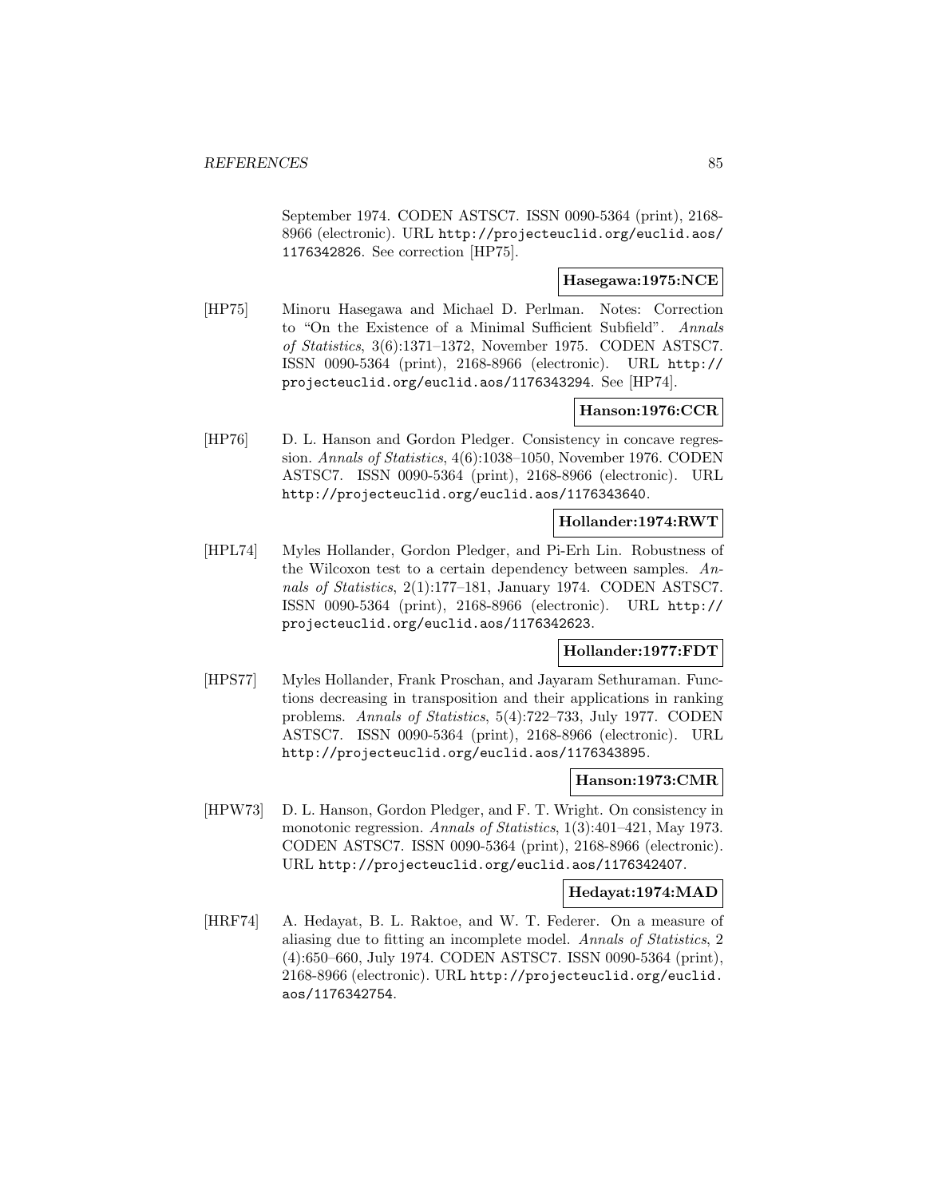September 1974. CODEN ASTSC7. ISSN 0090-5364 (print), 2168-8966 (electronic). URL http://projecteuclid.org/euclid.aos/1176342826. See correction [HP75].

**Hasegawa:1975:NCE**

[HP75] Minoru Hasegawa and Michael D. Perlman. Notes: Correction to "On the Existence of a Minimal Sufficient Subfield". *Annals of Statistics*, 3(6):1371–1372, November 1975. CODEN ASTSC7. ISSN 0090-5364 (print), 2168-8966 (electronic). URL http://projecteuclid.org/euclid.aos/1176343294. See [HP74].

**Hanson:1976:CCR**

[HP76] D. L. Hanson and Gordon Pledger. Consistency in concave regression. *Annals of Statistics*, 4(6):1038–1050, November 1976. CODEN ASTSC7. ISSN 0090-5364 (print), 2168-8966 (electronic). URL http://projecteuclid.org/euclid.aos/1176343640.

**Hollander:1974:RWT**

[HPL74] Myles Hollander, Gordon Pledger, and Pi-Erh Lin. Robustness of the Wilcoxon test to a certain dependency between samples. *Annals of Statistics*, 2(1):177–181, January 1974. CODEN ASTSC7. ISSN 0090-5364 (print), 2168-8966 (electronic). URL http://projecteuclid.org/euclid.aos/1176342623.

**Hollander:1977:FDT**

[HPS77] Myles Hollander, Frank Proschan, and Jayaram Sethuraman. Functions decreasing in transposition and their applications in ranking problems. *Annals of Statistics*, 5(4):722–733, July 1977. CODEN ASTSC7. ISSN 0090-5364 (print), 2168-8966 (electronic). URL http://projecteuclid.org/euclid.aos/1176343895.

**Hanson:1973:CMR**

[HPW73] D. L. Hanson, Gordon Pledger, and F. T. Wright. On consistency in monotonic regression. *Annals of Statistics*, 1(3):401–421, May 1973. CODEN ASTSC7. ISSN 0090-5364 (print), 2168-8966 (electronic). URL http://projecteuclid.org/euclid.aos/1176342407.

**Hedayat:1974:MAD**

[HRF74] A. Hedayat, B. L. Raktoe, and W. T. Federer. On a measure of aliasing due to fitting an incomplete model. *Annals of Statistics*, 2 (4):650–660, July 1974. CODEN ASTSC7. ISSN 0090-5364 (print), 2168-8966 (electronic). URL http://projecteuclid.org/euclid.aos/1176342754.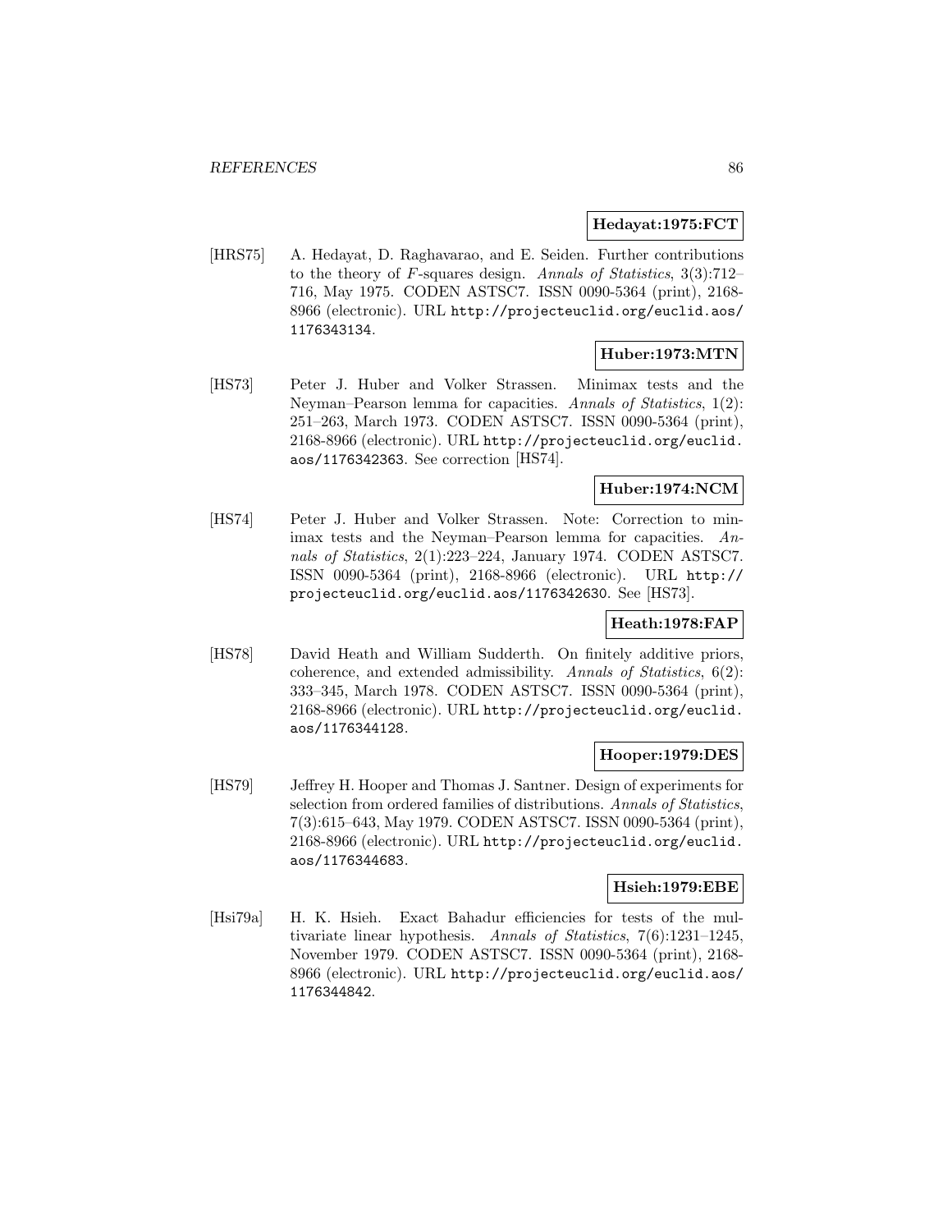**Hedayat:1975:FCT**

[HRS75] A. Hedayat, D. Raghavarao, and E. Seiden. Further contributions to the theory of $F$-squares design. *Annals of Statistics*, 3(3):712–716, May 1975. CODEN ASTSC7. ISSN 0090-5364 (print), 2168-8966 (electronic). URL http://projecteuclid.org/euclid.aos/1176343134.

**Huber:1973:MTN**

[HS73] Peter J. Huber and Volker Strassen. Minimax tests and the Neyman–Pearson lemma for capacities. *Annals of Statistics*, 1(2):251–263, March 1973. CODEN ASTSC7. ISSN 0090-5364 (print), 2168-8966 (electronic). URL http://projecteuclid.org/euclid.aos/1176342363. See correction [HS74].

**Huber:1974:NCM**

[HS74] Peter J. Huber and Volker Strassen. Note: Correction to minimax tests and the Neyman–Pearson lemma for capacities. *Annals of Statistics*, 2(1):223–224, January 1974. CODEN ASTSC7. ISSN 0090-5364 (print), 2168-8966 (electronic). URL http://projecteuclid.org/euclid.aos/1176342630. See [HS73].

**Heath:1978:FAP**

[HS78] David Heath and William Sudderth. On finitely additive priors, coherence, and extended admissibility. *Annals of Statistics*, 6(2):333–345, March 1978. CODEN ASTSC7. ISSN 0090-5364 (print), 2168-8966 (electronic). URL http://projecteuclid.org/euclid.aos/1176344128.

**Hooper:1979:DES**

[HS79] Jeffrey H. Hooper and Thomas J. Santner. Design of experiments for selection from ordered families of distributions. *Annals of Statistics*, 7(3):615–643, May 1979. CODEN ASTSC7. ISSN 0090-5364 (print), 2168-8966 (electronic). URL http://projecteuclid.org/euclid.aos/1176344683.

**Hsieh:1979:EBE**

[Hsi79a] H. K. Hsieh. Exact Bahadur efficiencies for tests of the multivariate linear hypothesis. *Annals of Statistics*, 7(6):1231–1245, November 1979. CODEN ASTSC7. ISSN 0090-5364 (print), 2168-8966 (electronic). URL http://projecteuclid.org/euclid.aos/1176344842.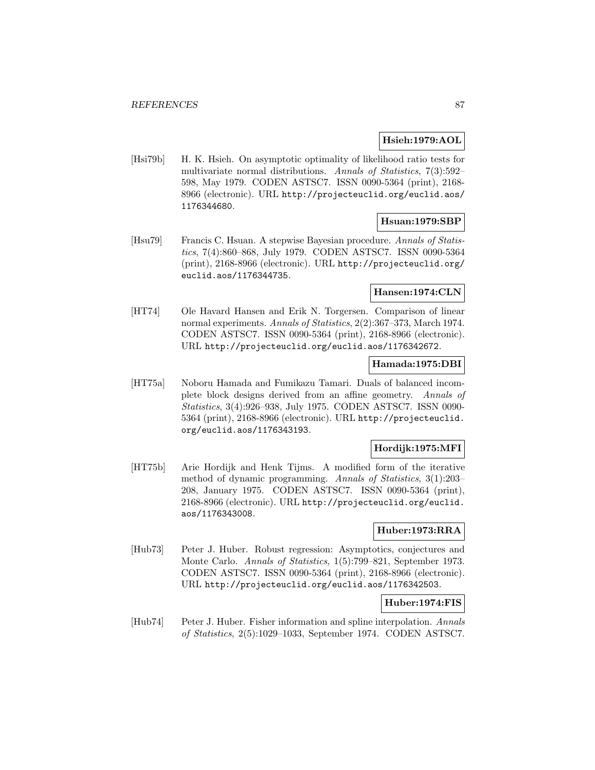**Hsieh:1979:AOL**

[Hsi79b] H. K. Hsieh. On asymptotic optimality of likelihood ratio tests for multivariate normal distributions. *Annals of Statistics*, 7(3):592–598, May 1979. CODEN ASTSC7. ISSN 0090-5364 (print), 2168-8966 (electronic). URL http://projecteuclid.org/euclid.aos/1176344680.

**Hsuan:1979:SBP**

[Hsu79] Francis C. Hsuan. A stepwise Bayesian procedure. *Annals of Statistics*, 7(4):860–868, July 1979. CODEN ASTSC7. ISSN 0090-5364 (print), 2168-8966 (electronic). URL http://projecteuclid.org/euclid.aos/1176344735.

**Hansen:1974:CLN**

[HT74] Ole Havard Hansen and Erik N. Torgersen. Comparison of linear normal experiments. *Annals of Statistics*, 2(2):367–373, March 1974. CODEN ASTSC7. ISSN 0090-5364 (print), 2168-8966 (electronic). URL http://projecteuclid.org/euclid.aos/1176342672.

**Hamada:1975:DBI**

[HT75a] Noboru Hamada and Fumikazu Tamari. Duals of balanced incomplete block designs derived from an affine geometry. *Annals of Statistics*, 3(4):926–938, July 1975. CODEN ASTSC7. ISSN 0090-5364 (print), 2168-8966 (electronic). URL http://projecteuclid.org/euclid.aos/1176343193.

**Hordijk:1975:MFI**

[HT75b] Arie Hordijk and Henk Tijms. A modified form of the iterative method of dynamic programming. *Annals of Statistics*, 3(1):203–208, January 1975. CODEN ASTSC7. ISSN 0090-5364 (print), 2168-8966 (electronic). URL http://projecteuclid.org/euclid.aos/1176343008.

**Huber:1973:RRA**

[Hub73] Peter J. Huber. Robust regression: Asymptotics, conjectures and Monte Carlo. *Annals of Statistics*, 1(5):799–821, September 1973. CODEN ASTSC7. ISSN 0090-5364 (print), 2168-8966 (electronic). URL http://projecteuclid.org/euclid.aos/1176342503.

**Huber:1974:FIS**

[Hub74] Peter J. Huber. Fisher information and spline interpolation. *Annals of Statistics*, 2(5):1029–1033, September 1974. CODEN ASTSC7.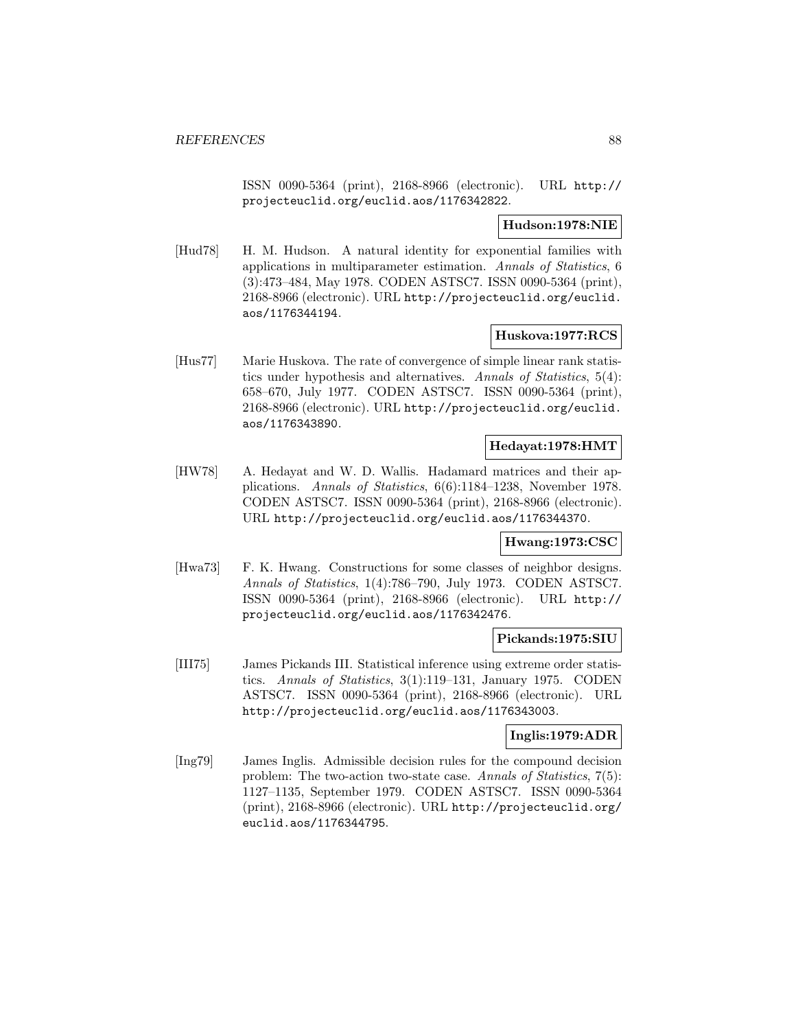ISSN 0090-5364 (print), 2168-8966 (electronic). URL http://projecteuclid.org/euclid.aos/1176342822.

**Hudson:1978:NIE**

[Hud78] H. M. Hudson. A natural identity for exponential families with applications in multiparameter estimation. *Annals of Statistics*, 6 (3):473–484, May 1978. CODEN ASTSC7. ISSN 0090-5364 (print), 2168-8966 (electronic). URL http://projecteuclid.org/euclid.aos/1176344194.

**Huskova:1977:RCS**

[Hus77] Marie Huskova. The rate of convergence of simple linear rank statistics under hypothesis and alternatives. *Annals of Statistics*, 5(4): 658–670, July 1977. CODEN ASTSC7. ISSN 0090-5364 (print), 2168-8966 (electronic). URL http://projecteuclid.org/euclid.aos/1176343890.

**Hedayat:1978:HMT**

[HW78] A. Hedayat and W. D. Wallis. Hadamard matrices and their applications. *Annals of Statistics*, 6(6):1184–1238, November 1978. CODEN ASTSC7. ISSN 0090-5364 (print), 2168-8966 (electronic). URL http://projecteuclid.org/euclid.aos/1176344370.

**Hwang:1973:CSC**

[Hwa73] F. K. Hwang. Constructions for some classes of neighbor designs. *Annals of Statistics*, 1(4):786–790, July 1973. CODEN ASTSC7. ISSN 0090-5364 (print), 2168-8966 (electronic). URL http://projecteuclid.org/euclid.aos/1176342476.

**Pickands:1975:SIU**

[III75] James Pickands III. Statistical inference using extreme order statistics. *Annals of Statistics*, 3(1):119–131, January 1975. CODEN ASTSC7. ISSN 0090-5364 (print), 2168-8966 (electronic). URL http://projecteuclid.org/euclid.aos/1176343003.

**Inglis:1979:ADR**

[Ing79] James Inglis. Admissible decision rules for the compound decision problem: The two-action two-state case. *Annals of Statistics*, 7(5): 1127–1135, September 1979. CODEN ASTSC7. ISSN 0090-5364 (print), 2168-8966 (electronic). URL http://projecteuclid.org/euclid.aos/1176344795.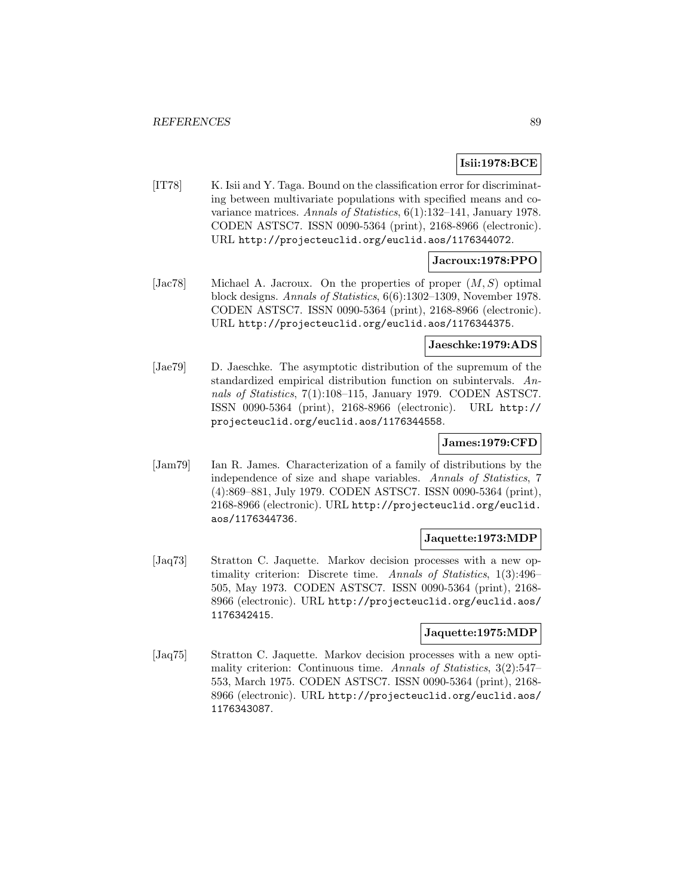**Isii:1978:BCE**

[IT78] K. Isii and Y. Taga. Bound on the classification error for discriminating between multivariate populations with specified means and covariance matrices. *Annals of Statistics*, 6(1):132–141, January 1978. CODEN ASTSC7. ISSN 0090-5364 (print), 2168-8966 (electronic). URL http://projecteuclid.org/euclid.aos/1176344072.

**Jacroux:1978:PPO**

[Jac78] Michael A. Jacroux. On the properties of proper $(M, S)$ optimal block designs. *Annals of Statistics*, 6(6):1302–1309, November 1978. CODEN ASTSC7. ISSN 0090-5364 (print), 2168-8966 (electronic). URL http://projecteuclid.org/euclid.aos/1176344375.

**Jaeschke:1979:ADS**

[Jae79] D. Jaeschke. The asymptotic distribution of the supremum of the standardized empirical distribution function on subintervals. *Annals of Statistics*, 7(1):108–115, January 1979. CODEN ASTSC7. ISSN 0090-5364 (print), 2168-8966 (electronic). URL http://projecteuclid.org/euclid.aos/1176344558.

**James:1979:CFD**

[Jam79] Ian R. James. Characterization of a family of distributions by the independence of size and shape variables. *Annals of Statistics*, 7 (4):869–881, July 1979. CODEN ASTSC7. ISSN 0090-5364 (print), 2168-8966 (electronic). URL http://projecteuclid.org/euclid.aos/1176344736.

**Jaquette:1973:MDP**

[Jaq73] Stratton C. Jaquette. Markov decision processes with a new optimality criterion: Discrete time. *Annals of Statistics*, 1(3):496–505, May 1973. CODEN ASTSC7. ISSN 0090-5364 (print), 2168-8966 (electronic). URL http://projecteuclid.org/euclid.aos/1176342415.

**Jaquette:1975:MDP**

[Jaq75] Stratton C. Jaquette. Markov decision processes with a new optimality criterion: Continuous time. *Annals of Statistics*, 3(2):547–553, March 1975. CODEN ASTSC7. ISSN 0090-5364 (print), 2168-8966 (electronic). URL http://projecteuclid.org/euclid.aos/1176343087.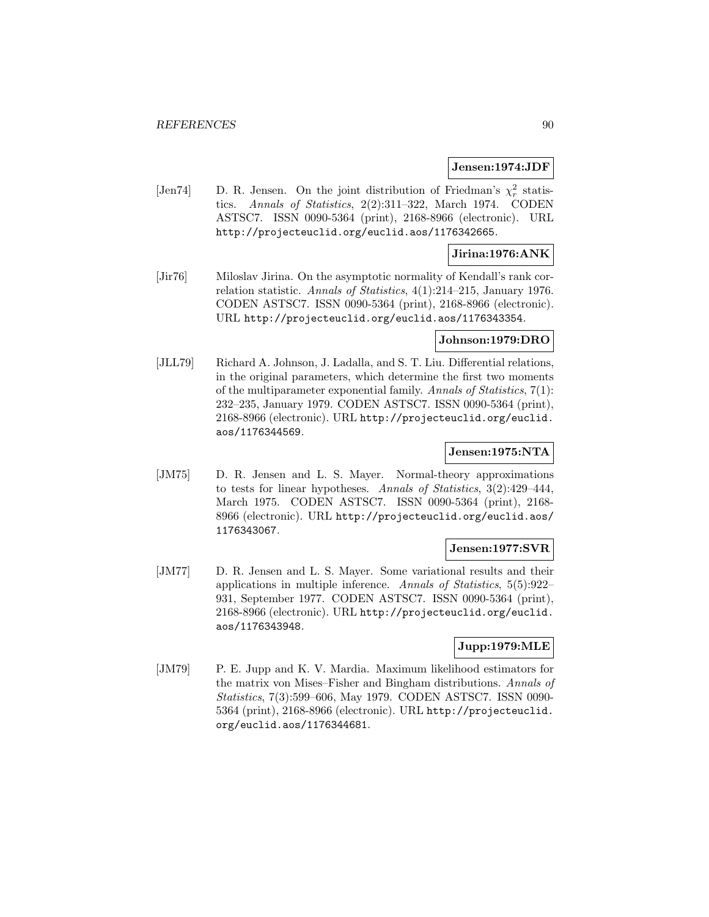**Jensen:1974:JDF**

[Jen74] D. R. Jensen. On the joint distribution of Friedman's $\chi_r^2$ statistics. *Annals of Statistics*, 2(2):311–322, March 1974. CODEN ASTSC7. ISSN 0090-5364 (print), 2168-8966 (electronic). URL http://projecteuclid.org/euclid.aos/1176342665.

**Jirina:1976:ANK**

[Jir76] Miloslav Jirina. On the asymptotic normality of Kendall's rank correlation statistic. *Annals of Statistics*, 4(1):214–215, January 1976. CODEN ASTSC7. ISSN 0090-5364 (print), 2168-8966 (electronic). URL http://projecteuclid.org/euclid.aos/1176343354.

**Johnson:1979:DRO**

[JLL79] Richard A. Johnson, J. Ladalla, and S. T. Liu. Differential relations, in the original parameters, which determine the first two moments of the multiparameter exponential family. *Annals of Statistics*, 7(1): 232–235, January 1979. CODEN ASTSC7. ISSN 0090-5364 (print), 2168-8966 (electronic). URL http://projecteuclid.org/euclid.aos/1176344569.

**Jensen:1975:NTA**

[JM75] D. R. Jensen and L. S. Mayer. Normal-theory approximations to tests for linear hypotheses. *Annals of Statistics*, 3(2):429–444, March 1975. CODEN ASTSC7. ISSN 0090-5364 (print), 2168-8966 (electronic). URL http://projecteuclid.org/euclid.aos/1176343067.

**Jensen:1977:SVR**

[JM77] D. R. Jensen and L. S. Mayer. Some variational results and their applications in multiple inference. *Annals of Statistics*, 5(5):922–931, September 1977. CODEN ASTSC7. ISSN 0090-5364 (print), 2168-8966 (electronic). URL http://projecteuclid.org/euclid.aos/1176343948.

**Jupp:1979:MLE**

[JM79] P. E. Jupp and K. V. Mardia. Maximum likelihood estimators for the matrix von Mises–Fisher and Bingham distributions. *Annals of Statistics*, 7(3):599–606, May 1979. CODEN ASTSC7. ISSN 0090-5364 (print), 2168-8966 (electronic). URL http://projecteuclid.org/euclid.aos/1176344681.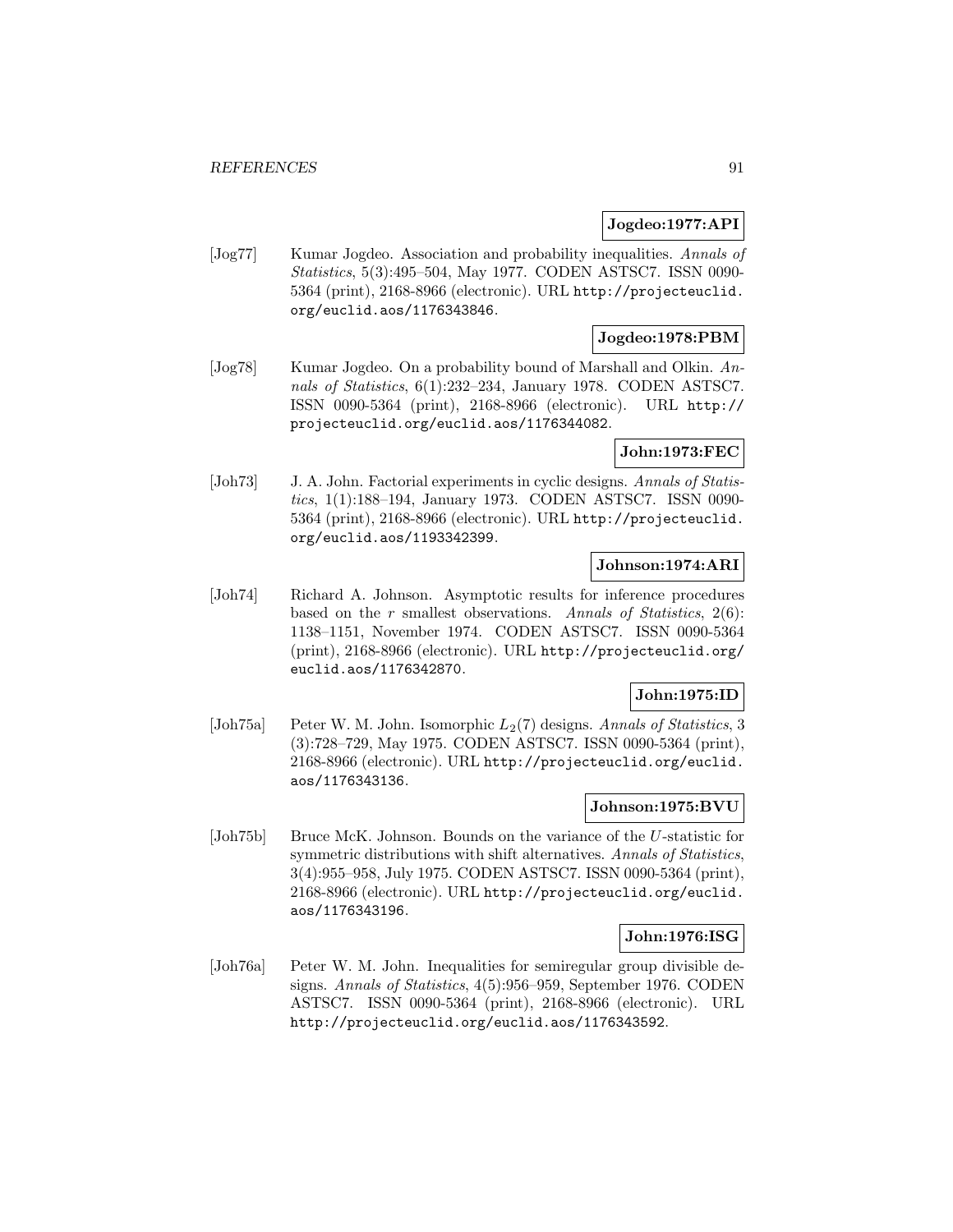**Jogdeo:1977:API**

[Jog77] Kumar Jogdeo. Association and probability inequalities. *Annals of Statistics*, 5(3):495–504, May 1977. CODEN ASTSC7. ISSN 0090-5364 (print), 2168-8966 (electronic). URL http://projecteuclid.org/euclid.aos/1176343846.

**Jogdeo:1978:PBM**

[Jog78] Kumar Jogdeo. On a probability bound of Marshall and Olkin. *Annals of Statistics*, 6(1):232–234, January 1978. CODEN ASTSC7. ISSN 0090-5364 (print), 2168-8966 (electronic). URL http://projecteuclid.org/euclid.aos/1176344082.

**John:1973:FEC**

[Joh73] J. A. John. Factorial experiments in cyclic designs. *Annals of Statistics*, 1(1):188–194, January 1973. CODEN ASTSC7. ISSN 0090-5364 (print), 2168-8966 (electronic). URL http://projecteuclid.org/euclid.aos/1193342399.

**Johnson:1974:ARI**

[Joh74] Richard A. Johnson. Asymptotic results for inference procedures based on the $r$ smallest observations. *Annals of Statistics*, 2(6):1138–1151, November 1974. CODEN ASTSC7. ISSN 0090-5364 (print), 2168-8966 (electronic). URL http://projecteuclid.org/euclid.aos/1176342870.

**John:1975:ID**

[Joh75a] Peter W. M. John. Isomorphic $L_2(7)$ designs. *Annals of Statistics*, 3(3):728–729, May 1975. CODEN ASTSC7. ISSN 0090-5364 (print), 2168-8966 (electronic). URL http://projecteuclid.org/euclid.aos/1176343136.

**Johnson:1975:BVU**

[Joh75b] Bruce McK. Johnson. Bounds on the variance of the $U$-statistic for symmetric distributions with shift alternatives. *Annals of Statistics*, 3(4):955–958, July 1975. CODEN ASTSC7. ISSN 0090-5364 (print), 2168-8966 (electronic). URL http://projecteuclid.org/euclid.aos/1176343196.

**John:1976:ISG**

[Joh76a] Peter W. M. John. Inequalities for semiregular group divisible designs. *Annals of Statistics*, 4(5):956–959, September 1976. CODEN ASTSC7. ISSN 0090-5364 (print), 2168-8966 (electronic). URL http://projecteuclid.org/euclid.aos/1176343592.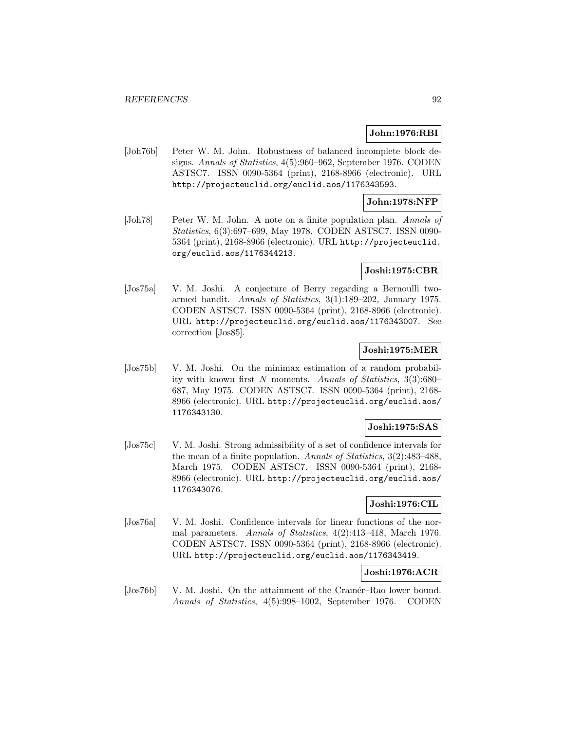**John:1976:RBI**

[Joh76b] Peter W. M. John. Robustness of balanced incomplete block designs. *Annals of Statistics*, 4(5):960–962, September 1976. CODEN ASTSC7. ISSN 0090-5364 (print), 2168-8966 (electronic). URL http://projecteuclid.org/euclid.aos/1176343593.

**John:1978:NFP**

[Joh78] Peter W. M. John. A note on a finite population plan. *Annals of Statistics*, 6(3):697–699, May 1978. CODEN ASTSC7. ISSN 0090-5364 (print), 2168-8966 (electronic). URL http://projecteuclid.org/euclid.aos/1176344213.

**Joshi:1975:CBR**

[Jos75a] V. M. Joshi. A conjecture of Berry regarding a Bernoulli two-armed bandit. *Annals of Statistics*, 3(1):189–202, January 1975. CODEN ASTSC7. ISSN 0090-5364 (print), 2168-8966 (electronic). URL http://projecteuclid.org/euclid.aos/1176343007. See correction [Jos85].

**Joshi:1975:MER**

[Jos75b] V. M. Joshi. On the minimax estimation of a random probability with known first $N$ moments. *Annals of Statistics*, 3(3):680–687, May 1975. CODEN ASTSC7. ISSN 0090-5364 (print), 2168-8966 (electronic). URL http://projecteuclid.org/euclid.aos/1176343130.

**Joshi:1975:SAS**

[Jos75c] V. M. Joshi. Strong admissibility of a set of confidence intervals for the mean of a finite population. *Annals of Statistics*, 3(2):483–488, March 1975. CODEN ASTSC7. ISSN 0090-5364 (print), 2168-8966 (electronic). URL http://projecteuclid.org/euclid.aos/1176343076.

**Joshi:1976:CIL**

[Jos76a] V. M. Joshi. Confidence intervals for linear functions of the normal parameters. *Annals of Statistics*, 4(2):413–418, March 1976. CODEN ASTSC7. ISSN 0090-5364 (print), 2168-8966 (electronic). URL http://projecteuclid.org/euclid.aos/1176343419.

**Joshi:1976:ACR**

[Jos76b] V. M. Joshi. On the attainment of the Cramér–Rao lower bound. *Annals of Statistics*, 4(5):998–1002, September 1976. CODEN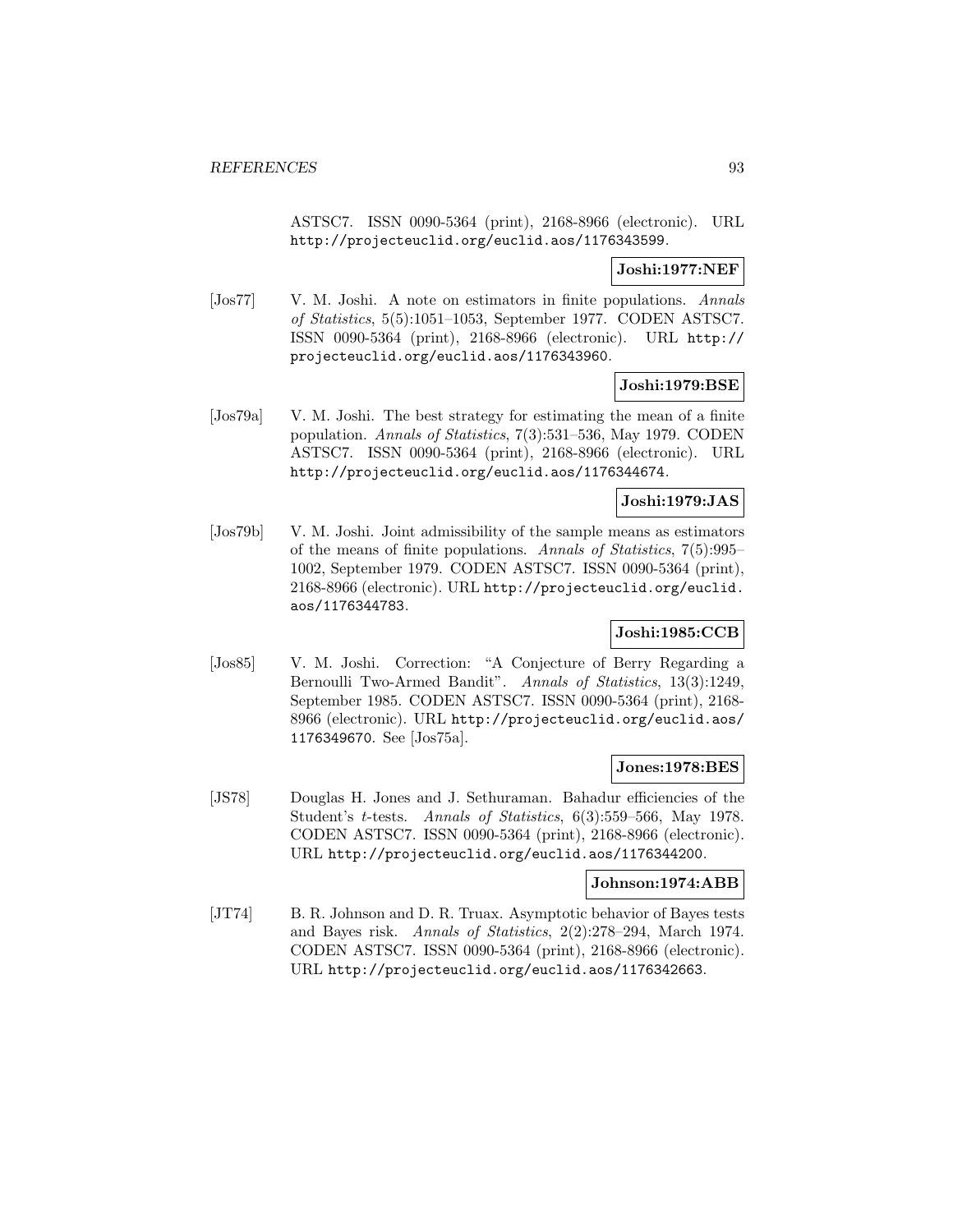ASTSC7. ISSN 0090-5364 (print), 2168-8966 (electronic). URL http://projecteuclid.org/euclid.aos/1176343599.

**Joshi:1977:NEF**

[Jos77] V. M. Joshi. A note on estimators in finite populations. *Annals of Statistics*, 5(5):1051–1053, September 1977. CODEN ASTSC7. ISSN 0090-5364 (print), 2168-8966 (electronic). URL http://projecteuclid.org/euclid.aos/1176343960.

**Joshi:1979:BSE**

[Jos79a] V. M. Joshi. The best strategy for estimating the mean of a finite population. *Annals of Statistics*, 7(3):531–536, May 1979. CODEN ASTSC7. ISSN 0090-5364 (print), 2168-8966 (electronic). URL http://projecteuclid.org/euclid.aos/1176344674.

**Joshi:1979:JAS**

[Jos79b] V. M. Joshi. Joint admissibility of the sample means as estimators of the means of finite populations. *Annals of Statistics*, 7(5):995–1002, September 1979. CODEN ASTSC7. ISSN 0090-5364 (print), 2168-8966 (electronic). URL http://projecteuclid.org/euclid.aos/1176344783.

**Joshi:1985:CCB**

[Jos85] V. M. Joshi. Correction: "A Conjecture of Berry Regarding a Bernoulli Two-Armed Bandit". *Annals of Statistics*, 13(3):1249, September 1985. CODEN ASTSC7. ISSN 0090-5364 (print), 2168-8966 (electronic). URL http://projecteuclid.org/euclid.aos/1176349670. See [Jos75a].

**Jones:1978:BES**

[JS78] Douglas H. Jones and J. Sethuraman. Bahadur efficiencies of the Student's $t$-tests. *Annals of Statistics*, 6(3):559–566, May 1978. CODEN ASTSC7. ISSN 0090-5364 (print), 2168-8966 (electronic). URL http://projecteuclid.org/euclid.aos/1176344200.

**Johnson:1974:ABB**

[JT74] B. R. Johnson and D. R. Truax. Asymptotic behavior of Bayes tests and Bayes risk. *Annals of Statistics*, 2(2):278–294, March 1974. CODEN ASTSC7. ISSN 0090-5364 (print), 2168-8966 (electronic). URL http://projecteuclid.org/euclid.aos/1176342663.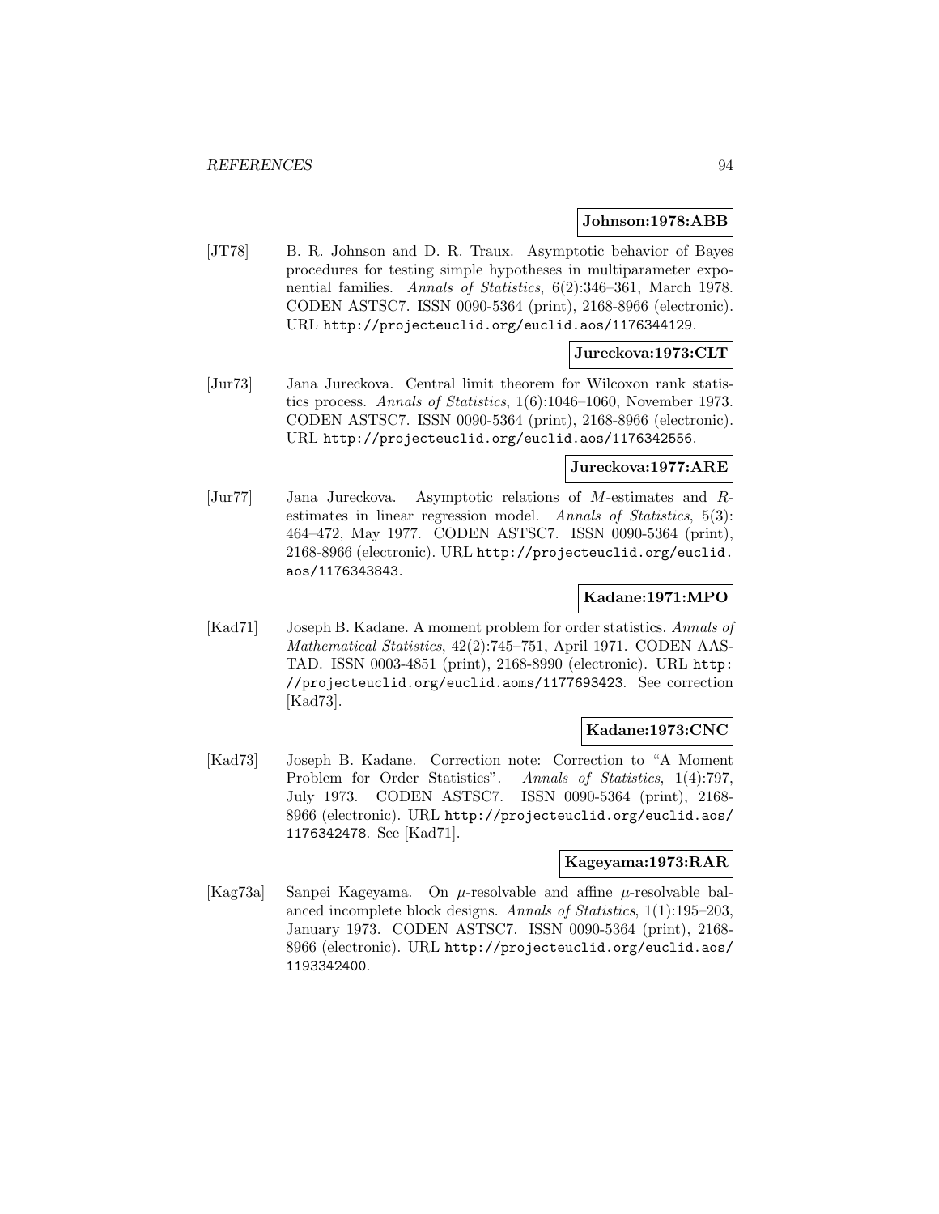**Johnson:1978:ABB**

[JT78] B. R. Johnson and D. R. Traux. Asymptotic behavior of Bayes procedures for testing simple hypotheses in multiparameter exponential families. *Annals of Statistics*, 6(2):346–361, March 1978. CODEN ASTSC7. ISSN 0090-5364 (print), 2168-8966 (electronic). URL `http://projecteuclid.org/euclid.aos/1176344129`.

**Jureckova:1973:CLT**

[Jur73] Jana Jureckova. Central limit theorem for Wilcoxon rank statistics process. *Annals of Statistics*, 1(6):1046–1060, November 1973. CODEN ASTSC7. ISSN 0090-5364 (print), 2168-8966 (electronic). URL `http://projecteuclid.org/euclid.aos/1176342556`.

**Jureckova:1977:ARE**

[Jur77] Jana Jureckova. Asymptotic relations of $M$-estimates and $R$-estimates in linear regression model. *Annals of Statistics*, 5(3): 464–472, May 1977. CODEN ASTSC7. ISSN 0090-5364 (print), 2168-8966 (electronic). URL `http://projecteuclid.org/euclid.aos/1176343843`.

**Kadane:1971:MPO**

[Kad71] Joseph B. Kadane. A moment problem for order statistics. *Annals of Mathematical Statistics*, 42(2):745–751, April 1971. CODEN AASTAD. ISSN 0003-4851 (print), 2168-8990 (electronic). URL `http://projecteuclid.org/euclid.aoms/1177693423`. See correction [Kad73].

**Kadane:1973:CNC**

[Kad73] Joseph B. Kadane. Correction note: Correction to "A Moment Problem for Order Statistics". *Annals of Statistics*, 1(4):797, July 1973. CODEN ASTSC7. ISSN 0090-5364 (print), 2168-8966 (electronic). URL `http://projecteuclid.org/euclid.aos/1176342478`. See [Kad71].

**Kageyama:1973:RAR**

[Kag73a] Sanpei Kageyama. On $\mu$-resolvable and affine $\mu$-resolvable balanced incomplete block designs. *Annals of Statistics*, 1(1):195–203, January 1973. CODEN ASTSC7. ISSN 0090-5364 (print), 2168-8966 (electronic). URL `http://projecteuclid.org/euclid.aos/1193342400`.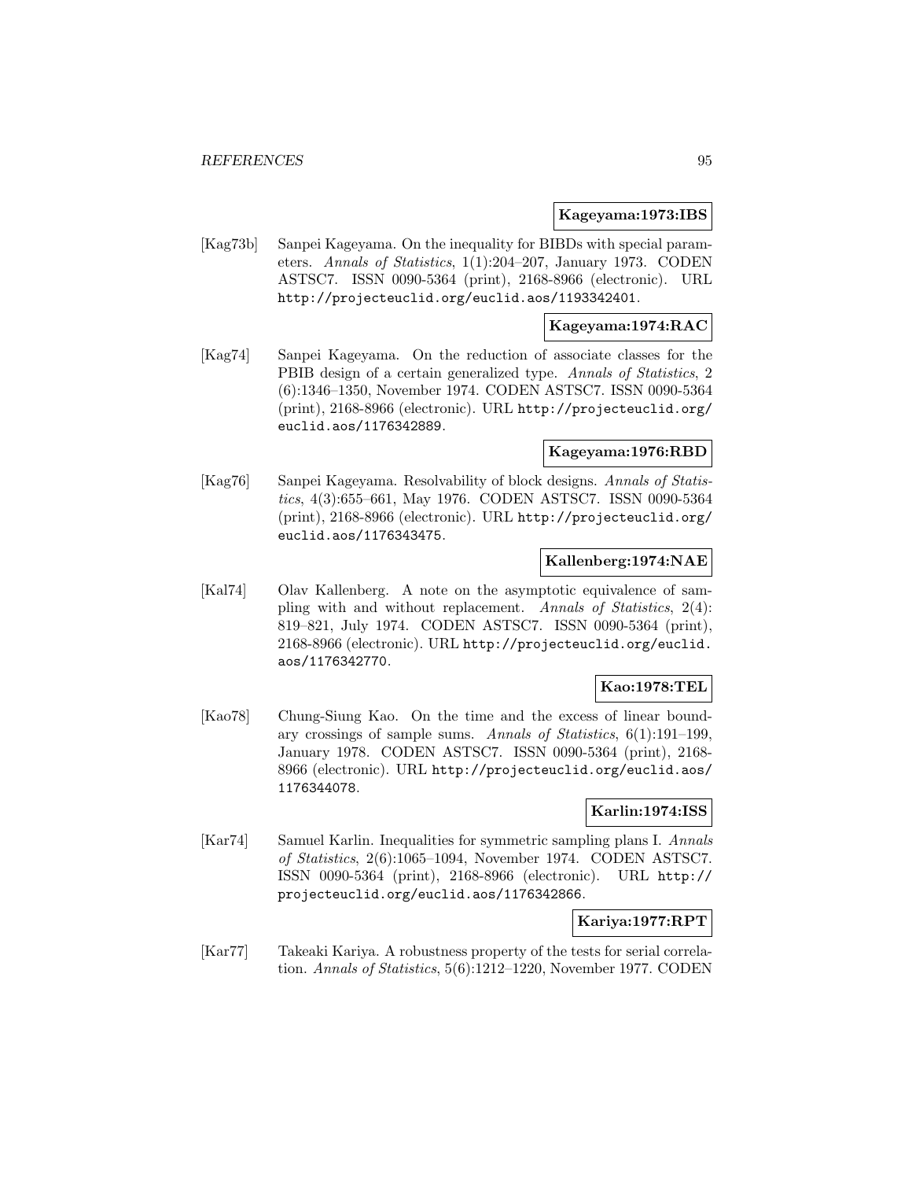**Kageyama:1973:IBS**

[Kag73b] Sanpei Kageyama. On the inequality for BIBDs with special parameters. *Annals of Statistics*, 1(1):204–207, January 1973. CODEN ASTSC7. ISSN 0090-5364 (print), 2168-8966 (electronic). URL http://projecteuclid.org/euclid.aos/1193342401.

**Kageyama:1974:RAC**

[Kag74] Sanpei Kageyama. On the reduction of associate classes for the PBIB design of a certain generalized type. *Annals of Statistics*, 2 (6):1346–1350, November 1974. CODEN ASTSC7. ISSN 0090-5364 (print), 2168-8966 (electronic). URL http://projecteuclid.org/euclid.aos/1176342889.

**Kageyama:1976:RBD**

[Kag76] Sanpei Kageyama. Resolvability of block designs. *Annals of Statistics*, 4(3):655–661, May 1976. CODEN ASTSC7. ISSN 0090-5364 (print), 2168-8966 (electronic). URL http://projecteuclid.org/euclid.aos/1176343475.

**Kallenberg:1974:NAE**

[Kal74] Olav Kallenberg. A note on the asymptotic equivalence of sampling with and without replacement. *Annals of Statistics*, 2(4): 819–821, July 1974. CODEN ASTSC7. ISSN 0090-5364 (print), 2168-8966 (electronic). URL http://projecteuclid.org/euclid.aos/1176342770.

**Kao:1978:TEL**

[Kao78] Chung-Siung Kao. On the time and the excess of linear boundary crossings of sample sums. *Annals of Statistics*, 6(1):191–199, January 1978. CODEN ASTSC7. ISSN 0090-5364 (print), 2168-8966 (electronic). URL http://projecteuclid.org/euclid.aos/1176344078.

**Karlin:1974:ISS**

[Kar74] Samuel Karlin. Inequalities for symmetric sampling plans I. *Annals of Statistics*, 2(6):1065–1094, November 1974. CODEN ASTSC7. ISSN 0090-5364 (print), 2168-8966 (electronic). URL http://projecteuclid.org/euclid.aos/1176342866.

**Kariya:1977:RPT**

[Kar77] Takeaki Kariya. A robustness property of the tests for serial correlation. *Annals of Statistics*, 5(6):1212–1220, November 1977. CODEN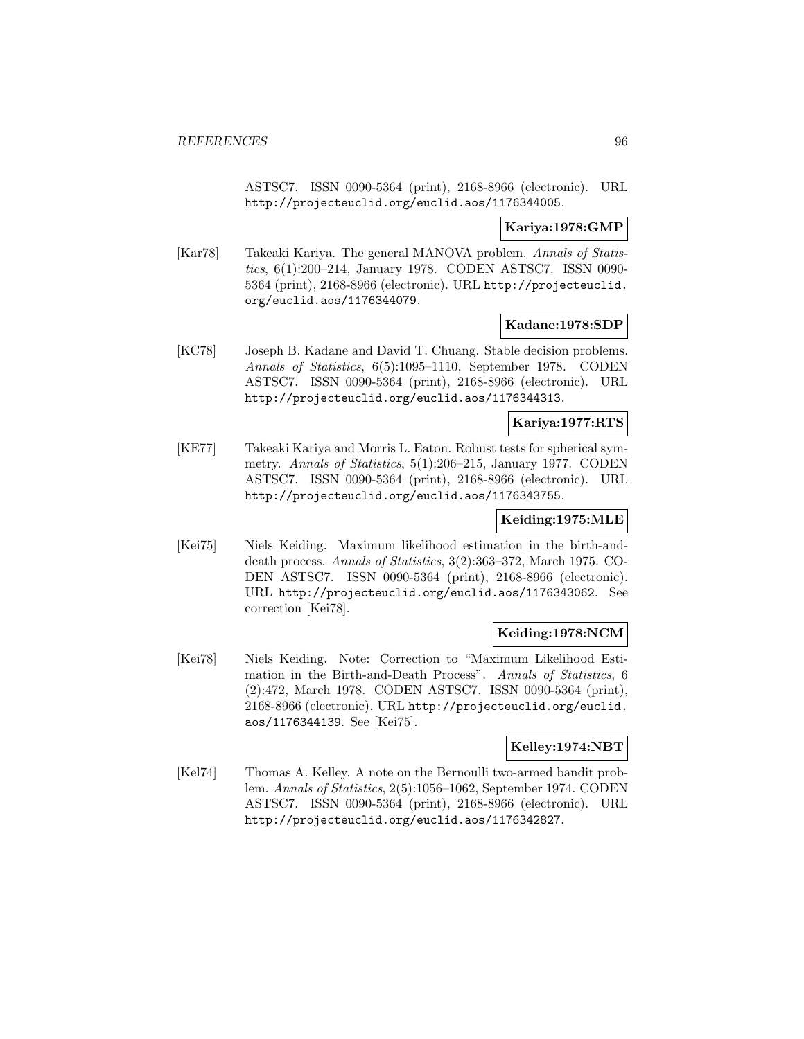ASTSC7. ISSN 0090-5364 (print), 2168-8966 (electronic). URL http://projecteuclid.org/euclid.aos/1176344005.

**Kariya:1978:GMP**

[Kar78] Takeaki Kariya. The general MANOVA problem. *Annals of Statistics*, 6(1):200–214, January 1978. CODEN ASTSC7. ISSN 0090-5364 (print), 2168-8966 (electronic). URL http://projecteuclid.org/euclid.aos/1176344079.

**Kadane:1978:SDP**

[KC78] Joseph B. Kadane and David T. Chuang. Stable decision problems. *Annals of Statistics*, 6(5):1095–1110, September 1978. CODEN ASTSC7. ISSN 0090-5364 (print), 2168-8966 (electronic). URL http://projecteuclid.org/euclid.aos/1176344313.

**Kariya:1977:RTS**

[KE77] Takeaki Kariya and Morris L. Eaton. Robust tests for spherical symmetry. *Annals of Statistics*, 5(1):206–215, January 1977. CODEN ASTSC7. ISSN 0090-5364 (print), 2168-8966 (electronic). URL http://projecteuclid.org/euclid.aos/1176343755.

**Keiding:1975:MLE**

[Kei75] Niels Keiding. Maximum likelihood estimation in the birth-and-death process. *Annals of Statistics*, 3(2):363–372, March 1975. CODEN ASTSC7. ISSN 0090-5364 (print), 2168-8966 (electronic). URL http://projecteuclid.org/euclid.aos/1176343062. See correction [Kei78].

**Keiding:1978:NCM**

[Kei78] Niels Keiding. Note: Correction to "Maximum Likelihood Estimation in the Birth-and-Death Process". *Annals of Statistics*, 6 (2):472, March 1978. CODEN ASTSC7. ISSN 0090-5364 (print), 2168-8966 (electronic). URL http://projecteuclid.org/euclid.aos/1176344139. See [Kei75].

**Kelley:1974:NBT**

[Kel74] Thomas A. Kelley. A note on the Bernoulli two-armed bandit problem. *Annals of Statistics*, 2(5):1056–1062, September 1974. CODEN ASTSC7. ISSN 0090-5364 (print), 2168-8966 (electronic). URL http://projecteuclid.org/euclid.aos/1176342827.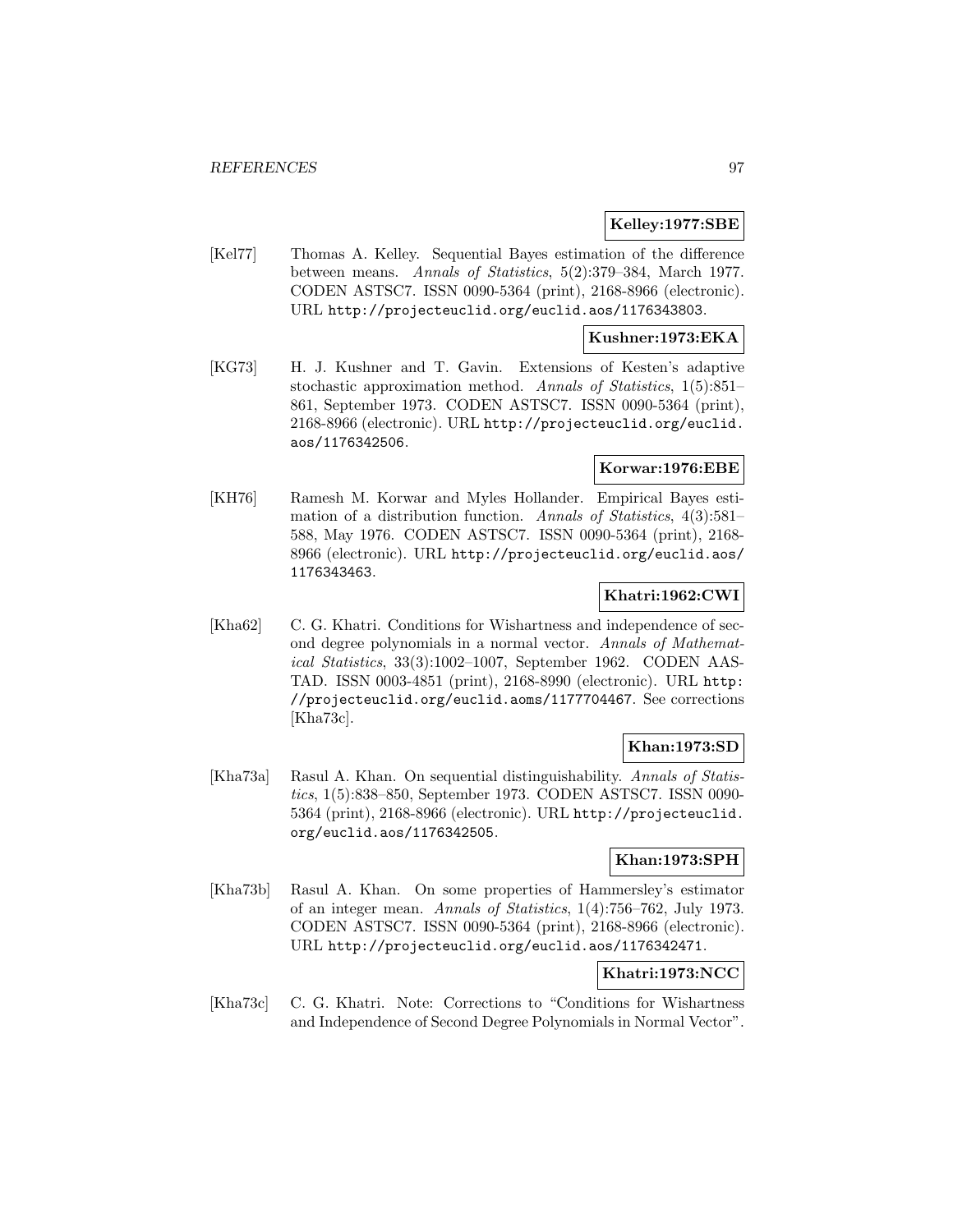**Kelley:1977:SBE**

[Kel77] Thomas A. Kelley. Sequential Bayes estimation of the difference between means. *Annals of Statistics*, 5(2):379–384, March 1977. CODEN ASTSC7. ISSN 0090-5364 (print), 2168-8966 (electronic). URL http://projecteuclid.org/euclid.aos/1176343803.

**Kushner:1973:EKA**

[KG73] H. J. Kushner and T. Gavin. Extensions of Kesten's adaptive stochastic approximation method. *Annals of Statistics*, 1(5):851–861, September 1973. CODEN ASTSC7. ISSN 0090-5364 (print), 2168-8966 (electronic). URL http://projecteuclid.org/euclid.aos/1176342506.

**Korwar:1976:EBE**

[KH76] Ramesh M. Korwar and Myles Hollander. Empirical Bayes estimation of a distribution function. *Annals of Statistics*, 4(3):581–588, May 1976. CODEN ASTSC7. ISSN 0090-5364 (print), 2168-8966 (electronic). URL http://projecteuclid.org/euclid.aos/1176343463.

**Khatri:1962:CWI**

[Kha62] C. G. Khatri. Conditions for Wishartness and independence of second degree polynomials in a normal vector. *Annals of Mathematical Statistics*, 33(3):1002–1007, September 1962. CODEN AASTAD. ISSN 0003-4851 (print), 2168-8990 (electronic). URL http://projecteuclid.org/euclid.aoms/1177704467. See corrections [Kha73c].

**Khan:1973:SD**

[Kha73a] Rasul A. Khan. On sequential distinguishability. *Annals of Statistics*, 1(5):838–850, September 1973. CODEN ASTSC7. ISSN 0090-5364 (print), 2168-8966 (electronic). URL http://projecteuclid.org/euclid.aos/1176342505.

**Khan:1973:SPH**

[Kha73b] Rasul A. Khan. On some properties of Hammersley's estimator of an integer mean. *Annals of Statistics*, 1(4):756–762, July 1973. CODEN ASTSC7. ISSN 0090-5364 (print), 2168-8966 (electronic). URL http://projecteuclid.org/euclid.aos/1176342471.

**Khatri:1973:NCC**

[Kha73c] C. G. Khatri. Note: Corrections to "Conditions for Wishartness and Independence of Second Degree Polynomials in Normal Vector".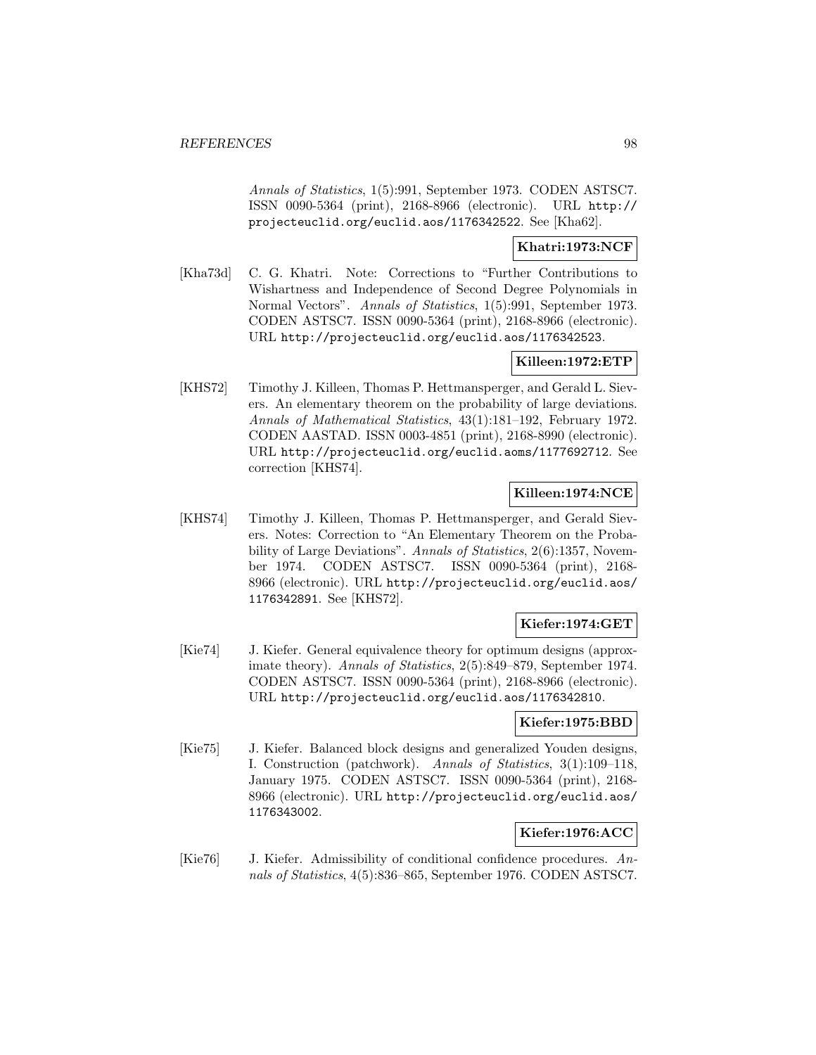*Annals of Statistics*, 1(5):991, September 1973. CODEN ASTSC7. ISSN 0090-5364 (print), 2168-8966 (electronic). URL http://projecteuclid.org/euclid.aos/1176342522. See [Kha62].

**Khatri:1973:NCF**

[Kha73d] C. G. Khatri. Note: Corrections to "Further Contributions to Wishartness and Independence of Second Degree Polynomials in Normal Vectors". *Annals of Statistics*, 1(5):991, September 1973. CODEN ASTSC7. ISSN 0090-5364 (print), 2168-8966 (electronic). URL http://projecteuclid.org/euclid.aos/1176342523.

**Killeen:1972:ETP**

[KHS72] Timothy J. Killeen, Thomas P. Hettmansperger, and Gerald L. Sievers. An elementary theorem on the probability of large deviations. *Annals of Mathematical Statistics*, 43(1):181–192, February 1972. CODEN AASTAD. ISSN 0003-4851 (print), 2168-8990 (electronic). URL http://projecteuclid.org/euclid.aoms/1177692712. See correction [KHS74].

**Killeen:1974:NCE**

[KHS74] Timothy J. Killeen, Thomas P. Hettmansperger, and Gerald Sievers. Notes: Correction to "An Elementary Theorem on the Probability of Large Deviations". *Annals of Statistics*, 2(6):1357, November 1974. CODEN ASTSC7. ISSN 0090-5364 (print), 2168-8966 (electronic). URL http://projecteuclid.org/euclid.aos/1176342891. See [KHS72].

**Kiefer:1974:GET**

[Kie74] J. Kiefer. General equivalence theory for optimum designs (approximate theory). *Annals of Statistics*, 2(5):849–879, September 1974. CODEN ASTSC7. ISSN 0090-5364 (print), 2168-8966 (electronic). URL http://projecteuclid.org/euclid.aos/1176342810.

**Kiefer:1975:BBD**

[Kie75] J. Kiefer. Balanced block designs and generalized Youden designs, I. Construction (patchwork). *Annals of Statistics*, 3(1):109–118, January 1975. CODEN ASTSC7. ISSN 0090-5364 (print), 2168-8966 (electronic). URL http://projecteuclid.org/euclid.aos/1176343002.

**Kiefer:1976:ACC**

[Kie76] J. Kiefer. Admissibility of conditional confidence procedures. *Annals of Statistics*, 4(5):836–865, September 1976. CODEN ASTSC7.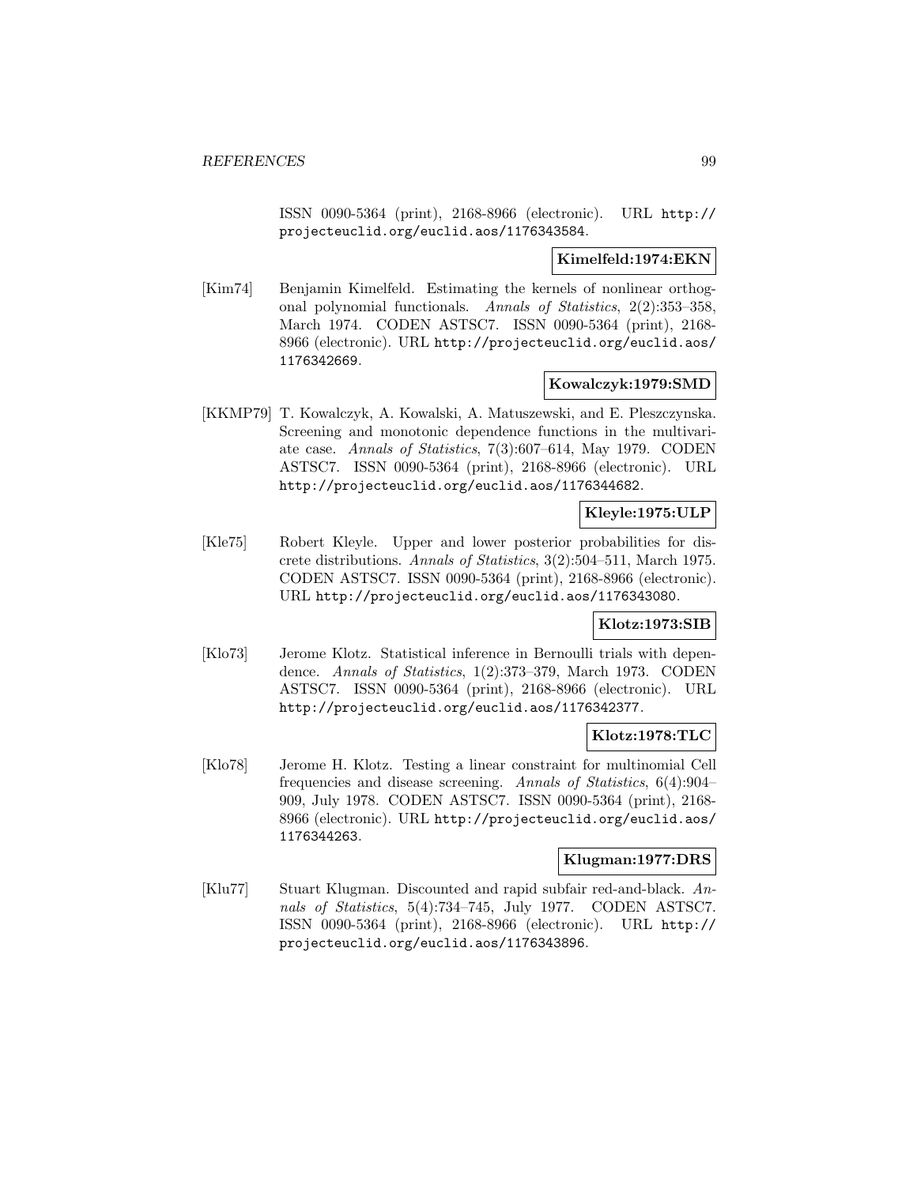ISSN 0090-5364 (print), 2168-8966 (electronic). URL http://projecteuclid.org/euclid.aos/1176343584.

**Kimelfeld:1974:EKN**

[Kim74] Benjamin Kimelfeld. Estimating the kernels of nonlinear orthogonal polynomial functionals. *Annals of Statistics*, 2(2):353–358, March 1974. CODEN ASTSC7. ISSN 0090-5364 (print), 2168-8966 (electronic). URL http://projecteuclid.org/euclid.aos/1176342669.

**Kowalczyk:1979:SMD**

[KKMP79] T. Kowalczyk, A. Kowalski, A. Matuszewski, and E. Pleszczynska. Screening and monotonic dependence functions in the multivariate case. *Annals of Statistics*, 7(3):607–614, May 1979. CODEN ASTSC7. ISSN 0090-5364 (print), 2168-8966 (electronic). URL http://projecteuclid.org/euclid.aos/1176344682.

**Kleyle:1975:ULP**

[Kle75] Robert Kleyle. Upper and lower posterior probabilities for discrete distributions. *Annals of Statistics*, 3(2):504–511, March 1975. CODEN ASTSC7. ISSN 0090-5364 (print), 2168-8966 (electronic). URL http://projecteuclid.org/euclid.aos/1176343080.

**Klotz:1973:SIB**

[Klo73] Jerome Klotz. Statistical inference in Bernoulli trials with dependence. *Annals of Statistics*, 1(2):373–379, March 1973. CODEN ASTSC7. ISSN 0090-5364 (print), 2168-8966 (electronic). URL http://projecteuclid.org/euclid.aos/1176342377.

**Klotz:1978:TLC**

[Klo78] Jerome H. Klotz. Testing a linear constraint for multinomial Cell frequencies and disease screening. *Annals of Statistics*, 6(4):904–909, July 1978. CODEN ASTSC7. ISSN 0090-5364 (print), 2168-8966 (electronic). URL http://projecteuclid.org/euclid.aos/1176344263.

**Klugman:1977:DRS**

[Klu77] Stuart Klugman. Discounted and rapid subfair red-and-black. *Annals of Statistics*, 5(4):734–745, July 1977. CODEN ASTSC7. ISSN 0090-5364 (print), 2168-8966 (electronic). URL http://projecteuclid.org/euclid.aos/1176343896.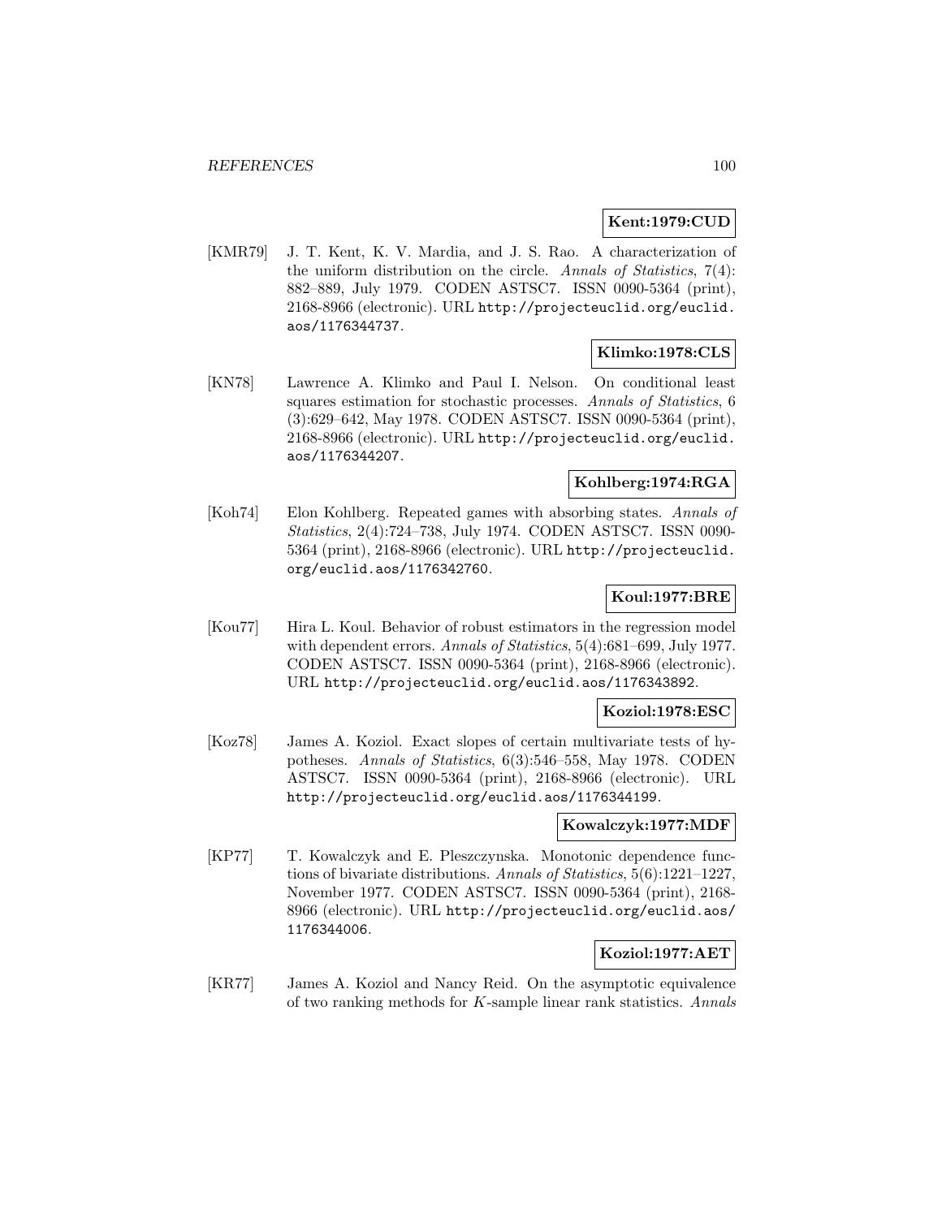**Kent:1979:CUD**

[KMR79] J. T. Kent, K. V. Mardia, and J. S. Rao. A characterization of the uniform distribution on the circle. *Annals of Statistics*, 7(4): 882–889, July 1979. CODEN ASTSC7. ISSN 0090-5364 (print), 2168-8966 (electronic). URL http://projecteuclid.org/euclid.aos/1176344737.

**Klimko:1978:CLS**

[KN78] Lawrence A. Klimko and Paul I. Nelson. On conditional least squares estimation for stochastic processes. *Annals of Statistics*, 6 (3):629–642, May 1978. CODEN ASTSC7. ISSN 0090-5364 (print), 2168-8966 (electronic). URL http://projecteuclid.org/euclid.aos/1176344207.

**Kohlberg:1974:RGA**

[Koh74] Elon Kohlberg. Repeated games with absorbing states. *Annals of Statistics*, 2(4):724–738, July 1974. CODEN ASTSC7. ISSN 0090-5364 (print), 2168-8966 (electronic). URL http://projecteuclid.org/euclid.aos/1176342760.

**Koul:1977:BRE**

[Kou77] Hira L. Koul. Behavior of robust estimators in the regression model with dependent errors. *Annals of Statistics*, 5(4):681–699, July 1977. CODEN ASTSC7. ISSN 0090-5364 (print), 2168-8966 (electronic). URL http://projecteuclid.org/euclid.aos/1176343892.

**Koziol:1978:ESC**

[Koz78] James A. Koziol. Exact slopes of certain multivariate tests of hypotheses. *Annals of Statistics*, 6(3):546–558, May 1978. CODEN ASTSC7. ISSN 0090-5364 (print), 2168-8966 (electronic). URL http://projecteuclid.org/euclid.aos/1176344199.

**Kowalczyk:1977:MDF**

[KP77] T. Kowalczyk and E. Pleszczynska. Monotonic dependence functions of bivariate distributions. *Annals of Statistics*, 5(6):1221–1227, November 1977. CODEN ASTSC7. ISSN 0090-5364 (print), 2168-8966 (electronic). URL http://projecteuclid.org/euclid.aos/1176344006.

**Koziol:1977:AET**

[KR77] James A. Koziol and Nancy Reid. On the asymptotic equivalence of two ranking methods for $K$-sample linear rank statistics. *Annals*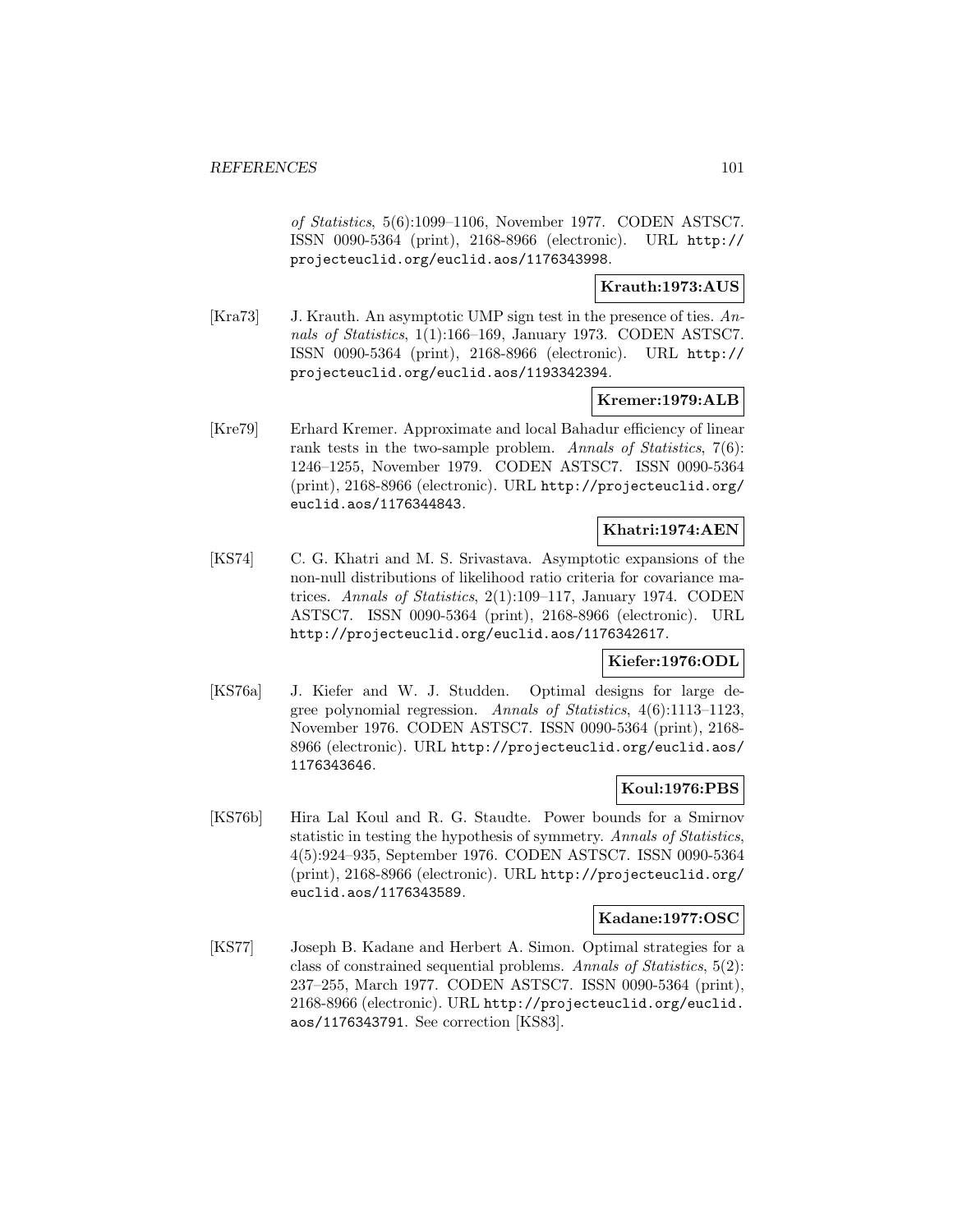*of Statistics*, 5(6):1099–1106, November 1977. CODEN ASTSC7. ISSN 0090-5364 (print), 2168-8966 (electronic). URL http://projecteuclid.org/euclid.aos/1176343998.

**Krauth:1973:AUS**

[Kra73] J. Krauth. An asymptotic UMP sign test in the presence of ties. *Annals of Statistics*, 1(1):166–169, January 1973. CODEN ASTSC7. ISSN 0090-5364 (print), 2168-8966 (electronic). URL http://projecteuclid.org/euclid.aos/1193342394.

**Kremer:1979:ALB**

[Kre79] Erhard Kremer. Approximate and local Bahadur efficiency of linear rank tests in the two-sample problem. *Annals of Statistics*, 7(6): 1246–1255, November 1979. CODEN ASTSC7. ISSN 0090-5364 (print), 2168-8966 (electronic). URL http://projecteuclid.org/euclid.aos/1176344843.

**Khatri:1974:AEN**

[KS74] C. G. Khatri and M. S. Srivastava. Asymptotic expansions of the non-null distributions of likelihood ratio criteria for covariance matrices. *Annals of Statistics*, 2(1):109–117, January 1974. CODEN ASTSC7. ISSN 0090-5364 (print), 2168-8966 (electronic). URL http://projecteuclid.org/euclid.aos/1176342617.

**Kiefer:1976:ODL**

[KS76a] J. Kiefer and W. J. Studden. Optimal designs for large degree polynomial regression. *Annals of Statistics*, 4(6):1113–1123, November 1976. CODEN ASTSC7. ISSN 0090-5364 (print), 2168-8966 (electronic). URL http://projecteuclid.org/euclid.aos/1176343646.

**Koul:1976:PBS**

[KS76b] Hira Lal Koul and R. G. Staudte. Power bounds for a Smirnov statistic in testing the hypothesis of symmetry. *Annals of Statistics*, 4(5):924–935, September 1976. CODEN ASTSC7. ISSN 0090-5364 (print), 2168-8966 (electronic). URL http://projecteuclid.org/euclid.aos/1176343589.

**Kadane:1977:OSC**

[KS77] Joseph B. Kadane and Herbert A. Simon. Optimal strategies for a class of constrained sequential problems. *Annals of Statistics*, 5(2): 237–255, March 1977. CODEN ASTSC7. ISSN 0090-5364 (print), 2168-8966 (electronic). URL http://projecteuclid.org/euclid.aos/1176343791. See correction [KS83].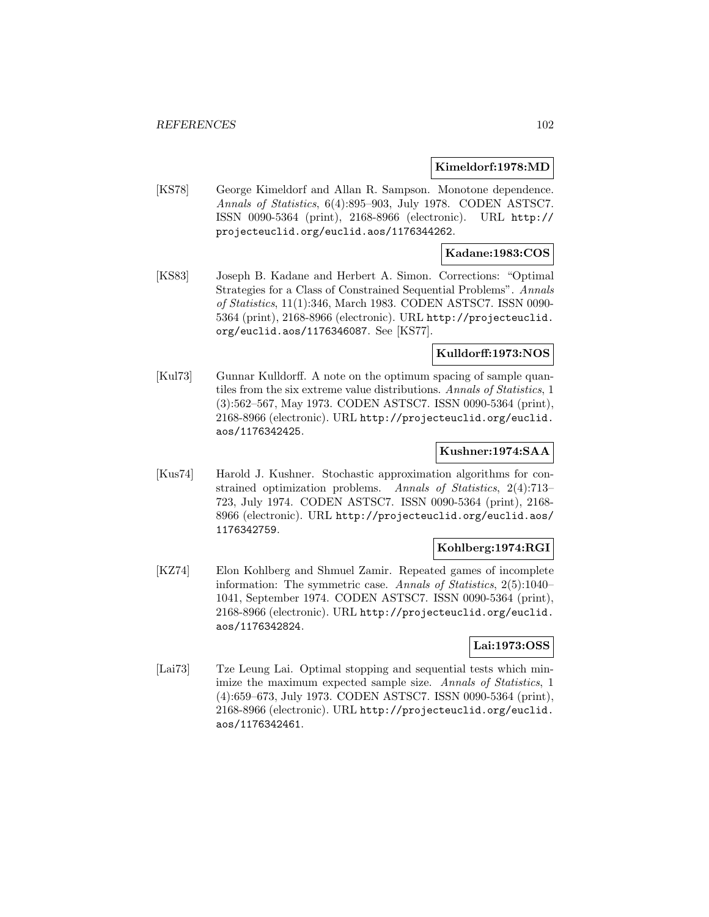**Kimeldorf:1978:MD**

[KS78] George Kimeldorf and Allan R. Sampson. Monotone dependence. *Annals of Statistics*, 6(4):895–903, July 1978. CODEN ASTSC7. ISSN 0090-5364 (print), 2168-8966 (electronic). URL http://projecteuclid.org/euclid.aos/1176344262.

**Kadane:1983:COS**

[KS83] Joseph B. Kadane and Herbert A. Simon. Corrections: "Optimal Strategies for a Class of Constrained Sequential Problems". *Annals of Statistics*, 11(1):346, March 1983. CODEN ASTSC7. ISSN 0090-5364 (print), 2168-8966 (electronic). URL http://projecteuclid.org/euclid.aos/1176346087. See [KS77].

**Kulldorff:1973:NOS**

[Kul73] Gunnar Kulldorff. A note on the optimum spacing of sample quantiles from the six extreme value distributions. *Annals of Statistics*, 1 (3):562–567, May 1973. CODEN ASTSC7. ISSN 0090-5364 (print), 2168-8966 (electronic). URL http://projecteuclid.org/euclid.aos/1176342425.

**Kushner:1974:SAA**

[Kus74] Harold J. Kushner. Stochastic approximation algorithms for constrained optimization problems. *Annals of Statistics*, 2(4):713–723, July 1974. CODEN ASTSC7. ISSN 0090-5364 (print), 2168-8966 (electronic). URL http://projecteuclid.org/euclid.aos/1176342759.

**Kohlberg:1974:RGI**

[KZ74] Elon Kohlberg and Shmuel Zamir. Repeated games of incomplete information: The symmetric case. *Annals of Statistics*, 2(5):1040–1041, September 1974. CODEN ASTSC7. ISSN 0090-5364 (print), 2168-8966 (electronic). URL http://projecteuclid.org/euclid.aos/1176342824.

**Lai:1973:OSS**

[Lai73] Tze Leung Lai. Optimal stopping and sequential tests which minimize the maximum expected sample size. *Annals of Statistics*, 1 (4):659–673, July 1973. CODEN ASTSC7. ISSN 0090-5364 (print), 2168-8966 (electronic). URL http://projecteuclid.org/euclid.aos/1176342461.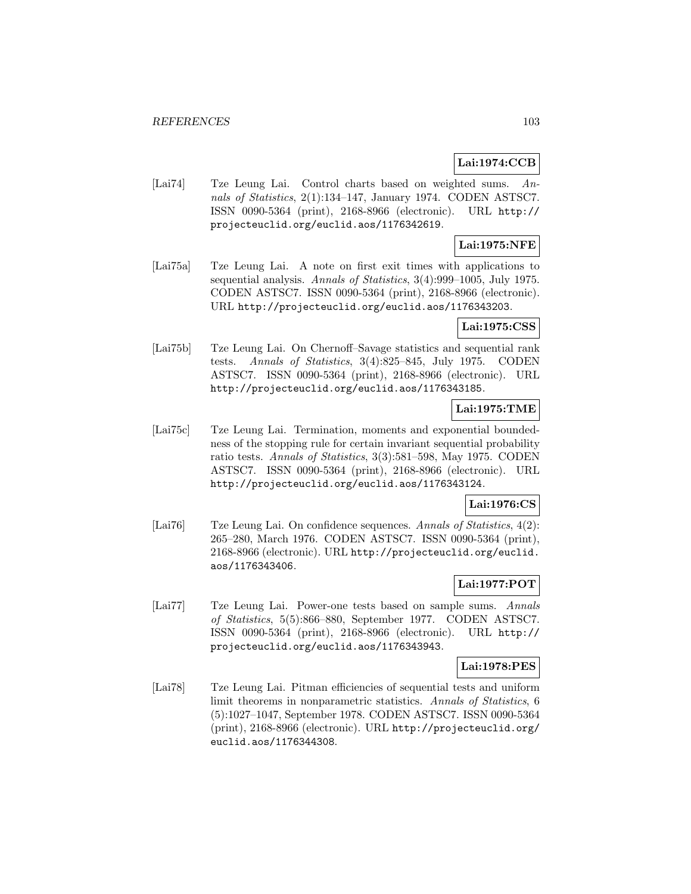**Lai:1974:CCB**

[Lai74] Tze Leung Lai. Control charts based on weighted sums. *Annals of Statistics*, 2(1):134–147, January 1974. CODEN ASTSC7. ISSN 0090-5364 (print), 2168-8966 (electronic). URL http://projecteuclid.org/euclid.aos/1176342619.

**Lai:1975:NFE**

[Lai75a] Tze Leung Lai. A note on first exit times with applications to sequential analysis. *Annals of Statistics*, 3(4):999–1005, July 1975. CODEN ASTSC7. ISSN 0090-5364 (print), 2168-8966 (electronic). URL http://projecteuclid.org/euclid.aos/1176343203.

**Lai:1975:CSS**

[Lai75b] Tze Leung Lai. On Chernoff–Savage statistics and sequential rank tests. *Annals of Statistics*, 3(4):825–845, July 1975. CODEN ASTSC7. ISSN 0090-5364 (print), 2168-8966 (electronic). URL http://projecteuclid.org/euclid.aos/1176343185.

**Lai:1975:TME**

[Lai75c] Tze Leung Lai. Termination, moments and exponential boundedness of the stopping rule for certain invariant sequential probability ratio tests. *Annals of Statistics*, 3(3):581–598, May 1975. CODEN ASTSC7. ISSN 0090-5364 (print), 2168-8966 (electronic). URL http://projecteuclid.org/euclid.aos/1176343124.

**Lai:1976:CS**

[Lai76] Tze Leung Lai. On confidence sequences. *Annals of Statistics*, 4(2): 265–280, March 1976. CODEN ASTSC7. ISSN 0090-5364 (print), 2168-8966 (electronic). URL http://projecteuclid.org/euclid.aos/1176343406.

**Lai:1977:POT**

[Lai77] Tze Leung Lai. Power-one tests based on sample sums. *Annals of Statistics*, 5(5):866–880, September 1977. CODEN ASTSC7. ISSN 0090-5364 (print), 2168-8966 (electronic). URL http://projecteuclid.org/euclid.aos/1176343943.

**Lai:1978:PES**

[Lai78] Tze Leung Lai. Pitman efficiencies of sequential tests and uniform limit theorems in nonparametric statistics. *Annals of Statistics*, 6 (5):1027–1047, September 1978. CODEN ASTSC7. ISSN 0090-5364 (print), 2168-8966 (electronic). URL http://projecteuclid.org/euclid.aos/1176344308.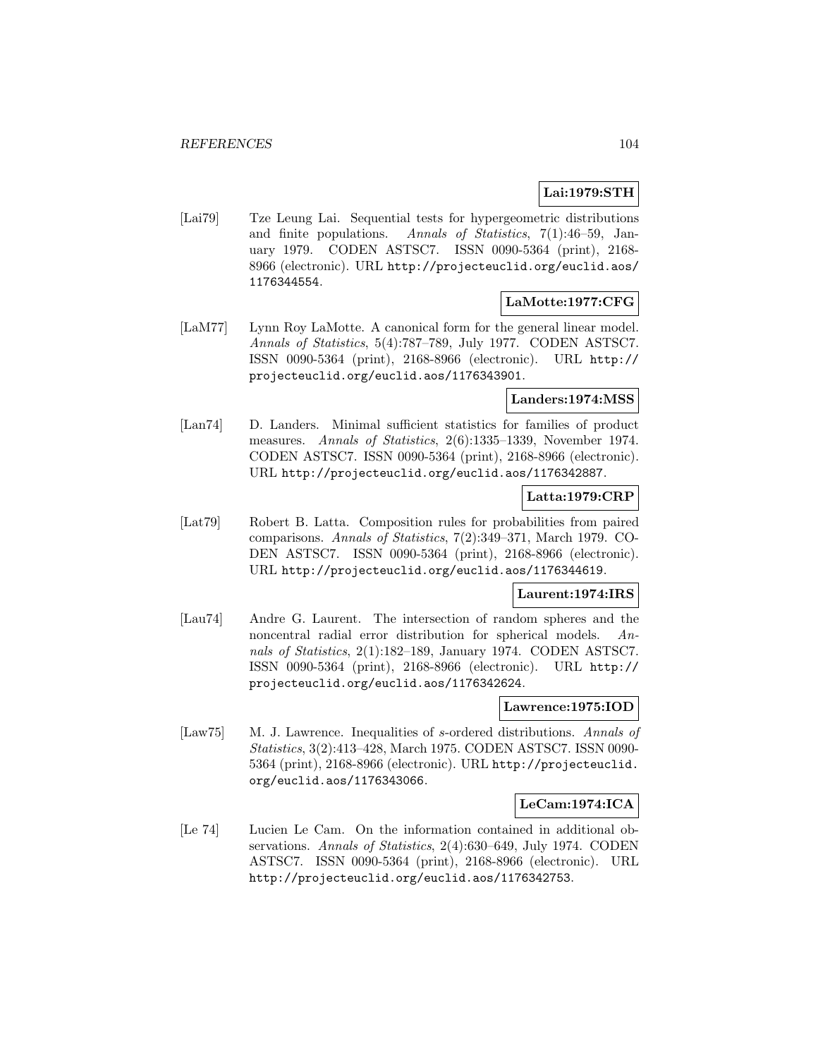**Lai:1979:STH**

[Lai79] Tze Leung Lai. Sequential tests for hypergeometric distributions and finite populations. *Annals of Statistics*, 7(1):46–59, January 1979. CODEN ASTSC7. ISSN 0090-5364 (print), 2168-8966 (electronic). URL http://projecteuclid.org/euclid.aos/1176344554.

**LaMotte:1977:CFG**

[LaM77] Lynn Roy LaMotte. A canonical form for the general linear model. *Annals of Statistics*, 5(4):787–789, July 1977. CODEN ASTSC7. ISSN 0090-5364 (print), 2168-8966 (electronic). URL http://projecteuclid.org/euclid.aos/1176343901.

**Landers:1974:MSS**

[Lan74] D. Landers. Minimal sufficient statistics for families of product measures. *Annals of Statistics*, 2(6):1335–1339, November 1974. CODEN ASTSC7. ISSN 0090-5364 (print), 2168-8966 (electronic). URL http://projecteuclid.org/euclid.aos/1176342887.

**Latta:1979:CRP**

[Lat79] Robert B. Latta. Composition rules for probabilities from paired comparisons. *Annals of Statistics*, 7(2):349–371, March 1979. CODEN ASTSC7. ISSN 0090-5364 (print), 2168-8966 (electronic). URL http://projecteuclid.org/euclid.aos/1176344619.

**Laurent:1974:IRS**

[Lau74] Andre G. Laurent. The intersection of random spheres and the noncentral radial error distribution for spherical models. *Annals of Statistics*, 2(1):182–189, January 1974. CODEN ASTSC7. ISSN 0090-5364 (print), 2168-8966 (electronic). URL http://projecteuclid.org/euclid.aos/1176342624.

**Lawrence:1975:IOD**

[Law75] M. J. Lawrence. Inequalities of *s*-ordered distributions. *Annals of Statistics*, 3(2):413–428, March 1975. CODEN ASTSC7. ISSN 0090-5364 (print), 2168-8966 (electronic). URL http://projecteuclid.org/euclid.aos/1176343066.

**LeCam:1974:ICA**

[Le 74] Lucien Le Cam. On the information contained in additional observations. *Annals of Statistics*, 2(4):630–649, July 1974. CODEN ASTSC7. ISSN 0090-5364 (print), 2168-8966 (electronic). URL http://projecteuclid.org/euclid.aos/1176342753.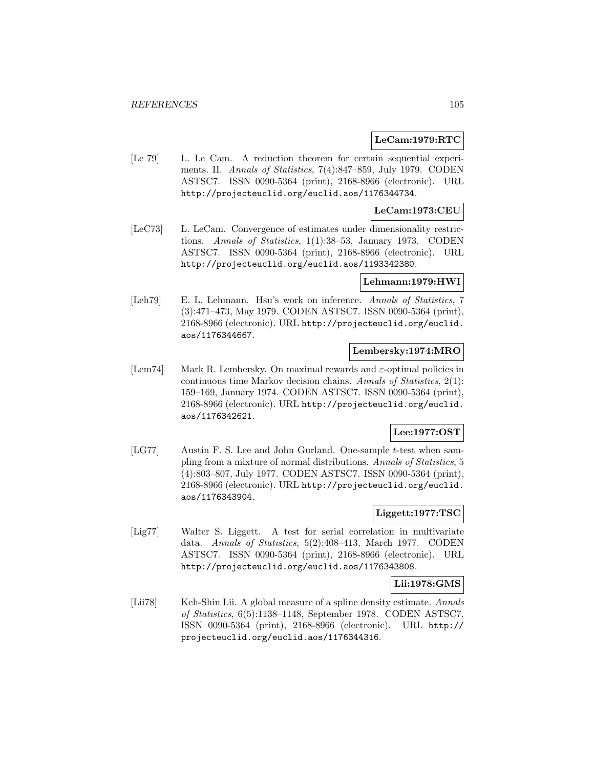**LeCam:1979:RTC**

[Le 79] L. Le Cam. A reduction theorem for certain sequential experiments. II. *Annals of Statistics*, 7(4):847–859, July 1979. CODEN ASTSC7. ISSN 0090-5364 (print), 2168-8966 (electronic). URL http://projecteuclid.org/euclid.aos/1176344734.

**LeCam:1973:CEU**

[LeC73] L. LeCam. Convergence of estimates under dimensionality restrictions. *Annals of Statistics*, 1(1):38–53, January 1973. CODEN ASTSC7. ISSN 0090-5364 (print), 2168-8966 (electronic). URL http://projecteuclid.org/euclid.aos/1193342380.

**Lehmann:1979:HWI**

[Leh79] E. L. Lehmann. Hsu's work on inference. *Annals of Statistics*, 7 (3):471–473, May 1979. CODEN ASTSC7. ISSN 0090-5364 (print), 2168-8966 (electronic). URL http://projecteuclid.org/euclid.aos/1176344667.

**Lembersky:1974:MRO**

[Lem74] Mark R. Lembersky. On maximal rewards and $\varepsilon$-optimal policies in continuous time Markov decision chains. *Annals of Statistics*, 2(1): 159–169, January 1974. CODEN ASTSC7. ISSN 0090-5364 (print), 2168-8966 (electronic). URL http://projecteuclid.org/euclid.aos/1176342621.

**Lee:1977:OST**

[LG77] Austin F. S. Lee and John Gurland. One-sample $t$-test when sampling from a mixture of normal distributions. *Annals of Statistics*, 5 (4):803–807, July 1977. CODEN ASTSC7. ISSN 0090-5364 (print), 2168-8966 (electronic). URL http://projecteuclid.org/euclid.aos/1176343904.

**Liggett:1977:TSC**

[Lig77] Walter S. Liggett. A test for serial correlation in multivariate data. *Annals of Statistics*, 5(2):408–413, March 1977. CODEN ASTSC7. ISSN 0090-5364 (print), 2168-8966 (electronic). URL http://projecteuclid.org/euclid.aos/1176343808.

**Lii:1978:GMS**

[Lii78] Keh-Shin Lii. A global measure of a spline density estimate. *Annals of Statistics*, 6(5):1138–1148, September 1978. CODEN ASTSC7. ISSN 0090-5364 (print), 2168-8966 (electronic). URL http://projecteuclid.org/euclid.aos/1176344316.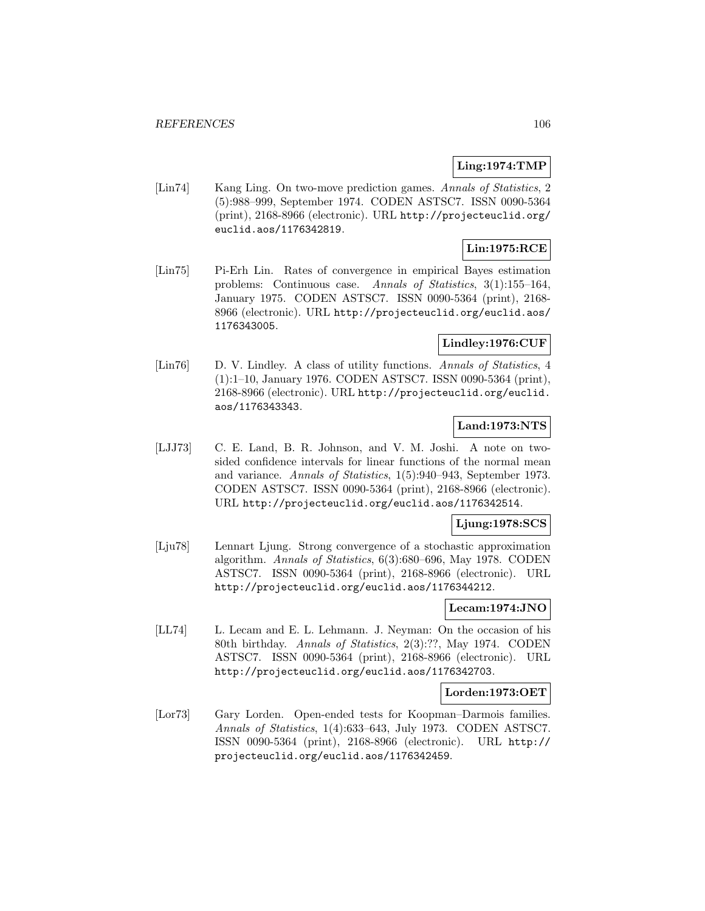**Ling:1974:TMP**

[Lin74] Kang Ling. On two-move prediction games. *Annals of Statistics*, 2 (5):988–999, September 1974. CODEN ASTSC7. ISSN 0090-5364 (print), 2168-8966 (electronic). URL http://projecteuclid.org/euclid.aos/1176342819.

**Lin:1975:RCE**

[Lin75] Pi-Erh Lin. Rates of convergence in empirical Bayes estimation problems: Continuous case. *Annals of Statistics*, 3(1):155–164, January 1975. CODEN ASTSC7. ISSN 0090-5364 (print), 2168-8966 (electronic). URL http://projecteuclid.org/euclid.aos/1176343005.

**Lindley:1976:CUF**

[Lin76] D. V. Lindley. A class of utility functions. *Annals of Statistics*, 4 (1):1–10, January 1976. CODEN ASTSC7. ISSN 0090-5364 (print), 2168-8966 (electronic). URL http://projecteuclid.org/euclid.aos/1176343343.

**Land:1973:NTS**

[LJJ73] C. E. Land, B. R. Johnson, and V. M. Joshi. A note on two-sided confidence intervals for linear functions of the normal mean and variance. *Annals of Statistics*, 1(5):940–943, September 1973. CODEN ASTSC7. ISSN 0090-5364 (print), 2168-8966 (electronic). URL http://projecteuclid.org/euclid.aos/1176342514.

**Ljung:1978:SCS**

[Lju78] Lennart Ljung. Strong convergence of a stochastic approximation algorithm. *Annals of Statistics*, 6(3):680–696, May 1978. CODEN ASTSC7. ISSN 0090-5364 (print), 2168-8966 (electronic). URL http://projecteuclid.org/euclid.aos/1176344212.

**Lecam:1974:JNO**

[LL74] L. Lecam and E. L. Lehmann. J. Neyman: On the occasion of his 80th birthday. *Annals of Statistics*, 2(3):??, May 1974. CODEN ASTSC7. ISSN 0090-5364 (print), 2168-8966 (electronic). URL http://projecteuclid.org/euclid.aos/1176342703.

**Lorden:1973:OET**

[Lor73] Gary Lorden. Open-ended tests for Koopman–Darmois families. *Annals of Statistics*, 1(4):633–643, July 1973. CODEN ASTSC7. ISSN 0090-5364 (print), 2168-8966 (electronic). URL http://projecteuclid.org/euclid.aos/1176342459.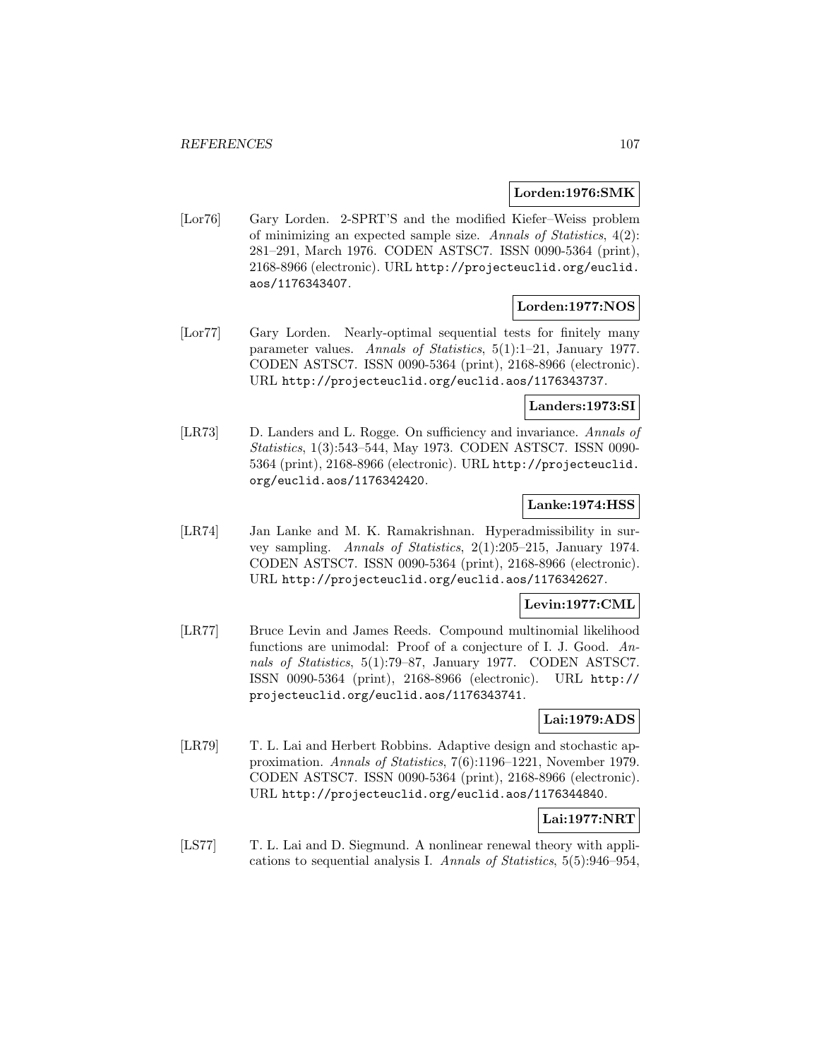**Lorden:1976:SMK**

[Lor76] Gary Lorden. 2-SPRT'S and the modified Kiefer–Weiss problem of minimizing an expected sample size. *Annals of Statistics*, 4(2): 281–291, March 1976. CODEN ASTSC7. ISSN 0090-5364 (print), 2168-8966 (electronic). URL http://projecteuclid.org/euclid.aos/1176343407.

**Lorden:1977:NOS**

[Lor77] Gary Lorden. Nearly-optimal sequential tests for finitely many parameter values. *Annals of Statistics*, 5(1):1–21, January 1977. CODEN ASTSC7. ISSN 0090-5364 (print), 2168-8966 (electronic). URL http://projecteuclid.org/euclid.aos/1176343737.

**Landers:1973:SI**

[LR73] D. Landers and L. Rogge. On sufficiency and invariance. *Annals of Statistics*, 1(3):543–544, May 1973. CODEN ASTSC7. ISSN 0090-5364 (print), 2168-8966 (electronic). URL http://projecteuclid.org/euclid.aos/1176342420.

**Lanke:1974:HSS**

[LR74] Jan Lanke and M. K. Ramakrishnan. Hyperadmissibility in survey sampling. *Annals of Statistics*, 2(1):205–215, January 1974. CODEN ASTSC7. ISSN 0090-5364 (print), 2168-8966 (electronic). URL http://projecteuclid.org/euclid.aos/1176342627.

**Levin:1977:CML**

[LR77] Bruce Levin and James Reeds. Compound multinomial likelihood functions are unimodal: Proof of a conjecture of I. J. Good. *Annals of Statistics*, 5(1):79–87, January 1977. CODEN ASTSC7. ISSN 0090-5364 (print), 2168-8966 (electronic). URL http://projecteuclid.org/euclid.aos/1176343741.

**Lai:1979:ADS**

[LR79] T. L. Lai and Herbert Robbins. Adaptive design and stochastic approximation. *Annals of Statistics*, 7(6):1196–1221, November 1979. CODEN ASTSC7. ISSN 0090-5364 (print), 2168-8966 (electronic). URL http://projecteuclid.org/euclid.aos/1176344840.

**Lai:1977:NRT**

[LS77] T. L. Lai and D. Siegmund. A nonlinear renewal theory with applications to sequential analysis I. *Annals of Statistics*, 5(5):946–954,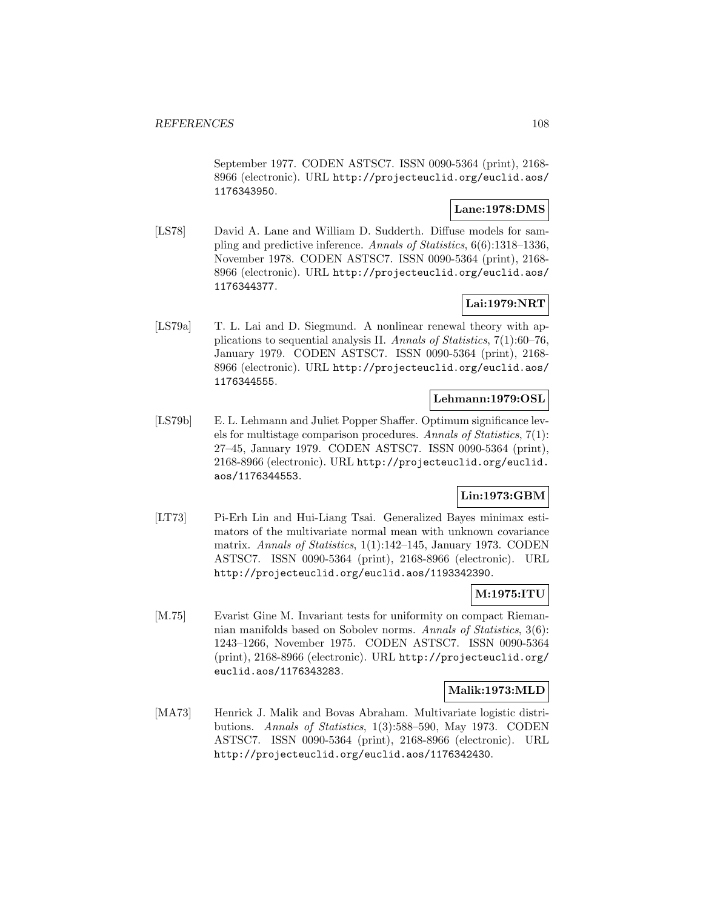September 1977. CODEN ASTSC7. ISSN 0090-5364 (print), 2168-8966 (electronic). URL http://projecteuclid.org/euclid.aos/1176343950.

**Lane:1978:DMS**

[LS78] David A. Lane and William D. Sudderth. Diffuse models for sampling and predictive inference. *Annals of Statistics*, 6(6):1318–1336, November 1978. CODEN ASTSC7. ISSN 0090-5364 (print), 2168-8966 (electronic). URL http://projecteuclid.org/euclid.aos/1176344377.

**Lai:1979:NRT**

[LS79a] T. L. Lai and D. Siegmund. A nonlinear renewal theory with applications to sequential analysis II. *Annals of Statistics*, 7(1):60–76, January 1979. CODEN ASTSC7. ISSN 0090-5364 (print), 2168-8966 (electronic). URL http://projecteuclid.org/euclid.aos/1176344555.

**Lehmann:1979:OSL**

[LS79b] E. L. Lehmann and Juliet Popper Shaffer. Optimum significance levels for multistage comparison procedures. *Annals of Statistics*, 7(1):27–45, January 1979. CODEN ASTSC7. ISSN 0090-5364 (print), 2168-8966 (electronic). URL http://projecteuclid.org/euclid.aos/1176344553.

**Lin:1973:GBM**

[LT73] Pi-Erh Lin and Hui-Liang Tsai. Generalized Bayes minimax estimators of the multivariate normal mean with unknown covariance matrix. *Annals of Statistics*, 1(1):142–145, January 1973. CODEN ASTSC7. ISSN 0090-5364 (print), 2168-8966 (electronic). URL http://projecteuclid.org/euclid.aos/1193342390.

**M:1975:ITU**

[M.75] Evarist Gine M. Invariant tests for uniformity on compact Riemannian manifolds based on Sobolev norms. *Annals of Statistics*, 3(6):1243–1266, November 1975. CODEN ASTSC7. ISSN 0090-5364 (print), 2168-8966 (electronic). URL http://projecteuclid.org/euclid.aos/1176343283.

**Malik:1973:MLD**

[MA73] Henrick J. Malik and Bovas Abraham. Multivariate logistic distributions. *Annals of Statistics*, 1(3):588–590, May 1973. CODEN ASTSC7. ISSN 0090-5364 (print), 2168-8966 (electronic). URL http://projecteuclid.org/euclid.aos/1176342430.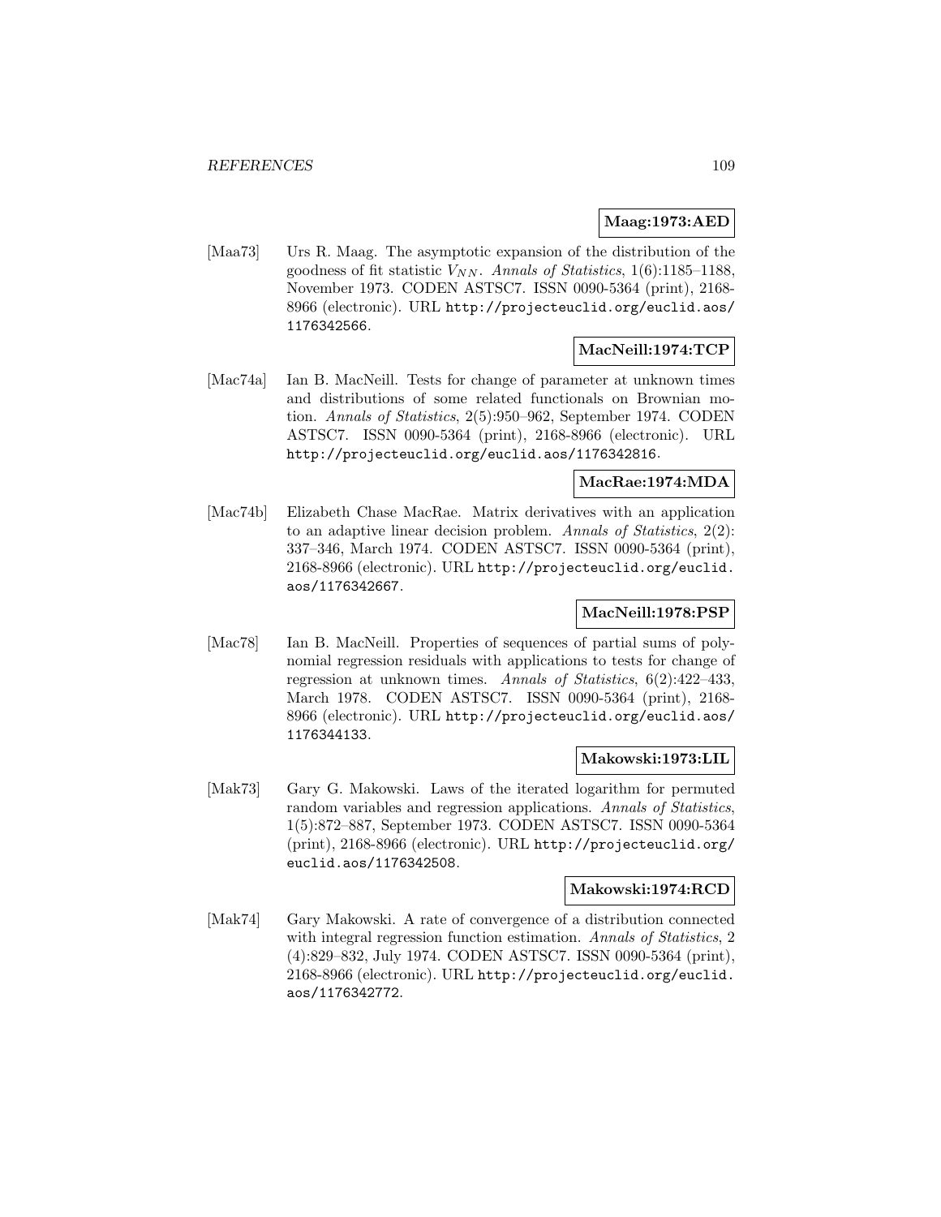**Maag:1973:AED**

[Maa73] Urs R. Maag. The asymptotic expansion of the distribution of the goodness of fit statistic $V_{NN}$. *Annals of Statistics*, 1(6):1185–1188, November 1973. CODEN ASTSC7. ISSN 0090-5364 (print), 2168-8966 (electronic). URL http://projecteuclid.org/euclid.aos/1176342566.

**MacNeill:1974:TCP**

[Mac74a] Ian B. MacNeill. Tests for change of parameter at unknown times and distributions of some related functionals on Brownian motion. *Annals of Statistics*, 2(5):950–962, September 1974. CODEN ASTSC7. ISSN 0090-5364 (print), 2168-8966 (electronic). URL http://projecteuclid.org/euclid.aos/1176342816.

**MacRae:1974:MDA**

[Mac74b] Elizabeth Chase MacRae. Matrix derivatives with an application to an adaptive linear decision problem. *Annals of Statistics*, 2(2): 337–346, March 1974. CODEN ASTSC7. ISSN 0090-5364 (print), 2168-8966 (electronic). URL http://projecteuclid.org/euclid.aos/1176342667.

**MacNeill:1978:PSP**

[Mac78] Ian B. MacNeill. Properties of sequences of partial sums of polynomial regression residuals with applications to tests for change of regression at unknown times. *Annals of Statistics*, 6(2):422–433, March 1978. CODEN ASTSC7. ISSN 0090-5364 (print), 2168-8966 (electronic). URL http://projecteuclid.org/euclid.aos/1176344133.

**Makowski:1973:LIL**

[Mak73] Gary G. Makowski. Laws of the iterated logarithm for permuted random variables and regression applications. *Annals of Statistics*, 1(5):872–887, September 1973. CODEN ASTSC7. ISSN 0090-5364 (print), 2168-8966 (electronic). URL http://projecteuclid.org/euclid.aos/1176342508.

**Makowski:1974:RCD**

[Mak74] Gary Makowski. A rate of convergence of a distribution connected with integral regression function estimation. *Annals of Statistics*, 2 (4):829–832, July 1974. CODEN ASTSC7. ISSN 0090-5364 (print), 2168-8966 (electronic). URL http://projecteuclid.org/euclid.aos/1176342772.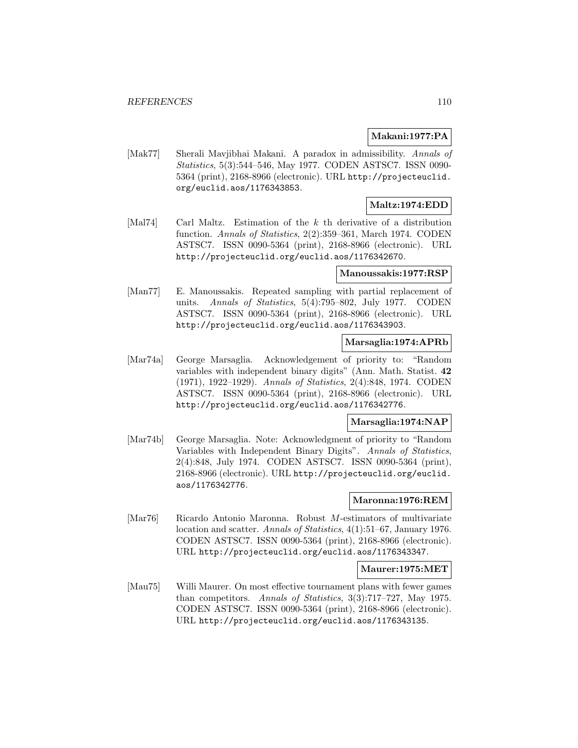**Makani:1977:PA**

[Mak77] Sherali Mavjibhai Makani. A paradox in admissibility. *Annals of Statistics*, 5(3):544–546, May 1977. CODEN ASTSC7. ISSN 0090-5364 (print), 2168-8966 (electronic). URL http://projecteuclid.org/euclid.aos/1176343853.

**Maltz:1974:EDD**

[Mal74] Carl Maltz. Estimation of the $k$ th derivative of a distribution function. *Annals of Statistics*, 2(2):359–361, March 1974. CODEN ASTSC7. ISSN 0090-5364 (print), 2168-8966 (electronic). URL http://projecteuclid.org/euclid.aos/1176342670.

**Manoussakis:1977:RSP**

[Man77] E. Manoussakis. Repeated sampling with partial replacement of units. *Annals of Statistics*, 5(4):795–802, July 1977. CODEN ASTSC7. ISSN 0090-5364 (print), 2168-8966 (electronic). URL http://projecteuclid.org/euclid.aos/1176343903.

**Marsaglia:1974:APRb**

[Mar74a] George Marsaglia. Acknowledgement of priority to: "Random variables with independent binary digits" (Ann. Math. Statist. **42** (1971), 1922–1929). *Annals of Statistics*, 2(4):848, 1974. CODEN ASTSC7. ISSN 0090-5364 (print), 2168-8966 (electronic). URL http://projecteuclid.org/euclid.aos/1176342776.

**Marsaglia:1974:NAP**

[Mar74b] George Marsaglia. Note: Acknowledgment of priority to "Random Variables with Independent Binary Digits". *Annals of Statistics*, 2(4):848, July 1974. CODEN ASTSC7. ISSN 0090-5364 (print), 2168-8966 (electronic). URL http://projecteuclid.org/euclid.aos/1176342776.

**Maronna:1976:REM**

[Mar76] Ricardo Antonio Maronna. Robust $M$-estimators of multivariate location and scatter. *Annals of Statistics*, 4(1):51–67, January 1976. CODEN ASTSC7. ISSN 0090-5364 (print), 2168-8966 (electronic). URL http://projecteuclid.org/euclid.aos/1176343347.

**Maurer:1975:MET**

[Mau75] Willi Maurer. On most effective tournament plans with fewer games than competitors. *Annals of Statistics*, 3(3):717–727, May 1975. CODEN ASTSC7. ISSN 0090-5364 (print), 2168-8966 (electronic). URL http://projecteuclid.org/euclid.aos/1176343135.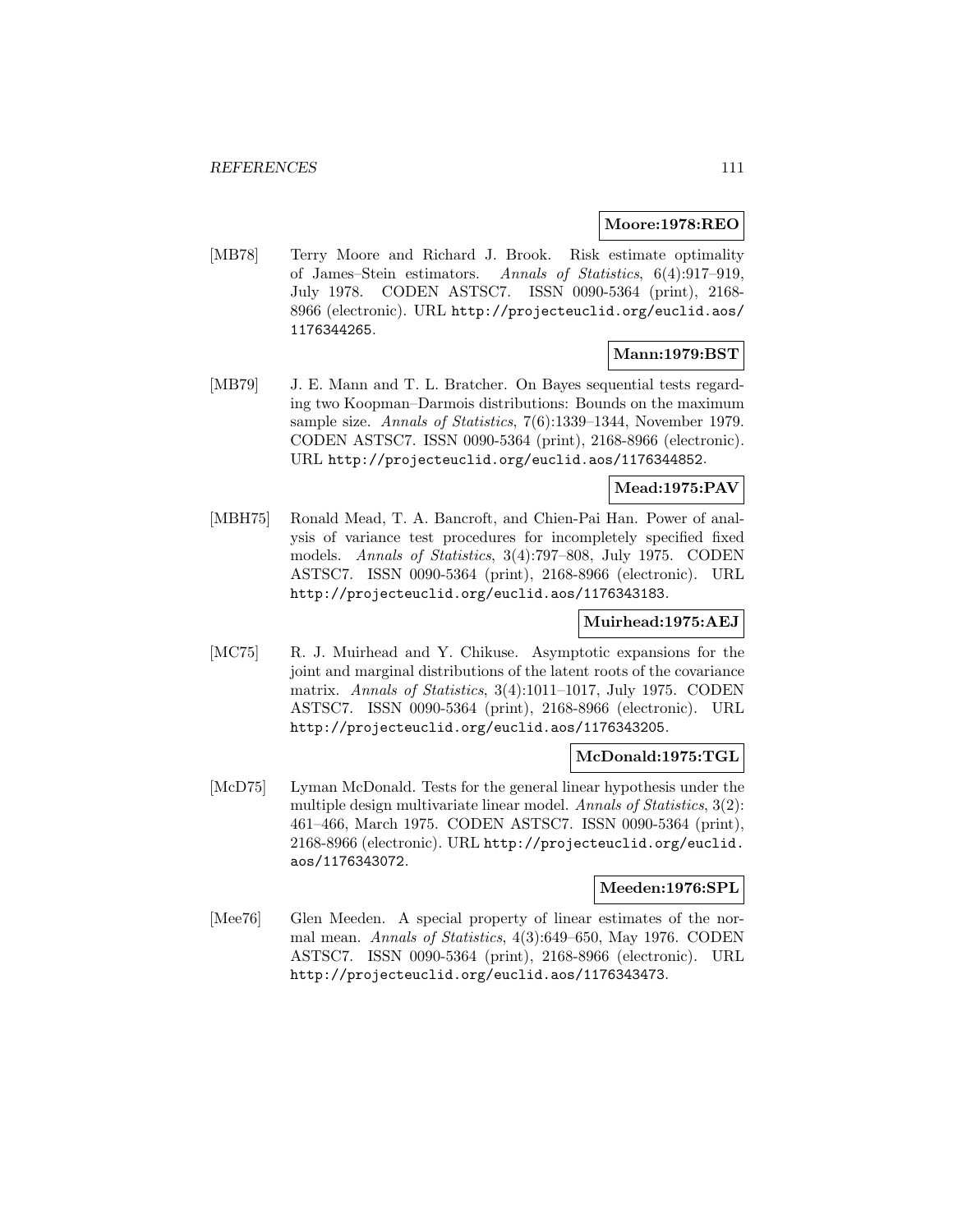**Moore:1978:REO**

[MB78] Terry Moore and Richard J. Brook. Risk estimate optimality of James–Stein estimators. *Annals of Statistics*, 6(4):917–919, July 1978. CODEN ASTSC7. ISSN 0090-5364 (print), 2168-8966 (electronic). URL `http://projecteuclid.org/euclid.aos/1176344265`.

**Mann:1979:BST**

[MB79] J. E. Mann and T. L. Bratcher. On Bayes sequential tests regarding two Koopman–Darmois distributions: Bounds on the maximum sample size. *Annals of Statistics*, 7(6):1339–1344, November 1979. CODEN ASTSC7. ISSN 0090-5364 (print), 2168-8966 (electronic). URL `http://projecteuclid.org/euclid.aos/1176344852`.

**Mead:1975:PAV**

[MBH75] Ronald Mead, T. A. Bancroft, and Chien-Pai Han. Power of analysis of variance test procedures for incompletely specified fixed models. *Annals of Statistics*, 3(4):797–808, July 1975. CODEN ASTSC7. ISSN 0090-5364 (print), 2168-8966 (electronic). URL `http://projecteuclid.org/euclid.aos/1176343183`.

**Muirhead:1975:AEJ**

[MC75] R. J. Muirhead and Y. Chikuse. Asymptotic expansions for the joint and marginal distributions of the latent roots of the covariance matrix. *Annals of Statistics*, 3(4):1011–1017, July 1975. CODEN ASTSC7. ISSN 0090-5364 (print), 2168-8966 (electronic). URL `http://projecteuclid.org/euclid.aos/1176343205`.

**McDonald:1975:TGL**

[McD75] Lyman McDonald. Tests for the general linear hypothesis under the multiple design multivariate linear model. *Annals of Statistics*, 3(2): 461–466, March 1975. CODEN ASTSC7. ISSN 0090-5364 (print), 2168-8966 (electronic). URL `http://projecteuclid.org/euclid.aos/1176343072`.

**Meeden:1976:SPL**

[Mee76] Glen Meeden. A special property of linear estimates of the normal mean. *Annals of Statistics*, 4(3):649–650, May 1976. CODEN ASTSC7. ISSN 0090-5364 (print), 2168-8966 (electronic). URL `http://projecteuclid.org/euclid.aos/1176343473`.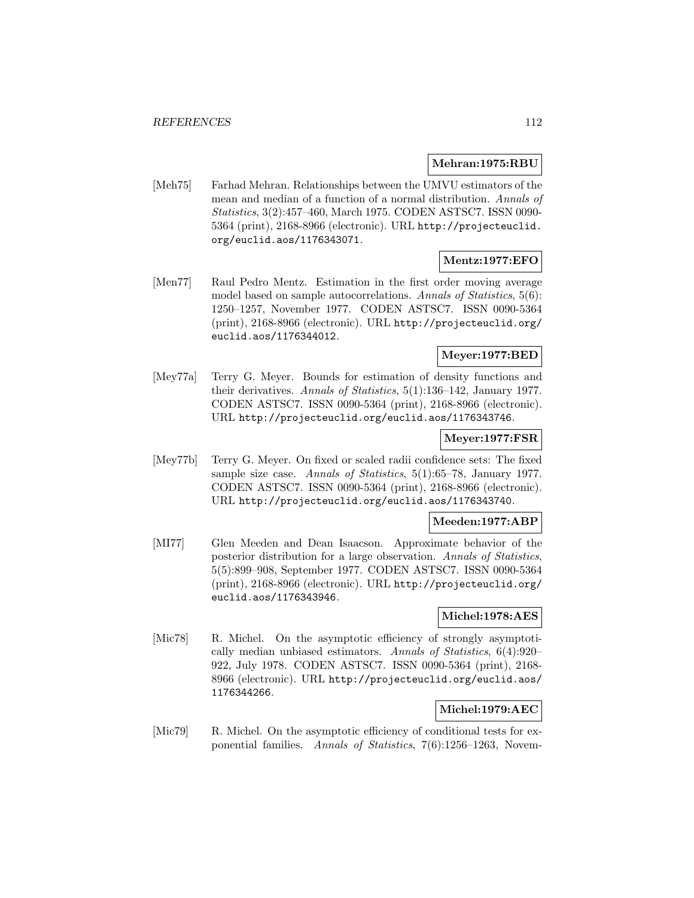**Mehran:1975:RBU**

[Meh75] Farhad Mehran. Relationships between the UMVU estimators of the mean and median of a function of a normal distribution. *Annals of Statistics*, 3(2):457–460, March 1975. CODEN ASTSC7. ISSN 0090-5364 (print), 2168-8966 (electronic). URL `http://projecteuclid.org/euclid.aos/1176343071`.

**Mentz:1977:EFO**

[Men77] Raul Pedro Mentz. Estimation in the first order moving average model based on sample autocorrelations. *Annals of Statistics*, 5(6): 1250–1257, November 1977. CODEN ASTSC7. ISSN 0090-5364 (print), 2168-8966 (electronic). URL `http://projecteuclid.org/euclid.aos/1176344012`.

**Meyer:1977:BED**

[Mey77a] Terry G. Meyer. Bounds for estimation of density functions and their derivatives. *Annals of Statistics*, 5(1):136–142, January 1977. CODEN ASTSC7. ISSN 0090-5364 (print), 2168-8966 (electronic). URL `http://projecteuclid.org/euclid.aos/1176343746`.

**Meyer:1977:FSR**

[Mey77b] Terry G. Meyer. On fixed or scaled radii confidence sets: The fixed sample size case. *Annals of Statistics*, 5(1):65–78, January 1977. CODEN ASTSC7. ISSN 0090-5364 (print), 2168-8966 (electronic). URL `http://projecteuclid.org/euclid.aos/1176343740`.

**Meeden:1977:ABP**

[MI77] Glen Meeden and Dean Isaacson. Approximate behavior of the posterior distribution for a large observation. *Annals of Statistics*, 5(5):899–908, September 1977. CODEN ASTSC7. ISSN 0090-5364 (print), 2168-8966 (electronic). URL `http://projecteuclid.org/euclid.aos/1176343946`.

**Michel:1978:AES**

[Mic78] R. Michel. On the asymptotic efficiency of strongly asymptotically median unbiased estimators. *Annals of Statistics*, 6(4):920–922, July 1978. CODEN ASTSC7. ISSN 0090-5364 (print), 2168-8966 (electronic). URL `http://projecteuclid.org/euclid.aos/1176344266`.

**Michel:1979:AEC**

[Mic79] R. Michel. On the asymptotic efficiency of conditional tests for exponential families. *Annals of Statistics*, 7(6):1256–1263, Novem-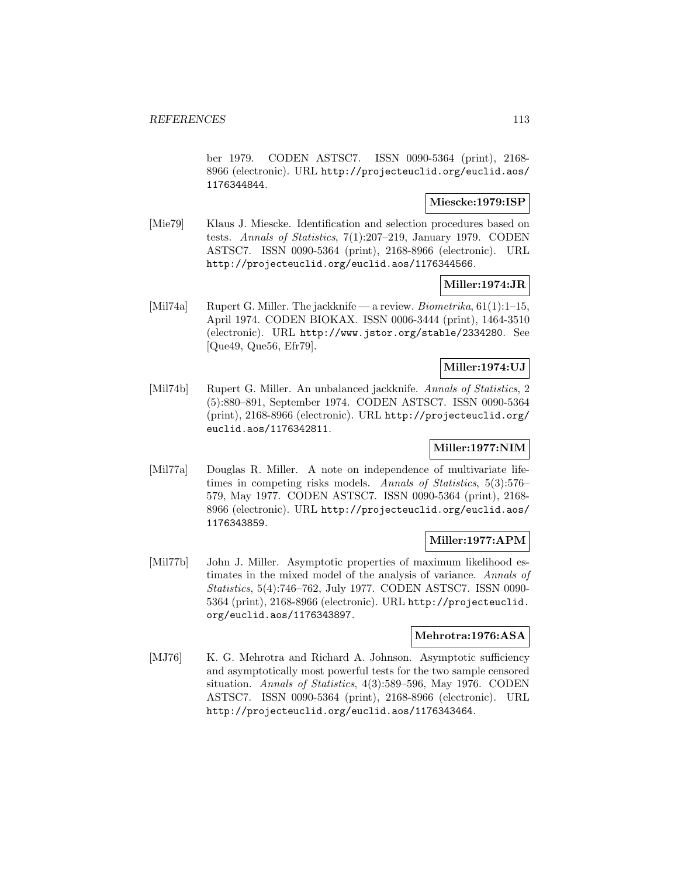ber 1979. CODEN ASTSC7. ISSN 0090-5364 (print), 2168-8966 (electronic). URL http://projecteuclid.org/euclid.aos/1176344844.

**Miescke:1979:ISP**

[Mie79] Klaus J. Miescke. Identification and selection procedures based on tests. *Annals of Statistics*, 7(1):207–219, January 1979. CODEN ASTSC7. ISSN 0090-5364 (print), 2168-8966 (electronic). URL http://projecteuclid.org/euclid.aos/1176344566.

**Miller:1974:JR**

[Mil74a] Rupert G. Miller. The jackknife — a review. *Biometrika*, 61(1):1–15, April 1974. CODEN BIOKAX. ISSN 0006-3444 (print), 1464-3510 (electronic). URL http://www.jstor.org/stable/2334280. See [Que49, Que56, Efr79].

**Miller:1974:UJ**

[Mil74b] Rupert G. Miller. An unbalanced jackknife. *Annals of Statistics*, 2 (5):880–891, September 1974. CODEN ASTSC7. ISSN 0090-5364 (print), 2168-8966 (electronic). URL http://projecteuclid.org/euclid.aos/1176342811.

**Miller:1977:NIM**

[Mil77a] Douglas R. Miller. A note on independence of multivariate lifetimes in competing risks models. *Annals of Statistics*, 5(3):576–579, May 1977. CODEN ASTSC7. ISSN 0090-5364 (print), 2168-8966 (electronic). URL http://projecteuclid.org/euclid.aos/1176343859.

**Miller:1977:APM**

[Mil77b] John J. Miller. Asymptotic properties of maximum likelihood estimates in the mixed model of the analysis of variance. *Annals of Statistics*, 5(4):746–762, July 1977. CODEN ASTSC7. ISSN 0090-5364 (print), 2168-8966 (electronic). URL http://projecteuclid.org/euclid.aos/1176343897.

**Mehrotra:1976:ASA**

[MJ76] K. G. Mehrotra and Richard A. Johnson. Asymptotic sufficiency and asymptotically most powerful tests for the two sample censored situation. *Annals of Statistics*, 4(3):589–596, May 1976. CODEN ASTSC7. ISSN 0090-5364 (print), 2168-8966 (electronic). URL http://projecteuclid.org/euclid.aos/1176343464.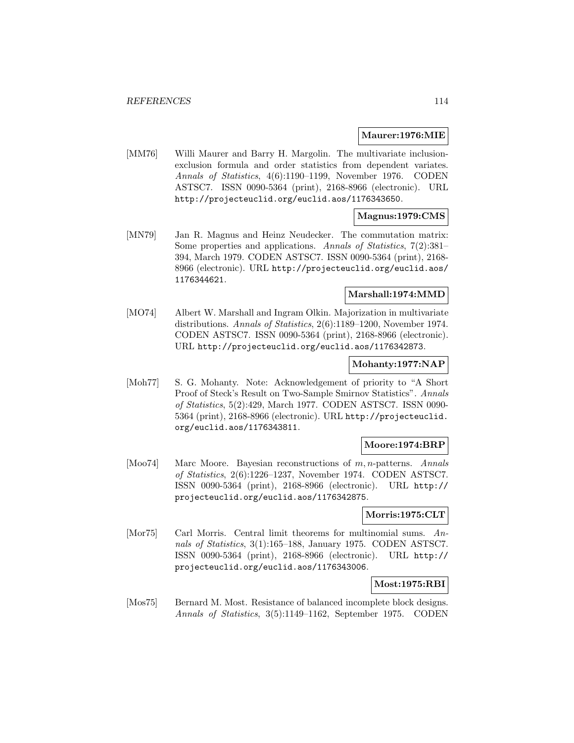**Maurer:1976:MIE**

[MM76] Willi Maurer and Barry H. Margolin. The multivariate inclusion-exclusion formula and order statistics from dependent variates. *Annals of Statistics*, 4(6):1190–1199, November 1976. CODEN ASTSC7. ISSN 0090-5364 (print), 2168-8966 (electronic). URL `http://projecteuclid.org/euclid.aos/1176343650`.

**Magnus:1979:CMS**

[MN79] Jan R. Magnus and Heinz Neudecker. The commutation matrix: Some properties and applications. *Annals of Statistics*, 7(2):381–394, March 1979. CODEN ASTSC7. ISSN 0090-5364 (print), 2168-8966 (electronic). URL `http://projecteuclid.org/euclid.aos/1176344621`.

**Marshall:1974:MMD**

[MO74] Albert W. Marshall and Ingram Olkin. Majorization in multivariate distributions. *Annals of Statistics*, 2(6):1189–1200, November 1974. CODEN ASTSC7. ISSN 0090-5364 (print), 2168-8966 (electronic). URL `http://projecteuclid.org/euclid.aos/1176342873`.

**Mohanty:1977:NAP**

[Moh77] S. G. Mohanty. Note: Acknowledgement of priority to "A Short Proof of Steck's Result on Two-Sample Smirnov Statistics". *Annals of Statistics*, 5(2):429, March 1977. CODEN ASTSC7. ISSN 0090-5364 (print), 2168-8966 (electronic). URL `http://projecteuclid.org/euclid.aos/1176343811`.

**Moore:1974:BRP**

[Moo74] Marc Moore. Bayesian reconstructions of $m, n$-patterns. *Annals of Statistics*, 2(6):1226–1237, November 1974. CODEN ASTSC7. ISSN 0090-5364 (print), 2168-8966 (electronic). URL `http://projecteuclid.org/euclid.aos/1176342875`.

**Morris:1975:CLT**

[Mor75] Carl Morris. Central limit theorems for multinomial sums. *Annals of Statistics*, 3(1):165–188, January 1975. CODEN ASTSC7. ISSN 0090-5364 (print), 2168-8966 (electronic). URL `http://projecteuclid.org/euclid.aos/1176343006`.

**Most:1975:RBI**

[Mos75] Bernard M. Most. Resistance of balanced incomplete block designs. *Annals of Statistics*, 3(5):1149–1162, September 1975. CODEN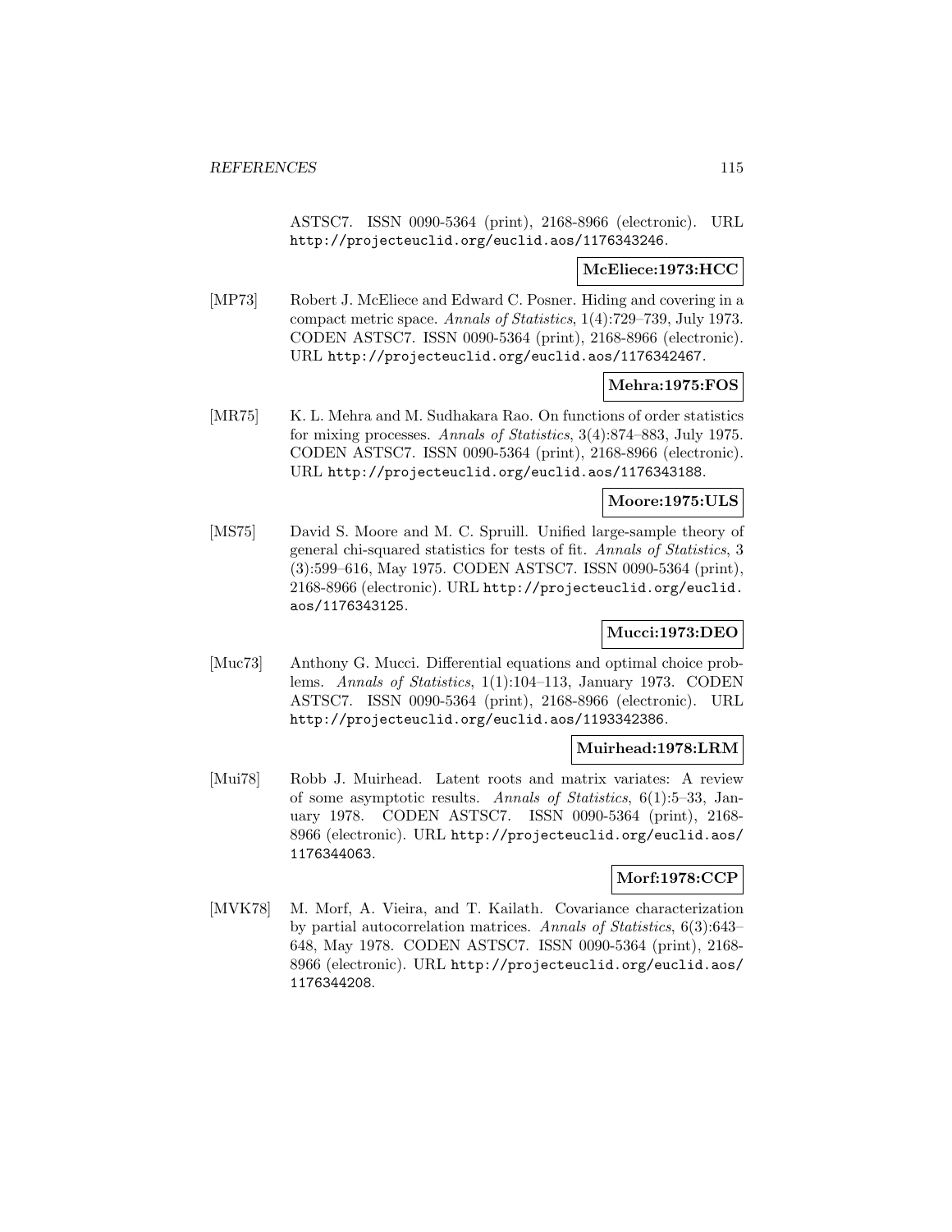ASTSC7. ISSN 0090-5364 (print), 2168-8966 (electronic). URL http://projecteuclid.org/euclid.aos/1176343246.

**McEliece:1973:HCC**

[MP73] Robert J. McEliece and Edward C. Posner. Hiding and covering in a compact metric space. *Annals of Statistics*, 1(4):729–739, July 1973. CODEN ASTSC7. ISSN 0090-5364 (print), 2168-8966 (electronic). URL http://projecteuclid.org/euclid.aos/1176342467.

**Mehra:1975:FOS**

[MR75] K. L. Mehra and M. Sudhakara Rao. On functions of order statistics for mixing processes. *Annals of Statistics*, 3(4):874–883, July 1975. CODEN ASTSC7. ISSN 0090-5364 (print), 2168-8966 (electronic). URL http://projecteuclid.org/euclid.aos/1176343188.

**Moore:1975:ULS**

[MS75] David S. Moore and M. C. Spruill. Unified large-sample theory of general chi-squared statistics for tests of fit. *Annals of Statistics*, 3 (3):599–616, May 1975. CODEN ASTSC7. ISSN 0090-5364 (print), 2168-8966 (electronic). URL http://projecteuclid.org/euclid.aos/1176343125.

**Mucci:1973:DEO**

[Muc73] Anthony G. Mucci. Differential equations and optimal choice problems. *Annals of Statistics*, 1(1):104–113, January 1973. CODEN ASTSC7. ISSN 0090-5364 (print), 2168-8966 (electronic). URL http://projecteuclid.org/euclid.aos/1193342386.

**Muirhead:1978:LRM**

[Mui78] Robb J. Muirhead. Latent roots and matrix variates: A review of some asymptotic results. *Annals of Statistics*, 6(1):5–33, January 1978. CODEN ASTSC7. ISSN 0090-5364 (print), 2168-8966 (electronic). URL http://projecteuclid.org/euclid.aos/1176344063.

**Morf:1978:CCP**

[MVK78] M. Morf, A. Vieira, and T. Kailath. Covariance characterization by partial autocorrelation matrices. *Annals of Statistics*, 6(3):643–648, May 1978. CODEN ASTSC7. ISSN 0090-5364 (print), 2168-8966 (electronic). URL http://projecteuclid.org/euclid.aos/1176344208.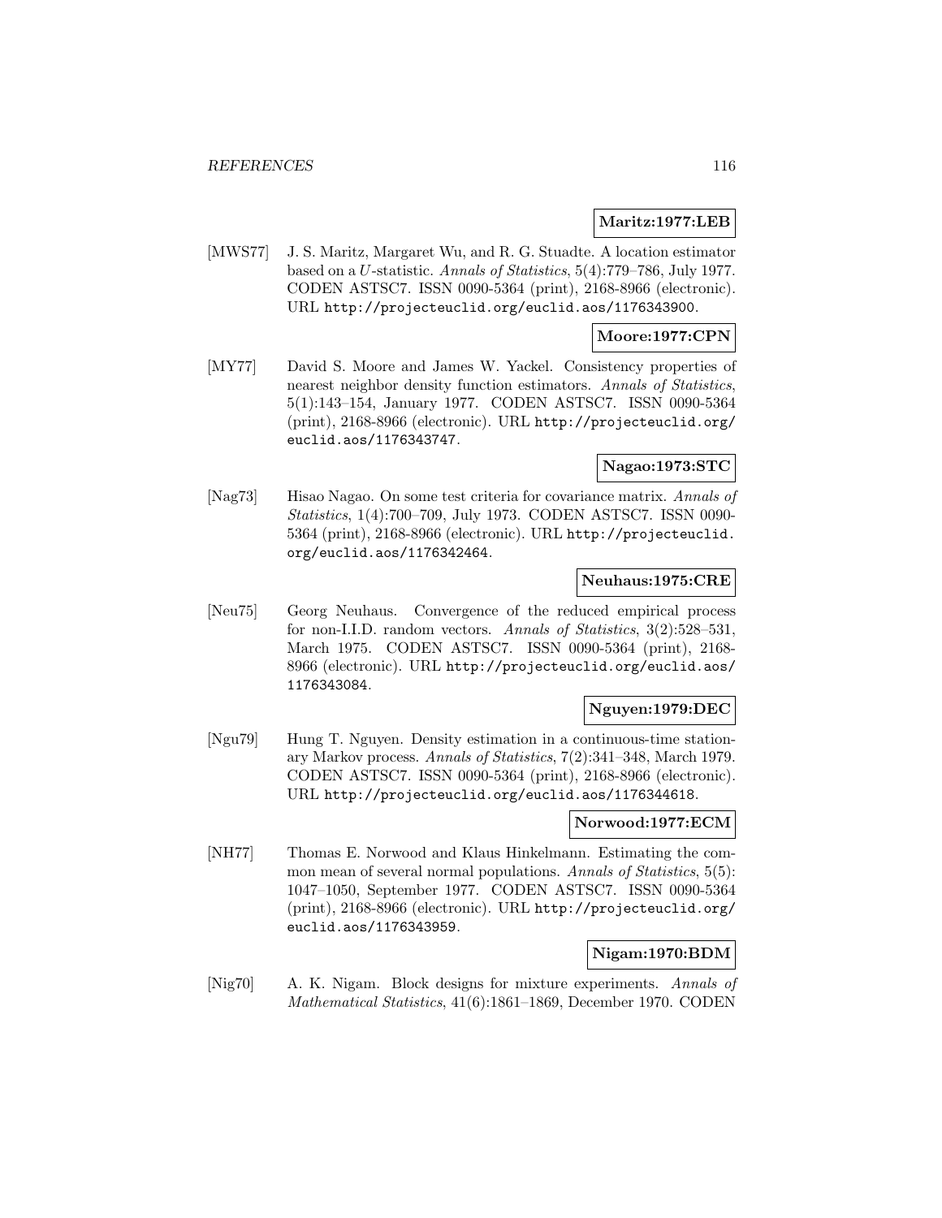**Maritz:1977:LEB**

[MWS77] J. S. Maritz, Margaret Wu, and R. G. Stuadte. A location estimator based on a $U$-statistic. *Annals of Statistics*, 5(4):779–786, July 1977. CODEN ASTSC7. ISSN 0090-5364 (print), 2168-8966 (electronic). URL http://projecteuclid.org/euclid.aos/1176343900.

**Moore:1977:CPN**

[MY77] David S. Moore and James W. Yackel. Consistency properties of nearest neighbor density function estimators. *Annals of Statistics*, 5(1):143–154, January 1977. CODEN ASTSC7. ISSN 0090-5364 (print), 2168-8966 (electronic). URL http://projecteuclid.org/euclid.aos/1176343747.

**Nagao:1973:STC**

[Nag73] Hisao Nagao. On some test criteria for covariance matrix. *Annals of Statistics*, 1(4):700–709, July 1973. CODEN ASTSC7. ISSN 0090-5364 (print), 2168-8966 (electronic). URL http://projecteuclid.org/euclid.aos/1176342464.

**Neuhaus:1975:CRE**

[Neu75] Georg Neuhaus. Convergence of the reduced empirical process for non-I.I.D. random vectors. *Annals of Statistics*, 3(2):528–531, March 1975. CODEN ASTSC7. ISSN 0090-5364 (print), 2168-8966 (electronic). URL http://projecteuclid.org/euclid.aos/1176343084.

**Nguyen:1979:DEC**

[Ngu79] Hung T. Nguyen. Density estimation in a continuous-time stationary Markov process. *Annals of Statistics*, 7(2):341–348, March 1979. CODEN ASTSC7. ISSN 0090-5364 (print), 2168-8966 (electronic). URL http://projecteuclid.org/euclid.aos/1176344618.

**Norwood:1977:ECM**

[NH77] Thomas E. Norwood and Klaus Hinkelmann. Estimating the common mean of several normal populations. *Annals of Statistics*, 5(5):1047–1050, September 1977. CODEN ASTSC7. ISSN 0090-5364 (print), 2168-8966 (electronic). URL http://projecteuclid.org/euclid.aos/1176343959.

**Nigam:1970:BDM**

[Nig70] A. K. Nigam. Block designs for mixture experiments. *Annals of Mathematical Statistics*, 41(6):1861–1869, December 1970. CODEN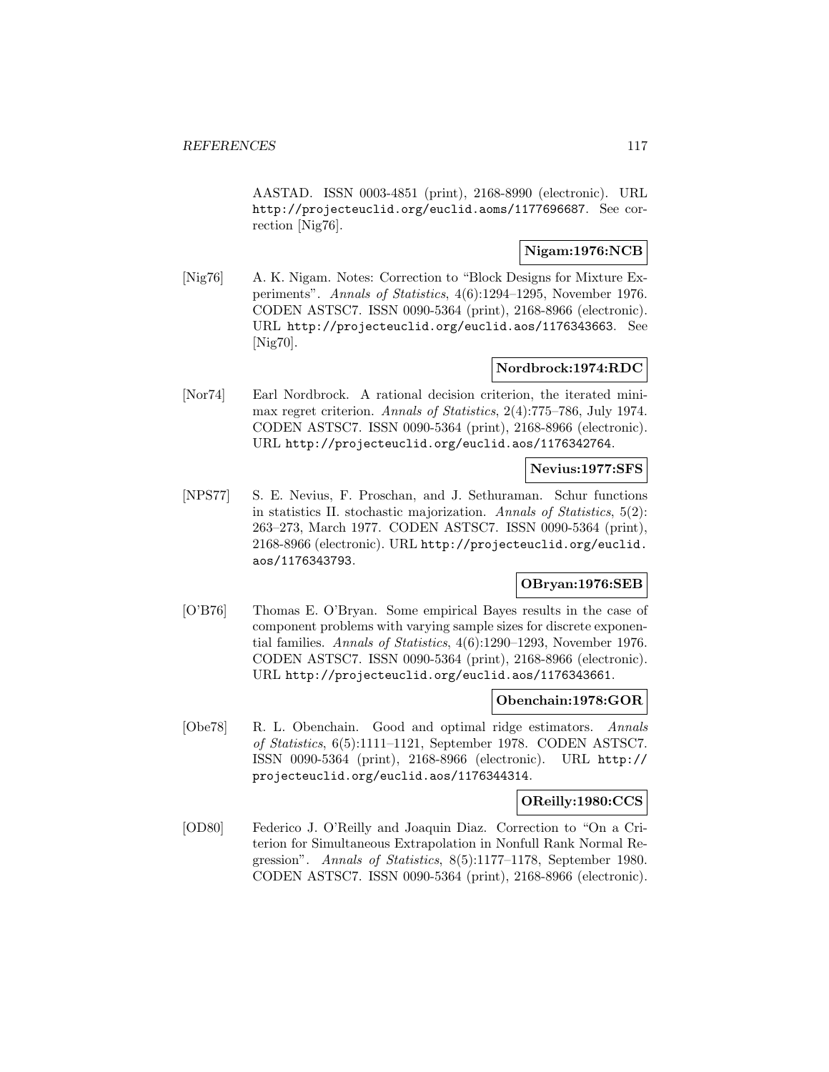AASTAD. ISSN 0003-4851 (print), 2168-8990 (electronic). URL http://projecteuclid.org/euclid.aoms/1177696687. See correction [Nig76].

**Nigam:1976:NCB**

[Nig76] A. K. Nigam. Notes: Correction to "Block Designs for Mixture Experiments". *Annals of Statistics*, 4(6):1294–1295, November 1976. CODEN ASTSC7. ISSN 0090-5364 (print), 2168-8966 (electronic). URL http://projecteuclid.org/euclid.aos/1176343663. See [Nig70].

**Nordbrock:1974:RDC**

[Nor74] Earl Nordbrock. A rational decision criterion, the iterated minimax regret criterion. *Annals of Statistics*, 2(4):775–786, July 1974. CODEN ASTSC7. ISSN 0090-5364 (print), 2168-8966 (electronic). URL http://projecteuclid.org/euclid.aos/1176342764.

**Nevius:1977:SFS**

[NPS77] S. E. Nevius, F. Proschan, and J. Sethuraman. Schur functions in statistics II. stochastic majorization. *Annals of Statistics*, 5(2): 263–273, March 1977. CODEN ASTSC7. ISSN 0090-5364 (print), 2168-8966 (electronic). URL http://projecteuclid.org/euclid.aos/1176343793.

**OBryan:1976:SEB**

[O'B76] Thomas E. O'Bryan. Some empirical Bayes results in the case of component problems with varying sample sizes for discrete exponential families. *Annals of Statistics*, 4(6):1290–1293, November 1976. CODEN ASTSC7. ISSN 0090-5364 (print), 2168-8966 (electronic). URL http://projecteuclid.org/euclid.aos/1176343661.

**Obenchain:1978:GOR**

[Obe78] R. L. Obenchain. Good and optimal ridge estimators. *Annals of Statistics*, 6(5):1111–1121, September 1978. CODEN ASTSC7. ISSN 0090-5364 (print), 2168-8966 (electronic). URL http://projecteuclid.org/euclid.aos/1176344314.

**OReilly:1980:CCS**

[OD80] Federico J. O'Reilly and Joaquin Diaz. Correction to "On a Criterion for Simultaneous Extrapolation in Nonfull Rank Normal Regression". *Annals of Statistics*, 8(5):1177–1178, September 1980. CODEN ASTSC7. ISSN 0090-5364 (print), 2168-8966 (electronic).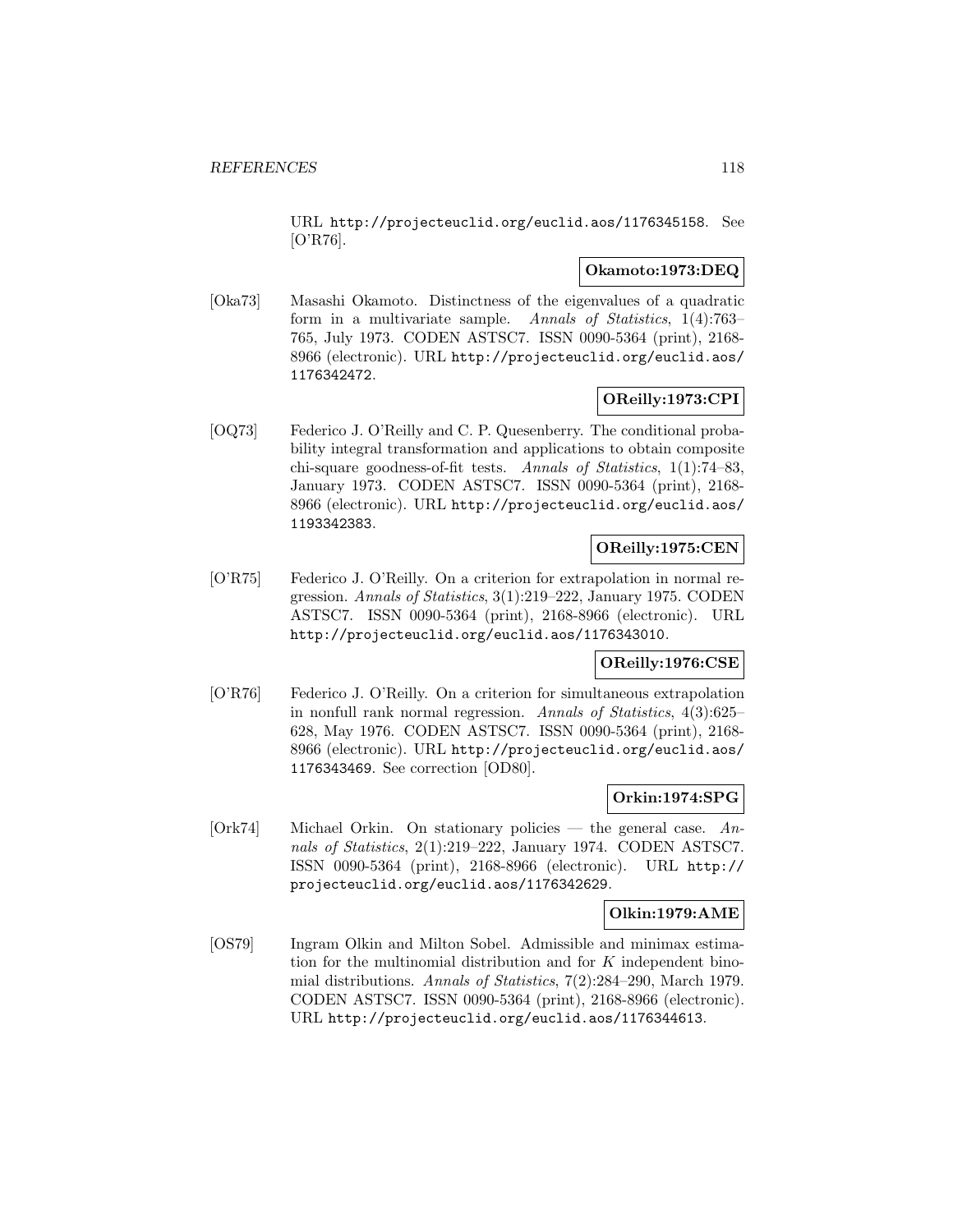URL http://projecteuclid.org/euclid.aos/1176345158. See [O'R76].

**Okamoto:1973:DEQ**

[Oka73] Masashi Okamoto. Distinctness of the eigenvalues of a quadratic form in a multivariate sample. *Annals of Statistics*, 1(4):763–765, July 1973. CODEN ASTSC7. ISSN 0090-5364 (print), 2168-8966 (electronic). URL http://projecteuclid.org/euclid.aos/1176342472.

**OReilly:1973:CPI**

[OQ73] Federico J. O'Reilly and C. P. Quesenberry. The conditional probability integral transformation and applications to obtain composite chi-square goodness-of-fit tests. *Annals of Statistics*, 1(1):74–83, January 1973. CODEN ASTSC7. ISSN 0090-5364 (print), 2168-8966 (electronic). URL http://projecteuclid.org/euclid.aos/1193342383.

**OReilly:1975:CEN**

[O'R75] Federico J. O'Reilly. On a criterion for extrapolation in normal regression. *Annals of Statistics*, 3(1):219–222, January 1975. CODEN ASTSC7. ISSN 0090-5364 (print), 2168-8966 (electronic). URL http://projecteuclid.org/euclid.aos/1176343010.

**OReilly:1976:CSE**

[O'R76] Federico J. O'Reilly. On a criterion for simultaneous extrapolation in nonfull rank normal regression. *Annals of Statistics*, 4(3):625–628, May 1976. CODEN ASTSC7. ISSN 0090-5364 (print), 2168-8966 (electronic). URL http://projecteuclid.org/euclid.aos/1176343469. See correction [OD80].

**Orkin:1974:SPG**

[Ork74] Michael Orkin. On stationary policies — the general case. *Annals of Statistics*, 2(1):219–222, January 1974. CODEN ASTSC7. ISSN 0090-5364 (print), 2168-8966 (electronic). URL http://projecteuclid.org/euclid.aos/1176342629.

**Olkin:1979:AME**

[OS79] Ingram Olkin and Milton Sobel. Admissible and minimax estimation for the multinomial distribution and for $K$ independent binomial distributions. *Annals of Statistics*, 7(2):284–290, March 1979. CODEN ASTSC7. ISSN 0090-5364 (print), 2168-8966 (electronic). URL http://projecteuclid.org/euclid.aos/1176344613.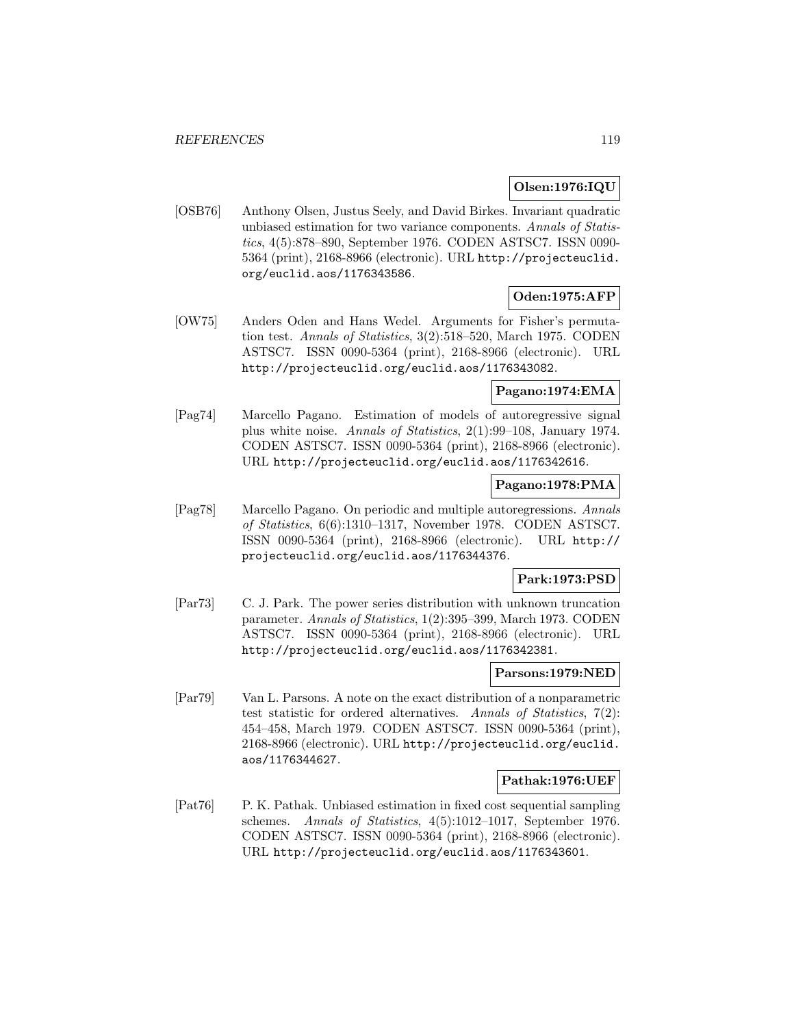**Olsen:1976:IQU**

[OSB76] Anthony Olsen, Justus Seely, and David Birkes. Invariant quadratic unbiased estimation for two variance components. *Annals of Statistics*, 4(5):878–890, September 1976. CODEN ASTSC7. ISSN 0090-5364 (print), 2168-8966 (electronic). URL http://projecteuclid.org/euclid.aos/1176343586.

**Oden:1975:AFP**

[OW75] Anders Oden and Hans Wedel. Arguments for Fisher's permutation test. *Annals of Statistics*, 3(2):518–520, March 1975. CODEN ASTSC7. ISSN 0090-5364 (print), 2168-8966 (electronic). URL http://projecteuclid.org/euclid.aos/1176343082.

**Pagano:1974:EMA**

[Pag74] Marcello Pagano. Estimation of models of autoregressive signal plus white noise. *Annals of Statistics*, 2(1):99–108, January 1974. CODEN ASTSC7. ISSN 0090-5364 (print), 2168-8966 (electronic). URL http://projecteuclid.org/euclid.aos/1176342616.

**Pagano:1978:PMA**

[Pag78] Marcello Pagano. On periodic and multiple autoregressions. *Annals of Statistics*, 6(6):1310–1317, November 1978. CODEN ASTSC7. ISSN 0090-5364 (print), 2168-8966 (electronic). URL http://projecteuclid.org/euclid.aos/1176344376.

**Park:1973:PSD**

[Par73] C. J. Park. The power series distribution with unknown truncation parameter. *Annals of Statistics*, 1(2):395–399, March 1973. CODEN ASTSC7. ISSN 0090-5364 (print), 2168-8966 (electronic). URL http://projecteuclid.org/euclid.aos/1176342381.

**Parsons:1979:NED**

[Par79] Van L. Parsons. A note on the exact distribution of a nonparametric test statistic for ordered alternatives. *Annals of Statistics*, 7(2): 454–458, March 1979. CODEN ASTSC7. ISSN 0090-5364 (print), 2168-8966 (electronic). URL http://projecteuclid.org/euclid.aos/1176344627.

**Pathak:1976:UEF**

[Pat76] P. K. Pathak. Unbiased estimation in fixed cost sequential sampling schemes. *Annals of Statistics*, 4(5):1012–1017, September 1976. CODEN ASTSC7. ISSN 0090-5364 (print), 2168-8966 (electronic). URL http://projecteuclid.org/euclid.aos/1176343601.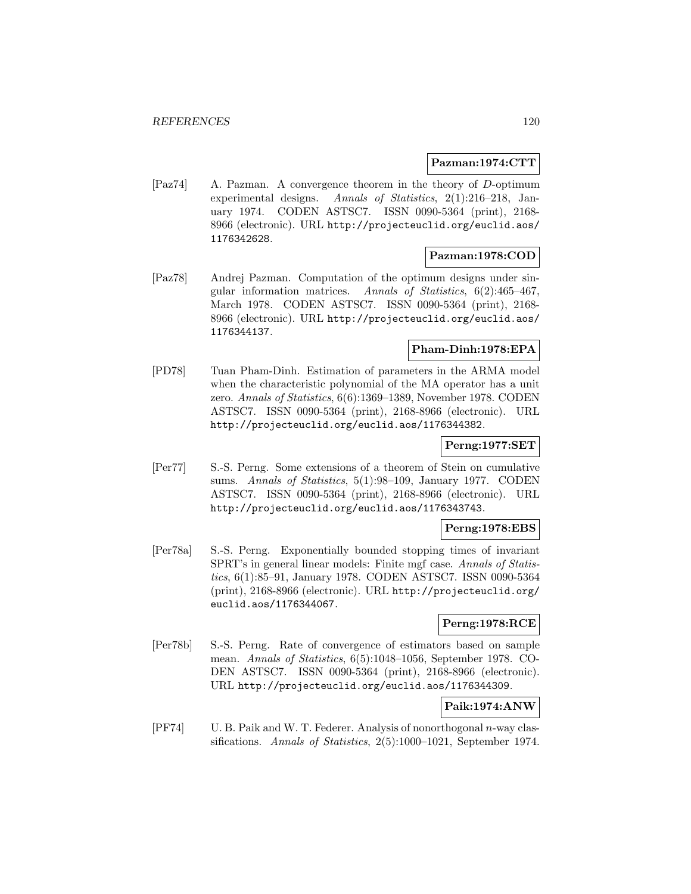**Pazman:1974:CTT**

[Paz74] A. Pazman. A convergence theorem in the theory of $D$-optimum experimental designs. *Annals of Statistics*, 2(1):216–218, January 1974. CODEN ASTSC7. ISSN 0090-5364 (print), 2168-8966 (electronic). URL http://projecteuclid.org/euclid.aos/1176342628.

**Pazman:1978:COD**

[Paz78] Andrej Pazman. Computation of the optimum designs under singular information matrices. *Annals of Statistics*, 6(2):465–467, March 1978. CODEN ASTSC7. ISSN 0090-5364 (print), 2168-8966 (electronic). URL http://projecteuclid.org/euclid.aos/1176344137.

**Pham-Dinh:1978:EPA**

[PD78] Tuan Pham-Dinh. Estimation of parameters in the ARMA model when the characteristic polynomial of the MA operator has a unit zero. *Annals of Statistics*, 6(6):1369–1389, November 1978. CODEN ASTSC7. ISSN 0090-5364 (print), 2168-8966 (electronic). URL http://projecteuclid.org/euclid.aos/1176344382.

**Perng:1977:SET**

[Per77] S.-S. Perng. Some extensions of a theorem of Stein on cumulative sums. *Annals of Statistics*, 5(1):98–109, January 1977. CODEN ASTSC7. ISSN 0090-5364 (print), 2168-8966 (electronic). URL http://projecteuclid.org/euclid.aos/1176343743.

**Perng:1978:EBS**

[Per78a] S.-S. Perng. Exponentially bounded stopping times of invariant SPRT's in general linear models: Finite mgf case. *Annals of Statistics*, 6(1):85–91, January 1978. CODEN ASTSC7. ISSN 0090-5364 (print), 2168-8966 (electronic). URL http://projecteuclid.org/euclid.aos/1176344067.

**Perng:1978:RCE**

[Per78b] S.-S. Perng. Rate of convergence of estimators based on sample mean. *Annals of Statistics*, 6(5):1048–1056, September 1978. CODEN ASTSC7. ISSN 0090-5364 (print), 2168-8966 (electronic). URL http://projecteuclid.org/euclid.aos/1176344309.

**Paik:1974:ANW**

[PF74] U. B. Paik and W. T. Federer. Analysis of nonorthogonal $n$-way classifications. *Annals of Statistics*, 2(5):1000–1021, September 1974.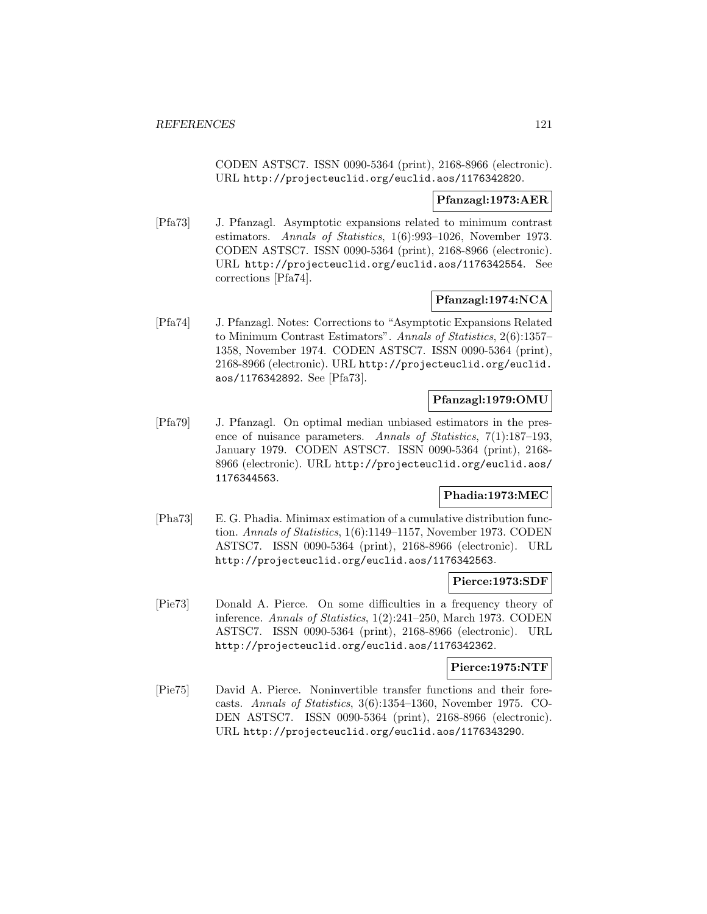CODEN ASTSC7. ISSN 0090-5364 (print), 2168-8966 (electronic). URL http://projecteuclid.org/euclid.aos/1176342820.

**Pfanzagl:1973:AER**

[Pfa73] J. Pfanzagl. Asymptotic expansions related to minimum contrast estimators. *Annals of Statistics*, 1(6):993–1026, November 1973. CODEN ASTSC7. ISSN 0090-5364 (print), 2168-8966 (electronic). URL http://projecteuclid.org/euclid.aos/1176342554. See corrections [Pfa74].

**Pfanzagl:1974:NCA**

[Pfa74] J. Pfanzagl. Notes: Corrections to "Asymptotic Expansions Related to Minimum Contrast Estimators". *Annals of Statistics*, 2(6):1357–1358, November 1974. CODEN ASTSC7. ISSN 0090-5364 (print), 2168-8966 (electronic). URL http://projecteuclid.org/euclid.aos/1176342892. See [Pfa73].

**Pfanzagl:1979:OMU**

[Pfa79] J. Pfanzagl. On optimal median unbiased estimators in the presence of nuisance parameters. *Annals of Statistics*, 7(1):187–193, January 1979. CODEN ASTSC7. ISSN 0090-5364 (print), 2168-8966 (electronic). URL http://projecteuclid.org/euclid.aos/1176344563.

**Phadia:1973:MEC**

[Pha73] E. G. Phadia. Minimax estimation of a cumulative distribution function. *Annals of Statistics*, 1(6):1149–1157, November 1973. CODEN ASTSC7. ISSN 0090-5364 (print), 2168-8966 (electronic). URL http://projecteuclid.org/euclid.aos/1176342563.

**Pierce:1973:SDF**

[Pie73] Donald A. Pierce. On some difficulties in a frequency theory of inference. *Annals of Statistics*, 1(2):241–250, March 1973. CODEN ASTSC7. ISSN 0090-5364 (print), 2168-8966 (electronic). URL http://projecteuclid.org/euclid.aos/1176342362.

**Pierce:1975:NTF**

[Pie75] David A. Pierce. Noninvertible transfer functions and their forecasts. *Annals of Statistics*, 3(6):1354–1360, November 1975. CODEN ASTSC7. ISSN 0090-5364 (print), 2168-8966 (electronic). URL http://projecteuclid.org/euclid.aos/1176343290.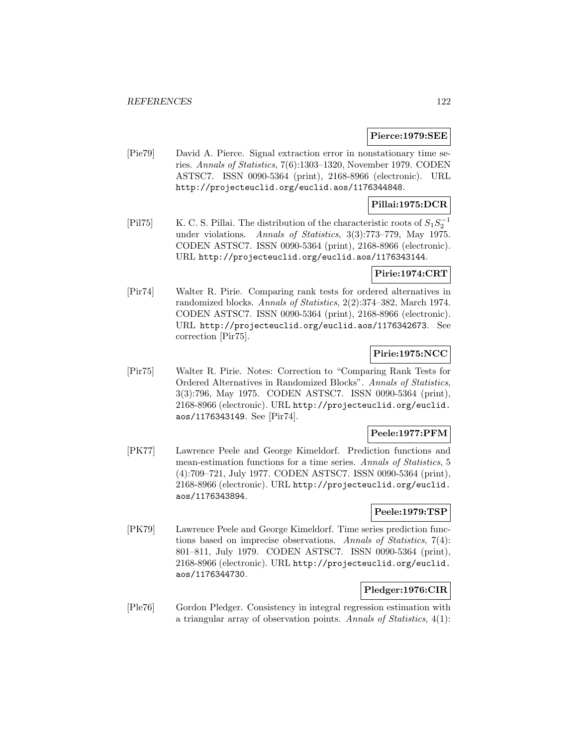**Pierce:1979:SEE**

[Pie79] David A. Pierce. Signal extraction error in nonstationary time series. *Annals of Statistics*, 7(6):1303–1320, November 1979. CODEN ASTSC7. ISSN 0090-5364 (print), 2168-8966 (electronic). URL http://projecteuclid.org/euclid.aos/1176344848.

**Pillai:1975:DCR**

[Pil75] K. C. S. Pillai. The distribution of the characteristic roots of $S_1S_2^{-1}$ under violations. *Annals of Statistics*, 3(3):773–779, May 1975. CODEN ASTSC7. ISSN 0090-5364 (print), 2168-8966 (electronic). URL http://projecteuclid.org/euclid.aos/1176343144.

**Pirie:1974:CRT**

[Pir74] Walter R. Pirie. Comparing rank tests for ordered alternatives in randomized blocks. *Annals of Statistics*, 2(2):374–382, March 1974. CODEN ASTSC7. ISSN 0090-5364 (print), 2168-8966 (electronic). URL http://projecteuclid.org/euclid.aos/1176342673. See correction [Pir75].

**Pirie:1975:NCC**

[Pir75] Walter R. Pirie. Notes: Correction to "Comparing Rank Tests for Ordered Alternatives in Randomized Blocks". *Annals of Statistics*, 3(3):796, May 1975. CODEN ASTSC7. ISSN 0090-5364 (print), 2168-8966 (electronic). URL http://projecteuclid.org/euclid.aos/1176343149. See [Pir74].

**Peele:1977:PFM**

[PK77] Lawrence Peele and George Kimeldorf. Prediction functions and mean-estimation functions for a time series. *Annals of Statistics*, 5 (4):709–721, July 1977. CODEN ASTSC7. ISSN 0090-5364 (print), 2168-8966 (electronic). URL http://projecteuclid.org/euclid.aos/1176343894.

**Peele:1979:TSP**

[PK79] Lawrence Peele and George Kimeldorf. Time series prediction functions based on imprecise observations. *Annals of Statistics*, 7(4): 801–811, July 1979. CODEN ASTSC7. ISSN 0090-5364 (print), 2168-8966 (electronic). URL http://projecteuclid.org/euclid.aos/1176344730.

**Pledger:1976:CIR**

[Ple76] Gordon Pledger. Consistency in integral regression estimation with a triangular array of observation points. *Annals of Statistics*, 4(1):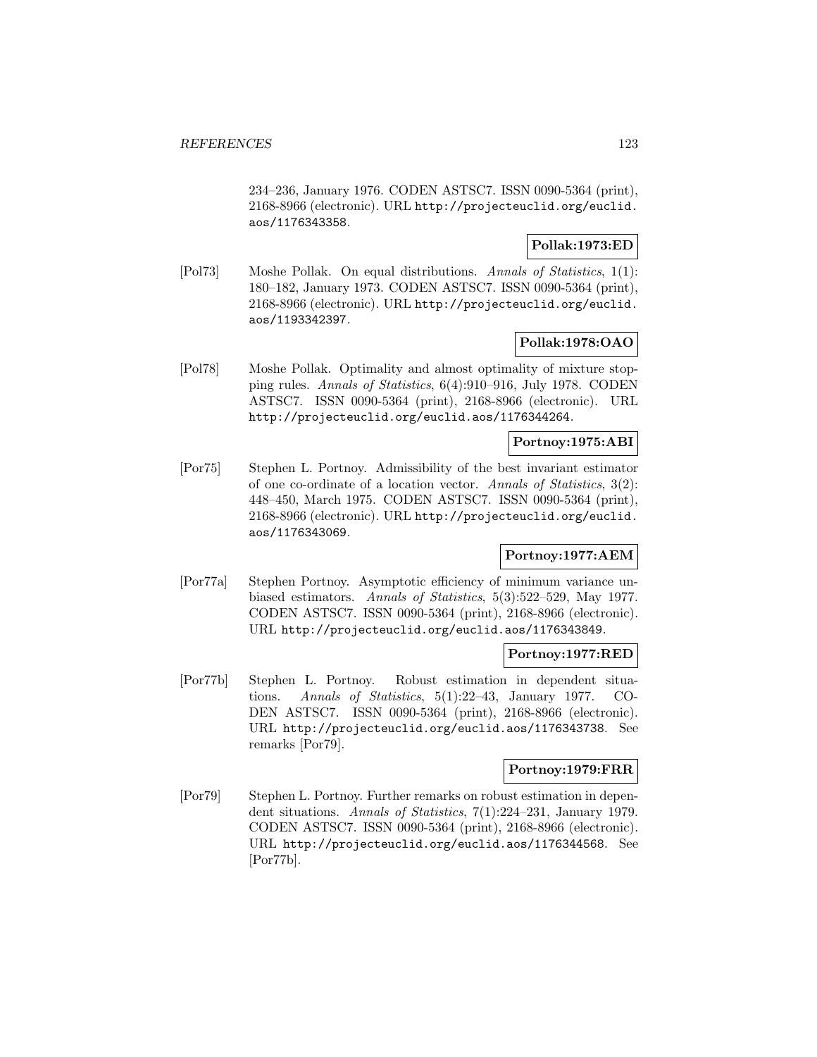234–236, January 1976. CODEN ASTSC7. ISSN 0090-5364 (print), 2168-8966 (electronic). URL http://projecteuclid.org/euclid.aos/1176343358.

**Pollak:1973:ED**

[Pol73] Moshe Pollak. On equal distributions. *Annals of Statistics*, 1(1): 180–182, January 1973. CODEN ASTSC7. ISSN 0090-5364 (print), 2168-8966 (electronic). URL http://projecteuclid.org/euclid.aos/1193342397.

**Pollak:1978:OAO**

[Pol78] Moshe Pollak. Optimality and almost optimality of mixture stopping rules. *Annals of Statistics*, 6(4):910–916, July 1978. CODEN ASTSC7. ISSN 0090-5364 (print), 2168-8966 (electronic). URL http://projecteuclid.org/euclid.aos/1176344264.

**Portnoy:1975:ABI**

[Por75] Stephen L. Portnoy. Admissibility of the best invariant estimator of one co-ordinate of a location vector. *Annals of Statistics*, 3(2): 448–450, March 1975. CODEN ASTSC7. ISSN 0090-5364 (print), 2168-8966 (electronic). URL http://projecteuclid.org/euclid.aos/1176343069.

**Portnoy:1977:AEM**

[Por77a] Stephen Portnoy. Asymptotic efficiency of minimum variance unbiased estimators. *Annals of Statistics*, 5(3):522–529, May 1977. CODEN ASTSC7. ISSN 0090-5364 (print), 2168-8966 (electronic). URL http://projecteuclid.org/euclid.aos/1176343849.

**Portnoy:1977:RED**

[Por77b] Stephen L. Portnoy. Robust estimation in dependent situations. *Annals of Statistics*, 5(1):22–43, January 1977. CODEN ASTSC7. ISSN 0090-5364 (print), 2168-8966 (electronic). URL http://projecteuclid.org/euclid.aos/1176343738. See remarks [Por79].

**Portnoy:1979:FRR**

[Por79] Stephen L. Portnoy. Further remarks on robust estimation in dependent situations. *Annals of Statistics*, 7(1):224–231, January 1979. CODEN ASTSC7. ISSN 0090-5364 (print), 2168-8966 (electronic). URL http://projecteuclid.org/euclid.aos/1176344568. See [Por77b].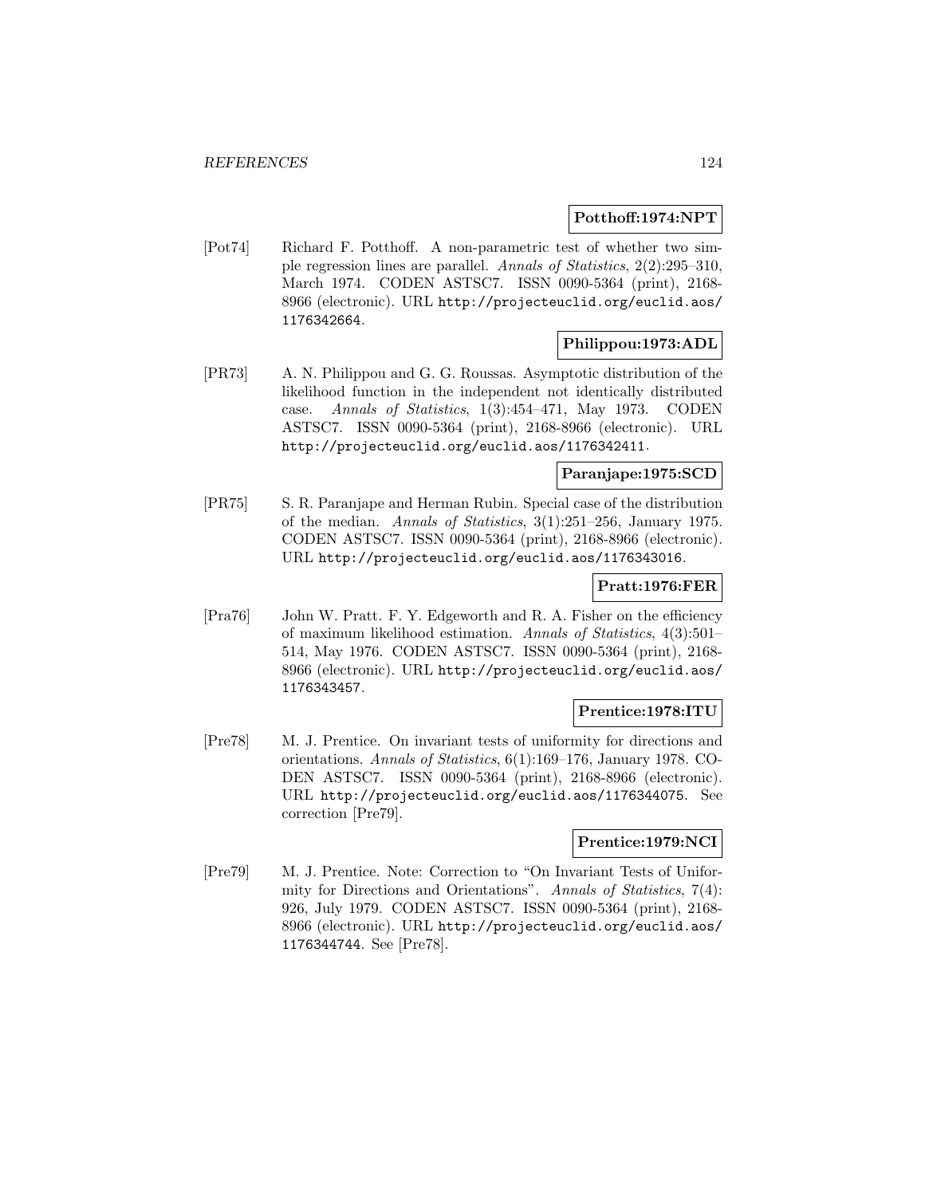**Potthoff:1974:NPT**

[Pot74] Richard F. Potthoff. A non-parametric test of whether two simple regression lines are parallel. *Annals of Statistics*, 2(2):295–310, March 1974. CODEN ASTSC7. ISSN 0090-5364 (print), 2168-8966 (electronic). URL `http://projecteuclid.org/euclid.aos/1176342664`.

**Philippou:1973:ADL**

[PR73] A. N. Philippou and G. G. Roussas. Asymptotic distribution of the likelihood function in the independent not identically distributed case. *Annals of Statistics*, 1(3):454–471, May 1973. CODEN ASTSC7. ISSN 0090-5364 (print), 2168-8966 (electronic). URL `http://projecteuclid.org/euclid.aos/1176342411`.

**Paranjape:1975:SCD**

[PR75] S. R. Paranjape and Herman Rubin. Special case of the distribution of the median. *Annals of Statistics*, 3(1):251–256, January 1975. CODEN ASTSC7. ISSN 0090-5364 (print), 2168-8966 (electronic). URL `http://projecteuclid.org/euclid.aos/1176343016`.

**Pratt:1976:FER**

[Pra76] John W. Pratt. F. Y. Edgeworth and R. A. Fisher on the efficiency of maximum likelihood estimation. *Annals of Statistics*, 4(3):501–514, May 1976. CODEN ASTSC7. ISSN 0090-5364 (print), 2168-8966 (electronic). URL `http://projecteuclid.org/euclid.aos/1176343457`.

**Prentice:1978:ITU**

[Pre78] M. J. Prentice. On invariant tests of uniformity for directions and orientations. *Annals of Statistics*, 6(1):169–176, January 1978. CODEN ASTSC7. ISSN 0090-5364 (print), 2168-8966 (electronic). URL `http://projecteuclid.org/euclid.aos/1176344075`. See correction [Pre79].

**Prentice:1979:NCI**

[Pre79] M. J. Prentice. Note: Correction to "On Invariant Tests of Uniformity for Directions and Orientations". *Annals of Statistics*, 7(4): 926, July 1979. CODEN ASTSC7. ISSN 0090-5364 (print), 2168-8966 (electronic). URL `http://projecteuclid.org/euclid.aos/1176344744`. See [Pre78].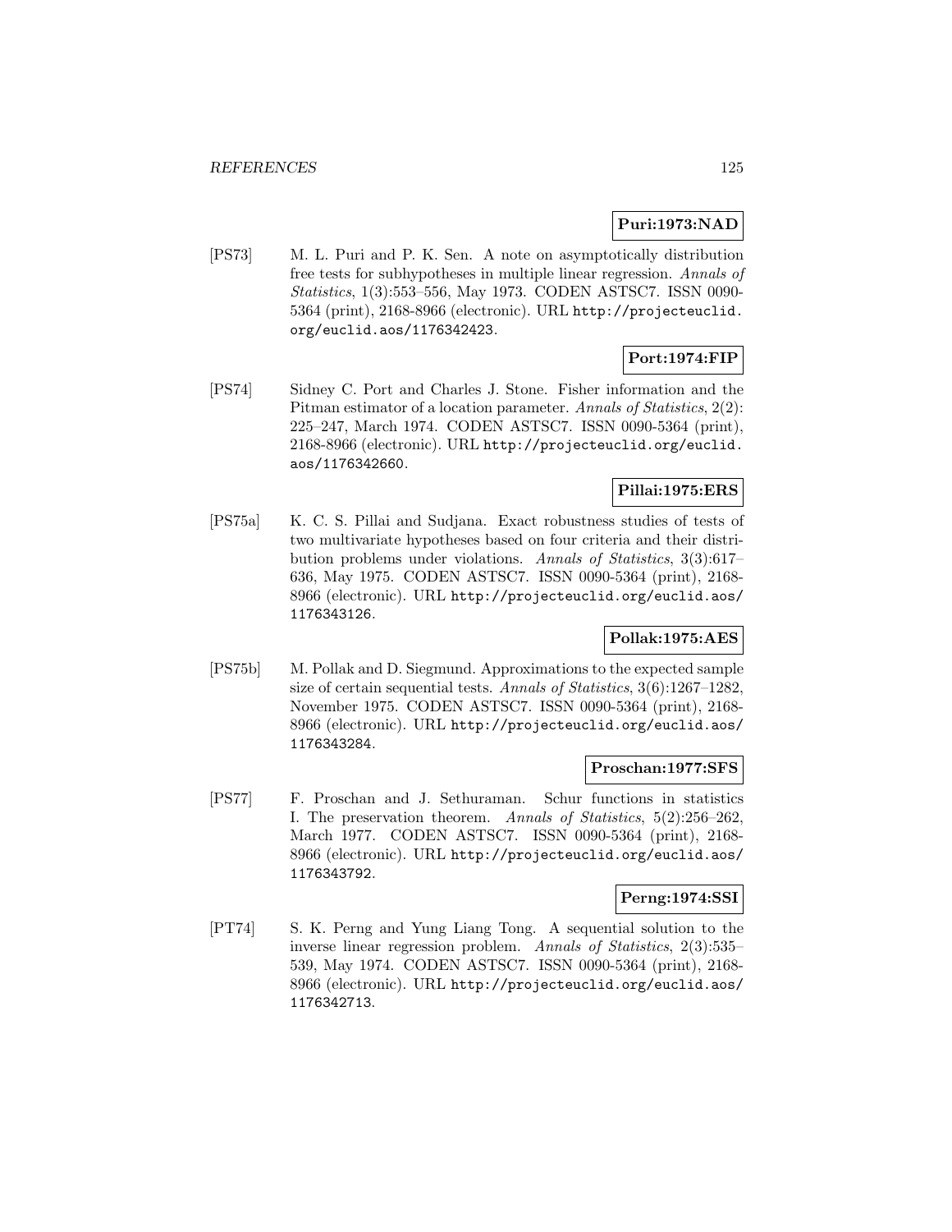**Puri:1973:NAD**

[PS73] M. L. Puri and P. K. Sen. A note on asymptotically distribution free tests for subhypotheses in multiple linear regression. *Annals of Statistics*, 1(3):553–556, May 1973. CODEN ASTSC7. ISSN 0090-5364 (print), 2168-8966 (electronic). URL http://projecteuclid.org/euclid.aos/1176342423.

**Port:1974:FIP**

[PS74] Sidney C. Port and Charles J. Stone. Fisher information and the Pitman estimator of a location parameter. *Annals of Statistics*, 2(2): 225–247, March 1974. CODEN ASTSC7. ISSN 0090-5364 (print), 2168-8966 (electronic). URL http://projecteuclid.org/euclid.aos/1176342660.

**Pillai:1975:ERS**

[PS75a] K. C. S. Pillai and Sudjana. Exact robustness studies of tests of two multivariate hypotheses based on four criteria and their distribution problems under violations. *Annals of Statistics*, 3(3):617–636, May 1975. CODEN ASTSC7. ISSN 0090-5364 (print), 2168-8966 (electronic). URL http://projecteuclid.org/euclid.aos/1176343126.

**Pollak:1975:AES**

[PS75b] M. Pollak and D. Siegmund. Approximations to the expected sample size of certain sequential tests. *Annals of Statistics*, 3(6):1267–1282, November 1975. CODEN ASTSC7. ISSN 0090-5364 (print), 2168-8966 (electronic). URL http://projecteuclid.org/euclid.aos/1176343284.

**Proschan:1977:SFS**

[PS77] F. Proschan and J. Sethuraman. Schur functions in statistics I. The preservation theorem. *Annals of Statistics*, 5(2):256–262, March 1977. CODEN ASTSC7. ISSN 0090-5364 (print), 2168-8966 (electronic). URL http://projecteuclid.org/euclid.aos/1176343792.

**Perng:1974:SSI**

[PT74] S. K. Perng and Yung Liang Tong. A sequential solution to the inverse linear regression problem. *Annals of Statistics*, 2(3):535–539, May 1974. CODEN ASTSC7. ISSN 0090-5364 (print), 2168-8966 (electronic). URL http://projecteuclid.org/euclid.aos/1176342713.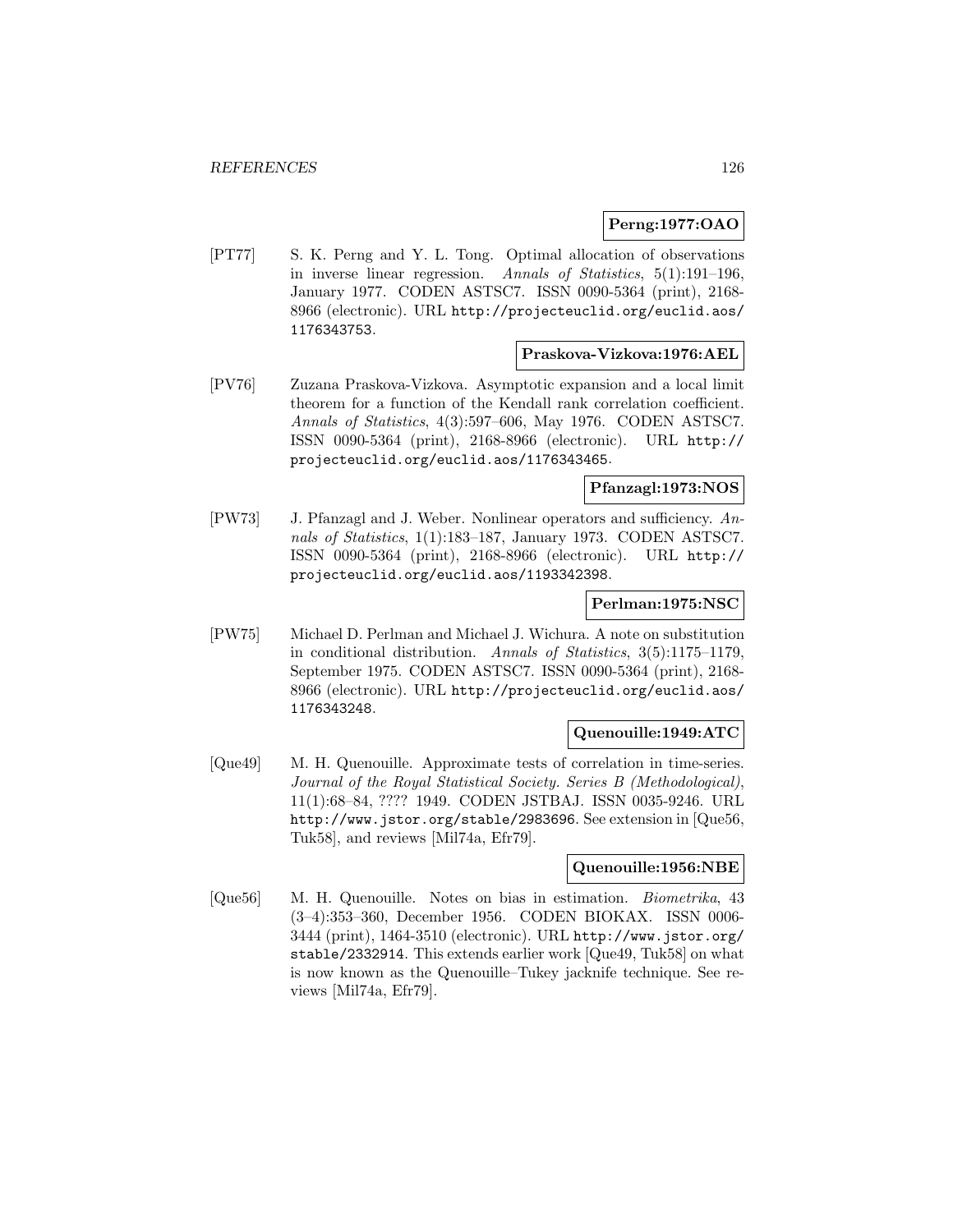**Perng:1977:OAO**

[PT77] S. K. Perng and Y. L. Tong. Optimal allocation of observations in inverse linear regression. *Annals of Statistics*, 5(1):191–196, January 1977. CODEN ASTSC7. ISSN 0090-5364 (print), 2168-8966 (electronic). URL `http://projecteuclid.org/euclid.aos/1176343753`.

**Praskova-Vizkova:1976:AEL**

[PV76] Zuzana Praskova-Vizkova. Asymptotic expansion and a local limit theorem for a function of the Kendall rank correlation coefficient. *Annals of Statistics*, 4(3):597–606, May 1976. CODEN ASTSC7. ISSN 0090-5364 (print), 2168-8966 (electronic). URL `http://projecteuclid.org/euclid.aos/1176343465`.

**Pfanzagl:1973:NOS**

[PW73] J. Pfanzagl and J. Weber. Nonlinear operators and sufficiency. *Annals of Statistics*, 1(1):183–187, January 1973. CODEN ASTSC7. ISSN 0090-5364 (print), 2168-8966 (electronic). URL `http://projecteuclid.org/euclid.aos/1193342398`.

**Perlman:1975:NSC**

[PW75] Michael D. Perlman and Michael J. Wichura. A note on substitution in conditional distribution. *Annals of Statistics*, 3(5):1175–1179, September 1975. CODEN ASTSC7. ISSN 0090-5364 (print), 2168-8966 (electronic). URL `http://projecteuclid.org/euclid.aos/1176343248`.

**Quenouille:1949:ATC**

[Que49] M. H. Quenouille. Approximate tests of correlation in time-series. *Journal of the Royal Statistical Society. Series B (Methodological)*, 11(1):68–84, ???? 1949. CODEN JSTBAJ. ISSN 0035-9246. URL `http://www.jstor.org/stable/2983696`. See extension in [Que56, Tuk58], and reviews [Mil74a, Efr79].

**Quenouille:1956:NBE**

[Que56] M. H. Quenouille. Notes on bias in estimation. *Biometrika*, 43 (3–4):353–360, December 1956. CODEN BIOKAX. ISSN 0006-3444 (print), 1464-3510 (electronic). URL `http://www.jstor.org/stable/2332914`. This extends earlier work [Que49, Tuk58] on what is now known as the Quenouille–Tukey jacknife technique. See reviews [Mil74a, Efr79].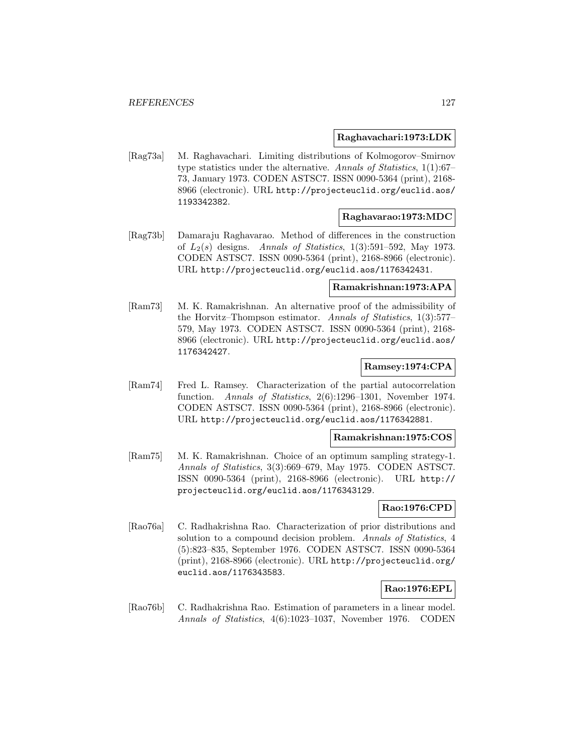**Raghavachari:1973:LDK**

[Rag73a] M. Raghavachari. Limiting distributions of Kolmogorov–Smirnov type statistics under the alternative. *Annals of Statistics*, 1(1):67–73, January 1973. CODEN ASTSC7. ISSN 0090-5364 (print), 2168-8966 (electronic). URL http://projecteuclid.org/euclid.aos/1193342382.

**Raghavarao:1973:MDC**

[Rag73b] Damaraju Raghavarao. Method of differences in the construction of $L_2(s)$ designs. *Annals of Statistics*, 1(3):591–592, May 1973. CODEN ASTSC7. ISSN 0090-5364 (print), 2168-8966 (electronic). URL http://projecteuclid.org/euclid.aos/1176342431.

**Ramakrishnan:1973:APA**

[Ram73] M. K. Ramakrishnan. An alternative proof of the admissibility of the Horvitz–Thompson estimator. *Annals of Statistics*, 1(3):577–579, May 1973. CODEN ASTSC7. ISSN 0090-5364 (print), 2168-8966 (electronic). URL http://projecteuclid.org/euclid.aos/1176342427.

**Ramsey:1974:CPA**

[Ram74] Fred L. Ramsey. Characterization of the partial autocorrelation function. *Annals of Statistics*, 2(6):1296–1301, November 1974. CODEN ASTSC7. ISSN 0090-5364 (print), 2168-8966 (electronic). URL http://projecteuclid.org/euclid.aos/1176342881.

**Ramakrishnan:1975:COS**

[Ram75] M. K. Ramakrishnan. Choice of an optimum sampling strategy-1. *Annals of Statistics*, 3(3):669–679, May 1975. CODEN ASTSC7. ISSN 0090-5364 (print), 2168-8966 (electronic). URL http://projecteuclid.org/euclid.aos/1176343129.

**Rao:1976:CPD**

[Rao76a] C. Radhakrishna Rao. Characterization of prior distributions and solution to a compound decision problem. *Annals of Statistics*, 4 (5):823–835, September 1976. CODEN ASTSC7. ISSN 0090-5364 (print), 2168-8966 (electronic). URL http://projecteuclid.org/euclid.aos/1176343583.

**Rao:1976:EPL**

[Rao76b] C. Radhakrishna Rao. Estimation of parameters in a linear model. *Annals of Statistics*, 4(6):1023–1037, November 1976. CODEN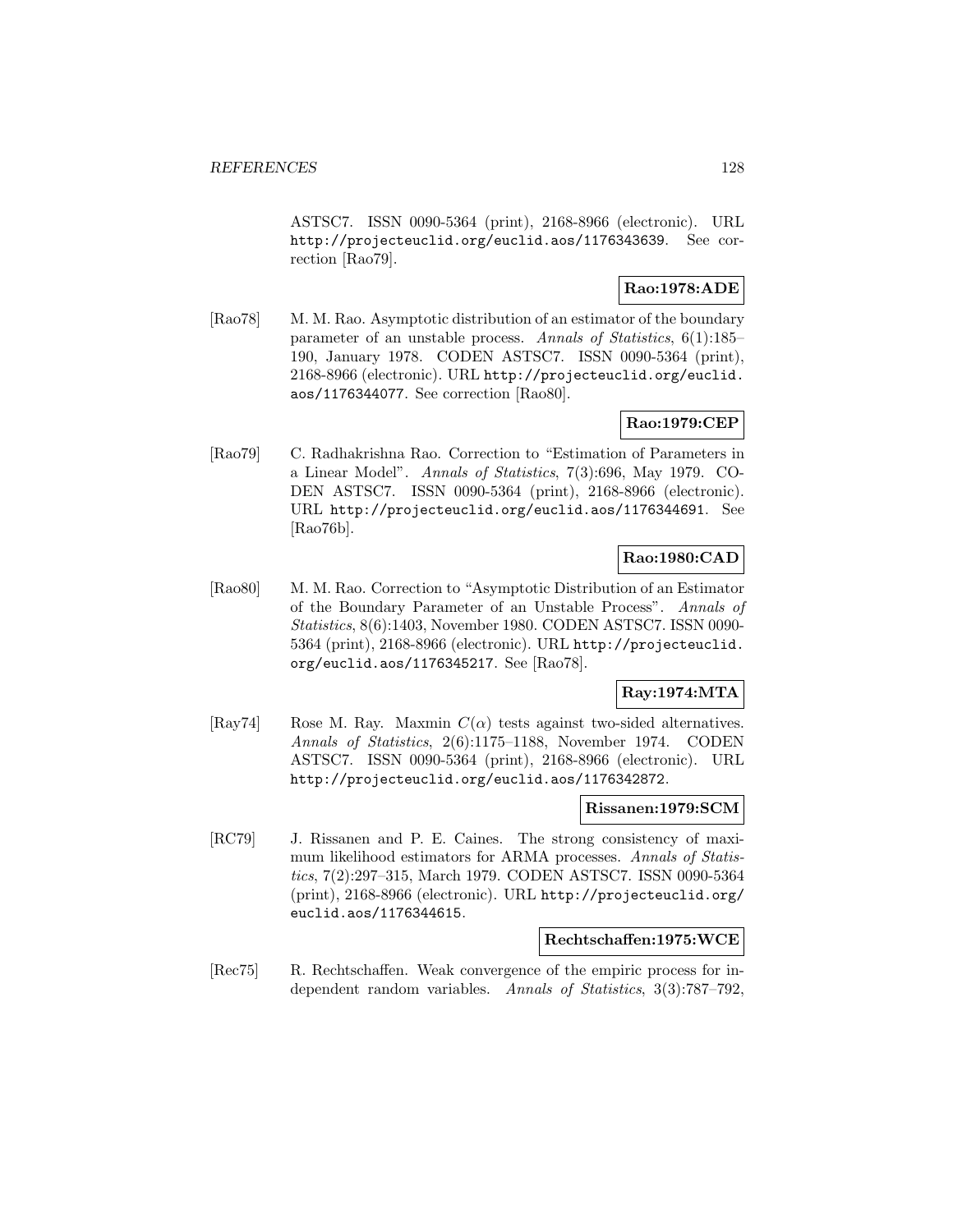ASTSC7. ISSN 0090-5364 (print), 2168-8966 (electronic). URL http://projecteuclid.org/euclid.aos/1176343639. See correction [Rao79].

**Rao:1978:ADE**

[Rao78] M. M. Rao. Asymptotic distribution of an estimator of the boundary parameter of an unstable process. *Annals of Statistics*, 6(1):185–190, January 1978. CODEN ASTSC7. ISSN 0090-5364 (print), 2168-8966 (electronic). URL http://projecteuclid.org/euclid.aos/1176344077. See correction [Rao80].

**Rao:1979:CEP**

[Rao79] C. Radhakrishna Rao. Correction to "Estimation of Parameters in a Linear Model". *Annals of Statistics*, 7(3):696, May 1979. CODEN ASTSC7. ISSN 0090-5364 (print), 2168-8966 (electronic). URL http://projecteuclid.org/euclid.aos/1176344691. See [Rao76b].

**Rao:1980:CAD**

[Rao80] M. M. Rao. Correction to "Asymptotic Distribution of an Estimator of the Boundary Parameter of an Unstable Process". *Annals of Statistics*, 8(6):1403, November 1980. CODEN ASTSC7. ISSN 0090-5364 (print), 2168-8966 (electronic). URL http://projecteuclid.org/euclid.aos/1176345217. See [Rao78].

**Ray:1974:MTA**

[Ray74] Rose M. Ray. Maxmin $C(\alpha)$ tests against two-sided alternatives. *Annals of Statistics*, 2(6):1175–1188, November 1974. CODEN ASTSC7. ISSN 0090-5364 (print), 2168-8966 (electronic). URL http://projecteuclid.org/euclid.aos/1176342872.

**Rissanen:1979:SCM**

[RC79] J. Rissanen and P. E. Caines. The strong consistency of maximum likelihood estimators for ARMA processes. *Annals of Statistics*, 7(2):297–315, March 1979. CODEN ASTSC7. ISSN 0090-5364 (print), 2168-8966 (electronic). URL http://projecteuclid.org/euclid.aos/1176344615.

**Rechtschaffen:1975:WCE**

[Rec75] R. Rechtschaffen. Weak convergence of the empiric process for independent random variables. *Annals of Statistics*, 3(3):787–792,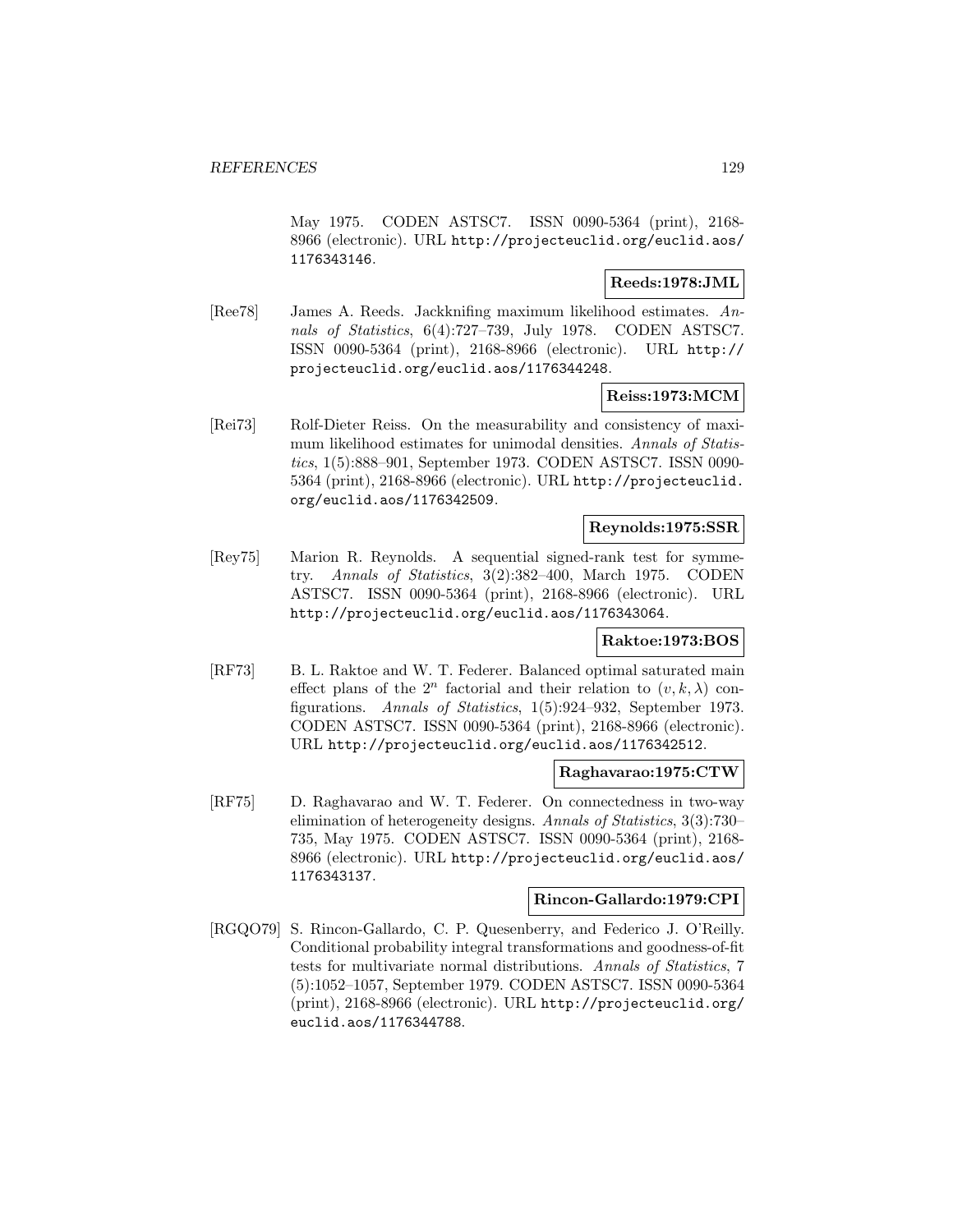May 1975. CODEN ASTSC7. ISSN 0090-5364 (print), 2168-8966 (electronic). URL http://projecteuclid.org/euclid.aos/1176343146.

**Reeds:1978:JML**

[Ree78] James A. Reeds. Jackknifing maximum likelihood estimates. *Annals of Statistics*, 6(4):727–739, July 1978. CODEN ASTSC7. ISSN 0090-5364 (print), 2168-8966 (electronic). URL http://projecteuclid.org/euclid.aos/1176344248.

**Reiss:1973:MCM**

[Rei73] Rolf-Dieter Reiss. On the measurability and consistency of maximum likelihood estimates for unimodal densities. *Annals of Statistics*, 1(5):888–901, September 1973. CODEN ASTSC7. ISSN 0090-5364 (print), 2168-8966 (electronic). URL http://projecteuclid.org/euclid.aos/1176342509.

**Reynolds:1975:SSR**

[Rey75] Marion R. Reynolds. A sequential signed-rank test for symmetry. *Annals of Statistics*, 3(2):382–400, March 1975. CODEN ASTSC7. ISSN 0090-5364 (print), 2168-8966 (electronic). URL http://projecteuclid.org/euclid.aos/1176343064.

**Raktoe:1973:BOS**

[RF73] B. L. Raktoe and W. T. Federer. Balanced optimal saturated main effect plans of the $2^n$ factorial and their relation to $(v, k, \lambda)$ configurations. *Annals of Statistics*, 1(5):924–932, September 1973. CODEN ASTSC7. ISSN 0090-5364 (print), 2168-8966 (electronic). URL http://projecteuclid.org/euclid.aos/1176342512.

**Raghavarao:1975:CTW**

[RF75] D. Raghavarao and W. T. Federer. On connectedness in two-way elimination of heterogeneity designs. *Annals of Statistics*, 3(3):730–735, May 1975. CODEN ASTSC7. ISSN 0090-5364 (print), 2168-8966 (electronic). URL http://projecteuclid.org/euclid.aos/1176343137.

**Rincon-Gallardo:1979:CPI**

[RGQO79] S. Rincon-Gallardo, C. P. Quesenberry, and Federico J. O'Reilly. Conditional probability integral transformations and goodness-of-fit tests for multivariate normal distributions. *Annals of Statistics*, 7(5):1052–1057, September 1979. CODEN ASTSC7. ISSN 0090-5364 (print), 2168-8966 (electronic). URL http://projecteuclid.org/euclid.aos/1176344788.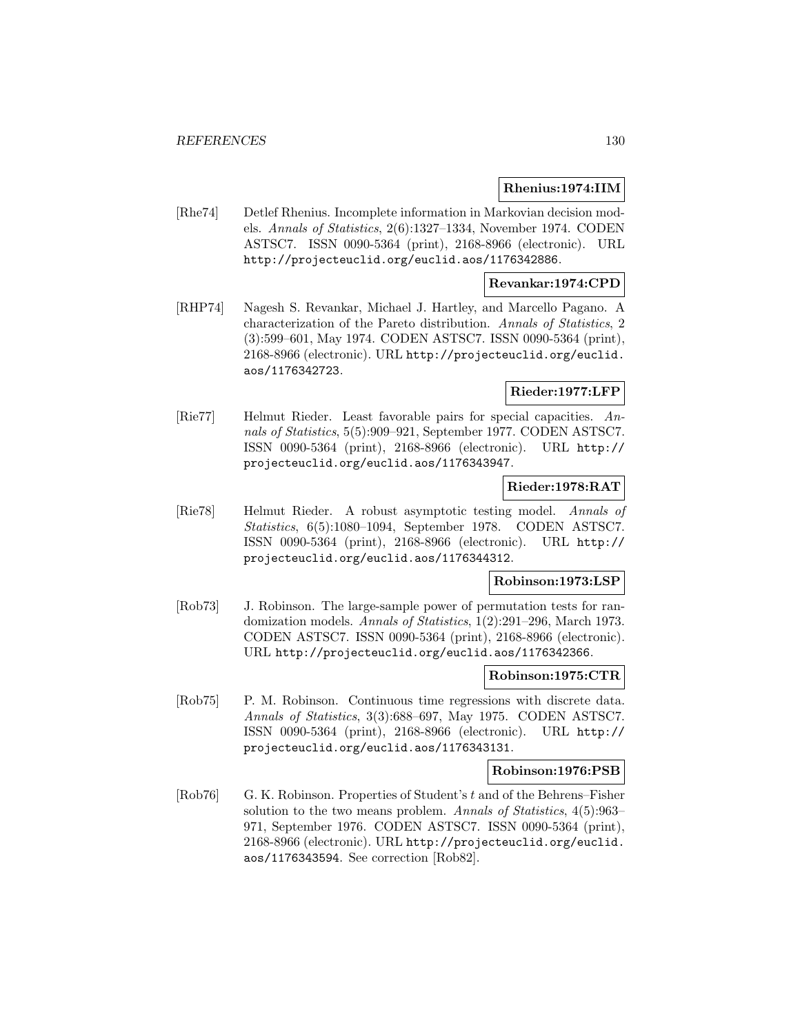**Rhenius:1974:IIM**

[Rhe74] Detlef Rhenius. Incomplete information in Markovian decision models. *Annals of Statistics*, 2(6):1327–1334, November 1974. CODEN ASTSC7. ISSN 0090-5364 (print), 2168-8966 (electronic). URL http://projecteuclid.org/euclid.aos/1176342886.

**Revankar:1974:CPD**

[RHP74] Nagesh S. Revankar, Michael J. Hartley, and Marcello Pagano. A characterization of the Pareto distribution. *Annals of Statistics*, 2 (3):599–601, May 1974. CODEN ASTSC7. ISSN 0090-5364 (print), 2168-8966 (electronic). URL http://projecteuclid.org/euclid.aos/1176342723.

**Rieder:1977:LFP**

[Rie77] Helmut Rieder. Least favorable pairs for special capacities. *Annals of Statistics*, 5(5):909–921, September 1977. CODEN ASTSC7. ISSN 0090-5364 (print), 2168-8966 (electronic). URL http://projecteuclid.org/euclid.aos/1176343947.

**Rieder:1978:RAT**

[Rie78] Helmut Rieder. A robust asymptotic testing model. *Annals of Statistics*, 6(5):1080–1094, September 1978. CODEN ASTSC7. ISSN 0090-5364 (print), 2168-8966 (electronic). URL http://projecteuclid.org/euclid.aos/1176344312.

**Robinson:1973:LSP**

[Rob73] J. Robinson. The large-sample power of permutation tests for randomization models. *Annals of Statistics*, 1(2):291–296, March 1973. CODEN ASTSC7. ISSN 0090-5364 (print), 2168-8966 (electronic). URL http://projecteuclid.org/euclid.aos/1176342366.

**Robinson:1975:CTR**

[Rob75] P. M. Robinson. Continuous time regressions with discrete data. *Annals of Statistics*, 3(3):688–697, May 1975. CODEN ASTSC7. ISSN 0090-5364 (print), 2168-8966 (electronic). URL http://projecteuclid.org/euclid.aos/1176343131.

**Robinson:1976:PSB**

[Rob76] G. K. Robinson. Properties of Student's $t$ and of the Behrens–Fisher solution to the two means problem. *Annals of Statistics*, 4(5):963–971, September 1976. CODEN ASTSC7. ISSN 0090-5364 (print), 2168-8966 (electronic). URL http://projecteuclid.org/euclid.aos/1176343594. See correction [Rob82].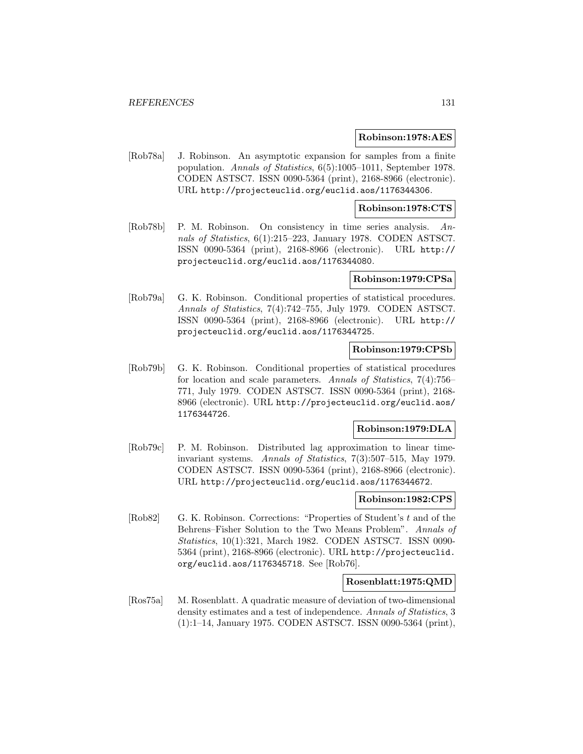**Robinson:1978:AES**

[Rob78a] J. Robinson. An asymptotic expansion for samples from a finite population. *Annals of Statistics*, 6(5):1005–1011, September 1978. CODEN ASTSC7. ISSN 0090-5364 (print), 2168-8966 (electronic). URL http://projecteuclid.org/euclid.aos/1176344306.

**Robinson:1978:CTS**

[Rob78b] P. M. Robinson. On consistency in time series analysis. *Annals of Statistics*, 6(1):215–223, January 1978. CODEN ASTSC7. ISSN 0090-5364 (print), 2168-8966 (electronic). URL http://projecteuclid.org/euclid.aos/1176344080.

**Robinson:1979:CPSa**

[Rob79a] G. K. Robinson. Conditional properties of statistical procedures. *Annals of Statistics*, 7(4):742–755, July 1979. CODEN ASTSC7. ISSN 0090-5364 (print), 2168-8966 (electronic). URL http://projecteuclid.org/euclid.aos/1176344725.

**Robinson:1979:CPSb**

[Rob79b] G. K. Robinson. Conditional properties of statistical procedures for location and scale parameters. *Annals of Statistics*, 7(4):756–771, July 1979. CODEN ASTSC7. ISSN 0090-5364 (print), 2168-8966 (electronic). URL http://projecteuclid.org/euclid.aos/1176344726.

**Robinson:1979:DLA**

[Rob79c] P. M. Robinson. Distributed lag approximation to linear time-invariant systems. *Annals of Statistics*, 7(3):507–515, May 1979. CODEN ASTSC7. ISSN 0090-5364 (print), 2168-8966 (electronic). URL http://projecteuclid.org/euclid.aos/1176344672.

**Robinson:1982:CPS**

[Rob82] G. K. Robinson. Corrections: "Properties of Student's $t$ and of the Behrens–Fisher Solution to the Two Means Problem". *Annals of Statistics*, 10(1):321, March 1982. CODEN ASTSC7. ISSN 0090-5364 (print), 2168-8966 (electronic). URL http://projecteuclid.org/euclid.aos/1176345718. See [Rob76].

**Rosenblatt:1975:QMD**

[Ros75a] M. Rosenblatt. A quadratic measure of deviation of two-dimensional density estimates and a test of independence. *Annals of Statistics*, 3 (1):1–14, January 1975. CODEN ASTSC7. ISSN 0090-5364 (print),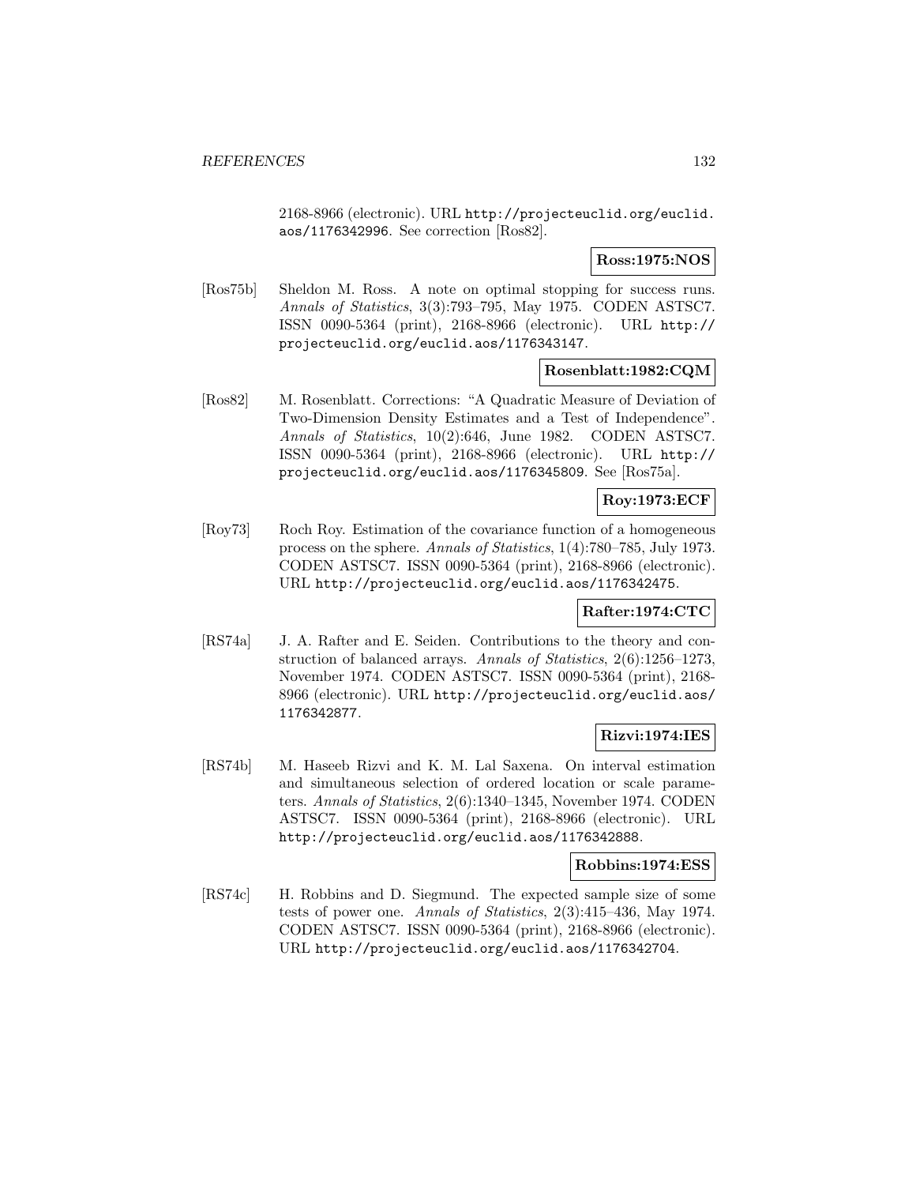2168-8966 (electronic). URL http://projecteuclid.org/euclid.aos/1176342996. See correction [Ros82].

**Ross:1975:NOS**

[Ros75b] Sheldon M. Ross. A note on optimal stopping for success runs. *Annals of Statistics*, 3(3):793–795, May 1975. CODEN ASTSC7. ISSN 0090-5364 (print), 2168-8966 (electronic). URL http://projecteuclid.org/euclid.aos/1176343147.

**Rosenblatt:1982:CQM**

[Ros82] M. Rosenblatt. Corrections: "A Quadratic Measure of Deviation of Two-Dimension Density Estimates and a Test of Independence". *Annals of Statistics*, 10(2):646, June 1982. CODEN ASTSC7. ISSN 0090-5364 (print), 2168-8966 (electronic). URL http://projecteuclid.org/euclid.aos/1176345809. See [Ros75a].

**Roy:1973:ECF**

[Roy73] Roch Roy. Estimation of the covariance function of a homogeneous process on the sphere. *Annals of Statistics*, 1(4):780–785, July 1973. CODEN ASTSC7. ISSN 0090-5364 (print), 2168-8966 (electronic). URL http://projecteuclid.org/euclid.aos/1176342475.

**Rafter:1974:CTC**

[RS74a] J. A. Rafter and E. Seiden. Contributions to the theory and construction of balanced arrays. *Annals of Statistics*, 2(6):1256–1273, November 1974. CODEN ASTSC7. ISSN 0090-5364 (print), 2168-8966 (electronic). URL http://projecteuclid.org/euclid.aos/1176342877.

**Rizvi:1974:IES**

[RS74b] M. Haseeb Rizvi and K. M. Lal Saxena. On interval estimation and simultaneous selection of ordered location or scale parameters. *Annals of Statistics*, 2(6):1340–1345, November 1974. CODEN ASTSC7. ISSN 0090-5364 (print), 2168-8966 (electronic). URL http://projecteuclid.org/euclid.aos/1176342888.

**Robbins:1974:ESS**

[RS74c] H. Robbins and D. Siegmund. The expected sample size of some tests of power one. *Annals of Statistics*, 2(3):415–436, May 1974. CODEN ASTSC7. ISSN 0090-5364 (print), 2168-8966 (electronic). URL http://projecteuclid.org/euclid.aos/1176342704.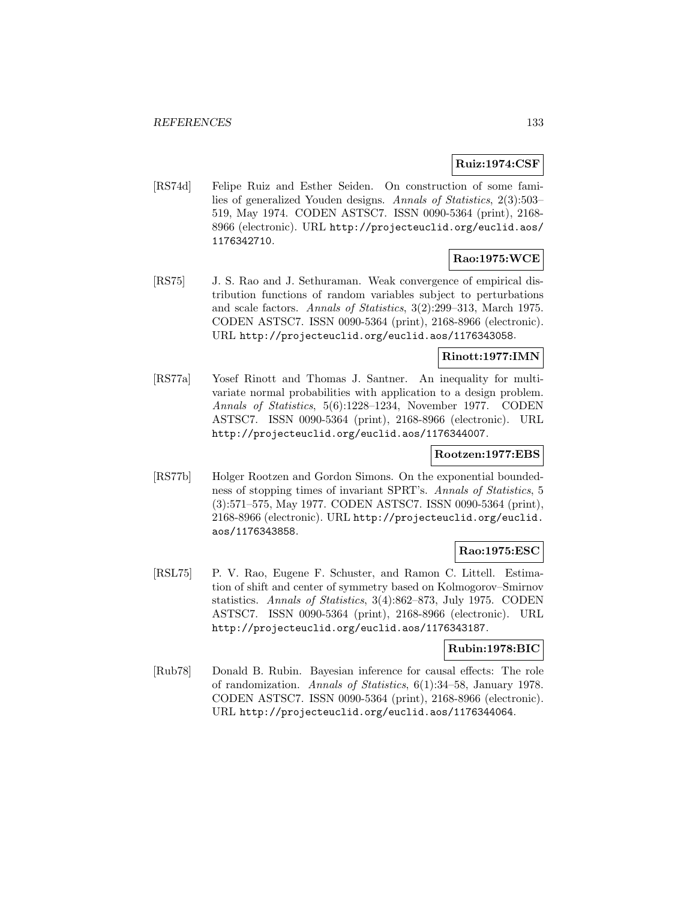**Ruiz:1974:CSF**

[RS74d] Felipe Ruiz and Esther Seiden. On construction of some families of generalized Youden designs. *Annals of Statistics*, 2(3):503–519, May 1974. CODEN ASTSC7. ISSN 0090-5364 (print), 2168-8966 (electronic). URL http://projecteuclid.org/euclid.aos/1176342710.

**Rao:1975:WCE**

[RS75] J. S. Rao and J. Sethuraman. Weak convergence of empirical distribution functions of random variables subject to perturbations and scale factors. *Annals of Statistics*, 3(2):299–313, March 1975. CODEN ASTSC7. ISSN 0090-5364 (print), 2168-8966 (electronic). URL http://projecteuclid.org/euclid.aos/1176343058.

**Rinott:1977:IMN**

[RS77a] Yosef Rinott and Thomas J. Santner. An inequality for multivariate normal probabilities with application to a design problem. *Annals of Statistics*, 5(6):1228–1234, November 1977. CODEN ASTSC7. ISSN 0090-5364 (print), 2168-8966 (electronic). URL http://projecteuclid.org/euclid.aos/1176344007.

**Rootzen:1977:EBS**

[RS77b] Holger Rootzen and Gordon Simons. On the exponential boundedness of stopping times of invariant SPRT's. *Annals of Statistics*, 5 (3):571–575, May 1977. CODEN ASTSC7. ISSN 0090-5364 (print), 2168-8966 (electronic). URL http://projecteuclid.org/euclid.aos/1176343858.

**Rao:1975:ESC**

[RSL75] P. V. Rao, Eugene F. Schuster, and Ramon C. Littell. Estimation of shift and center of symmetry based on Kolmogorov–Smirnov statistics. *Annals of Statistics*, 3(4):862–873, July 1975. CODEN ASTSC7. ISSN 0090-5364 (print), 2168-8966 (electronic). URL http://projecteuclid.org/euclid.aos/1176343187.

**Rubin:1978:BIC**

[Rub78] Donald B. Rubin. Bayesian inference for causal effects: The role of randomization. *Annals of Statistics*, 6(1):34–58, January 1978. CODEN ASTSC7. ISSN 0090-5364 (print), 2168-8966 (electronic). URL http://projecteuclid.org/euclid.aos/1176344064.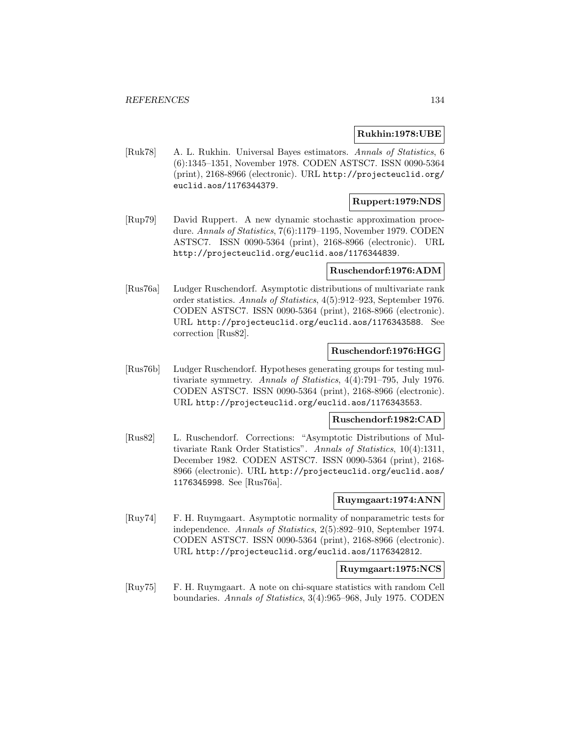**Rukhin:1978:UBE**

[Ruk78] A. L. Rukhin. Universal Bayes estimators. *Annals of Statistics*, 6 (6):1345–1351, November 1978. CODEN ASTSC7. ISSN 0090-5364 (print), 2168-8966 (electronic). URL http://projecteuclid.org/euclid.aos/1176344379.

**Ruppert:1979:NDS**

[Rup79] David Ruppert. A new dynamic stochastic approximation procedure. *Annals of Statistics*, 7(6):1179–1195, November 1979. CODEN ASTSC7. ISSN 0090-5364 (print), 2168-8966 (electronic). URL http://projecteuclid.org/euclid.aos/1176344839.

**Ruschendorf:1976:ADM**

[Rus76a] Ludger Ruschendorf. Asymptotic distributions of multivariate rank order statistics. *Annals of Statistics*, 4(5):912–923, September 1976. CODEN ASTSC7. ISSN 0090-5364 (print), 2168-8966 (electronic). URL http://projecteuclid.org/euclid.aos/1176343588. See correction [Rus82].

**Ruschendorf:1976:HGG**

[Rus76b] Ludger Ruschendorf. Hypotheses generating groups for testing multivariate symmetry. *Annals of Statistics*, 4(4):791–795, July 1976. CODEN ASTSC7. ISSN 0090-5364 (print), 2168-8966 (electronic). URL http://projecteuclid.org/euclid.aos/1176343553.

**Ruschendorf:1982:CAD**

[Rus82] L. Ruschendorf. Corrections: "Asymptotic Distributions of Multivariate Rank Order Statistics". *Annals of Statistics*, 10(4):1311, December 1982. CODEN ASTSC7. ISSN 0090-5364 (print), 2168-8966 (electronic). URL http://projecteuclid.org/euclid.aos/1176345998. See [Rus76a].

**Ruymgaart:1974:ANN**

[Ruy74] F. H. Ruymgaart. Asymptotic normality of nonparametric tests for independence. *Annals of Statistics*, 2(5):892–910, September 1974. CODEN ASTSC7. ISSN 0090-5364 (print), 2168-8966 (electronic). URL http://projecteuclid.org/euclid.aos/1176342812.

**Ruymgaart:1975:NCS**

[Ruy75] F. H. Ruymgaart. A note on chi-square statistics with random Cell boundaries. *Annals of Statistics*, 3(4):965–968, July 1975. CODEN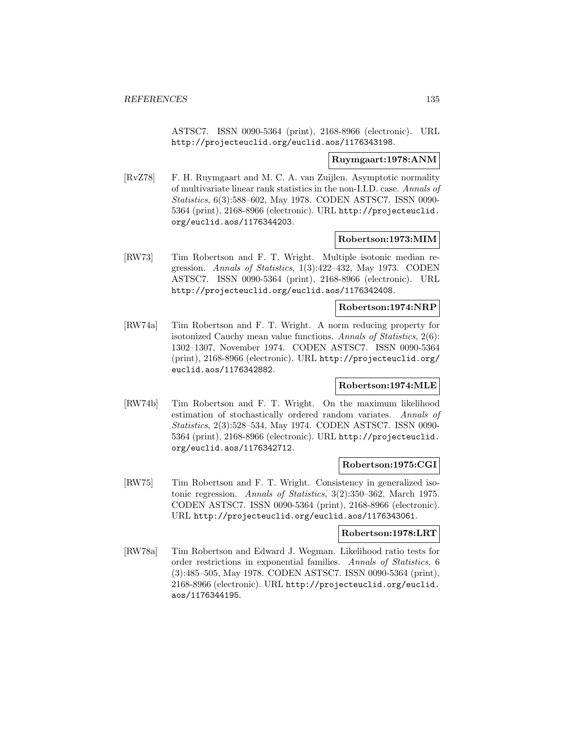ASTSC7. ISSN 0090-5364 (print), 2168-8966 (electronic). URL http://projecteuclid.org/euclid.aos/1176343198.

**Ruymgaart:1978:ANM**

[RvZ78] F. H. Ruymgaart and M. C. A. van Zuijlen. Asymptotic normality of multivariate linear rank statistics in the non-I.I.D. case. *Annals of Statistics*, 6(3):588–602, May 1978. CODEN ASTSC7. ISSN 0090-5364 (print), 2168-8966 (electronic). URL http://projecteuclid.org/euclid.aos/1176344203.

**Robertson:1973:MIM**

[RW73] Tim Robertson and F. T. Wright. Multiple isotonic median regression. *Annals of Statistics*, 1(3):422–432, May 1973. CODEN ASTSC7. ISSN 0090-5364 (print), 2168-8966 (electronic). URL http://projecteuclid.org/euclid.aos/1176342408.

**Robertson:1974:NRP**

[RW74a] Tim Robertson and F. T. Wright. A norm reducing property for isotonized Cauchy mean value functions. *Annals of Statistics*, 2(6): 1302–1307, November 1974. CODEN ASTSC7. ISSN 0090-5364 (print), 2168-8966 (electronic). URL http://projecteuclid.org/euclid.aos/1176342882.

**Robertson:1974:MLE**

[RW74b] Tim Robertson and F. T. Wright. On the maximum likelihood estimation of stochastically ordered random variates. *Annals of Statistics*, 2(3):528–534, May 1974. CODEN ASTSC7. ISSN 0090-5364 (print), 2168-8966 (electronic). URL http://projecteuclid.org/euclid.aos/1176342712.

**Robertson:1975:CGI**

[RW75] Tim Robertson and F. T. Wright. Consistency in generalized isotonic regression. *Annals of Statistics*, 3(2):350–362, March 1975. CODEN ASTSC7. ISSN 0090-5364 (print), 2168-8966 (electronic). URL http://projecteuclid.org/euclid.aos/1176343061.

**Robertson:1978:LRT**

[RW78a] Tim Robertson and Edward J. Wegman. Likelihood ratio tests for order restrictions in exponential families. *Annals of Statistics*, 6 (3):485–505, May 1978. CODEN ASTSC7. ISSN 0090-5364 (print), 2168-8966 (electronic). URL http://projecteuclid.org/euclid.aos/1176344195.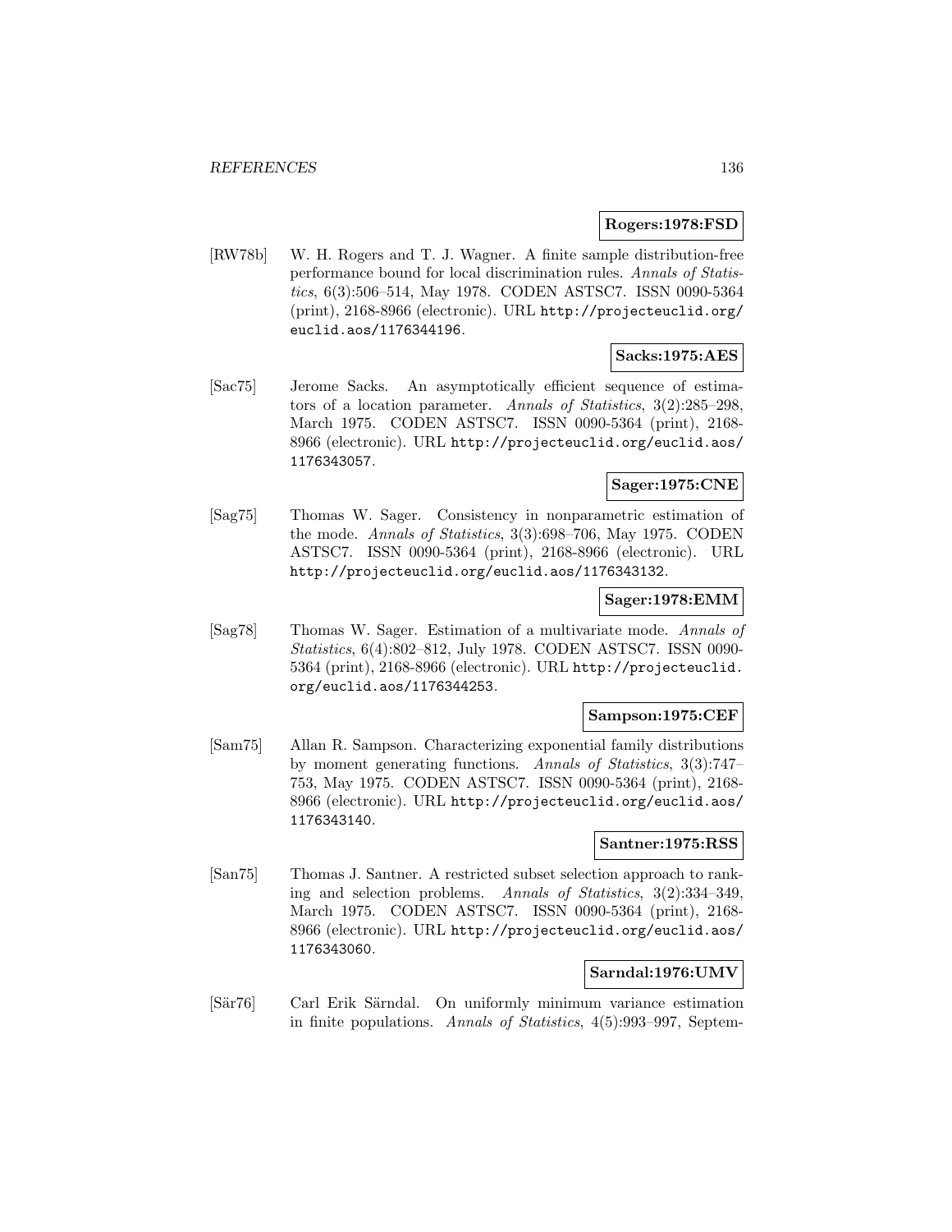**Rogers:1978:FSD**

[RW78b] W. H. Rogers and T. J. Wagner. A finite sample distribution-free performance bound for local discrimination rules. *Annals of Statistics*, 6(3):506–514, May 1978. CODEN ASTSC7. ISSN 0090-5364 (print), 2168-8966 (electronic). URL `http://projecteuclid.org/euclid.aos/1176344196`.

**Sacks:1975:AES**

[Sac75] Jerome Sacks. An asymptotically efficient sequence of estimators of a location parameter. *Annals of Statistics*, 3(2):285–298, March 1975. CODEN ASTSC7. ISSN 0090-5364 (print), 2168-8966 (electronic). URL `http://projecteuclid.org/euclid.aos/1176343057`.

**Sager:1975:CNE**

[Sag75] Thomas W. Sager. Consistency in nonparametric estimation of the mode. *Annals of Statistics*, 3(3):698–706, May 1975. CODEN ASTSC7. ISSN 0090-5364 (print), 2168-8966 (electronic). URL `http://projecteuclid.org/euclid.aos/1176343132`.

**Sager:1978:EMM**

[Sag78] Thomas W. Sager. Estimation of a multivariate mode. *Annals of Statistics*, 6(4):802–812, July 1978. CODEN ASTSC7. ISSN 0090-5364 (print), 2168-8966 (electronic). URL `http://projecteuclid.org/euclid.aos/1176344253`.

**Sampson:1975:CEF**

[Sam75] Allan R. Sampson. Characterizing exponential family distributions by moment generating functions. *Annals of Statistics*, 3(3):747–753, May 1975. CODEN ASTSC7. ISSN 0090-5364 (print), 2168-8966 (electronic). URL `http://projecteuclid.org/euclid.aos/1176343140`.

**Santner:1975:RSS**

[San75] Thomas J. Santner. A restricted subset selection approach to ranking and selection problems. *Annals of Statistics*, 3(2):334–349, March 1975. CODEN ASTSC7. ISSN 0090-5364 (print), 2168-8966 (electronic). URL `http://projecteuclid.org/euclid.aos/1176343060`.

**Sarndal:1976:UMV**

[Sär76] Carl Erik Särndal. On uniformly minimum variance estimation in finite populations. *Annals of Statistics*, 4(5):993–997, Septem-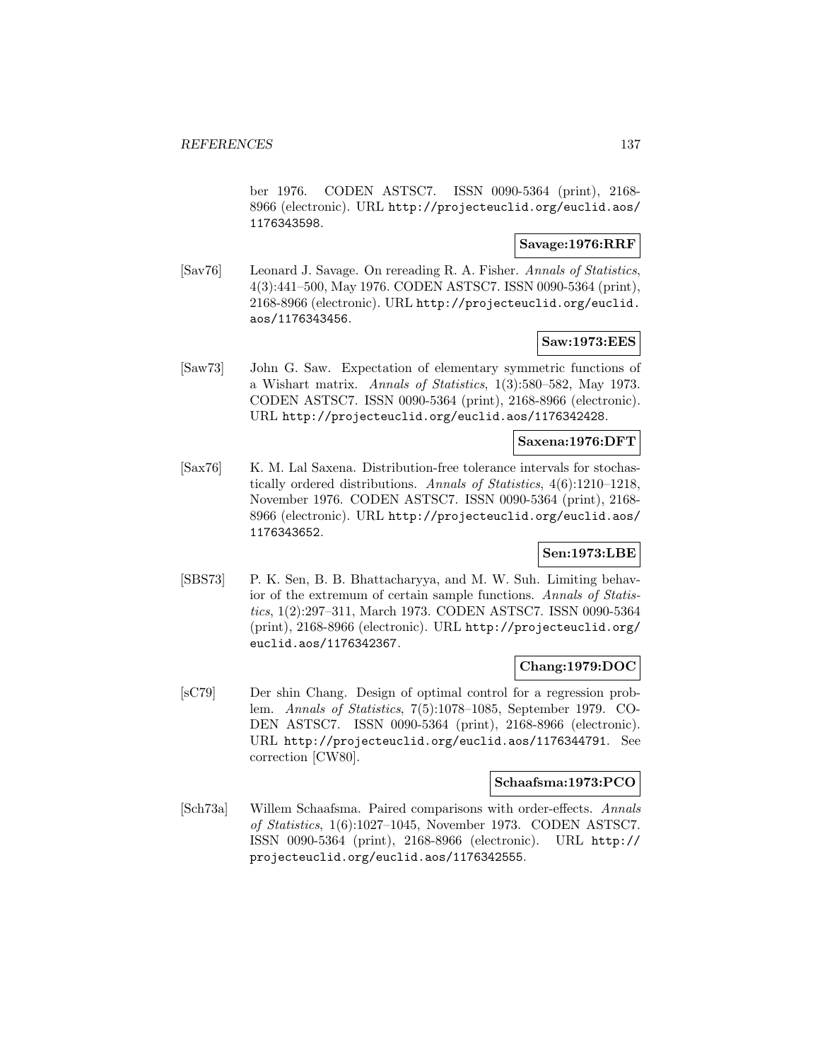ber 1976. CODEN ASTSC7. ISSN 0090-5364 (print), 2168-8966 (electronic). URL http://projecteuclid.org/euclid.aos/1176343598.

**Savage:1976:RRF**

[Sav76] Leonard J. Savage. On rereading R. A. Fisher. *Annals of Statistics*, 4(3):441–500, May 1976. CODEN ASTSC7. ISSN 0090-5364 (print), 2168-8966 (electronic). URL http://projecteuclid.org/euclid.aos/1176343456.

**Saw:1973:EES**

[Saw73] John G. Saw. Expectation of elementary symmetric functions of a Wishart matrix. *Annals of Statistics*, 1(3):580–582, May 1973. CODEN ASTSC7. ISSN 0090-5364 (print), 2168-8966 (electronic). URL http://projecteuclid.org/euclid.aos/1176342428.

**Saxena:1976:DFT**

[Sax76] K. M. Lal Saxena. Distribution-free tolerance intervals for stochastically ordered distributions. *Annals of Statistics*, 4(6):1210–1218, November 1976. CODEN ASTSC7. ISSN 0090-5364 (print), 2168-8966 (electronic). URL http://projecteuclid.org/euclid.aos/1176343652.

**Sen:1973:LBE**

[SBS73] P. K. Sen, B. B. Bhattacharyya, and M. W. Suh. Limiting behavior of the extremum of certain sample functions. *Annals of Statistics*, 1(2):297–311, March 1973. CODEN ASTSC7. ISSN 0090-5364 (print), 2168-8966 (electronic). URL http://projecteuclid.org/euclid.aos/1176342367.

**Chang:1979:DOC**

[sC79] Der shin Chang. Design of optimal control for a regression problem. *Annals of Statistics*, 7(5):1078–1085, September 1979. CODEN ASTSC7. ISSN 0090-5364 (print), 2168-8966 (electronic). URL http://projecteuclid.org/euclid.aos/1176344791. See correction [CW80].

**Schaafsma:1973:PCO**

[Sch73a] Willem Schaafsma. Paired comparisons with order-effects. *Annals of Statistics*, 1(6):1027–1045, November 1973. CODEN ASTSC7. ISSN 0090-5364 (print), 2168-8966 (electronic). URL http://projecteuclid.org/euclid.aos/1176342555.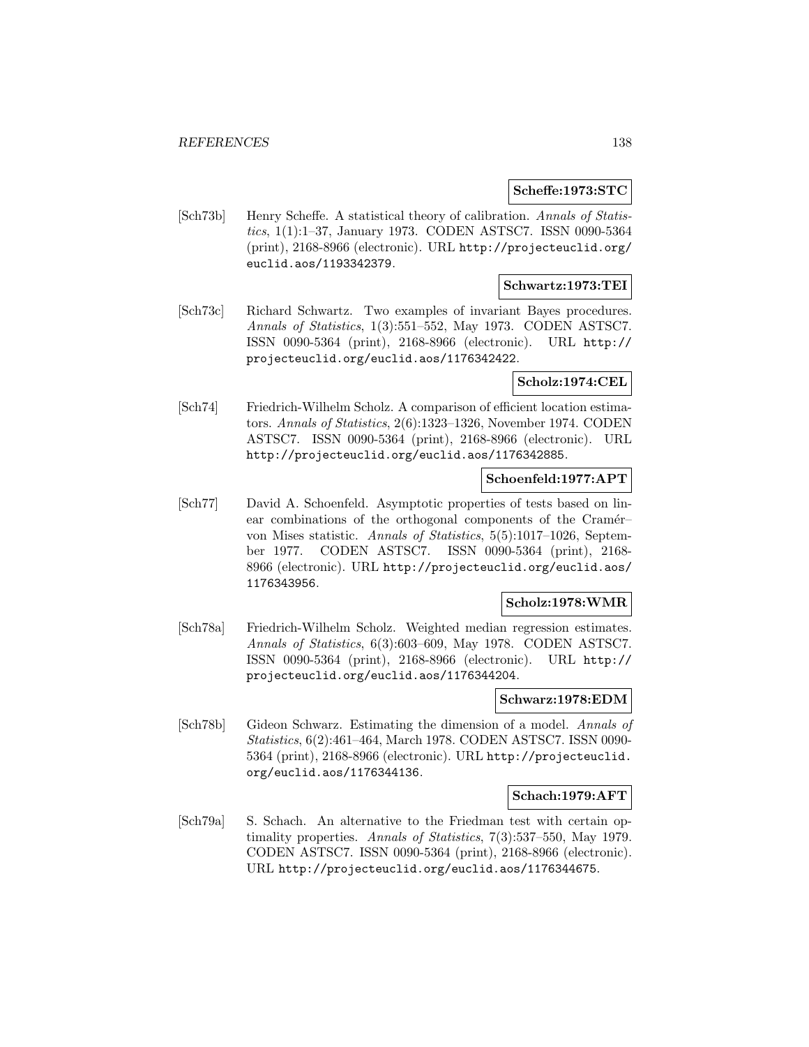**Scheffe:1973:STC**

[Sch73b] Henry Scheffe. A statistical theory of calibration. *Annals of Statistics*, 1(1):1–37, January 1973. CODEN ASTSC7. ISSN 0090-5364 (print), 2168-8966 (electronic). URL http://projecteuclid.org/euclid.aos/1193342379.

**Schwartz:1973:TEI**

[Sch73c] Richard Schwartz. Two examples of invariant Bayes procedures. *Annals of Statistics*, 1(3):551–552, May 1973. CODEN ASTSC7. ISSN 0090-5364 (print), 2168-8966 (electronic). URL http://projecteuclid.org/euclid.aos/1176342422.

**Scholz:1974:CEL**

[Sch74] Friedrich-Wilhelm Scholz. A comparison of efficient location estimators. *Annals of Statistics*, 2(6):1323–1326, November 1974. CODEN ASTSC7. ISSN 0090-5364 (print), 2168-8966 (electronic). URL http://projecteuclid.org/euclid.aos/1176342885.

**Schoenfeld:1977:APT**

[Sch77] David A. Schoenfeld. Asymptotic properties of tests based on linear combinations of the orthogonal components of the Cramér–von Mises statistic. *Annals of Statistics*, 5(5):1017–1026, September 1977. CODEN ASTSC7. ISSN 0090-5364 (print), 2168-8966 (electronic). URL http://projecteuclid.org/euclid.aos/1176343956.

**Scholz:1978:WMR**

[Sch78a] Friedrich-Wilhelm Scholz. Weighted median regression estimates. *Annals of Statistics*, 6(3):603–609, May 1978. CODEN ASTSC7. ISSN 0090-5364 (print), 2168-8966 (electronic). URL http://projecteuclid.org/euclid.aos/1176344204.

**Schwarz:1978:EDM**

[Sch78b] Gideon Schwarz. Estimating the dimension of a model. *Annals of Statistics*, 6(2):461–464, March 1978. CODEN ASTSC7. ISSN 0090-5364 (print), 2168-8966 (electronic). URL http://projecteuclid.org/euclid.aos/1176344136.

**Schach:1979:AFT**

[Sch79a] S. Schach. An alternative to the Friedman test with certain optimality properties. *Annals of Statistics*, 7(3):537–550, May 1979. CODEN ASTSC7. ISSN 0090-5364 (print), 2168-8966 (electronic). URL http://projecteuclid.org/euclid.aos/1176344675.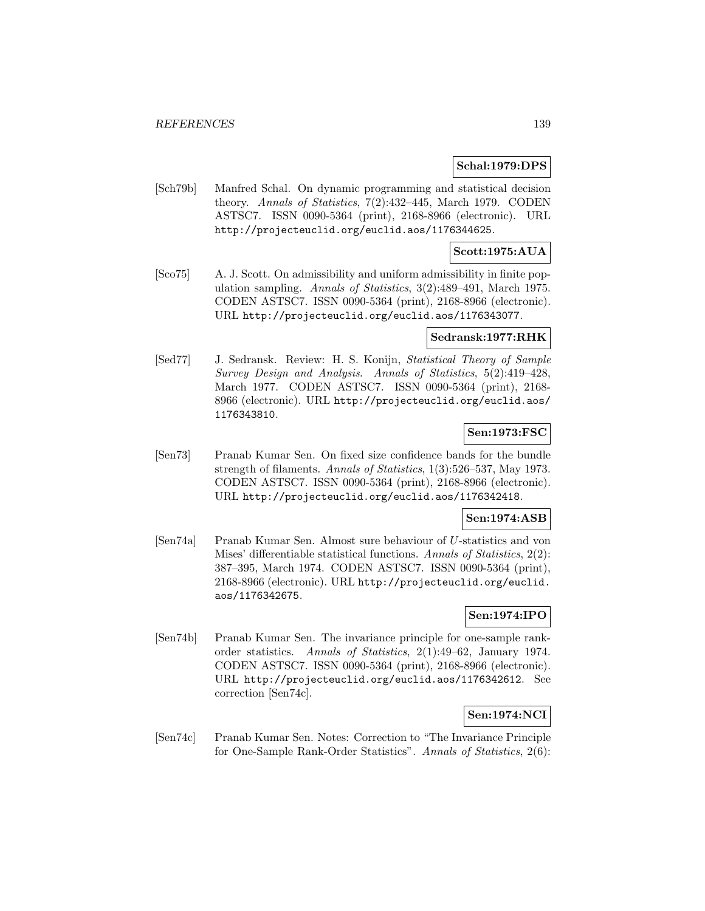**Schal:1979:DPS**

[Sch79b] Manfred Schal. On dynamic programming and statistical decision theory. *Annals of Statistics*, 7(2):432–445, March 1979. CODEN ASTSC7. ISSN 0090-5364 (print), 2168-8966 (electronic). URL http://projecteuclid.org/euclid.aos/1176344625.

**Scott:1975:AUA**

[Sco75] A. J. Scott. On admissibility and uniform admissibility in finite population sampling. *Annals of Statistics*, 3(2):489–491, March 1975. CODEN ASTSC7. ISSN 0090-5364 (print), 2168-8966 (electronic). URL http://projecteuclid.org/euclid.aos/1176343077.

**Sedransk:1977:RHK**

[Sed77] J. Sedransk. Review: H. S. Konijn, *Statistical Theory of Sample Survey Design and Analysis*. *Annals of Statistics*, 5(2):419–428, March 1977. CODEN ASTSC7. ISSN 0090-5364 (print), 2168-8966 (electronic). URL http://projecteuclid.org/euclid.aos/1176343810.

**Sen:1973:FSC**

[Sen73] Pranab Kumar Sen. On fixed size confidence bands for the bundle strength of filaments. *Annals of Statistics*, 1(3):526–537, May 1973. CODEN ASTSC7. ISSN 0090-5364 (print), 2168-8966 (electronic). URL http://projecteuclid.org/euclid.aos/1176342418.

**Sen:1974:ASB**

[Sen74a] Pranab Kumar Sen. Almost sure behaviour of $U$-statistics and von Mises' differentiable statistical functions. *Annals of Statistics*, 2(2): 387–395, March 1974. CODEN ASTSC7. ISSN 0090-5364 (print), 2168-8966 (electronic). URL http://projecteuclid.org/euclid.aos/1176342675.

**Sen:1974:IPO**

[Sen74b] Pranab Kumar Sen. The invariance principle for one-sample rank-order statistics. *Annals of Statistics*, 2(1):49–62, January 1974. CODEN ASTSC7. ISSN 0090-5364 (print), 2168-8966 (electronic). URL http://projecteuclid.org/euclid.aos/1176342612. See correction [Sen74c].

**Sen:1974:NCI**

[Sen74c] Pranab Kumar Sen. Notes: Correction to "The Invariance Principle for One-Sample Rank-Order Statistics". *Annals of Statistics*, 2(6):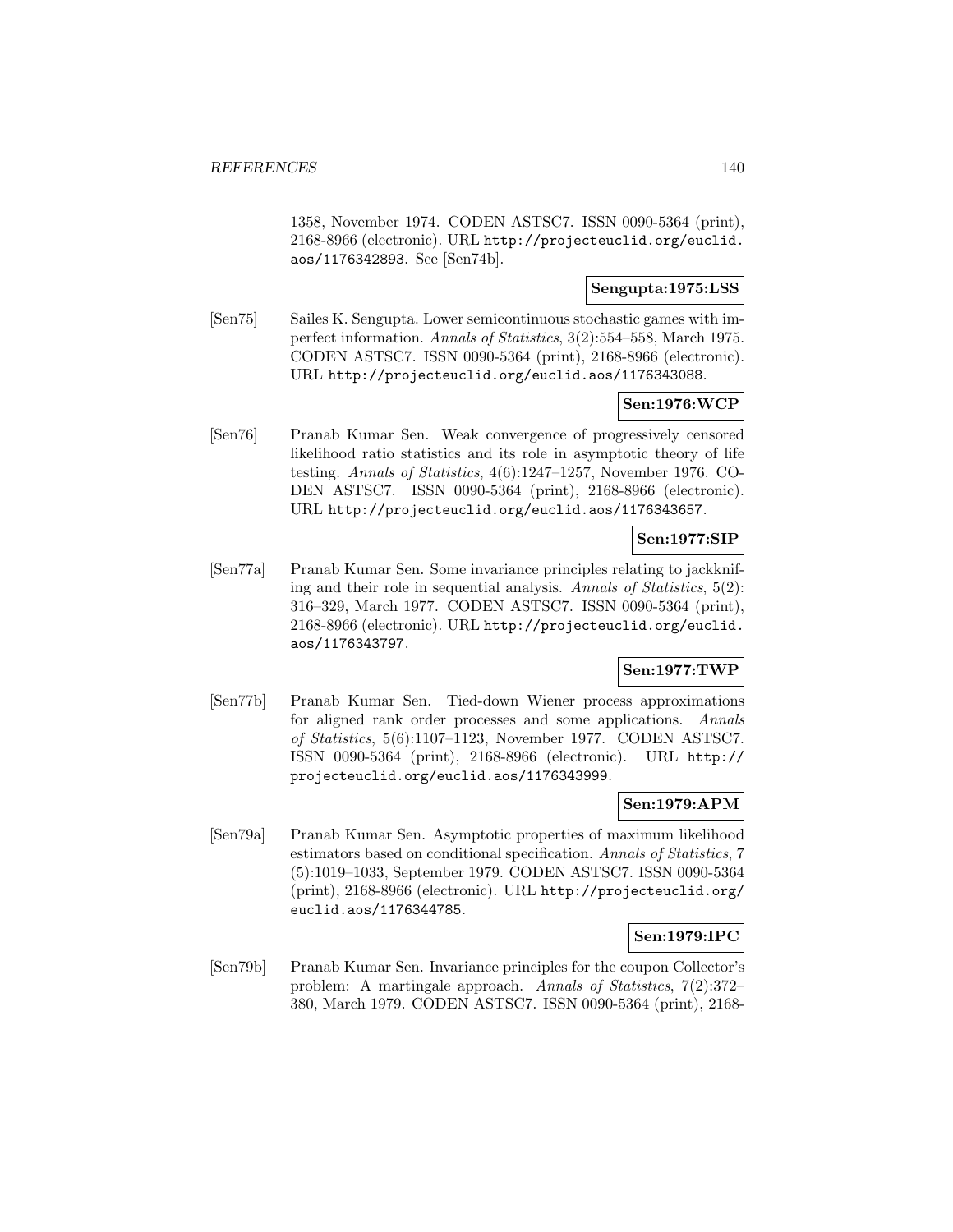1358, November 1974. CODEN ASTSC7. ISSN 0090-5364 (print), 2168-8966 (electronic). URL http://projecteuclid.org/euclid.aos/1176342893. See [Sen74b].

**Sengupta:1975:LSS**

[Sen75] Sailes K. Sengupta. Lower semicontinuous stochastic games with imperfect information. *Annals of Statistics*, 3(2):554–558, March 1975. CODEN ASTSC7. ISSN 0090-5364 (print), 2168-8966 (electronic). URL http://projecteuclid.org/euclid.aos/1176343088.

**Sen:1976:WCP**

[Sen76] Pranab Kumar Sen. Weak convergence of progressively censored likelihood ratio statistics and its role in asymptotic theory of life testing. *Annals of Statistics*, 4(6):1247–1257, November 1976. CODEN ASTSC7. ISSN 0090-5364 (print), 2168-8966 (electronic). URL http://projecteuclid.org/euclid.aos/1176343657.

**Sen:1977:SIP**

[Sen77a] Pranab Kumar Sen. Some invariance principles relating to jackknifing and their role in sequential analysis. *Annals of Statistics*, 5(2): 316–329, March 1977. CODEN ASTSC7. ISSN 0090-5364 (print), 2168-8966 (electronic). URL http://projecteuclid.org/euclid.aos/1176343797.

**Sen:1977:TWP**

[Sen77b] Pranab Kumar Sen. Tied-down Wiener process approximations for aligned rank order processes and some applications. *Annals of Statistics*, 5(6):1107–1123, November 1977. CODEN ASTSC7. ISSN 0090-5364 (print), 2168-8966 (electronic). URL http://projecteuclid.org/euclid.aos/1176343999.

**Sen:1979:APM**

[Sen79a] Pranab Kumar Sen. Asymptotic properties of maximum likelihood estimators based on conditional specification. *Annals of Statistics*, 7 (5):1019–1033, September 1979. CODEN ASTSC7. ISSN 0090-5364 (print), 2168-8966 (electronic). URL http://projecteuclid.org/euclid.aos/1176344785.

**Sen:1979:IPC**

[Sen79b] Pranab Kumar Sen. Invariance principles for the coupon Collector's problem: A martingale approach. *Annals of Statistics*, 7(2):372–380, March 1979. CODEN ASTSC7. ISSN 0090-5364 (print), 2168-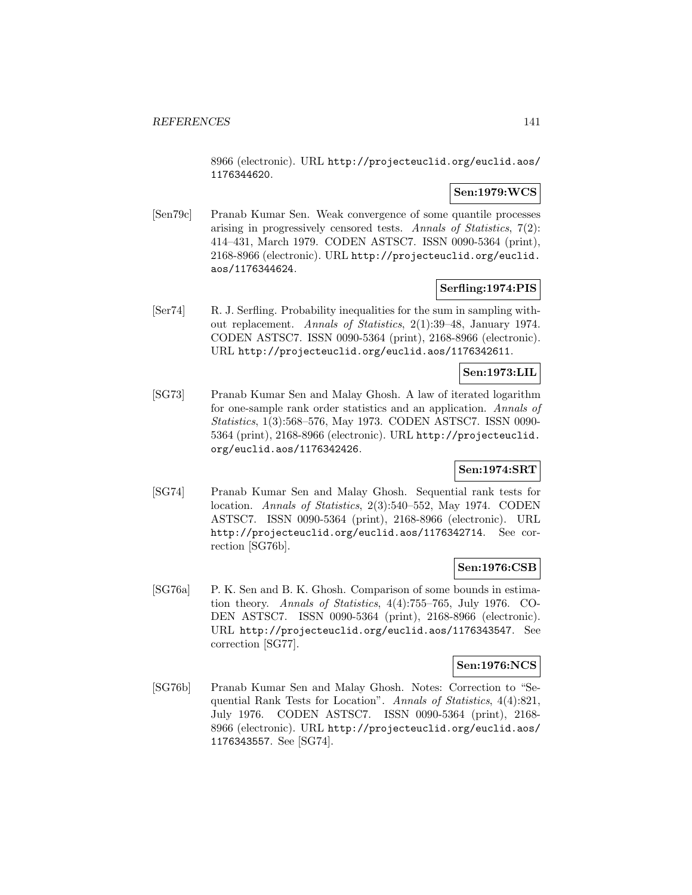8966 (electronic). URL http://projecteuclid.org/euclid.aos/1176344620.

**Sen:1979:WCS**

[Sen79c] Pranab Kumar Sen. Weak convergence of some quantile processes arising in progressively censored tests. *Annals of Statistics*, 7(2): 414–431, March 1979. CODEN ASTSC7. ISSN 0090-5364 (print), 2168-8966 (electronic). URL http://projecteuclid.org/euclid.aos/1176344624.

**Serfling:1974:PIS**

[Ser74] R. J. Serfling. Probability inequalities for the sum in sampling without replacement. *Annals of Statistics*, 2(1):39–48, January 1974. CODEN ASTSC7. ISSN 0090-5364 (print), 2168-8966 (electronic). URL http://projecteuclid.org/euclid.aos/1176342611.

**Sen:1973:LIL**

[SG73] Pranab Kumar Sen and Malay Ghosh. A law of iterated logarithm for one-sample rank order statistics and an application. *Annals of Statistics*, 1(3):568–576, May 1973. CODEN ASTSC7. ISSN 0090-5364 (print), 2168-8966 (electronic). URL http://projecteuclid.org/euclid.aos/1176342426.

**Sen:1974:SRT**

[SG74] Pranab Kumar Sen and Malay Ghosh. Sequential rank tests for location. *Annals of Statistics*, 2(3):540–552, May 1974. CODEN ASTSC7. ISSN 0090-5364 (print), 2168-8966 (electronic). URL http://projecteuclid.org/euclid.aos/1176342714. See correction [SG76b].

**Sen:1976:CSB**

[SG76a] P. K. Sen and B. K. Ghosh. Comparison of some bounds in estimation theory. *Annals of Statistics*, 4(4):755–765, July 1976. CODEN ASTSC7. ISSN 0090-5364 (print), 2168-8966 (electronic). URL http://projecteuclid.org/euclid.aos/1176343547. See correction [SG77].

**Sen:1976:NCS**

[SG76b] Pranab Kumar Sen and Malay Ghosh. Notes: Correction to "Sequential Rank Tests for Location". *Annals of Statistics*, 4(4):821, July 1976. CODEN ASTSC7. ISSN 0090-5364 (print), 2168-8966 (electronic). URL http://projecteuclid.org/euclid.aos/1176343557. See [SG74].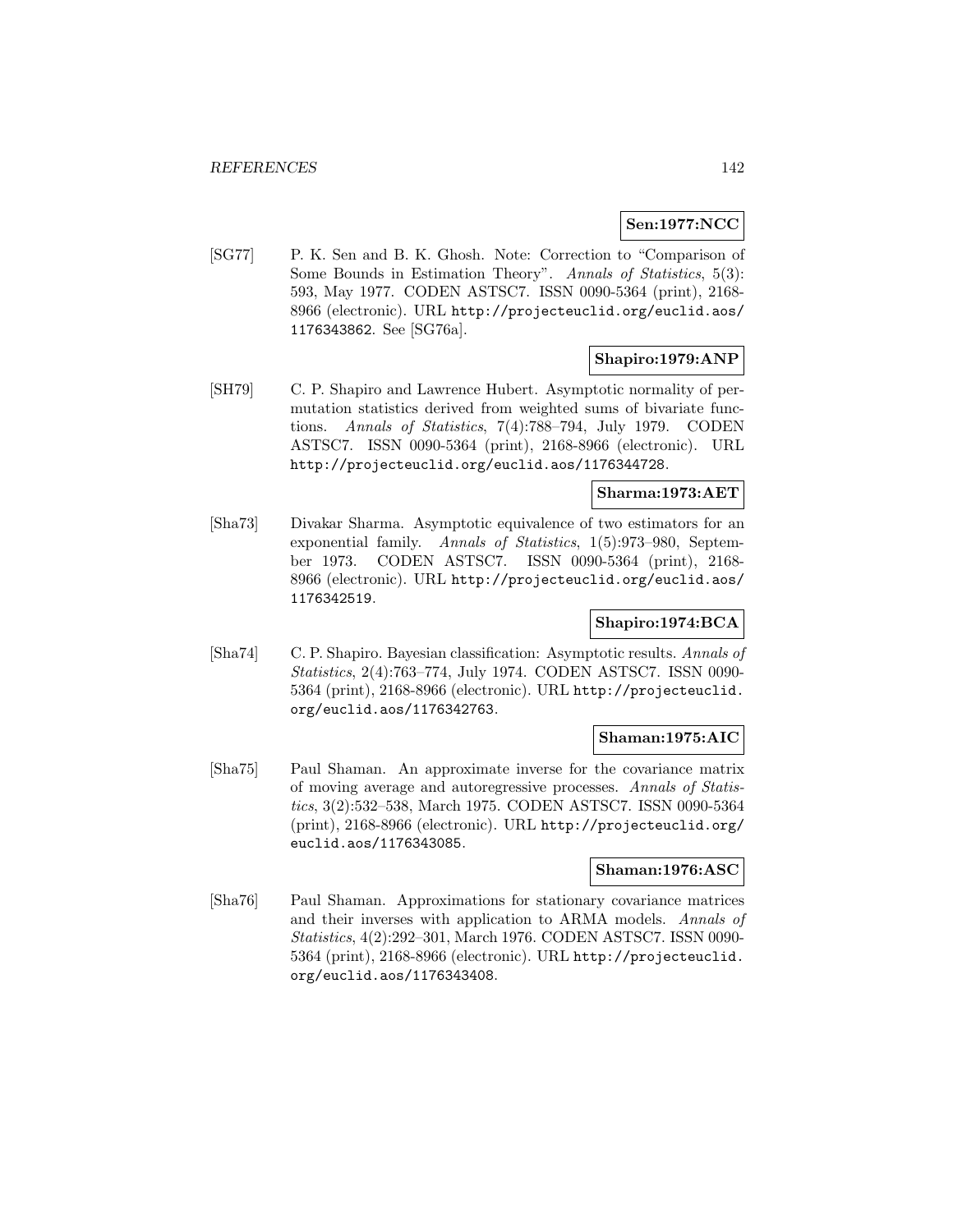**Sen:1977:NCC**

[SG77] P. K. Sen and B. K. Ghosh. Note: Correction to "Comparison of Some Bounds in Estimation Theory". *Annals of Statistics*, 5(3): 593, May 1977. CODEN ASTSC7. ISSN 0090-5364 (print), 2168-8966 (electronic). URL http://projecteuclid.org/euclid.aos/1176343862. See [SG76a].

**Shapiro:1979:ANP**

[SH79] C. P. Shapiro and Lawrence Hubert. Asymptotic normality of permutation statistics derived from weighted sums of bivariate functions. *Annals of Statistics*, 7(4):788–794, July 1979. CODEN ASTSC7. ISSN 0090-5364 (print), 2168-8966 (electronic). URL http://projecteuclid.org/euclid.aos/1176344728.

**Sharma:1973:AET**

[Sha73] Divakar Sharma. Asymptotic equivalence of two estimators for an exponential family. *Annals of Statistics*, 1(5):973–980, September 1973. CODEN ASTSC7. ISSN 0090-5364 (print), 2168-8966 (electronic). URL http://projecteuclid.org/euclid.aos/1176342519.

**Shapiro:1974:BCA**

[Sha74] C. P. Shapiro. Bayesian classification: Asymptotic results. *Annals of Statistics*, 2(4):763–774, July 1974. CODEN ASTSC7. ISSN 0090-5364 (print), 2168-8966 (electronic). URL http://projecteuclid.org/euclid.aos/1176342763.

**Shaman:1975:AIC**

[Sha75] Paul Shaman. An approximate inverse for the covariance matrix of moving average and autoregressive processes. *Annals of Statistics*, 3(2):532–538, March 1975. CODEN ASTSC7. ISSN 0090-5364 (print), 2168-8966 (electronic). URL http://projecteuclid.org/euclid.aos/1176343085.

**Shaman:1976:ASC**

[Sha76] Paul Shaman. Approximations for stationary covariance matrices and their inverses with application to ARMA models. *Annals of Statistics*, 4(2):292–301, March 1976. CODEN ASTSC7. ISSN 0090-5364 (print), 2168-8966 (electronic). URL http://projecteuclid.org/euclid.aos/1176343408.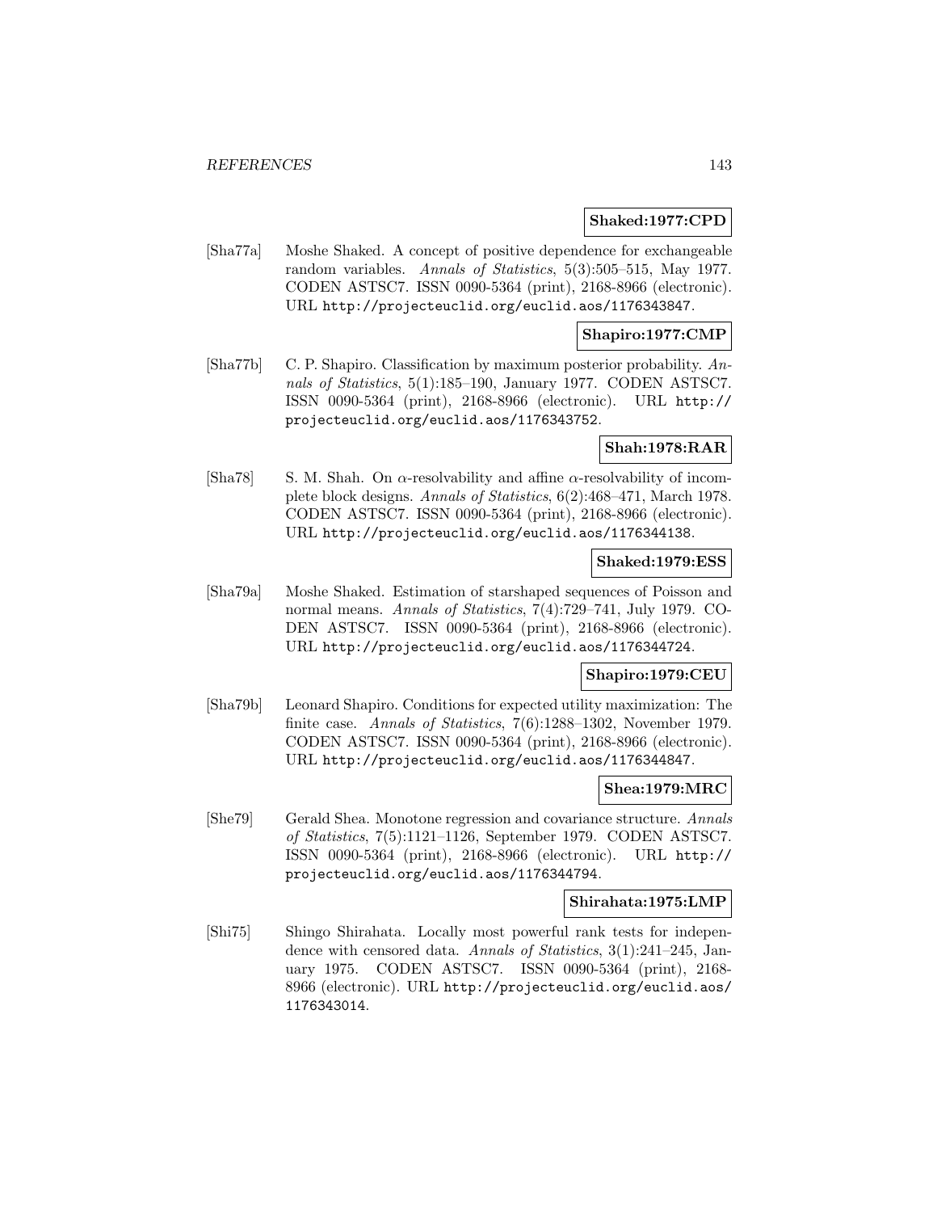**Shaked:1977:CPD**

[Sha77a] Moshe Shaked. A concept of positive dependence for exchangeable random variables. *Annals of Statistics*, 5(3):505–515, May 1977. CODEN ASTSC7. ISSN 0090-5364 (print), 2168-8966 (electronic). URL `http://projecteuclid.org/euclid.aos/1176343847`.

**Shapiro:1977:CMP**

[Sha77b] C. P. Shapiro. Classification by maximum posterior probability. *Annals of Statistics*, 5(1):185–190, January 1977. CODEN ASTSC7. ISSN 0090-5364 (print), 2168-8966 (electronic). URL `http://projecteuclid.org/euclid.aos/1176343752`.

**Shah:1978:RAR**

[Sha78] S. M. Shah. On $\alpha$-resolvability and affine $\alpha$-resolvability of incomplete block designs. *Annals of Statistics*, 6(2):468–471, March 1978. CODEN ASTSC7. ISSN 0090-5364 (print), 2168-8966 (electronic). URL `http://projecteuclid.org/euclid.aos/1176344138`.

**Shaked:1979:ESS**

[Sha79a] Moshe Shaked. Estimation of starshaped sequences of Poisson and normal means. *Annals of Statistics*, 7(4):729–741, July 1979. CODEN ASTSC7. ISSN 0090-5364 (print), 2168-8966 (electronic). URL `http://projecteuclid.org/euclid.aos/1176344724`.

**Shapiro:1979:CEU**

[Sha79b] Leonard Shapiro. Conditions for expected utility maximization: The finite case. *Annals of Statistics*, 7(6):1288–1302, November 1979. CODEN ASTSC7. ISSN 0090-5364 (print), 2168-8966 (electronic). URL `http://projecteuclid.org/euclid.aos/1176344847`.

**Shea:1979:MRC**

[She79] Gerald Shea. Monotone regression and covariance structure. *Annals of Statistics*, 7(5):1121–1126, September 1979. CODEN ASTSC7. ISSN 0090-5364 (print), 2168-8966 (electronic). URL `http://projecteuclid.org/euclid.aos/1176344794`.

**Shirahata:1975:LMP**

[Shi75] Shingo Shirahata. Locally most powerful rank tests for independence with censored data. *Annals of Statistics*, 3(1):241–245, January 1975. CODEN ASTSC7. ISSN 0090-5364 (print), 2168-8966 (electronic). URL `http://projecteuclid.org/euclid.aos/1176343014`.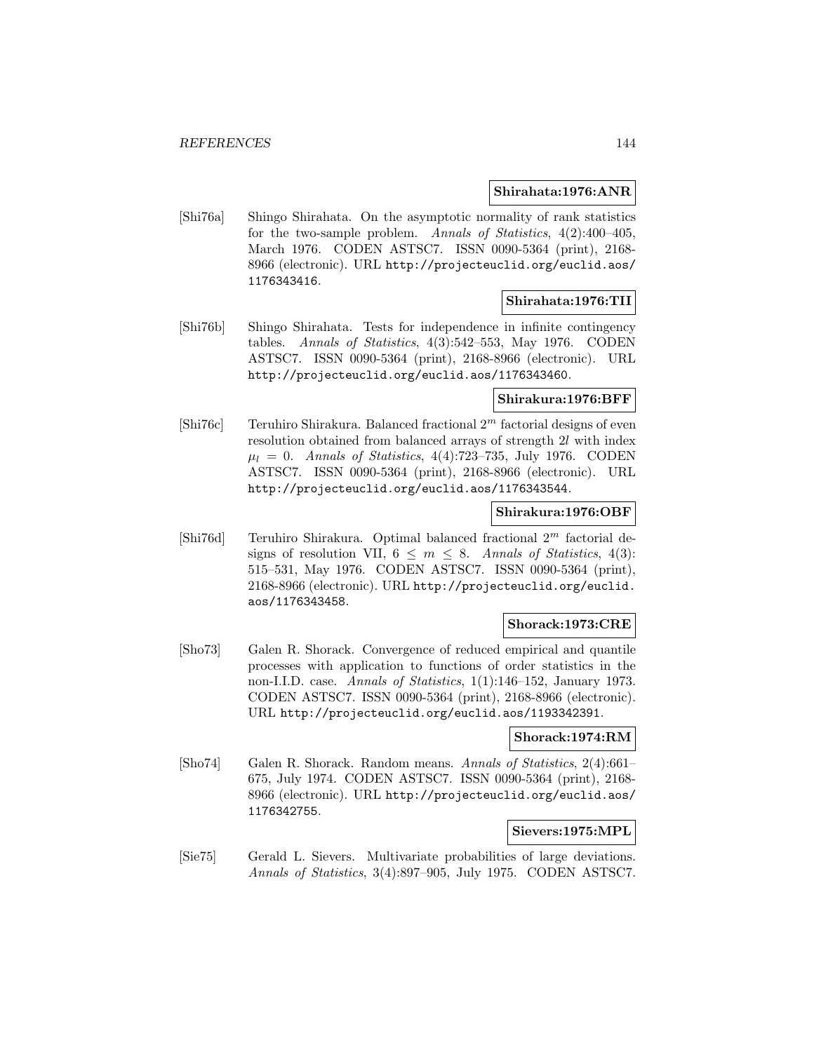**Shirahata:1976:ANR**

[Shi76a] Shingo Shirahata. On the asymptotic normality of rank statistics for the two-sample problem. *Annals of Statistics*, 4(2):400–405, March 1976. CODEN ASTSC7. ISSN 0090-5364 (print), 2168-8966 (electronic). URL http://projecteuclid.org/euclid.aos/1176343416.

**Shirahata:1976:TII**

[Shi76b] Shingo Shirahata. Tests for independence in infinite contingency tables. *Annals of Statistics*, 4(3):542–553, May 1976. CODEN ASTSC7. ISSN 0090-5364 (print), 2168-8966 (electronic). URL http://projecteuclid.org/euclid.aos/1176343460.

**Shirakura:1976:BFF**

[Shi76c] Teruhiro Shirakura. Balanced fractional $2^m$ factorial designs of even resolution obtained from balanced arrays of strength $2l$ with index $\mu_l = 0$. *Annals of Statistics*, 4(4):723–735, July 1976. CODEN ASTSC7. ISSN 0090-5364 (print), 2168-8966 (electronic). URL http://projecteuclid.org/euclid.aos/1176343544.

**Shirakura:1976:OBF**

[Shi76d] Teruhiro Shirakura. Optimal balanced fractional $2^m$ factorial designs of resolution VII, $6 \leq m \leq 8$. *Annals of Statistics*, 4(3): 515–531, May 1976. CODEN ASTSC7. ISSN 0090-5364 (print), 2168-8966 (electronic). URL http://projecteuclid.org/euclid.aos/1176343458.

**Shorack:1973:CRE**

[Sho73] Galen R. Shorack. Convergence of reduced empirical and quantile processes with application to functions of order statistics in the non-I.I.D. case. *Annals of Statistics*, 1(1):146–152, January 1973. CODEN ASTSC7. ISSN 0090-5364 (print), 2168-8966 (electronic). URL http://projecteuclid.org/euclid.aos/1193342391.

**Shorack:1974:RM**

[Sho74] Galen R. Shorack. Random means. *Annals of Statistics*, 2(4):661–675, July 1974. CODEN ASTSC7. ISSN 0090-5364 (print), 2168-8966 (electronic). URL http://projecteuclid.org/euclid.aos/1176342755.

**Sievers:1975:MPL**

[Sie75] Gerald L. Sievers. Multivariate probabilities of large deviations. *Annals of Statistics*, 3(4):897–905, July 1975. CODEN ASTSC7.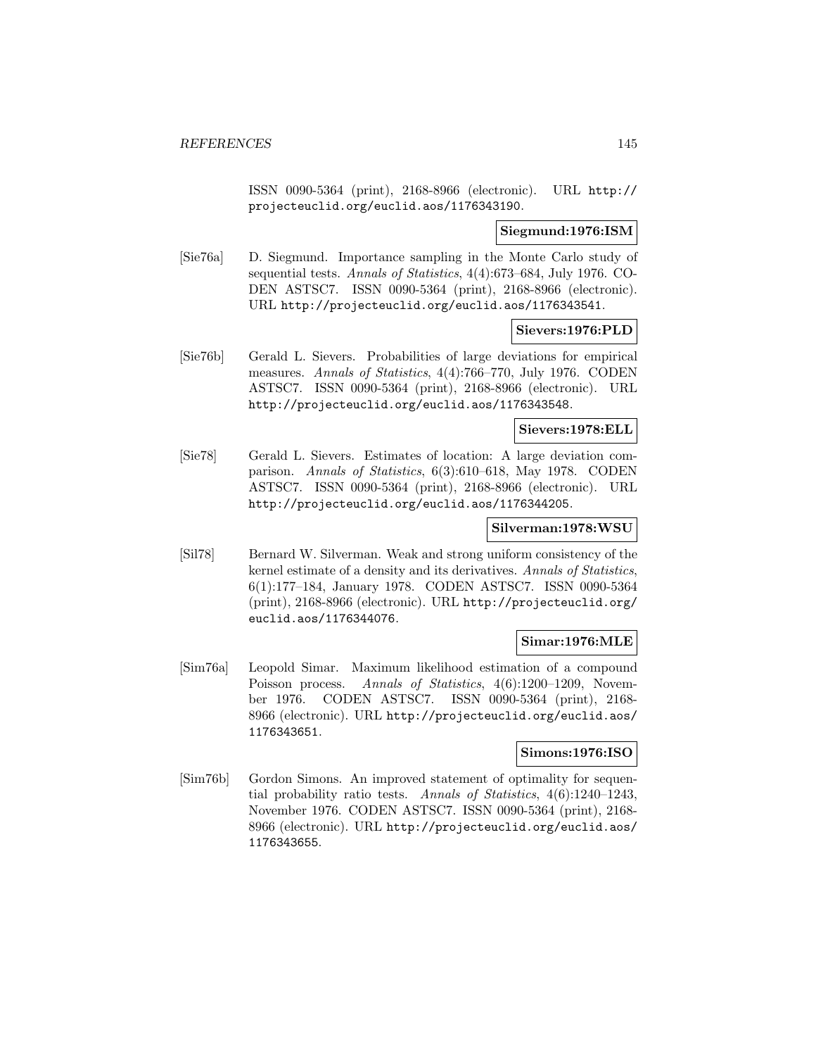ISSN 0090-5364 (print), 2168-8966 (electronic). URL http://projecteuclid.org/euclid.aos/1176343190.

**Siegmund:1976:ISM**

[Sie76a] D. Siegmund. Importance sampling in the Monte Carlo study of sequential tests. *Annals of Statistics*, 4(4):673–684, July 1976. CODEN ASTSC7. ISSN 0090-5364 (print), 2168-8966 (electronic). URL http://projecteuclid.org/euclid.aos/1176343541.

**Sievers:1976:PLD**

[Sie76b] Gerald L. Sievers. Probabilities of large deviations for empirical measures. *Annals of Statistics*, 4(4):766–770, July 1976. CODEN ASTSC7. ISSN 0090-5364 (print), 2168-8966 (electronic). URL http://projecteuclid.org/euclid.aos/1176343548.

**Sievers:1978:ELL**

[Sie78] Gerald L. Sievers. Estimates of location: A large deviation comparison. *Annals of Statistics*, 6(3):610–618, May 1978. CODEN ASTSC7. ISSN 0090-5364 (print), 2168-8966 (electronic). URL http://projecteuclid.org/euclid.aos/1176344205.

**Silverman:1978:WSU**

[Sil78] Bernard W. Silverman. Weak and strong uniform consistency of the kernel estimate of a density and its derivatives. *Annals of Statistics*, 6(1):177–184, January 1978. CODEN ASTSC7. ISSN 0090-5364 (print), 2168-8966 (electronic). URL http://projecteuclid.org/euclid.aos/1176344076.

**Simar:1976:MLE**

[Sim76a] Leopold Simar. Maximum likelihood estimation of a compound Poisson process. *Annals of Statistics*, 4(6):1200–1209, November 1976. CODEN ASTSC7. ISSN 0090-5364 (print), 2168-8966 (electronic). URL http://projecteuclid.org/euclid.aos/1176343651.

**Simons:1976:ISO**

[Sim76b] Gordon Simons. An improved statement of optimality for sequential probability ratio tests. *Annals of Statistics*, 4(6):1240–1243, November 1976. CODEN ASTSC7. ISSN 0090-5364 (print), 2168-8966 (electronic). URL http://projecteuclid.org/euclid.aos/1176343655.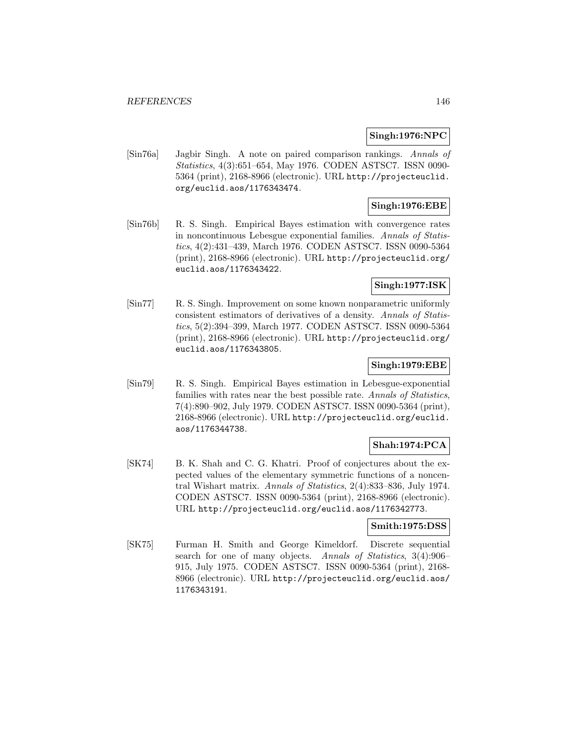**Singh:1976:NPC**

[Sin76a] Jagbir Singh. A note on paired comparison rankings. *Annals of Statistics*, 4(3):651–654, May 1976. CODEN ASTSC7. ISSN 0090-5364 (print), 2168-8966 (electronic). URL `http://projecteuclid.org/euclid.aos/1176343474`.

**Singh:1976:EBE**

[Sin76b] R. S. Singh. Empirical Bayes estimation with convergence rates in noncontinuous Lebesgue exponential families. *Annals of Statistics*, 4(2):431–439, March 1976. CODEN ASTSC7. ISSN 0090-5364 (print), 2168-8966 (electronic). URL `http://projecteuclid.org/euclid.aos/1176343422`.

**Singh:1977:ISK**

[Sin77] R. S. Singh. Improvement on some known nonparametric uniformly consistent estimators of derivatives of a density. *Annals of Statistics*, 5(2):394–399, March 1977. CODEN ASTSC7. ISSN 0090-5364 (print), 2168-8966 (electronic). URL `http://projecteuclid.org/euclid.aos/1176343805`.

**Singh:1979:EBE**

[Sin79] R. S. Singh. Empirical Bayes estimation in Lebesgue-exponential families with rates near the best possible rate. *Annals of Statistics*, 7(4):890–902, July 1979. CODEN ASTSC7. ISSN 0090-5364 (print), 2168-8966 (electronic). URL `http://projecteuclid.org/euclid.aos/1176344738`.

**Shah:1974:PCA**

[SK74] B. K. Shah and C. G. Khatri. Proof of conjectures about the expected values of the elementary symmetric functions of a noncentral Wishart matrix. *Annals of Statistics*, 2(4):833–836, July 1974. CODEN ASTSC7. ISSN 0090-5364 (print), 2168-8966 (electronic). URL `http://projecteuclid.org/euclid.aos/1176342773`.

**Smith:1975:DSS**

[SK75] Furman H. Smith and George Kimeldorf. Discrete sequential search for one of many objects. *Annals of Statistics*, 3(4):906–915, July 1975. CODEN ASTSC7. ISSN 0090-5364 (print), 2168-8966 (electronic). URL `http://projecteuclid.org/euclid.aos/1176343191`.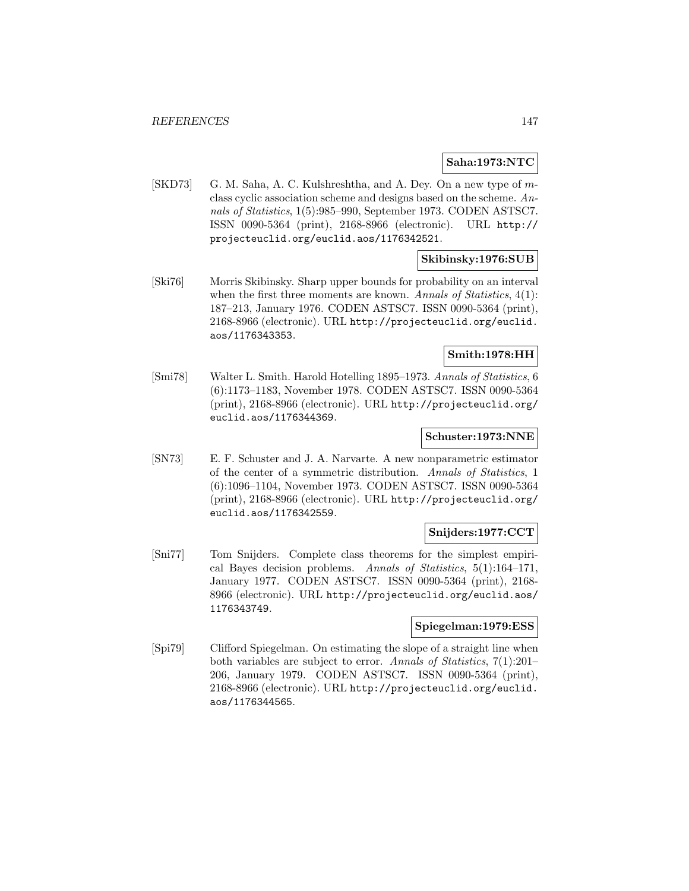**Saha:1973:NTC**

[SKD73] G. M. Saha, A. C. Kulshreshtha, and A. Dey. On a new type of $m$-class cyclic association scheme and designs based on the scheme. *Annals of Statistics*, 1(5):985–990, September 1973. CODEN ASTSC7. ISSN 0090-5364 (print), 2168-8966 (electronic). URL http://projecteuclid.org/euclid.aos/1176342521.

**Skibinsky:1976:SUB**

[Ski76] Morris Skibinsky. Sharp upper bounds for probability on an interval when the first three moments are known. *Annals of Statistics*, 4(1): 187–213, January 1976. CODEN ASTSC7. ISSN 0090-5364 (print), 2168-8966 (electronic). URL http://projecteuclid.org/euclid.aos/1176343353.

**Smith:1978:HH**

[Smi78] Walter L. Smith. Harold Hotelling 1895–1973. *Annals of Statistics*, 6 (6):1173–1183, November 1978. CODEN ASTSC7. ISSN 0090-5364 (print), 2168-8966 (electronic). URL http://projecteuclid.org/euclid.aos/1176344369.

**Schuster:1973:NNE**

[SN73] E. F. Schuster and J. A. Narvarte. A new nonparametric estimator of the center of a symmetric distribution. *Annals of Statistics*, 1 (6):1096–1104, November 1973. CODEN ASTSC7. ISSN 0090-5364 (print), 2168-8966 (electronic). URL http://projecteuclid.org/euclid.aos/1176342559.

**Snijders:1977:CCT**

[Sni77] Tom Snijders. Complete class theorems for the simplest empirical Bayes decision problems. *Annals of Statistics*, 5(1):164–171, January 1977. CODEN ASTSC7. ISSN 0090-5364 (print), 2168-8966 (electronic). URL http://projecteuclid.org/euclid.aos/1176343749.

**Spiegelman:1979:ESS**

[Spi79] Clifford Spiegelman. On estimating the slope of a straight line when both variables are subject to error. *Annals of Statistics*, 7(1):201–206, January 1979. CODEN ASTSC7. ISSN 0090-5364 (print), 2168-8966 (electronic). URL http://projecteuclid.org/euclid.aos/1176344565.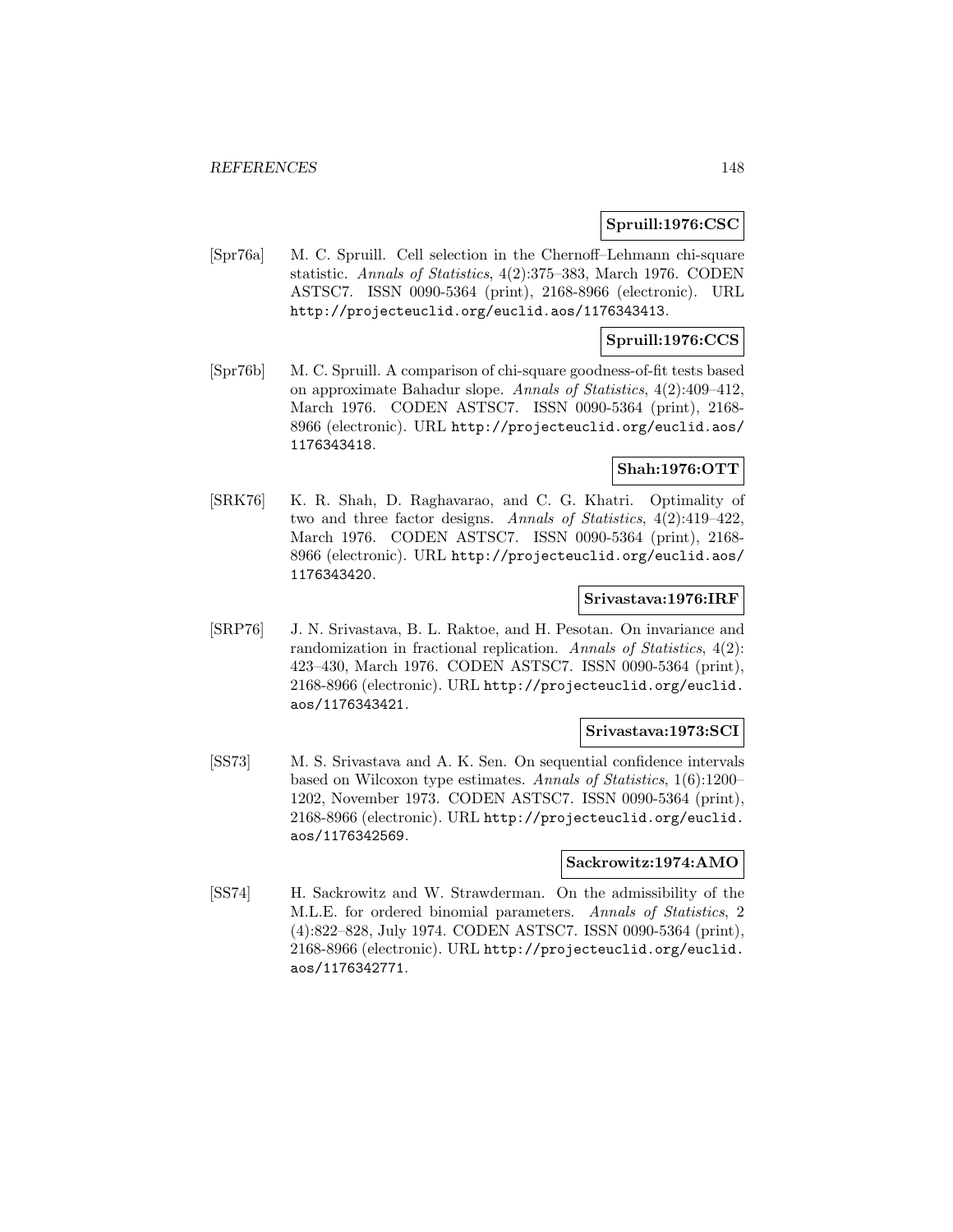**Spruill:1976:CSC**

[Spr76a] M. C. Spruill. Cell selection in the Chernoff–Lehmann chi-square statistic. *Annals of Statistics*, 4(2):375–383, March 1976. CODEN ASTSC7. ISSN 0090-5364 (print), 2168-8966 (electronic). URL http://projecteuclid.org/euclid.aos/1176343413.

**Spruill:1976:CCS**

[Spr76b] M. C. Spruill. A comparison of chi-square goodness-of-fit tests based on approximate Bahadur slope. *Annals of Statistics*, 4(2):409–412, March 1976. CODEN ASTSC7. ISSN 0090-5364 (print), 2168-8966 (electronic). URL http://projecteuclid.org/euclid.aos/1176343418.

**Shah:1976:OTT**

[SRK76] K. R. Shah, D. Raghavarao, and C. G. Khatri. Optimality of two and three factor designs. *Annals of Statistics*, 4(2):419–422, March 1976. CODEN ASTSC7. ISSN 0090-5364 (print), 2168-8966 (electronic). URL http://projecteuclid.org/euclid.aos/1176343420.

**Srivastava:1976:IRF**

[SRP76] J. N. Srivastava, B. L. Raktoe, and H. Pesotan. On invariance and randomization in fractional replication. *Annals of Statistics*, 4(2): 423–430, March 1976. CODEN ASTSC7. ISSN 0090-5364 (print), 2168-8966 (electronic). URL http://projecteuclid.org/euclid.aos/1176343421.

**Srivastava:1973:SCI**

[SS73] M. S. Srivastava and A. K. Sen. On sequential confidence intervals based on Wilcoxon type estimates. *Annals of Statistics*, 1(6):1200–1202, November 1973. CODEN ASTSC7. ISSN 0090-5364 (print), 2168-8966 (electronic). URL http://projecteuclid.org/euclid.aos/1176342569.

**Sackrowitz:1974:AMO**

[SS74] H. Sackrowitz and W. Strawderman. On the admissibility of the M.L.E. for ordered binomial parameters. *Annals of Statistics*, 2 (4):822–828, July 1974. CODEN ASTSC7. ISSN 0090-5364 (print), 2168-8966 (electronic). URL http://projecteuclid.org/euclid.aos/1176342771.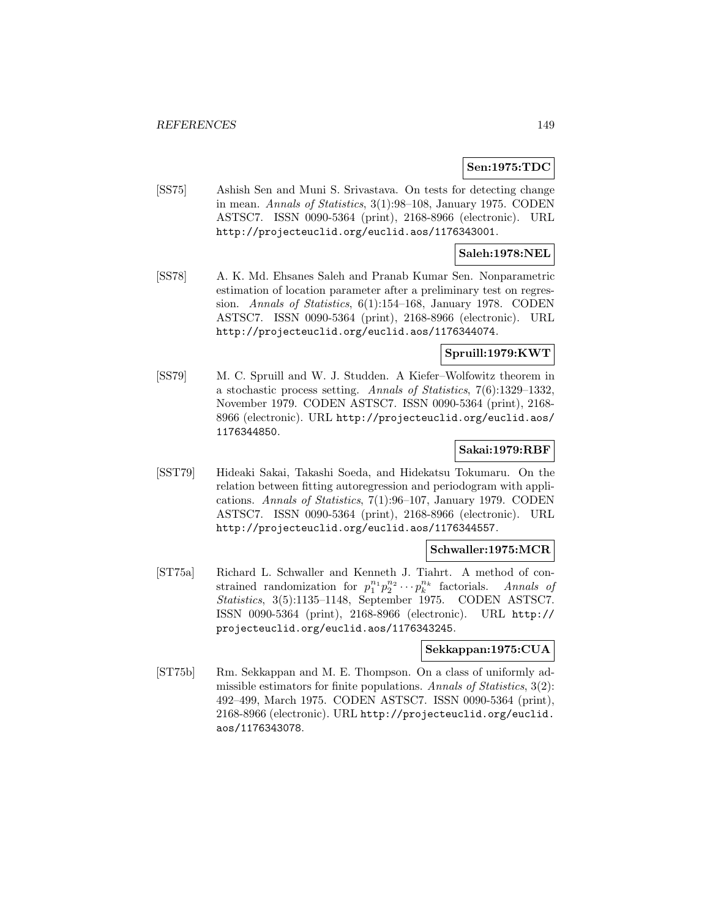**Sen:1975:TDC**

[SS75] Ashish Sen and Muni S. Srivastava. On tests for detecting change in mean. *Annals of Statistics*, 3(1):98–108, January 1975. CODEN ASTSC7. ISSN 0090-5364 (print), 2168-8966 (electronic). URL http://projecteuclid.org/euclid.aos/1176343001.

**Saleh:1978:NEL**

[SS78] A. K. Md. Ehsanes Saleh and Pranab Kumar Sen. Nonparametric estimation of location parameter after a preliminary test on regression. *Annals of Statistics*, 6(1):154–168, January 1978. CODEN ASTSC7. ISSN 0090-5364 (print), 2168-8966 (electronic). URL http://projecteuclid.org/euclid.aos/1176344074.

**Spruill:1979:KWT**

[SS79] M. C. Spruill and W. J. Studden. A Kiefer–Wolfowitz theorem in a stochastic process setting. *Annals of Statistics*, 7(6):1329–1332, November 1979. CODEN ASTSC7. ISSN 0090-5364 (print), 2168-8966 (electronic). URL http://projecteuclid.org/euclid.aos/1176344850.

**Sakai:1979:RBF**

[SST79] Hideaki Sakai, Takashi Soeda, and Hidekatsu Tokumaru. On the relation between fitting autoregression and periodogram with applications. *Annals of Statistics*, 7(1):96–107, January 1979. CODEN ASTSC7. ISSN 0090-5364 (print), 2168-8966 (electronic). URL http://projecteuclid.org/euclid.aos/1176344557.

**Schwaller:1975:MCR**

[ST75a] Richard L. Schwaller and Kenneth J. Tiahrt. A method of constrained randomization for $p_1^{n_1} p_2^{n_2} \cdots p_k^{n_k}$ factorials. *Annals of Statistics*, 3(5):1135–1148, September 1975. CODEN ASTSC7. ISSN 0090-5364 (print), 2168-8966 (electronic). URL http://projecteuclid.org/euclid.aos/1176343245.

**Sekkappan:1975:CUA**

[ST75b] Rm. Sekkappan and M. E. Thompson. On a class of uniformly admissible estimators for finite populations. *Annals of Statistics*, 3(2):492–499, March 1975. CODEN ASTSC7. ISSN 0090-5364 (print), 2168-8966 (electronic). URL http://projecteuclid.org/euclid.aos/1176343078.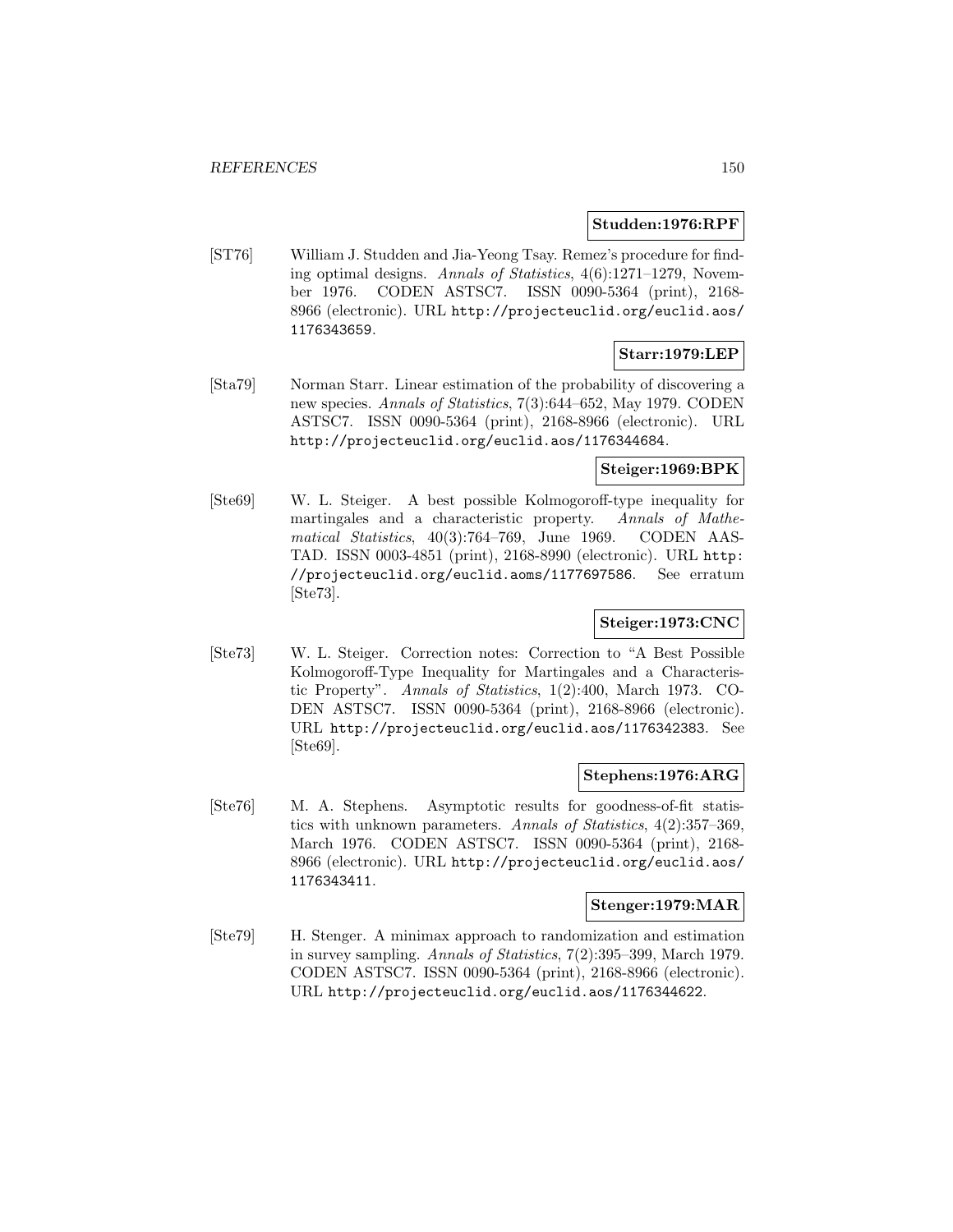**Studden:1976:RPF**

[ST76] William J. Studden and Jia-Yeong Tsay. Remez's procedure for finding optimal designs. *Annals of Statistics*, 4(6):1271–1279, November 1976. CODEN ASTSC7. ISSN 0090-5364 (print), 2168-8966 (electronic). URL http://projecteuclid.org/euclid.aos/1176343659.

**Starr:1979:LEP**

[Sta79] Norman Starr. Linear estimation of the probability of discovering a new species. *Annals of Statistics*, 7(3):644–652, May 1979. CODEN ASTSC7. ISSN 0090-5364 (print), 2168-8966 (electronic). URL http://projecteuclid.org/euclid.aos/1176344684.

**Steiger:1969:BPK**

[Ste69] W. L. Steiger. A best possible Kolmogoroff-type inequality for martingales and a characteristic property. *Annals of Mathematical Statistics*, 40(3):764–769, June 1969. CODEN AASTAD. ISSN 0003-4851 (print), 2168-8990 (electronic). URL http://projecteuclid.org/euclid.aoms/1177697586. See erratum [Ste73].

**Steiger:1973:CNC**

[Ste73] W. L. Steiger. Correction notes: Correction to "A Best Possible Kolmogoroff-Type Inequality for Martingales and a Characteristic Property". *Annals of Statistics*, 1(2):400, March 1973. CODEN ASTSC7. ISSN 0090-5364 (print), 2168-8966 (electronic). URL http://projecteuclid.org/euclid.aos/1176342383. See [Ste69].

**Stephens:1976:ARG**

[Ste76] M. A. Stephens. Asymptotic results for goodness-of-fit statistics with unknown parameters. *Annals of Statistics*, 4(2):357–369, March 1976. CODEN ASTSC7. ISSN 0090-5364 (print), 2168-8966 (electronic). URL http://projecteuclid.org/euclid.aos/1176343411.

**Stenger:1979:MAR**

[Ste79] H. Stenger. A minimax approach to randomization and estimation in survey sampling. *Annals of Statistics*, 7(2):395–399, March 1979. CODEN ASTSC7. ISSN 0090-5364 (print), 2168-8966 (electronic). URL http://projecteuclid.org/euclid.aos/1176344622.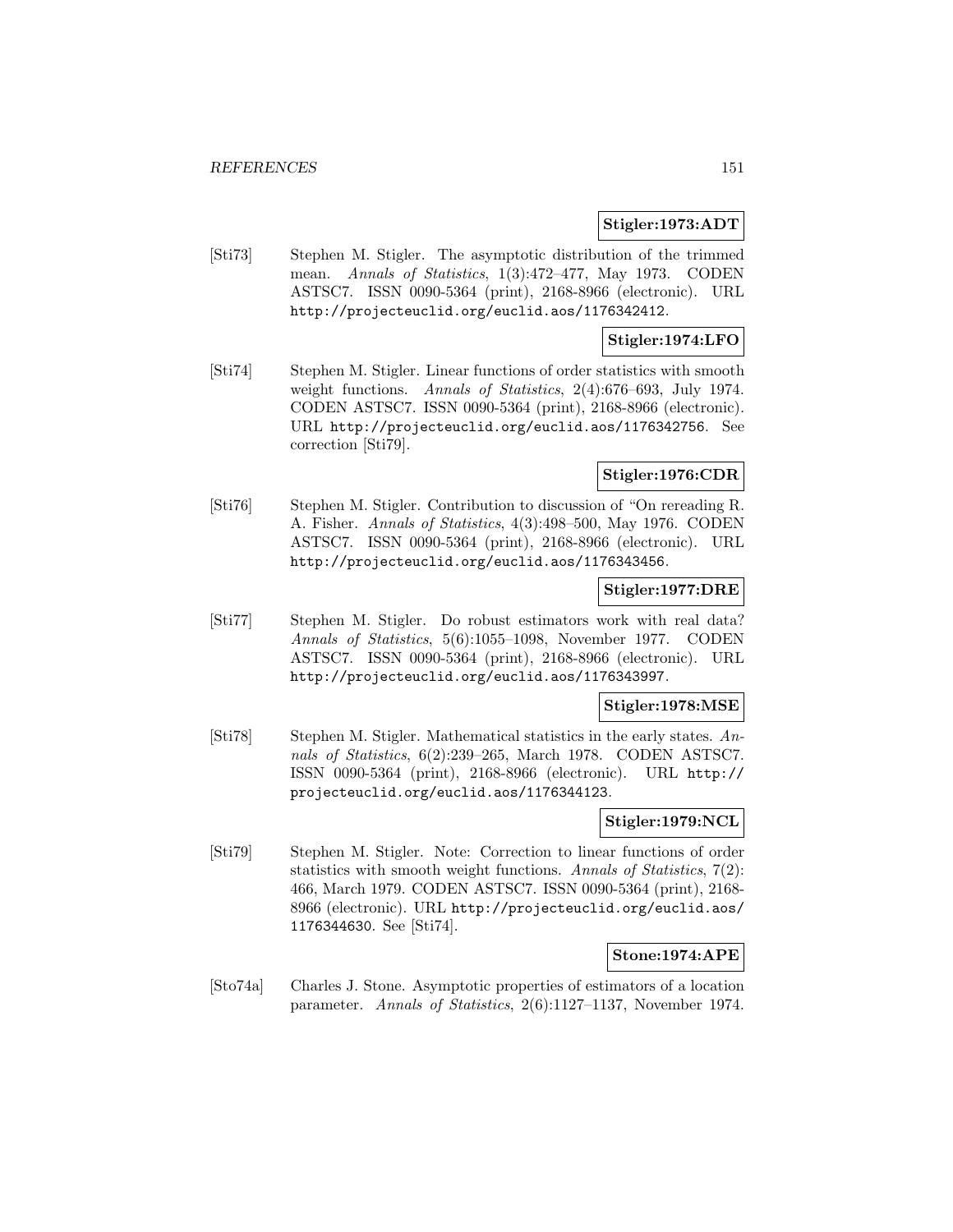**Stigler:1973:ADT**

[Sti73] Stephen M. Stigler. The asymptotic distribution of the trimmed mean. *Annals of Statistics*, 1(3):472–477, May 1973. CODEN ASTSC7. ISSN 0090-5364 (print), 2168-8966 (electronic). URL http://projecteuclid.org/euclid.aos/1176342412.

**Stigler:1974:LFO**

[Sti74] Stephen M. Stigler. Linear functions of order statistics with smooth weight functions. *Annals of Statistics*, 2(4):676–693, July 1974. CODEN ASTSC7. ISSN 0090-5364 (print), 2168-8966 (electronic). URL http://projecteuclid.org/euclid.aos/1176342756. See correction [Sti79].

**Stigler:1976:CDR**

[Sti76] Stephen M. Stigler. Contribution to discussion of "On rereading R. A. Fisher. *Annals of Statistics*, 4(3):498–500, May 1976. CODEN ASTSC7. ISSN 0090-5364 (print), 2168-8966 (electronic). URL http://projecteuclid.org/euclid.aos/1176343456.

**Stigler:1977:DRE**

[Sti77] Stephen M. Stigler. Do robust estimators work with real data? *Annals of Statistics*, 5(6):1055–1098, November 1977. CODEN ASTSC7. ISSN 0090-5364 (print), 2168-8966 (electronic). URL http://projecteuclid.org/euclid.aos/1176343997.

**Stigler:1978:MSE**

[Sti78] Stephen M. Stigler. Mathematical statistics in the early states. *Annals of Statistics*, 6(2):239–265, March 1978. CODEN ASTSC7. ISSN 0090-5364 (print), 2168-8966 (electronic). URL http://projecteuclid.org/euclid.aos/1176344123.

**Stigler:1979:NCL**

[Sti79] Stephen M. Stigler. Note: Correction to linear functions of order statistics with smooth weight functions. *Annals of Statistics*, 7(2): 466, March 1979. CODEN ASTSC7. ISSN 0090-5364 (print), 2168-8966 (electronic). URL http://projecteuclid.org/euclid.aos/1176344630. See [Sti74].

**Stone:1974:APE**

[Sto74a] Charles J. Stone. Asymptotic properties of estimators of a location parameter. *Annals of Statistics*, 2(6):1127–1137, November 1974.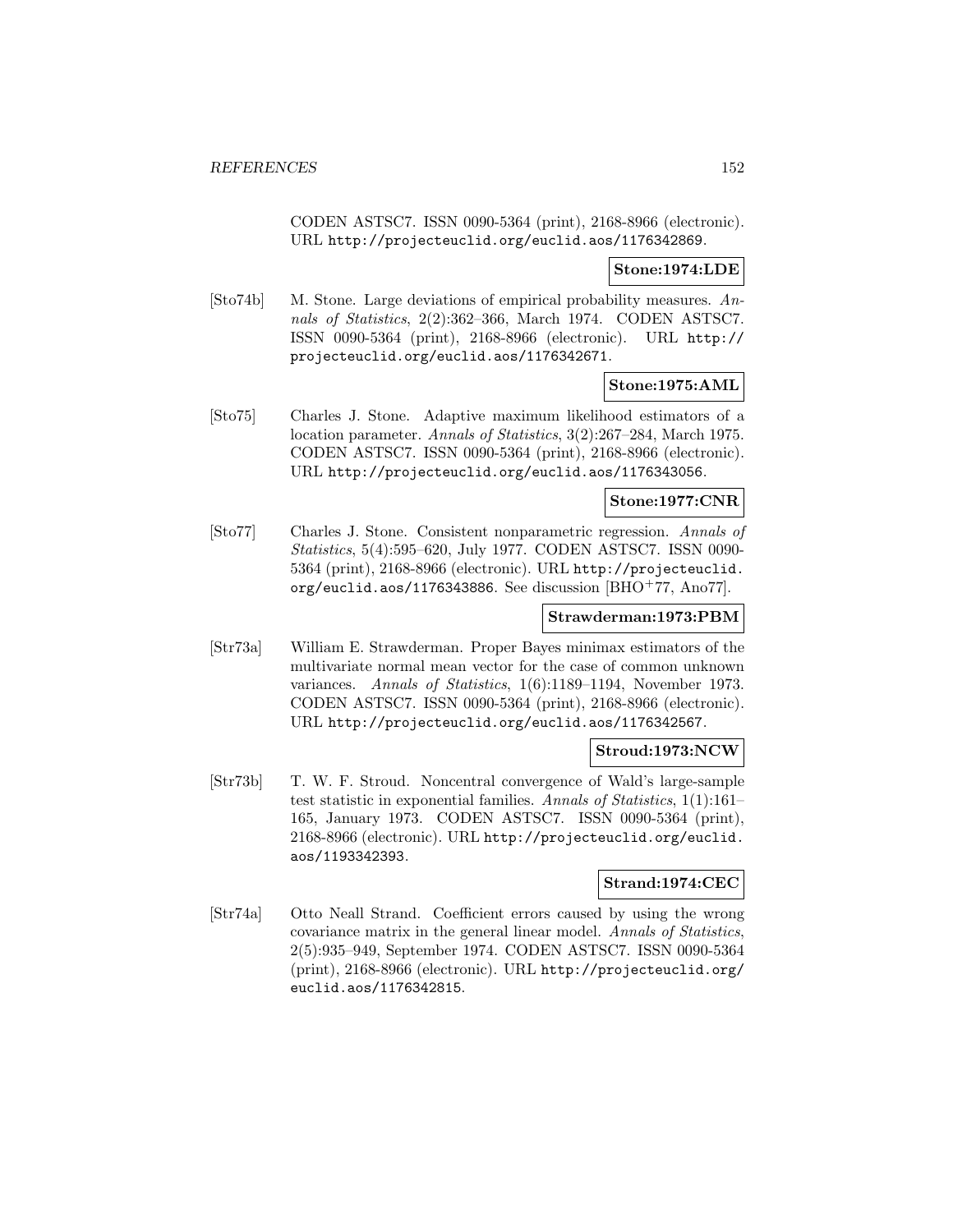CODEN ASTSC7. ISSN 0090-5364 (print), 2168-8966 (electronic). URL http://projecteuclid.org/euclid.aos/1176342869.

**Stone:1974:LDE**

[Sto74b] M. Stone. Large deviations of empirical probability measures. *Annals of Statistics*, 2(2):362–366, March 1974. CODEN ASTSC7. ISSN 0090-5364 (print), 2168-8966 (electronic). URL http://projecteuclid.org/euclid.aos/1176342671.

**Stone:1975:AML**

[Sto75] Charles J. Stone. Adaptive maximum likelihood estimators of a location parameter. *Annals of Statistics*, 3(2):267–284, March 1975. CODEN ASTSC7. ISSN 0090-5364 (print), 2168-8966 (electronic). URL http://projecteuclid.org/euclid.aos/1176343056.

**Stone:1977:CNR**

[Sto77] Charles J. Stone. Consistent nonparametric regression. *Annals of Statistics*, 5(4):595–620, July 1977. CODEN ASTSC7. ISSN 0090-5364 (print), 2168-8966 (electronic). URL http://projecteuclid.org/euclid.aos/1176343886. See discussion [BHO+77, Ano77].

**Strawderman:1973:PBM**

[Str73a] William E. Strawderman. Proper Bayes minimax estimators of the multivariate normal mean vector for the case of common unknown variances. *Annals of Statistics*, 1(6):1189–1194, November 1973. CODEN ASTSC7. ISSN 0090-5364 (print), 2168-8966 (electronic). URL http://projecteuclid.org/euclid.aos/1176342567.

**Stroud:1973:NCW**

[Str73b] T. W. F. Stroud. Noncentral convergence of Wald's large-sample test statistic in exponential families. *Annals of Statistics*, 1(1):161–165, January 1973. CODEN ASTSC7. ISSN 0090-5364 (print), 2168-8966 (electronic). URL http://projecteuclid.org/euclid.aos/1193342393.

**Strand:1974:CEC**

[Str74a] Otto Neall Strand. Coefficient errors caused by using the wrong covariance matrix in the general linear model. *Annals of Statistics*, 2(5):935–949, September 1974. CODEN ASTSC7. ISSN 0090-5364 (print), 2168-8966 (electronic). URL http://projecteuclid.org/euclid.aos/1176342815.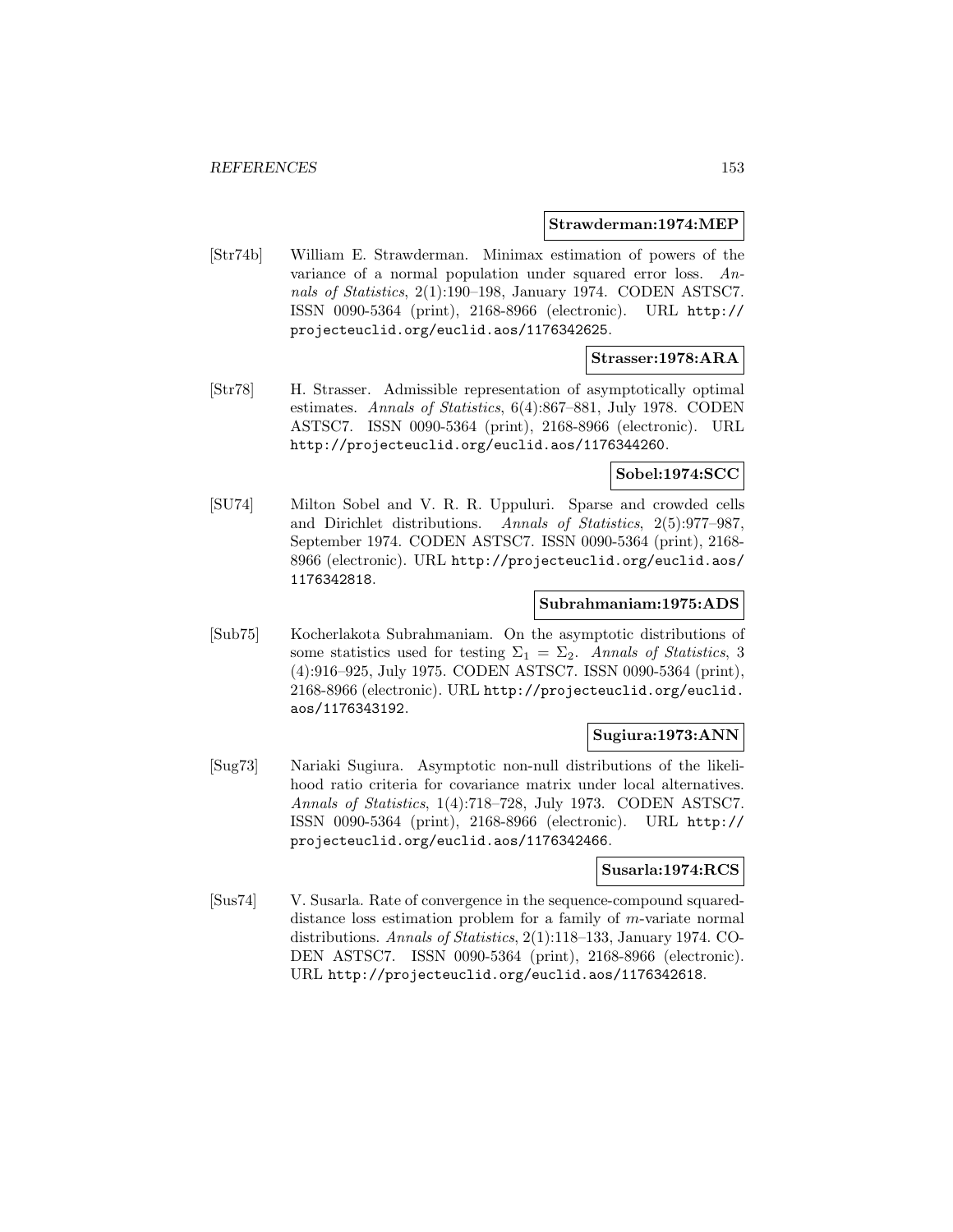**Strawderman:1974:MEP**

[Str74b] William E. Strawderman. Minimax estimation of powers of the variance of a normal population under squared error loss. *Annals of Statistics*, 2(1):190–198, January 1974. CODEN ASTSC7. ISSN 0090-5364 (print), 2168-8966 (electronic). URL http://projecteuclid.org/euclid.aos/1176342625.

**Strasser:1978:ARA**

[Str78] H. Strasser. Admissible representation of asymptotically optimal estimates. *Annals of Statistics*, 6(4):867–881, July 1978. CODEN ASTSC7. ISSN 0090-5364 (print), 2168-8966 (electronic). URL http://projecteuclid.org/euclid.aos/1176344260.

**Sobel:1974:SCC**

[SU74] Milton Sobel and V. R. R. Uppuluri. Sparse and crowded cells and Dirichlet distributions. *Annals of Statistics*, 2(5):977–987, September 1974. CODEN ASTSC7. ISSN 0090-5364 (print), 2168-8966 (electronic). URL http://projecteuclid.org/euclid.aos/1176342818.

**Subrahmaniam:1975:ADS**

[Sub75] Kocherlakota Subrahmaniam. On the asymptotic distributions of some statistics used for testing $\Sigma_1 = \Sigma_2$. *Annals of Statistics*, 3 (4):916–925, July 1975. CODEN ASTSC7. ISSN 0090-5364 (print), 2168-8966 (electronic). URL http://projecteuclid.org/euclid.aos/1176343192.

**Sugiura:1973:ANN**

[Sug73] Nariaki Sugiura. Asymptotic non-null distributions of the likelihood ratio criteria for covariance matrix under local alternatives. *Annals of Statistics*, 1(4):718–728, July 1973. CODEN ASTSC7. ISSN 0090-5364 (print), 2168-8966 (electronic). URL http://projecteuclid.org/euclid.aos/1176342466.

**Susarla:1974:RCS**

[Sus74] V. Susarla. Rate of convergence in the sequence-compound squared-distance loss estimation problem for a family of $m$-variate normal distributions. *Annals of Statistics*, 2(1):118–133, January 1974. CODEN ASTSC7. ISSN 0090-5364 (print), 2168-8966 (electronic). URL http://projecteuclid.org/euclid.aos/1176342618.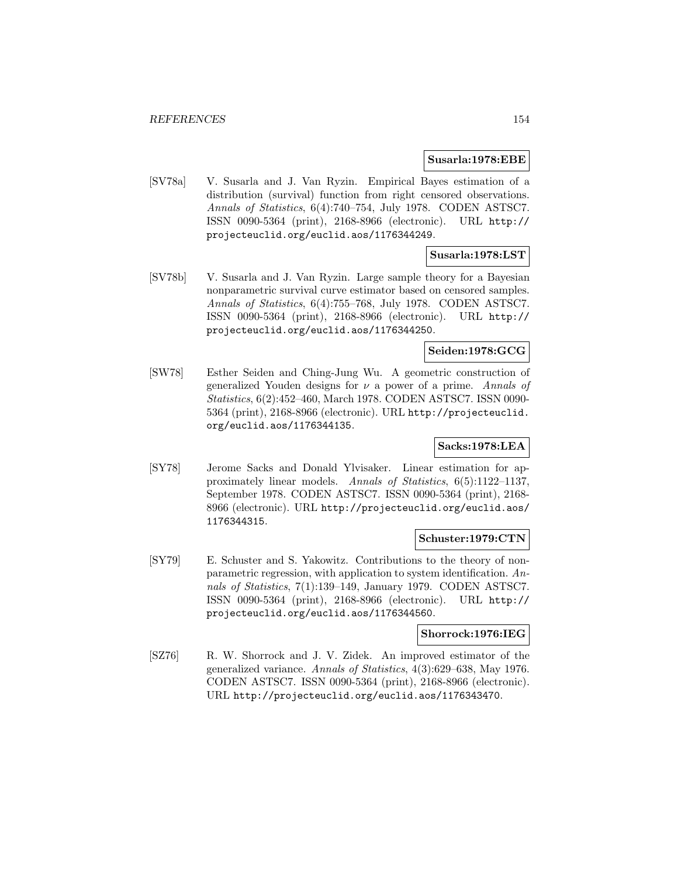**Susarla:1978:EBE**

[SV78a] V. Susarla and J. Van Ryzin. Empirical Bayes estimation of a distribution (survival) function from right censored observations. *Annals of Statistics*, 6(4):740–754, July 1978. CODEN ASTSC7. ISSN 0090-5364 (print), 2168-8966 (electronic). URL `http://projecteuclid.org/euclid.aos/1176344249`.

**Susarla:1978:LST**

[SV78b] V. Susarla and J. Van Ryzin. Large sample theory for a Bayesian nonparametric survival curve estimator based on censored samples. *Annals of Statistics*, 6(4):755–768, July 1978. CODEN ASTSC7. ISSN 0090-5364 (print), 2168-8966 (electronic). URL `http://projecteuclid.org/euclid.aos/1176344250`.

**Seiden:1978:GCG**

[SW78] Esther Seiden and Ching-Jung Wu. A geometric construction of generalized Youden designs for $\nu$ a power of a prime. *Annals of Statistics*, 6(2):452–460, March 1978. CODEN ASTSC7. ISSN 0090-5364 (print), 2168-8966 (electronic). URL `http://projecteuclid.org/euclid.aos/1176344135`.

**Sacks:1978:LEA**

[SY78] Jerome Sacks and Donald Ylvisaker. Linear estimation for approximately linear models. *Annals of Statistics*, 6(5):1122–1137, September 1978. CODEN ASTSC7. ISSN 0090-5364 (print), 2168-8966 (electronic). URL `http://projecteuclid.org/euclid.aos/1176344315`.

**Schuster:1979:CTN**

[SY79] E. Schuster and S. Yakowitz. Contributions to the theory of nonparametric regression, with application to system identification. *Annals of Statistics*, 7(1):139–149, January 1979. CODEN ASTSC7. ISSN 0090-5364 (print), 2168-8966 (electronic). URL `http://projecteuclid.org/euclid.aos/1176344560`.

**Shorrock:1976:IEG**

[SZ76] R. W. Shorrock and J. V. Zidek. An improved estimator of the generalized variance. *Annals of Statistics*, 4(3):629–638, May 1976. CODEN ASTSC7. ISSN 0090-5364 (print), 2168-8966 (electronic). URL `http://projecteuclid.org/euclid.aos/1176343470`.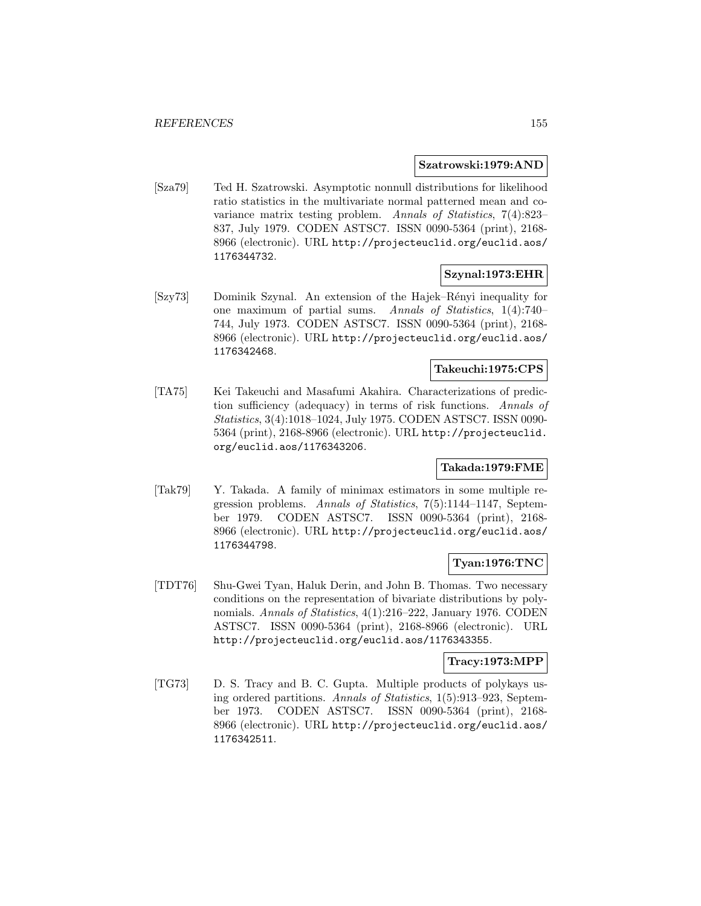**Szatrowski:1979:AND**

[Sza79] Ted H. Szatrowski. Asymptotic nonnull distributions for likelihood ratio statistics in the multivariate normal patterned mean and covariance matrix testing problem. *Annals of Statistics*, 7(4):823–837, July 1979. CODEN ASTSC7. ISSN 0090-5364 (print), 2168-8966 (electronic). URL http://projecteuclid.org/euclid.aos/1176344732.

**Szynal:1973:EHR**

[Szy73] Dominik Szynal. An extension of the Hajek–Rényi inequality for one maximum of partial sums. *Annals of Statistics*, 1(4):740–744, July 1973. CODEN ASTSC7. ISSN 0090-5364 (print), 2168-8966 (electronic). URL http://projecteuclid.org/euclid.aos/1176342468.

**Takeuchi:1975:CPS**

[TA75] Kei Takeuchi and Masafumi Akahira. Characterizations of prediction sufficiency (adequacy) in terms of risk functions. *Annals of Statistics*, 3(4):1018–1024, July 1975. CODEN ASTSC7. ISSN 0090-5364 (print), 2168-8966 (electronic). URL http://projecteuclid.org/euclid.aos/1176343206.

**Takada:1979:FME**

[Tak79] Y. Takada. A family of minimax estimators in some multiple regression problems. *Annals of Statistics*, 7(5):1144–1147, September 1979. CODEN ASTSC7. ISSN 0090-5364 (print), 2168-8966 (electronic). URL http://projecteuclid.org/euclid.aos/1176344798.

**Tyan:1976:TNC**

[TDT76] Shu-Gwei Tyan, Haluk Derin, and John B. Thomas. Two necessary conditions on the representation of bivariate distributions by polynomials. *Annals of Statistics*, 4(1):216–222, January 1976. CODEN ASTSC7. ISSN 0090-5364 (print), 2168-8966 (electronic). URL http://projecteuclid.org/euclid.aos/1176343355.

**Tracy:1973:MPP**

[TG73] D. S. Tracy and B. C. Gupta. Multiple products of polykays using ordered partitions. *Annals of Statistics*, 1(5):913–923, September 1973. CODEN ASTSC7. ISSN 0090-5364 (print), 2168-8966 (electronic). URL http://projecteuclid.org/euclid.aos/1176342511.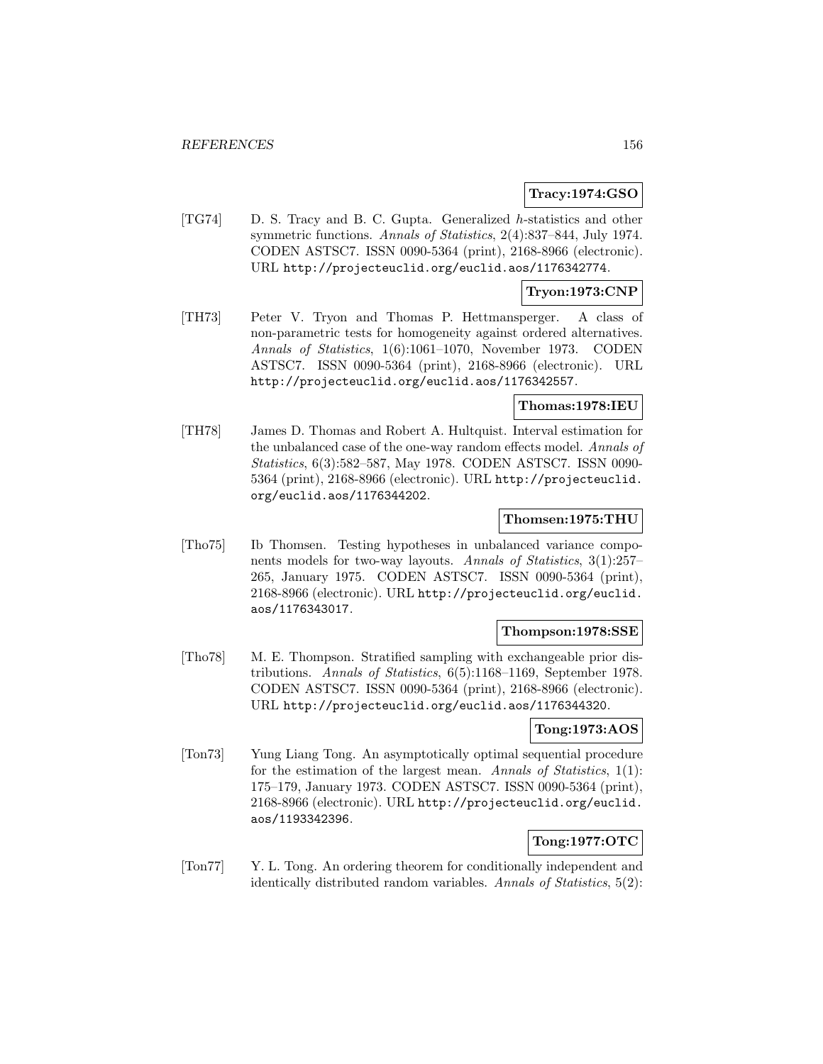**Tracy:1974:GSO**

[TG74] D. S. Tracy and B. C. Gupta. Generalized $h$-statistics and other symmetric functions. *Annals of Statistics*, 2(4):837–844, July 1974. CODEN ASTSC7. ISSN 0090-5364 (print), 2168-8966 (electronic). URL http://projecteuclid.org/euclid.aos/1176342774.

**Tryon:1973:CNP**

[TH73] Peter V. Tryon and Thomas P. Hettmansperger. A class of non-parametric tests for homogeneity against ordered alternatives. *Annals of Statistics*, 1(6):1061–1070, November 1973. CODEN ASTSC7. ISSN 0090-5364 (print), 2168-8966 (electronic). URL http://projecteuclid.org/euclid.aos/1176342557.

**Thomas:1978:IEU**

[TH78] James D. Thomas and Robert A. Hultquist. Interval estimation for the unbalanced case of the one-way random effects model. *Annals of Statistics*, 6(3):582–587, May 1978. CODEN ASTSC7. ISSN 0090-5364 (print), 2168-8966 (electronic). URL http://projecteuclid.org/euclid.aos/1176344202.

**Thomsen:1975:THU**

[Tho75] Ib Thomsen. Testing hypotheses in unbalanced variance components models for two-way layouts. *Annals of Statistics*, 3(1):257–265, January 1975. CODEN ASTSC7. ISSN 0090-5364 (print), 2168-8966 (electronic). URL http://projecteuclid.org/euclid.aos/1176343017.

**Thompson:1978:SSE**

[Tho78] M. E. Thompson. Stratified sampling with exchangeable prior distributions. *Annals of Statistics*, 6(5):1168–1169, September 1978. CODEN ASTSC7. ISSN 0090-5364 (print), 2168-8966 (electronic). URL http://projecteuclid.org/euclid.aos/1176344320.

**Tong:1973:AOS**

[Ton73] Yung Liang Tong. An asymptotically optimal sequential procedure for the estimation of the largest mean. *Annals of Statistics*, 1(1): 175–179, January 1973. CODEN ASTSC7. ISSN 0090-5364 (print), 2168-8966 (electronic). URL http://projecteuclid.org/euclid.aos/1193342396.

**Tong:1977:OTC**

[Ton77] Y. L. Tong. An ordering theorem for conditionally independent and identically distributed random variables. *Annals of Statistics*, 5(2):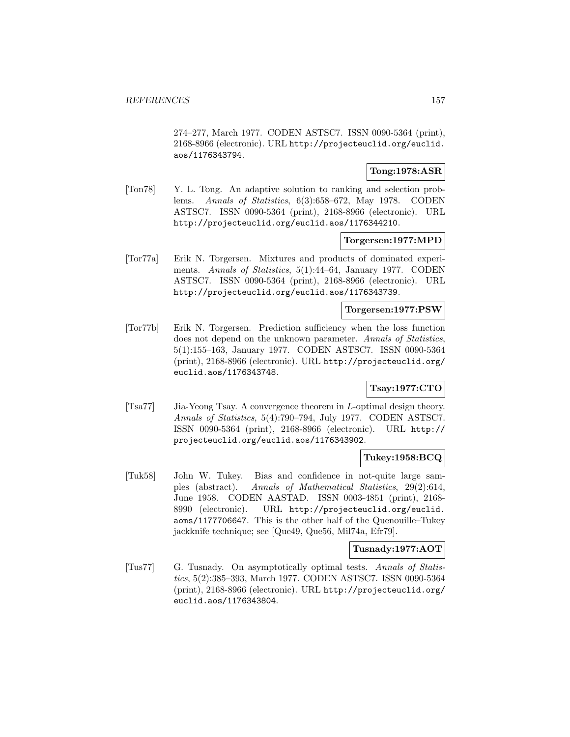274–277, March 1977. CODEN ASTSC7. ISSN 0090-5364 (print), 2168-8966 (electronic). URL http://projecteuclid.org/euclid.aos/1176343794.

**Tong:1978:ASR**

[Ton78] Y. L. Tong. An adaptive solution to ranking and selection problems. *Annals of Statistics*, 6(3):658–672, May 1978. CODEN ASTSC7. ISSN 0090-5364 (print), 2168-8966 (electronic). URL http://projecteuclid.org/euclid.aos/1176344210.

**Torgersen:1977:MPD**

[Tor77a] Erik N. Torgersen. Mixtures and products of dominated experiments. *Annals of Statistics*, 5(1):44–64, January 1977. CODEN ASTSC7. ISSN 0090-5364 (print), 2168-8966 (electronic). URL http://projecteuclid.org/euclid.aos/1176343739.

**Torgersen:1977:PSW**

[Tor77b] Erik N. Torgersen. Prediction sufficiency when the loss function does not depend on the unknown parameter. *Annals of Statistics*, 5(1):155–163, January 1977. CODEN ASTSC7. ISSN 0090-5364 (print), 2168-8966 (electronic). URL http://projecteuclid.org/euclid.aos/1176343748.

**Tsay:1977:CTO**

[Tsa77] Jia-Yeong Tsay. A convergence theorem in $L$-optimal design theory. *Annals of Statistics*, 5(4):790–794, July 1977. CODEN ASTSC7. ISSN 0090-5364 (print), 2168-8966 (electronic). URL http://projecteuclid.org/euclid.aos/1176343902.

**Tukey:1958:BCQ**

[Tuk58] John W. Tukey. Bias and confidence in not-quite large samples (abstract). *Annals of Mathematical Statistics*, 29(2):614, June 1958. CODEN AASTAD. ISSN 0003-4851 (print), 2168-8990 (electronic). URL http://projecteuclid.org/euclid.aoms/1177706647. This is the other half of the Quenouille–Tukey jackknife technique; see [Que49, Que56, Mil74a, Efr79].

**Tusnady:1977:AOT**

[Tus77] G. Tusnady. On asymptotically optimal tests. *Annals of Statistics*, 5(2):385–393, March 1977. CODEN ASTSC7. ISSN 0090-5364 (print), 2168-8966 (electronic). URL http://projecteuclid.org/euclid.aos/1176343804.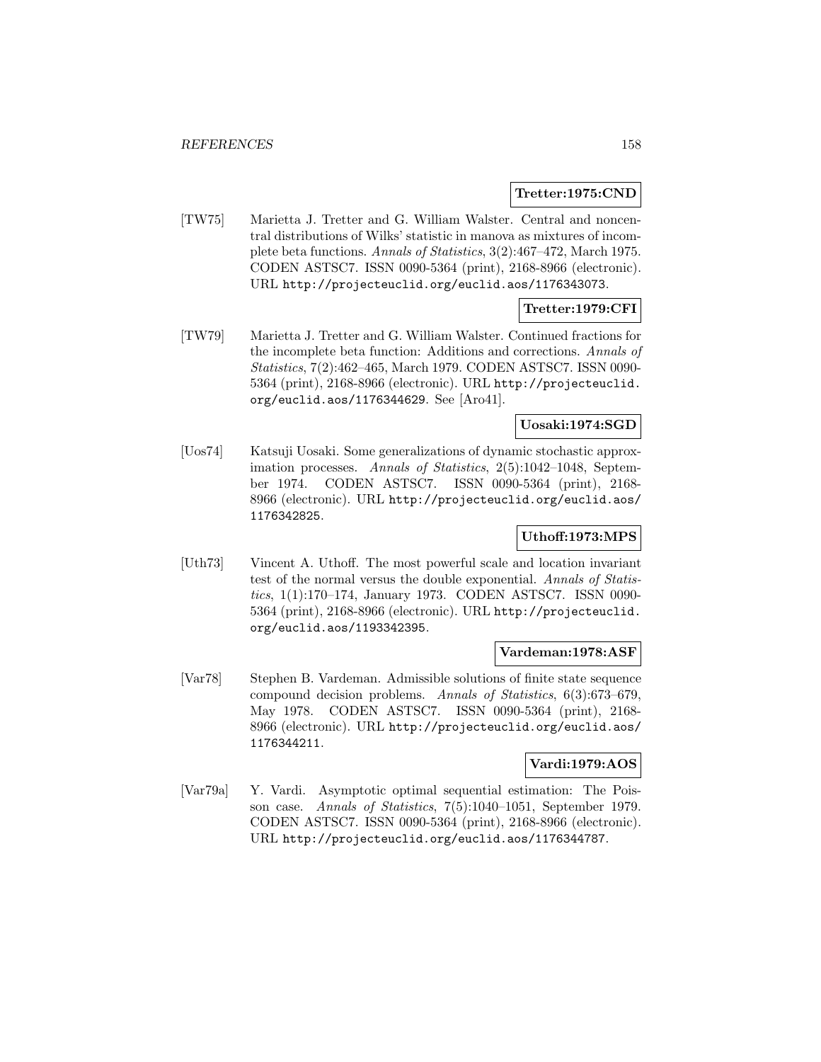**Tretter:1975:CND**

[TW75] Marietta J. Tretter and G. William Walster. Central and noncentral distributions of Wilks' statistic in manova as mixtures of incomplete beta functions. *Annals of Statistics*, 3(2):467–472, March 1975. CODEN ASTSC7. ISSN 0090-5364 (print), 2168-8966 (electronic). URL http://projecteuclid.org/euclid.aos/1176343073.

**Tretter:1979:CFI**

[TW79] Marietta J. Tretter and G. William Walster. Continued fractions for the incomplete beta function: Additions and corrections. *Annals of Statistics*, 7(2):462–465, March 1979. CODEN ASTSC7. ISSN 0090-5364 (print), 2168-8966 (electronic). URL http://projecteuclid.org/euclid.aos/1176344629. See [Aro41].

**Uosaki:1974:SGD**

[Uos74] Katsuji Uosaki. Some generalizations of dynamic stochastic approximation processes. *Annals of Statistics*, 2(5):1042–1048, September 1974. CODEN ASTSC7. ISSN 0090-5364 (print), 2168-8966 (electronic). URL http://projecteuclid.org/euclid.aos/1176342825.

**Uthoff:1973:MPS**

[Uth73] Vincent A. Uthoff. The most powerful scale and location invariant test of the normal versus the double exponential. *Annals of Statistics*, 1(1):170–174, January 1973. CODEN ASTSC7. ISSN 0090-5364 (print), 2168-8966 (electronic). URL http://projecteuclid.org/euclid.aos/1193342395.

**Vardeman:1978:ASF**

[Var78] Stephen B. Vardeman. Admissible solutions of finite state sequence compound decision problems. *Annals of Statistics*, 6(3):673–679, May 1978. CODEN ASTSC7. ISSN 0090-5364 (print), 2168-8966 (electronic). URL http://projecteuclid.org/euclid.aos/1176344211.

**Vardi:1979:AOS**

[Var79a] Y. Vardi. Asymptotic optimal sequential estimation: The Poisson case. *Annals of Statistics*, 7(5):1040–1051, September 1979. CODEN ASTSC7. ISSN 0090-5364 (print), 2168-8966 (electronic). URL http://projecteuclid.org/euclid.aos/1176344787.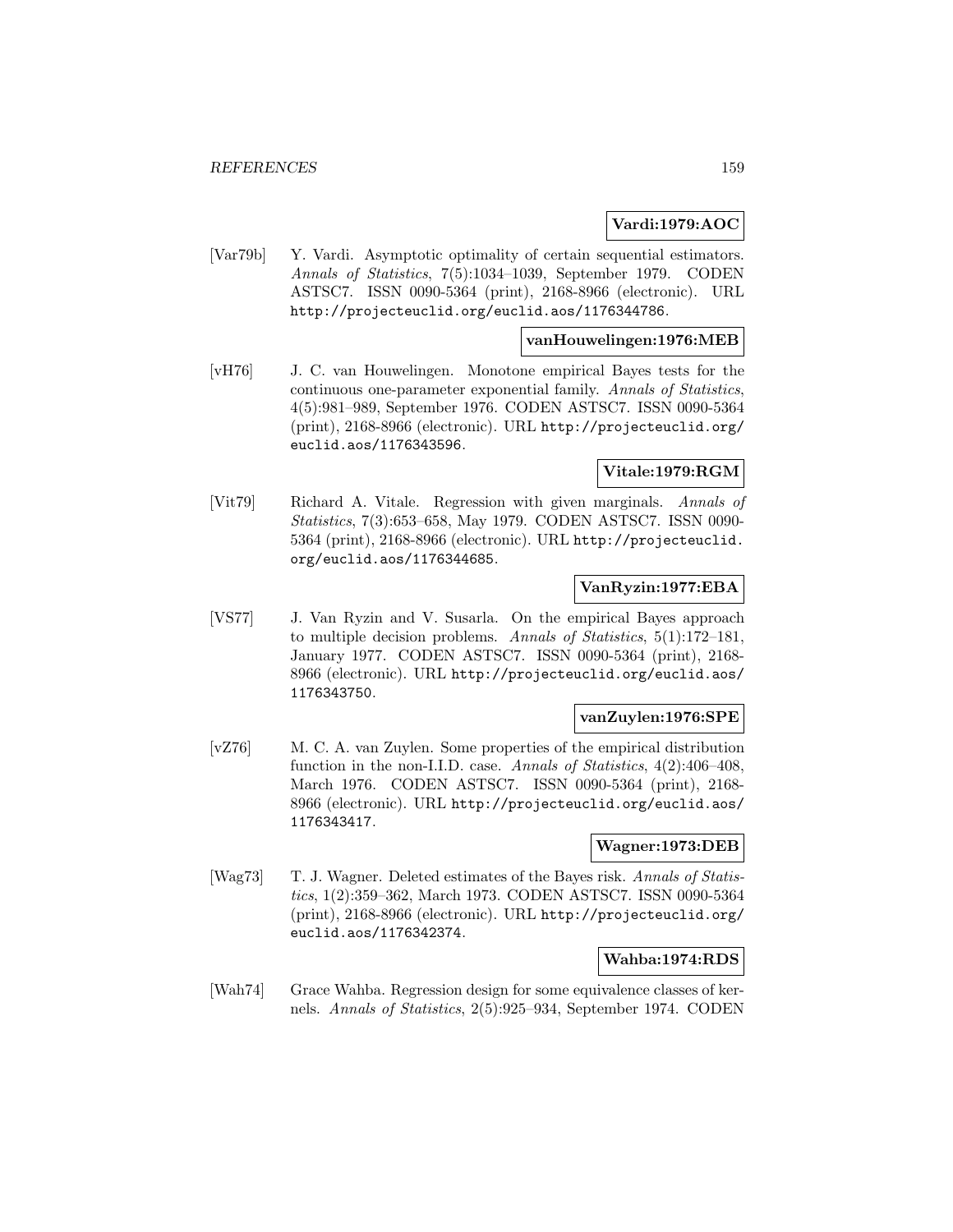**Vardi:1979:AOC**

[Var79b] Y. Vardi. Asymptotic optimality of certain sequential estimators. *Annals of Statistics*, 7(5):1034–1039, September 1979. CODEN ASTSC7. ISSN 0090-5364 (print), 2168-8966 (electronic). URL http://projecteuclid.org/euclid.aos/1176344786.

**vanHouwelingen:1976:MEB**

[vH76] J. C. van Houwelingen. Monotone empirical Bayes tests for the continuous one-parameter exponential family. *Annals of Statistics*, 4(5):981–989, September 1976. CODEN ASTSC7. ISSN 0090-5364 (print), 2168-8966 (electronic). URL http://projecteuclid.org/euclid.aos/1176343596.

**Vitale:1979:RGM**

[Vit79] Richard A. Vitale. Regression with given marginals. *Annals of Statistics*, 7(3):653–658, May 1979. CODEN ASTSC7. ISSN 0090-5364 (print), 2168-8966 (electronic). URL http://projecteuclid.org/euclid.aos/1176344685.

**VanRyzin:1977:EBA**

[VS77] J. Van Ryzin and V. Susarla. On the empirical Bayes approach to multiple decision problems. *Annals of Statistics*, 5(1):172–181, January 1977. CODEN ASTSC7. ISSN 0090-5364 (print), 2168-8966 (electronic). URL http://projecteuclid.org/euclid.aos/1176343750.

**vanZuylen:1976:SPE**

[vZ76] M. C. A. van Zuylen. Some properties of the empirical distribution function in the non-I.I.D. case. *Annals of Statistics*, 4(2):406–408, March 1976. CODEN ASTSC7. ISSN 0090-5364 (print), 2168-8966 (electronic). URL http://projecteuclid.org/euclid.aos/1176343417.

**Wagner:1973:DEB**

[Wag73] T. J. Wagner. Deleted estimates of the Bayes risk. *Annals of Statistics*, 1(2):359–362, March 1973. CODEN ASTSC7. ISSN 0090-5364 (print), 2168-8966 (electronic). URL http://projecteuclid.org/euclid.aos/1176342374.

**Wahba:1974:RDS**

[Wah74] Grace Wahba. Regression design for some equivalence classes of kernels. *Annals of Statistics*, 2(5):925–934, September 1974. CODEN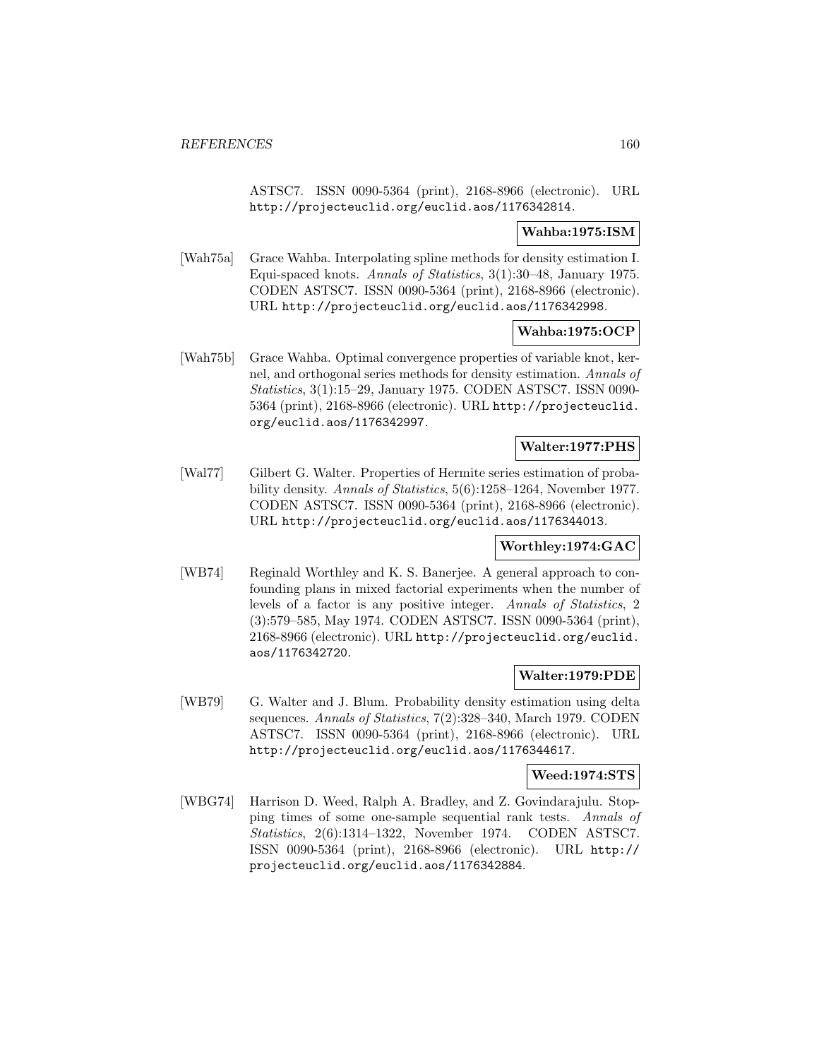ASTSC7. ISSN 0090-5364 (print), 2168-8966 (electronic). URL http://projecteuclid.org/euclid.aos/1176342814.

**Wahba:1975:ISM**

[Wah75a] Grace Wahba. Interpolating spline methods for density estimation I. Equi-spaced knots. *Annals of Statistics*, 3(1):30–48, January 1975. CODEN ASTSC7. ISSN 0090-5364 (print), 2168-8966 (electronic). URL http://projecteuclid.org/euclid.aos/1176342998.

**Wahba:1975:OCP**

[Wah75b] Grace Wahba. Optimal convergence properties of variable knot, kernel, and orthogonal series methods for density estimation. *Annals of Statistics*, 3(1):15–29, January 1975. CODEN ASTSC7. ISSN 0090-5364 (print), 2168-8966 (electronic). URL http://projecteuclid.org/euclid.aos/1176342997.

**Walter:1977:PHS**

[Wal77] Gilbert G. Walter. Properties of Hermite series estimation of probability density. *Annals of Statistics*, 5(6):1258–1264, November 1977. CODEN ASTSC7. ISSN 0090-5364 (print), 2168-8966 (electronic). URL http://projecteuclid.org/euclid.aos/1176344013.

**Worthley:1974:GAC**

[WB74] Reginald Worthley and K. S. Banerjee. A general approach to confounding plans in mixed factorial experiments when the number of levels of a factor is any positive integer. *Annals of Statistics*, 2 (3):579–585, May 1974. CODEN ASTSC7. ISSN 0090-5364 (print), 2168-8966 (electronic). URL http://projecteuclid.org/euclid.aos/1176342720.

**Walter:1979:PDE**

[WB79] G. Walter and J. Blum. Probability density estimation using delta sequences. *Annals of Statistics*, 7(2):328–340, March 1979. CODEN ASTSC7. ISSN 0090-5364 (print), 2168-8966 (electronic). URL http://projecteuclid.org/euclid.aos/1176344617.

**Weed:1974:STS**

[WBG74] Harrison D. Weed, Ralph A. Bradley, and Z. Govindarajulu. Stopping times of some one-sample sequential rank tests. *Annals of Statistics*, 2(6):1314–1322, November 1974. CODEN ASTSC7. ISSN 0090-5364 (print), 2168-8966 (electronic). URL http://projecteuclid.org/euclid.aos/1176342884.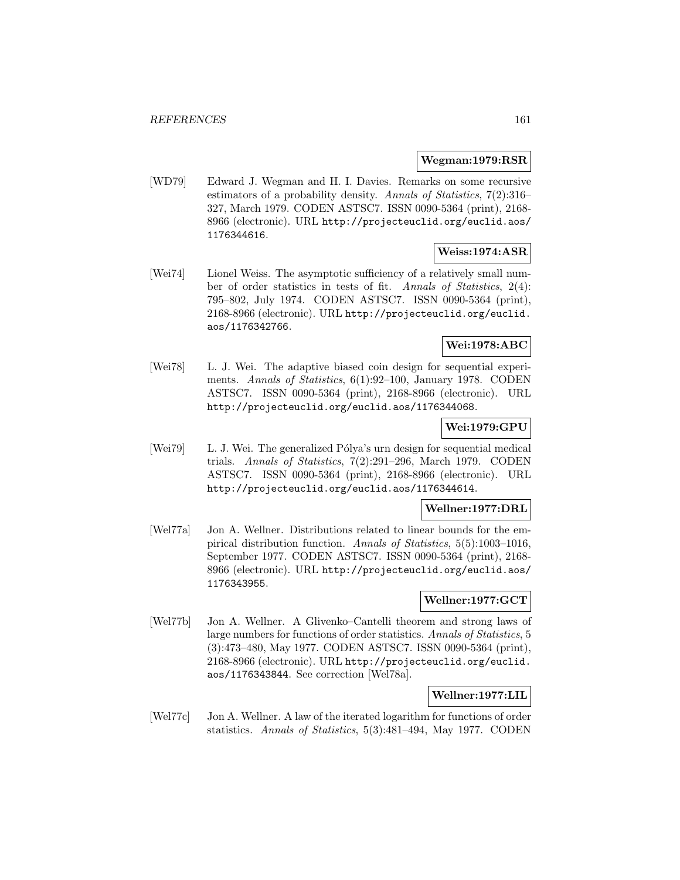**Wegman:1979:RSR**

[WD79] Edward J. Wegman and H. I. Davies. Remarks on some recursive estimators of a probability density. *Annals of Statistics*, 7(2):316–327, March 1979. CODEN ASTSC7. ISSN 0090-5364 (print), 2168-8966 (electronic). URL http://projecteuclid.org/euclid.aos/1176344616.

**Weiss:1974:ASR**

[Wei74] Lionel Weiss. The asymptotic sufficiency of a relatively small number of order statistics in tests of fit. *Annals of Statistics*, 2(4): 795–802, July 1974. CODEN ASTSC7. ISSN 0090-5364 (print), 2168-8966 (electronic). URL http://projecteuclid.org/euclid.aos/1176342766.

**Wei:1978:ABC**

[Wei78] L. J. Wei. The adaptive biased coin design for sequential experiments. *Annals of Statistics*, 6(1):92–100, January 1978. CODEN ASTSC7. ISSN 0090-5364 (print), 2168-8966 (electronic). URL http://projecteuclid.org/euclid.aos/1176344068.

**Wei:1979:GPU**

[Wei79] L. J. Wei. The generalized Pólya's urn design for sequential medical trials. *Annals of Statistics*, 7(2):291–296, March 1979. CODEN ASTSC7. ISSN 0090-5364 (print), 2168-8966 (electronic). URL http://projecteuclid.org/euclid.aos/1176344614.

**Wellner:1977:DRL**

[Wel77a] Jon A. Wellner. Distributions related to linear bounds for the empirical distribution function. *Annals of Statistics*, 5(5):1003–1016, September 1977. CODEN ASTSC7. ISSN 0090-5364 (print), 2168-8966 (electronic). URL http://projecteuclid.org/euclid.aos/1176343955.

**Wellner:1977:GCT**

[Wel77b] Jon A. Wellner. A Glivenko–Cantelli theorem and strong laws of large numbers for functions of order statistics. *Annals of Statistics*, 5 (3):473–480, May 1977. CODEN ASTSC7. ISSN 0090-5364 (print), 2168-8966 (electronic). URL http://projecteuclid.org/euclid.aos/1176343844. See correction [Wel78a].

**Wellner:1977:LIL**

[Wel77c] Jon A. Wellner. A law of the iterated logarithm for functions of order statistics. *Annals of Statistics*, 5(3):481–494, May 1977. CODEN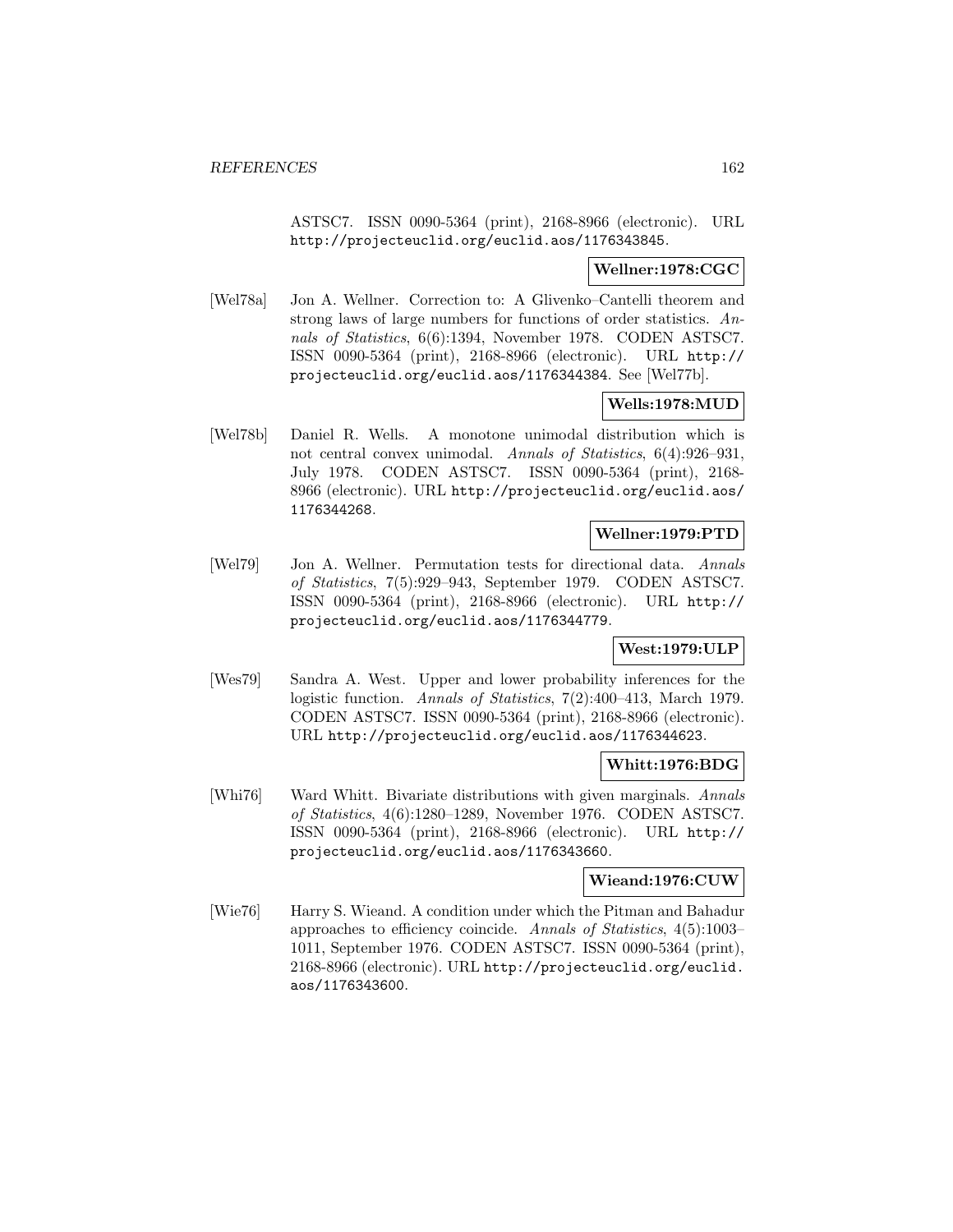ASTSC7. ISSN 0090-5364 (print), 2168-8966 (electronic). URL http://projecteuclid.org/euclid.aos/1176343845.

**Wellner:1978:CGC**

[Wel78a] Jon A. Wellner. Correction to: A Glivenko–Cantelli theorem and strong laws of large numbers for functions of order statistics. *Annals of Statistics*, 6(6):1394, November 1978. CODEN ASTSC7. ISSN 0090-5364 (print), 2168-8966 (electronic). URL http://projecteuclid.org/euclid.aos/1176344384. See [Wel77b].

**Wells:1978:MUD**

[Wel78b] Daniel R. Wells. A monotone unimodal distribution which is not central convex unimodal. *Annals of Statistics*, 6(4):926–931, July 1978. CODEN ASTSC7. ISSN 0090-5364 (print), 2168-8966 (electronic). URL http://projecteuclid.org/euclid.aos/1176344268.

**Wellner:1979:PTD**

[Wel79] Jon A. Wellner. Permutation tests for directional data. *Annals of Statistics*, 7(5):929–943, September 1979. CODEN ASTSC7. ISSN 0090-5364 (print), 2168-8966 (electronic). URL http://projecteuclid.org/euclid.aos/1176344779.

**West:1979:ULP**

[Wes79] Sandra A. West. Upper and lower probability inferences for the logistic function. *Annals of Statistics*, 7(2):400–413, March 1979. CODEN ASTSC7. ISSN 0090-5364 (print), 2168-8966 (electronic). URL http://projecteuclid.org/euclid.aos/1176344623.

**Whitt:1976:BDG**

[Whi76] Ward Whitt. Bivariate distributions with given marginals. *Annals of Statistics*, 4(6):1280–1289, November 1976. CODEN ASTSC7. ISSN 0090-5364 (print), 2168-8966 (electronic). URL http://projecteuclid.org/euclid.aos/1176343660.

**Wieand:1976:CUW**

[Wie76] Harry S. Wieand. A condition under which the Pitman and Bahadur approaches to efficiency coincide. *Annals of Statistics*, 4(5):1003–1011, September 1976. CODEN ASTSC7. ISSN 0090-5364 (print), 2168-8966 (electronic). URL http://projecteuclid.org/euclid.aos/1176343600.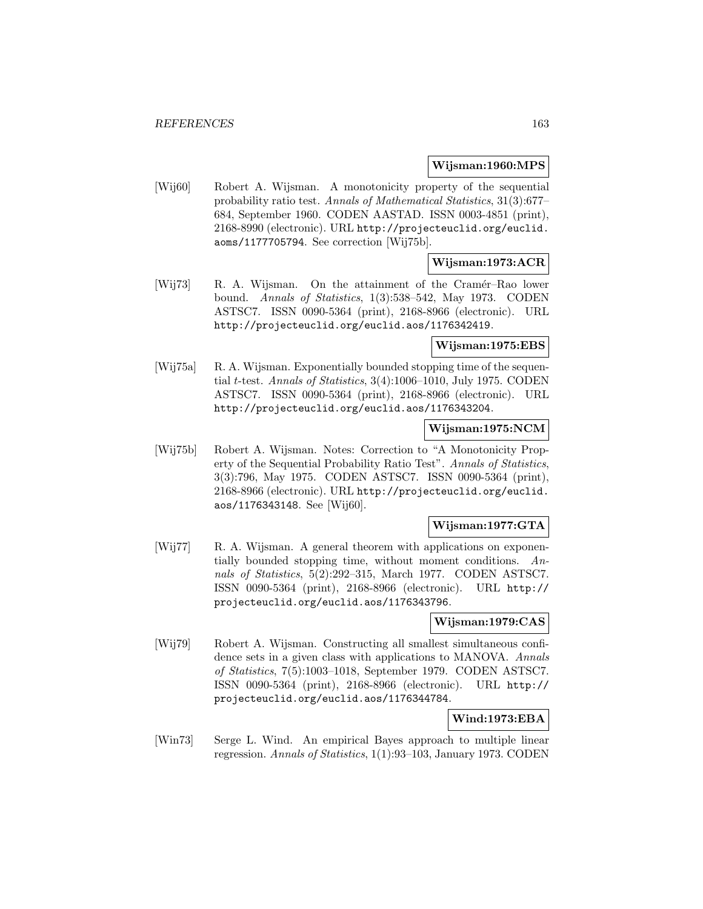**Wijsman:1960:MPS**

[Wij60] Robert A. Wijsman. A monotonicity property of the sequential probability ratio test. *Annals of Mathematical Statistics*, 31(3):677–684, September 1960. CODEN AASTAD. ISSN 0003-4851 (print), 2168-8990 (electronic). URL http://projecteuclid.org/euclid.aoms/1177705794. See correction [Wij75b].

**Wijsman:1973:ACR**

[Wij73] R. A. Wijsman. On the attainment of the Cramér–Rao lower bound. *Annals of Statistics*, 1(3):538–542, May 1973. CODEN ASTSC7. ISSN 0090-5364 (print), 2168-8966 (electronic). URL http://projecteuclid.org/euclid.aos/1176342419.

**Wijsman:1975:EBS**

[Wij75a] R. A. Wijsman. Exponentially bounded stopping time of the sequential $t$-test. *Annals of Statistics*, 3(4):1006–1010, July 1975. CODEN ASTSC7. ISSN 0090-5364 (print), 2168-8966 (electronic). URL http://projecteuclid.org/euclid.aos/1176343204.

**Wijsman:1975:NCM**

[Wij75b] Robert A. Wijsman. Notes: Correction to "A Monotonicity Property of the Sequential Probability Ratio Test". *Annals of Statistics*, 3(3):796, May 1975. CODEN ASTSC7. ISSN 0090-5364 (print), 2168-8966 (electronic). URL http://projecteuclid.org/euclid.aos/1176343148. See [Wij60].

**Wijsman:1977:GTA**

[Wij77] R. A. Wijsman. A general theorem with applications on exponentially bounded stopping time, without moment conditions. *Annals of Statistics*, 5(2):292–315, March 1977. CODEN ASTSC7. ISSN 0090-5364 (print), 2168-8966 (electronic). URL http://projecteuclid.org/euclid.aos/1176343796.

**Wijsman:1979:CAS**

[Wij79] Robert A. Wijsman. Constructing all smallest simultaneous confidence sets in a given class with applications to MANOVA. *Annals of Statistics*, 7(5):1003–1018, September 1979. CODEN ASTSC7. ISSN 0090-5364 (print), 2168-8966 (electronic). URL http://projecteuclid.org/euclid.aos/1176344784.

**Wind:1973:EBA**

[Win73] Serge L. Wind. An empirical Bayes approach to multiple linear regression. *Annals of Statistics*, 1(1):93–103, January 1973. CODEN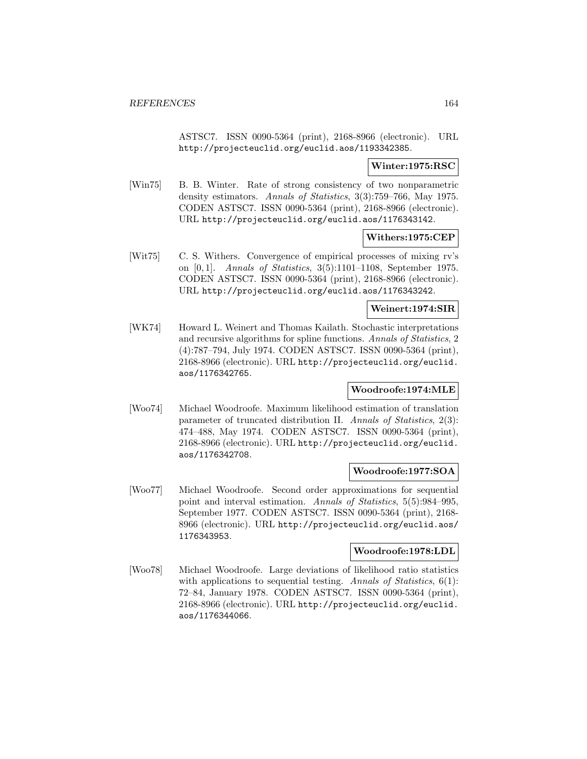ASTSC7. ISSN 0090-5364 (print), 2168-8966 (electronic). URL http://projecteuclid.org/euclid.aos/1193342385.

**Winter:1975:RSC**

[Win75] B. B. Winter. Rate of strong consistency of two nonparametric density estimators. *Annals of Statistics*, 3(3):759–766, May 1975. CODEN ASTSC7. ISSN 0090-5364 (print), 2168-8966 (electronic). URL http://projecteuclid.org/euclid.aos/1176343142.

**Withers:1975:CEP**

[Wit75] C. S. Withers. Convergence of empirical processes of mixing rv's on $[0,1]$. *Annals of Statistics*, 3(5):1101–1108, September 1975. CODEN ASTSC7. ISSN 0090-5364 (print), 2168-8966 (electronic). URL http://projecteuclid.org/euclid.aos/1176343242.

**Weinert:1974:SIR**

[WK74] Howard L. Weinert and Thomas Kailath. Stochastic interpretations and recursive algorithms for spline functions. *Annals of Statistics*, 2 (4):787–794, July 1974. CODEN ASTSC7. ISSN 0090-5364 (print), 2168-8966 (electronic). URL http://projecteuclid.org/euclid.aos/1176342765.

**Woodroofe:1974:MLE**

[Woo74] Michael Woodroofe. Maximum likelihood estimation of translation parameter of truncated distribution II. *Annals of Statistics*, 2(3): 474–488, May 1974. CODEN ASTSC7. ISSN 0090-5364 (print), 2168-8966 (electronic). URL http://projecteuclid.org/euclid.aos/1176342708.

**Woodroofe:1977:SOA**

[Woo77] Michael Woodroofe. Second order approximations for sequential point and interval estimation. *Annals of Statistics*, 5(5):984–995, September 1977. CODEN ASTSC7. ISSN 0090-5364 (print), 2168-8966 (electronic). URL http://projecteuclid.org/euclid.aos/1176343953.

**Woodroofe:1978:LDL**

[Woo78] Michael Woodroofe. Large deviations of likelihood ratio statistics with applications to sequential testing. *Annals of Statistics*, 6(1): 72–84, January 1978. CODEN ASTSC7. ISSN 0090-5364 (print), 2168-8966 (electronic). URL http://projecteuclid.org/euclid.aos/1176344066.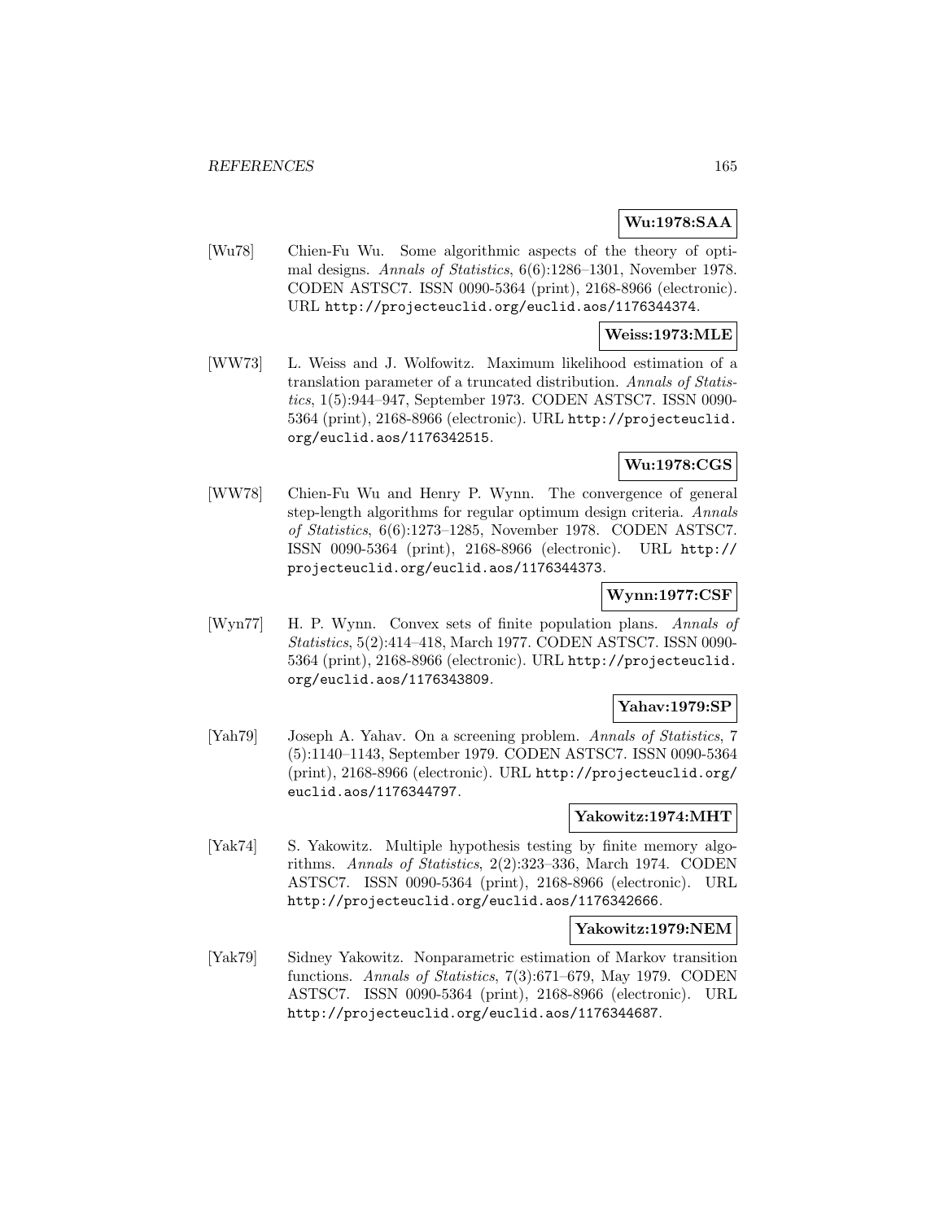**Wu:1978:SAA**

[Wu78] Chien-Fu Wu. Some algorithmic aspects of the theory of optimal designs. *Annals of Statistics*, 6(6):1286–1301, November 1978. CODEN ASTSC7. ISSN 0090-5364 (print), 2168-8966 (electronic). URL http://projecteuclid.org/euclid.aos/1176344374.

**Weiss:1973:MLE**

[WW73] L. Weiss and J. Wolfowitz. Maximum likelihood estimation of a translation parameter of a truncated distribution. *Annals of Statistics*, 1(5):944–947, September 1973. CODEN ASTSC7. ISSN 0090-5364 (print), 2168-8966 (electronic). URL http://projecteuclid.org/euclid.aos/1176342515.

**Wu:1978:CGS**

[WW78] Chien-Fu Wu and Henry P. Wynn. The convergence of general step-length algorithms for regular optimum design criteria. *Annals of Statistics*, 6(6):1273–1285, November 1978. CODEN ASTSC7. ISSN 0090-5364 (print), 2168-8966 (electronic). URL http://projecteuclid.org/euclid.aos/1176344373.

**Wynn:1977:CSF**

[Wyn77] H. P. Wynn. Convex sets of finite population plans. *Annals of Statistics*, 5(2):414–418, March 1977. CODEN ASTSC7. ISSN 0090-5364 (print), 2168-8966 (electronic). URL http://projecteuclid.org/euclid.aos/1176343809.

**Yahav:1979:SP**

[Yah79] Joseph A. Yahav. On a screening problem. *Annals of Statistics*, 7 (5):1140–1143, September 1979. CODEN ASTSC7. ISSN 0090-5364 (print), 2168-8966 (electronic). URL http://projecteuclid.org/euclid.aos/1176344797.

**Yakowitz:1974:MHT**

[Yak74] S. Yakowitz. Multiple hypothesis testing by finite memory algorithms. *Annals of Statistics*, 2(2):323–336, March 1974. CODEN ASTSC7. ISSN 0090-5364 (print), 2168-8966 (electronic). URL http://projecteuclid.org/euclid.aos/1176342666.

**Yakowitz:1979:NEM**

[Yak79] Sidney Yakowitz. Nonparametric estimation of Markov transition functions. *Annals of Statistics*, 7(3):671–679, May 1979. CODEN ASTSC7. ISSN 0090-5364 (print), 2168-8966 (electronic). URL http://projecteuclid.org/euclid.aos/1176344687.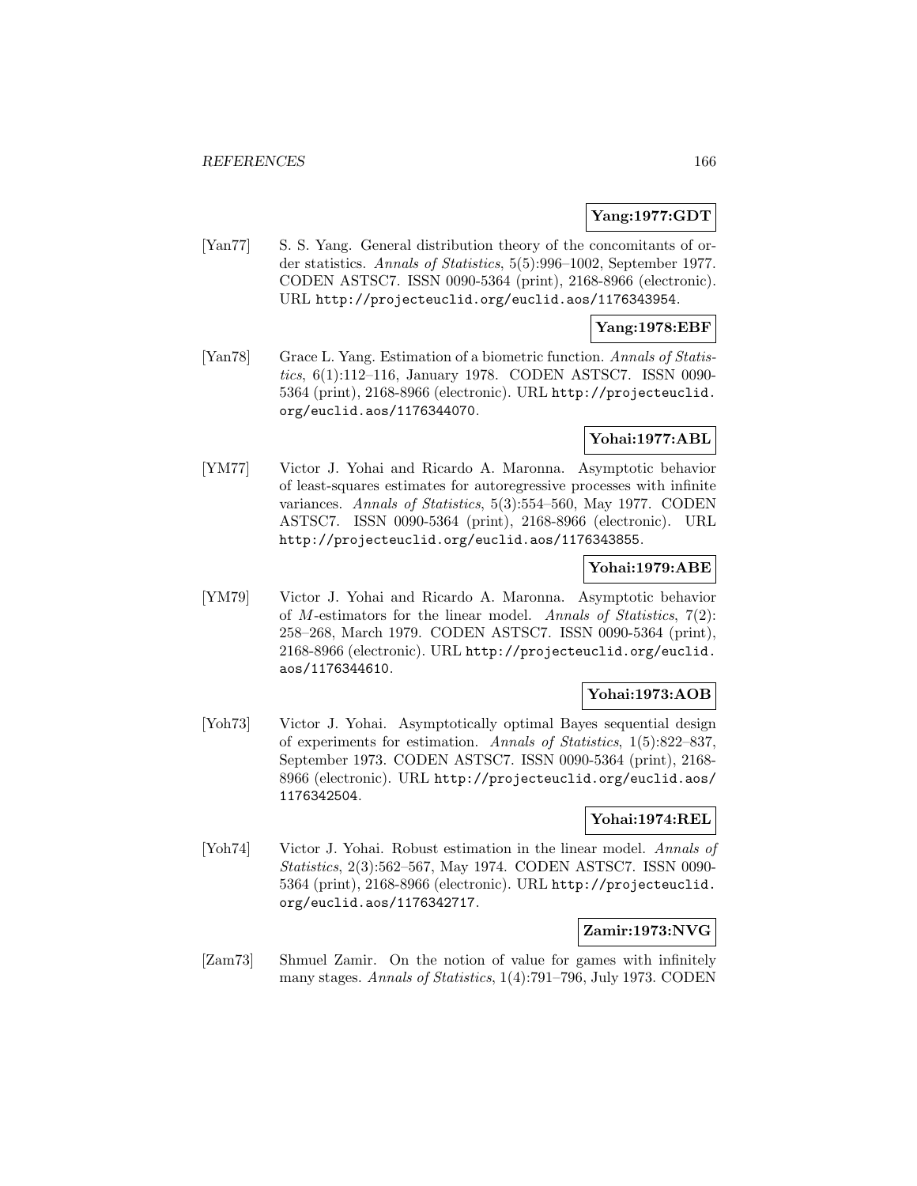**Yang:1977:GDT**

[Yan77] S. S. Yang. General distribution theory of the concomitants of order statistics. *Annals of Statistics*, 5(5):996–1002, September 1977. CODEN ASTSC7. ISSN 0090-5364 (print), 2168-8966 (electronic). URL http://projecteuclid.org/euclid.aos/1176343954.

**Yang:1978:EBF**

[Yan78] Grace L. Yang. Estimation of a biometric function. *Annals of Statistics*, 6(1):112–116, January 1978. CODEN ASTSC7. ISSN 0090-5364 (print), 2168-8966 (electronic). URL http://projecteuclid.org/euclid.aos/1176344070.

**Yohai:1977:ABL**

[YM77] Victor J. Yohai and Ricardo A. Maronna. Asymptotic behavior of least-squares estimates for autoregressive processes with infinite variances. *Annals of Statistics*, 5(3):554–560, May 1977. CODEN ASTSC7. ISSN 0090-5364 (print), 2168-8966 (electronic). URL http://projecteuclid.org/euclid.aos/1176343855.

**Yohai:1979:ABE**

[YM79] Victor J. Yohai and Ricardo A. Maronna. Asymptotic behavior of $M$-estimators for the linear model. *Annals of Statistics*, 7(2): 258–268, March 1979. CODEN ASTSC7. ISSN 0090-5364 (print), 2168-8966 (electronic). URL http://projecteuclid.org/euclid.aos/1176344610.

**Yohai:1973:AOB**

[Yoh73] Victor J. Yohai. Asymptotically optimal Bayes sequential design of experiments for estimation. *Annals of Statistics*, 1(5):822–837, September 1973. CODEN ASTSC7. ISSN 0090-5364 (print), 2168-8966 (electronic). URL http://projecteuclid.org/euclid.aos/1176342504.

**Yohai:1974:REL**

[Yoh74] Victor J. Yohai. Robust estimation in the linear model. *Annals of Statistics*, 2(3):562–567, May 1974. CODEN ASTSC7. ISSN 0090-5364 (print), 2168-8966 (electronic). URL http://projecteuclid.org/euclid.aos/1176342717.

**Zamir:1973:NVG**

[Zam73] Shmuel Zamir. On the notion of value for games with infinitely many stages. *Annals of Statistics*, 1(4):791–796, July 1973. CODEN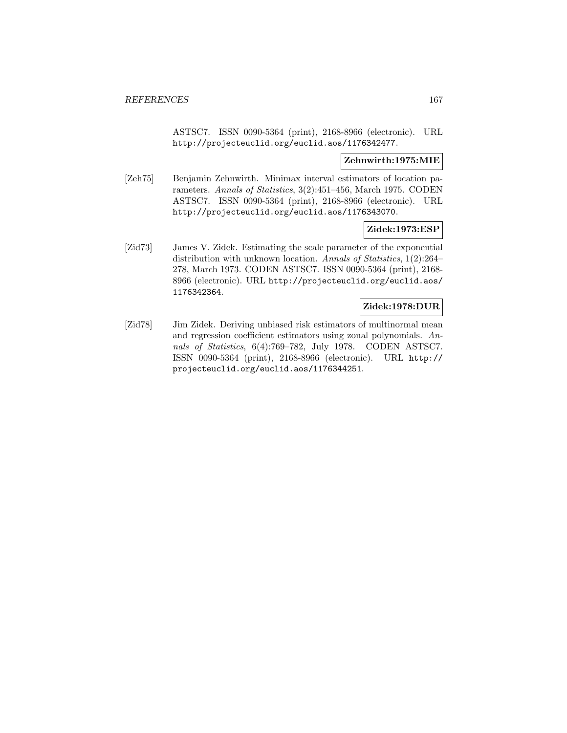ASTSC7. ISSN 0090-5364 (print), 2168-8966 (electronic). URL http://projecteuclid.org/euclid.aos/1176342477.

**Zehnwirth:1975:MIE**

[Zeh75] Benjamin Zehnwirth. Minimax interval estimators of location parameters. *Annals of Statistics*, 3(2):451–456, March 1975. CODEN ASTSC7. ISSN 0090-5364 (print), 2168-8966 (electronic). URL http://projecteuclid.org/euclid.aos/1176343070.

**Zidek:1973:ESP**

[Zid73] James V. Zidek. Estimating the scale parameter of the exponential distribution with unknown location. *Annals of Statistics*, 1(2):264–278, March 1973. CODEN ASTSC7. ISSN 0090-5364 (print), 2168-8966 (electronic). URL http://projecteuclid.org/euclid.aos/1176342364.

**Zidek:1978:DUR**

[Zid78] Jim Zidek. Deriving unbiased risk estimators of multinormal mean and regression coefficient estimators using zonal polynomials. *Annals of Statistics*, 6(4):769–782, July 1978. CODEN ASTSC7. ISSN 0090-5364 (print), 2168-8966 (electronic). URL http://projecteuclid.org/euclid.aos/1176344251.